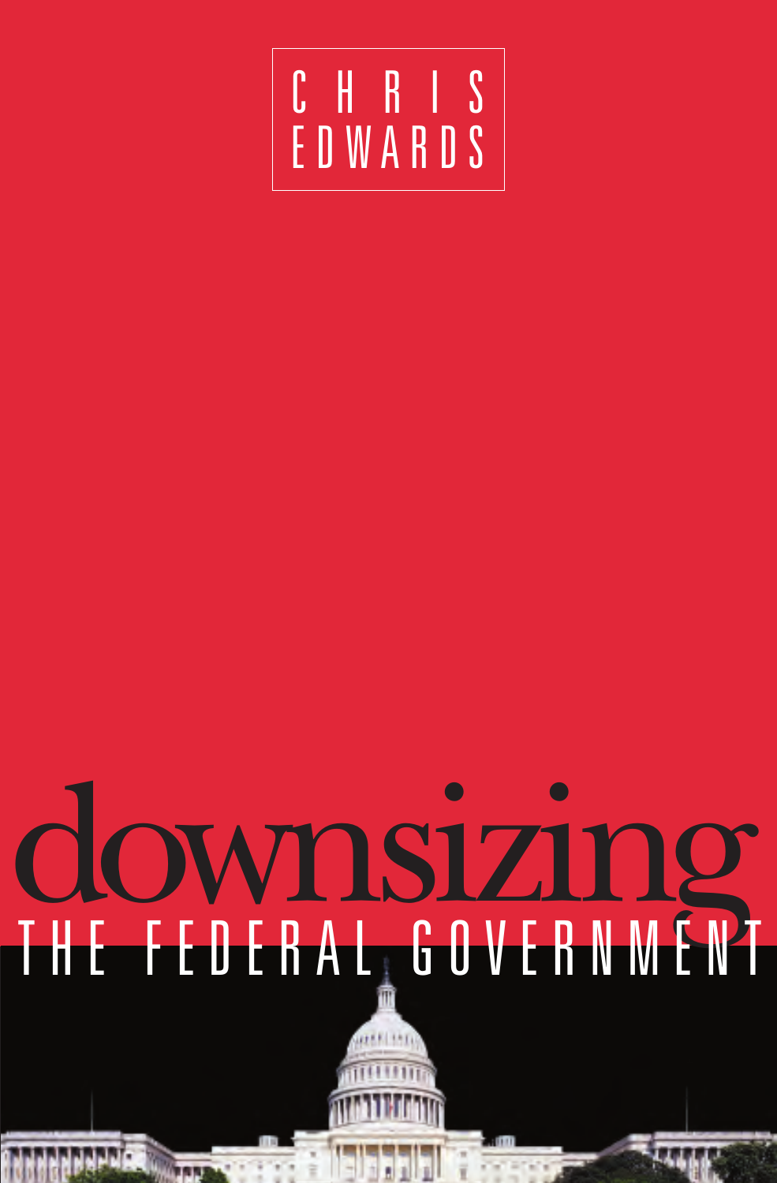CHRIS EDWARDS

# downsizing

## THE FEDERAL GOVERNMENT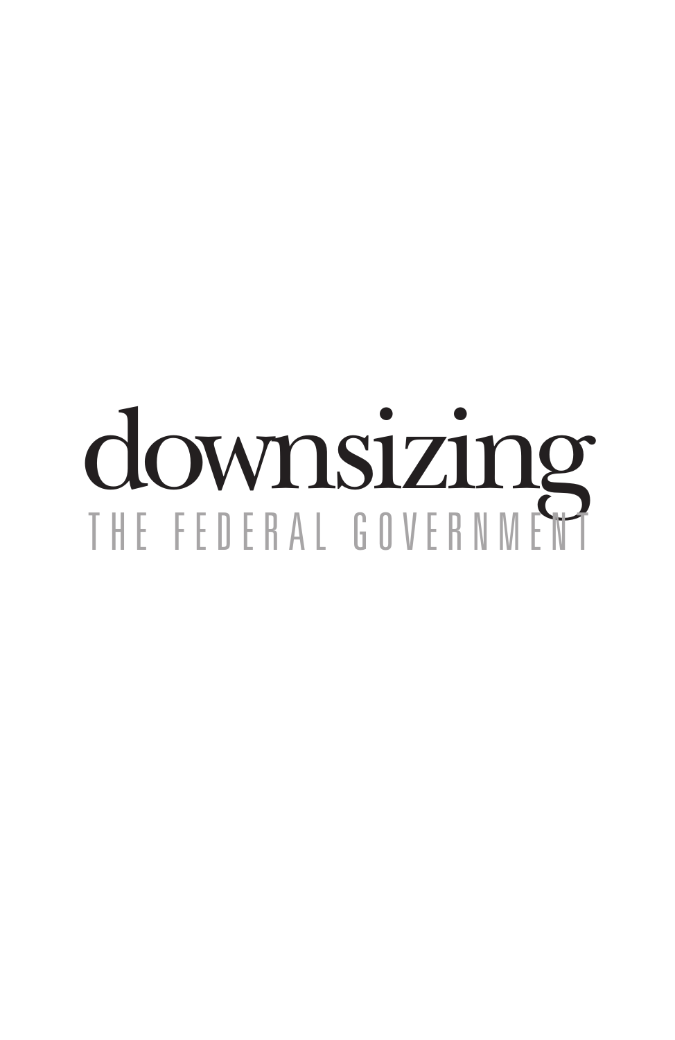# downsizing

THE FEDERAL GOVERNMENT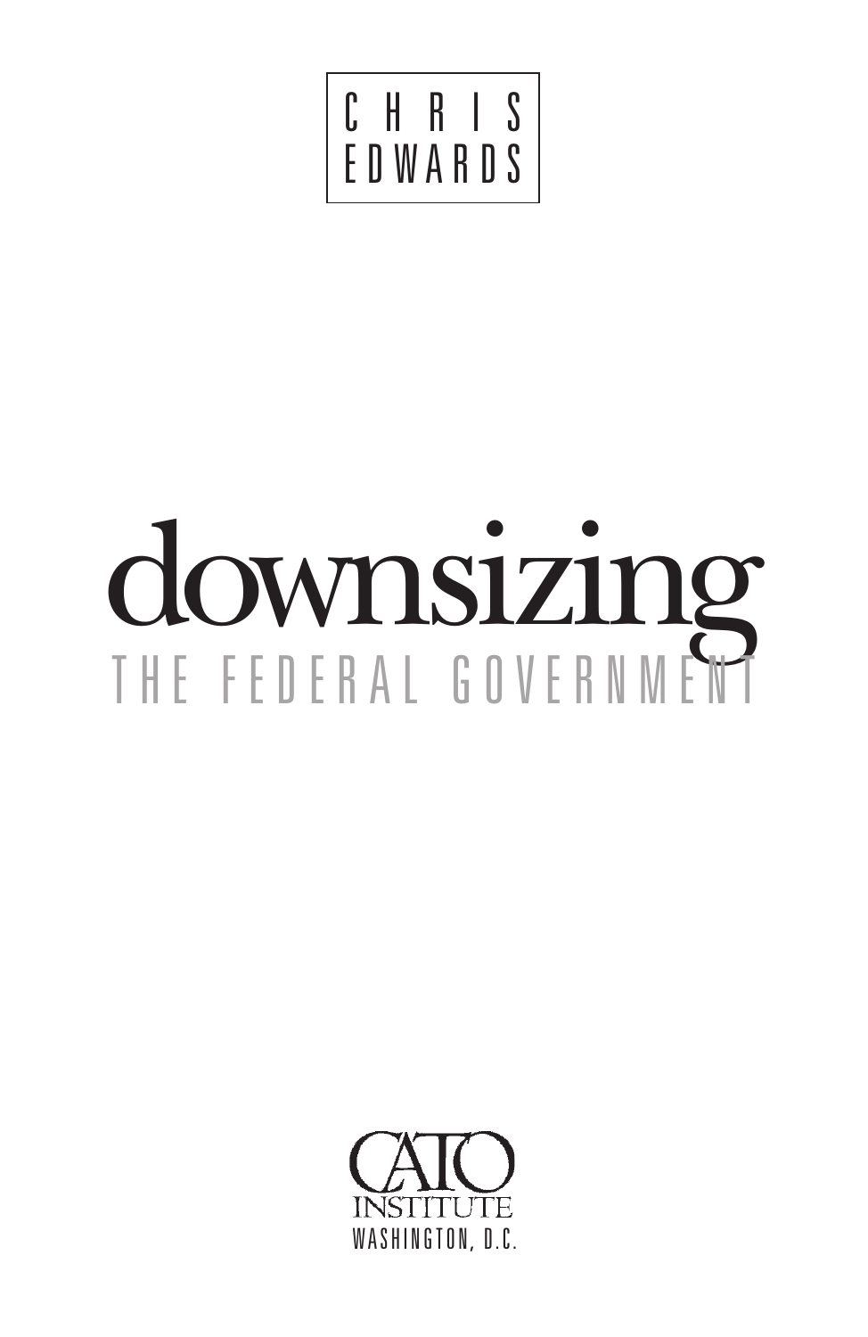CHRIS EDWARDS

# downsizing
## THE FEDERAL GOVERNMENT

CATO INSTITUTE
WASHINGTON, D.C.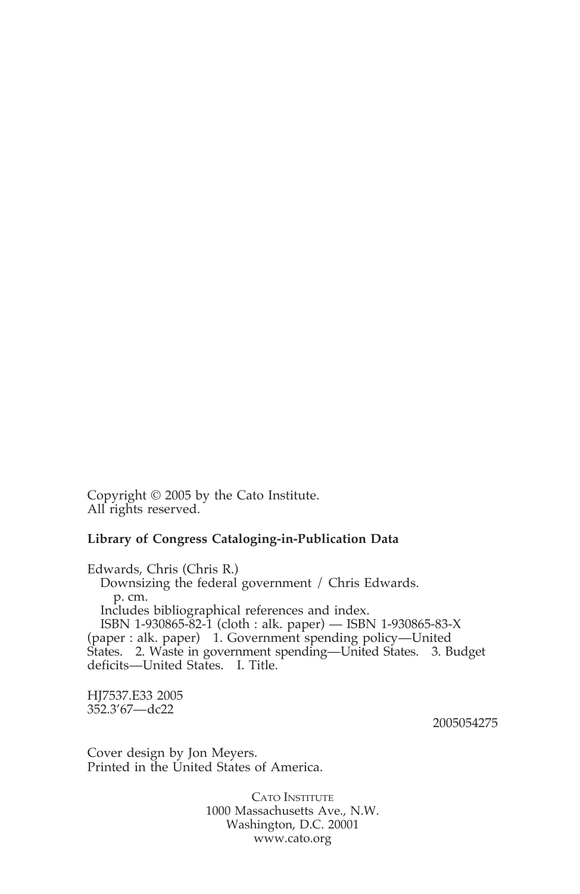Copyright © 2005 by the Cato Institute.
All rights reserved.

**Library of Congress Cataloging-in-Publication Data**

Edwards, Chris (Chris R.)
Downsizing the federal government / Chris Edwards.
p. cm.
Includes bibliographical references and index.
ISBN 1-930865-82-1 (cloth : alk. paper) — ISBN 1-930865-83-X (paper : alk. paper) 1. Government spending policy—United States. 2. Waste in government spending—United States. 3. Budget deficits—United States. I. Title.

HJ7537.E33 2005
352.3'67—dc22

2005054275

Cover design by Jon Meyers.
Printed in the United States of America.

CATO INSTITUTE
1000 Massachusetts Ave., N.W.
Washington, D.C. 20001
www.cato.org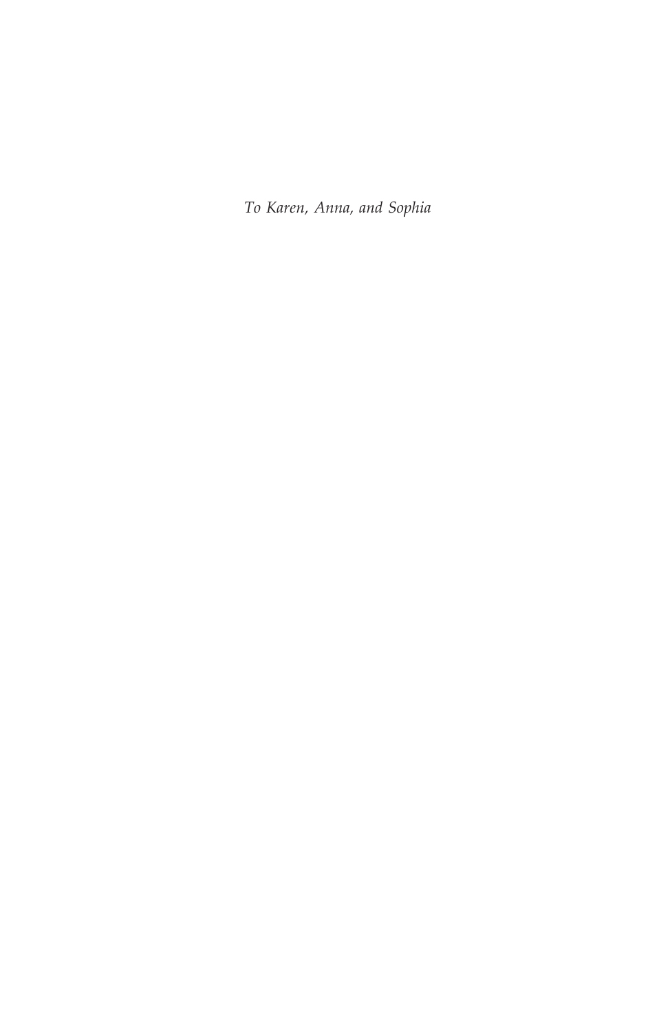*To Karen, Anna, and Sophia*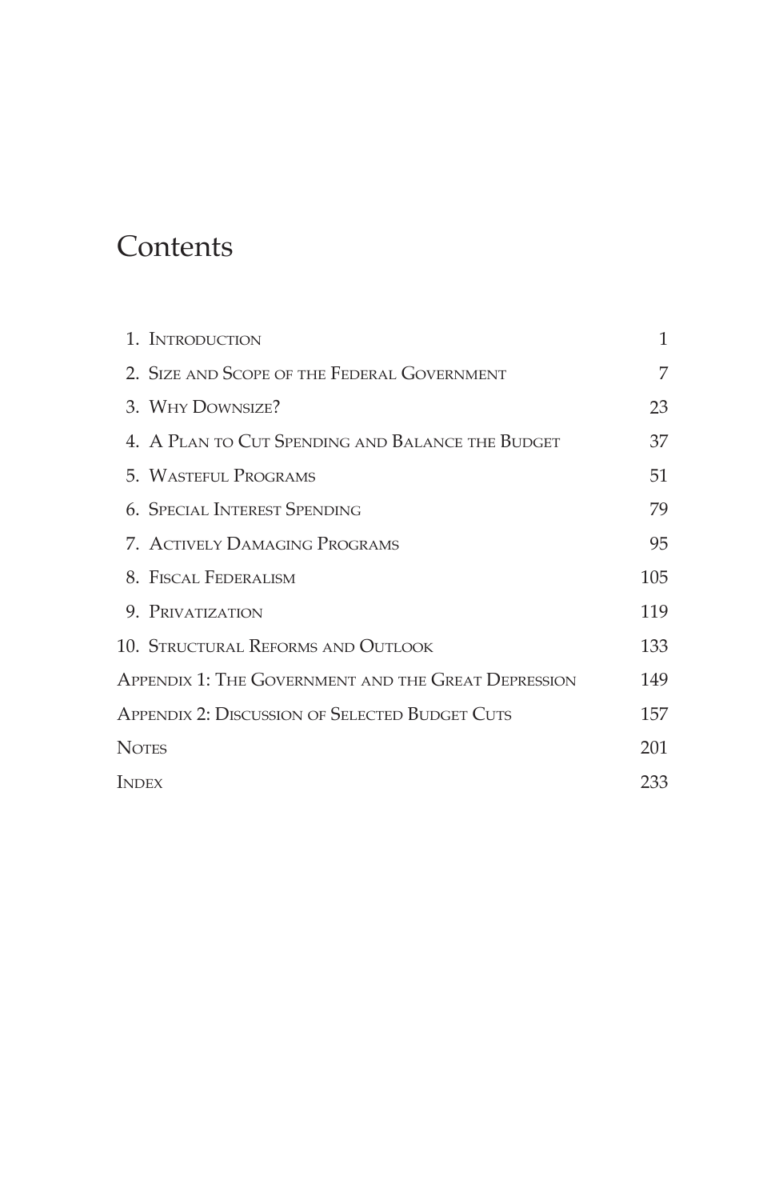# Contents

| | |
|---|---|
| 1. Introduction | 1 |
| 2. Size and Scope of the Federal Government | 7 |
| 3. Why Downsize? | 23 |
| 4. A Plan to Cut Spending and Balance the Budget | 37 |
| 5. Wasteful Programs | 51 |
| 6. Special Interest Spending | 79 |
| 7. Actively Damaging Programs | 95 |
| 8. Fiscal Federalism | 105 |
| 9. Privatization | 119 |
| 10. Structural Reforms and Outlook | 133 |
| Appendix 1: The Government and the Great Depression | 149 |
| Appendix 2: Discussion of Selected Budget Cuts | 157 |
| Notes | 201 |
| Index | 233 |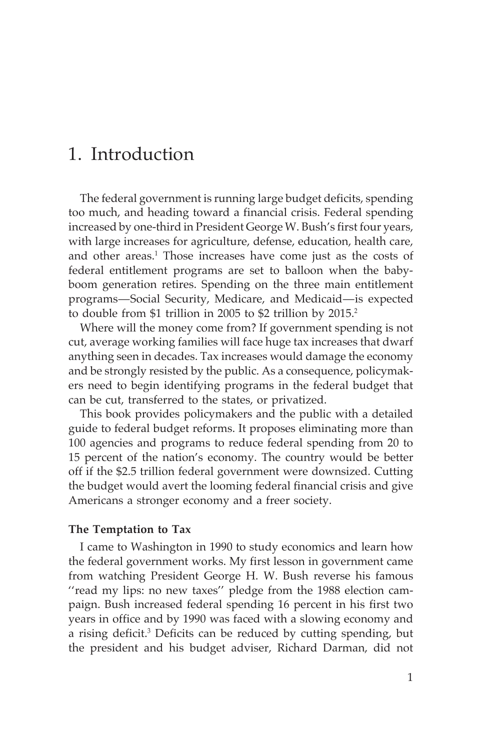# 1. Introduction

The federal government is running large budget deficits, spending too much, and heading toward a financial crisis. Federal spending increased by one-third in President George W. Bush's first four years, with large increases for agriculture, defense, education, health care, and other areas.[1] Those increases have come just as the costs of federal entitlement programs are set to balloon when the baby-boom generation retires. Spending on the three main entitlement programs—Social Security, Medicare, and Medicaid—is expected to double from $1 trillion in 2005 to $2 trillion by 2015.[2]

Where will the money come from? If government spending is not cut, average working families will face huge tax increases that dwarf anything seen in decades. Tax increases would damage the economy and be strongly resisted by the public. As a consequence, policymakers need to begin identifying programs in the federal budget that can be cut, transferred to the states, or privatized.

This book provides policymakers and the public with a detailed guide to federal budget reforms. It proposes eliminating more than 100 agencies and programs to reduce federal spending from 20 to 15 percent of the nation's economy. The country would be better off if the $2.5 trillion federal government were downsized. Cutting the budget would avert the looming federal financial crisis and give Americans a stronger economy and a freer society.

### The Temptation to Tax

I came to Washington in 1990 to study economics and learn how the federal government works. My first lesson in government came from watching President George H. W. Bush reverse his famous ''read my lips: no new taxes'' pledge from the 1988 election campaign. Bush increased federal spending 16 percent in his first two years in office and by 1990 was faced with a slowing economy and a rising deficit.[3] Deficits can be reduced by cutting spending, but the president and his budget adviser, Richard Darman, did not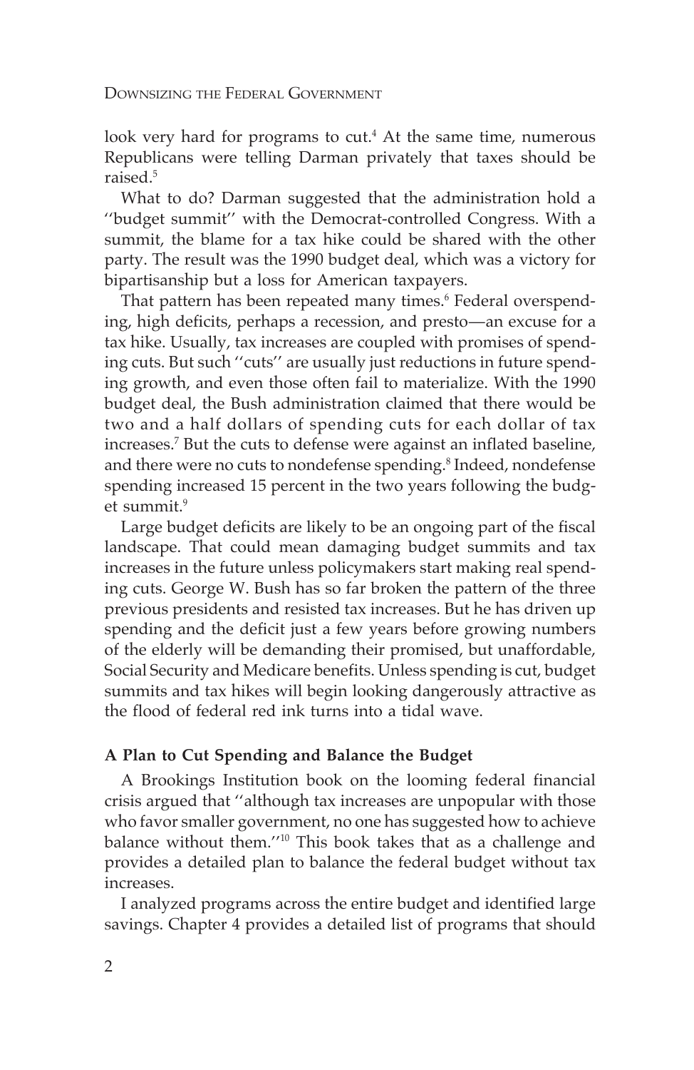look very hard for programs to cut.[4] At the same time, numerous Republicans were telling Darman privately that taxes should be raised.[5]

What to do? Darman suggested that the administration hold a ''budget summit'' with the Democrat-controlled Congress. With a summit, the blame for a tax hike could be shared with the other party. The result was the 1990 budget deal, which was a victory for bipartisanship but a loss for American taxpayers.

That pattern has been repeated many times.[6] Federal overspending, high deficits, perhaps a recession, and presto—an excuse for a tax hike. Usually, tax increases are coupled with promises of spending cuts. But such ''cuts'' are usually just reductions in future spending growth, and even those often fail to materialize. With the 1990 budget deal, the Bush administration claimed that there would be two and a half dollars of spending cuts for each dollar of tax increases.[7] But the cuts to defense were against an inflated baseline, and there were no cuts to nondefense spending.[8] Indeed, nondefense spending increased 15 percent in the two years following the budget summit.[9]

Large budget deficits are likely to be an ongoing part of the fiscal landscape. That could mean damaging budget summits and tax increases in the future unless policymakers start making real spending cuts. George W. Bush has so far broken the pattern of the three previous presidents and resisted tax increases. But he has driven up spending and the deficit just a few years before growing numbers of the elderly will be demanding their promised, but unaffordable, Social Security and Medicare benefits. Unless spending is cut, budget summits and tax hikes will begin looking dangerously attractive as the flood of federal red ink turns into a tidal wave.

### A Plan to Cut Spending and Balance the Budget

A Brookings Institution book on the looming federal financial crisis argued that ''although tax increases are unpopular with those who favor smaller government, no one has suggested how to achieve balance without them.''[10] This book takes that as a challenge and provides a detailed plan to balance the federal budget without tax increases.

I analyzed programs across the entire budget and identified large savings. Chapter 4 provides a detailed list of programs that should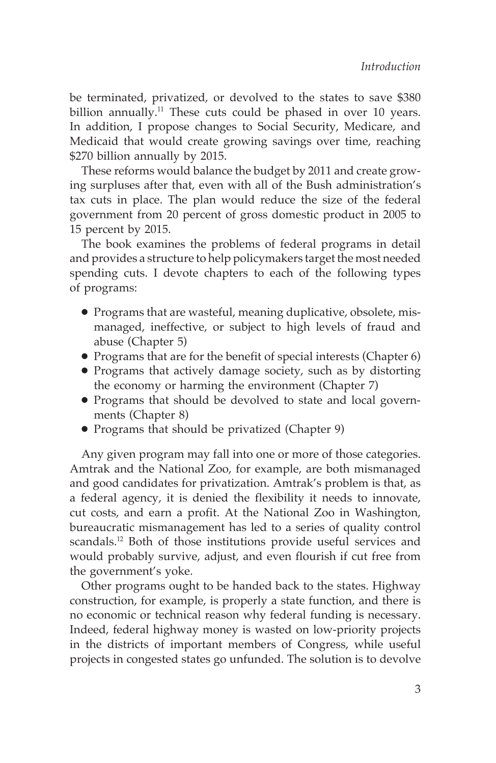be terminated, privatized, or devolved to the states to save $380 billion annually.[11] These cuts could be phased in over 10 years. In addition, I propose changes to Social Security, Medicare, and Medicaid that would create growing savings over time, reaching $270 billion annually by 2015.

These reforms would balance the budget by 2011 and create growing surpluses after that, even with all of the Bush administration's tax cuts in place. The plan would reduce the size of the federal government from 20 percent of gross domestic product in 2005 to 15 percent by 2015.

The book examines the problems of federal programs in detail and provides a structure to help policymakers target the most needed spending cuts. I devote chapters to each of the following types of programs:

- Programs that are wasteful, meaning duplicative, obsolete, mismanaged, ineffective, or subject to high levels of fraud and abuse (Chapter 5)
- Programs that are for the benefit of special interests (Chapter 6)
- Programs that actively damage society, such as by distorting the economy or harming the environment (Chapter 7)
- Programs that should be devolved to state and local governments (Chapter 8)
- Programs that should be privatized (Chapter 9)

Any given program may fall into one or more of those categories. Amtrak and the National Zoo, for example, are both mismanaged and good candidates for privatization. Amtrak's problem is that, as a federal agency, it is denied the flexibility it needs to innovate, cut costs, and earn a profit. At the National Zoo in Washington, bureaucratic mismanagement has led to a series of quality control scandals.[12] Both of those institutions provide useful services and would probably survive, adjust, and even flourish if cut free from the government's yoke.

Other programs ought to be handed back to the states. Highway construction, for example, is properly a state function, and there is no economic or technical reason why federal funding is necessary. Indeed, federal highway money is wasted on low-priority projects in the districts of important members of Congress, while useful projects in congested states go unfunded. The solution is to devolve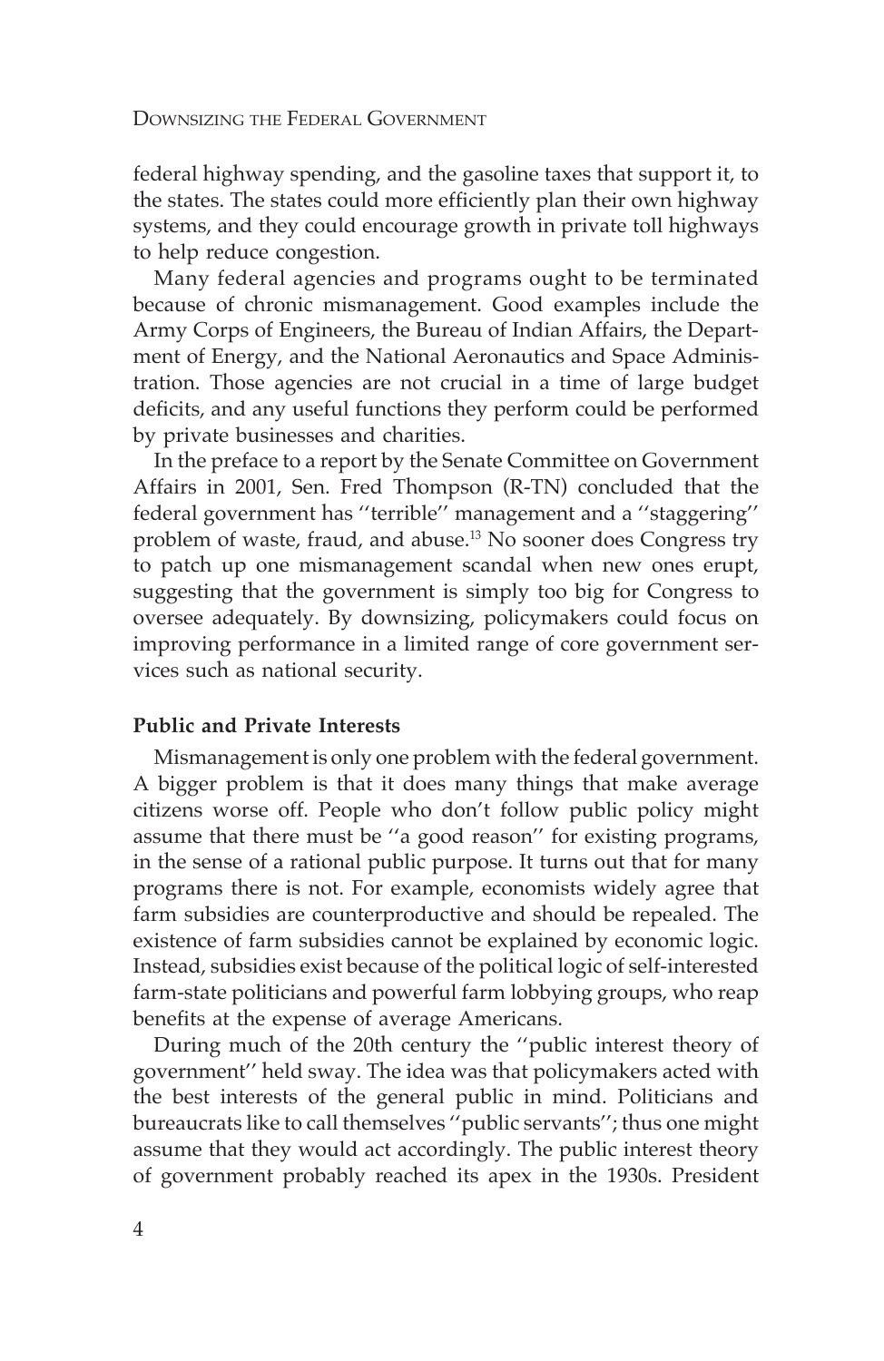federal highway spending, and the gasoline taxes that support it, to the states. The states could more efficiently plan their own highway systems, and they could encourage growth in private toll highways to help reduce congestion.

Many federal agencies and programs ought to be terminated because of chronic mismanagement. Good examples include the Army Corps of Engineers, the Bureau of Indian Affairs, the Department of Energy, and the National Aeronautics and Space Administration. Those agencies are not crucial in a time of large budget deficits, and any useful functions they perform could be performed by private businesses and charities.

In the preface to a report by the Senate Committee on Government Affairs in 2001, Sen. Fred Thompson (R-TN) concluded that the federal government has ''terrible'' management and a ''staggering'' problem of waste, fraud, and abuse.[13] No sooner does Congress try to patch up one mismanagement scandal when new ones erupt, suggesting that the government is simply too big for Congress to oversee adequately. By downsizing, policymakers could focus on improving performance in a limited range of core government services such as national security.

### Public and Private Interests

Mismanagement is only one problem with the federal government. A bigger problem is that it does many things that make average citizens worse off. People who don't follow public policy might assume that there must be ''a good reason'' for existing programs, in the sense of a rational public purpose. It turns out that for many programs there is not. For example, economists widely agree that farm subsidies are counterproductive and should be repealed. The existence of farm subsidies cannot be explained by economic logic. Instead, subsidies exist because of the political logic of self-interested farm-state politicians and powerful farm lobbying groups, who reap benefits at the expense of average Americans.

During much of the 20th century the ''public interest theory of government'' held sway. The idea was that policymakers acted with the best interests of the general public in mind. Politicians and bureaucrats like to call themselves ''public servants''; thus one might assume that they would act accordingly. The public interest theory of government probably reached its apex in the 1930s. President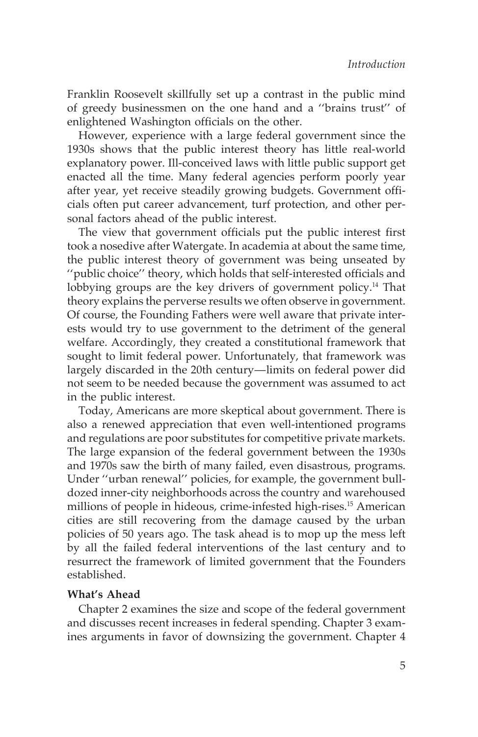Franklin Roosevelt skillfully set up a contrast in the public mind of greedy businessmen on the one hand and a ''brains trust'' of enlightened Washington officials on the other.

However, experience with a large federal government since the 1930s shows that the public interest theory has little real-world explanatory power. Ill-conceived laws with little public support get enacted all the time. Many federal agencies perform poorly year after year, yet receive steadily growing budgets. Government officials often put career advancement, turf protection, and other personal factors ahead of the public interest.

The view that government officials put the public interest first took a nosedive after Watergate. In academia at about the same time, the public interest theory of government was being unseated by ''public choice'' theory, which holds that self-interested officials and lobbying groups are the key drivers of government policy.[14] That theory explains the perverse results we often observe in government. Of course, the Founding Fathers were well aware that private interests would try to use government to the detriment of the general welfare. Accordingly, they created a constitutional framework that sought to limit federal power. Unfortunately, that framework was largely discarded in the 20th century—limits on federal power did not seem to be needed because the government was assumed to act in the public interest.

Today, Americans are more skeptical about government. There is also a renewed appreciation that even well-intentioned programs and regulations are poor substitutes for competitive private markets. The large expansion of the federal government between the 1930s and 1970s saw the birth of many failed, even disastrous, programs. Under ''urban renewal'' policies, for example, the government bulldozed inner-city neighborhoods across the country and warehoused millions of people in hideous, crime-infested high-rises.[15] American cities are still recovering from the damage caused by the urban policies of 50 years ago. The task ahead is to mop up the mess left by all the failed federal interventions of the last century and to resurrect the framework of limited government that the Founders established.

**What's Ahead**

Chapter 2 examines the size and scope of the federal government and discusses recent increases in federal spending. Chapter 3 examines arguments in favor of downsizing the government. Chapter 4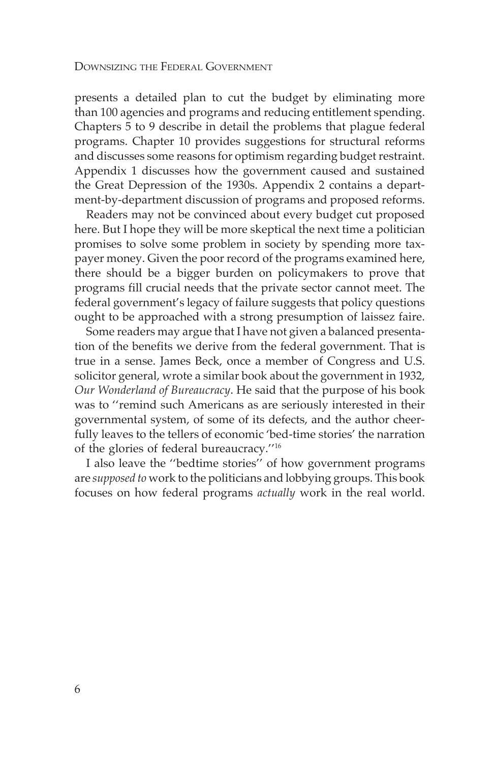presents a detailed plan to cut the budget by eliminating more than 100 agencies and programs and reducing entitlement spending. Chapters 5 to 9 describe in detail the problems that plague federal programs. Chapter 10 provides suggestions for structural reforms and discusses some reasons for optimism regarding budget restraint. Appendix 1 discusses how the government caused and sustained the Great Depression of the 1930s. Appendix 2 contains a department-by-department discussion of programs and proposed reforms.

Readers may not be convinced about every budget cut proposed here. But I hope they will be more skeptical the next time a politician promises to solve some problem in society by spending more taxpayer money. Given the poor record of the programs examined here, there should be a bigger burden on policymakers to prove that programs fill crucial needs that the private sector cannot meet. The federal government's legacy of failure suggests that policy questions ought to be approached with a strong presumption of laissez faire.

Some readers may argue that I have not given a balanced presentation of the benefits we derive from the federal government. That is true in a sense. James Beck, once a member of Congress and U.S. solicitor general, wrote a similar book about the government in 1932, *Our Wonderland of Bureaucracy*. He said that the purpose of his book was to ''remind such Americans as are seriously interested in their governmental system, of some of its defects, and the author cheerfully leaves to the tellers of economic 'bed-time stories' the narration of the glories of federal bureaucracy.''[16]

I also leave the ''bedtime stories'' of how government programs are *supposed to* work to the politicians and lobbying groups. This book focuses on how federal programs *actually* work in the real world.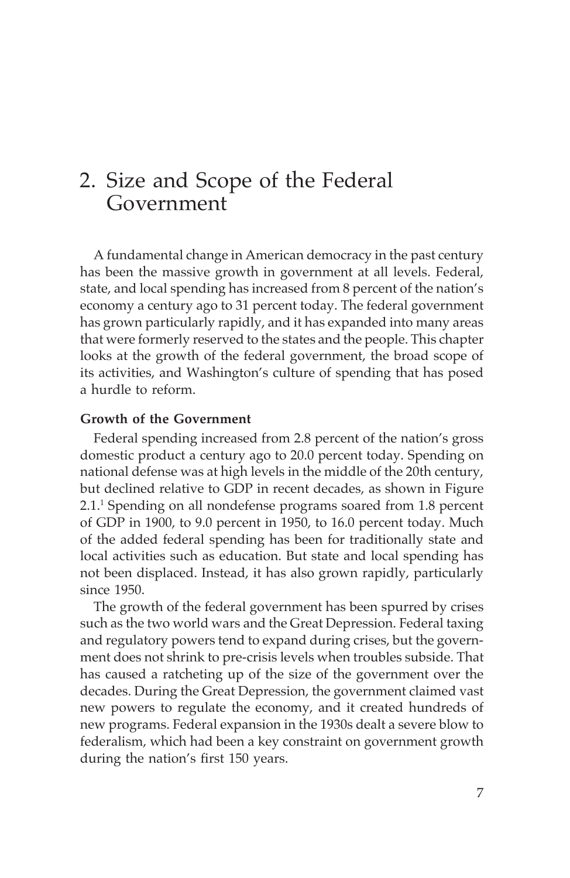# 2. Size and Scope of the Federal Government

A fundamental change in American democracy in the past century has been the massive growth in government at all levels. Federal, state, and local spending has increased from 8 percent of the nation's economy a century ago to 31 percent today. The federal government has grown particularly rapidly, and it has expanded into many areas that were formerly reserved to the states and the people. This chapter looks at the growth of the federal government, the broad scope of its activities, and Washington's culture of spending that has posed a hurdle to reform.

### Growth of the Government

Federal spending increased from 2.8 percent of the nation's gross domestic product a century ago to 20.0 percent today. Spending on national defense was at high levels in the middle of the 20th century, but declined relative to GDP in recent decades, as shown in Figure 2.1.[1] Spending on all nondefense programs soared from 1.8 percent of GDP in 1900, to 9.0 percent in 1950, to 16.0 percent today. Much of the added federal spending has been for traditionally state and local activities such as education. But state and local spending has not been displaced. Instead, it has also grown rapidly, particularly since 1950.

The growth of the federal government has been spurred by crises such as the two world wars and the Great Depression. Federal taxing and regulatory powers tend to expand during crises, but the government does not shrink to pre-crisis levels when troubles subside. That has caused a ratcheting up of the size of the government over the decades. During the Great Depression, the government claimed vast new powers to regulate the economy, and it created hundreds of new programs. Federal expansion in the 1930s dealt a severe blow to federalism, which had been a key constraint on government growth during the nation's first 150 years.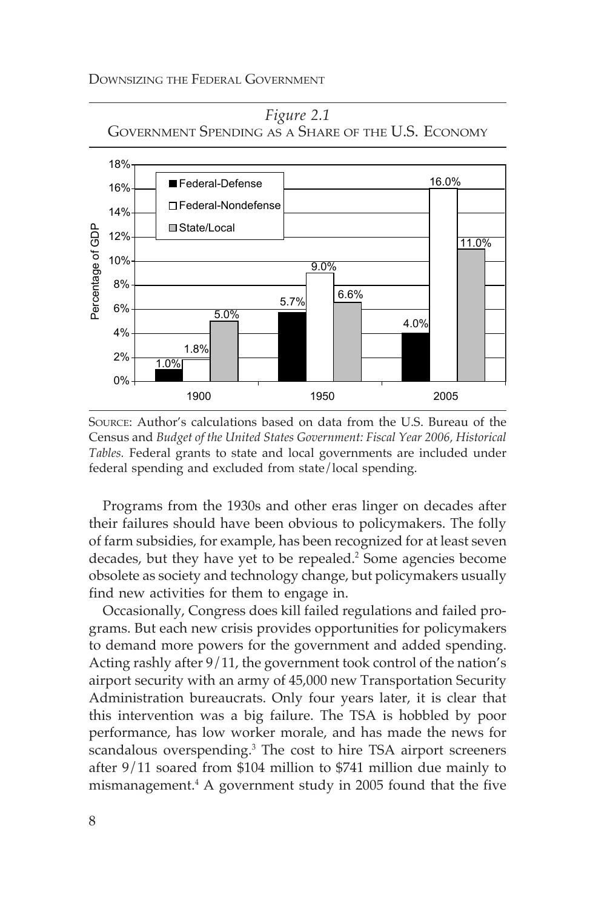*Figure 2.1*
GOVERNMENT SPENDING AS A SHARE OF THE U.S. ECONOMY

| Year | Federal-Defense | Federal-Nondefense | State/Local |
|---|---|---|---|
| 1900 | 1.0% | 1.8% | 5.0% |
| 1950 | 5.7% | 9.0% | 6.6% |
| 2005 | 4.0% | 16.0% | 11.0% |

Percentage of GDP

SOURCE: Author's calculations based on data from the U.S. Bureau of the Census and *Budget of the United States Government: Fiscal Year 2006, Historical Tables.* Federal grants to state and local governments are included under federal spending and excluded from state/local spending.

Programs from the 1930s and other eras linger on decades after their failures should have been obvious to policymakers. The folly of farm subsidies, for example, has been recognized for at least seven decades, but they have yet to be repealed.[2] Some agencies become obsolete as society and technology change, but policymakers usually find new activities for them to engage in.

Occasionally, Congress does kill failed regulations and failed programs. But each new crisis provides opportunities for policymakers to demand more powers for the government and added spending. Acting rashly after 9/11, the government took control of the nation's airport security with an army of 45,000 new Transportation Security Administration bureaucrats. Only four years later, it is clear that this intervention was a big failure. The TSA is hobbled by poor performance, has low worker morale, and has made the news for scandalous overspending.[3] The cost to hire TSA airport screeners after 9/11 soared from $104 million to $741 million due mainly to mismanagement.[4] A government study in 2005 found that the five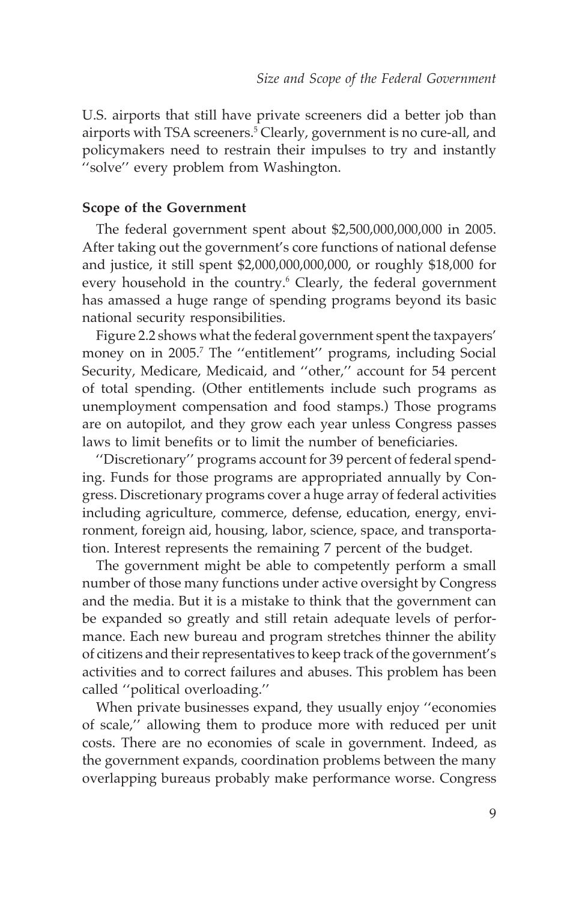U.S. airports that still have private screeners did a better job than airports with TSA screeners.[5] Clearly, government is no cure-all, and policymakers need to restrain their impulses to try and instantly ''solve'' every problem from Washington.

**Scope of the Government**

The federal government spent about $2,500,000,000,000 in 2005. After taking out the government's core functions of national defense and justice, it still spent $2,000,000,000,000, or roughly $18,000 for every household in the country.[6] Clearly, the federal government has amassed a huge range of spending programs beyond its basic national security responsibilities.

Figure 2.2 shows what the federal government spent the taxpayers' money on in 2005.[7] The ''entitlement'' programs, including Social Security, Medicare, Medicaid, and ''other,'' account for 54 percent of total spending. (Other entitlements include such programs as unemployment compensation and food stamps.) Those programs are on autopilot, and they grow each year unless Congress passes laws to limit benefits or to limit the number of beneficiaries.

''Discretionary'' programs account for 39 percent of federal spending. Funds for those programs are appropriated annually by Congress. Discretionary programs cover a huge array of federal activities including agriculture, commerce, defense, education, energy, environment, foreign aid, housing, labor, science, space, and transportation. Interest represents the remaining 7 percent of the budget.

The government might be able to competently perform a small number of those many functions under active oversight by Congress and the media. But it is a mistake to think that the government can be expanded so greatly and still retain adequate levels of performance. Each new bureau and program stretches thinner the ability of citizens and their representatives to keep track of the government's activities and to correct failures and abuses. This problem has been called ''political overloading.''

When private businesses expand, they usually enjoy ''economies of scale,'' allowing them to produce more with reduced per unit costs. There are no economies of scale in government. Indeed, as the government expands, coordination problems between the many overlapping bureaus probably make performance worse. Congress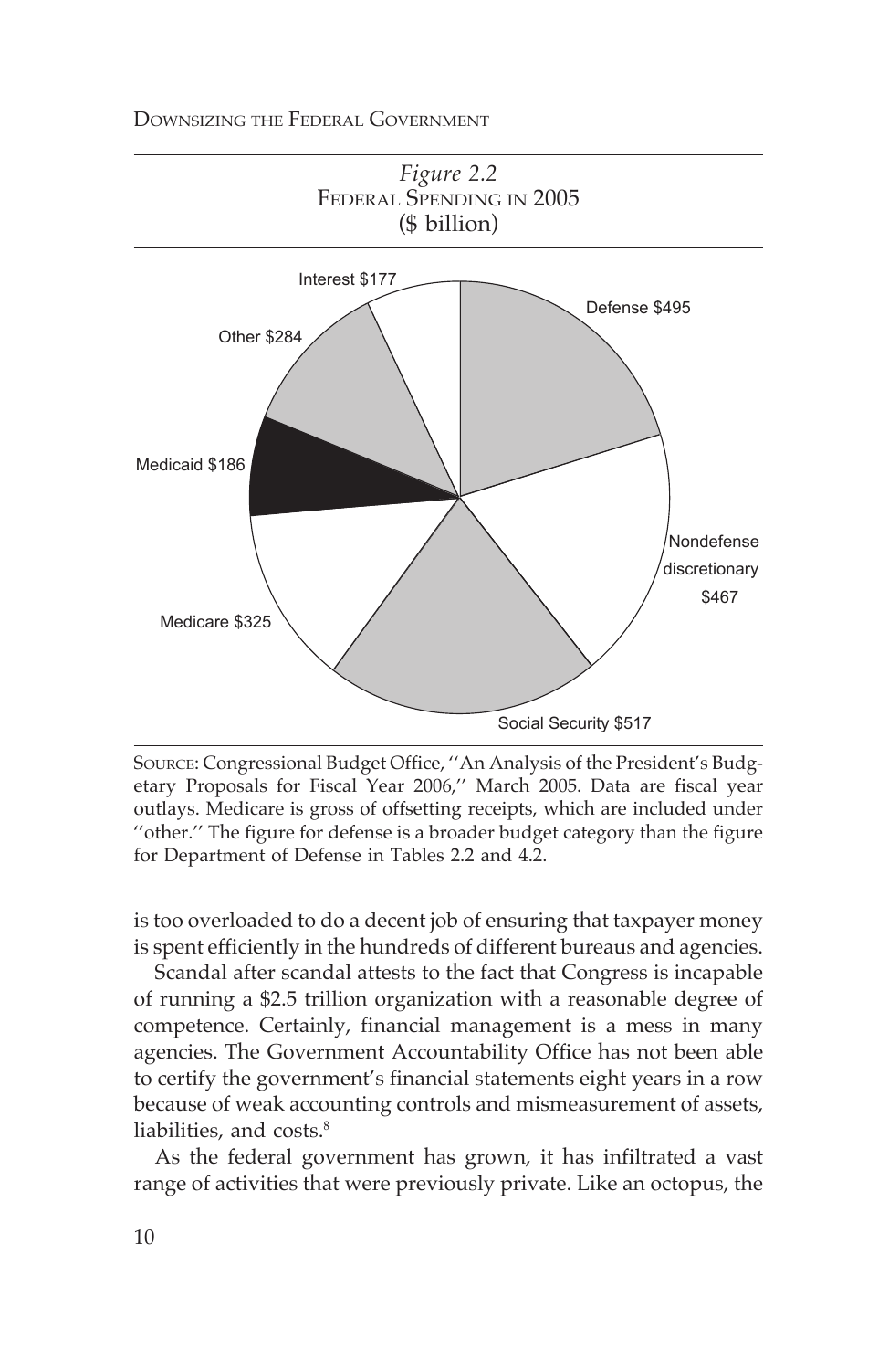*Figure 2.2*
FEDERAL SPENDING IN 2005
($ billion)

Interest $177

Defense $495

Other $284

Medicaid $186

Nondefense discretionary $467

Medicare $325

Social Security $517

SOURCE: Congressional Budget Office, ''An Analysis of the President's Budgetary Proposals for Fiscal Year 2006,'' March 2005. Data are fiscal year outlays. Medicare is gross of offsetting receipts, which are included under ''other.'' The figure for defense is a broader budget category than the figure for Department of Defense in Tables 2.2 and 4.2.

is too overloaded to do a decent job of ensuring that taxpayer money is spent efficiently in the hundreds of different bureaus and agencies.

Scandal after scandal attests to the fact that Congress is incapable of running a $2.5 trillion organization with a reasonable degree of competence. Certainly, financial management is a mess in many agencies. The Government Accountability Office has not been able to certify the government's financial statements eight years in a row because of weak accounting controls and mismeasurement of assets, liabilities, and costs.[8]

As the federal government has grown, it has infiltrated a vast range of activities that were previously private. Like an octopus, the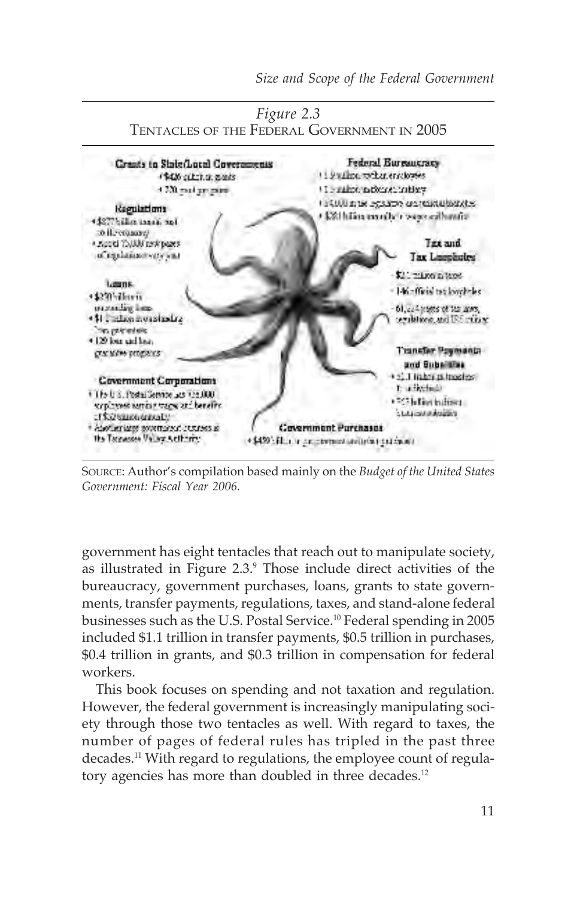*Figure 2.3*
TENTACLES OF THE FEDERAL GOVERNMENT IN 2005

**Grants to State/Local Governments**
- $426 billion in grants
- 770 grant programs

**Federal Bureaucracy**
- 1.9 million civilian employees
- 1.5 million uniformed military
- 63,000 in the legislative and judicial branches
- $281 billion annually in wages and benefits

**Regulations**
- $877 billion annual cost to the economy
- About 75,000 new pages of regulations every year

**Tax and Tax Loopholes**
- $2.1 trillion in taxes
- 146 official tax loopholes
- 61,224 pages of tax laws, regulations, and IRS rulings

**Loans**
- $250 billion in outstanding loans
- $1.1 trillion in outstanding loan guarantees
- 129 loan and loan guarantee programs

**Transfer Payments and Subsidies**
- $1.1 trillion in transfers to individuals
- $57 billion in business subsidies

**Government Corporations**
- The U.S. Postal Service has 775,000 employees earning wages and benefits of $52 billion annually
- Another large government business is the Tennessee Valley Authority

**Government Purchases**
- $450 billion in government contracting and purchases

SOURCE: Author's compilation based mainly on the *Budget of the United States Government: Fiscal Year 2006.*

government has eight tentacles that reach out to manipulate society, as illustrated in Figure 2.3.[9] Those include direct activities of the bureaucracy, government purchases, loans, grants to state governments, transfer payments, regulations, taxes, and stand-alone federal businesses such as the U.S. Postal Service.[10] Federal spending in 2005 included $1.1 trillion in transfer payments, $0.5 trillion in purchases, $0.4 trillion in grants, and $0.3 trillion in compensation for federal workers.

This book focuses on spending and not taxation and regulation. However, the federal government is increasingly manipulating society through those two tentacles as well. With regard to taxes, the number of pages of federal rules has tripled in the past three decades.[11] With regard to regulations, the employee count of regulatory agencies has more than doubled in three decades.[12]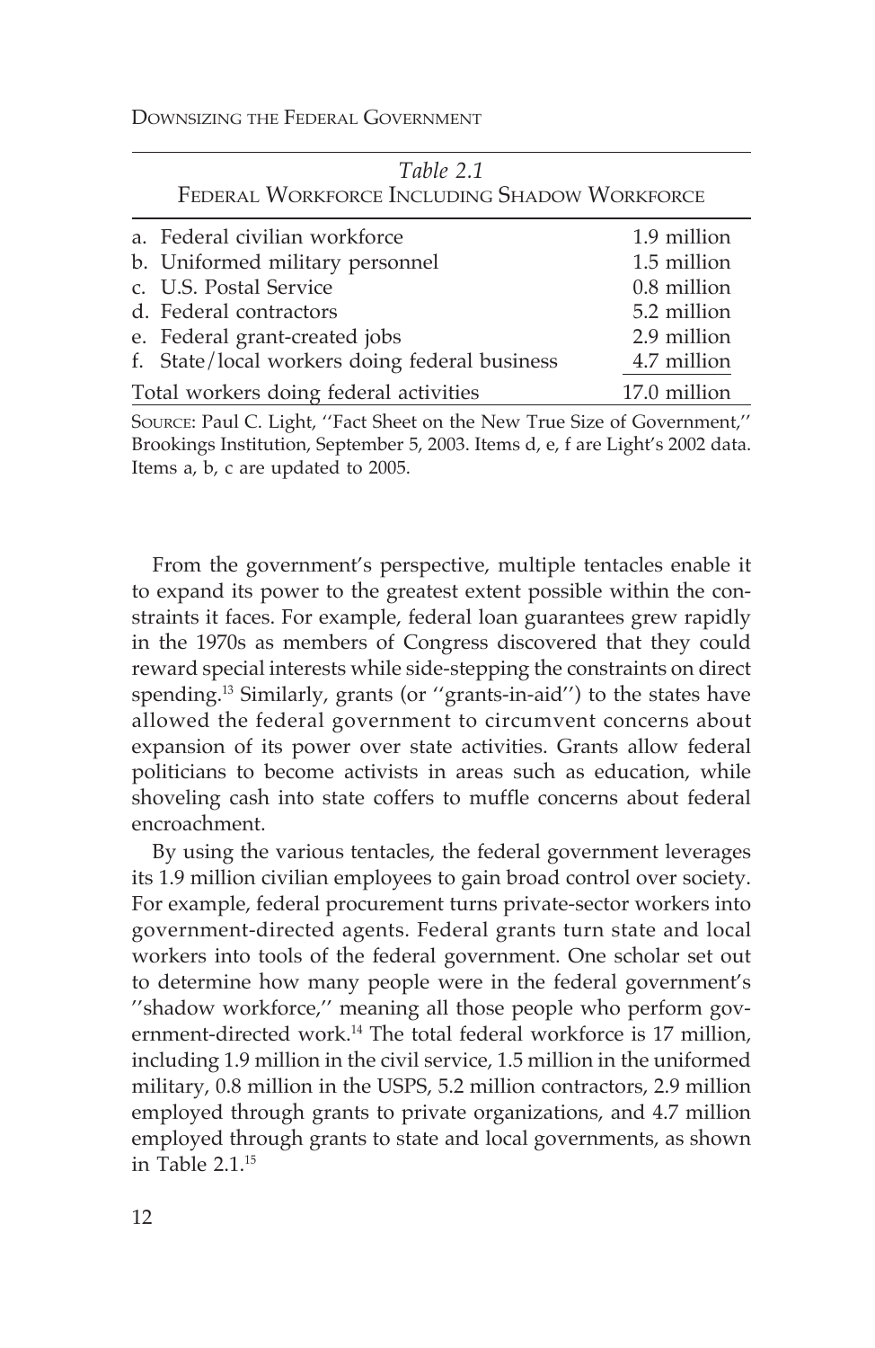*Table 2.1*
FEDERAL WORKFORCE INCLUDING SHADOW WORKFORCE

| | |
|---|---|
| a. Federal civilian workforce | 1.9 million |
| b. Uniformed military personnel | 1.5 million |
| c. U.S. Postal Service | 0.8 million |
| d. Federal contractors | 5.2 million |
| e. Federal grant-created jobs | 2.9 million |
| f. State/local workers doing federal business | 4.7 million |
| Total workers doing federal activities | 17.0 million |

SOURCE: Paul C. Light, ''Fact Sheet on the New True Size of Government,'' Brookings Institution, September 5, 2003. Items d, e, f are Light's 2002 data. Items a, b, c are updated to 2005.

From the government's perspective, multiple tentacles enable it to expand its power to the greatest extent possible within the constraints it faces. For example, federal loan guarantees grew rapidly in the 1970s as members of Congress discovered that they could reward special interests while side-stepping the constraints on direct spending.[13] Similarly, grants (or ''grants-in-aid'') to the states have allowed the federal government to circumvent concerns about expansion of its power over state activities. Grants allow federal politicians to become activists in areas such as education, while shoveling cash into state coffers to muffle concerns about federal encroachment.

By using the various tentacles, the federal government leverages its 1.9 million civilian employees to gain broad control over society. For example, federal procurement turns private-sector workers into government-directed agents. Federal grants turn state and local workers into tools of the federal government. One scholar set out to determine how many people were in the federal government's ''shadow workforce,'' meaning all those people who perform government-directed work.[14] The total federal workforce is 17 million, including 1.9 million in the civil service, 1.5 million in the uniformed military, 0.8 million in the USPS, 5.2 million contractors, 2.9 million employed through grants to private organizations, and 4.7 million employed through grants to state and local governments, as shown in Table 2.1.[15]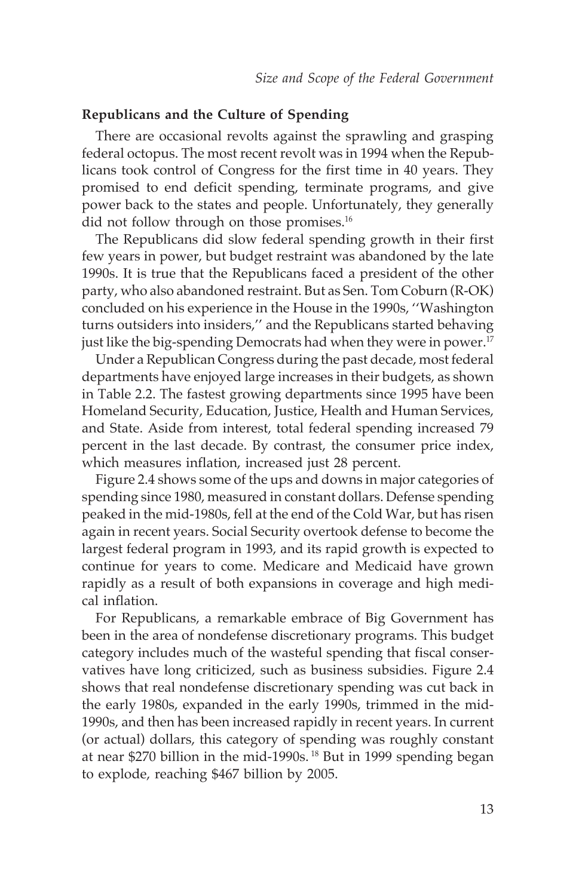### Republicans and the Culture of Spending

There are occasional revolts against the sprawling and grasping federal octopus. The most recent revolt was in 1994 when the Republicans took control of Congress for the first time in 40 years. They promised to end deficit spending, terminate programs, and give power back to the states and people. Unfortunately, they generally did not follow through on those promises.[16]

The Republicans did slow federal spending growth in their first few years in power, but budget restraint was abandoned by the late 1990s. It is true that the Republicans faced a president of the other party, who also abandoned restraint. But as Sen. Tom Coburn (R-OK) concluded on his experience in the House in the 1990s, ''Washington turns outsiders into insiders,'' and the Republicans started behaving just like the big-spending Democrats had when they were in power.[17]

Under a Republican Congress during the past decade, most federal departments have enjoyed large increases in their budgets, as shown in Table 2.2. The fastest growing departments since 1995 have been Homeland Security, Education, Justice, Health and Human Services, and State. Aside from interest, total federal spending increased 79 percent in the last decade. By contrast, the consumer price index, which measures inflation, increased just 28 percent.

Figure 2.4 shows some of the ups and downs in major categories of spending since 1980, measured in constant dollars. Defense spending peaked in the mid-1980s, fell at the end of the Cold War, but has risen again in recent years. Social Security overtook defense to become the largest federal program in 1993, and its rapid growth is expected to continue for years to come. Medicare and Medicaid have grown rapidly as a result of both expansions in coverage and high medical inflation.

For Republicans, a remarkable embrace of Big Government has been in the area of nondefense discretionary programs. This budget category includes much of the wasteful spending that fiscal conservatives have long criticized, such as business subsidies. Figure 2.4 shows that real nondefense discretionary spending was cut back in the early 1980s, expanded in the early 1990s, trimmed in the mid-1990s, and then has been increased rapidly in recent years. In current (or actual) dollars, this category of spending was roughly constant at near $270 billion in the mid-1990s.[18] But in 1999 spending began to explode, reaching $467 billion by 2005.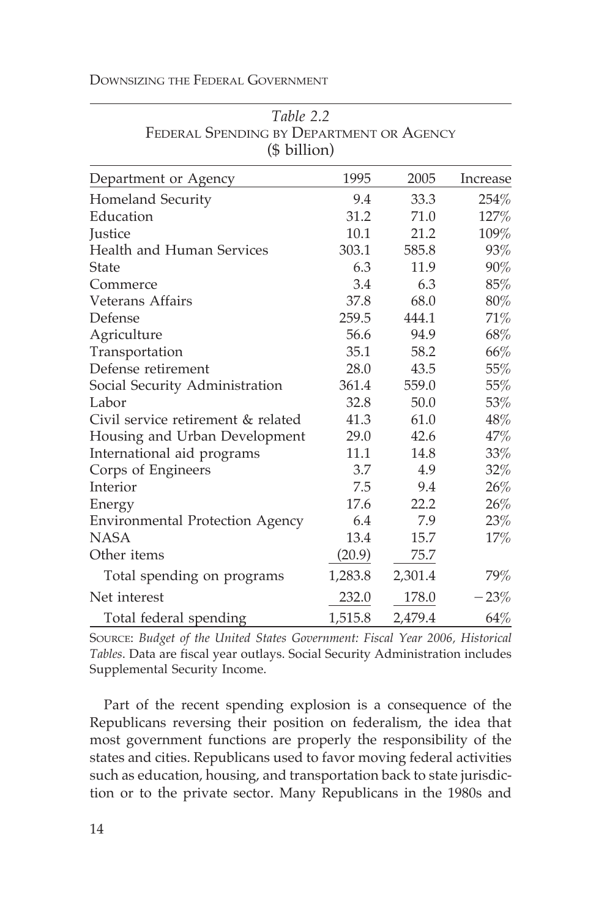*Table 2.2*
FEDERAL SPENDING BY DEPARTMENT OR AGENCY
($ billion)

| Department or Agency | 1995 | 2005 | Increase |
|---|---|---|---|
| Homeland Security | 9.4 | 33.3 | 254% |
| Education | 31.2 | 71.0 | 127% |
| Justice | 10.1 | 21.2 | 109% |
| Health and Human Services | 303.1 | 585.8 | 93% |
| State | 6.3 | 11.9 | 90% |
| Commerce | 3.4 | 6.3 | 85% |
| Veterans Affairs | 37.8 | 68.0 | 80% |
| Defense | 259.5 | 444.1 | 71% |
| Agriculture | 56.6 | 94.9 | 68% |
| Transportation | 35.1 | 58.2 | 66% |
| Defense retirement | 28.0 | 43.5 | 55% |
| Social Security Administration | 361.4 | 559.0 | 55% |
| Labor | 32.8 | 50.0 | 53% |
| Civil service retirement & related | 41.3 | 61.0 | 48% |
| Housing and Urban Development | 29.0 | 42.6 | 47% |
| International aid programs | 11.1 | 14.8 | 33% |
| Corps of Engineers | 3.7 | 4.9 | 32% |
| Interior | 7.5 | 9.4 | 26% |
| Energy | 17.6 | 22.2 | 26% |
| Environmental Protection Agency | 6.4 | 7.9 | 23% |
| NASA | 13.4 | 15.7 | 17% |
| Other items | (20.9) | 75.7 | |
| Total spending on programs | 1,283.8 | 2,301.4 | 79% |
| Net interest | 232.0 | 178.0 | −23% |
| Total federal spending | 1,515.8 | 2,479.4 | 64% |

SOURCE: *Budget of the United States Government: Fiscal Year 2006, Historical Tables*. Data are fiscal year outlays. Social Security Administration includes Supplemental Security Income.

Part of the recent spending explosion is a consequence of the Republicans reversing their position on federalism, the idea that most government functions are properly the responsibility of the states and cities. Republicans used to favor moving federal activities such as education, housing, and transportation back to state jurisdiction or to the private sector. Many Republicans in the 1980s and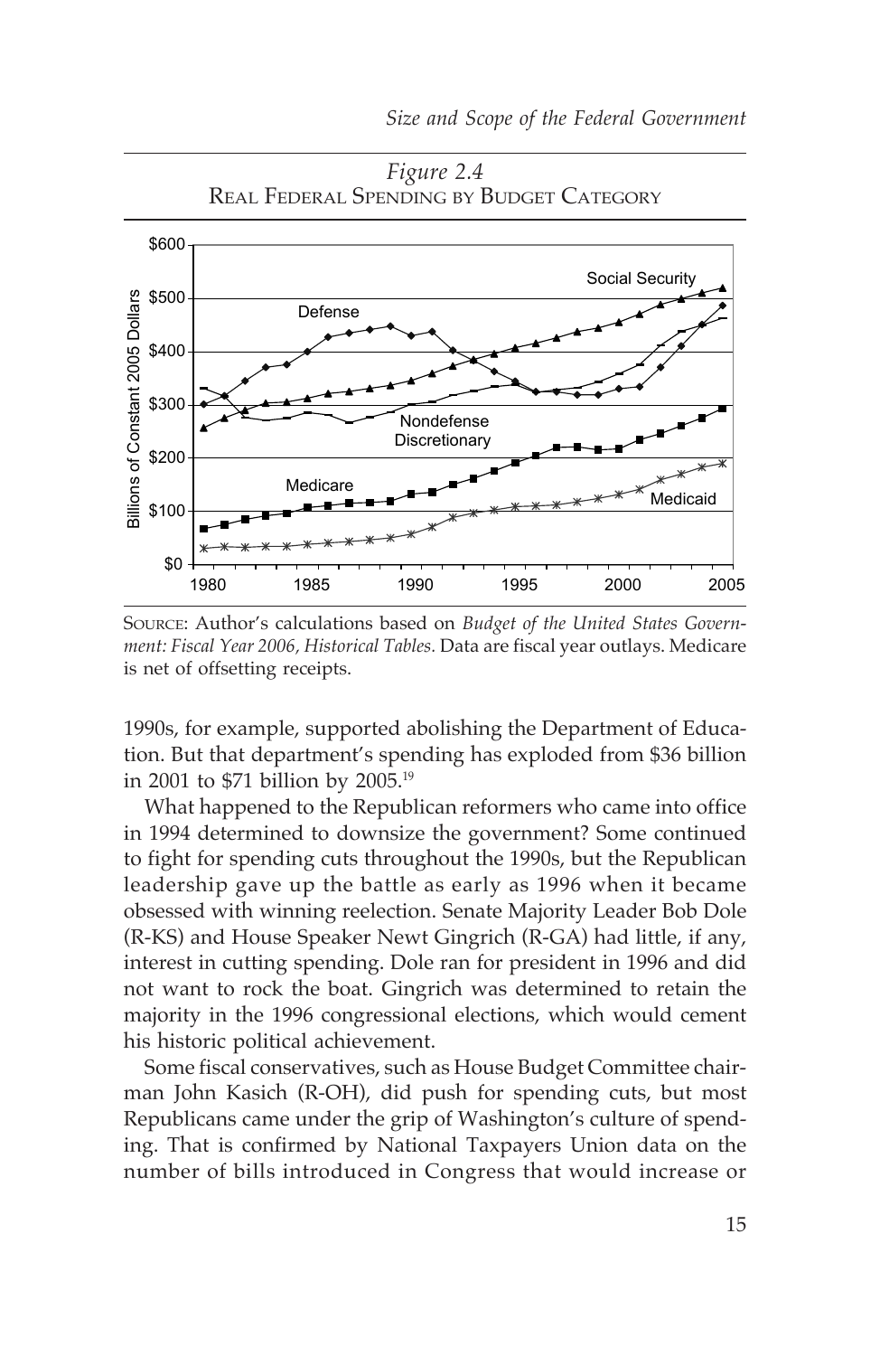*Figure 2.4*
REAL FEDERAL SPENDING BY BUDGET CATEGORY

SOURCE: Author's calculations based on *Budget of the United States Government: Fiscal Year 2006, Historical Tables.* Data are fiscal year outlays. Medicare is net of offsetting receipts.

1990s, for example, supported abolishing the Department of Education. But that department's spending has exploded from $36 billion in 2001 to $71 billion by 2005.[19]

What happened to the Republican reformers who came into office in 1994 determined to downsize the government? Some continued to fight for spending cuts throughout the 1990s, but the Republican leadership gave up the battle as early as 1996 when it became obsessed with winning reelection. Senate Majority Leader Bob Dole (R-KS) and House Speaker Newt Gingrich (R-GA) had little, if any, interest in cutting spending. Dole ran for president in 1996 and did not want to rock the boat. Gingrich was determined to retain the majority in the 1996 congressional elections, which would cement his historic political achievement.

Some fiscal conservatives, such as House Budget Committee chairman John Kasich (R-OH), did push for spending cuts, but most Republicans came under the grip of Washington's culture of spending. That is confirmed by National Taxpayers Union data on the number of bills introduced in Congress that would increase or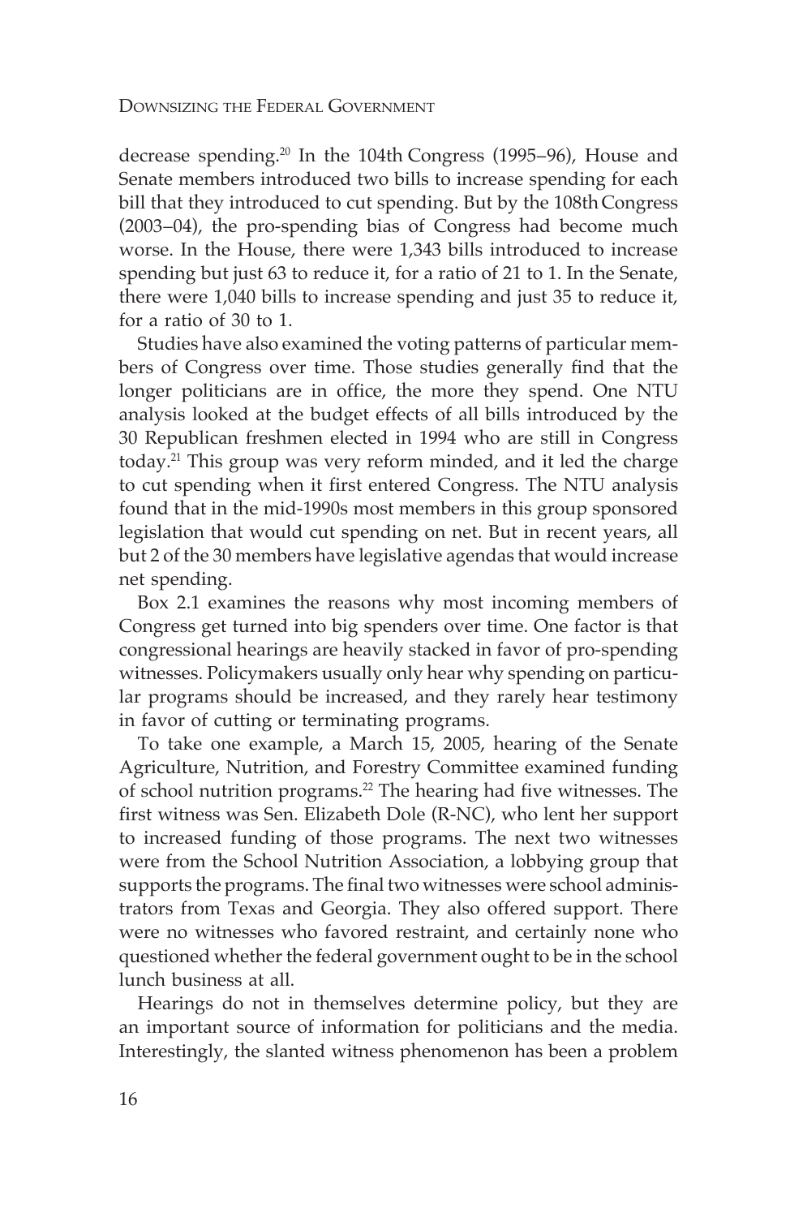decrease spending.[20] In the 104th Congress (1995–96), House and Senate members introduced two bills to increase spending for each bill that they introduced to cut spending. But by the 108th Congress (2003–04), the pro-spending bias of Congress had become much worse. In the House, there were 1,343 bills introduced to increase spending but just 63 to reduce it, for a ratio of 21 to 1. In the Senate, there were 1,040 bills to increase spending and just 35 to reduce it, for a ratio of 30 to 1.

Studies have also examined the voting patterns of particular members of Congress over time. Those studies generally find that the longer politicians are in office, the more they spend. One NTU analysis looked at the budget effects of all bills introduced by the 30 Republican freshmen elected in 1994 who are still in Congress today.[21] This group was very reform minded, and it led the charge to cut spending when it first entered Congress. The NTU analysis found that in the mid-1990s most members in this group sponsored legislation that would cut spending on net. But in recent years, all but 2 of the 30 members have legislative agendas that would increase net spending.

Box 2.1 examines the reasons why most incoming members of Congress get turned into big spenders over time. One factor is that congressional hearings are heavily stacked in favor of pro-spending witnesses. Policymakers usually only hear why spending on particular programs should be increased, and they rarely hear testimony in favor of cutting or terminating programs.

To take one example, a March 15, 2005, hearing of the Senate Agriculture, Nutrition, and Forestry Committee examined funding of school nutrition programs.[22] The hearing had five witnesses. The first witness was Sen. Elizabeth Dole (R-NC), who lent her support to increased funding of those programs. The next two witnesses were from the School Nutrition Association, a lobbying group that supports the programs. The final two witnesses were school administrators from Texas and Georgia. They also offered support. There were no witnesses who favored restraint, and certainly none who questioned whether the federal government ought to be in the school lunch business at all.

Hearings do not in themselves determine policy, but they are an important source of information for politicians and the media. Interestingly, the slanted witness phenomenon has been a problem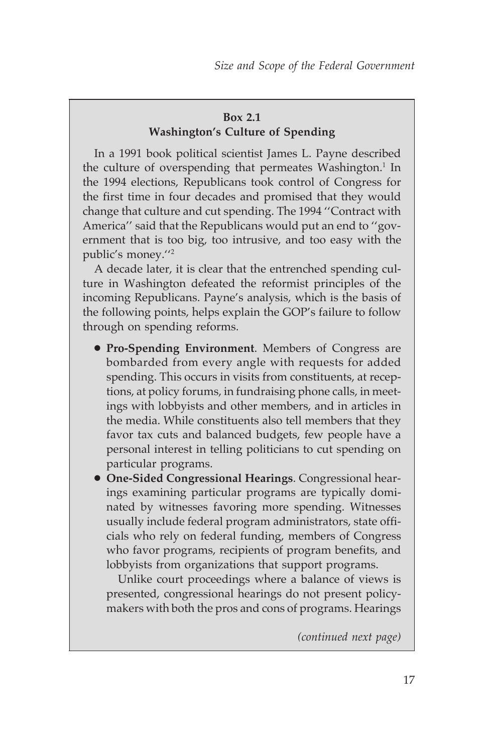### Box 2.1
### Washington's Culture of Spending

In a 1991 book political scientist James L. Payne described the culture of overspending that permeates Washington.[1] In the 1994 elections, Republicans took control of Congress for the first time in four decades and promised that they would change that culture and cut spending. The 1994 "Contract with America" said that the Republicans would put an end to "government that is too big, too intrusive, and too easy with the public's money."[2]

A decade later, it is clear that the entrenched spending culture in Washington defeated the reformist principles of the incoming Republicans. Payne's analysis, which is the basis of the following points, helps explain the GOP's failure to follow through on spending reforms.

- **Pro-Spending Environment**. Members of Congress are bombarded from every angle with requests for added spending. This occurs in visits from constituents, at receptions, at policy forums, in fundraising phone calls, in meetings with lobbyists and other members, and in articles in the media. While constituents also tell members that they favor tax cuts and balanced budgets, few people have a personal interest in telling politicians to cut spending on particular programs.
- **One-Sided Congressional Hearings**. Congressional hearings examining particular programs are typically dominated by witnesses favoring more spending. Witnesses usually include federal program administrators, state officials who rely on federal funding, members of Congress who favor programs, recipients of program benefits, and lobbyists from organizations that support programs.

  Unlike court proceedings where a balance of views is presented, congressional hearings do not present policymakers with both the pros and cons of programs. Hearings

*(continued next page)*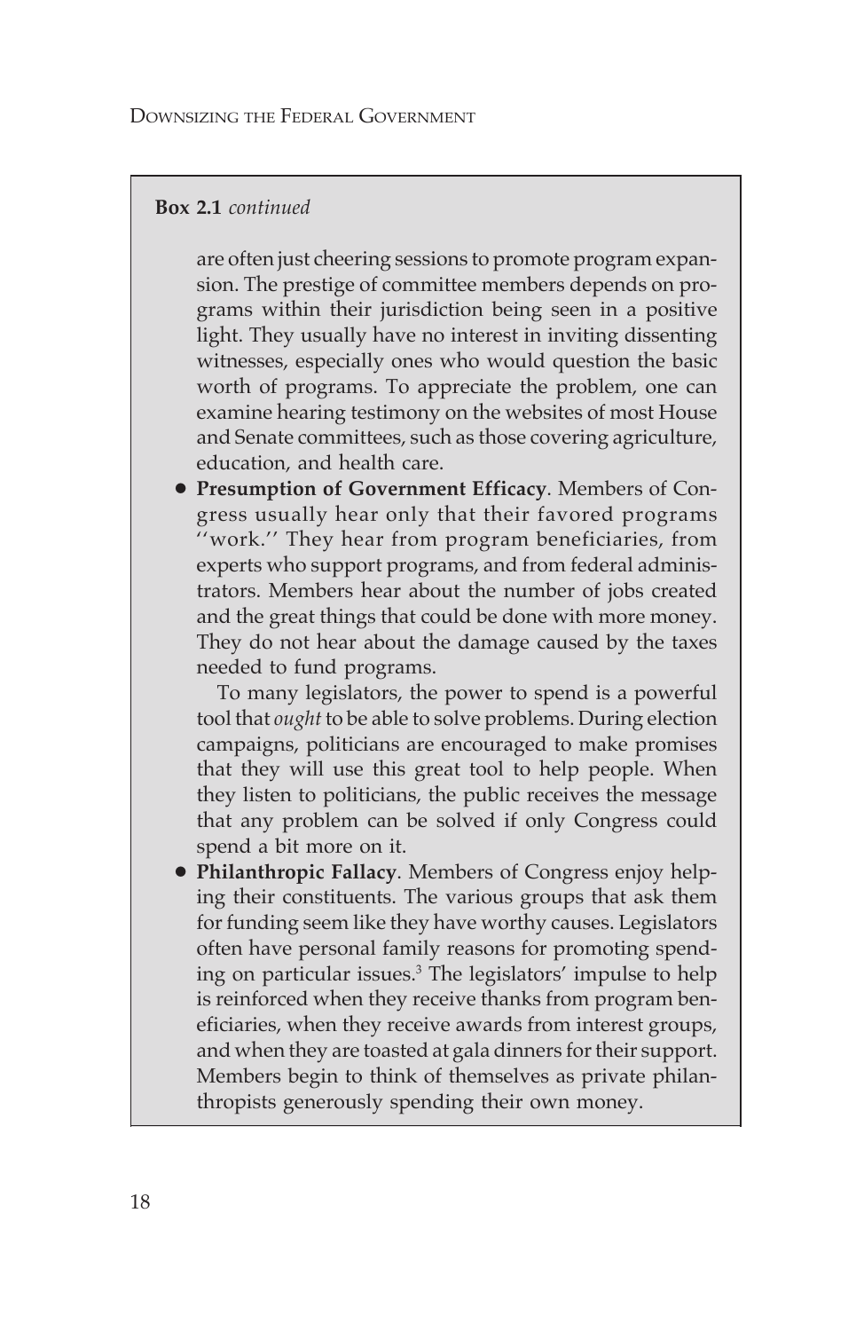**Box 2.1** *continued*

are often just cheering sessions to promote program expansion. The prestige of committee members depends on programs within their jurisdiction being seen in a positive light. They usually have no interest in inviting dissenting witnesses, especially ones who would question the basic worth of programs. To appreciate the problem, one can examine hearing testimony on the websites of most House and Senate committees, such as those covering agriculture, education, and health care.

- **Presumption of Government Efficacy**. Members of Congress usually hear only that their favored programs ''work.'' They hear from program beneficiaries, from experts who support programs, and from federal administrators. Members hear about the number of jobs created and the great things that could be done with more money. They do not hear about the damage caused by the taxes needed to fund programs.

  To many legislators, the power to spend is a powerful tool that *ought* to be able to solve problems. During election campaigns, politicians are encouraged to make promises that they will use this great tool to help people. When they listen to politicians, the public receives the message that any problem can be solved if only Congress could spend a bit more on it.

- **Philanthropic Fallacy**. Members of Congress enjoy helping their constituents. The various groups that ask them for funding seem like they have worthy causes. Legislators often have personal family reasons for promoting spending on particular issues.[3] The legislators' impulse to help is reinforced when they receive thanks from program beneficiaries, when they receive awards from interest groups, and when they are toasted at gala dinners for their support. Members begin to think of themselves as private philanthropists generously spending their own money.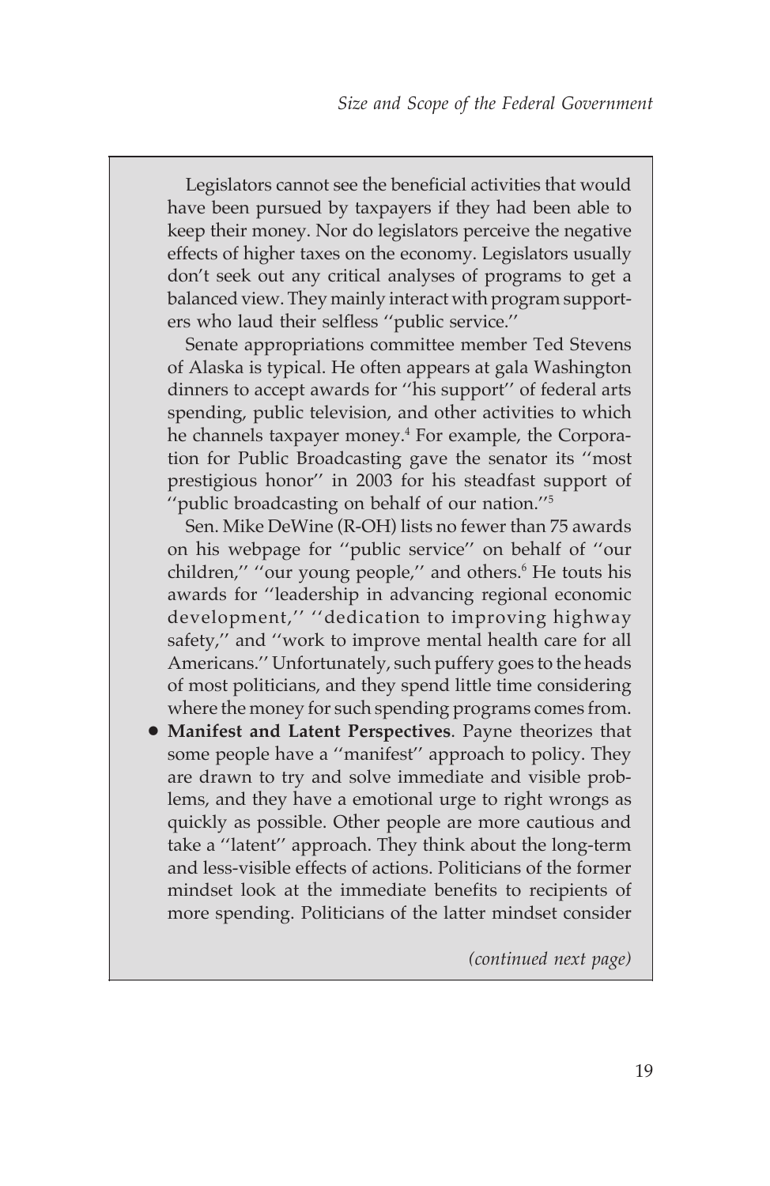Legislators cannot see the beneficial activities that would have been pursued by taxpayers if they had been able to keep their money. Nor do legislators perceive the negative effects of higher taxes on the economy. Legislators usually don't seek out any critical analyses of programs to get a balanced view. They mainly interact with program supporters who laud their selfless ''public service.''

Senate appropriations committee member Ted Stevens of Alaska is typical. He often appears at gala Washington dinners to accept awards for ''his support'' of federal arts spending, public television, and other activities to which he channels taxpayer money.[4] For example, the Corporation for Public Broadcasting gave the senator its ''most prestigious honor'' in 2003 for his steadfast support of ''public broadcasting on behalf of our nation.''[5]

Sen. Mike DeWine (R-OH) lists no fewer than 75 awards on his webpage for ''public service'' on behalf of ''our children,'' ''our young people,'' and others.[6] He touts his awards for ''leadership in advancing regional economic development,'' ''dedication to improving highway safety,'' and ''work to improve mental health care for all Americans.'' Unfortunately, such puffery goes to the heads of most politicians, and they spend little time considering where the money for such spending programs comes from.

- **Manifest and Latent Perspectives**. Payne theorizes that some people have a ''manifest'' approach to policy. They are drawn to try and solve immediate and visible problems, and they have a emotional urge to right wrongs as quickly as possible. Other people are more cautious and take a ''latent'' approach. They think about the long-term and less-visible effects of actions. Politicians of the former mindset look at the immediate benefits to recipients of more spending. Politicians of the latter mindset consider

*(continued next page)*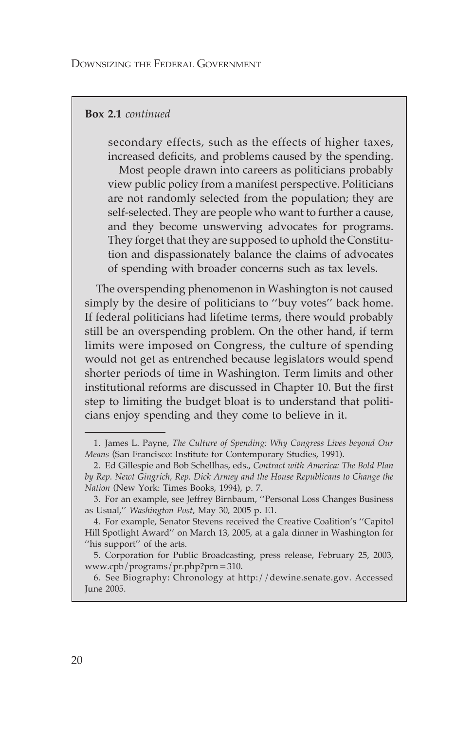**Box 2.1** *continued*

> secondary effects, such as the effects of higher taxes, increased deficits, and problems caused by the spending.
>
> Most people drawn into careers as politicians probably view public policy from a manifest perspective. Politicians are not randomly selected from the population; they are self-selected. They are people who want to further a cause, and they become unswerving advocates for programs. They forget that they are supposed to uphold the Constitution and dispassionately balance the claims of advocates of spending with broader concerns such as tax levels.

The overspending phenomenon in Washington is not caused simply by the desire of politicians to ''buy votes'' back home. If federal politicians had lifetime terms, there would probably still be an overspending problem. On the other hand, if term limits were imposed on Congress, the culture of spending would not get as entrenched because legislators would spend shorter periods of time in Washington. Term limits and other institutional reforms are discussed in Chapter 10. But the first step to limiting the budget bloat is to understand that politicians enjoy spending and they come to believe in it.

---

1. James L. Payne, *The Culture of Spending: Why Congress Lives beyond Our Means* (San Francisco: Institute for Contemporary Studies, 1991).
2. Ed Gillespie and Bob Schellhas, eds., *Contract with America: The Bold Plan by Rep. Newt Gingrich, Rep. Dick Armey and the House Republicans to Change the Nation* (New York: Times Books, 1994), p. 7.
3. For an example, see Jeffrey Birnbaum, ''Personal Loss Changes Business as Usual,'' *Washington Post*, May 30, 2005 p. E1.
4. For example, Senator Stevens received the Creative Coalition's ''Capitol Hill Spotlight Award'' on March 13, 2005, at a gala dinner in Washington for ''his support'' of the arts.
5. Corporation for Public Broadcasting, press release, February 25, 2003, www.cpb/programs/pr.php?prn=310.
6. See Biography: Chronology at http://dewine.senate.gov. Accessed June 2005.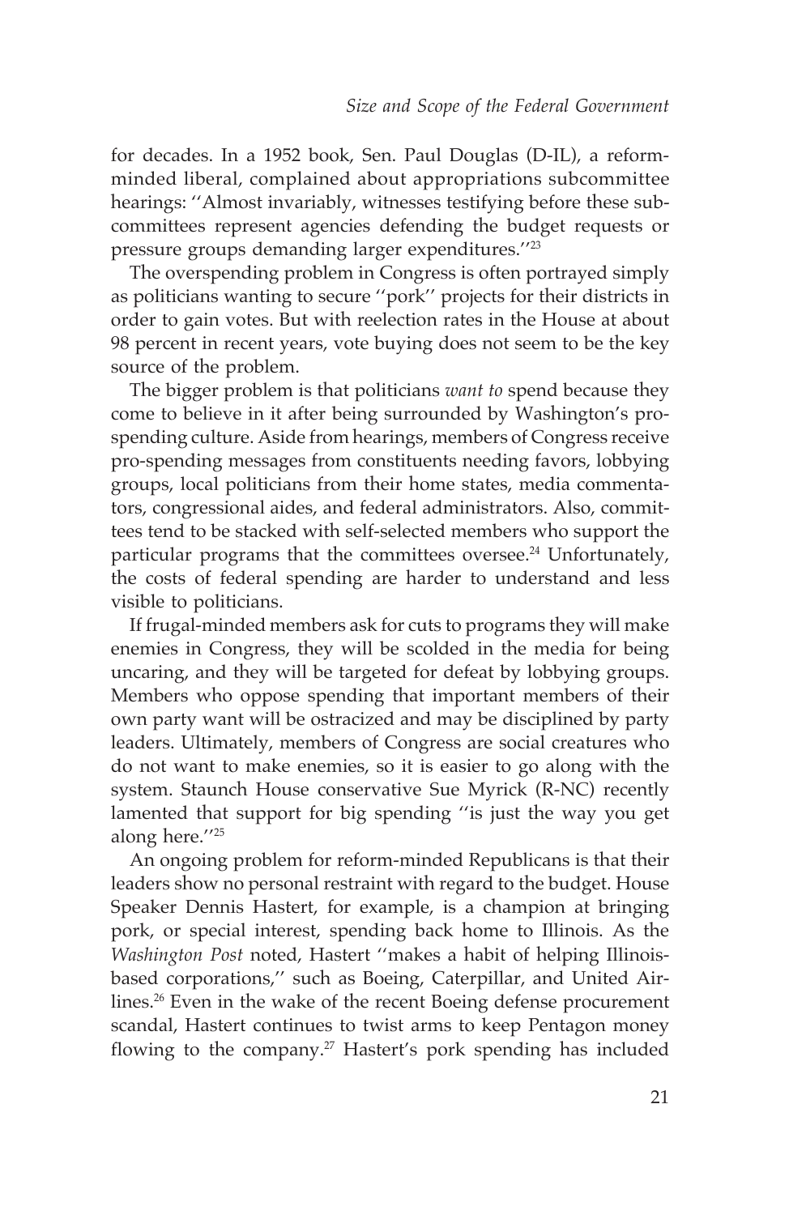for decades. In a 1952 book, Sen. Paul Douglas (D-IL), a reform-minded liberal, complained about appropriations subcommittee hearings: ''Almost invariably, witnesses testifying before these subcommittees represent agencies defending the budget requests or pressure groups demanding larger expenditures.''[23]

The overspending problem in Congress is often portrayed simply as politicians wanting to secure ''pork'' projects for their districts in order to gain votes. But with reelection rates in the House at about 98 percent in recent years, vote buying does not seem to be the key source of the problem.

The bigger problem is that politicians *want to* spend because they come to believe in it after being surrounded by Washington's pro-spending culture. Aside from hearings, members of Congress receive pro-spending messages from constituents needing favors, lobbying groups, local politicians from their home states, media commentators, congressional aides, and federal administrators. Also, committees tend to be stacked with self-selected members who support the particular programs that the committees oversee.[24] Unfortunately, the costs of federal spending are harder to understand and less visible to politicians.

If frugal-minded members ask for cuts to programs they will make enemies in Congress, they will be scolded in the media for being uncaring, and they will be targeted for defeat by lobbying groups. Members who oppose spending that important members of their own party want will be ostracized and may be disciplined by party leaders. Ultimately, members of Congress are social creatures who do not want to make enemies, so it is easier to go along with the system. Staunch House conservative Sue Myrick (R-NC) recently lamented that support for big spending ''is just the way you get along here.''[25]

An ongoing problem for reform-minded Republicans is that their leaders show no personal restraint with regard to the budget. House Speaker Dennis Hastert, for example, is a champion at bringing pork, or special interest, spending back home to Illinois. As the *Washington Post* noted, Hastert ''makes a habit of helping Illinois-based corporations,'' such as Boeing, Caterpillar, and United Airlines.[26] Even in the wake of the recent Boeing defense procurement scandal, Hastert continues to twist arms to keep Pentagon money flowing to the company.[27] Hastert's pork spending has included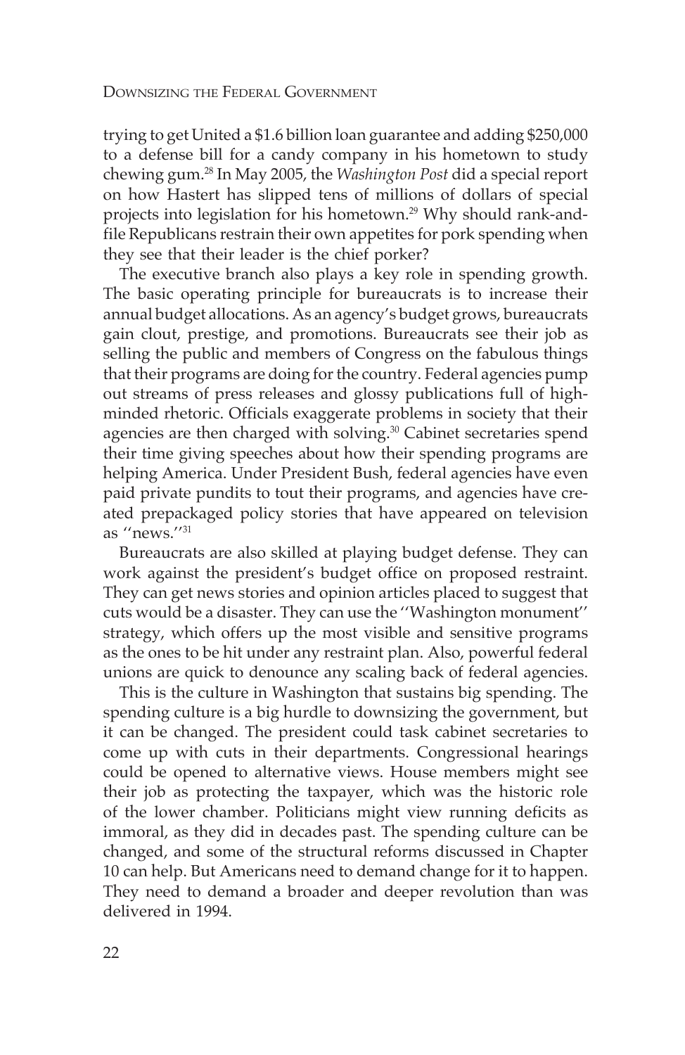trying to get United a $1.6 billion loan guarantee and adding $250,000 to a defense bill for a candy company in his hometown to study chewing gum.[28] In May 2005, the *Washington Post* did a special report on how Hastert has slipped tens of millions of dollars of special projects into legislation for his hometown.[29] Why should rank-and-file Republicans restrain their own appetites for pork spending when they see that their leader is the chief porker?

The executive branch also plays a key role in spending growth. The basic operating principle for bureaucrats is to increase their annual budget allocations. As an agency's budget grows, bureaucrats gain clout, prestige, and promotions. Bureaucrats see their job as selling the public and members of Congress on the fabulous things that their programs are doing for the country. Federal agencies pump out streams of press releases and glossy publications full of high-minded rhetoric. Officials exaggerate problems in society that their agencies are then charged with solving.[30] Cabinet secretaries spend their time giving speeches about how their spending programs are helping America. Under President Bush, federal agencies have even paid private pundits to tout their programs, and agencies have created prepackaged policy stories that have appeared on television as ''news.''[31]

Bureaucrats are also skilled at playing budget defense. They can work against the president's budget office on proposed restraint. They can get news stories and opinion articles placed to suggest that cuts would be a disaster. They can use the ''Washington monument'' strategy, which offers up the most visible and sensitive programs as the ones to be hit under any restraint plan. Also, powerful federal unions are quick to denounce any scaling back of federal agencies.

This is the culture in Washington that sustains big spending. The spending culture is a big hurdle to downsizing the government, but it can be changed. The president could task cabinet secretaries to come up with cuts in their departments. Congressional hearings could be opened to alternative views. House members might see their job as protecting the taxpayer, which was the historic role of the lower chamber. Politicians might view running deficits as immoral, as they did in decades past. The spending culture can be changed, and some of the structural reforms discussed in Chapter 10 can help. But Americans need to demand change for it to happen. They need to demand a broader and deeper revolution than was delivered in 1994.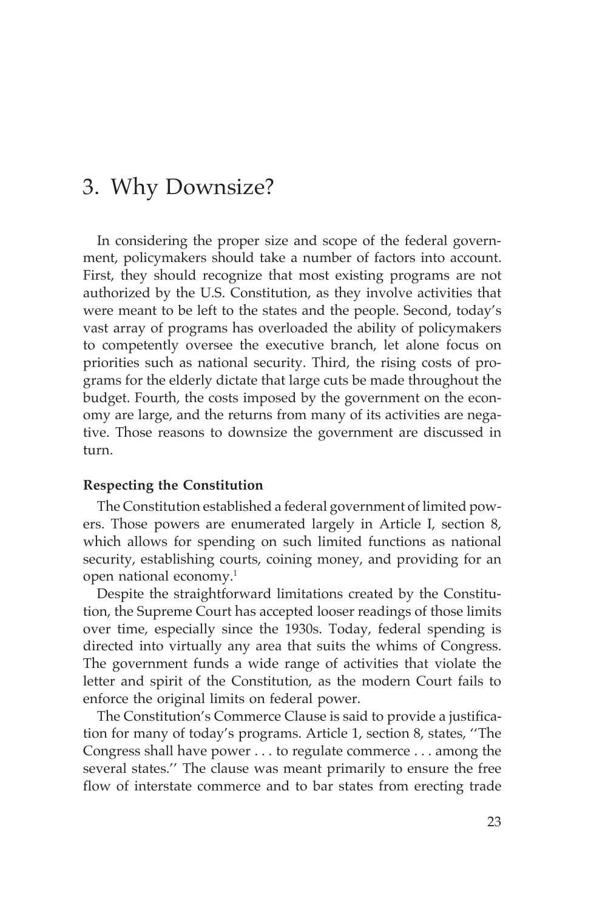# 3. Why Downsize?

In considering the proper size and scope of the federal government, policymakers should take a number of factors into account. First, they should recognize that most existing programs are not authorized by the U.S. Constitution, as they involve activities that were meant to be left to the states and the people. Second, today's vast array of programs has overloaded the ability of policymakers to competently oversee the executive branch, let alone focus on priorities such as national security. Third, the rising costs of programs for the elderly dictate that large cuts be made throughout the budget. Fourth, the costs imposed by the government on the economy are large, and the returns from many of its activities are negative. Those reasons to downsize the government are discussed in turn.

### Respecting the Constitution

The Constitution established a federal government of limited powers. Those powers are enumerated largely in Article I, section 8, which allows for spending on such limited functions as national security, establishing courts, coining money, and providing for an open national economy.[1]

Despite the straightforward limitations created by the Constitution, the Supreme Court has accepted looser readings of those limits over time, especially since the 1930s. Today, federal spending is directed into virtually any area that suits the whims of Congress. The government funds a wide range of activities that violate the letter and spirit of the Constitution, as the modern Court fails to enforce the original limits on federal power.

The Constitution's Commerce Clause is said to provide a justification for many of today's programs. Article 1, section 8, states, ''The Congress shall have power . . . to regulate commerce . . . among the several states.'' The clause was meant primarily to ensure the free flow of interstate commerce and to bar states from erecting trade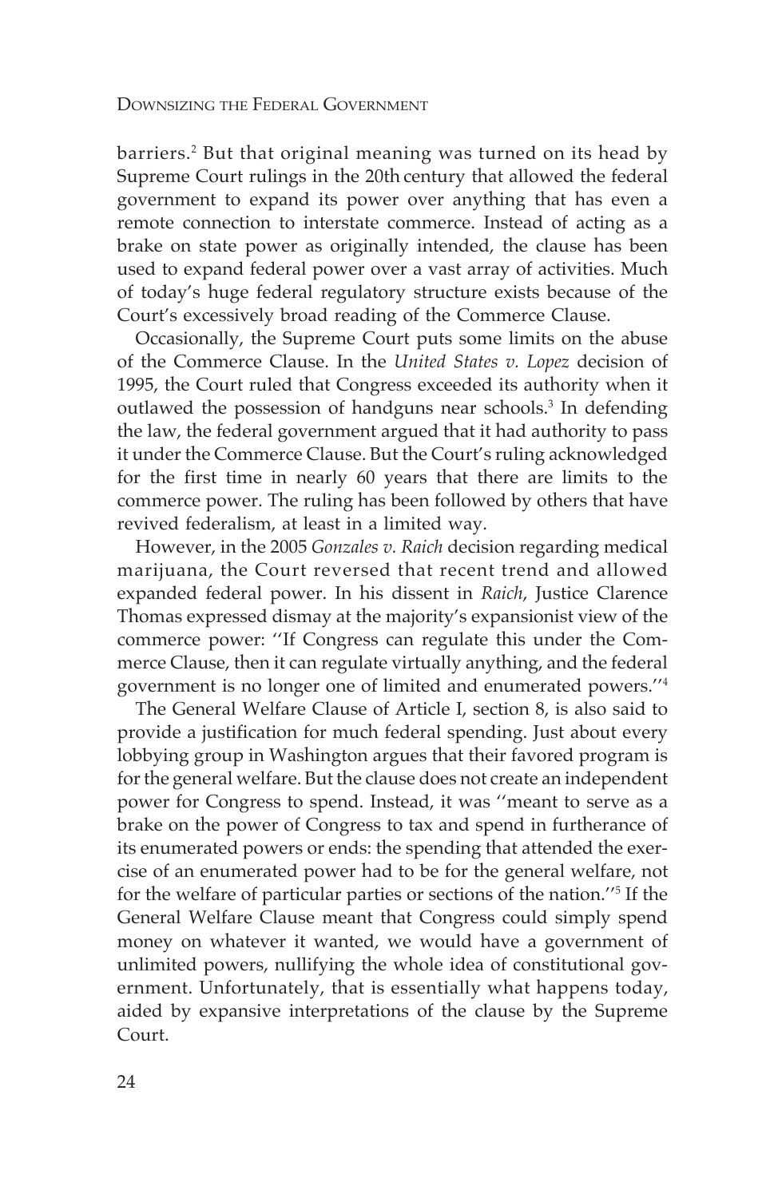barriers.[2] But that original meaning was turned on its head by Supreme Court rulings in the 20th century that allowed the federal government to expand its power over anything that has even a remote connection to interstate commerce. Instead of acting as a brake on state power as originally intended, the clause has been used to expand federal power over a vast array of activities. Much of today's huge federal regulatory structure exists because of the Court's excessively broad reading of the Commerce Clause.

Occasionally, the Supreme Court puts some limits on the abuse of the Commerce Clause. In the *United States v. Lopez* decision of 1995, the Court ruled that Congress exceeded its authority when it outlawed the possession of handguns near schools.[3] In defending the law, the federal government argued that it had authority to pass it under the Commerce Clause. But the Court's ruling acknowledged for the first time in nearly 60 years that there are limits to the commerce power. The ruling has been followed by others that have revived federalism, at least in a limited way.

However, in the 2005 *Gonzales v. Raich* decision regarding medical marijuana, the Court reversed that recent trend and allowed expanded federal power. In his dissent in *Raich*, Justice Clarence Thomas expressed dismay at the majority's expansionist view of the commerce power: ''If Congress can regulate this under the Commerce Clause, then it can regulate virtually anything, and the federal government is no longer one of limited and enumerated powers.''[4]

The General Welfare Clause of Article I, section 8, is also said to provide a justification for much federal spending. Just about every lobbying group in Washington argues that their favored program is for the general welfare. But the clause does not create an independent power for Congress to spend. Instead, it was ''meant to serve as a brake on the power of Congress to tax and spend in furtherance of its enumerated powers or ends: the spending that attended the exercise of an enumerated power had to be for the general welfare, not for the welfare of particular parties or sections of the nation.''[5] If the General Welfare Clause meant that Congress could simply spend money on whatever it wanted, we would have a government of unlimited powers, nullifying the whole idea of constitutional government. Unfortunately, that is essentially what happens today, aided by expansive interpretations of the clause by the Supreme Court.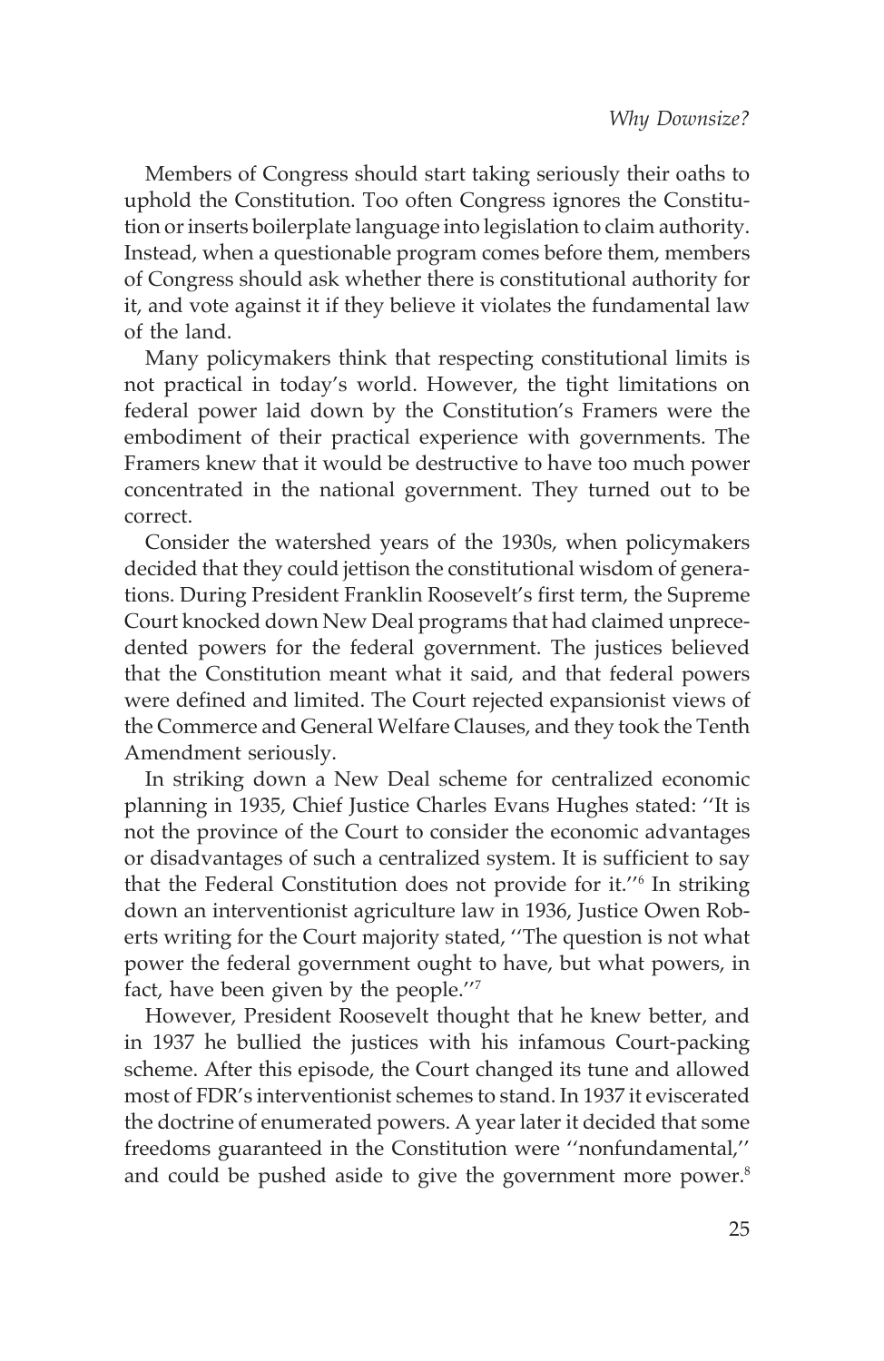Members of Congress should start taking seriously their oaths to uphold the Constitution. Too often Congress ignores the Constitution or inserts boilerplate language into legislation to claim authority. Instead, when a questionable program comes before them, members of Congress should ask whether there is constitutional authority for it, and vote against it if they believe it violates the fundamental law of the land.

Many policymakers think that respecting constitutional limits is not practical in today's world. However, the tight limitations on federal power laid down by the Constitution's Framers were the embodiment of their practical experience with governments. The Framers knew that it would be destructive to have too much power concentrated in the national government. They turned out to be correct.

Consider the watershed years of the 1930s, when policymakers decided that they could jettison the constitutional wisdom of generations. During President Franklin Roosevelt's first term, the Supreme Court knocked down New Deal programs that had claimed unprecedented powers for the federal government. The justices believed that the Constitution meant what it said, and that federal powers were defined and limited. The Court rejected expansionist views of the Commerce and General Welfare Clauses, and they took the Tenth Amendment seriously.

In striking down a New Deal scheme for centralized economic planning in 1935, Chief Justice Charles Evans Hughes stated: ''It is not the province of the Court to consider the economic advantages or disadvantages of such a centralized system. It is sufficient to say that the Federal Constitution does not provide for it.''[6] In striking down an interventionist agriculture law in 1936, Justice Owen Roberts writing for the Court majority stated, ''The question is not what power the federal government ought to have, but what powers, in fact, have been given by the people.''[7]

However, President Roosevelt thought that he knew better, and in 1937 he bullied the justices with his infamous Court-packing scheme. After this episode, the Court changed its tune and allowed most of FDR's interventionist schemes to stand. In 1937 it eviscerated the doctrine of enumerated powers. A year later it decided that some freedoms guaranteed in the Constitution were ''nonfundamental,'' and could be pushed aside to give the government more power.[8]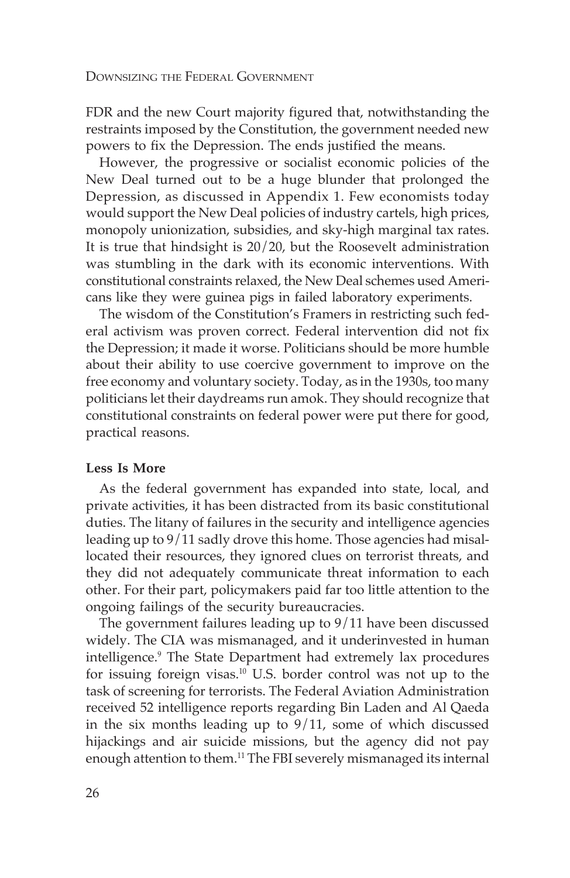FDR and the new Court majority figured that, notwithstanding the restraints imposed by the Constitution, the government needed new powers to fix the Depression. The ends justified the means.

However, the progressive or socialist economic policies of the New Deal turned out to be a huge blunder that prolonged the Depression, as discussed in Appendix 1. Few economists today would support the New Deal policies of industry cartels, high prices, monopoly unionization, subsidies, and sky-high marginal tax rates. It is true that hindsight is 20/20, but the Roosevelt administration was stumbling in the dark with its economic interventions. With constitutional constraints relaxed, the New Deal schemes used Americans like they were guinea pigs in failed laboratory experiments.

The wisdom of the Constitution's Framers in restricting such federal activism was proven correct. Federal intervention did not fix the Depression; it made it worse. Politicians should be more humble about their ability to use coercive government to improve on the free economy and voluntary society. Today, as in the 1930s, too many politicians let their daydreams run amok. They should recognize that constitutional constraints on federal power were put there for good, practical reasons.

### Less Is More

As the federal government has expanded into state, local, and private activities, it has been distracted from its basic constitutional duties. The litany of failures in the security and intelligence agencies leading up to 9/11 sadly drove this home. Those agencies had misallocated their resources, they ignored clues on terrorist threats, and they did not adequately communicate threat information to each other. For their part, policymakers paid far too little attention to the ongoing failings of the security bureaucracies.

The government failures leading up to 9/11 have been discussed widely. The CIA was mismanaged, and it underinvested in human intelligence.[9] The State Department had extremely lax procedures for issuing foreign visas.[10] U.S. border control was not up to the task of screening for terrorists. The Federal Aviation Administration received 52 intelligence reports regarding Bin Laden and Al Qaeda in the six months leading up to 9/11, some of which discussed hijackings and air suicide missions, but the agency did not pay enough attention to them.[11] The FBI severely mismanaged its internal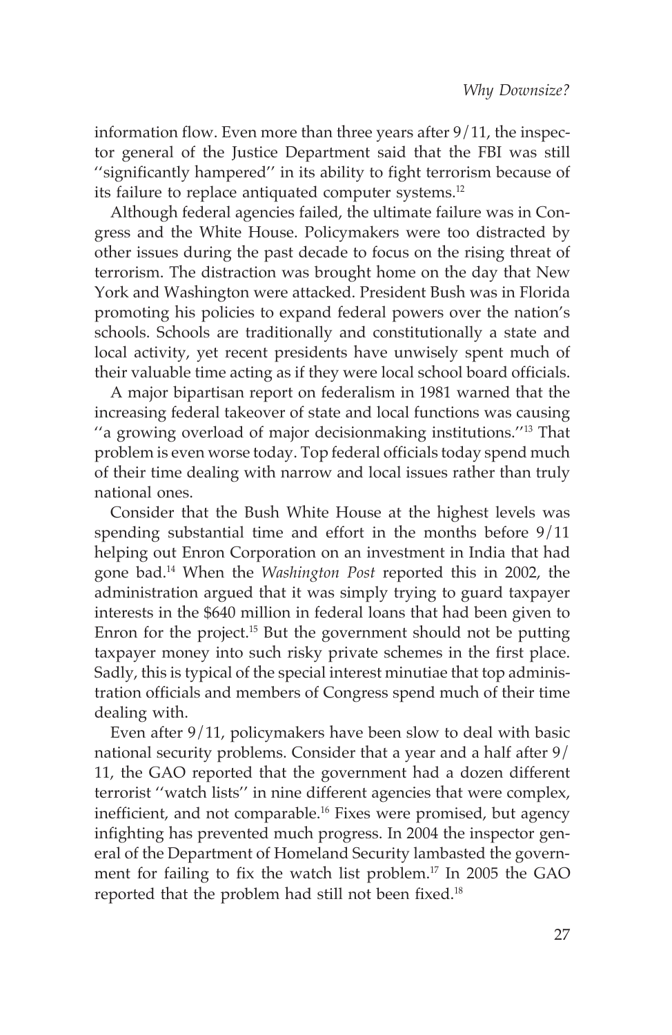information flow. Even more than three years after 9/11, the inspector general of the Justice Department said that the FBI was still ''significantly hampered'' in its ability to fight terrorism because of its failure to replace antiquated computer systems.[12]

Although federal agencies failed, the ultimate failure was in Congress and the White House. Policymakers were too distracted by other issues during the past decade to focus on the rising threat of terrorism. The distraction was brought home on the day that New York and Washington were attacked. President Bush was in Florida promoting his policies to expand federal powers over the nation's schools. Schools are traditionally and constitutionally a state and local activity, yet recent presidents have unwisely spent much of their valuable time acting as if they were local school board officials.

A major bipartisan report on federalism in 1981 warned that the increasing federal takeover of state and local functions was causing ''a growing overload of major decisionmaking institutions.''[13] That problem is even worse today. Top federal officials today spend much of their time dealing with narrow and local issues rather than truly national ones.

Consider that the Bush White House at the highest levels was spending substantial time and effort in the months before 9/11 helping out Enron Corporation on an investment in India that had gone bad.[14] When the *Washington Post* reported this in 2002, the administration argued that it was simply trying to guard taxpayer interests in the $640 million in federal loans that had been given to Enron for the project.[15] But the government should not be putting taxpayer money into such risky private schemes in the first place. Sadly, this is typical of the special interest minutiae that top administration officials and members of Congress spend much of their time dealing with.

Even after 9/11, policymakers have been slow to deal with basic national security problems. Consider that a year and a half after 9/11, the GAO reported that the government had a dozen different terrorist ''watch lists'' in nine different agencies that were complex, inefficient, and not comparable.[16] Fixes were promised, but agency infighting has prevented much progress. In 2004 the inspector general of the Department of Homeland Security lambasted the government for failing to fix the watch list problem.[17] In 2005 the GAO reported that the problem had still not been fixed.[18]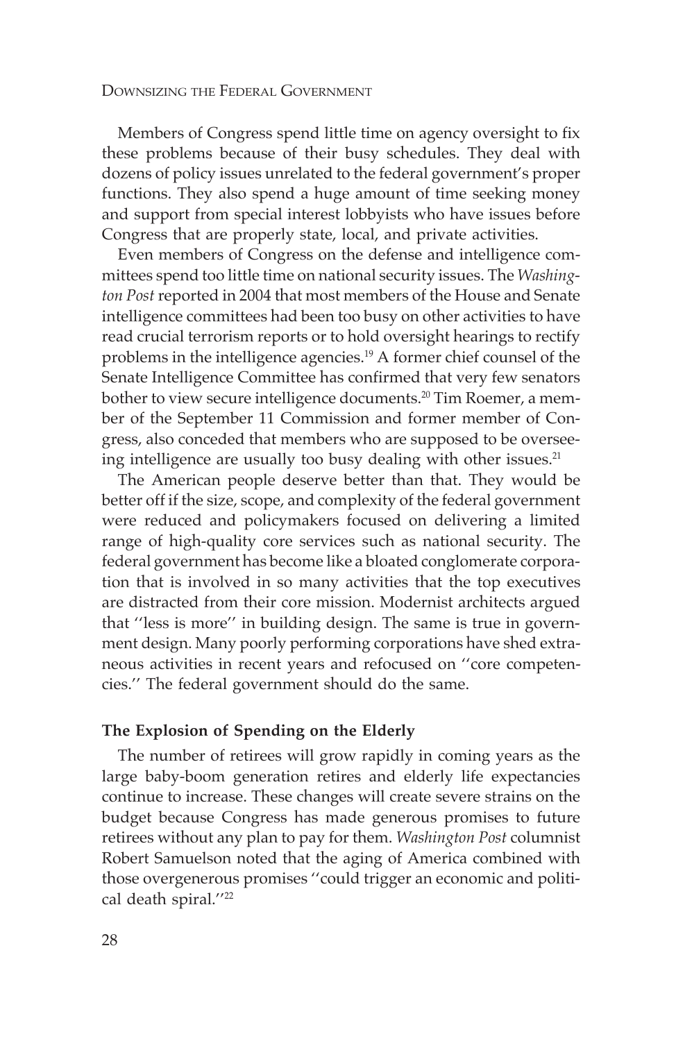Members of Congress spend little time on agency oversight to fix these problems because of their busy schedules. They deal with dozens of policy issues unrelated to the federal government's proper functions. They also spend a huge amount of time seeking money and support from special interest lobbyists who have issues before Congress that are properly state, local, and private activities.

Even members of Congress on the defense and intelligence committees spend too little time on national security issues. The *Washington Post* reported in 2004 that most members of the House and Senate intelligence committees had been too busy on other activities to have read crucial terrorism reports or to hold oversight hearings to rectify problems in the intelligence agencies.[19] A former chief counsel of the Senate Intelligence Committee has confirmed that very few senators bother to view secure intelligence documents.[20] Tim Roemer, a member of the September 11 Commission and former member of Congress, also conceded that members who are supposed to be overseeing intelligence are usually too busy dealing with other issues.[21]

The American people deserve better than that. They would be better off if the size, scope, and complexity of the federal government were reduced and policymakers focused on delivering a limited range of high-quality core services such as national security. The federal government has become like a bloated conglomerate corporation that is involved in so many activities that the top executives are distracted from their core mission. Modernist architects argued that ''less is more'' in building design. The same is true in government design. Many poorly performing corporations have shed extraneous activities in recent years and refocused on ''core competencies.'' The federal government should do the same.

### The Explosion of Spending on the Elderly

The number of retirees will grow rapidly in coming years as the large baby-boom generation retires and elderly life expectancies continue to increase. These changes will create severe strains on the budget because Congress has made generous promises to future retirees without any plan to pay for them. *Washington Post* columnist Robert Samuelson noted that the aging of America combined with those overgenerous promises ''could trigger an economic and political death spiral.''[22]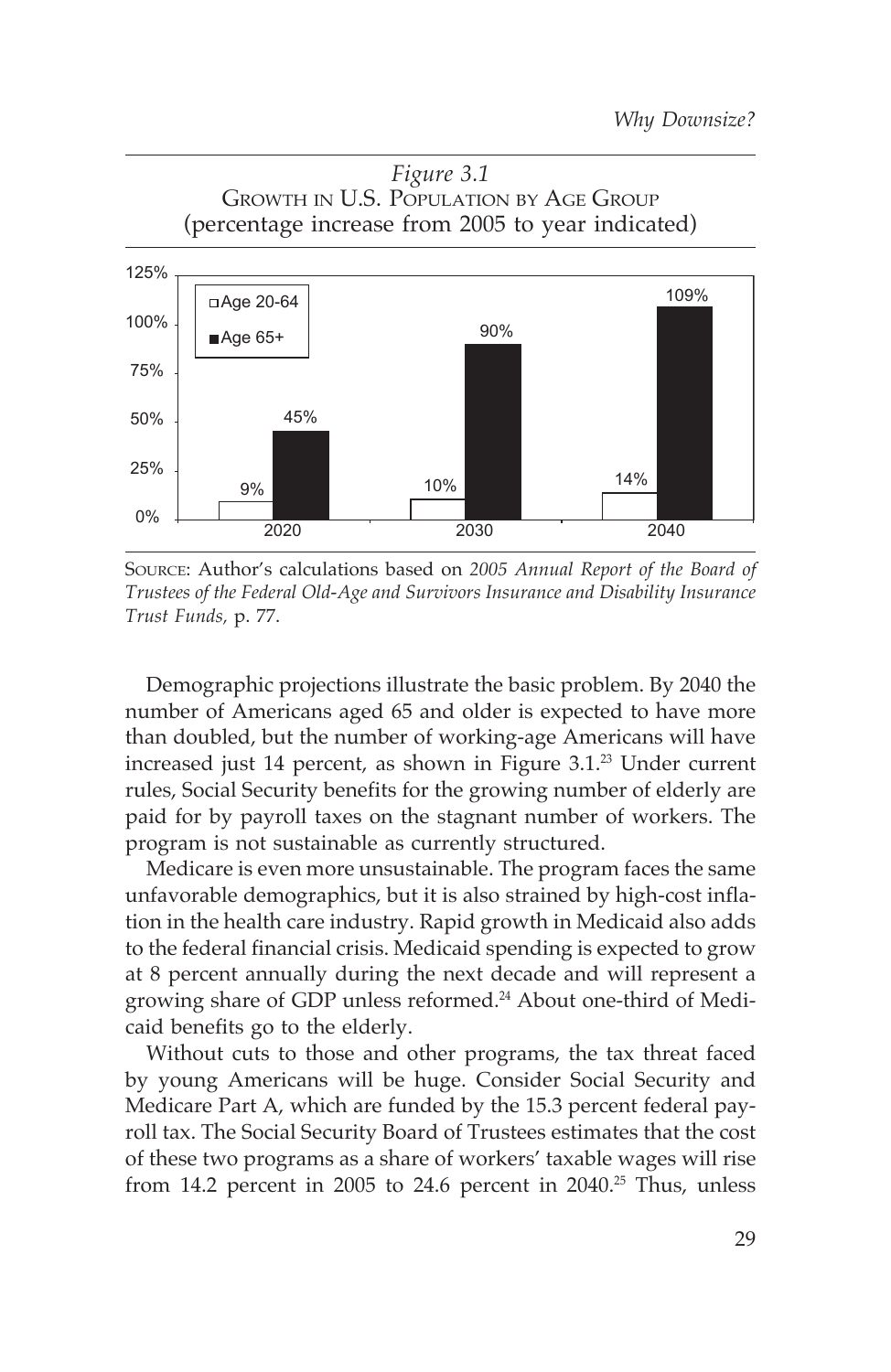*Figure 3.1*
GROWTH IN U.S. POPULATION BY AGE GROUP
(percentage increase from 2005 to year indicated)

| | 2020 | 2030 | 2040 |
|---|---|---|---|
| Age 20-64 | 9% | 10% | 14% |
| Age 65+ | 45% | 90% | 109% |

SOURCE: Author's calculations based on *2005 Annual Report of the Board of Trustees of the Federal Old-Age and Survivors Insurance and Disability Insurance Trust Funds,* p. 77.

Demographic projections illustrate the basic problem. By 2040 the number of Americans aged 65 and older is expected to have more than doubled, but the number of working-age Americans will have increased just 14 percent, as shown in Figure 3.1.[23] Under current rules, Social Security benefits for the growing number of elderly are paid for by payroll taxes on the stagnant number of workers. The program is not sustainable as currently structured.

Medicare is even more unsustainable. The program faces the same unfavorable demographics, but it is also strained by high-cost inflation in the health care industry. Rapid growth in Medicaid also adds to the federal financial crisis. Medicaid spending is expected to grow at 8 percent annually during the next decade and will represent a growing share of GDP unless reformed.[24] About one-third of Medicaid benefits go to the elderly.

Without cuts to those and other programs, the tax threat faced by young Americans will be huge. Consider Social Security and Medicare Part A, which are funded by the 15.3 percent federal payroll tax. The Social Security Board of Trustees estimates that the cost of these two programs as a share of workers' taxable wages will rise from 14.2 percent in 2005 to 24.6 percent in 2040.[25] Thus, unless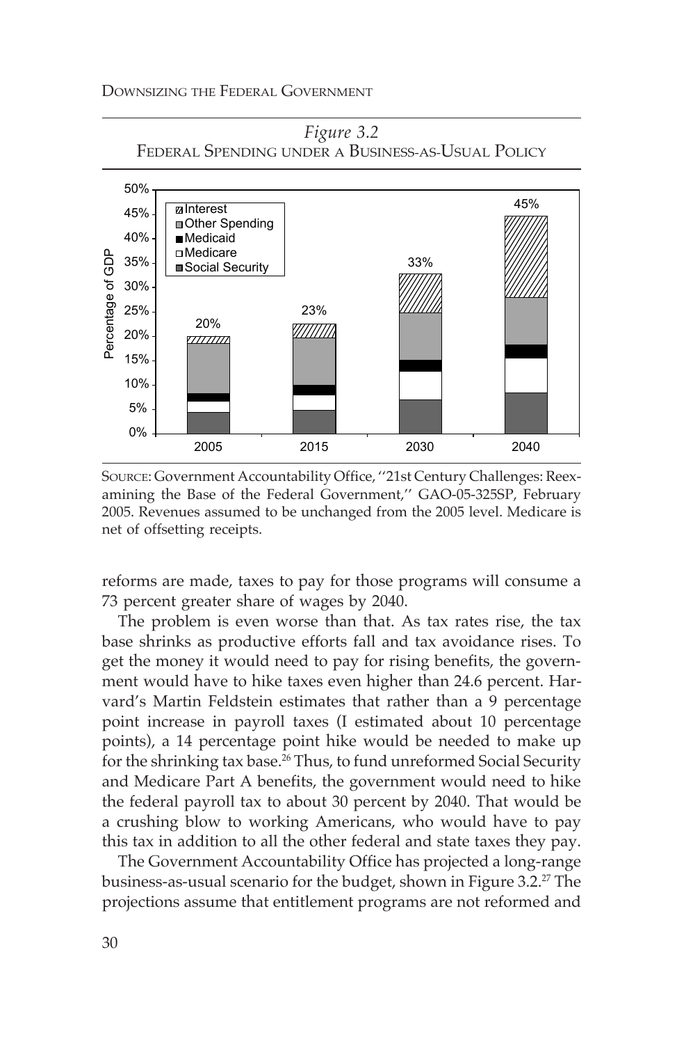*Figure 3.2*
FEDERAL SPENDING UNDER A BUSINESS-AS-USUAL POLICY

SOURCE: Government Accountability Office, ''21st Century Challenges: Reexamining the Base of the Federal Government,'' GAO-05-325SP, February 2005. Revenues assumed to be unchanged from the 2005 level. Medicare is net of offsetting receipts.

reforms are made, taxes to pay for those programs will consume a 73 percent greater share of wages by 2040.

The problem is even worse than that. As tax rates rise, the tax base shrinks as productive efforts fall and tax avoidance rises. To get the money it would need to pay for rising benefits, the government would have to hike taxes even higher than 24.6 percent. Harvard's Martin Feldstein estimates that rather than a 9 percentage point increase in payroll taxes (I estimated about 10 percentage points), a 14 percentage point hike would be needed to make up for the shrinking tax base.[26] Thus, to fund unreformed Social Security and Medicare Part A benefits, the government would need to hike the federal payroll tax to about 30 percent by 2040. That would be a crushing blow to working Americans, who would have to pay this tax in addition to all the other federal and state taxes they pay.

The Government Accountability Office has projected a long-range business-as-usual scenario for the budget, shown in Figure 3.2.[27] The projections assume that entitlement programs are not reformed and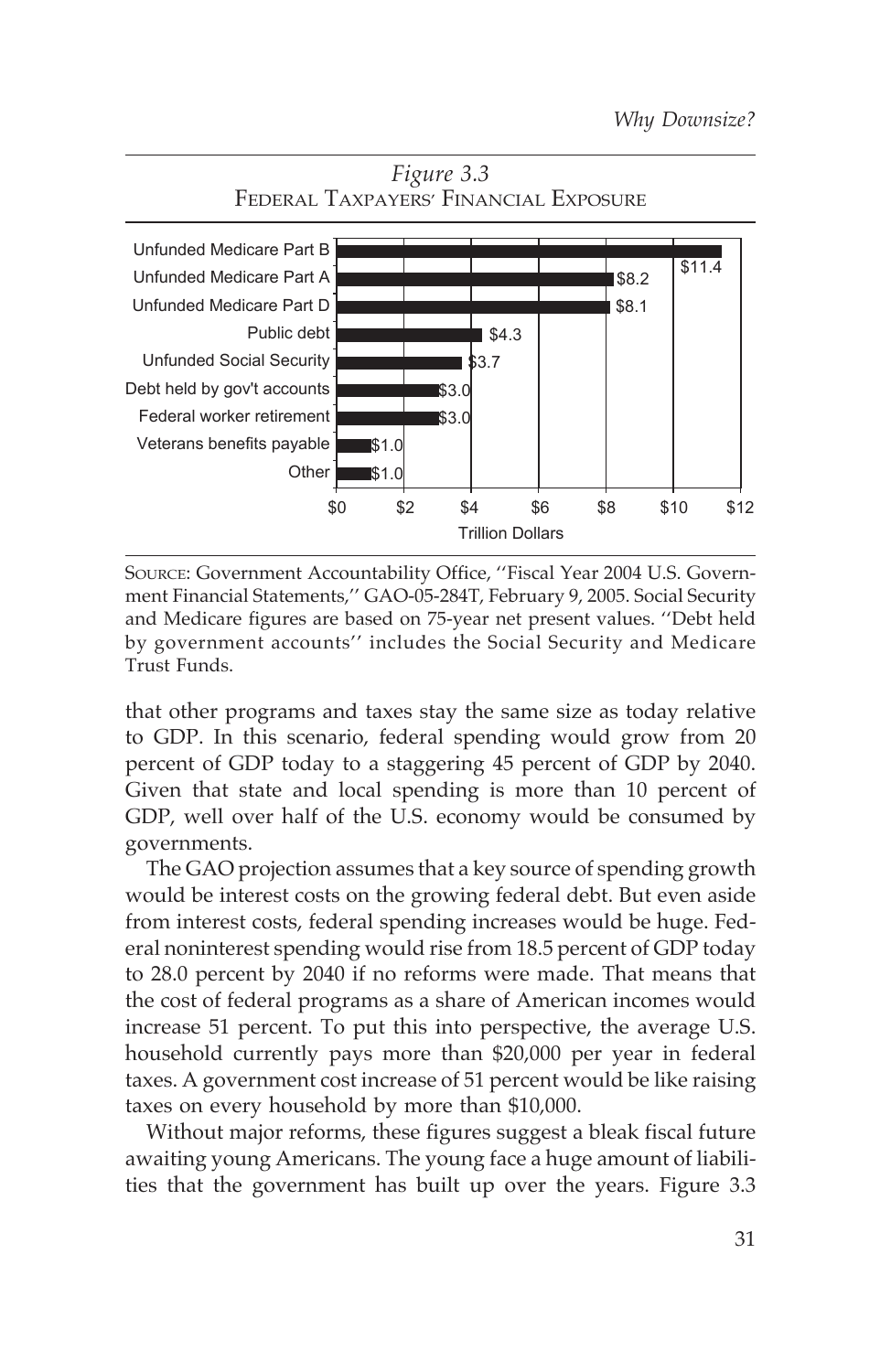*Figure 3.3*
FEDERAL TAXPAYERS' FINANCIAL EXPOSURE

| Category | Trillion Dollars |
|---|---|
| Unfunded Medicare Part B | $11.4 |
| Unfunded Medicare Part A | $8.2 |
| Unfunded Medicare Part D | $8.1 |
| Public debt | $4.3 |
| Unfunded Social Security | $3.7 |
| Debt held by gov't accounts | $3.0 |
| Federal worker retirement | $3.0 |
| Veterans benefits payable | $1.0 |
| Other | $1.0 |

SOURCE: Government Accountability Office, ''Fiscal Year 2004 U.S. Government Financial Statements,'' GAO-05-284T, February 9, 2005. Social Security and Medicare figures are based on 75-year net present values. ''Debt held by government accounts'' includes the Social Security and Medicare Trust Funds.

that other programs and taxes stay the same size as today relative to GDP. In this scenario, federal spending would grow from 20 percent of GDP today to a staggering 45 percent of GDP by 2040. Given that state and local spending is more than 10 percent of GDP, well over half of the U.S. economy would be consumed by governments.

The GAO projection assumes that a key source of spending growth would be interest costs on the growing federal debt. But even aside from interest costs, federal spending increases would be huge. Federal noninterest spending would rise from 18.5 percent of GDP today to 28.0 percent by 2040 if no reforms were made. That means that the cost of federal programs as a share of American incomes would increase 51 percent. To put this into perspective, the average U.S. household currently pays more than $20,000 per year in federal taxes. A government cost increase of 51 percent would be like raising taxes on every household by more than $10,000.

Without major reforms, these figures suggest a bleak fiscal future awaiting young Americans. The young face a huge amount of liabilities that the government has built up over the years. Figure 3.3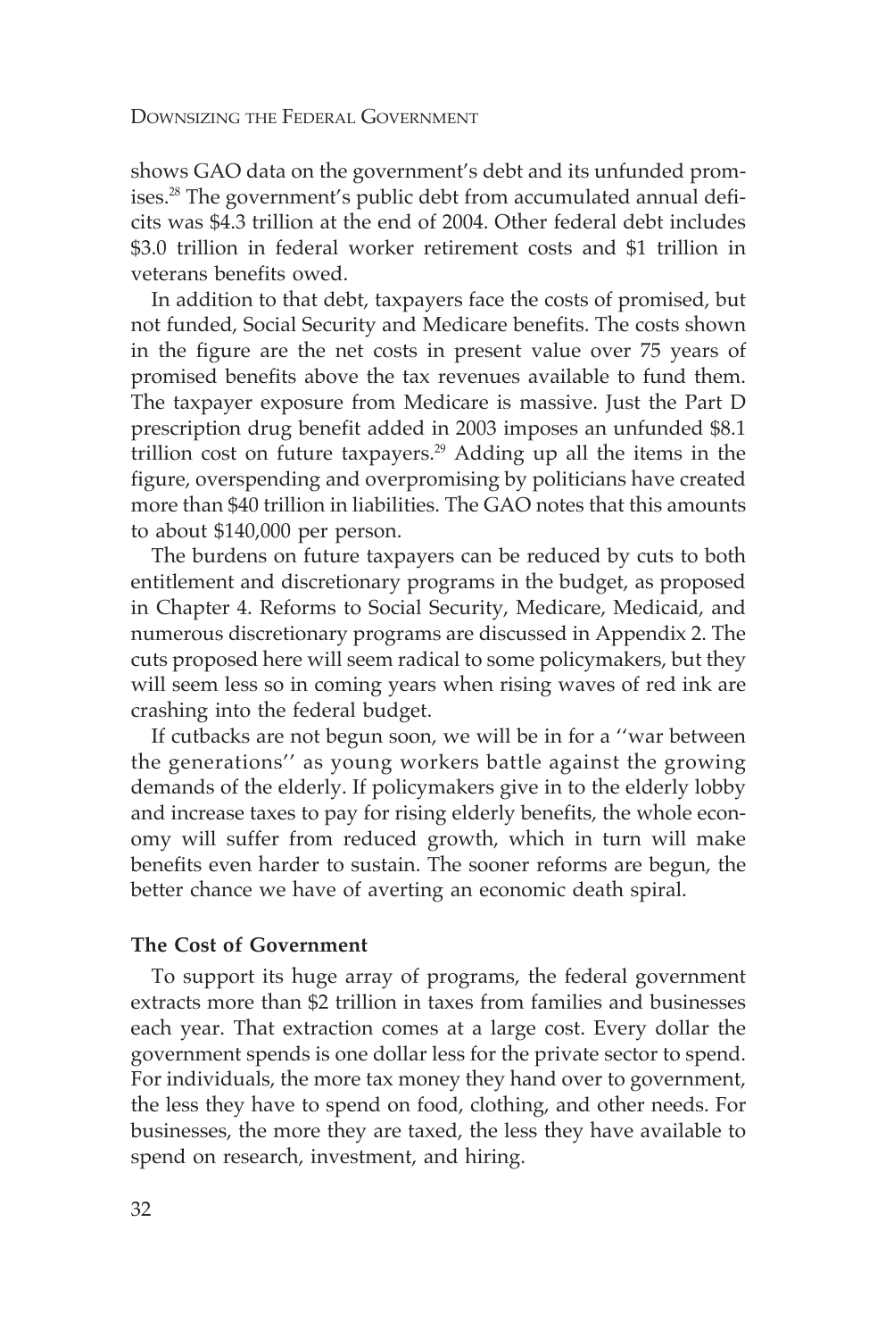shows GAO data on the government's debt and its unfunded promises.[28] The government's public debt from accumulated annual deficits was $4.3 trillion at the end of 2004. Other federal debt includes $3.0 trillion in federal worker retirement costs and $1 trillion in veterans benefits owed.

In addition to that debt, taxpayers face the costs of promised, but not funded, Social Security and Medicare benefits. The costs shown in the figure are the net costs in present value over 75 years of promised benefits above the tax revenues available to fund them. The taxpayer exposure from Medicare is massive. Just the Part D prescription drug benefit added in 2003 imposes an unfunded $8.1 trillion cost on future taxpayers.[29] Adding up all the items in the figure, overspending and overpromising by politicians have created more than $40 trillion in liabilities. The GAO notes that this amounts to about $140,000 per person.

The burdens on future taxpayers can be reduced by cuts to both entitlement and discretionary programs in the budget, as proposed in Chapter 4. Reforms to Social Security, Medicare, Medicaid, and numerous discretionary programs are discussed in Appendix 2. The cuts proposed here will seem radical to some policymakers, but they will seem less so in coming years when rising waves of red ink are crashing into the federal budget.

If cutbacks are not begun soon, we will be in for a ''war between the generations'' as young workers battle against the growing demands of the elderly. If policymakers give in to the elderly lobby and increase taxes to pay for rising elderly benefits, the whole economy will suffer from reduced growth, which in turn will make benefits even harder to sustain. The sooner reforms are begun, the better chance we have of averting an economic death spiral.

### The Cost of Government

To support its huge array of programs, the federal government extracts more than $2 trillion in taxes from families and businesses each year. That extraction comes at a large cost. Every dollar the government spends is one dollar less for the private sector to spend. For individuals, the more tax money they hand over to government, the less they have to spend on food, clothing, and other needs. For businesses, the more they are taxed, the less they have available to spend on research, investment, and hiring.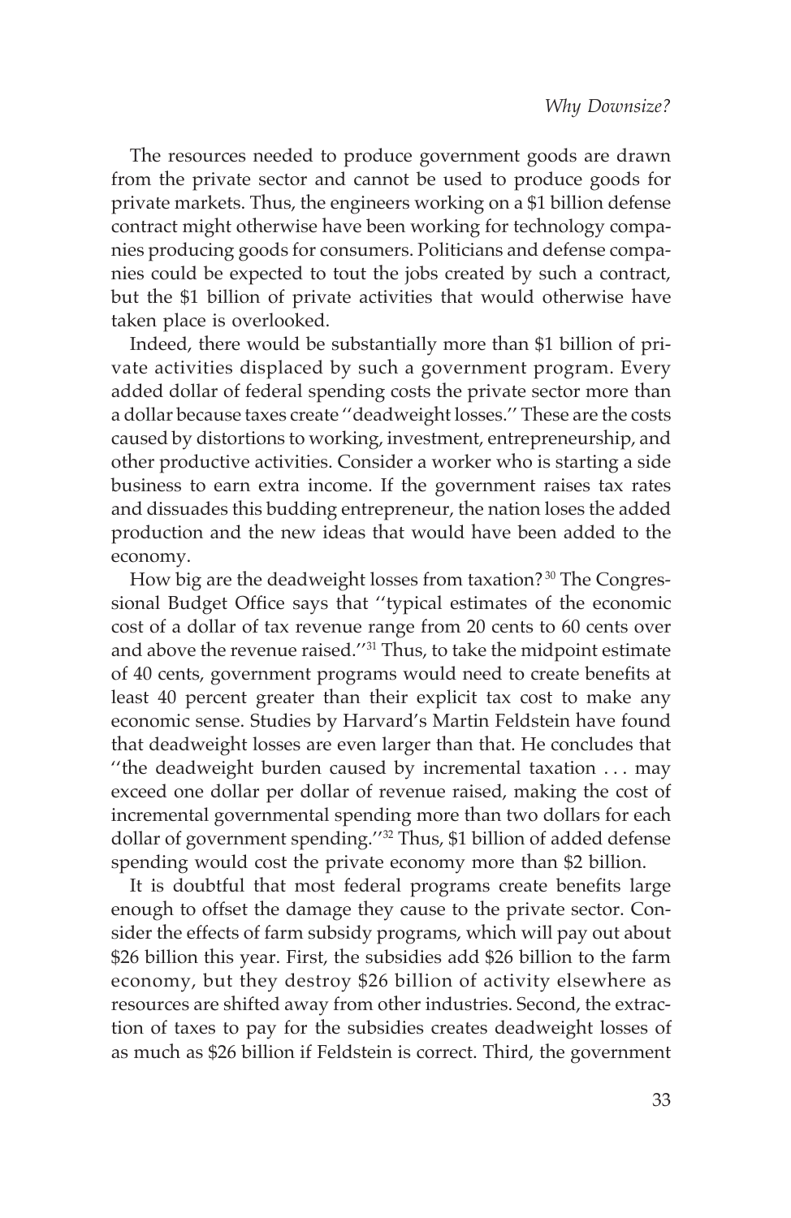The resources needed to produce government goods are drawn from the private sector and cannot be used to produce goods for private markets. Thus, the engineers working on a $1 billion defense contract might otherwise have been working for technology companies producing goods for consumers. Politicians and defense companies could be expected to tout the jobs created by such a contract, but the $1 billion of private activities that would otherwise have taken place is overlooked.

Indeed, there would be substantially more than $1 billion of private activities displaced by such a government program. Every added dollar of federal spending costs the private sector more than a dollar because taxes create ''deadweight losses.'' These are the costs caused by distortions to working, investment, entrepreneurship, and other productive activities. Consider a worker who is starting a side business to earn extra income. If the government raises tax rates and dissuades this budding entrepreneur, the nation loses the added production and the new ideas that would have been added to the economy.

How big are the deadweight losses from taxation?[30] The Congressional Budget Office says that ''typical estimates of the economic cost of a dollar of tax revenue range from 20 cents to 60 cents over and above the revenue raised.''[31] Thus, to take the midpoint estimate of 40 cents, government programs would need to create benefits at least 40 percent greater than their explicit tax cost to make any economic sense. Studies by Harvard's Martin Feldstein have found that deadweight losses are even larger than that. He concludes that ''the deadweight burden caused by incremental taxation . . . may exceed one dollar per dollar of revenue raised, making the cost of incremental governmental spending more than two dollars for each dollar of government spending.''[32] Thus, $1 billion of added defense spending would cost the private economy more than $2 billion.

It is doubtful that most federal programs create benefits large enough to offset the damage they cause to the private sector. Consider the effects of farm subsidy programs, which will pay out about $26 billion this year. First, the subsidies add $26 billion to the farm economy, but they destroy $26 billion of activity elsewhere as resources are shifted away from other industries. Second, the extraction of taxes to pay for the subsidies creates deadweight losses of as much as $26 billion if Feldstein is correct. Third, the government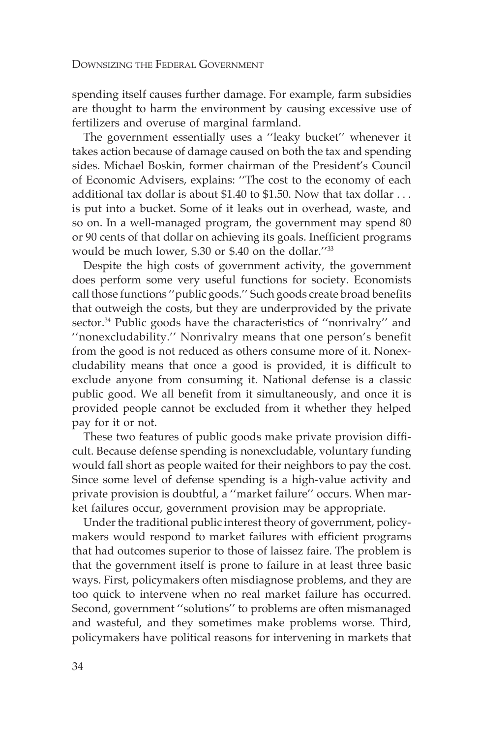spending itself causes further damage. For example, farm subsidies are thought to harm the environment by causing excessive use of fertilizers and overuse of marginal farmland.

The government essentially uses a ''leaky bucket'' whenever it takes action because of damage caused on both the tax and spending sides. Michael Boskin, former chairman of the President's Council of Economic Advisers, explains: ''The cost to the economy of each additional tax dollar is about $1.40 to $1.50. Now that tax dollar . . . is put into a bucket. Some of it leaks out in overhead, waste, and so on. In a well-managed program, the government may spend 80 or 90 cents of that dollar on achieving its goals. Inefficient programs would be much lower, $.30 or $.40 on the dollar.''[33]

Despite the high costs of government activity, the government does perform some very useful functions for society. Economists call those functions ''public goods.'' Such goods create broad benefits that outweigh the costs, but they are underprovided by the private sector.[34] Public goods have the characteristics of ''nonrivalry'' and ''nonexcludability.'' Nonrivalry means that one person's benefit from the good is not reduced as others consume more of it. Nonexcludability means that once a good is provided, it is difficult to exclude anyone from consuming it. National defense is a classic public good. We all benefit from it simultaneously, and once it is provided people cannot be excluded from it whether they helped pay for it or not.

These two features of public goods make private provision difficult. Because defense spending is nonexcludable, voluntary funding would fall short as people waited for their neighbors to pay the cost. Since some level of defense spending is a high-value activity and private provision is doubtful, a ''market failure'' occurs. When market failures occur, government provision may be appropriate.

Under the traditional public interest theory of government, policymakers would respond to market failures with efficient programs that had outcomes superior to those of laissez faire. The problem is that the government itself is prone to failure in at least three basic ways. First, policymakers often misdiagnose problems, and they are too quick to intervene when no real market failure has occurred. Second, government ''solutions'' to problems are often mismanaged and wasteful, and they sometimes make problems worse. Third, policymakers have political reasons for intervening in markets that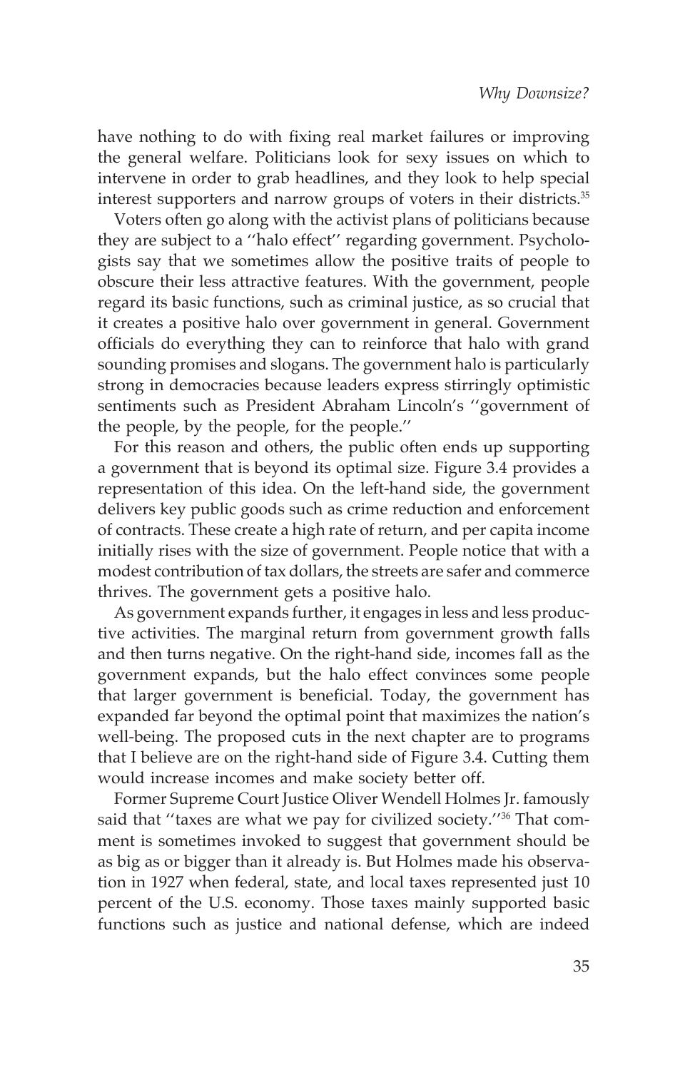have nothing to do with fixing real market failures or improving the general welfare. Politicians look for sexy issues on which to intervene in order to grab headlines, and they look to help special interest supporters and narrow groups of voters in their districts.[35]

Voters often go along with the activist plans of politicians because they are subject to a ''halo effect'' regarding government. Psychologists say that we sometimes allow the positive traits of people to obscure their less attractive features. With the government, people regard its basic functions, such as criminal justice, as so crucial that it creates a positive halo over government in general. Government officials do everything they can to reinforce that halo with grand sounding promises and slogans. The government halo is particularly strong in democracies because leaders express stirringly optimistic sentiments such as President Abraham Lincoln's ''government of the people, by the people, for the people.''

For this reason and others, the public often ends up supporting a government that is beyond its optimal size. Figure 3.4 provides a representation of this idea. On the left-hand side, the government delivers key public goods such as crime reduction and enforcement of contracts. These create a high rate of return, and per capita income initially rises with the size of government. People notice that with a modest contribution of tax dollars, the streets are safer and commerce thrives. The government gets a positive halo.

As government expands further, it engages in less and less productive activities. The marginal return from government growth falls and then turns negative. On the right-hand side, incomes fall as the government expands, but the halo effect convinces some people that larger government is beneficial. Today, the government has expanded far beyond the optimal point that maximizes the nation's well-being. The proposed cuts in the next chapter are to programs that I believe are on the right-hand side of Figure 3.4. Cutting them would increase incomes and make society better off.

Former Supreme Court Justice Oliver Wendell Holmes Jr. famously said that ''taxes are what we pay for civilized society.''[36] That comment is sometimes invoked to suggest that government should be as big as or bigger than it already is. But Holmes made his observation in 1927 when federal, state, and local taxes represented just 10 percent of the U.S. economy. Those taxes mainly supported basic functions such as justice and national defense, which are indeed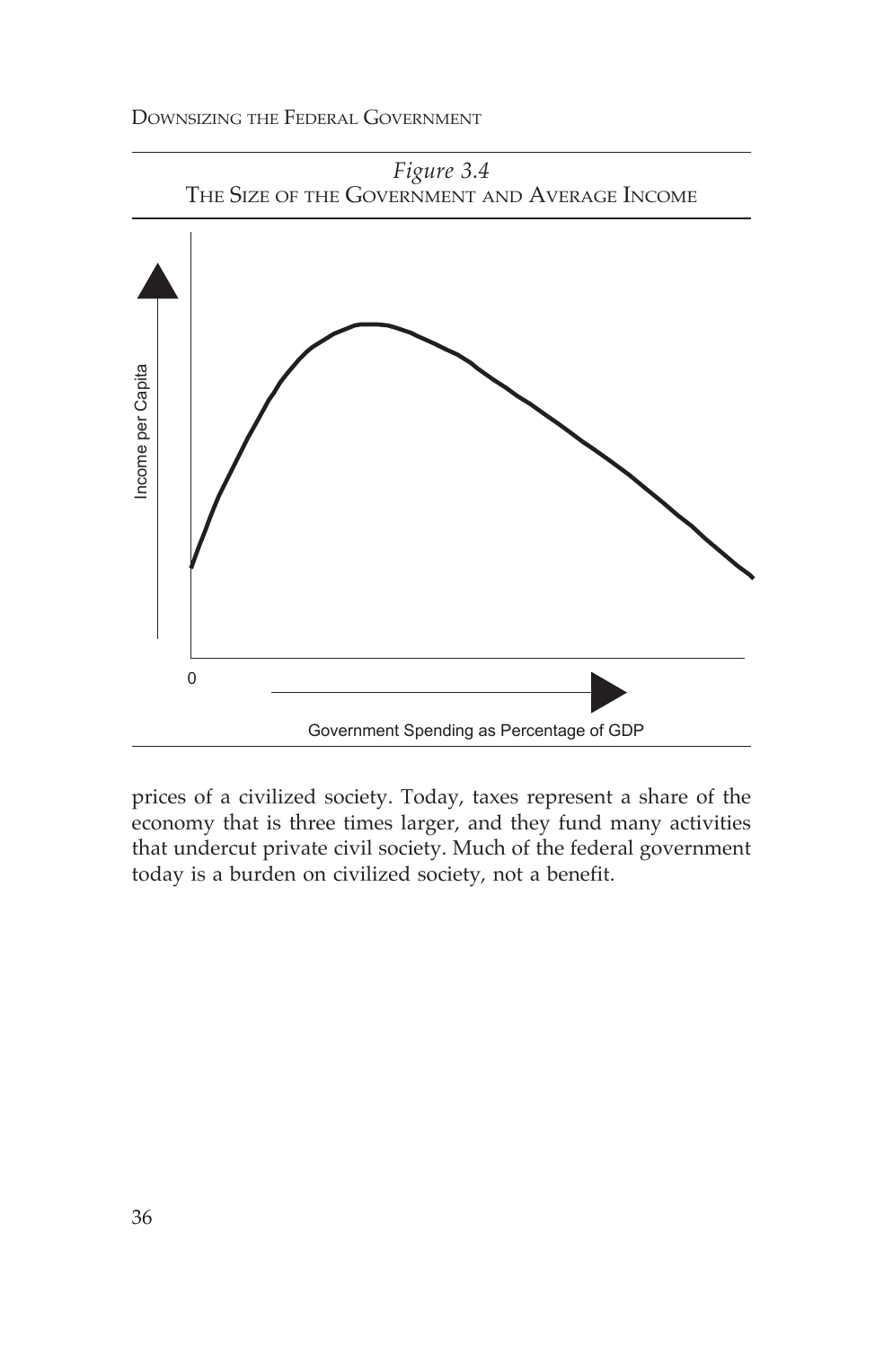*Figure 3.4*
THE SIZE OF THE GOVERNMENT AND AVERAGE INCOME

Income per Capita

0

Government Spending as Percentage of GDP

prices of a civilized society. Today, taxes represent a share of the economy that is three times larger, and they fund many activities that undercut private civil society. Much of the federal government today is a burden on civilized society, not a benefit.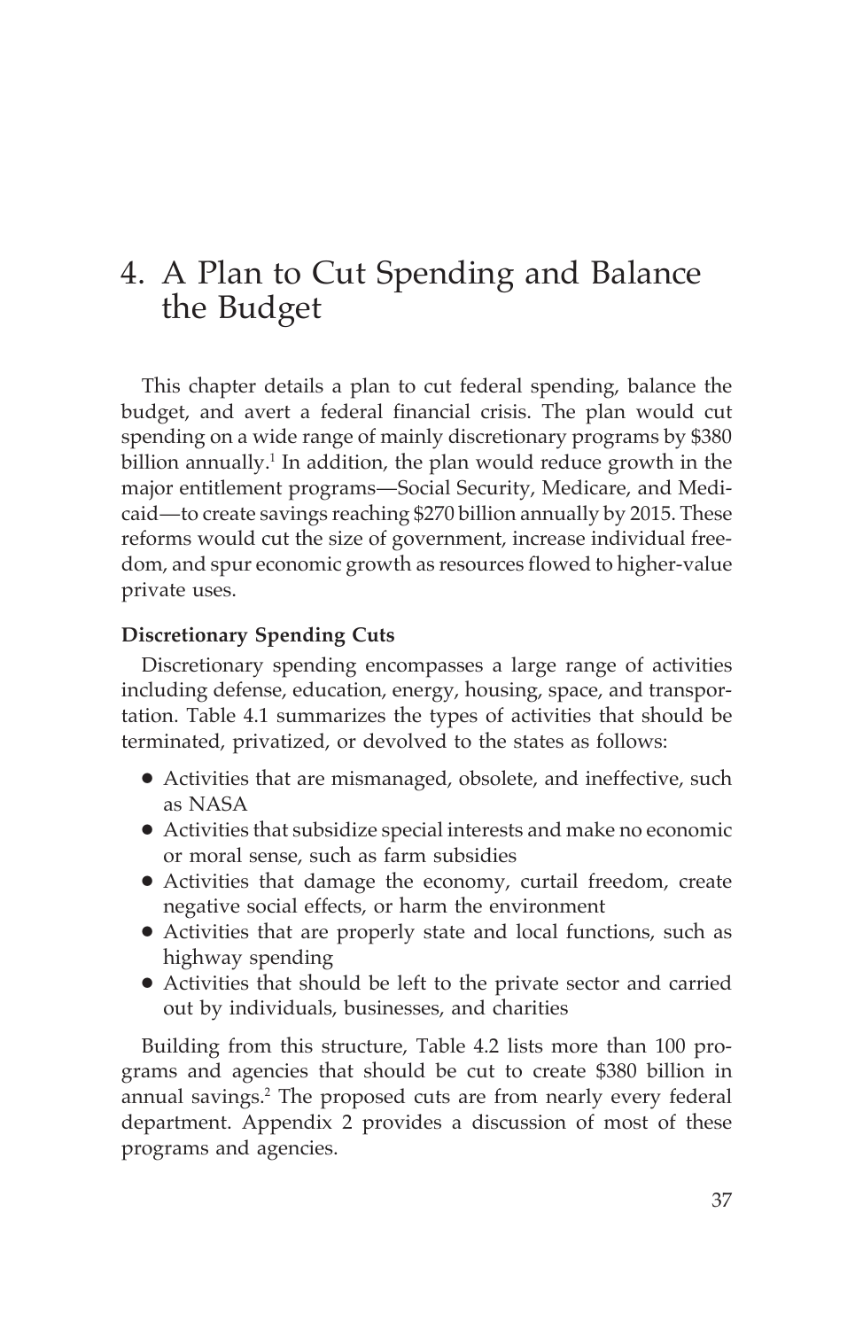# 4. A Plan to Cut Spending and Balance the Budget

This chapter details a plan to cut federal spending, balance the budget, and avert a federal financial crisis. The plan would cut spending on a wide range of mainly discretionary programs by $380 billion annually.[1] In addition, the plan would reduce growth in the major entitlement programs—Social Security, Medicare, and Medicaid—to create savings reaching $270 billion annually by 2015. These reforms would cut the size of government, increase individual freedom, and spur economic growth as resources flowed to higher-value private uses.

### Discretionary Spending Cuts

Discretionary spending encompasses a large range of activities including defense, education, energy, housing, space, and transportation. Table 4.1 summarizes the types of activities that should be terminated, privatized, or devolved to the states as follows:

- Activities that are mismanaged, obsolete, and ineffective, such as NASA
- Activities that subsidize special interests and make no economic or moral sense, such as farm subsidies
- Activities that damage the economy, curtail freedom, create negative social effects, or harm the environment
- Activities that are properly state and local functions, such as highway spending
- Activities that should be left to the private sector and carried out by individuals, businesses, and charities

Building from this structure, Table 4.2 lists more than 100 programs and agencies that should be cut to create $380 billion in annual savings.[2] The proposed cuts are from nearly every federal department. Appendix 2 provides a discussion of most of these programs and agencies.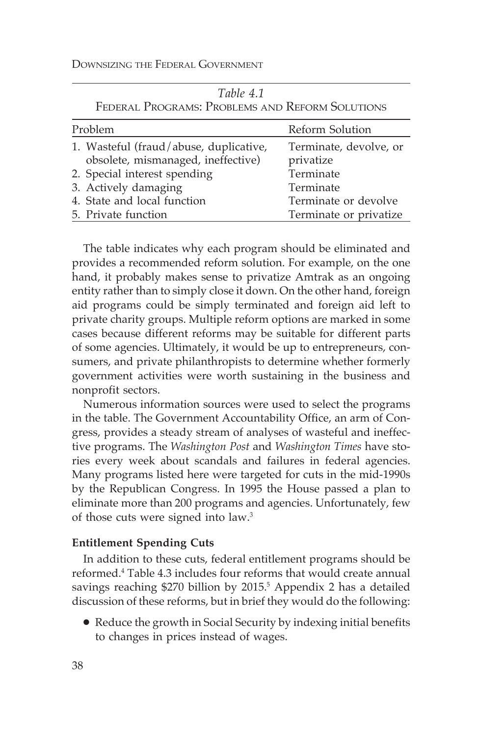*Table 4.1*
Federal Programs: Problems and Reform Solutions

| Problem | Reform Solution |
|---|---|
| 1. Wasteful (fraud/abuse, duplicative, obsolete, mismanaged, ineffective) | Terminate, devolve, or privatize |
| 2. Special interest spending | Terminate |
| 3. Actively damaging | Terminate |
| 4. State and local function | Terminate or devolve |
| 5. Private function | Terminate or privatize |

The table indicates why each program should be eliminated and provides a recommended reform solution. For example, on the one hand, it probably makes sense to privatize Amtrak as an ongoing entity rather than to simply close it down. On the other hand, foreign aid programs could be simply terminated and foreign aid left to private charity groups. Multiple reform options are marked in some cases because different reforms may be suitable for different parts of some agencies. Ultimately, it would be up to entrepreneurs, consumers, and private philanthropists to determine whether formerly government activities were worth sustaining in the business and nonprofit sectors.

Numerous information sources were used to select the programs in the table. The Government Accountability Office, an arm of Congress, provides a steady stream of analyses of wasteful and ineffective programs. The *Washington Post* and *Washington Times* have stories every week about scandals and failures in federal agencies. Many programs listed here were targeted for cuts in the mid-1990s by the Republican Congress. In 1995 the House passed a plan to eliminate more than 200 programs and agencies. Unfortunately, few of those cuts were signed into law.[3]

### Entitlement Spending Cuts

In addition to these cuts, federal entitlement programs should be reformed.[4] Table 4.3 includes four reforms that would create annual savings reaching $270 billion by 2015.[5] Appendix 2 has a detailed discussion of these reforms, but in brief they would do the following:

- Reduce the growth in Social Security by indexing initial benefits to changes in prices instead of wages.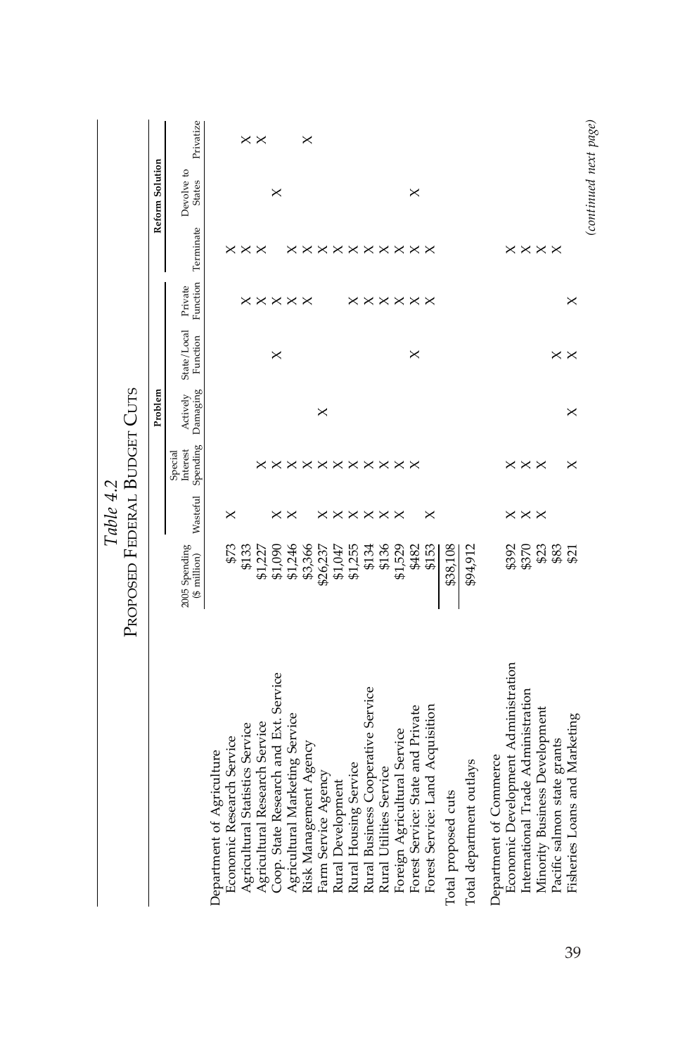*Table 4.2*

# Proposed Federal Budget Cuts

| | 2005 Spending ($ million) | Problem | | | | | Reform Solution | | |
|---|---|---|---|---|---|---|---|---|---|
| | | Wasteful | Special Interest Spending | Actively Damaging | State/Local Function | Private Function | Terminate | Devolve to States | Privatize |
| Department of Agriculture | | | | | | | | | |
| Economic Research Service | $73 | X | | | | | X | | |
| Agricultural Statistics Service | $133 | | | | | X | X | | X |
| Agricultural Research Service | $1,227 | | X | | | X | X | | X |
| Coop. State Research and Ext. Service | $1,090 | X | X | | X | X | | X | |
| Agricultural Marketing Service | $1,246 | X | X | | | X | X | | |
| Risk Management Agency | $3,366 | | X | | | X | X | | X |
| Farm Service Agency | $26,237 | X | X | X | | | X | | |
| Rural Development | $1,047 | X | X | | | | X | | |
| Rural Housing Service | $1,255 | X | X | | | X | X | | |
| Rural Business Cooperative Service | $134 | X | X | | | X | X | | |
| Rural Utilities Service | $136 | X | X | | | X | X | | |
| Foreign Agricultural Service | $1,529 | X | X | | | X | X | | |
| Forest Service: State and Private | $482 | | X | | X | X | X | X | |
| Forest Service: Land Acquisition | $153 | X | | | | X | X | | |
| Total proposed cuts | $38,108 | | | | | | | | |
| Total department outlays | $94,912 | | | | | | | | |
| Department of Commerce | | | | | | | | | |
| Economic Development Administration | $392 | X | X | | | | X | | |
| International Trade Administration | $370 | X | X | | | | X | | |
| Minority Business Development | $23 | X | X | | | | X | | |
| Pacific salmon state grants | $83 | | | | X | | X | | |
| Fisheries Loans and Marketing | $21 | | X | X | X | X | | | |

*(continued next page)*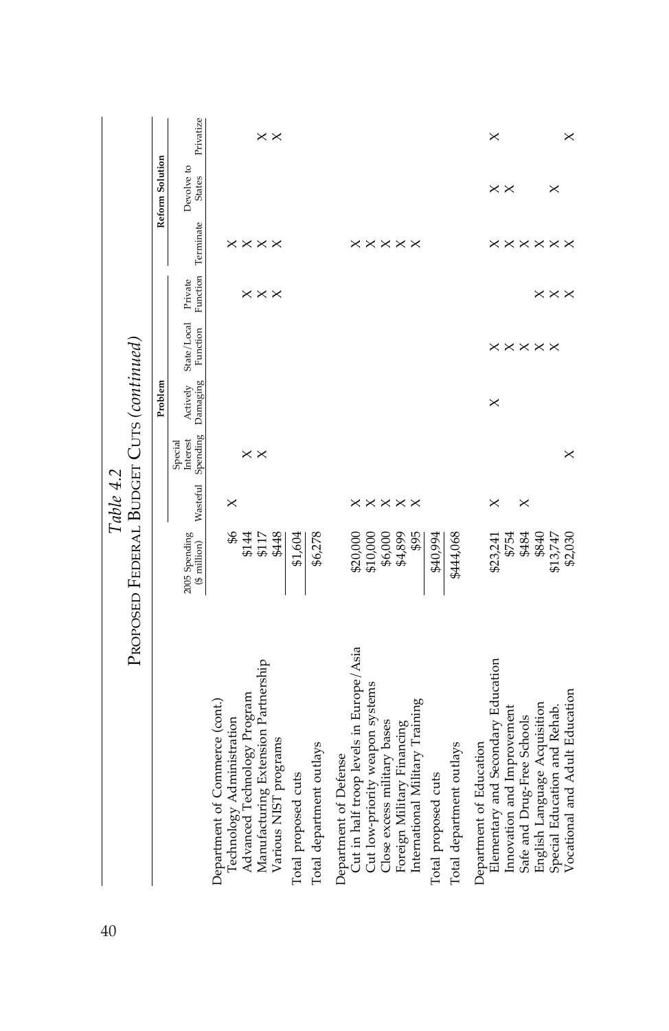*Table 4.2*

PROPOSED FEDERAL BUDGET CUTS (*continued*)

| | 2005 Spending ($ million) | Problem | | | | | Reform Solution | | |
|---|---|---|---|---|---|---|---|---|---|
| | | Wasteful | Special Interest Spending | Actively Damaging | State/Local Function | Private Function | Terminate | Devolve to States | Privatize |
| **Department of Commerce (cont.)** | | | | | | | | | |
| Technology Administration | $6 | X | | | | | X | | |
| Advanced Technology Program | $144 | | X | | | X | X | | |
| Manufacturing Extension Partnership | $117 | | X | | | X | X | | X |
| Various NIST programs | $448 | | | | | X | X | | X |
| Total proposed cuts | $1,604 | | | | | | | | |
| Total department outlays | $6,278 | | | | | | | | |
| **Department of Defense** | | | | | | | | | |
| Cut in half troop levels in Europe/Asia | $20,000 | X | | | | | X | | |
| Cut low-priority weapon systems | $10,000 | X | | | | | X | | |
| Close excess military bases | $6,000 | X | | | | | X | | |
| Foreign Military Financing | $4,899 | X | | | | | X | | |
| International Military Training | $95 | X | | | | | X | | |
| Total proposed cuts | $40,994 | | | | | | | | |
| Total department outlays | $444,068 | | | | | | | | |
| **Department of Education** | | | | | | | | | |
| Elementary and Secondary Education | $23,241 | X | | X | X | | X | X | X |
| Innovation and Improvement | $754 | | | | X | | X | X | |
| Safe and Drug-Free Schools | $484 | X | | | X | | X | | |
| English Language Acquisition | $840 | | | | X | X | X | | |
| Special Education and Rehab. | $13,747 | | | | X | X | X | X | |
| Vocational and Adult Education | $2,030 | | X | | | X | X | | X |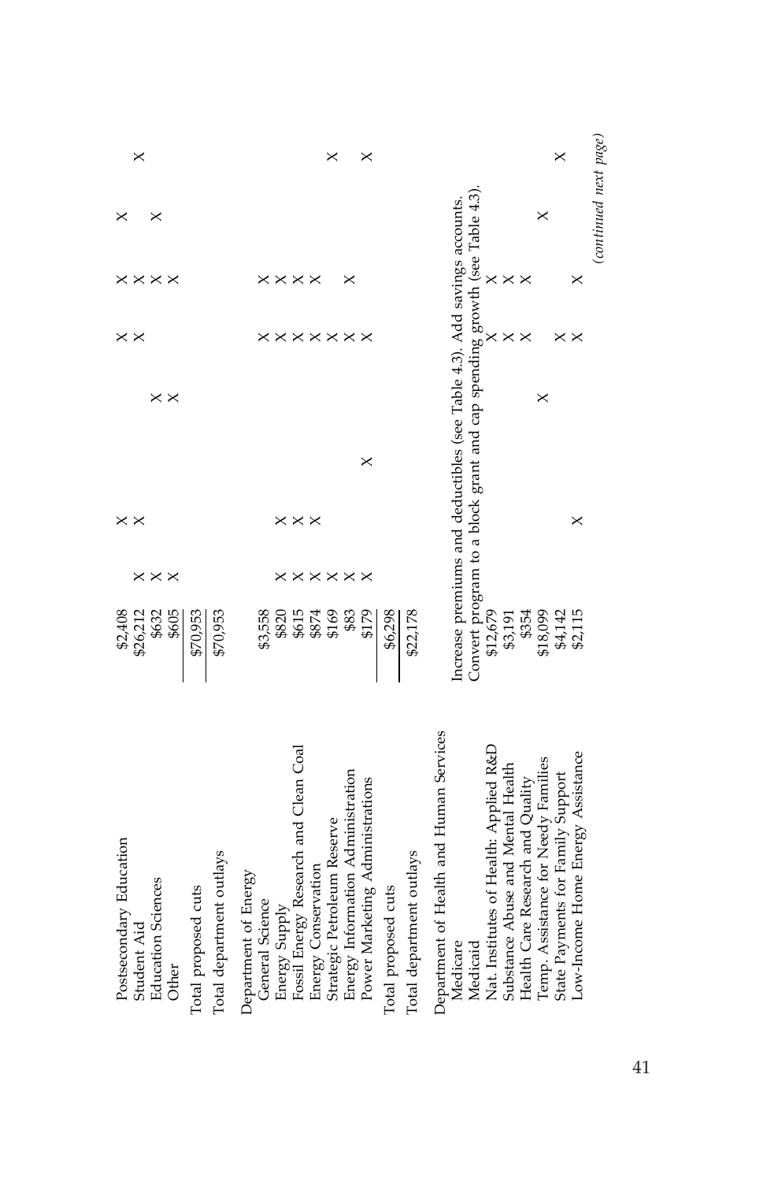| | | | | | | | | | |
|---|---|---|---|---|---|---|---|---|---|
| Postsecondary Education | $2,408 | | X | | | X | X | X | |
| Student Aid | $26,212 | X | X | | | X | X | | X |
| Education Sciences | $632 | X | | | X | | X | X | |
| Other | $605 | X | | | X | | X | | |
| Total proposed cuts | $70,953 | | | | | | | | |
| Total department outlays | $70,953 | | | | | | | | |
| Department of Energy | | | | | | | | | |
| General Science | $3,558 | | | | | X | X | | |
| Energy Supply | $820 | X | X | | | X | X | | |
| Fossil Energy Research and Clean Coal | $615 | X | X | | | X | X | | |
| Energy Conservation | $874 | X | X | | | X | X | | |
| Strategic Petroleum Reserve | $169 | X | | | | X | X | | X |
| Energy Information Administration | $83 | X | | X | | X | | | |
| Power Marketing Administrations | $179 | X | | | | X | | | X |
| Total proposed cuts | $6,298 | | | | | | | | |
| Total department outlays | $22,178 | | | | | | | | |
| Department of Health and Human Services | | | | | | | | | |
| Medicare | Increase premiums and deductibles (see Table 4.3). Add savings accounts. | | | | | | | | |
| Medicaid | Convert program to a block grant and cap spending growth (see Table 4.3). | | | | | | | | |
| Nat. Institutes of Health: Applied R&D | $12,679 | | | | | X | X | | |
| Substance Abuse and Mental Health | $3,191 | | | | | X | X | | |
| Health Care Research and Quality | $354 | | | | | X | X | | |
| Temp. Assistance for Needy Families | $18,099 | | | | X | | | X | |
| State Payments for Family Support | $4,142 | | | | | X | | | X |
| Low-Income Home Energy Assistance | $2,115 | | X | | | X | X | | |

*(continued next page)*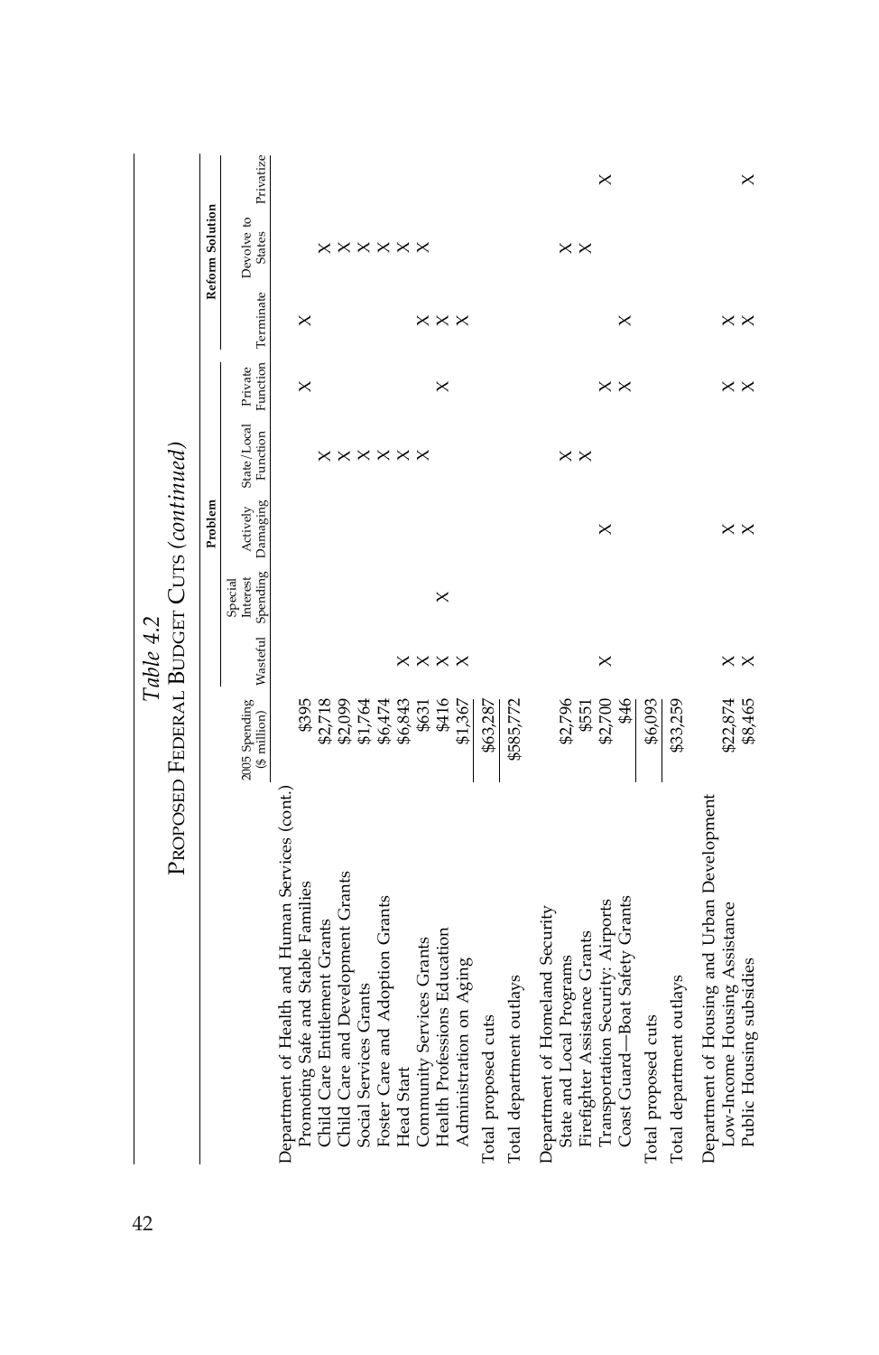*Table 4.2*

Proposed Federal Budget Cuts *(continued)*

| | 2005 Spending ($ million) | Problem | | | | | Reform Solution | | |
|---|---|---|---|---|---|---|---|---|---|
| | | Wasteful | Special Interest Spending | Actively Damaging | State/Local Function | Private Function | Terminate | Devolve to States | Privatize |
| Department of Health and Human Services (cont.) | | | | | | | | | |
| Promoting Safe and Stable Families | $395 | | | | | × | × | | |
| Child Care Entitlement Grants | $2,718 | | | | × | | | × | |
| Child Care and Development Grants | $2,099 | | | | × | | | × | |
| Social Services Grants | $1,764 | | | | × | | | × | |
| Foster Care and Adoption Grants | $6,474 | | | | × | | | × | |
| Head Start | $6,843 | × | | | × | | | × | |
| Community Services Grants | $631 | × | | | × | | × | × | |
| Health Professions Education | $416 | × | × | | | × | × | | |
| Administration on Aging | $1,367 | × | | | | | × | | |
| Total proposed cuts | $63,287 | | | | | | | | |
| Total department outlays | $585,772 | | | | | | | | |
| Department of Homeland Security | | | | | | | | | |
| State and Local Programs | $2,796 | | | | × | | | × | |
| Firefighter Assistance Grants | $551 | | | | × | | | × | |
| Transportation Security: Airports | $2,700 | × | | × | | × | | | × |
| Coast Guard—Boat Safety Grants | $46 | | | | | × | × | | |
| Total proposed cuts | $6,093 | | | | | | | | |
| Total department outlays | $33,259 | | | | | | | | |
| Department of Housing and Urban Development | | | | | | | | | |
| Low-Income Housing Assistance | $22,874 | × | | × | | × | × | | |
| Public Housing subsidies | $8,465 | × | | × | | × | × | | × |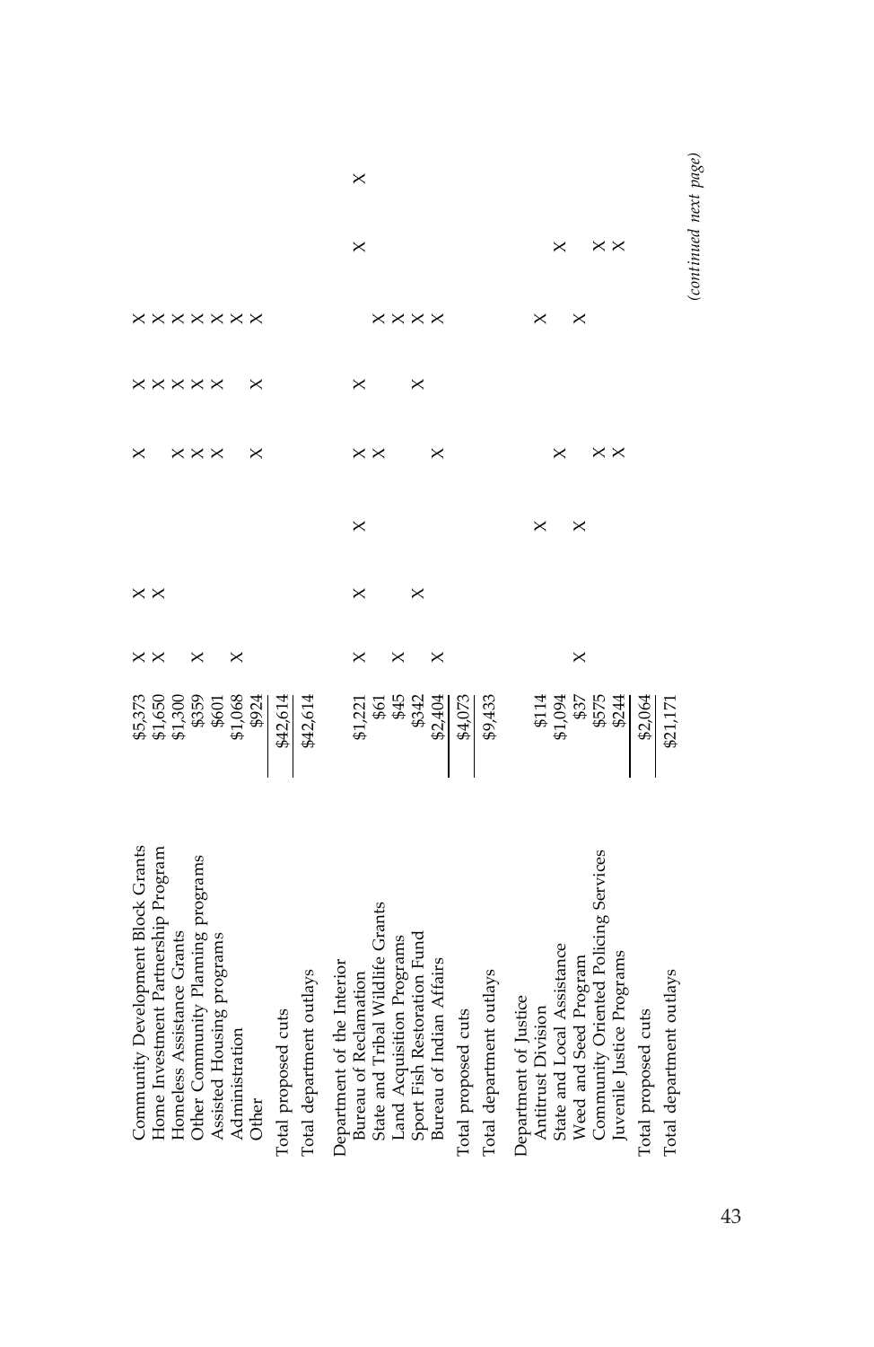| | | | | | | | | | |
|---|---|---|---|---|---|---|---|---|---|
| Community Development Block Grants | \$5,373 | × | × | | × | × | × | | |
| Home Investment Partnership Program | \$1,650 | × | × | | | × | × | | |
| Homeless Assistance Grants | \$1,300 | | | | | × | × | | |
| Other Community Planning programs | \$359 | × | | | × | × | × | | |
| Assisted Housing programs | \$601 | | | | × | × | × | | |
| Administration | \$1,068 | × | | | × | | × | | |
| Other | \$924 | | | | × | × | × | | |
| Total proposed cuts | \$42,614 | | | | | | | | |
| Total department outlays | \$42,614 | | | | | | | | |
| Department of the Interior | | | | | | | | | |
| Bureau of Reclamation | \$1,221 | × | × | × | × | × | | × | × |
| State and Tribal Wildlife Grants | \$61 | | | | × | | × | | |
| Land Acquisition Programs | \$45 | × | | | | | × | | |
| Sport Fish Restoration Fund | \$342 | | × | | | × | × | | |
| Bureau of Indian Affairs | \$2,404 | × | | | × | | × | | |
| Total proposed cuts | \$4,073 | | | | | | | | |
| Total department outlays | \$9,433 | | | | | | | | |
| Department of Justice | | | | | | | | | |
| Antitrust Division | \$114 | | | × | | | × | | |
| State and Local Assistance | \$1,094 | | | | × | | | × | |
| Weed and Seed Program | \$37 | × | | × | | | × | | |
| Community Oriented Policing Services | \$575 | | | | × | | | × | |
| Juvenile Justice Programs | \$244 | | | | × | | | × | |
| Total proposed cuts | \$2,064 | | | | | | | | |
| Total department outlays | \$21,171 | | | | | | | | |

*(continued next page)*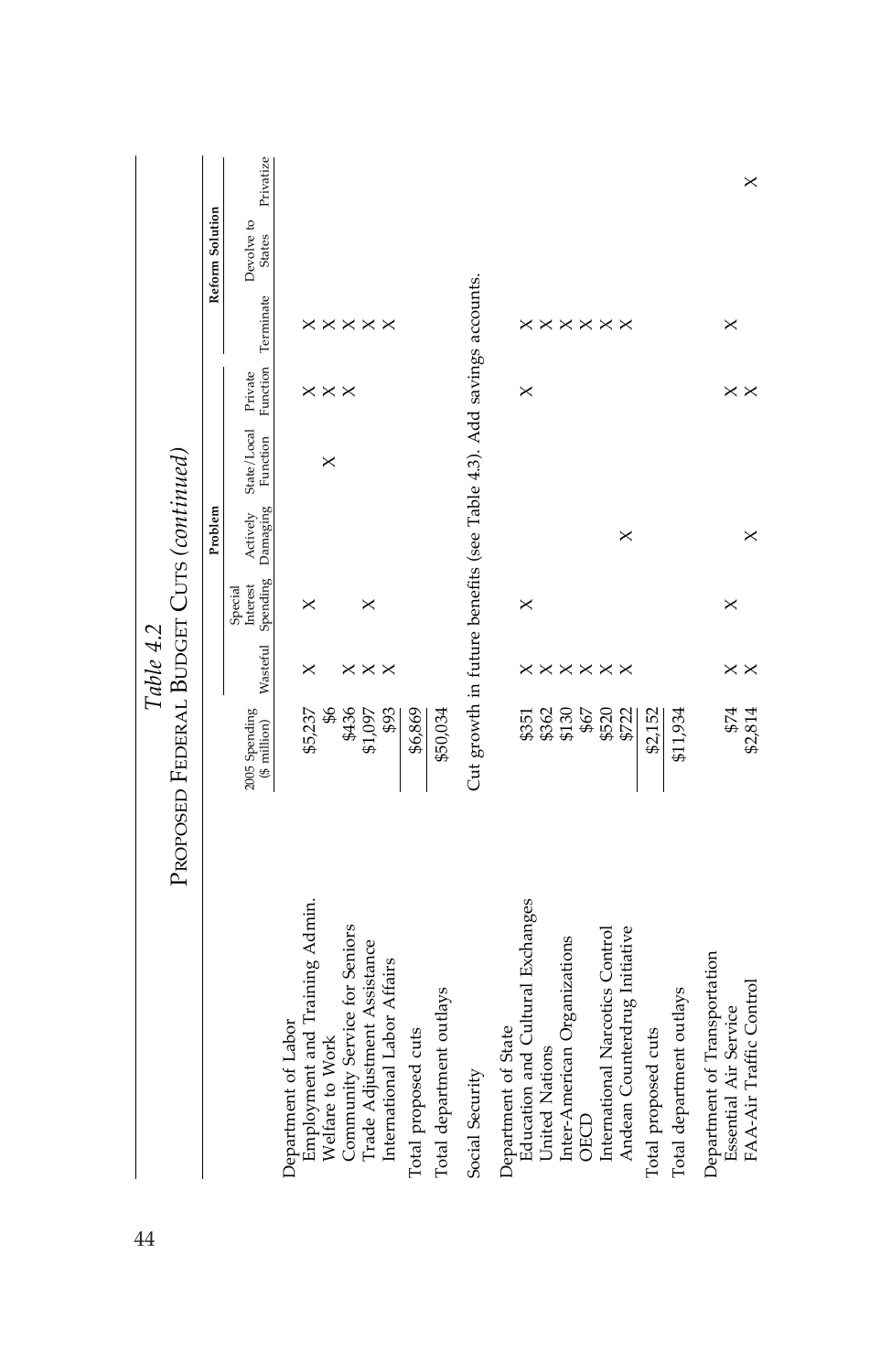*Table 4.2*

PROPOSED FEDERAL BUDGET CUTS (*continued*)

| | 2005 Spending ($ million) | Problem | | | | | Reform Solution | | |
|---|---|---|---|---|---|---|---|---|---|
| | | Wasteful | Special Interest Spending | Actively Damaging | State/Local Function | Private Function | Terminate | Devolve to States | Privatize |
| **Department of Labor** | | | | | | | | | |
| Employment and Training Admin. | $5,237 | X | X | | | X | X | | |
| Welfare to Work | $6 | | | | X | X | X | | |
| Community Service for Seniors | $436 | X | | | | X | X | | |
| Trade Adjustment Assistance | $1,097 | X | X | | | | X | | |
| International Labor Affairs | $93 | X | | | | | X | | |
| Total proposed cuts | $6,869 | | | | | | | | |
| Total department outlays | $50,034 | | | | | | | | |
| Social Security | Cut growth in future benefits (see Table 4.3). Add savings accounts. | | | | | | | | |
| **Department of State** | | | | | | | | | |
| Education and Cultural Exchanges | $351 | X | X | | | X | X | | |
| United Nations | $362 | X | | | | | X | | |
| Inter-American Organizations | $130 | X | | | | | X | | |
| OECD | $67 | X | | | | | X | | |
| International Narcotics Control | $520 | X | | X | | | X | | |
| Andean Counterdrug Initiative | $722 | X | | | | | X | | |
| Total proposed cuts | $2,152 | | | | | | | | |
| Total department outlays | $11,934 | | | | | | | | |
| **Department of Transportation** | | | | | | | | | |
| Essential Air Service | $74 | X | X | | | X | X | | |
| FAA-Air Traffic Control | $2,814 | X | | X | | X | | | X |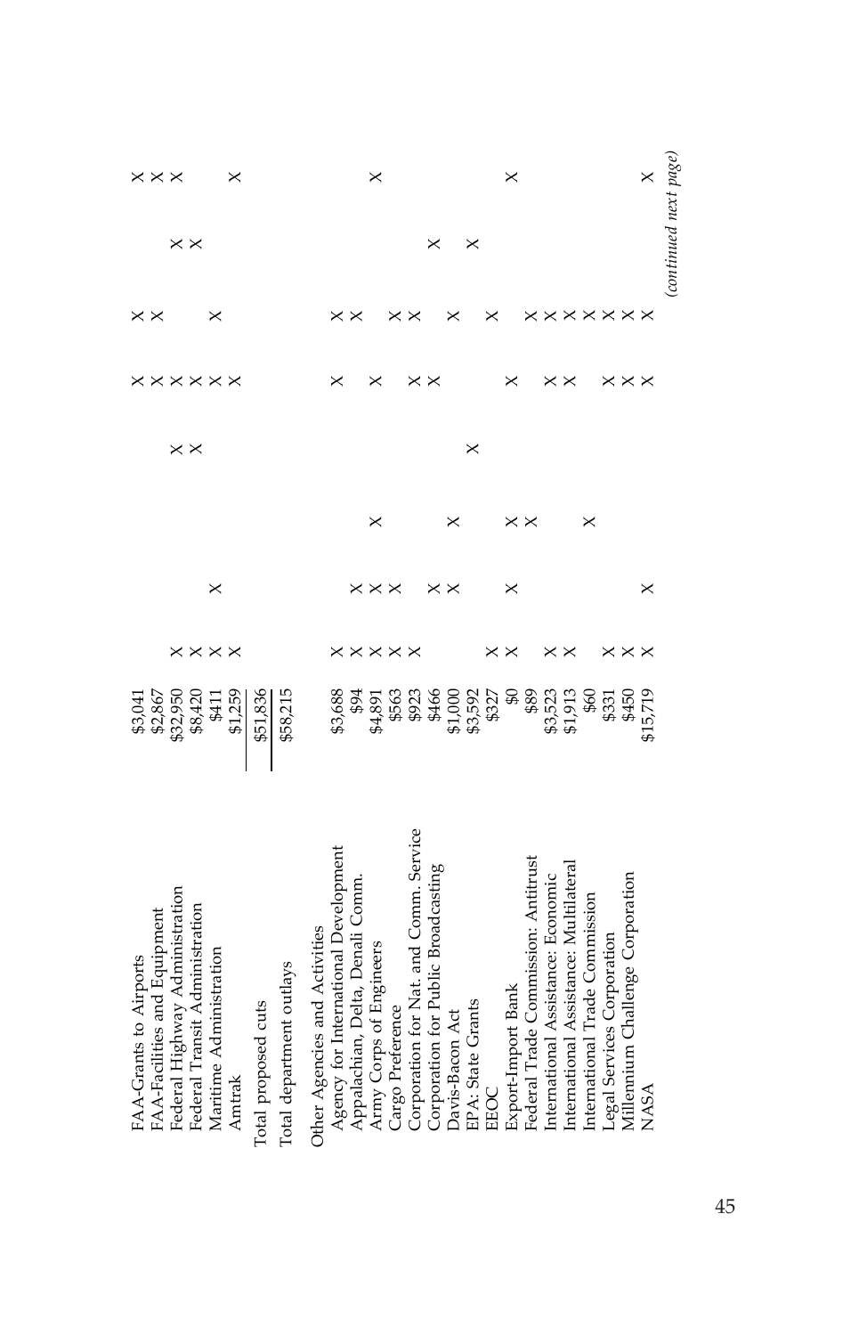| | | | | | | | | | |
|---|---|---|---|---|---|---|---|---|---|
| FAA-Grants to Airports | $3,041 | | | | | × | × | | × |
| FAA-Facilities and Equipment | $2,867 | | | | | × | × | | × |
| Federal Highway Administration | $32,950 | × | | | × | × | | × | × |
| Federal Transit Administration | $8,420 | × | | | × | × | | × | |
| Maritime Administration | $411 | × | × | | | × | × | | |
| Amtrak | $1,259 | × | | | | | | | × |
| Total proposed cuts | $51,836 | | | | | | | | |
| Total department outlays | $58,215 | | | | | | | | |
| Other Agencies and Activities | | | | | | | | | |
| Agency for International Development | $3,688 | × | | | | × | × | | |
| Appalachian, Delta, Denali Comm. | $94 | × | × | | | | × | | |
| Army Corps of Engineers | $4,891 | × | × | × | | × | | | × |
| Cargo Preference | $563 | × | × | | | × | × | | |
| Corporation for Nat. and Comm. Service | $923 | × | | | | × | × | | |
| Corporation for Public Broadcasting | $466 | | × | | | | | × | |
| Davis-Bacon Act | $1,000 | | × | × | | | × | | |
| EPA: State Grants | $3,592 | | | | × | | | × | |
| EEOC | $327 | × | | | | | × | | |
| Export-Import Bank | $0 | × | × | × | | × | | | × |
| Federal Trade Commission: Antitrust | $89 | | | × | | | × | | |
| International Assistance: Economic | $3,523 | × | | | | × | × | | |
| International Assistance: Multilateral | $1,913 | × | | | | × | × | | |
| International Trade Commission | $60 | | | × | | | × | | |
| Legal Services Corporation | $331 | × | | | | × | × | | |
| Millennium Challenge Corporation | $450 | × | | | | × | × | | |
| NASA | $15,719 | × | × | | | × | × | | × |

*(continued next page)*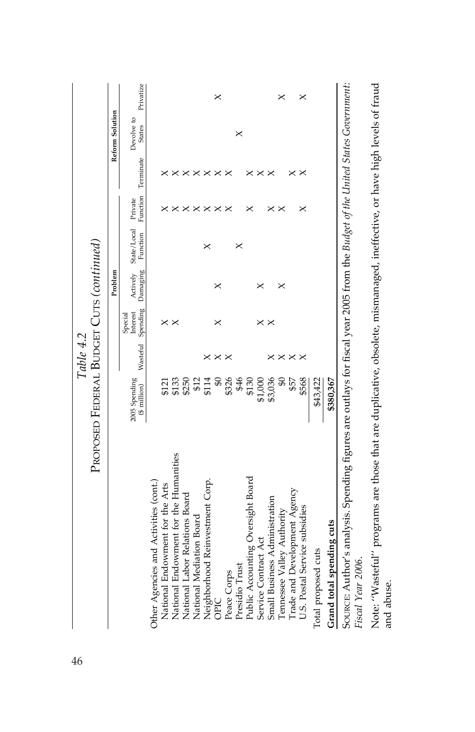*Table 4.2*

Proposed Federal Budget Cuts (*continued*)

| | 2005 Spending ($ million) | Problem | | | | | Reform Solution | | |
|---|---|---|---|---|---|---|---|---|---|
| | | Wasteful | Special Interest Spending | Actively Damaging | State/Local Function | Private Function | Terminate | Devolve to States | Privatize |
| Other Agencies and Activities (cont.) | | | | | | | | | |
| National Endowment for the Arts | $121 | | × | | | × | × | | |
| National Endowment for the Humanities | $133 | | × | | | × | × | | |
| National Labor Relations Board | $250 | | | | | × | × | | |
| National Mediation Board | $12 | | | | | × | × | | |
| Neighborhood Reinvestment Corp. | $114 | × | | | × | × | × | | |
| OPIC | $0 | × | × | × | | × | × | | × |
| Peace Corps | $326 | × | | | | × | × | | |
| Presidio Trust | $46 | | | | × | | | × | |
| Public Accounting Oversight Board | $130 | | | | | × | × | | |
| Service Contract Act | $1,000 | | × | × | | | × | | |
| Small Business Administration | $3,036 | × | × | | | × | × | | |
| Tennessee Valley Authority | $0 | × | | × | | × | | | × |
| Trade and Development Agency | $57 | × | | | | | × | | |
| U.S. Postal Service subsidies | $568 | × | | | | × | × | | × |
| Total proposed cuts | $43,422 | | | | | | | | |
| **Grand total spending cuts** | **$380,367** | | | | | | | | |

Source: Author's analysis. Spending figures are outlays for fiscal year 2005 from the *Budget of the United States Government: Fiscal Year 2006*.

Note: "Wasteful" programs are those that are duplicative, obsolete, mismanaged, ineffective, or have high levels of fraud and abuse.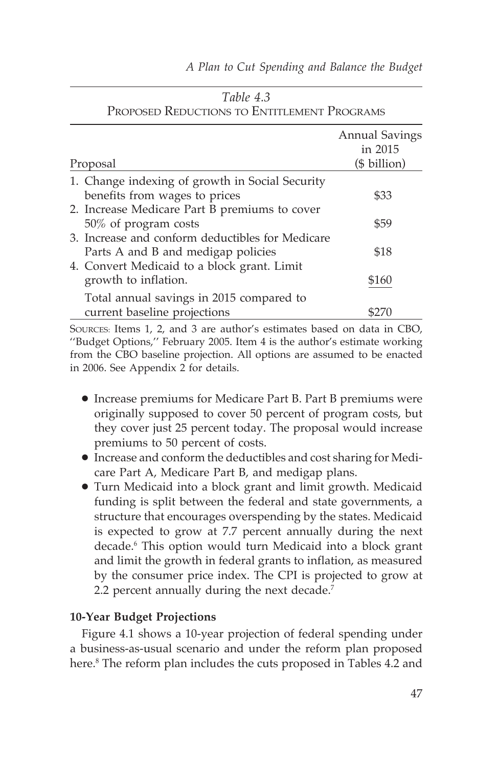*Table 4.3*
Proposed Reductions to Entitlement Programs

| Proposal | Annual Savings in 2015 ($ billion) |
|---|---|
| 1. Change indexing of growth in Social Security benefits from wages to prices | $33 |
| 2. Increase Medicare Part B premiums to cover 50% of program costs | $59 |
| 3. Increase and conform deductibles for Medicare Parts A and B and medigap policies | $18 |
| 4. Convert Medicaid to a block grant. Limit growth to inflation. | $160 |
| Total annual savings in 2015 compared to current baseline projections | $270 |

Sources: Items 1, 2, and 3 are author's estimates based on data in CBO, ''Budget Options,'' February 2005. Item 4 is the author's estimate working from the CBO baseline projection. All options are assumed to be enacted in 2006. See Appendix 2 for details.

- Increase premiums for Medicare Part B. Part B premiums were originally supposed to cover 50 percent of program costs, but they cover just 25 percent today. The proposal would increase premiums to 50 percent of costs.
- Increase and conform the deductibles and cost sharing for Medicare Part A, Medicare Part B, and medigap plans.
- Turn Medicaid into a block grant and limit growth. Medicaid funding is split between the federal and state governments, a structure that encourages overspending by the states. Medicaid is expected to grow at 7.7 percent annually during the next decade.[6] This option would turn Medicaid into a block grant and limit the growth in federal grants to inflation, as measured by the consumer price index. The CPI is projected to grow at 2.2 percent annually during the next decade.[7]

**10-Year Budget Projections**

Figure 4.1 shows a 10-year projection of federal spending under a business-as-usual scenario and under the reform plan proposed here.[8] The reform plan includes the cuts proposed in Tables 4.2 and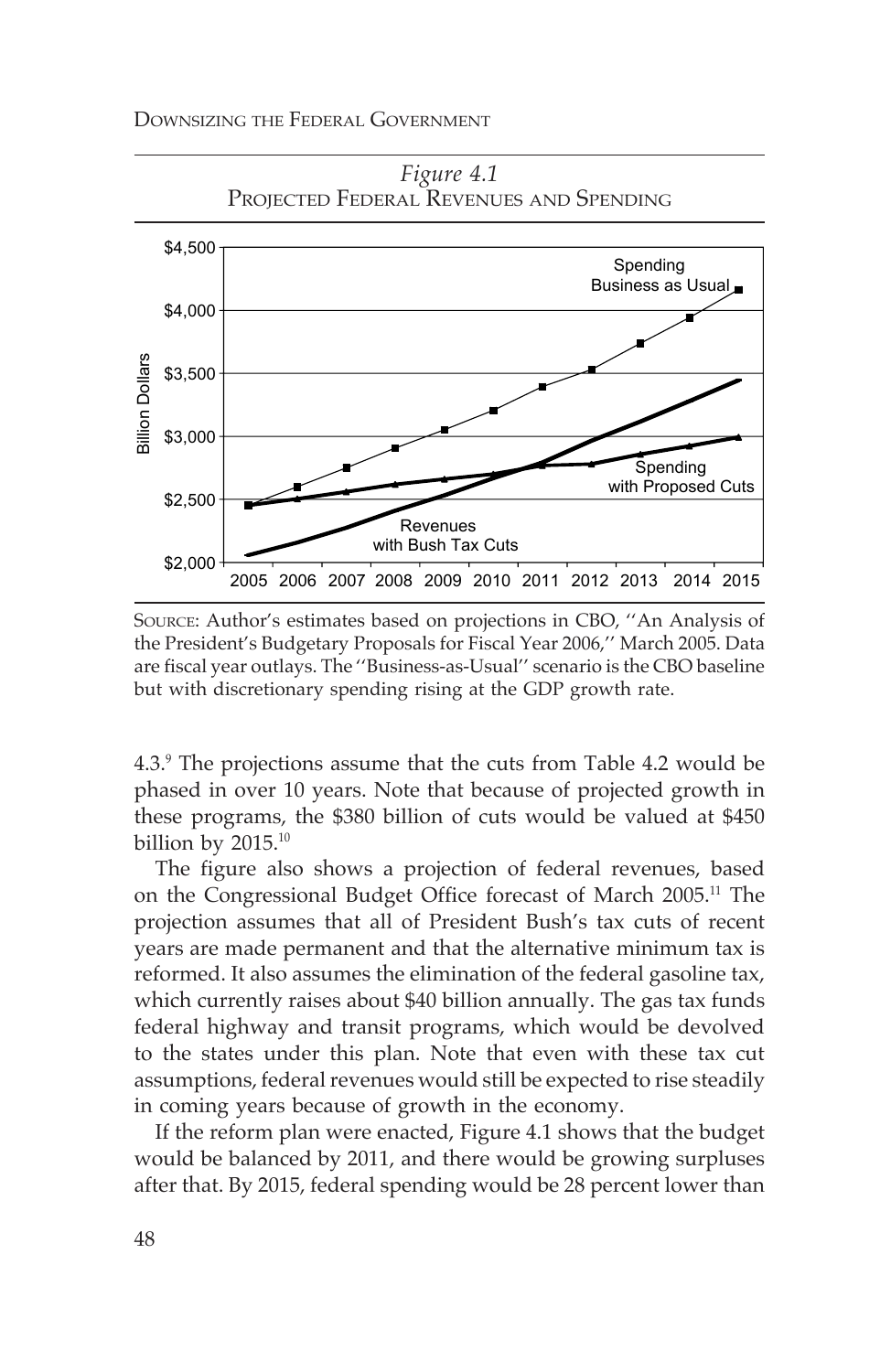*Figure 4.1*
PROJECTED FEDERAL REVENUES AND SPENDING

SOURCE: Author's estimates based on projections in CBO, ''An Analysis of the President's Budgetary Proposals for Fiscal Year 2006,'' March 2005. Data are fiscal year outlays. The ''Business-as-Usual'' scenario is the CBO baseline but with discretionary spending rising at the GDP growth rate.

4.3.[9] The projections assume that the cuts from Table 4.2 would be phased in over 10 years. Note that because of projected growth in these programs, the $380 billion of cuts would be valued at $450 billion by 2015.[10]

The figure also shows a projection of federal revenues, based on the Congressional Budget Office forecast of March 2005.[11] The projection assumes that all of President Bush's tax cuts of recent years are made permanent and that the alternative minimum tax is reformed. It also assumes the elimination of the federal gasoline tax, which currently raises about $40 billion annually. The gas tax funds federal highway and transit programs, which would be devolved to the states under this plan. Note that even with these tax cut assumptions, federal revenues would still be expected to rise steadily in coming years because of growth in the economy.

If the reform plan were enacted, Figure 4.1 shows that the budget would be balanced by 2011, and there would be growing surpluses after that. By 2015, federal spending would be 28 percent lower than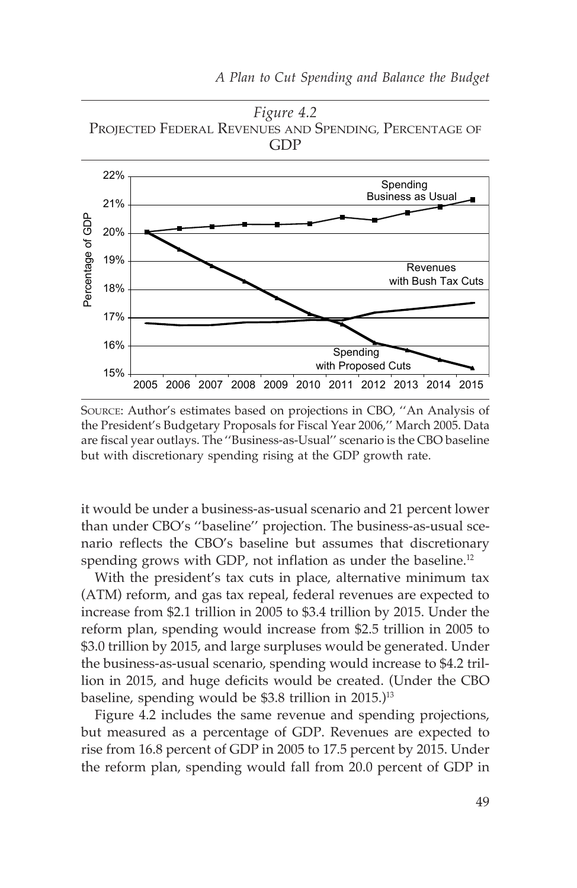*Figure 4.2*
PROJECTED FEDERAL REVENUES AND SPENDING, PERCENTAGE OF GDP

SOURCE: Author's estimates based on projections in CBO, ''An Analysis of the President's Budgetary Proposals for Fiscal Year 2006,'' March 2005. Data are fiscal year outlays. The ''Business-as-Usual'' scenario is the CBO baseline but with discretionary spending rising at the GDP growth rate.

it would be under a business-as-usual scenario and 21 percent lower than under CBO's ''baseline'' projection. The business-as-usual scenario reflects the CBO's baseline but assumes that discretionary spending grows with GDP, not inflation as under the baseline.[12]

With the president's tax cuts in place, alternative minimum tax (ATM) reform, and gas tax repeal, federal revenues are expected to increase from $2.1 trillion in 2005 to $3.4 trillion by 2015. Under the reform plan, spending would increase from $2.5 trillion in 2005 to $3.0 trillion by 2015, and large surpluses would be generated. Under the business-as-usual scenario, spending would increase to $4.2 trillion in 2015, and huge deficits would be created. (Under the CBO baseline, spending would be $3.8 trillion in 2015.)[13]

Figure 4.2 includes the same revenue and spending projections, but measured as a percentage of GDP. Revenues are expected to rise from 16.8 percent of GDP in 2005 to 17.5 percent by 2015. Under the reform plan, spending would fall from 20.0 percent of GDP in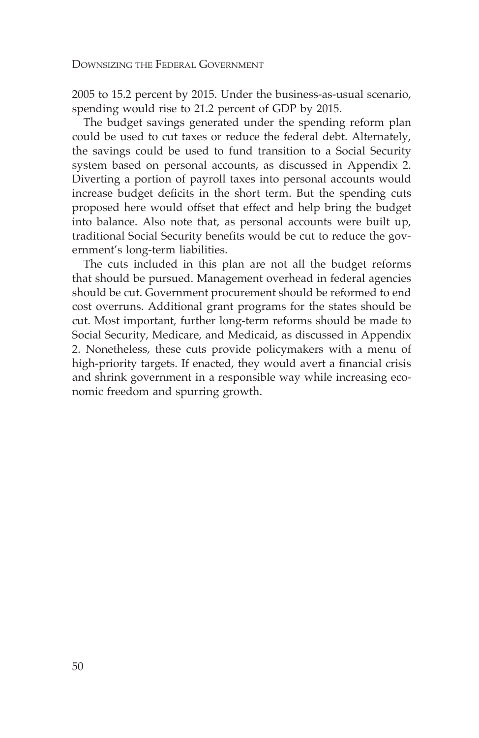2005 to 15.2 percent by 2015. Under the business-as-usual scenario, spending would rise to 21.2 percent of GDP by 2015.

The budget savings generated under the spending reform plan could be used to cut taxes or reduce the federal debt. Alternately, the savings could be used to fund transition to a Social Security system based on personal accounts, as discussed in Appendix 2. Diverting a portion of payroll taxes into personal accounts would increase budget deficits in the short term. But the spending cuts proposed here would offset that effect and help bring the budget into balance. Also note that, as personal accounts were built up, traditional Social Security benefits would be cut to reduce the government's long-term liabilities.

The cuts included in this plan are not all the budget reforms that should be pursued. Management overhead in federal agencies should be cut. Government procurement should be reformed to end cost overruns. Additional grant programs for the states should be cut. Most important, further long-term reforms should be made to Social Security, Medicare, and Medicaid, as discussed in Appendix 2. Nonetheless, these cuts provide policymakers with a menu of high-priority targets. If enacted, they would avert a financial crisis and shrink government in a responsible way while increasing economic freedom and spurring growth.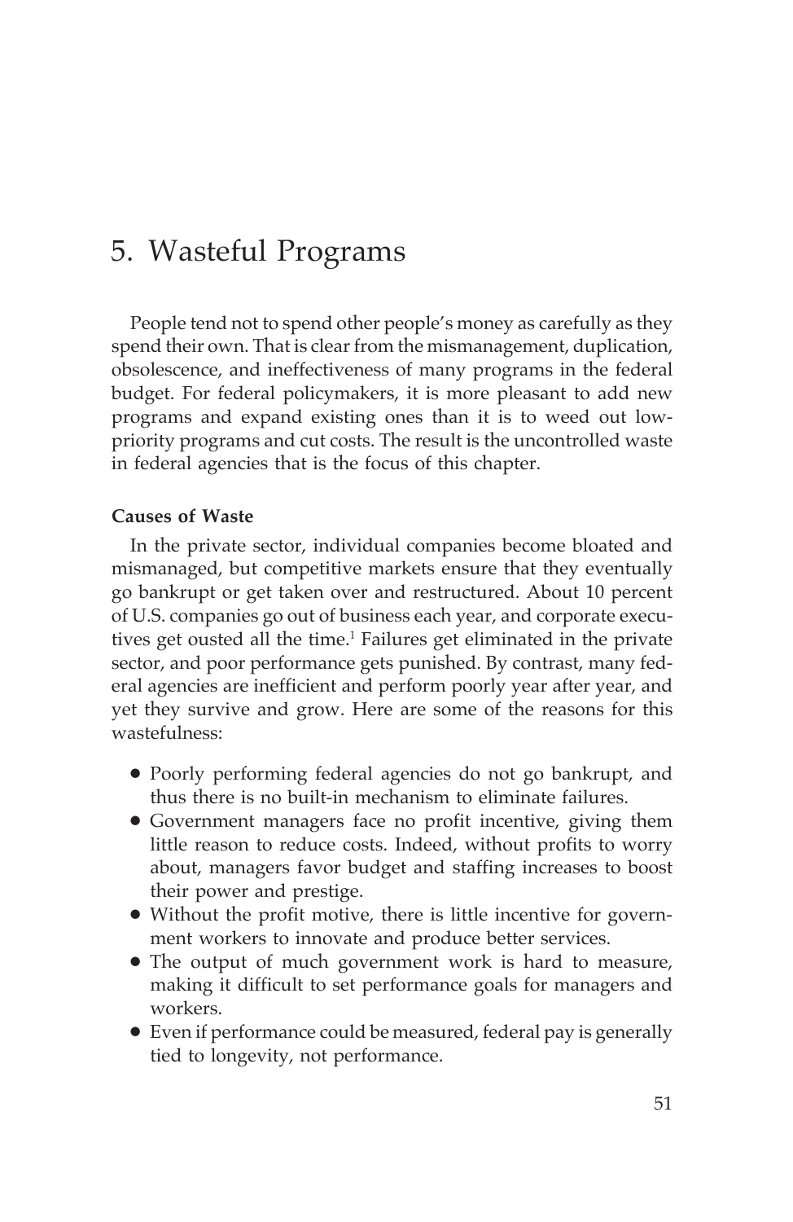# 5. Wasteful Programs

People tend not to spend other people's money as carefully as they spend their own. That is clear from the mismanagement, duplication, obsolescence, and ineffectiveness of many programs in the federal budget. For federal policymakers, it is more pleasant to add new programs and expand existing ones than it is to weed out low-priority programs and cut costs. The result is the uncontrolled waste in federal agencies that is the focus of this chapter.

### Causes of Waste

In the private sector, individual companies become bloated and mismanaged, but competitive markets ensure that they eventually go bankrupt or get taken over and restructured. About 10 percent of U.S. companies go out of business each year, and corporate executives get ousted all the time.[1] Failures get eliminated in the private sector, and poor performance gets punished. By contrast, many federal agencies are inefficient and perform poorly year after year, and yet they survive and grow. Here are some of the reasons for this wastefulness:

- Poorly performing federal agencies do not go bankrupt, and thus there is no built-in mechanism to eliminate failures.
- Government managers face no profit incentive, giving them little reason to reduce costs. Indeed, without profits to worry about, managers favor budget and staffing increases to boost their power and prestige.
- Without the profit motive, there is little incentive for government workers to innovate and produce better services.
- The output of much government work is hard to measure, making it difficult to set performance goals for managers and workers.
- Even if performance could be measured, federal pay is generally tied to longevity, not performance.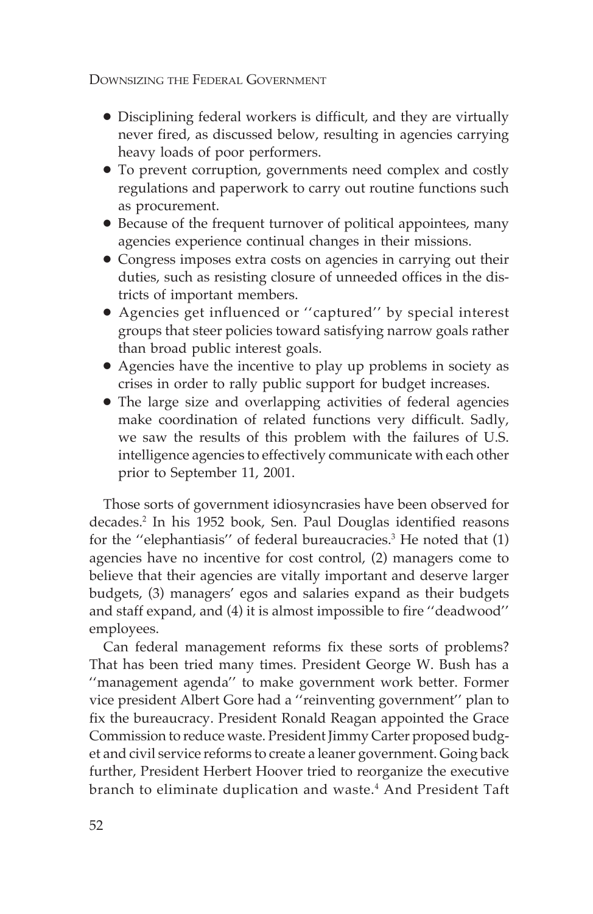- Disciplining federal workers is difficult, and they are virtually never fired, as discussed below, resulting in agencies carrying heavy loads of poor performers.
- To prevent corruption, governments need complex and costly regulations and paperwork to carry out routine functions such as procurement.
- Because of the frequent turnover of political appointees, many agencies experience continual changes in their missions.
- Congress imposes extra costs on agencies in carrying out their duties, such as resisting closure of unneeded offices in the districts of important members.
- Agencies get influenced or ''captured'' by special interest groups that steer policies toward satisfying narrow goals rather than broad public interest goals.
- Agencies have the incentive to play up problems in society as crises in order to rally public support for budget increases.
- The large size and overlapping activities of federal agencies make coordination of related functions very difficult. Sadly, we saw the results of this problem with the failures of U.S. intelligence agencies to effectively communicate with each other prior to September 11, 2001.

Those sorts of government idiosyncrasies have been observed for decades.[2] In his 1952 book, Sen. Paul Douglas identified reasons for the ''elephantiasis'' of federal bureaucracies.[3] He noted that (1) agencies have no incentive for cost control, (2) managers come to believe that their agencies are vitally important and deserve larger budgets, (3) managers' egos and salaries expand as their budgets and staff expand, and (4) it is almost impossible to fire ''deadwood'' employees.

Can federal management reforms fix these sorts of problems? That has been tried many times. President George W. Bush has a ''management agenda'' to make government work better. Former vice president Albert Gore had a ''reinventing government'' plan to fix the bureaucracy. President Ronald Reagan appointed the Grace Commission to reduce waste. President Jimmy Carter proposed budget and civil service reforms to create a leaner government. Going back further, President Herbert Hoover tried to reorganize the executive branch to eliminate duplication and waste.[4] And President Taft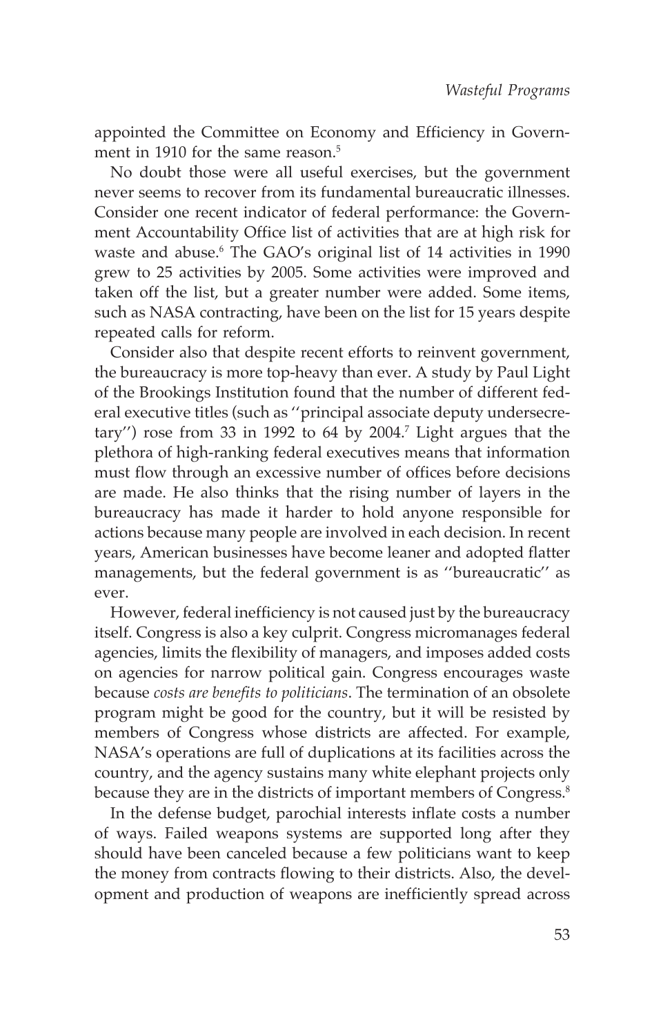appointed the Committee on Economy and Efficiency in Government in 1910 for the same reason.[5]

No doubt those were all useful exercises, but the government never seems to recover from its fundamental bureaucratic illnesses. Consider one recent indicator of federal performance: the Government Accountability Office list of activities that are at high risk for waste and abuse.[6] The GAO's original list of 14 activities in 1990 grew to 25 activities by 2005. Some activities were improved and taken off the list, but a greater number were added. Some items, such as NASA contracting, have been on the list for 15 years despite repeated calls for reform.

Consider also that despite recent efforts to reinvent government, the bureaucracy is more top-heavy than ever. A study by Paul Light of the Brookings Institution found that the number of different federal executive titles (such as ''principal associate deputy undersecretary'') rose from 33 in 1992 to 64 by 2004.[7] Light argues that the plethora of high-ranking federal executives means that information must flow through an excessive number of offices before decisions are made. He also thinks that the rising number of layers in the bureaucracy has made it harder to hold anyone responsible for actions because many people are involved in each decision. In recent years, American businesses have become leaner and adopted flatter managements, but the federal government is as ''bureaucratic'' as ever.

However, federal inefficiency is not caused just by the bureaucracy itself. Congress is also a key culprit. Congress micromanages federal agencies, limits the flexibility of managers, and imposes added costs on agencies for narrow political gain. Congress encourages waste because *costs are benefits to politicians*. The termination of an obsolete program might be good for the country, but it will be resisted by members of Congress whose districts are affected. For example, NASA's operations are full of duplications at its facilities across the country, and the agency sustains many white elephant projects only because they are in the districts of important members of Congress.[8]

In the defense budget, parochial interests inflate costs a number of ways. Failed weapons systems are supported long after they should have been canceled because a few politicians want to keep the money from contracts flowing to their districts. Also, the development and production of weapons are inefficiently spread across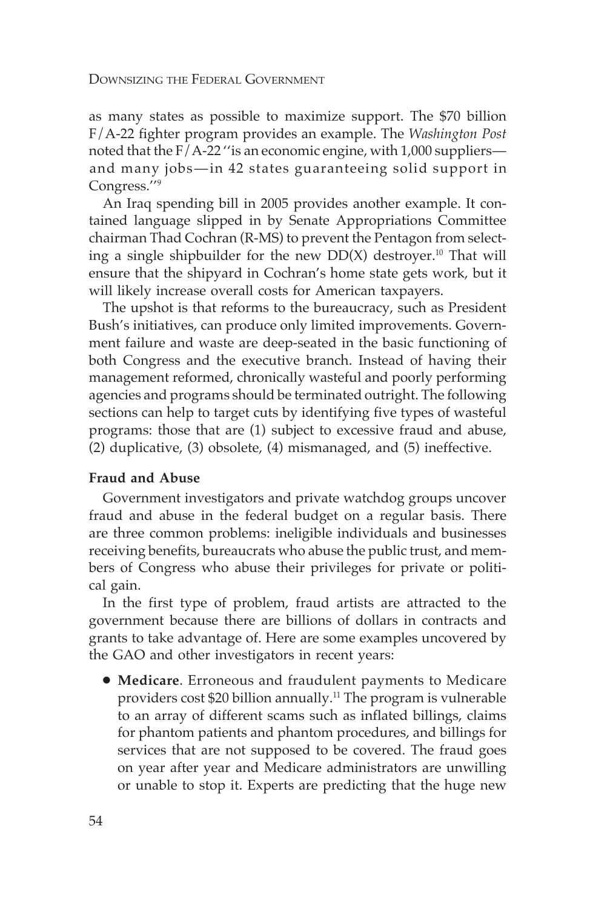as many states as possible to maximize support. The $70 billion F/A-22 fighter program provides an example. The *Washington Post* noted that the F/A-22 ''is an economic engine, with 1,000 suppliers—and many jobs—in 42 states guaranteeing solid support in Congress.''[9]

An Iraq spending bill in 2005 provides another example. It contained language slipped in by Senate Appropriations Committee chairman Thad Cochran (R-MS) to prevent the Pentagon from selecting a single shipbuilder for the new DD(X) destroyer.[10] That will ensure that the shipyard in Cochran's home state gets work, but it will likely increase overall costs for American taxpayers.

The upshot is that reforms to the bureaucracy, such as President Bush's initiatives, can produce only limited improvements. Government failure and waste are deep-seated in the basic functioning of both Congress and the executive branch. Instead of having their management reformed, chronically wasteful and poorly performing agencies and programs should be terminated outright. The following sections can help to target cuts by identifying five types of wasteful programs: those that are (1) subject to excessive fraud and abuse, (2) duplicative, (3) obsolete, (4) mismanaged, and (5) ineffective.

**Fraud and Abuse**

Government investigators and private watchdog groups uncover fraud and abuse in the federal budget on a regular basis. There are three common problems: ineligible individuals and businesses receiving benefits, bureaucrats who abuse the public trust, and members of Congress who abuse their privileges for private or political gain.

In the first type of problem, fraud artists are attracted to the government because there are billions of dollars in contracts and grants to take advantage of. Here are some examples uncovered by the GAO and other investigators in recent years:

- **Medicare**. Erroneous and fraudulent payments to Medicare providers cost $20 billion annually.[11] The program is vulnerable to an array of different scams such as inflated billings, claims for phantom patients and phantom procedures, and billings for services that are not supposed to be covered. The fraud goes on year after year and Medicare administrators are unwilling or unable to stop it. Experts are predicting that the huge new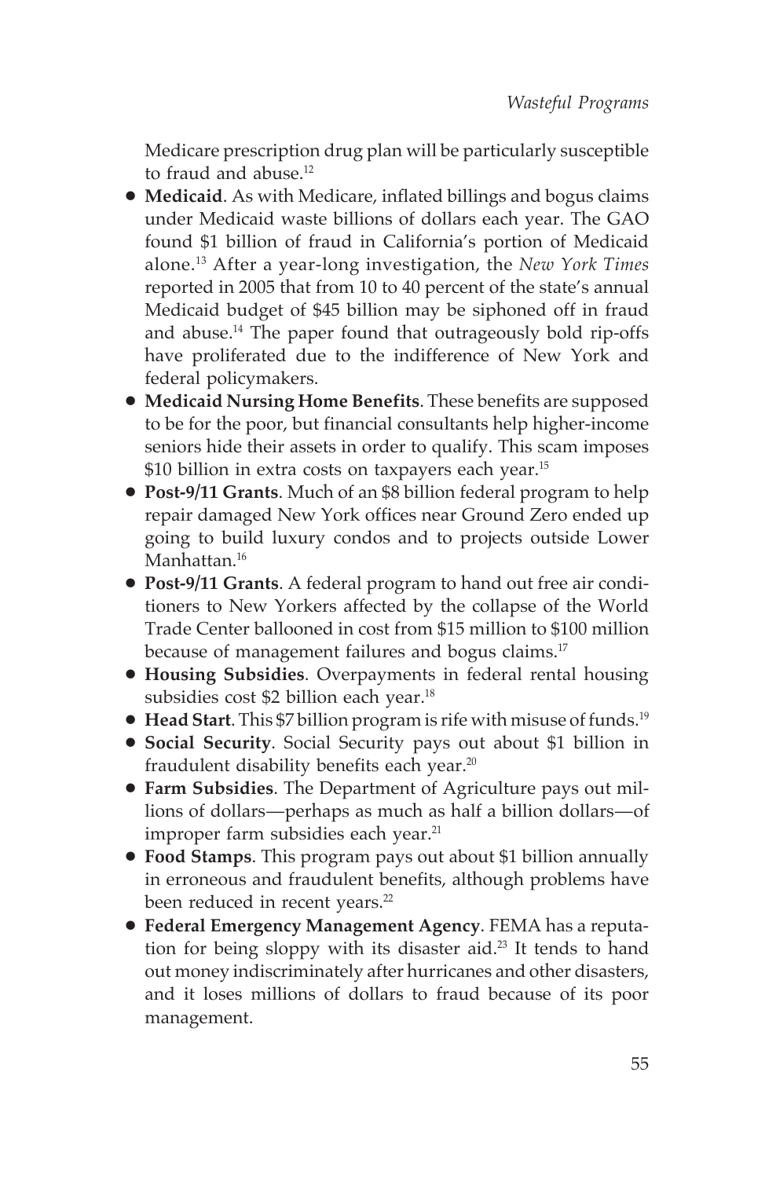Medicare prescription drug plan will be particularly susceptible to fraud and abuse.[12]

- **Medicaid**. As with Medicare, inflated billings and bogus claims under Medicaid waste billions of dollars each year. The GAO found $1 billion of fraud in California's portion of Medicaid alone.[13] After a year-long investigation, the *New York Times* reported in 2005 that from 10 to 40 percent of the state's annual Medicaid budget of $45 billion may be siphoned off in fraud and abuse.[14] The paper found that outrageously bold rip-offs have proliferated due to the indifference of New York and federal policymakers.
- **Medicaid Nursing Home Benefits**. These benefits are supposed to be for the poor, but financial consultants help higher-income seniors hide their assets in order to qualify. This scam imposes $10 billion in extra costs on taxpayers each year.[15]
- **Post-9/11 Grants**. Much of an $8 billion federal program to help repair damaged New York offices near Ground Zero ended up going to build luxury condos and to projects outside Lower Manhattan.[16]
- **Post-9/11 Grants**. A federal program to hand out free air conditioners to New Yorkers affected by the collapse of the World Trade Center ballooned in cost from $15 million to $100 million because of management failures and bogus claims.[17]
- **Housing Subsidies**. Overpayments in federal rental housing subsidies cost $2 billion each year.[18]
- **Head Start**. This $7 billion program is rife with misuse of funds.[19]
- **Social Security**. Social Security pays out about $1 billion in fraudulent disability benefits each year.[20]
- **Farm Subsidies**. The Department of Agriculture pays out millions of dollars—perhaps as much as half a billion dollars—of improper farm subsidies each year.[21]
- **Food Stamps**. This program pays out about $1 billion annually in erroneous and fraudulent benefits, although problems have been reduced in recent years.[22]
- **Federal Emergency Management Agency**. FEMA has a reputation for being sloppy with its disaster aid.[23] It tends to hand out money indiscriminately after hurricanes and other disasters, and it loses millions of dollars to fraud because of its poor management.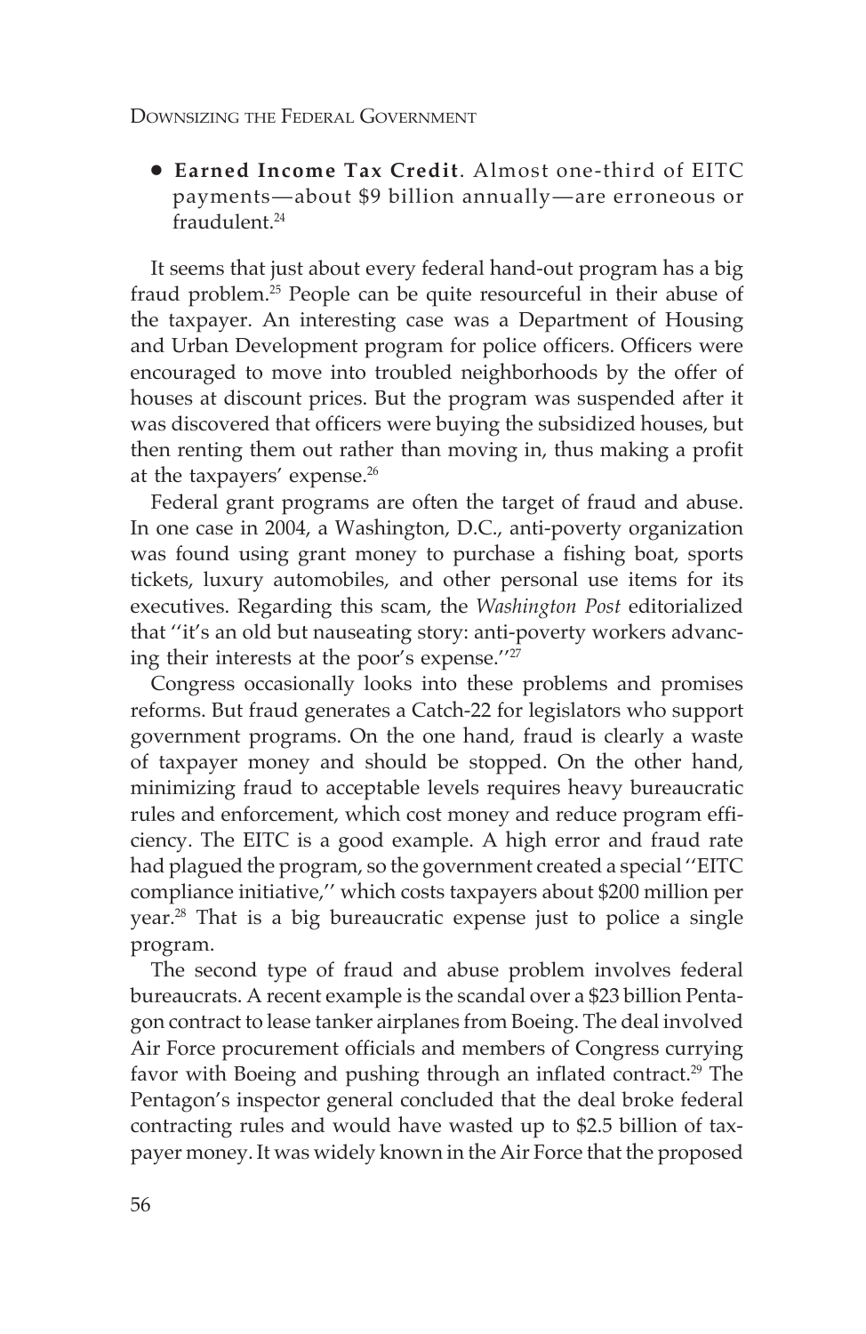- **Earned Income Tax Credit**. Almost one-third of EITC payments—about $9 billion annually—are erroneous or fraudulent.[24]

It seems that just about every federal hand-out program has a big fraud problem.[25] People can be quite resourceful in their abuse of the taxpayer. An interesting case was a Department of Housing and Urban Development program for police officers. Officers were encouraged to move into troubled neighborhoods by the offer of houses at discount prices. But the program was suspended after it was discovered that officers were buying the subsidized houses, but then renting them out rather than moving in, thus making a profit at the taxpayers' expense.[26]

Federal grant programs are often the target of fraud and abuse. In one case in 2004, a Washington, D.C., anti-poverty organization was found using grant money to purchase a fishing boat, sports tickets, luxury automobiles, and other personal use items for its executives. Regarding this scam, the *Washington Post* editorialized that ''it's an old but nauseating story: anti-poverty workers advancing their interests at the poor's expense.''[27]

Congress occasionally looks into these problems and promises reforms. But fraud generates a Catch-22 for legislators who support government programs. On the one hand, fraud is clearly a waste of taxpayer money and should be stopped. On the other hand, minimizing fraud to acceptable levels requires heavy bureaucratic rules and enforcement, which cost money and reduce program efficiency. The EITC is a good example. A high error and fraud rate had plagued the program, so the government created a special ''EITC compliance initiative,'' which costs taxpayers about $200 million per year.[28] That is a big bureaucratic expense just to police a single program.

The second type of fraud and abuse problem involves federal bureaucrats. A recent example is the scandal over a $23 billion Pentagon contract to lease tanker airplanes from Boeing. The deal involved Air Force procurement officials and members of Congress currying favor with Boeing and pushing through an inflated contract.[29] The Pentagon's inspector general concluded that the deal broke federal contracting rules and would have wasted up to $2.5 billion of taxpayer money. It was widely known in the Air Force that the proposed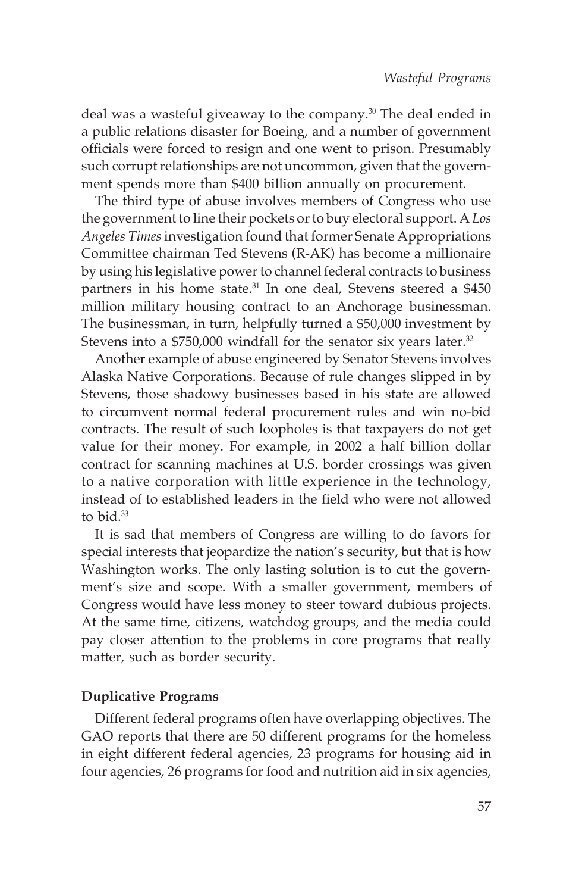deal was a wasteful giveaway to the company.[30] The deal ended in a public relations disaster for Boeing, and a number of government officials were forced to resign and one went to prison. Presumably such corrupt relationships are not uncommon, given that the government spends more than $400 billion annually on procurement.

The third type of abuse involves members of Congress who use the government to line their pockets or to buy electoral support. A *Los Angeles Times* investigation found that former Senate Appropriations Committee chairman Ted Stevens (R-AK) has become a millionaire by using his legislative power to channel federal contracts to business partners in his home state.[31] In one deal, Stevens steered a $450 million military housing contract to an Anchorage businessman. The businessman, in turn, helpfully turned a $50,000 investment by Stevens into a $750,000 windfall for the senator six years later.[32]

Another example of abuse engineered by Senator Stevens involves Alaska Native Corporations. Because of rule changes slipped in by Stevens, those shadowy businesses based in his state are allowed to circumvent normal federal procurement rules and win no-bid contracts. The result of such loopholes is that taxpayers do not get value for their money. For example, in 2002 a half billion dollar contract for scanning machines at U.S. border crossings was given to a native corporation with little experience in the technology, instead of to established leaders in the field who were not allowed to bid.[33]

It is sad that members of Congress are willing to do favors for special interests that jeopardize the nation's security, but that is how Washington works. The only lasting solution is to cut the government's size and scope. With a smaller government, members of Congress would have less money to steer toward dubious projects. At the same time, citizens, watchdog groups, and the media could pay closer attention to the problems in core programs that really matter, such as border security.

### Duplicative Programs

Different federal programs often have overlapping objectives. The GAO reports that there are 50 different programs for the homeless in eight different federal agencies, 23 programs for housing aid in four agencies, 26 programs for food and nutrition aid in six agencies,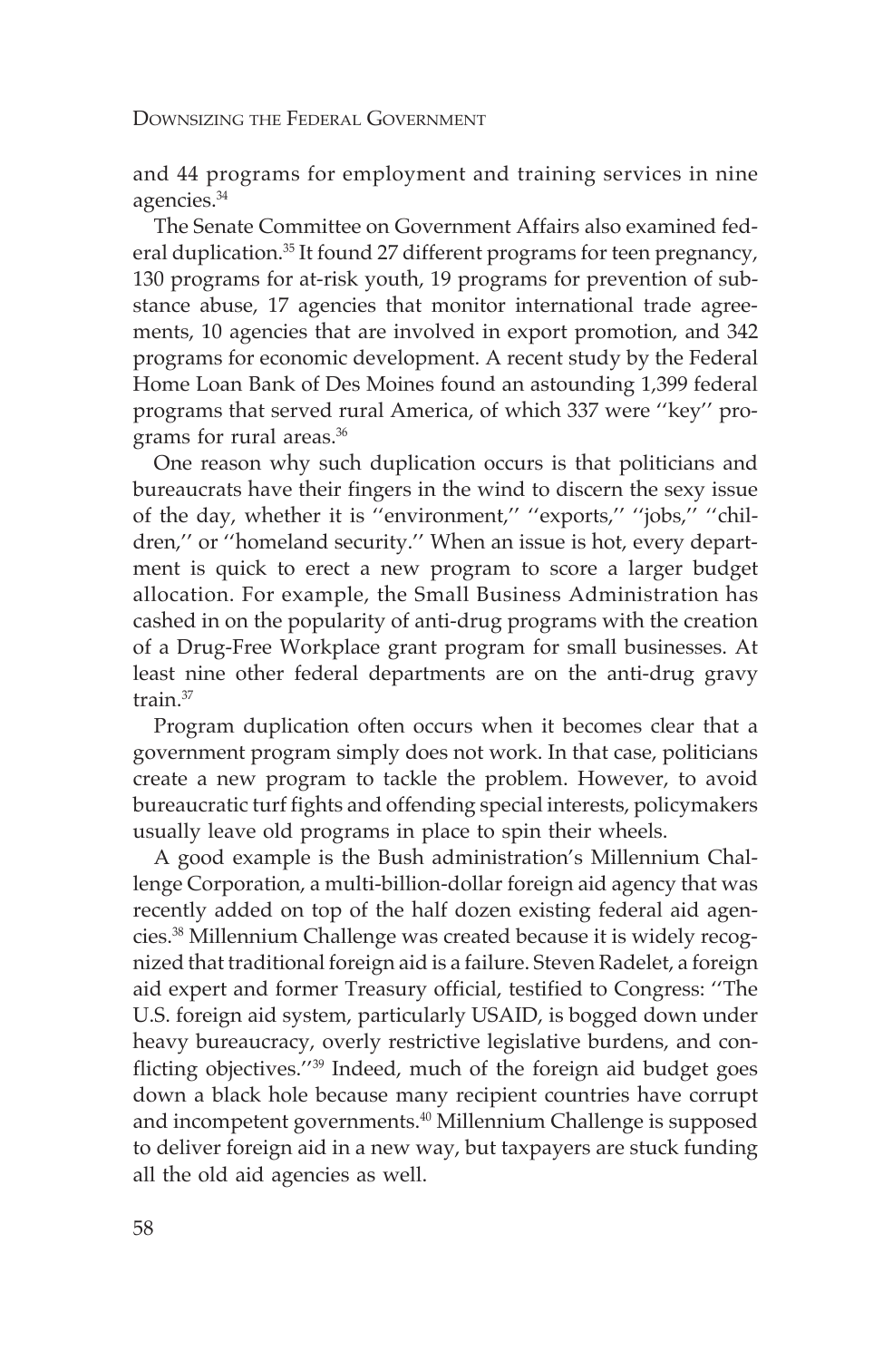and 44 programs for employment and training services in nine agencies.[34]

The Senate Committee on Government Affairs also examined federal duplication.[35] It found 27 different programs for teen pregnancy, 130 programs for at-risk youth, 19 programs for prevention of substance abuse, 17 agencies that monitor international trade agreements, 10 agencies that are involved in export promotion, and 342 programs for economic development. A recent study by the Federal Home Loan Bank of Des Moines found an astounding 1,399 federal programs that served rural America, of which 337 were ''key'' programs for rural areas.[36]

One reason why such duplication occurs is that politicians and bureaucrats have their fingers in the wind to discern the sexy issue of the day, whether it is ''environment,'' ''exports,'' ''jobs,'' ''children,'' or ''homeland security.'' When an issue is hot, every department is quick to erect a new program to score a larger budget allocation. For example, the Small Business Administration has cashed in on the popularity of anti-drug programs with the creation of a Drug-Free Workplace grant program for small businesses. At least nine other federal departments are on the anti-drug gravy train.[37]

Program duplication often occurs when it becomes clear that a government program simply does not work. In that case, politicians create a new program to tackle the problem. However, to avoid bureaucratic turf fights and offending special interests, policymakers usually leave old programs in place to spin their wheels.

A good example is the Bush administration's Millennium Challenge Corporation, a multi-billion-dollar foreign aid agency that was recently added on top of the half dozen existing federal aid agencies.[38] Millennium Challenge was created because it is widely recognized that traditional foreign aid is a failure. Steven Radelet, a foreign aid expert and former Treasury official, testified to Congress: ''The U.S. foreign aid system, particularly USAID, is bogged down under heavy bureaucracy, overly restrictive legislative burdens, and conflicting objectives.''[39] Indeed, much of the foreign aid budget goes down a black hole because many recipient countries have corrupt and incompetent governments.[40] Millennium Challenge is supposed to deliver foreign aid in a new way, but taxpayers are stuck funding all the old aid agencies as well.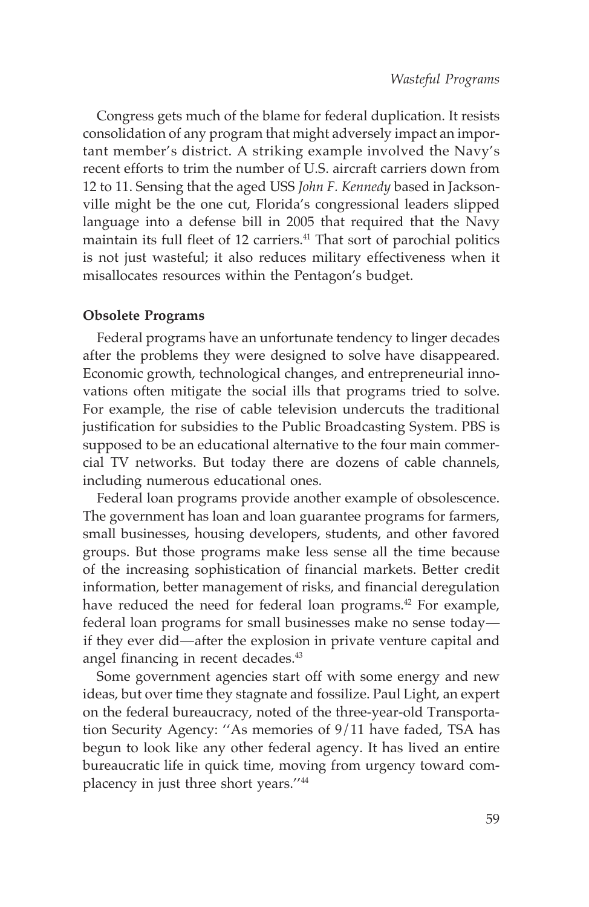Congress gets much of the blame for federal duplication. It resists consolidation of any program that might adversely impact an important member's district. A striking example involved the Navy's recent efforts to trim the number of U.S. aircraft carriers down from 12 to 11. Sensing that the aged USS *John F. Kennedy* based in Jacksonville might be the one cut, Florida's congressional leaders slipped language into a defense bill in 2005 that required that the Navy maintain its full fleet of 12 carriers.[41] That sort of parochial politics is not just wasteful; it also reduces military effectiveness when it misallocates resources within the Pentagon's budget.

**Obsolete Programs**

Federal programs have an unfortunate tendency to linger decades after the problems they were designed to solve have disappeared. Economic growth, technological changes, and entrepreneurial innovations often mitigate the social ills that programs tried to solve. For example, the rise of cable television undercuts the traditional justification for subsidies to the Public Broadcasting System. PBS is supposed to be an educational alternative to the four main commercial TV networks. But today there are dozens of cable channels, including numerous educational ones.

Federal loan programs provide another example of obsolescence. The government has loan and loan guarantee programs for farmers, small businesses, housing developers, students, and other favored groups. But those programs make less sense all the time because of the increasing sophistication of financial markets. Better credit information, better management of risks, and financial deregulation have reduced the need for federal loan programs.[42] For example, federal loan programs for small businesses make no sense today—if they ever did—after the explosion in private venture capital and angel financing in recent decades.[43]

Some government agencies start off with some energy and new ideas, but over time they stagnate and fossilize. Paul Light, an expert on the federal bureaucracy, noted of the three-year-old Transportation Security Agency: ''As memories of 9/11 have faded, TSA has begun to look like any other federal agency. It has lived an entire bureaucratic life in quick time, moving from urgency toward complacency in just three short years.''[44]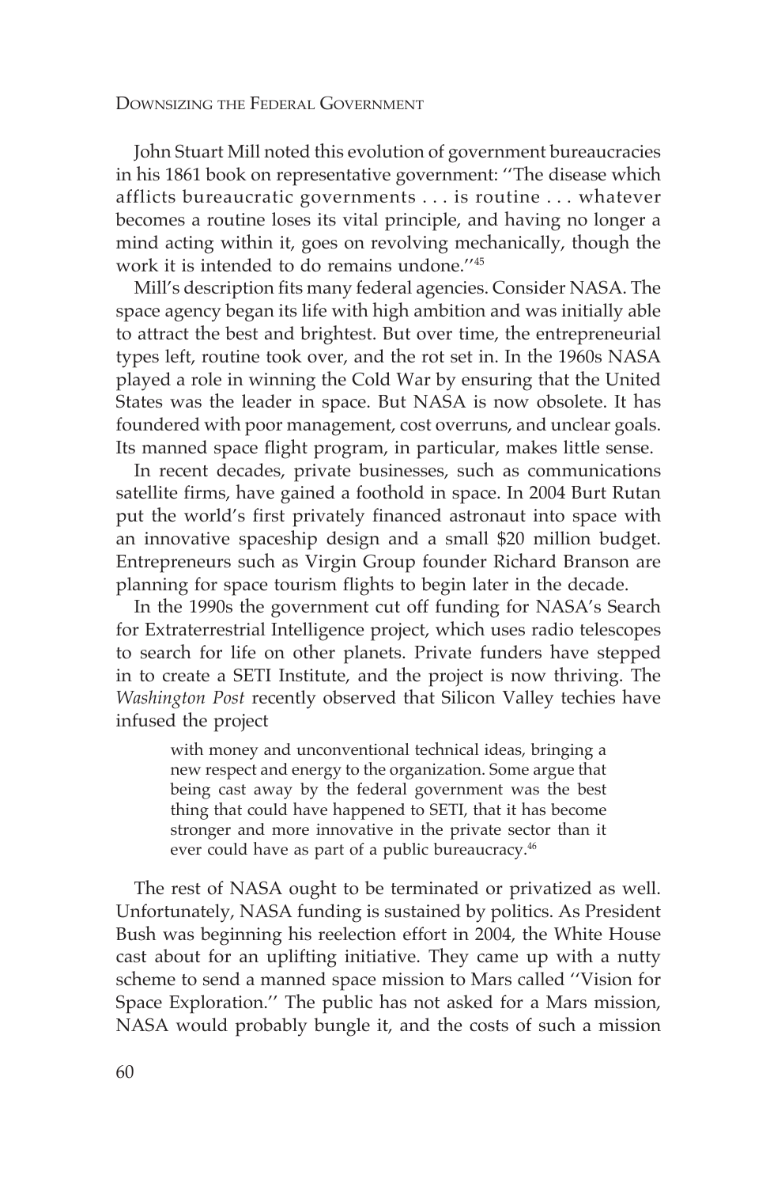John Stuart Mill noted this evolution of government bureaucracies in his 1861 book on representative government: ''The disease which afflicts bureaucratic governments . . . is routine . . . whatever becomes a routine loses its vital principle, and having no longer a mind acting within it, goes on revolving mechanically, though the work it is intended to do remains undone.''[45]

Mill's description fits many federal agencies. Consider NASA. The space agency began its life with high ambition and was initially able to attract the best and brightest. But over time, the entrepreneurial types left, routine took over, and the rot set in. In the 1960s NASA played a role in winning the Cold War by ensuring that the United States was the leader in space. But NASA is now obsolete. It has foundered with poor management, cost overruns, and unclear goals. Its manned space flight program, in particular, makes little sense.

In recent decades, private businesses, such as communications satellite firms, have gained a foothold in space. In 2004 Burt Rutan put the world's first privately financed astronaut into space with an innovative spaceship design and a small $20 million budget. Entrepreneurs such as Virgin Group founder Richard Branson are planning for space tourism flights to begin later in the decade.

In the 1990s the government cut off funding for NASA's Search for Extraterrestrial Intelligence project, which uses radio telescopes to search for life on other planets. Private funders have stepped in to create a SETI Institute, and the project is now thriving. The *Washington Post* recently observed that Silicon Valley techies have infused the project

> with money and unconventional technical ideas, bringing a new respect and energy to the organization. Some argue that being cast away by the federal government was the best thing that could have happened to SETI, that it has become stronger and more innovative in the private sector than it ever could have as part of a public bureaucracy.[46]

The rest of NASA ought to be terminated or privatized as well. Unfortunately, NASA funding is sustained by politics. As President Bush was beginning his reelection effort in 2004, the White House cast about for an uplifting initiative. They came up with a nutty scheme to send a manned space mission to Mars called ''Vision for Space Exploration.'' The public has not asked for a Mars mission, NASA would probably bungle it, and the costs of such a mission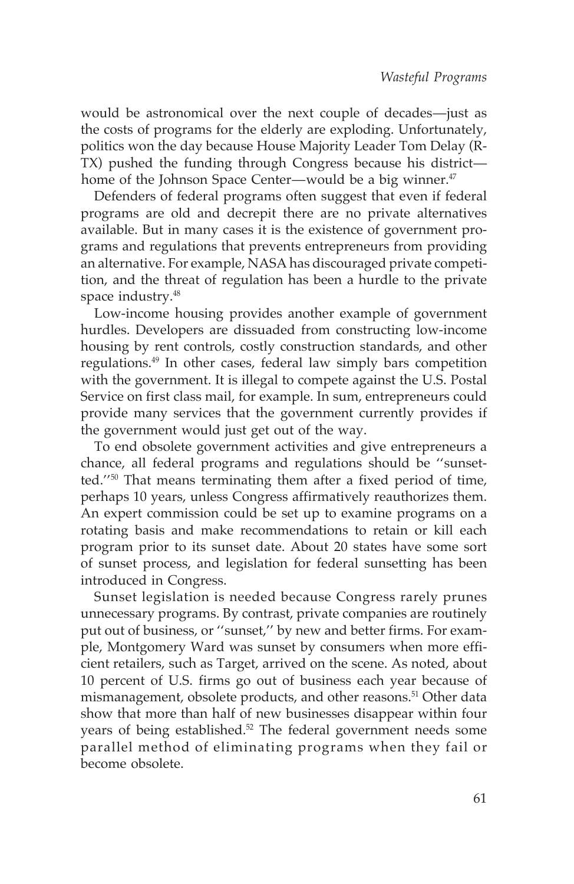would be astronomical over the next couple of decades—just as the costs of programs for the elderly are exploding. Unfortunately, politics won the day because House Majority Leader Tom Delay (R-TX) pushed the funding through Congress because his district—home of the Johnson Space Center—would be a big winner.[47]

Defenders of federal programs often suggest that even if federal programs are old and decrepit there are no private alternatives available. But in many cases it is the existence of government programs and regulations that prevents entrepreneurs from providing an alternative. For example, NASA has discouraged private competition, and the threat of regulation has been a hurdle to the private space industry.[48]

Low-income housing provides another example of government hurdles. Developers are dissuaded from constructing low-income housing by rent controls, costly construction standards, and other regulations.[49] In other cases, federal law simply bars competition with the government. It is illegal to compete against the U.S. Postal Service on first class mail, for example. In sum, entrepreneurs could provide many services that the government currently provides if the government would just get out of the way.

To end obsolete government activities and give entrepreneurs a chance, all federal programs and regulations should be ''sunsetted.''[50] That means terminating them after a fixed period of time, perhaps 10 years, unless Congress affirmatively reauthorizes them. An expert commission could be set up to examine programs on a rotating basis and make recommendations to retain or kill each program prior to its sunset date. About 20 states have some sort of sunset process, and legislation for federal sunsetting has been introduced in Congress.

Sunset legislation is needed because Congress rarely prunes unnecessary programs. By contrast, private companies are routinely put out of business, or ''sunset,'' by new and better firms. For example, Montgomery Ward was sunset by consumers when more efficient retailers, such as Target, arrived on the scene. As noted, about 10 percent of U.S. firms go out of business each year because of mismanagement, obsolete products, and other reasons.[51] Other data show that more than half of new businesses disappear within four years of being established.[52] The federal government needs some parallel method of eliminating programs when they fail or become obsolete.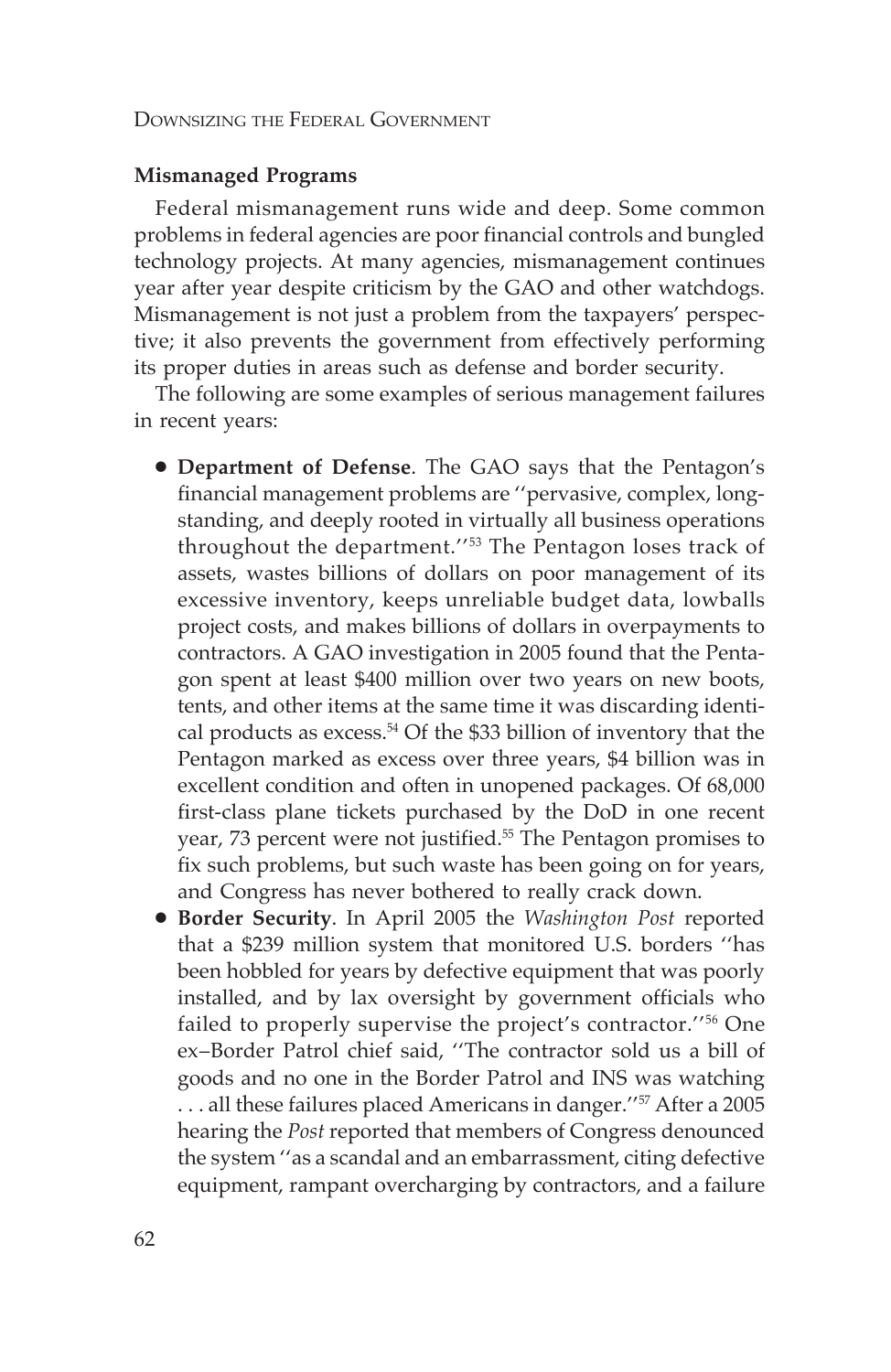## Mismanaged Programs

Federal mismanagement runs wide and deep. Some common problems in federal agencies are poor financial controls and bungled technology projects. At many agencies, mismanagement continues year after year despite criticism by the GAO and other watchdogs. Mismanagement is not just a problem from the taxpayers' perspective; it also prevents the government from effectively performing its proper duties in areas such as defense and border security.

The following are some examples of serious management failures in recent years:

- **Department of Defense**. The GAO says that the Pentagon's financial management problems are ''pervasive, complex, long-standing, and deeply rooted in virtually all business operations throughout the department.''[53] The Pentagon loses track of assets, wastes billions of dollars on poor management of its excessive inventory, keeps unreliable budget data, lowballs project costs, and makes billions of dollars in overpayments to contractors. A GAO investigation in 2005 found that the Pentagon spent at least $400 million over two years on new boots, tents, and other items at the same time it was discarding identical products as excess.[54] Of the $33 billion of inventory that the Pentagon marked as excess over three years, $4 billion was in excellent condition and often in unopened packages. Of 68,000 first-class plane tickets purchased by the DoD in one recent year, 73 percent were not justified.[55] The Pentagon promises to fix such problems, but such waste has been going on for years, and Congress has never bothered to really crack down.
- **Border Security**. In April 2005 the *Washington Post* reported that a $239 million system that monitored U.S. borders ''has been hobbled for years by defective equipment that was poorly installed, and by lax oversight by government officials who failed to properly supervise the project's contractor.''[56] One ex–Border Patrol chief said, ''The contractor sold us a bill of goods and no one in the Border Patrol and INS was watching . . . all these failures placed Americans in danger.''[57] After a 2005 hearing the *Post* reported that members of Congress denounced the system ''as a scandal and an embarrassment, citing defective equipment, rampant overcharging by contractors, and a failure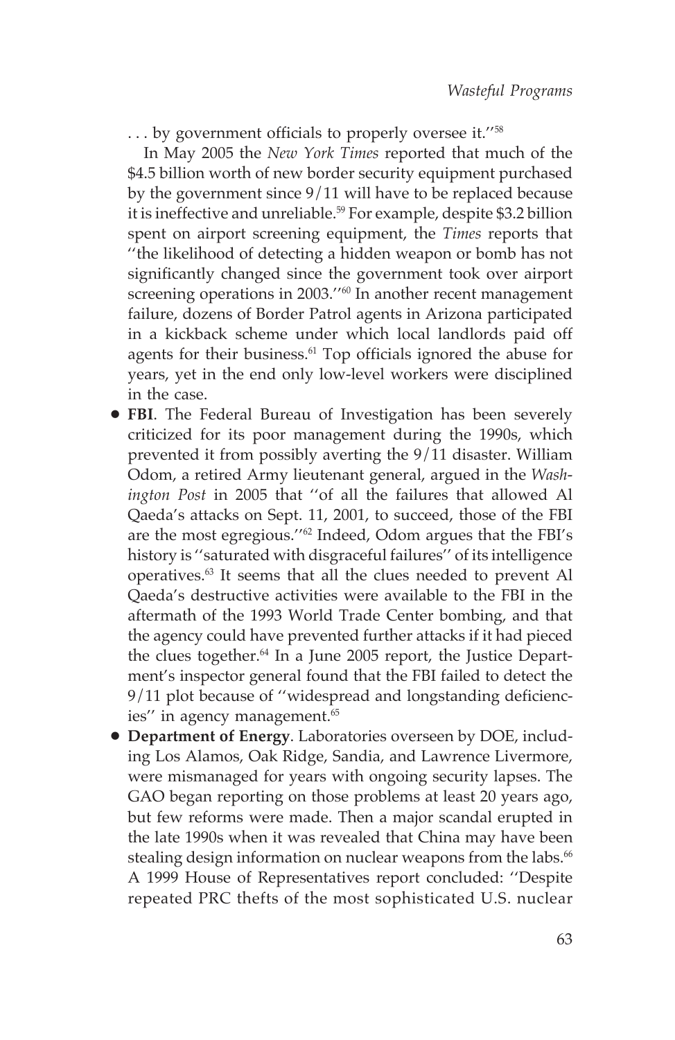. . . by government officials to properly oversee it.''[58]

In May 2005 the *New York Times* reported that much of the $4.5 billion worth of new border security equipment purchased by the government since 9/11 will have to be replaced because it is ineffective and unreliable.[59] For example, despite $3.2 billion spent on airport screening equipment, the *Times* reports that ''the likelihood of detecting a hidden weapon or bomb has not significantly changed since the government took over airport screening operations in 2003.''[60] In another recent management failure, dozens of Border Patrol agents in Arizona participated in a kickback scheme under which local landlords paid off agents for their business.[61] Top officials ignored the abuse for years, yet in the end only low-level workers were disciplined in the case.

- **FBI**. The Federal Bureau of Investigation has been severely criticized for its poor management during the 1990s, which prevented it from possibly averting the 9/11 disaster. William Odom, a retired Army lieutenant general, argued in the *Washington Post* in 2005 that ''of all the failures that allowed Al Qaeda's attacks on Sept. 11, 2001, to succeed, those of the FBI are the most egregious.''[62] Indeed, Odom argues that the FBI's history is ''saturated with disgraceful failures'' of its intelligence operatives.[63] It seems that all the clues needed to prevent Al Qaeda's destructive activities were available to the FBI in the aftermath of the 1993 World Trade Center bombing, and that the agency could have prevented further attacks if it had pieced the clues together.[64] In a June 2005 report, the Justice Department's inspector general found that the FBI failed to detect the 9/11 plot because of ''widespread and longstanding deficiencies'' in agency management.[65]
- **Department of Energy**. Laboratories overseen by DOE, including Los Alamos, Oak Ridge, Sandia, and Lawrence Livermore, were mismanaged for years with ongoing security lapses. The GAO began reporting on those problems at least 20 years ago, but few reforms were made. Then a major scandal erupted in the late 1990s when it was revealed that China may have been stealing design information on nuclear weapons from the labs.[66] A 1999 House of Representatives report concluded: ''Despite repeated PRC thefts of the most sophisticated U.S. nuclear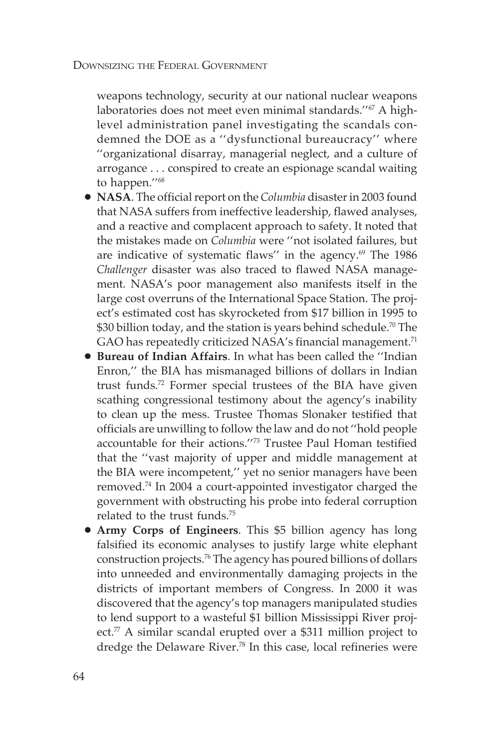weapons technology, security at our national nuclear weapons laboratories does not meet even minimal standards.''[67] A high-level administration panel investigating the scandals condemned the DOE as a ''dysfunctional bureaucracy'' where ''organizational disarray, managerial neglect, and a culture of arrogance . . . conspired to create an espionage scandal waiting to happen.''[68]

- **NASA**. The official report on the *Columbia* disaster in 2003 found that NASA suffers from ineffective leadership, flawed analyses, and a reactive and complacent approach to safety. It noted that the mistakes made on *Columbia* were ''not isolated failures, but are indicative of systematic flaws'' in the agency.[69] The 1986 *Challenger* disaster was also traced to flawed NASA management. NASA's poor management also manifests itself in the large cost overruns of the International Space Station. The project's estimated cost has skyrocketed from $17 billion in 1995 to $30 billion today, and the station is years behind schedule.[70] The GAO has repeatedly criticized NASA's financial management.[71]
- **Bureau of Indian Affairs**. In what has been called the ''Indian Enron,'' the BIA has mismanaged billions of dollars in Indian trust funds.[72] Former special trustees of the BIA have given scathing congressional testimony about the agency's inability to clean up the mess. Trustee Thomas Slonaker testified that officials are unwilling to follow the law and do not ''hold people accountable for their actions.''[73] Trustee Paul Homan testified that the ''vast majority of upper and middle management at the BIA were incompetent,'' yet no senior managers have been removed.[74] In 2004 a court-appointed investigator charged the government with obstructing his probe into federal corruption related to the trust funds.[75]
- **Army Corps of Engineers**. This $5 billion agency has long falsified its economic analyses to justify large white elephant construction projects.[76] The agency has poured billions of dollars into unneeded and environmentally damaging projects in the districts of important members of Congress. In 2000 it was discovered that the agency's top managers manipulated studies to lend support to a wasteful $1 billion Mississippi River project.[77] A similar scandal erupted over a $311 million project to dredge the Delaware River.[78] In this case, local refineries were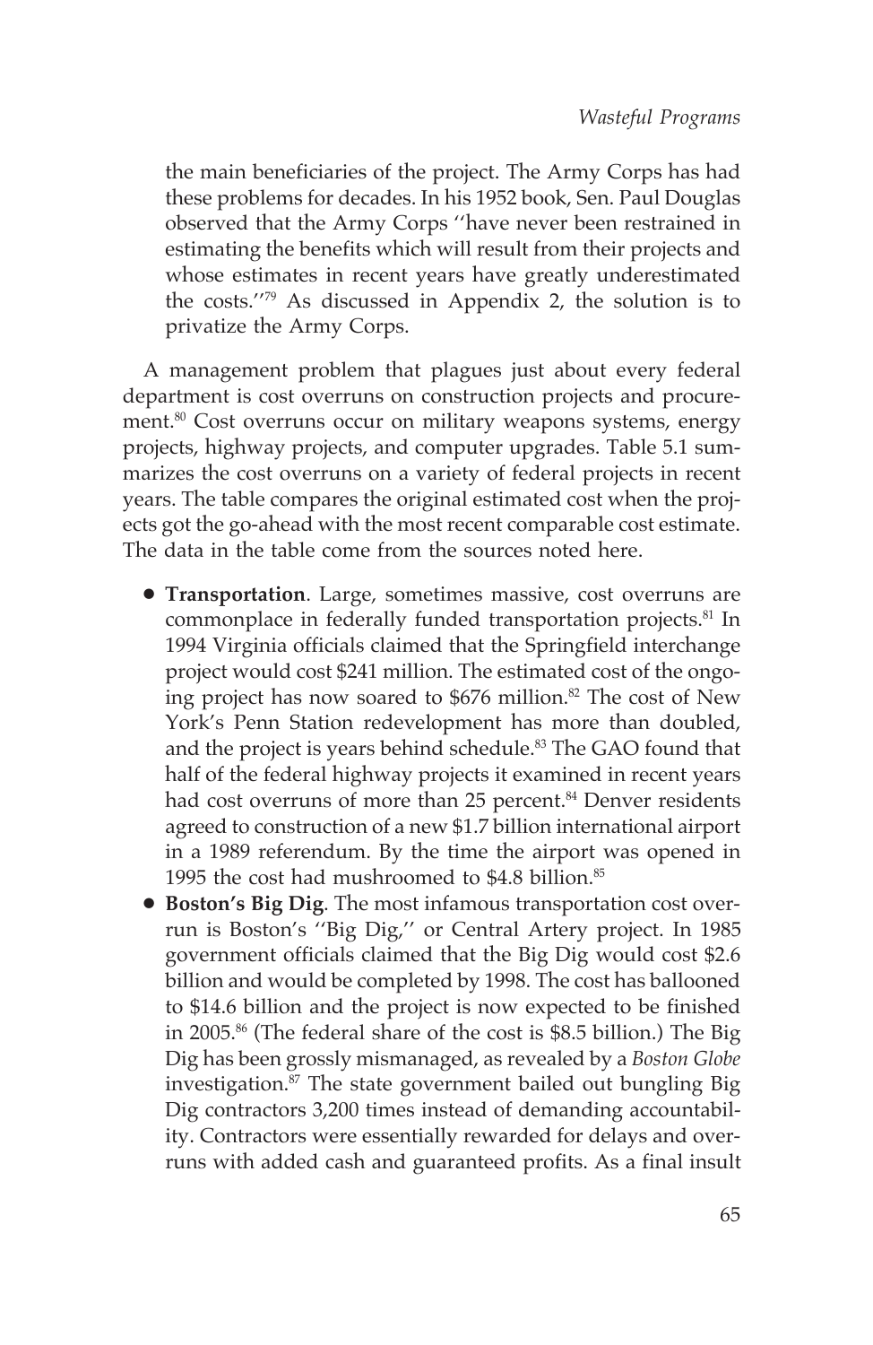the main beneficiaries of the project. The Army Corps has had these problems for decades. In his 1952 book, Sen. Paul Douglas observed that the Army Corps ''have never been restrained in estimating the benefits which will result from their projects and whose estimates in recent years have greatly underestimated the costs.''[79] As discussed in Appendix 2, the solution is to privatize the Army Corps.

A management problem that plagues just about every federal department is cost overruns on construction projects and procurement.[80] Cost overruns occur on military weapons systems, energy projects, highway projects, and computer upgrades. Table 5.1 summarizes the cost overruns on a variety of federal projects in recent years. The table compares the original estimated cost when the projects got the go-ahead with the most recent comparable cost estimate. The data in the table come from the sources noted here.

- **Transportation**. Large, sometimes massive, cost overruns are commonplace in federally funded transportation projects.[81] In 1994 Virginia officials claimed that the Springfield interchange project would cost $241 million. The estimated cost of the ongoing project has now soared to $676 million.[82] The cost of New York's Penn Station redevelopment has more than doubled, and the project is years behind schedule.[83] The GAO found that half of the federal highway projects it examined in recent years had cost overruns of more than 25 percent.[84] Denver residents agreed to construction of a new $1.7 billion international airport in a 1989 referendum. By the time the airport was opened in 1995 the cost had mushroomed to $4.8 billion.[85]
- **Boston's Big Dig**. The most infamous transportation cost overrun is Boston's ''Big Dig,'' or Central Artery project. In 1985 government officials claimed that the Big Dig would cost $2.6 billion and would be completed by 1998. The cost has ballooned to $14.6 billion and the project is now expected to be finished in 2005.[86] (The federal share of the cost is $8.5 billion.) The Big Dig has been grossly mismanaged, as revealed by a *Boston Globe* investigation.[87] The state government bailed out bungling Big Dig contractors 3,200 times instead of demanding accountability. Contractors were essentially rewarded for delays and overruns with added cash and guaranteed profits. As a final insult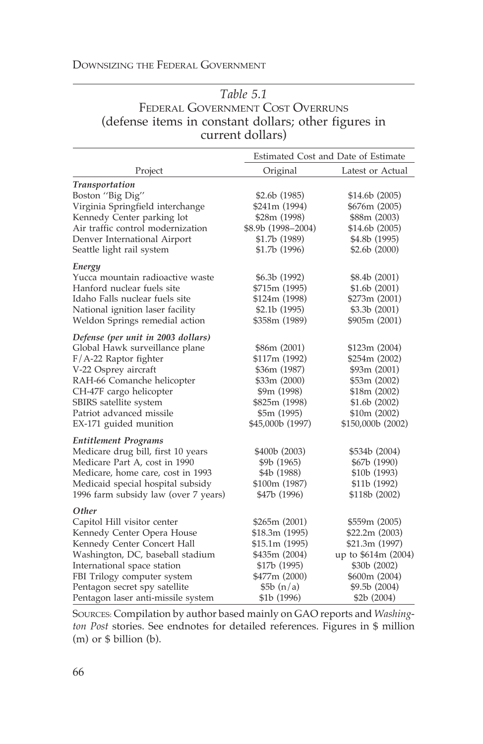*Table 5.1*
FEDERAL GOVERNMENT COST OVERRUNS
(defense items in constant dollars; other figures in current dollars)

| | Estimated Cost and Date of Estimate | |
|---|---|---|
| Project | Original | Latest or Actual |
| ***Transportation*** | | |
| Boston "Big Dig" | \$2.6b (1985) | \$14.6b (2005) |
| Virginia Springfield interchange | \$241m (1994) | \$676m (2005) |
| Kennedy Center parking lot | \$28m (1998) | \$88m (2003) |
| Air traffic control modernization | \$8.9b (1998–2004) | \$14.6b (2005) |
| Denver International Airport | \$1.7b (1989) | \$4.8b (1995) |
| Seattle light rail system | \$1.7b (1996) | \$2.6b (2000) |
| ***Energy*** | | |
| Yucca mountain radioactive waste | \$6.3b (1992) | \$8.4b (2001) |
| Hanford nuclear fuels site | \$715m (1995) | \$1.6b (2001) |
| Idaho Falls nuclear fuels site | \$124m (1998) | \$273m (2001) |
| National ignition laser facility | \$2.1b (1995) | \$3.3b (2001) |
| Weldon Springs remedial action | \$358m (1989) | \$905m (2001) |
| ***Defense (per unit in 2003 dollars)*** | | |
| Global Hawk surveillance plane | \$86m (2001) | \$123m (2004) |
| F/A-22 Raptor fighter | \$117m (1992) | \$254m (2002) |
| V-22 Osprey aircraft | \$36m (1987) | \$93m (2001) |
| RAH-66 Comanche helicopter | \$33m (2000) | \$53m (2002) |
| CH-47F cargo helicopter | \$9m (1998) | \$18m (2002) |
| SBIRS satellite system | \$825m (1998) | \$1.6b (2002) |
| Patriot advanced missile | \$5m (1995) | \$10m (2002) |
| EX-171 guided munition | \$45,000b (1997) | \$150,000b (2002) |
| ***Entitlement Programs*** | | |
| Medicare drug bill, first 10 years | \$400b (2003) | \$534b (2004) |
| Medicare Part A, cost in 1990 | \$9b (1965) | \$67b (1990) |
| Medicare, home care, cost in 1993 | \$4b (1988) | \$10b (1993) |
| Medicaid special hospital subsidy | \$100m (1987) | \$11b (1992) |
| 1996 farm subsidy law (over 7 years) | \$47b (1996) | \$118b (2002) |
| ***Other*** | | |
| Capitol Hill visitor center | \$265m (2001) | \$559m (2005) |
| Kennedy Center Opera House | \$18.3m (1995) | \$22.2m (2003) |
| Kennedy Center Concert Hall | \$15.1m (1995) | \$21.3m (1997) |
| Washington, DC, baseball stadium | \$435m (2004) | up to \$614m (2004) |
| International space station | \$17b (1995) | \$30b (2002) |
| FBI Trilogy computer system | \$477m (2000) | \$600m (2004) |
| Pentagon secret spy satellite | \$5b (n/a) | \$9.5b (2004) |
| Pentagon laser anti-missile system | \$1b (1996) | \$2b (2004) |

SOURCES: Compilation by author based mainly on GAO reports and *Washington Post* stories. See endnotes for detailed references. Figures in \$ million (m) or \$ billion (b).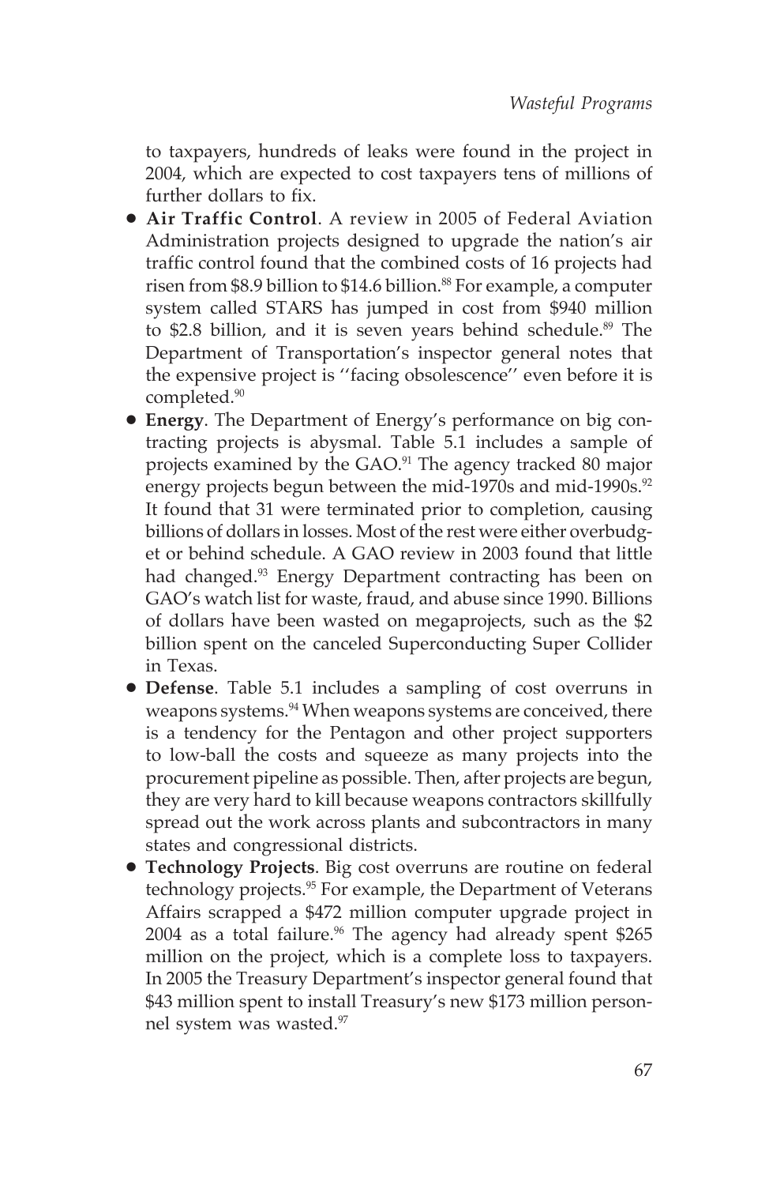to taxpayers, hundreds of leaks were found in the project in 2004, which are expected to cost taxpayers tens of millions of further dollars to fix.

- **Air Traffic Control**. A review in 2005 of Federal Aviation Administration projects designed to upgrade the nation's air traffic control found that the combined costs of 16 projects had risen from $8.9 billion to $14.6 billion.[88] For example, a computer system called STARS has jumped in cost from $940 million to $2.8 billion, and it is seven years behind schedule.[89] The Department of Transportation's inspector general notes that the expensive project is ''facing obsolescence'' even before it is completed.[90]
- **Energy**. The Department of Energy's performance on big contracting projects is abysmal. Table 5.1 includes a sample of projects examined by the GAO.[91] The agency tracked 80 major energy projects begun between the mid-1970s and mid-1990s.[92] It found that 31 were terminated prior to completion, causing billions of dollars in losses. Most of the rest were either overbudget or behind schedule. A GAO review in 2003 found that little had changed.[93] Energy Department contracting has been on GAO's watch list for waste, fraud, and abuse since 1990. Billions of dollars have been wasted on megaprojects, such as the $2 billion spent on the canceled Superconducting Super Collider in Texas.
- **Defense**. Table 5.1 includes a sampling of cost overruns in weapons systems.[94] When weapons systems are conceived, there is a tendency for the Pentagon and other project supporters to low-ball the costs and squeeze as many projects into the procurement pipeline as possible. Then, after projects are begun, they are very hard to kill because weapons contractors skillfully spread out the work across plants and subcontractors in many states and congressional districts.
- **Technology Projects**. Big cost overruns are routine on federal technology projects.[95] For example, the Department of Veterans Affairs scrapped a $472 million computer upgrade project in 2004 as a total failure.[96] The agency had already spent $265 million on the project, which is a complete loss to taxpayers. In 2005 the Treasury Department's inspector general found that $43 million spent to install Treasury's new $173 million personnel system was wasted.[97]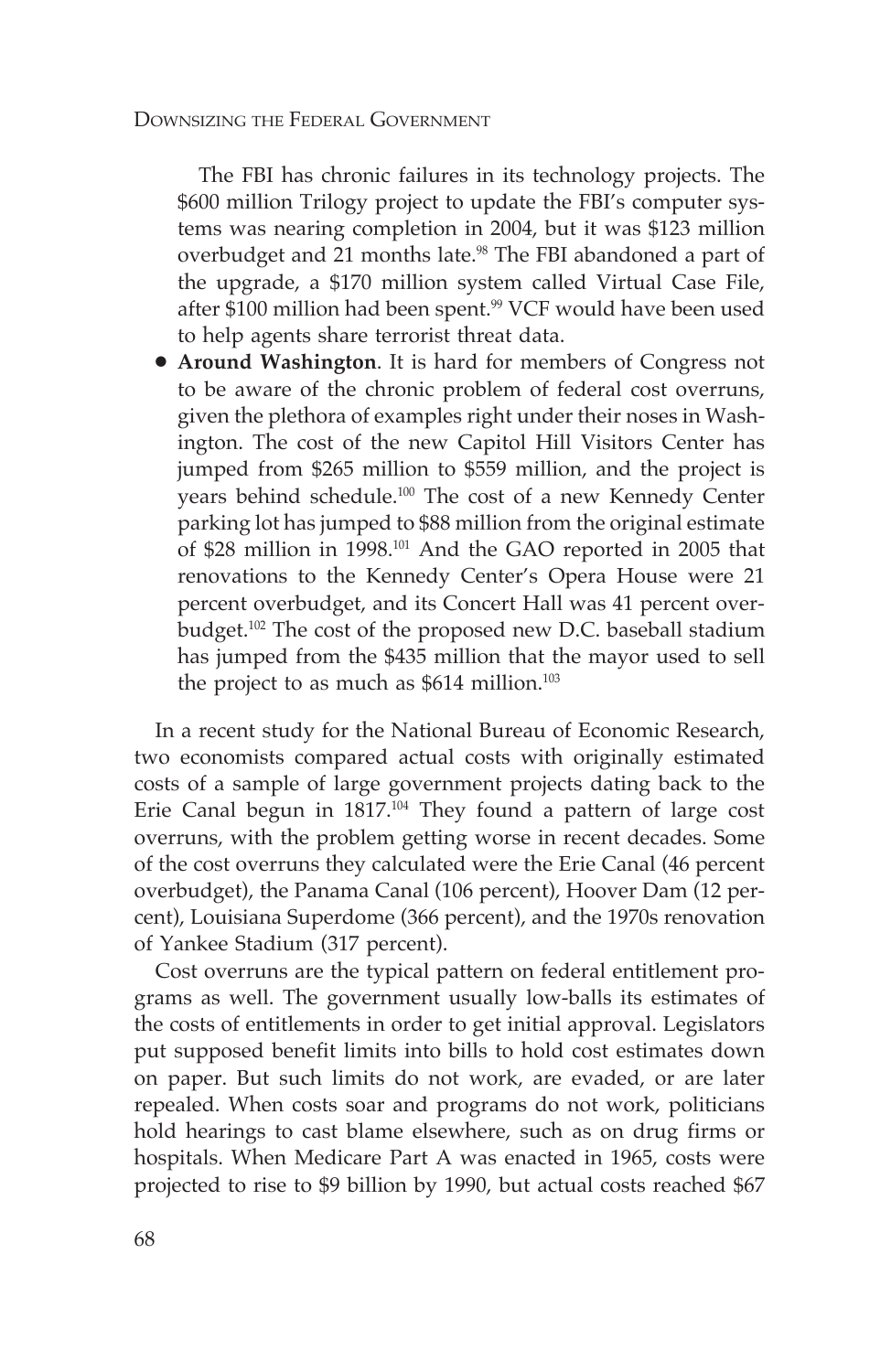The FBI has chronic failures in its technology projects. The $600 million Trilogy project to update the FBI's computer systems was nearing completion in 2004, but it was $123 million overbudget and 21 months late.[98] The FBI abandoned a part of the upgrade, a $170 million system called Virtual Case File, after $100 million had been spent.[99] VCF would have been used to help agents share terrorist threat data.

- **Around Washington**. It is hard for members of Congress not to be aware of the chronic problem of federal cost overruns, given the plethora of examples right under their noses in Washington. The cost of the new Capitol Hill Visitors Center has jumped from $265 million to $559 million, and the project is years behind schedule.[100] The cost of a new Kennedy Center parking lot has jumped to $88 million from the original estimate of $28 million in 1998.[101] And the GAO reported in 2005 that renovations to the Kennedy Center's Opera House were 21 percent overbudget, and its Concert Hall was 41 percent overbudget.[102] The cost of the proposed new D.C. baseball stadium has jumped from the $435 million that the mayor used to sell the project to as much as $614 million.[103]

In a recent study for the National Bureau of Economic Research, two economists compared actual costs with originally estimated costs of a sample of large government projects dating back to the Erie Canal begun in 1817.[104] They found a pattern of large cost overruns, with the problem getting worse in recent decades. Some of the cost overruns they calculated were the Erie Canal (46 percent overbudget), the Panama Canal (106 percent), Hoover Dam (12 percent), Louisiana Superdome (366 percent), and the 1970s renovation of Yankee Stadium (317 percent).

Cost overruns are the typical pattern on federal entitlement programs as well. The government usually low-balls its estimates of the costs of entitlements in order to get initial approval. Legislators put supposed benefit limits into bills to hold cost estimates down on paper. But such limits do not work, are evaded, or are later repealed. When costs soar and programs do not work, politicians hold hearings to cast blame elsewhere, such as on drug firms or hospitals. When Medicare Part A was enacted in 1965, costs were projected to rise to $9 billion by 1990, but actual costs reached $67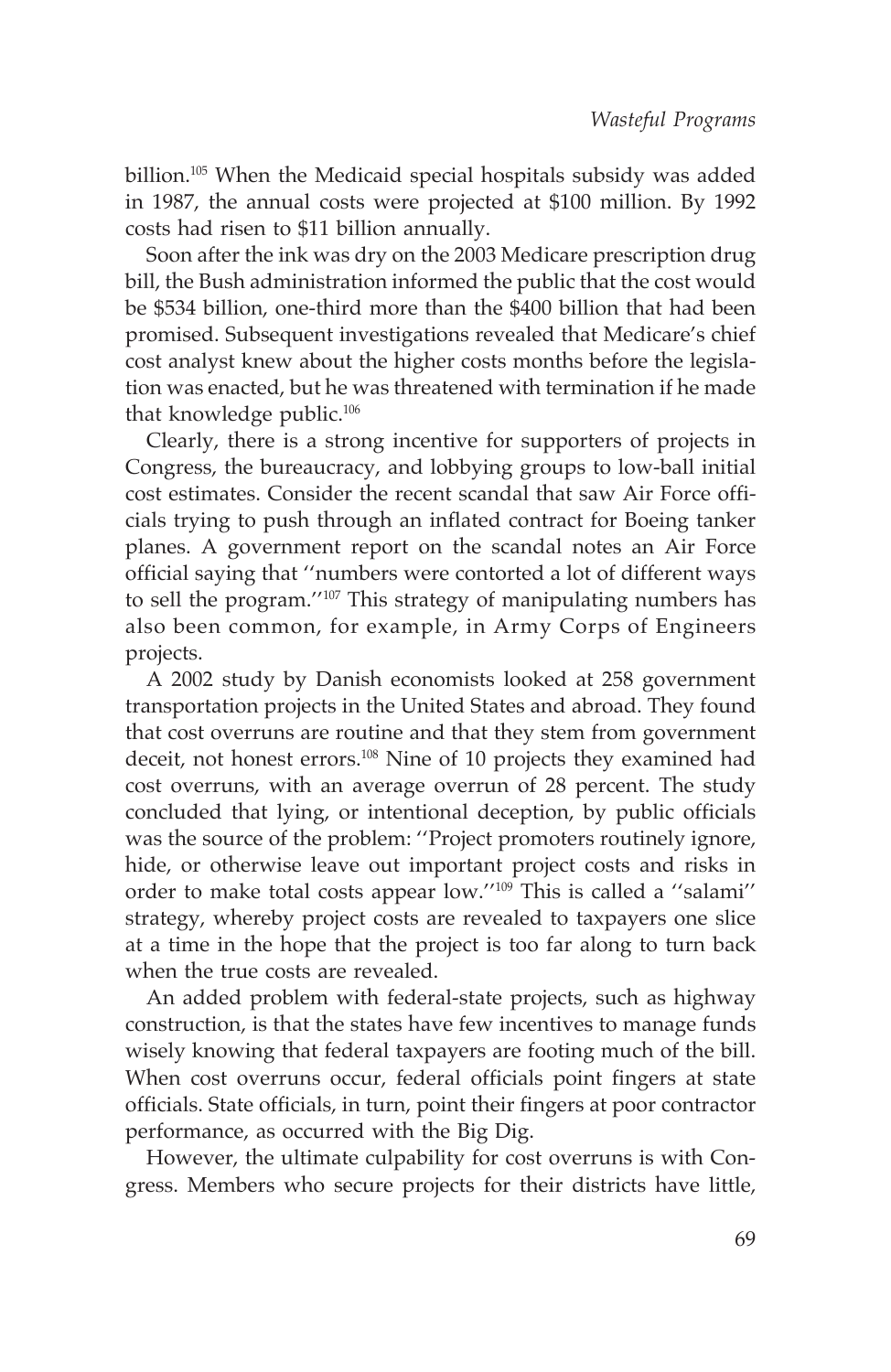billion.[105] When the Medicaid special hospitals subsidy was added in 1987, the annual costs were projected at $100 million. By 1992 costs had risen to $11 billion annually.

Soon after the ink was dry on the 2003 Medicare prescription drug bill, the Bush administration informed the public that the cost would be $534 billion, one-third more than the $400 billion that had been promised. Subsequent investigations revealed that Medicare's chief cost analyst knew about the higher costs months before the legislation was enacted, but he was threatened with termination if he made that knowledge public.[106]

Clearly, there is a strong incentive for supporters of projects in Congress, the bureaucracy, and lobbying groups to low-ball initial cost estimates. Consider the recent scandal that saw Air Force officials trying to push through an inflated contract for Boeing tanker planes. A government report on the scandal notes an Air Force official saying that ''numbers were contorted a lot of different ways to sell the program.''[107] This strategy of manipulating numbers has also been common, for example, in Army Corps of Engineers projects.

A 2002 study by Danish economists looked at 258 government transportation projects in the United States and abroad. They found that cost overruns are routine and that they stem from government deceit, not honest errors.[108] Nine of 10 projects they examined had cost overruns, with an average overrun of 28 percent. The study concluded that lying, or intentional deception, by public officials was the source of the problem: ''Project promoters routinely ignore, hide, or otherwise leave out important project costs and risks in order to make total costs appear low.''[109] This is called a ''salami'' strategy, whereby project costs are revealed to taxpayers one slice at a time in the hope that the project is too far along to turn back when the true costs are revealed.

An added problem with federal-state projects, such as highway construction, is that the states have few incentives to manage funds wisely knowing that federal taxpayers are footing much of the bill. When cost overruns occur, federal officials point fingers at state officials. State officials, in turn, point their fingers at poor contractor performance, as occurred with the Big Dig.

However, the ultimate culpability for cost overruns is with Congress. Members who secure projects for their districts have little,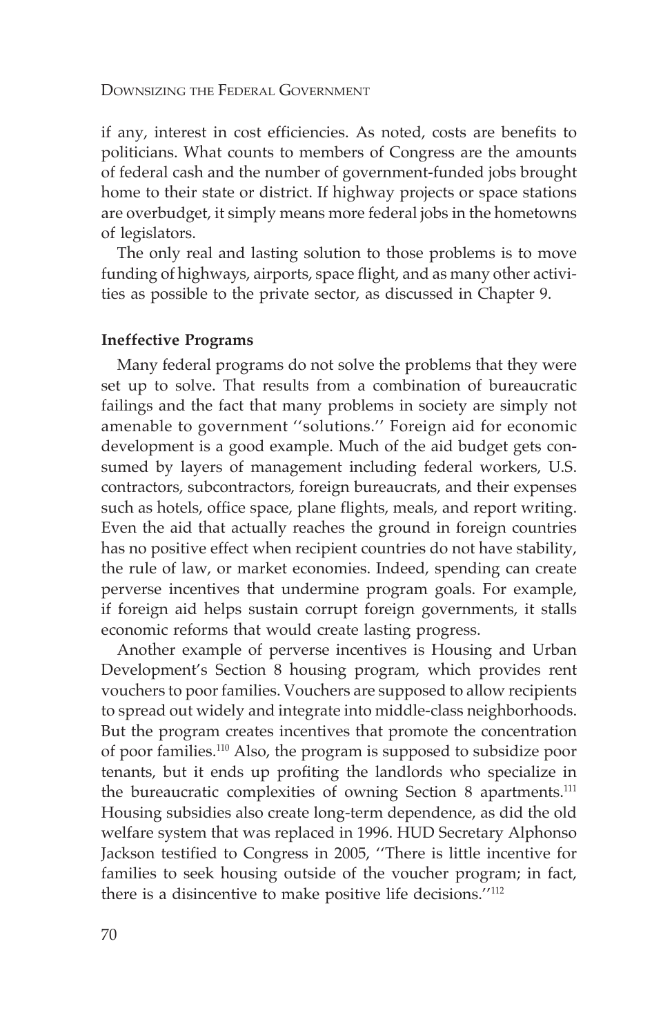if any, interest in cost efficiencies. As noted, costs are benefits to politicians. What counts to members of Congress are the amounts of federal cash and the number of government-funded jobs brought home to their state or district. If highway projects or space stations are overbudget, it simply means more federal jobs in the hometowns of legislators.

The only real and lasting solution to those problems is to move funding of highways, airports, space flight, and as many other activities as possible to the private sector, as discussed in Chapter 9.

**Ineffective Programs**

Many federal programs do not solve the problems that they were set up to solve. That results from a combination of bureaucratic failings and the fact that many problems in society are simply not amenable to government ''solutions.'' Foreign aid for economic development is a good example. Much of the aid budget gets consumed by layers of management including federal workers, U.S. contractors, subcontractors, foreign bureaucrats, and their expenses such as hotels, office space, plane flights, meals, and report writing. Even the aid that actually reaches the ground in foreign countries has no positive effect when recipient countries do not have stability, the rule of law, or market economies. Indeed, spending can create perverse incentives that undermine program goals. For example, if foreign aid helps sustain corrupt foreign governments, it stalls economic reforms that would create lasting progress.

Another example of perverse incentives is Housing and Urban Development's Section 8 housing program, which provides rent vouchers to poor families. Vouchers are supposed to allow recipients to spread out widely and integrate into middle-class neighborhoods. But the program creates incentives that promote the concentration of poor families.[110] Also, the program is supposed to subsidize poor tenants, but it ends up profiting the landlords who specialize in the bureaucratic complexities of owning Section 8 apartments.[111] Housing subsidies also create long-term dependence, as did the old welfare system that was replaced in 1996. HUD Secretary Alphonso Jackson testified to Congress in 2005, ''There is little incentive for families to seek housing outside of the voucher program; in fact, there is a disincentive to make positive life decisions.''[112]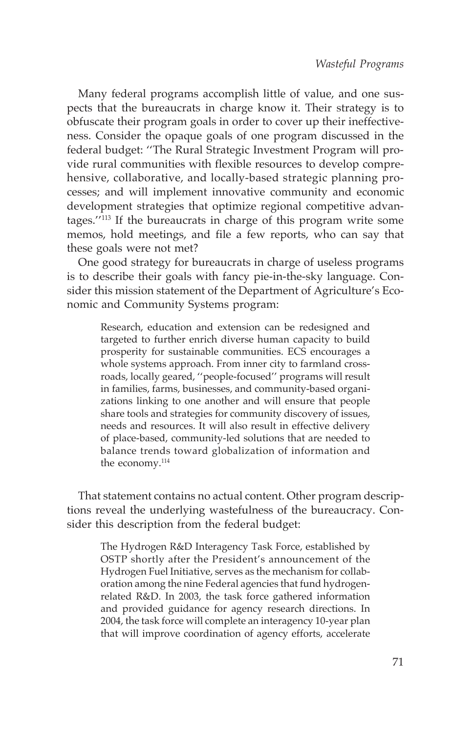Many federal programs accomplish little of value, and one suspects that the bureaucrats in charge know it. Their strategy is to obfuscate their program goals in order to cover up their ineffectiveness. Consider the opaque goals of one program discussed in the federal budget: ''The Rural Strategic Investment Program will provide rural communities with flexible resources to develop comprehensive, collaborative, and locally-based strategic planning processes; and will implement innovative community and economic development strategies that optimize regional competitive advantages.''[113] If the bureaucrats in charge of this program write some memos, hold meetings, and file a few reports, who can say that these goals were not met?

One good strategy for bureaucrats in charge of useless programs is to describe their goals with fancy pie-in-the-sky language. Consider this mission statement of the Department of Agriculture's Economic and Community Systems program:

> Research, education and extension can be redesigned and targeted to further enrich diverse human capacity to build prosperity for sustainable communities. ECS encourages a whole systems approach. From inner city to farmland crossroads, locally geared, ''people-focused'' programs will result in families, farms, businesses, and community-based organizations linking to one another and will ensure that people share tools and strategies for community discovery of issues, needs and resources. It will also result in effective delivery of place-based, community-led solutions that are needed to balance trends toward globalization of information and the economy.[114]

That statement contains no actual content. Other program descriptions reveal the underlying wastefulness of the bureaucracy. Consider this description from the federal budget:

> The Hydrogen R&D Interagency Task Force, established by OSTP shortly after the President's announcement of the Hydrogen Fuel Initiative, serves as the mechanism for collaboration among the nine Federal agencies that fund hydrogen-related R&D. In 2003, the task force gathered information and provided guidance for agency research directions. In 2004, the task force will complete an interagency 10-year plan that will improve coordination of agency efforts, accelerate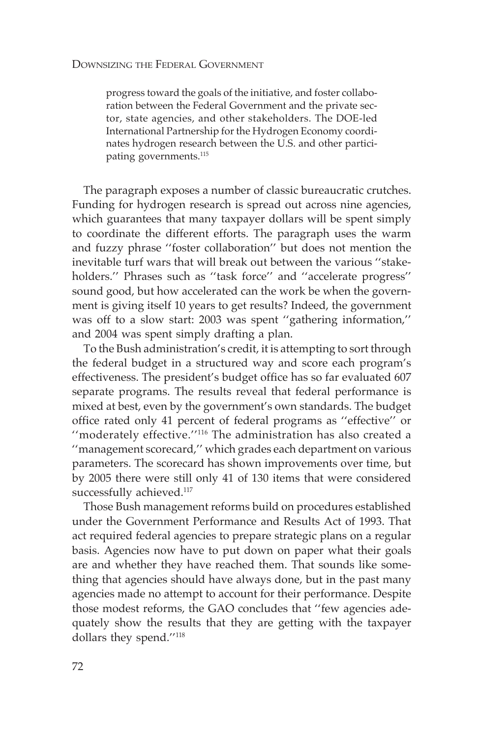> progress toward the goals of the initiative, and foster collaboration between the Federal Government and the private sector, state agencies, and other stakeholders. The DOE-led International Partnership for the Hydrogen Economy coordinates hydrogen research between the U.S. and other participating governments.[115]

The paragraph exposes a number of classic bureaucratic crutches. Funding for hydrogen research is spread out across nine agencies, which guarantees that many taxpayer dollars will be spent simply to coordinate the different efforts. The paragraph uses the warm and fuzzy phrase ''foster collaboration'' but does not mention the inevitable turf wars that will break out between the various ''stakeholders.'' Phrases such as ''task force'' and ''accelerate progress'' sound good, but how accelerated can the work be when the government is giving itself 10 years to get results? Indeed, the government was off to a slow start: 2003 was spent ''gathering information,'' and 2004 was spent simply drafting a plan.

To the Bush administration's credit, it is attempting to sort through the federal budget in a structured way and score each program's effectiveness. The president's budget office has so far evaluated 607 separate programs. The results reveal that federal performance is mixed at best, even by the government's own standards. The budget office rated only 41 percent of federal programs as ''effective'' or ''moderately effective.''[116] The administration has also created a ''management scorecard,'' which grades each department on various parameters. The scorecard has shown improvements over time, but by 2005 there were still only 41 of 130 items that were considered successfully achieved.[117]

Those Bush management reforms build on procedures established under the Government Performance and Results Act of 1993. That act required federal agencies to prepare strategic plans on a regular basis. Agencies now have to put down on paper what their goals are and whether they have reached them. That sounds like something that agencies should have always done, but in the past many agencies made no attempt to account for their performance. Despite those modest reforms, the GAO concludes that ''few agencies adequately show the results that they are getting with the taxpayer dollars they spend.''[118]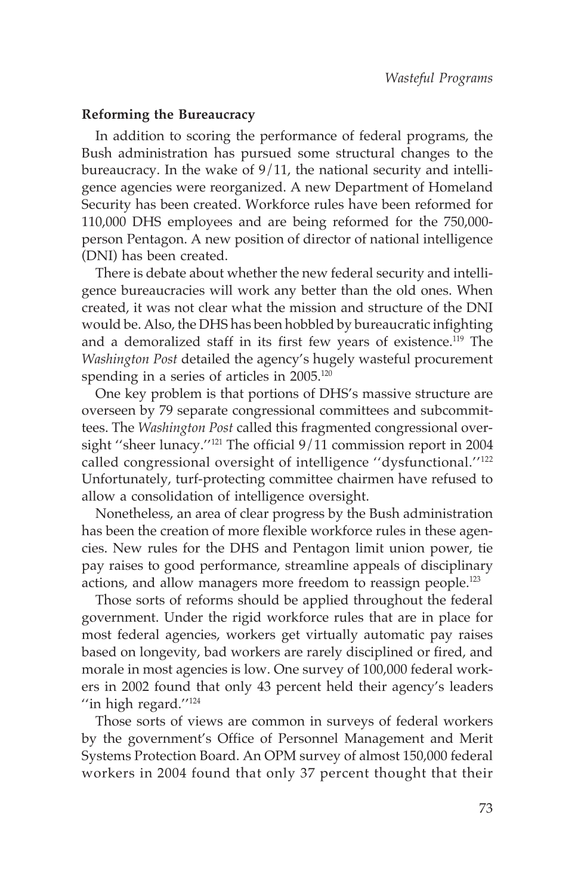## Reforming the Bureaucracy

In addition to scoring the performance of federal programs, the Bush administration has pursued some structural changes to the bureaucracy. In the wake of 9/11, the national security and intelligence agencies were reorganized. A new Department of Homeland Security has been created. Workforce rules have been reformed for 110,000 DHS employees and are being reformed for the 750,000-person Pentagon. A new position of director of national intelligence (DNI) has been created.

There is debate about whether the new federal security and intelligence bureaucracies will work any better than the old ones. When created, it was not clear what the mission and structure of the DNI would be. Also, the DHS has been hobbled by bureaucratic infighting and a demoralized staff in its first few years of existence.[119] The *Washington Post* detailed the agency's hugely wasteful procurement spending in a series of articles in 2005.[120]

One key problem is that portions of DHS's massive structure are overseen by 79 separate congressional committees and subcommittees. The *Washington Post* called this fragmented congressional oversight ''sheer lunacy.''[121] The official 9/11 commission report in 2004 called congressional oversight of intelligence ''dysfunctional.''[122] Unfortunately, turf-protecting committee chairmen have refused to allow a consolidation of intelligence oversight.

Nonetheless, an area of clear progress by the Bush administration has been the creation of more flexible workforce rules in these agencies. New rules for the DHS and Pentagon limit union power, tie pay raises to good performance, streamline appeals of disciplinary actions, and allow managers more freedom to reassign people.[123]

Those sorts of reforms should be applied throughout the federal government. Under the rigid workforce rules that are in place for most federal agencies, workers get virtually automatic pay raises based on longevity, bad workers are rarely disciplined or fired, and morale in most agencies is low. One survey of 100,000 federal workers in 2002 found that only 43 percent held their agency's leaders ''in high regard.''[124]

Those sorts of views are common in surveys of federal workers by the government's Office of Personnel Management and Merit Systems Protection Board. An OPM survey of almost 150,000 federal workers in 2004 found that only 37 percent thought that their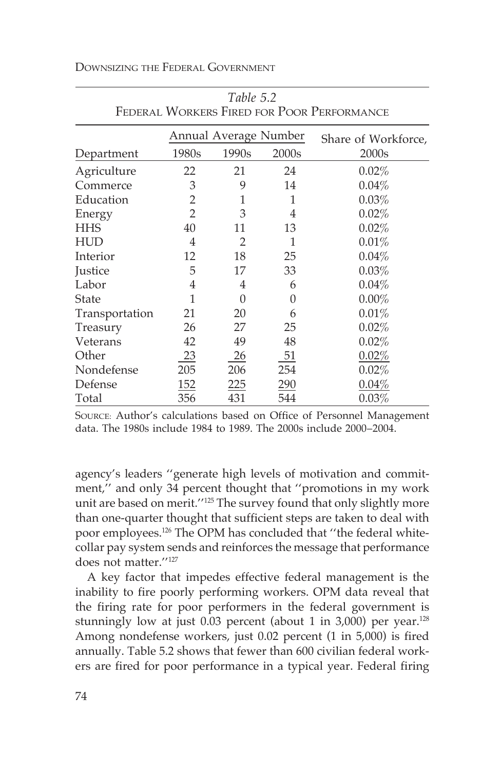*Table 5.2*
FEDERAL WORKERS FIRED FOR POOR PERFORMANCE

| Department | Annual Average Number | | | Share of Workforce, |
|---|---|---|---|---|
| | 1980s | 1990s | 2000s | 2000s |
| Agriculture | 22 | 21 | 24 | 0.02% |
| Commerce | 3 | 9 | 14 | 0.04% |
| Education | 2 | 1 | 1 | 0.03% |
| Energy | 2 | 3 | 4 | 0.02% |
| HHS | 40 | 11 | 13 | 0.02% |
| HUD | 4 | 2 | 1 | 0.01% |
| Interior | 12 | 18 | 25 | 0.04% |
| Justice | 5 | 17 | 33 | 0.03% |
| Labor | 4 | 4 | 6 | 0.04% |
| State | 1 | 0 | 0 | 0.00% |
| Transportation | 21 | 20 | 6 | 0.01% |
| Treasury | 26 | 27 | 25 | 0.02% |
| Veterans | 42 | 49 | 48 | 0.02% |
| Other | 23 | 26 | 51 | 0.02% |
| Nondefense | 205 | 206 | 254 | 0.02% |
| Defense | 152 | 225 | 290 | 0.04% |
| Total | 356 | 431 | 544 | 0.03% |

SOURCE: Author's calculations based on Office of Personnel Management data. The 1980s include 1984 to 1989. The 2000s include 2000–2004.

agency's leaders ''generate high levels of motivation and commitment,'' and only 34 percent thought that ''promotions in my work unit are based on merit.''[125] The survey found that only slightly more than one-quarter thought that sufficient steps are taken to deal with poor employees.[126] The OPM has concluded that ''the federal white-collar pay system sends and reinforces the message that performance does not matter.''[127]

A key factor that impedes effective federal management is the inability to fire poorly performing workers. OPM data reveal that the firing rate for poor performers in the federal government is stunningly low at just 0.03 percent (about 1 in 3,000) per year.[128] Among nondefense workers, just 0.02 percent (1 in 5,000) is fired annually. Table 5.2 shows that fewer than 600 civilian federal workers are fired for poor performance in a typical year. Federal firing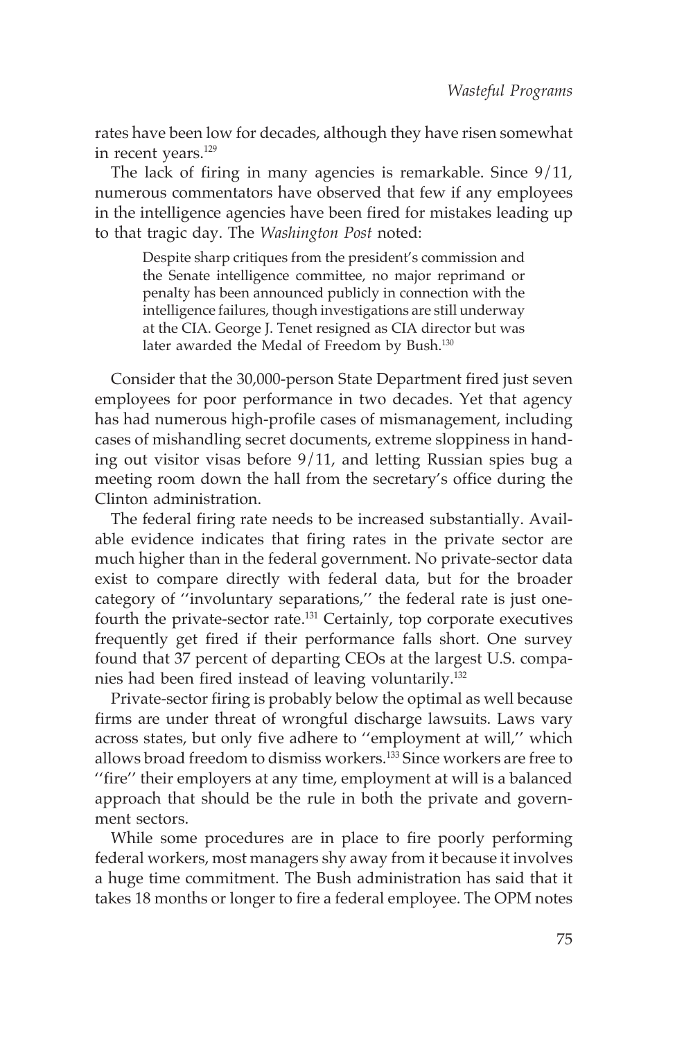rates have been low for decades, although they have risen somewhat in recent years.[129]

The lack of firing in many agencies is remarkable. Since 9/11, numerous commentators have observed that few if any employees in the intelligence agencies have been fired for mistakes leading up to that tragic day. The *Washington Post* noted:

> Despite sharp critiques from the president's commission and the Senate intelligence committee, no major reprimand or penalty has been announced publicly in connection with the intelligence failures, though investigations are still underway at the CIA. George J. Tenet resigned as CIA director but was later awarded the Medal of Freedom by Bush.[130]

Consider that the 30,000-person State Department fired just seven employees for poor performance in two decades. Yet that agency has had numerous high-profile cases of mismanagement, including cases of mishandling secret documents, extreme sloppiness in handing out visitor visas before 9/11, and letting Russian spies bug a meeting room down the hall from the secretary's office during the Clinton administration.

The federal firing rate needs to be increased substantially. Available evidence indicates that firing rates in the private sector are much higher than in the federal government. No private-sector data exist to compare directly with federal data, but for the broader category of "involuntary separations," the federal rate is just one-fourth the private-sector rate.[131] Certainly, top corporate executives frequently get fired if their performance falls short. One survey found that 37 percent of departing CEOs at the largest U.S. companies had been fired instead of leaving voluntarily.[132]

Private-sector firing is probably below the optimal as well because firms are under threat of wrongful discharge lawsuits. Laws vary across states, but only five adhere to "employment at will," which allows broad freedom to dismiss workers.[133] Since workers are free to "fire" their employers at any time, employment at will is a balanced approach that should be the rule in both the private and government sectors.

While some procedures are in place to fire poorly performing federal workers, most managers shy away from it because it involves a huge time commitment. The Bush administration has said that it takes 18 months or longer to fire a federal employee. The OPM notes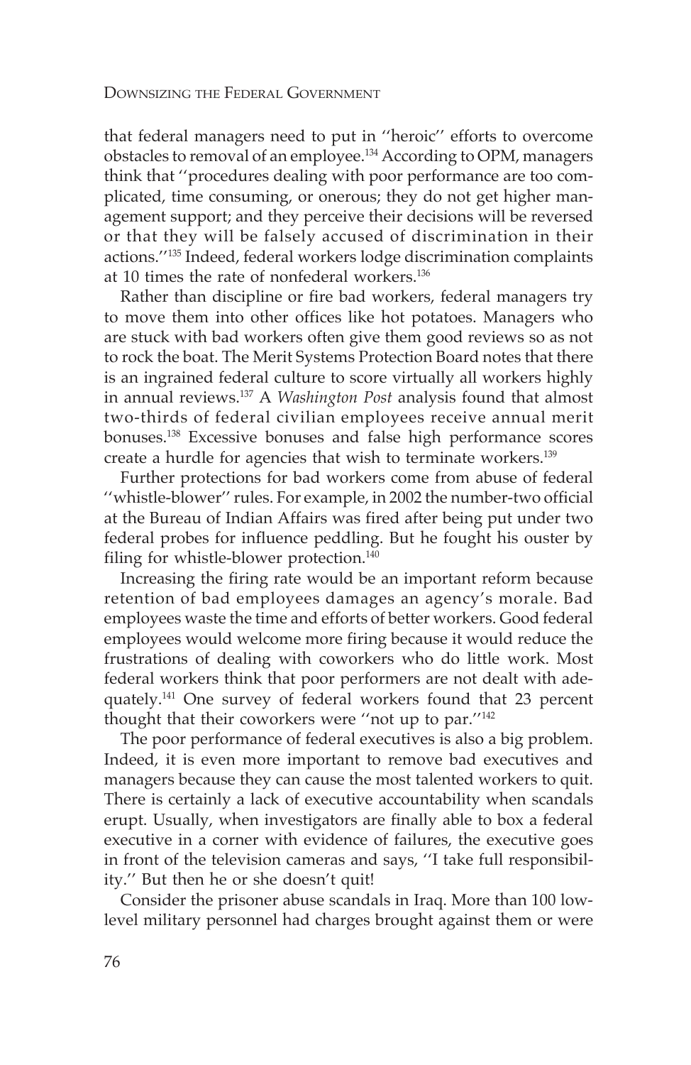that federal managers need to put in ''heroic'' efforts to overcome obstacles to removal of an employee.[134] According to OPM, managers think that ''procedures dealing with poor performance are too complicated, time consuming, or onerous; they do not get higher management support; and they perceive their decisions will be reversed or that they will be falsely accused of discrimination in their actions.''[135] Indeed, federal workers lodge discrimination complaints at 10 times the rate of nonfederal workers.[136]

Rather than discipline or fire bad workers, federal managers try to move them into other offices like hot potatoes. Managers who are stuck with bad workers often give them good reviews so as not to rock the boat. The Merit Systems Protection Board notes that there is an ingrained federal culture to score virtually all workers highly in annual reviews.[137] A *Washington Post* analysis found that almost two-thirds of federal civilian employees receive annual merit bonuses.[138] Excessive bonuses and false high performance scores create a hurdle for agencies that wish to terminate workers.[139]

Further protections for bad workers come from abuse of federal ''whistle-blower'' rules. For example, in 2002 the number-two official at the Bureau of Indian Affairs was fired after being put under two federal probes for influence peddling. But he fought his ouster by filing for whistle-blower protection.[140]

Increasing the firing rate would be an important reform because retention of bad employees damages an agency's morale. Bad employees waste the time and efforts of better workers. Good federal employees would welcome more firing because it would reduce the frustrations of dealing with coworkers who do little work. Most federal workers think that poor performers are not dealt with adequately.[141] One survey of federal workers found that 23 percent thought that their coworkers were ''not up to par.''[142]

The poor performance of federal executives is also a big problem. Indeed, it is even more important to remove bad executives and managers because they can cause the most talented workers to quit. There is certainly a lack of executive accountability when scandals erupt. Usually, when investigators are finally able to box a federal executive in a corner with evidence of failures, the executive goes in front of the television cameras and says, ''I take full responsibility.'' But then he or she doesn't quit!

Consider the prisoner abuse scandals in Iraq. More than 100 low-level military personnel had charges brought against them or were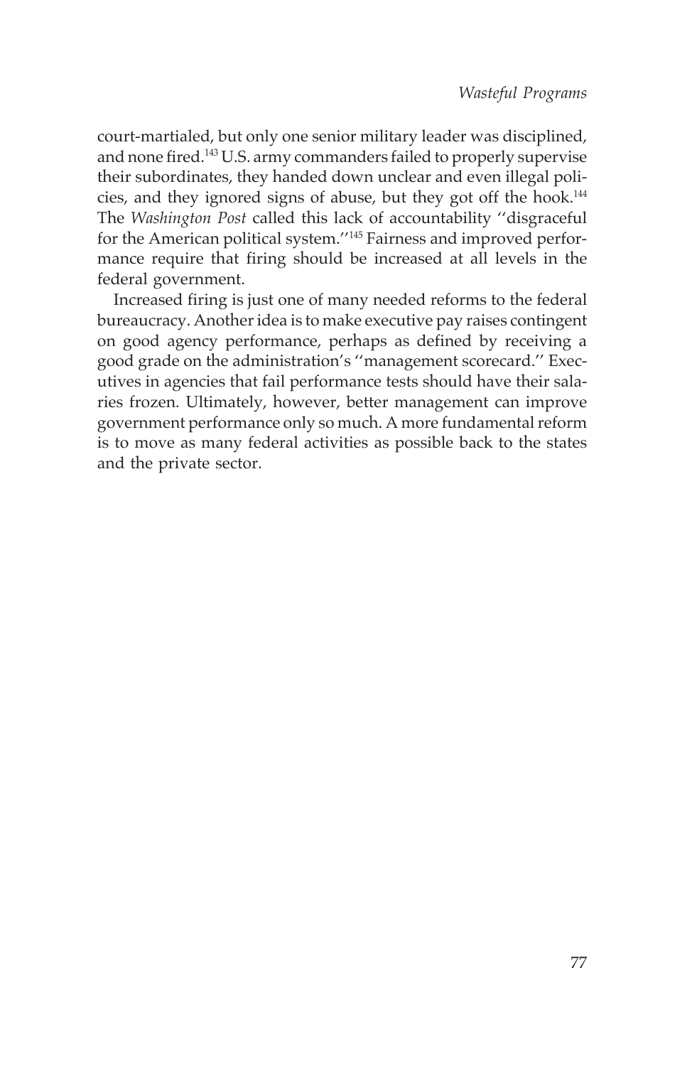court-martialed, but only one senior military leader was disciplined, and none fired.[143] U.S. army commanders failed to properly supervise their subordinates, they handed down unclear and even illegal policies, and they ignored signs of abuse, but they got off the hook.[144] The *Washington Post* called this lack of accountability ''disgraceful for the American political system.''[145] Fairness and improved performance require that firing should be increased at all levels in the federal government.

Increased firing is just one of many needed reforms to the federal bureaucracy. Another idea is to make executive pay raises contingent on good agency performance, perhaps as defined by receiving a good grade on the administration's ''management scorecard.'' Executives in agencies that fail performance tests should have their salaries frozen. Ultimately, however, better management can improve government performance only so much. A more fundamental reform is to move as many federal activities as possible back to the states and the private sector.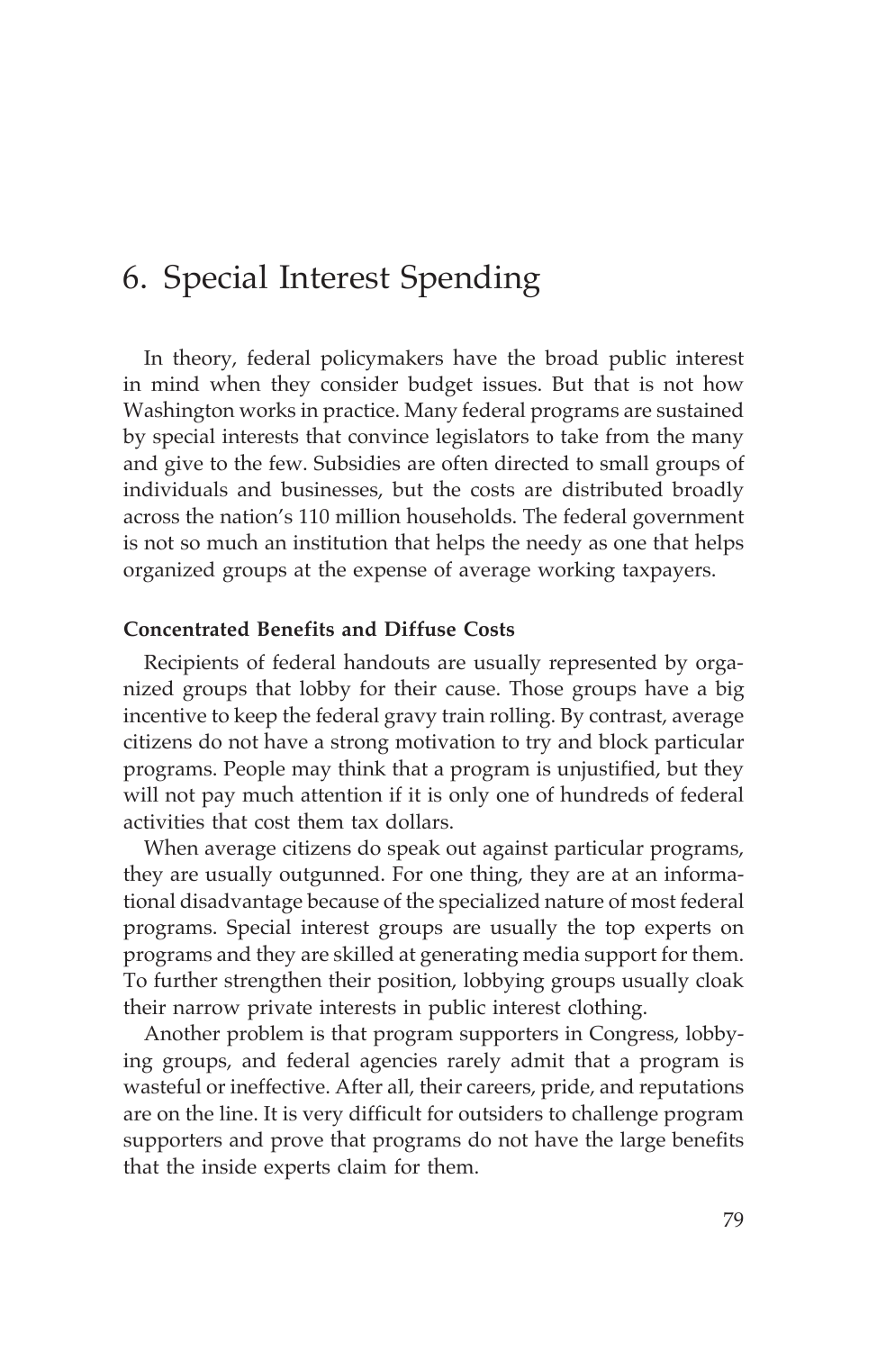# 6. Special Interest Spending

In theory, federal policymakers have the broad public interest in mind when they consider budget issues. But that is not how Washington works in practice. Many federal programs are sustained by special interests that convince legislators to take from the many and give to the few. Subsidies are often directed to small groups of individuals and businesses, but the costs are distributed broadly across the nation's 110 million households. The federal government is not so much an institution that helps the needy as one that helps organized groups at the expense of average working taxpayers.

## Concentrated Benefits and Diffuse Costs

Recipients of federal handouts are usually represented by organized groups that lobby for their cause. Those groups have a big incentive to keep the federal gravy train rolling. By contrast, average citizens do not have a strong motivation to try and block particular programs. People may think that a program is unjustified, but they will not pay much attention if it is only one of hundreds of federal activities that cost them tax dollars.

When average citizens do speak out against particular programs, they are usually outgunned. For one thing, they are at an informational disadvantage because of the specialized nature of most federal programs. Special interest groups are usually the top experts on programs and they are skilled at generating media support for them. To further strengthen their position, lobbying groups usually cloak their narrow private interests in public interest clothing.

Another problem is that program supporters in Congress, lobbying groups, and federal agencies rarely admit that a program is wasteful or ineffective. After all, their careers, pride, and reputations are on the line. It is very difficult for outsiders to challenge program supporters and prove that programs do not have the large benefits that the inside experts claim for them.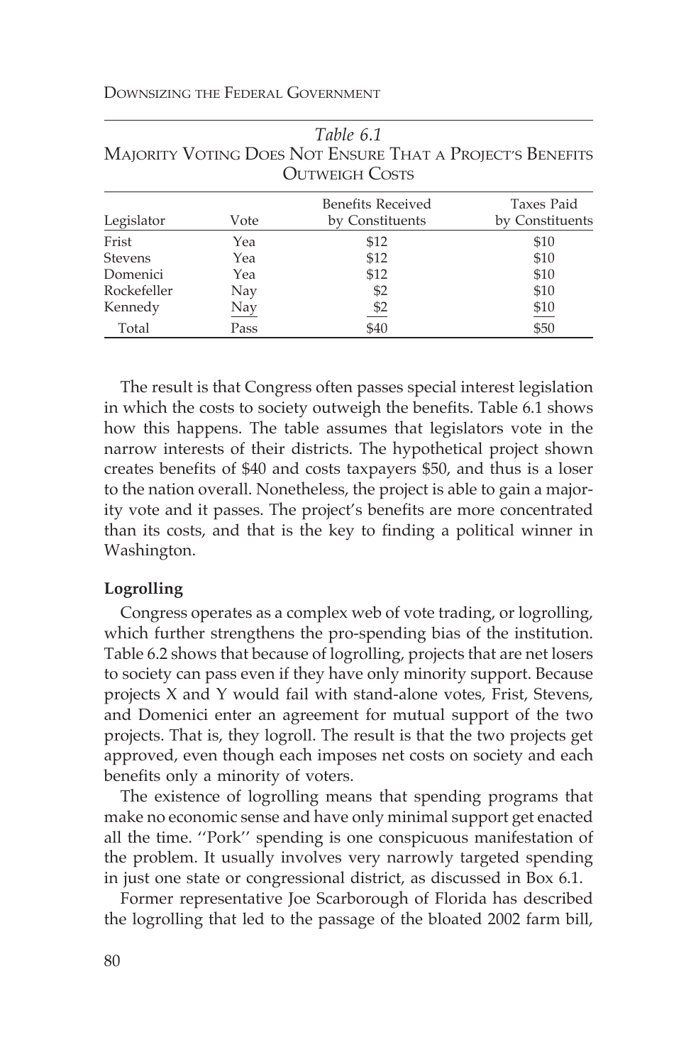*Table 6.1*
MAJORITY VOTING DOES NOT ENSURE THAT A PROJECT'S BENEFITS OUTWEIGH COSTS

| Legislator | Vote | Benefits Received by Constituents | Taxes Paid by Constituents |
|---|---|---|---|
| Frist | Yea | $12 | $10 |
| Stevens | Yea | $12 | $10 |
| Domenici | Yea | $12 | $10 |
| Rockefeller | Nay | $2 | $10 |
| Kennedy | Nay | $2 | $10 |
| Total | Pass | $40 | $50 |

The result is that Congress often passes special interest legislation in which the costs to society outweigh the benefits. Table 6.1 shows how this happens. The table assumes that legislators vote in the narrow interests of their districts. The hypothetical project shown creates benefits of $40 and costs taxpayers $50, and thus is a loser to the nation overall. Nonetheless, the project is able to gain a majority vote and it passes. The project's benefits are more concentrated than its costs, and that is the key to finding a political winner in Washington.

**Logrolling**

Congress operates as a complex web of vote trading, or logrolling, which further strengthens the pro-spending bias of the institution. Table 6.2 shows that because of logrolling, projects that are net losers to society can pass even if they have only minority support. Because projects X and Y would fail with stand-alone votes, Frist, Stevens, and Domenici enter an agreement for mutual support of the two projects. That is, they logroll. The result is that the two projects get approved, even though each imposes net costs on society and each benefits only a minority of voters.

The existence of logrolling means that spending programs that make no economic sense and have only minimal support get enacted all the time. ''Pork'' spending is one conspicuous manifestation of the problem. It usually involves very narrowly targeted spending in just one state or congressional district, as discussed in Box 6.1.

Former representative Joe Scarborough of Florida has described the logrolling that led to the passage of the bloated 2002 farm bill,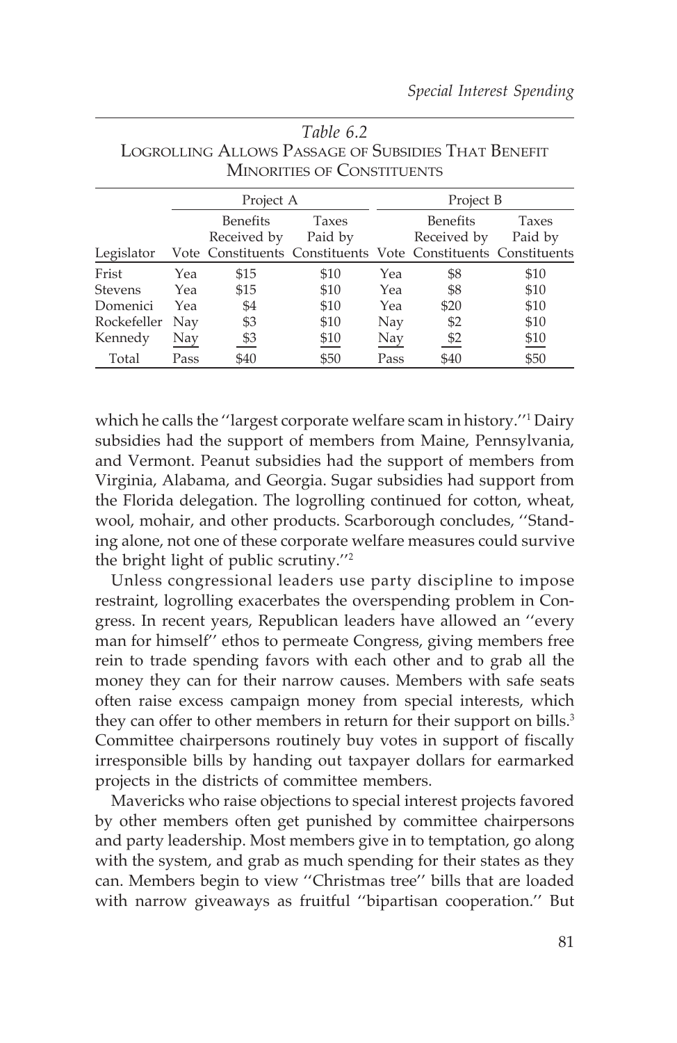*Table 6.2*
LOGROLLING ALLOWS PASSAGE OF SUBSIDIES THAT BENEFIT MINORITIES OF CONSTITUENTS

| | Project A | | | Project B | | |
|---|---|---|---|---|---|---|
| Legislator | Vote | Benefits Received by Constituents | Taxes Paid by Constituents | Vote | Benefits Received by Constituents | Taxes Paid by Constituents |
| Frist | Yea | $15 | $10 | Yea | $8 | $10 |
| Stevens | Yea | $15 | $10 | Yea | $8 | $10 |
| Domenici | Yea | $4 | $10 | Yea | $20 | $10 |
| Rockefeller | Nay | $3 | $10 | Nay | $2 | $10 |
| Kennedy | Nay | $3 | $10 | Nay | $2 | $10 |
| Total | Pass | $40 | $50 | Pass | $40 | $50 |

which he calls the ''largest corporate welfare scam in history.''[1] Dairy subsidies had the support of members from Maine, Pennsylvania, and Vermont. Peanut subsidies had the support of members from Virginia, Alabama, and Georgia. Sugar subsidies had support from the Florida delegation. The logrolling continued for cotton, wheat, wool, mohair, and other products. Scarborough concludes, ''Standing alone, not one of these corporate welfare measures could survive the bright light of public scrutiny.''[2]

Unless congressional leaders use party discipline to impose restraint, logrolling exacerbates the overspending problem in Congress. In recent years, Republican leaders have allowed an ''every man for himself'' ethos to permeate Congress, giving members free rein to trade spending favors with each other and to grab all the money they can for their narrow causes. Members with safe seats often raise excess campaign money from special interests, which they can offer to other members in return for their support on bills.[3] Committee chairpersons routinely buy votes in support of fiscally irresponsible bills by handing out taxpayer dollars for earmarked projects in the districts of committee members.

Mavericks who raise objections to special interest projects favored by other members often get punished by committee chairpersons and party leadership. Most members give in to temptation, go along with the system, and grab as much spending for their states as they can. Members begin to view ''Christmas tree'' bills that are loaded with narrow giveaways as fruitful ''bipartisan cooperation.'' But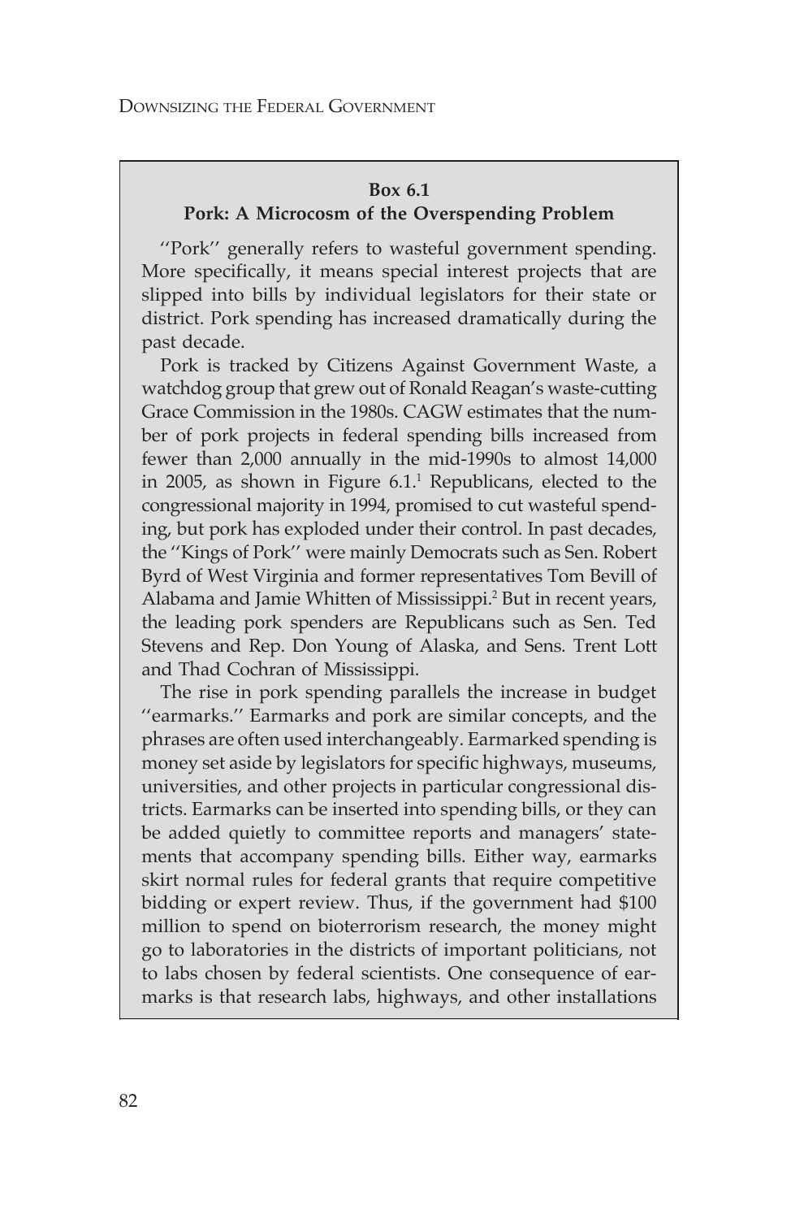**Box 6.1**
**Pork: A Microcosm of the Overspending Problem**

''Pork'' generally refers to wasteful government spending. More specifically, it means special interest projects that are slipped into bills by individual legislators for their state or district. Pork spending has increased dramatically during the past decade.

Pork is tracked by Citizens Against Government Waste, a watchdog group that grew out of Ronald Reagan's waste-cutting Grace Commission in the 1980s. CAGW estimates that the number of pork projects in federal spending bills increased from fewer than 2,000 annually in the mid-1990s to almost 14,000 in 2005, as shown in Figure 6.1.[1] Republicans, elected to the congressional majority in 1994, promised to cut wasteful spending, but pork has exploded under their control. In past decades, the ''Kings of Pork'' were mainly Democrats such as Sen. Robert Byrd of West Virginia and former representatives Tom Bevill of Alabama and Jamie Whitten of Mississippi.[2] But in recent years, the leading pork spenders are Republicans such as Sen. Ted Stevens and Rep. Don Young of Alaska, and Sens. Trent Lott and Thad Cochran of Mississippi.

The rise in pork spending parallels the increase in budget ''earmarks.'' Earmarks and pork are similar concepts, and the phrases are often used interchangeably. Earmarked spending is money set aside by legislators for specific highways, museums, universities, and other projects in particular congressional districts. Earmarks can be inserted into spending bills, or they can be added quietly to committee reports and managers' statements that accompany spending bills. Either way, earmarks skirt normal rules for federal grants that require competitive bidding or expert review. Thus, if the government had $100 million to spend on bioterrorism research, the money might go to laboratories in the districts of important politicians, not to labs chosen by federal scientists. One consequence of earmarks is that research labs, highways, and other installations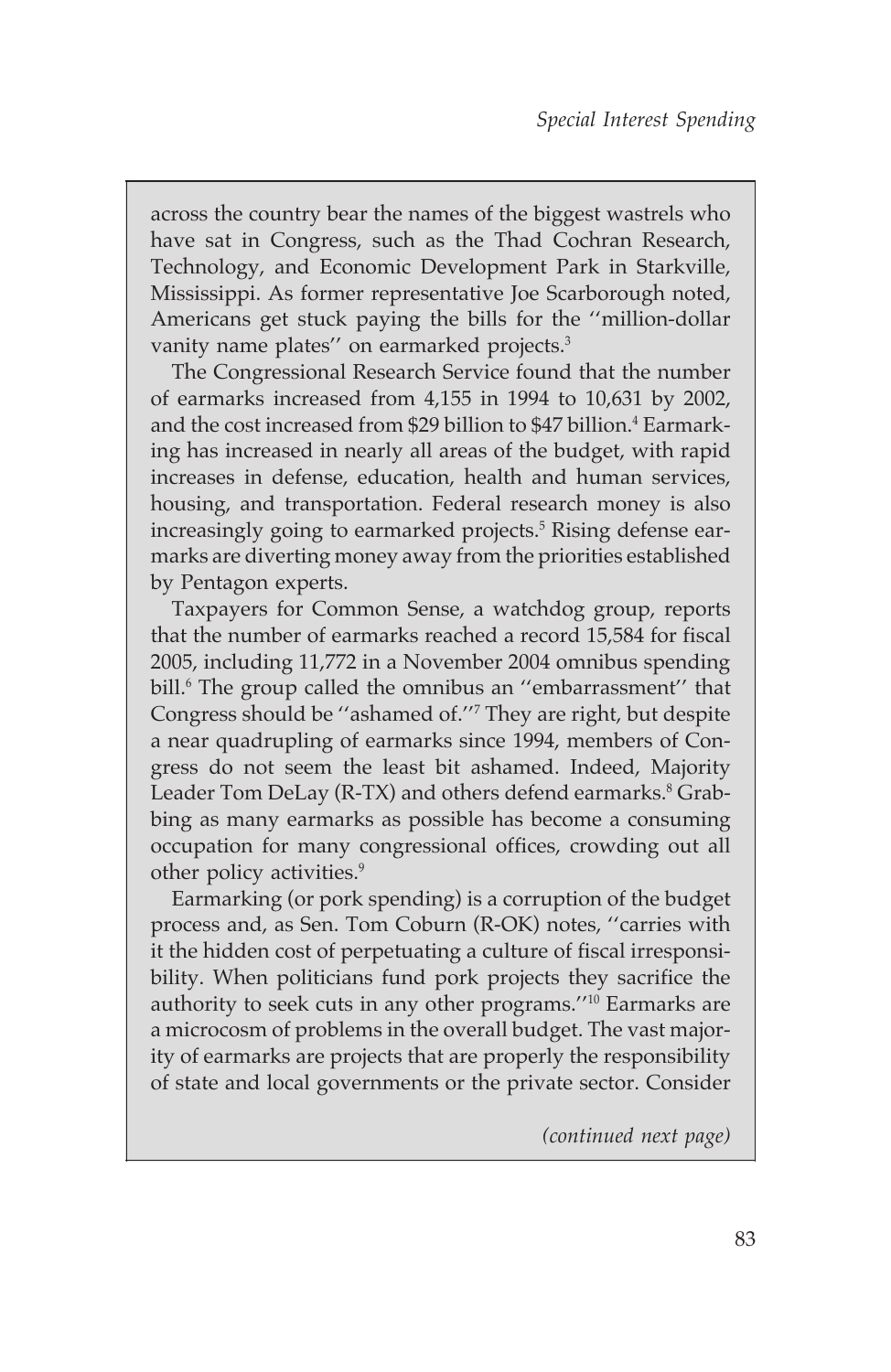across the country bear the names of the biggest wastrels who have sat in Congress, such as the Thad Cochran Research, Technology, and Economic Development Park in Starkville, Mississippi. As former representative Joe Scarborough noted, Americans get stuck paying the bills for the ''million-dollar vanity name plates'' on earmarked projects.[3]

The Congressional Research Service found that the number of earmarks increased from 4,155 in 1994 to 10,631 by 2002, and the cost increased from $29 billion to $47 billion.[4] Earmarking has increased in nearly all areas of the budget, with rapid increases in defense, education, health and human services, housing, and transportation. Federal research money is also increasingly going to earmarked projects.[5] Rising defense earmarks are diverting money away from the priorities established by Pentagon experts.

Taxpayers for Common Sense, a watchdog group, reports that the number of earmarks reached a record 15,584 for fiscal 2005, including 11,772 in a November 2004 omnibus spending bill.[6] The group called the omnibus an ''embarrassment'' that Congress should be ''ashamed of.''[7] They are right, but despite a near quadrupling of earmarks since 1994, members of Congress do not seem the least bit ashamed. Indeed, Majority Leader Tom DeLay (R-TX) and others defend earmarks.[8] Grabbing as many earmarks as possible has become a consuming occupation for many congressional offices, crowding out all other policy activities.[9]

Earmarking (or pork spending) is a corruption of the budget process and, as Sen. Tom Coburn (R-OK) notes, ''carries with it the hidden cost of perpetuating a culture of fiscal irresponsibility. When politicians fund pork projects they sacrifice the authority to seek cuts in any other programs.''[10] Earmarks are a microcosm of problems in the overall budget. The vast majority of earmarks are projects that are properly the responsibility of state and local governments or the private sector. Consider

*(continued next page)*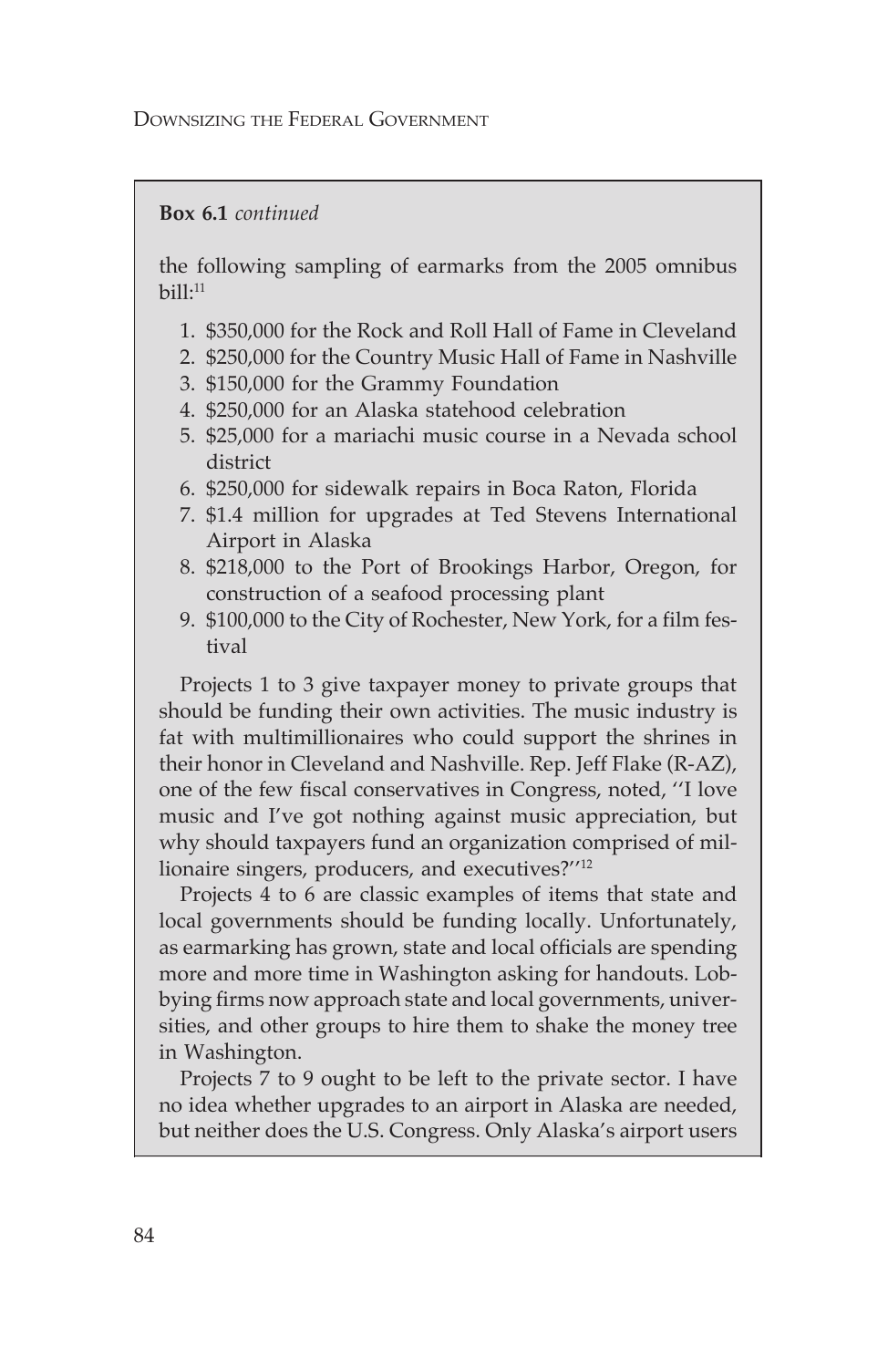**Box 6.1** *continued*

the following sampling of earmarks from the 2005 omnibus bill:[11]

1. $350,000 for the Rock and Roll Hall of Fame in Cleveland
2. $250,000 for the Country Music Hall of Fame in Nashville
3. $150,000 for the Grammy Foundation
4. $250,000 for an Alaska statehood celebration
5. $25,000 for a mariachi music course in a Nevada school district
6. $250,000 for sidewalk repairs in Boca Raton, Florida
7. $1.4 million for upgrades at Ted Stevens International Airport in Alaska
8. $218,000 to the Port of Brookings Harbor, Oregon, for construction of a seafood processing plant
9. $100,000 to the City of Rochester, New York, for a film festival

Projects 1 to 3 give taxpayer money to private groups that should be funding their own activities. The music industry is fat with multimillionaires who could support the shrines in their honor in Cleveland and Nashville. Rep. Jeff Flake (R-AZ), one of the few fiscal conservatives in Congress, noted, ''I love music and I've got nothing against music appreciation, but why should taxpayers fund an organization comprised of millionaire singers, producers, and executives?''[12]

Projects 4 to 6 are classic examples of items that state and local governments should be funding locally. Unfortunately, as earmarking has grown, state and local officials are spending more and more time in Washington asking for handouts. Lobbying firms now approach state and local governments, universities, and other groups to hire them to shake the money tree in Washington.

Projects 7 to 9 ought to be left to the private sector. I have no idea whether upgrades to an airport in Alaska are needed, but neither does the U.S. Congress. Only Alaska's airport users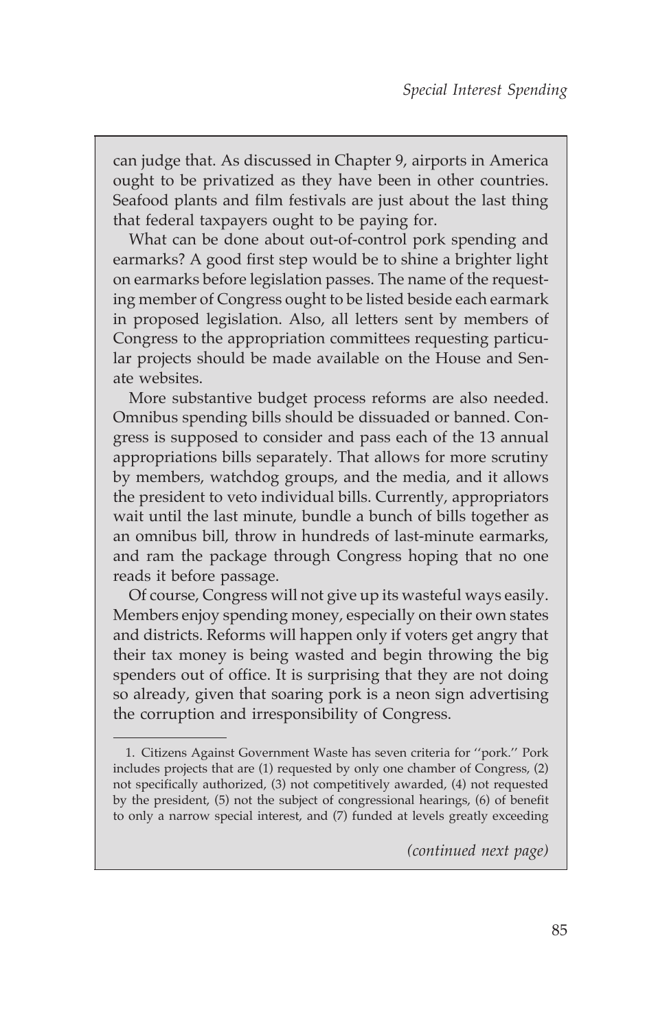can judge that. As discussed in Chapter 9, airports in America ought to be privatized as they have been in other countries. Seafood plants and film festivals are just about the last thing that federal taxpayers ought to be paying for.

What can be done about out-of-control pork spending and earmarks? A good first step would be to shine a brighter light on earmarks before legislation passes. The name of the requesting member of Congress ought to be listed beside each earmark in proposed legislation. Also, all letters sent by members of Congress to the appropriation committees requesting particular projects should be made available on the House and Senate websites.

More substantive budget process reforms are also needed. Omnibus spending bills should be dissuaded or banned. Congress is supposed to consider and pass each of the 13 annual appropriations bills separately. That allows for more scrutiny by members, watchdog groups, and the media, and it allows the president to veto individual bills. Currently, appropriators wait until the last minute, bundle a bunch of bills together as an omnibus bill, throw in hundreds of last-minute earmarks, and ram the package through Congress hoping that no one reads it before passage.

Of course, Congress will not give up its wasteful ways easily. Members enjoy spending money, especially on their own states and districts. Reforms will happen only if voters get angry that their tax money is being wasted and begin throwing the big spenders out of office. It is surprising that they are not doing so already, given that soaring pork is a neon sign advertising the corruption and irresponsibility of Congress.

---

1. Citizens Against Government Waste has seven criteria for ''pork.'' Pork includes projects that are (1) requested by only one chamber of Congress, (2) not specifically authorized, (3) not competitively awarded, (4) not requested by the president, (5) not the subject of congressional hearings, (6) of benefit to only a narrow special interest, and (7) funded at levels greatly exceeding

*(continued next page)*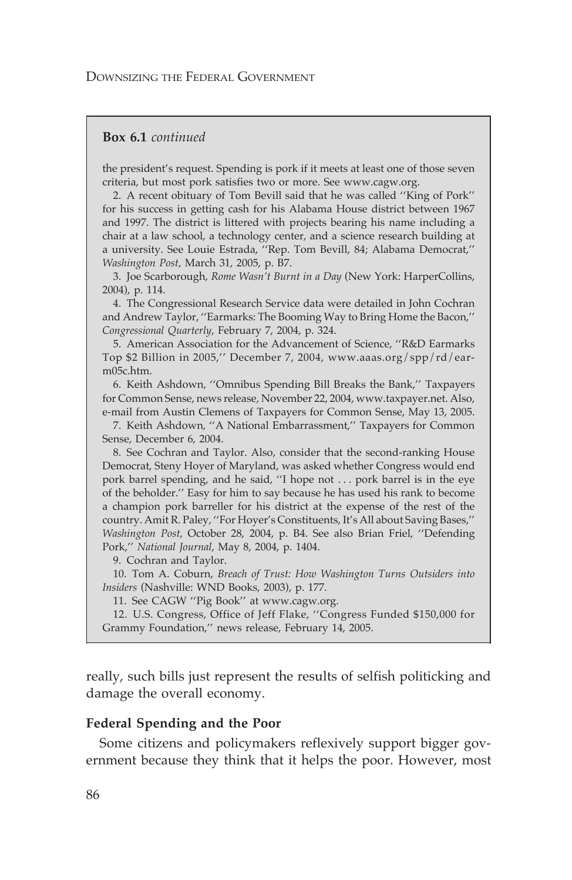**Box 6.1** *continued*

the president's request. Spending is pork if it meets at least one of those seven criteria, but most pork satisfies two or more. See www.cagw.org.

2. A recent obituary of Tom Bevill said that he was called ''King of Pork'' for his success in getting cash for his Alabama House district between 1967 and 1997. The district is littered with projects bearing his name including a chair at a law school, a technology center, and a science research building at a university. See Louie Estrada, ''Rep. Tom Bevill, 84; Alabama Democrat,'' *Washington Post*, March 31, 2005, p. B7.

3. Joe Scarborough, *Rome Wasn't Burnt in a Day* (New York: HarperCollins, 2004), p. 114.

4. The Congressional Research Service data were detailed in John Cochran and Andrew Taylor, ''Earmarks: The Booming Way to Bring Home the Bacon,'' *Congressional Quarterly*, February 7, 2004, p. 324.

5. American Association for the Advancement of Science, ''R&D Earmarks Top $2 Billion in 2005,'' December 7, 2004, www.aaas.org/spp/rd/earm05c.htm.

6. Keith Ashdown, ''Omnibus Spending Bill Breaks the Bank,'' Taxpayers for Common Sense, news release, November 22, 2004, www.taxpayer.net. Also, e-mail from Austin Clemens of Taxpayers for Common Sense, May 13, 2005.

7. Keith Ashdown, ''A National Embarrassment,'' Taxpayers for Common Sense, December 6, 2004.

8. See Cochran and Taylor. Also, consider that the second-ranking House Democrat, Steny Hoyer of Maryland, was asked whether Congress would end pork barrel spending, and he said, ''I hope not . . . pork barrel is in the eye of the beholder.'' Easy for him to say because he has used his rank to become a champion pork barreller for his district at the expense of the rest of the country. Amit R. Paley, ''For Hoyer's Constituents, It's All about Saving Bases,'' *Washington Post*, October 28, 2004, p. B4. See also Brian Friel, ''Defending Pork,'' *National Journal*, May 8, 2004, p. 1404.

9. Cochran and Taylor.

10. Tom A. Coburn, *Breach of Trust: How Washington Turns Outsiders into Insiders* (Nashville: WND Books, 2003), p. 177.

11. See CAGW ''Pig Book'' at www.cagw.org.

12. U.S. Congress, Office of Jeff Flake, ''Congress Funded $150,000 for Grammy Foundation,'' news release, February 14, 2005.

really, such bills just represent the results of selfish politicking and damage the overall economy.

### Federal Spending and the Poor

Some citizens and policymakers reflexively support bigger government because they think that it helps the poor. However, most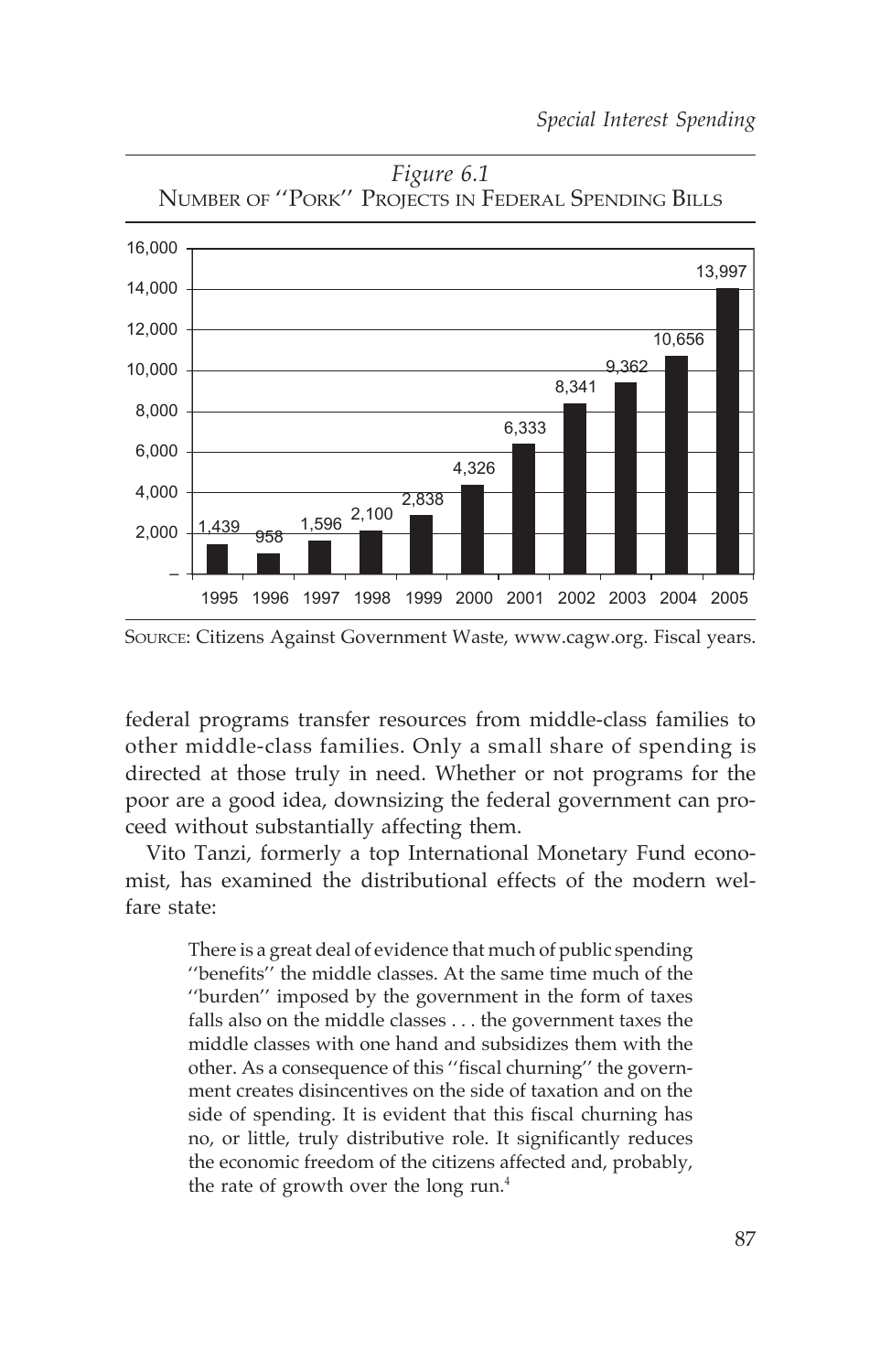*Figure 6.1*
NUMBER OF "PORK" PROJECTS IN FEDERAL SPENDING BILLS

| Year | Number of Projects |
|---|---|
| 1995 | 1,439 |
| 1996 | 958 |
| 1997 | 1,596 |
| 1998 | 2,100 |
| 1999 | 2,838 |
| 2000 | 4,326 |
| 2001 | 6,333 |
| 2002 | 8,341 |
| 2003 | 9,362 |
| 2004 | 10,656 |
| 2005 | 13,997 |

SOURCE: Citizens Against Government Waste, www.cagw.org. Fiscal years.

federal programs transfer resources from middle-class families to other middle-class families. Only a small share of spending is directed at those truly in need. Whether or not programs for the poor are a good idea, downsizing the federal government can proceed without substantially affecting them.

Vito Tanzi, formerly a top International Monetary Fund economist, has examined the distributional effects of the modern welfare state:

> There is a great deal of evidence that much of public spending "benefits" the middle classes. At the same time much of the "burden" imposed by the government in the form of taxes falls also on the middle classes . . . the government taxes the middle classes with one hand and subsidizes them with the other. As a consequence of this "fiscal churning" the government creates disincentives on the side of taxation and on the side of spending. It is evident that this fiscal churning has no, or little, truly distributive role. It significantly reduces the economic freedom of the citizens affected and, probably, the rate of growth over the long run.[4]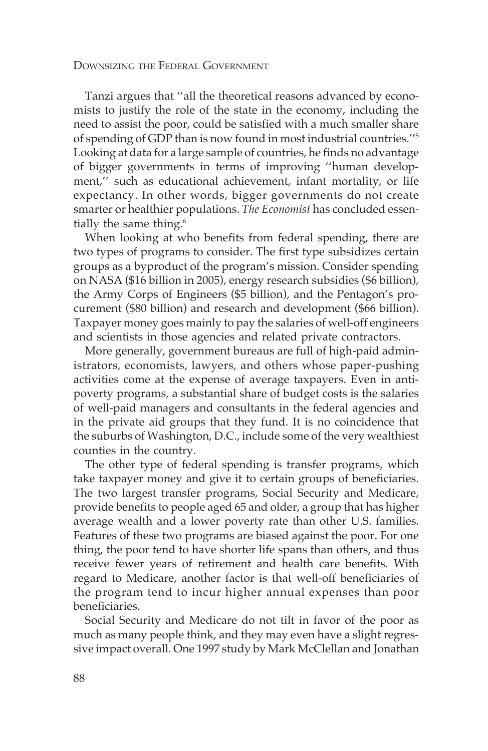Tanzi argues that ''all the theoretical reasons advanced by economists to justify the role of the state in the economy, including the need to assist the poor, could be satisfied with a much smaller share of spending of GDP than is now found in most industrial countries.''[5] Looking at data for a large sample of countries, he finds no advantage of bigger governments in terms of improving ''human development,'' such as educational achievement, infant mortality, or life expectancy. In other words, bigger governments do not create smarter or healthier populations. *The Economist* has concluded essentially the same thing.[6]

When looking at who benefits from federal spending, there are two types of programs to consider. The first type subsidizes certain groups as a byproduct of the program's mission. Consider spending on NASA ($16 billion in 2005), energy research subsidies ($6 billion), the Army Corps of Engineers ($5 billion), and the Pentagon's procurement ($80 billion) and research and development ($66 billion). Taxpayer money goes mainly to pay the salaries of well-off engineers and scientists in those agencies and related private contractors.

More generally, government bureaus are full of high-paid administrators, economists, lawyers, and others whose paper-pushing activities come at the expense of average taxpayers. Even in antipoverty programs, a substantial share of budget costs is the salaries of well-paid managers and consultants in the federal agencies and in the private aid groups that they fund. It is no coincidence that the suburbs of Washington, D.C., include some of the very wealthiest counties in the country.

The other type of federal spending is transfer programs, which take taxpayer money and give it to certain groups of beneficiaries. The two largest transfer programs, Social Security and Medicare, provide benefits to people aged 65 and older, a group that has higher average wealth and a lower poverty rate than other U.S. families. Features of these two programs are biased against the poor. For one thing, the poor tend to have shorter life spans than others, and thus receive fewer years of retirement and health care benefits. With regard to Medicare, another factor is that well-off beneficiaries of the program tend to incur higher annual expenses than poor beneficiaries.

Social Security and Medicare do not tilt in favor of the poor as much as many people think, and they may even have a slight regressive impact overall. One 1997 study by Mark McClellan and Jonathan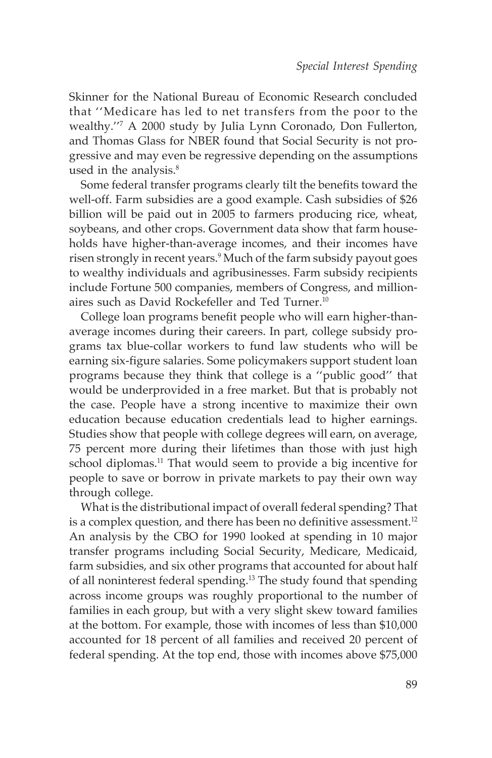Skinner for the National Bureau of Economic Research concluded that ''Medicare has led to net transfers from the poor to the wealthy.''[7] A 2000 study by Julia Lynn Coronado, Don Fullerton, and Thomas Glass for NBER found that Social Security is not progressive and may even be regressive depending on the assumptions used in the analysis.[8]

Some federal transfer programs clearly tilt the benefits toward the well-off. Farm subsidies are a good example. Cash subsidies of $26 billion will be paid out in 2005 to farmers producing rice, wheat, soybeans, and other crops. Government data show that farm households have higher-than-average incomes, and their incomes have risen strongly in recent years.[9] Much of the farm subsidy payout goes to wealthy individuals and agribusinesses. Farm subsidy recipients include Fortune 500 companies, members of Congress, and millionaires such as David Rockefeller and Ted Turner.[10]

College loan programs benefit people who will earn higher-than-average incomes during their careers. In part, college subsidy programs tax blue-collar workers to fund law students who will be earning six-figure salaries. Some policymakers support student loan programs because they think that college is a ''public good'' that would be underprovided in a free market. But that is probably not the case. People have a strong incentive to maximize their own education because education credentials lead to higher earnings. Studies show that people with college degrees will earn, on average, 75 percent more during their lifetimes than those with just high school diplomas.[11] That would seem to provide a big incentive for people to save or borrow in private markets to pay their own way through college.

What is the distributional impact of overall federal spending? That is a complex question, and there has been no definitive assessment.[12] An analysis by the CBO for 1990 looked at spending in 10 major transfer programs including Social Security, Medicare, Medicaid, farm subsidies, and six other programs that accounted for about half of all noninterest federal spending.[13] The study found that spending across income groups was roughly proportional to the number of families in each group, but with a very slight skew toward families at the bottom. For example, those with incomes of less than $10,000 accounted for 18 percent of all families and received 20 percent of federal spending. At the top end, those with incomes above $75,000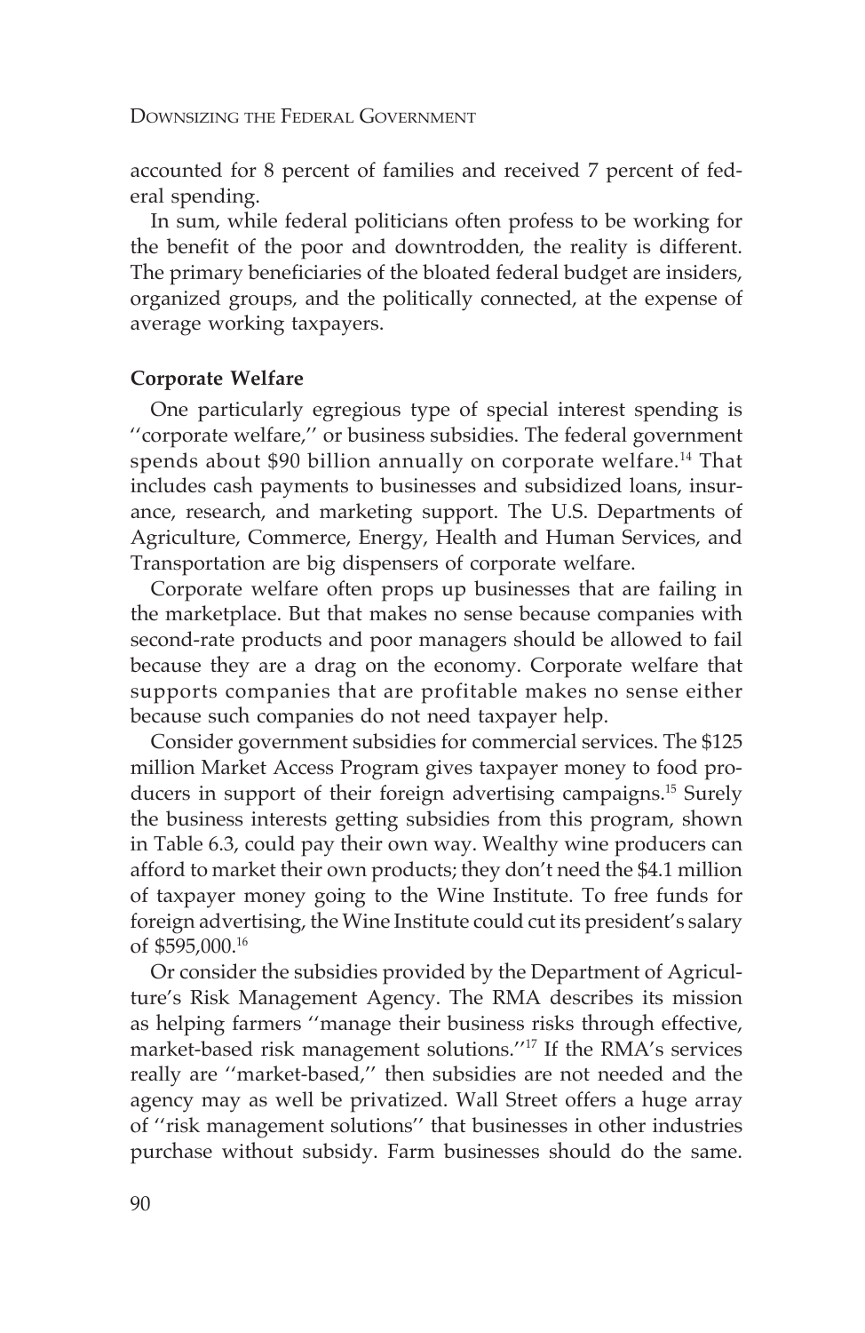accounted for 8 percent of families and received 7 percent of federal spending.

In sum, while federal politicians often profess to be working for the benefit of the poor and downtrodden, the reality is different. The primary beneficiaries of the bloated federal budget are insiders, organized groups, and the politically connected, at the expense of average working taxpayers.

### Corporate Welfare

One particularly egregious type of special interest spending is ''corporate welfare,'' or business subsidies. The federal government spends about $90 billion annually on corporate welfare.[14] That includes cash payments to businesses and subsidized loans, insurance, research, and marketing support. The U.S. Departments of Agriculture, Commerce, Energy, Health and Human Services, and Transportation are big dispensers of corporate welfare.

Corporate welfare often props up businesses that are failing in the marketplace. But that makes no sense because companies with second-rate products and poor managers should be allowed to fail because they are a drag on the economy. Corporate welfare that supports companies that are profitable makes no sense either because such companies do not need taxpayer help.

Consider government subsidies for commercial services. The $125 million Market Access Program gives taxpayer money to food producers in support of their foreign advertising campaigns.[15] Surely the business interests getting subsidies from this program, shown in Table 6.3, could pay their own way. Wealthy wine producers can afford to market their own products; they don't need the $4.1 million of taxpayer money going to the Wine Institute. To free funds for foreign advertising, the Wine Institute could cut its president's salary of $595,000.[16]

Or consider the subsidies provided by the Department of Agriculture's Risk Management Agency. The RMA describes its mission as helping farmers ''manage their business risks through effective, market-based risk management solutions.''[17] If the RMA's services really are ''market-based,'' then subsidies are not needed and the agency may as well be privatized. Wall Street offers a huge array of ''risk management solutions'' that businesses in other industries purchase without subsidy. Farm businesses should do the same.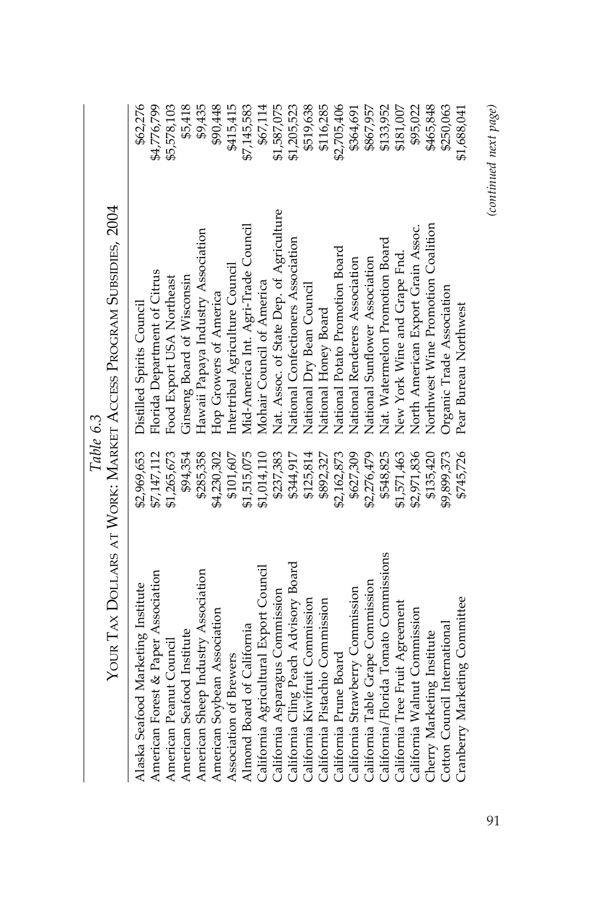*Table 6.3*

Your Tax Dollars at Work: Market Access Program Subsidies, 2004

| | | | |
|---|---|---|---|
| Alaska Seafood Marketing Institute | $2,969,653 | Distilled Spirits Council | $62,276 |
| American Forest & Paper Association | $7,147,112 | Florida Department of Citrus | $4,776,799 |
| American Peanut Council | $1,265,673 | Food Export USA Northeast | $5,578,103 |
| American Seafood Institute | $94,354 | Ginseng Board of Wisconsin | $5,418 |
| American Sheep Industry Association | $285,358 | Hawaii Papaya Industry Association | $9,435 |
| American Soybean Association | $4,230,302 | Hop Growers of America | $90,448 |
| Association of Brewers | $101,607 | Intertribal Agriculture Council | $415,415 |
| Almond Board of California | $1,515,075 | Mid-America Int. Agri-Trade Council | $7,145,583 |
| California Agricultural Export Council | $1,014,110 | Mohair Council of America | $67,114 |
| California Asparagus Commission | $237,383 | Nat. Assoc. of State Dep. of Agriculture | $1,587,075 |
| California Cling Peach Advisory Board | $344,917 | National Confectioners Association | $1,205,523 |
| California Kiwifruit Commission | $125,814 | National Dry Bean Council | $519,638 |
| California Pistachio Commission | $892,327 | National Honey Board | $116,285 |
| California Prune Board | $2,162,873 | National Potato Promotion Board | $2,705,406 |
| California Strawberry Commission | $627,309 | National Renderers Association | $364,691 |
| California Table Grape Commission | $2,276,479 | National Sunflower Association | $867,957 |
| California/Florida Tomato Commissions | $548,825 | Nat. Watermelon Promotion Board | $133,952 |
| California Tree Fruit Agreement | $1,571,463 | New York Wine and Grape Fnd. | $181,007 |
| California Walnut Commission | $2,971,836 | North American Export Grain Assoc. | $95,022 |
| Cherry Marketing Institute | $135,420 | Northwest Wine Promotion Coalition | $465,848 |
| Cotton Council International | $9,899,373 | Organic Trade Association | $250,063 |
| Cranberry Marketing Committee | $745,726 | Pear Bureau Northwest | $1,688,041 |

*(continued next page)*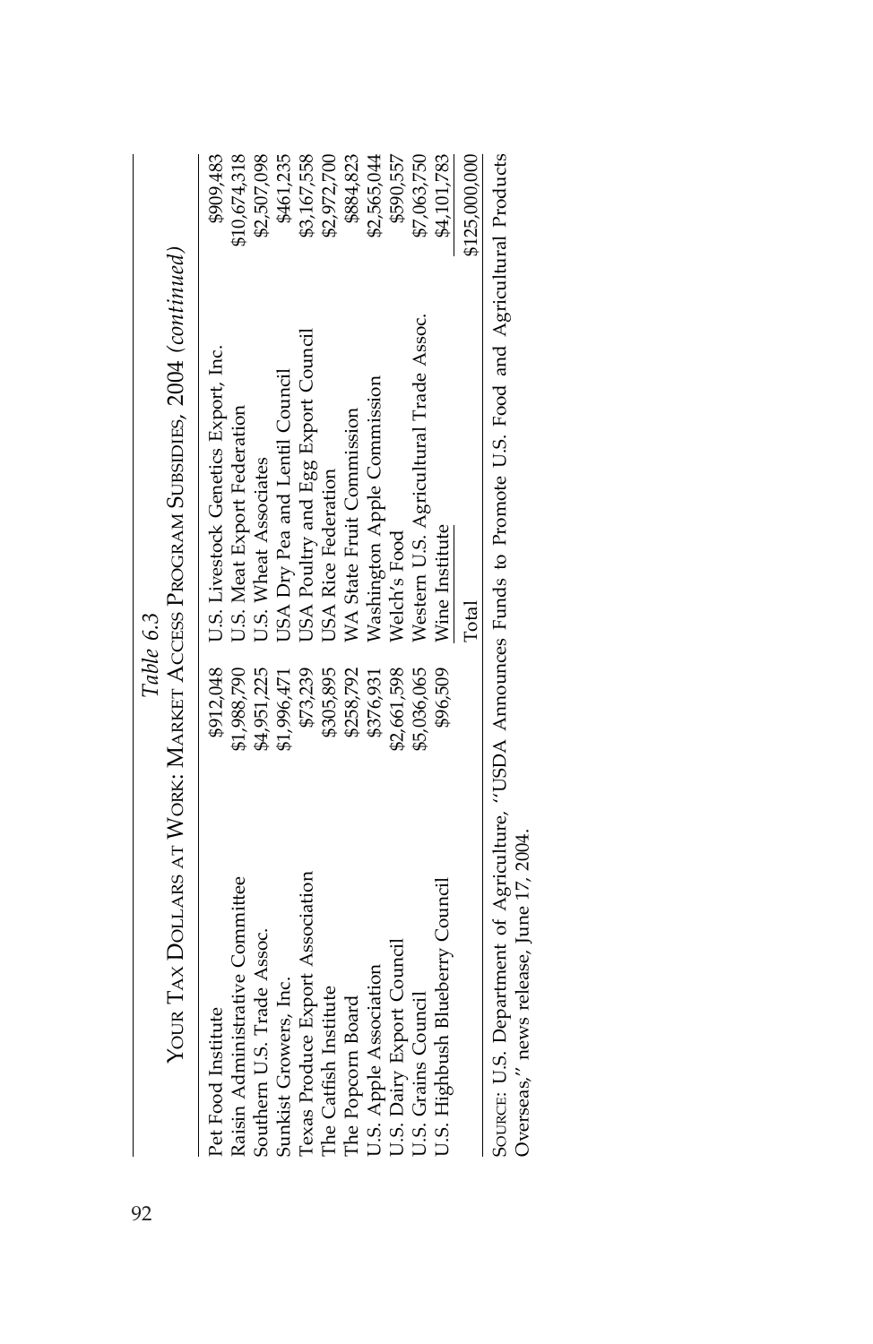*Table 6.3*

Your Tax Dollars at Work: Market Access Program Subsidies, 2004 *(continued)*

| Organization | Amount | Organization | Amount |
|---|---|---|---|
| Pet Food Institute | $912,048 | U.S. Livestock Genetics Export, Inc. | $909,483 |
| Raisin Administrative Committee | $1,988,790 | U.S. Meat Export Federation | $10,674,318 |
| Southern U.S. Trade Assoc. | $4,951,225 | U.S. Wheat Associates | $2,507,098 |
| Sunkist Growers, Inc. | $1,996,471 | USA Dry Pea and Lentil Council | $461,235 |
| Texas Produce Export Association | $73,239 | USA Poultry and Egg Export Council | $3,167,558 |
| The Catfish Institute | $305,895 | USA Rice Federation | $2,972,700 |
| The Popcorn Board | $258,792 | WA State Fruit Commission | $884,823 |
| U.S. Apple Association | $376,931 | Washington Apple Commission | $2,565,044 |
| U.S. Dairy Export Council | $2,661,598 | Welch's Food | $590,557 |
| U.S. Grains Council | $5,036,065 | Western U.S. Agricultural Trade Assoc. | $7,063,750 |
| U.S. Highbush Blueberry Council | $96,509 | Wine Institute | $4,101,783 |
| | | Total | $125,000,000 |

Source: U.S. Department of Agriculture, "USDA Announces Funds to Promote U.S. Food and Agricultural Products Overseas," news release, June 17, 2004.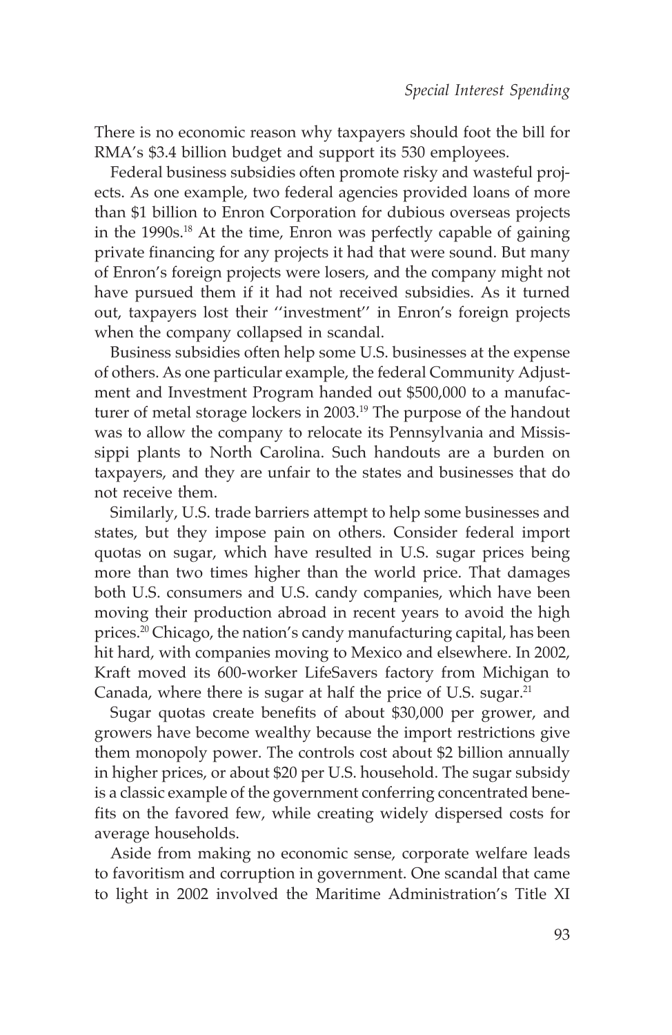There is no economic reason why taxpayers should foot the bill for RMA's $3.4 billion budget and support its 530 employees.

Federal business subsidies often promote risky and wasteful projects. As one example, two federal agencies provided loans of more than $1 billion to Enron Corporation for dubious overseas projects in the 1990s.[18] At the time, Enron was perfectly capable of gaining private financing for any projects it had that were sound. But many of Enron's foreign projects were losers, and the company might not have pursued them if it had not received subsidies. As it turned out, taxpayers lost their ''investment'' in Enron's foreign projects when the company collapsed in scandal.

Business subsidies often help some U.S. businesses at the expense of others. As one particular example, the federal Community Adjustment and Investment Program handed out $500,000 to a manufacturer of metal storage lockers in 2003.[19] The purpose of the handout was to allow the company to relocate its Pennsylvania and Mississippi plants to North Carolina. Such handouts are a burden on taxpayers, and they are unfair to the states and businesses that do not receive them.

Similarly, U.S. trade barriers attempt to help some businesses and states, but they impose pain on others. Consider federal import quotas on sugar, which have resulted in U.S. sugar prices being more than two times higher than the world price. That damages both U.S. consumers and U.S. candy companies, which have been moving their production abroad in recent years to avoid the high prices.[20] Chicago, the nation's candy manufacturing capital, has been hit hard, with companies moving to Mexico and elsewhere. In 2002, Kraft moved its 600-worker LifeSavers factory from Michigan to Canada, where there is sugar at half the price of U.S. sugar.[21]

Sugar quotas create benefits of about $30,000 per grower, and growers have become wealthy because the import restrictions give them monopoly power. The controls cost about $2 billion annually in higher prices, or about $20 per U.S. household. The sugar subsidy is a classic example of the government conferring concentrated benefits on the favored few, while creating widely dispersed costs for average households.

Aside from making no economic sense, corporate welfare leads to favoritism and corruption in government. One scandal that came to light in 2002 involved the Maritime Administration's Title XI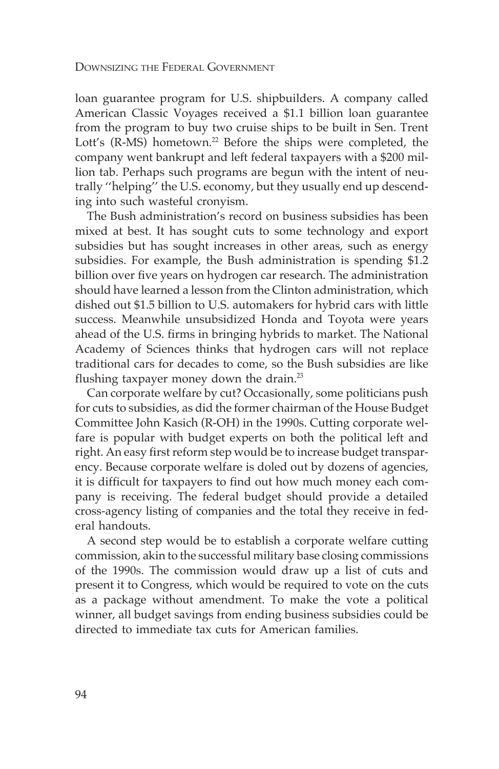loan guarantee program for U.S. shipbuilders. A company called American Classic Voyages received a $1.1 billion loan guarantee from the program to buy two cruise ships to be built in Sen. Trent Lott's (R-MS) hometown.[22] Before the ships were completed, the company went bankrupt and left federal taxpayers with a $200 million tab. Perhaps such programs are begun with the intent of neutrally ''helping'' the U.S. economy, but they usually end up descending into such wasteful cronyism.

The Bush administration's record on business subsidies has been mixed at best. It has sought cuts to some technology and export subsidies but has sought increases in other areas, such as energy subsidies. For example, the Bush administration is spending $1.2 billion over five years on hydrogen car research. The administration should have learned a lesson from the Clinton administration, which dished out $1.5 billion to U.S. automakers for hybrid cars with little success. Meanwhile unsubsidized Honda and Toyota were years ahead of the U.S. firms in bringing hybrids to market. The National Academy of Sciences thinks that hydrogen cars will not replace traditional cars for decades to come, so the Bush subsidies are like flushing taxpayer money down the drain.[23]

Can corporate welfare by cut? Occasionally, some politicians push for cuts to subsidies, as did the former chairman of the House Budget Committee John Kasich (R-OH) in the 1990s. Cutting corporate welfare is popular with budget experts on both the political left and right. An easy first reform step would be to increase budget transparency. Because corporate welfare is doled out by dozens of agencies, it is difficult for taxpayers to find out how much money each company is receiving. The federal budget should provide a detailed cross-agency listing of companies and the total they receive in federal handouts.

A second step would be to establish a corporate welfare cutting commission, akin to the successful military base closing commissions of the 1990s. The commission would draw up a list of cuts and present it to Congress, which would be required to vote on the cuts as a package without amendment. To make the vote a political winner, all budget savings from ending business subsidies could be directed to immediate tax cuts for American families.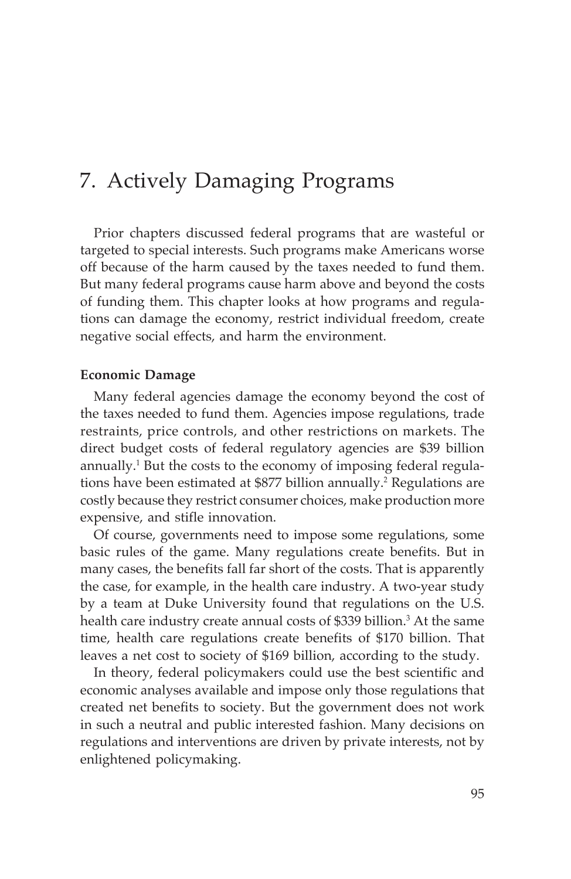# 7. Actively Damaging Programs

Prior chapters discussed federal programs that are wasteful or targeted to special interests. Such programs make Americans worse off because of the harm caused by the taxes needed to fund them. But many federal programs cause harm above and beyond the costs of funding them. This chapter looks at how programs and regulations can damage the economy, restrict individual freedom, create negative social effects, and harm the environment.

**Economic Damage**

Many federal agencies damage the economy beyond the cost of the taxes needed to fund them. Agencies impose regulations, trade restraints, price controls, and other restrictions on markets. The direct budget costs of federal regulatory agencies are $39 billion annually.[1] But the costs to the economy of imposing federal regulations have been estimated at $877 billion annually.[2] Regulations are costly because they restrict consumer choices, make production more expensive, and stifle innovation.

Of course, governments need to impose some regulations, some basic rules of the game. Many regulations create benefits. But in many cases, the benefits fall far short of the costs. That is apparently the case, for example, in the health care industry. A two-year study by a team at Duke University found that regulations on the U.S. health care industry create annual costs of $339 billion.[3] At the same time, health care regulations create benefits of $170 billion. That leaves a net cost to society of $169 billion, according to the study.

In theory, federal policymakers could use the best scientific and economic analyses available and impose only those regulations that created net benefits to society. But the government does not work in such a neutral and public interested fashion. Many decisions on regulations and interventions are driven by private interests, not by enlightened policymaking.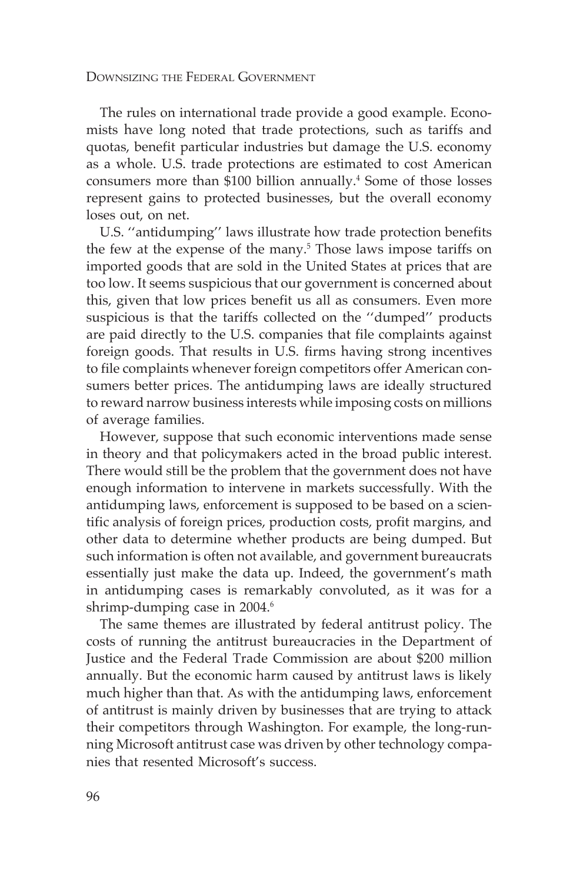The rules on international trade provide a good example. Economists have long noted that trade protections, such as tariffs and quotas, benefit particular industries but damage the U.S. economy as a whole. U.S. trade protections are estimated to cost American consumers more than $100 billion annually.[4] Some of those losses represent gains to protected businesses, but the overall economy loses out, on net.

U.S. ''antidumping'' laws illustrate how trade protection benefits the few at the expense of the many.[5] Those laws impose tariffs on imported goods that are sold in the United States at prices that are too low. It seems suspicious that our government is concerned about this, given that low prices benefit us all as consumers. Even more suspicious is that the tariffs collected on the ''dumped'' products are paid directly to the U.S. companies that file complaints against foreign goods. That results in U.S. firms having strong incentives to file complaints whenever foreign competitors offer American consumers better prices. The antidumping laws are ideally structured to reward narrow business interests while imposing costs on millions of average families.

However, suppose that such economic interventions made sense in theory and that policymakers acted in the broad public interest. There would still be the problem that the government does not have enough information to intervene in markets successfully. With the antidumping laws, enforcement is supposed to be based on a scientific analysis of foreign prices, production costs, profit margins, and other data to determine whether products are being dumped. But such information is often not available, and government bureaucrats essentially just make the data up. Indeed, the government's math in antidumping cases is remarkably convoluted, as it was for a shrimp-dumping case in 2004.[6]

The same themes are illustrated by federal antitrust policy. The costs of running the antitrust bureaucracies in the Department of Justice and the Federal Trade Commission are about $200 million annually. But the economic harm caused by antitrust laws is likely much higher than that. As with the antidumping laws, enforcement of antitrust is mainly driven by businesses that are trying to attack their competitors through Washington. For example, the long-running Microsoft antitrust case was driven by other technology companies that resented Microsoft's success.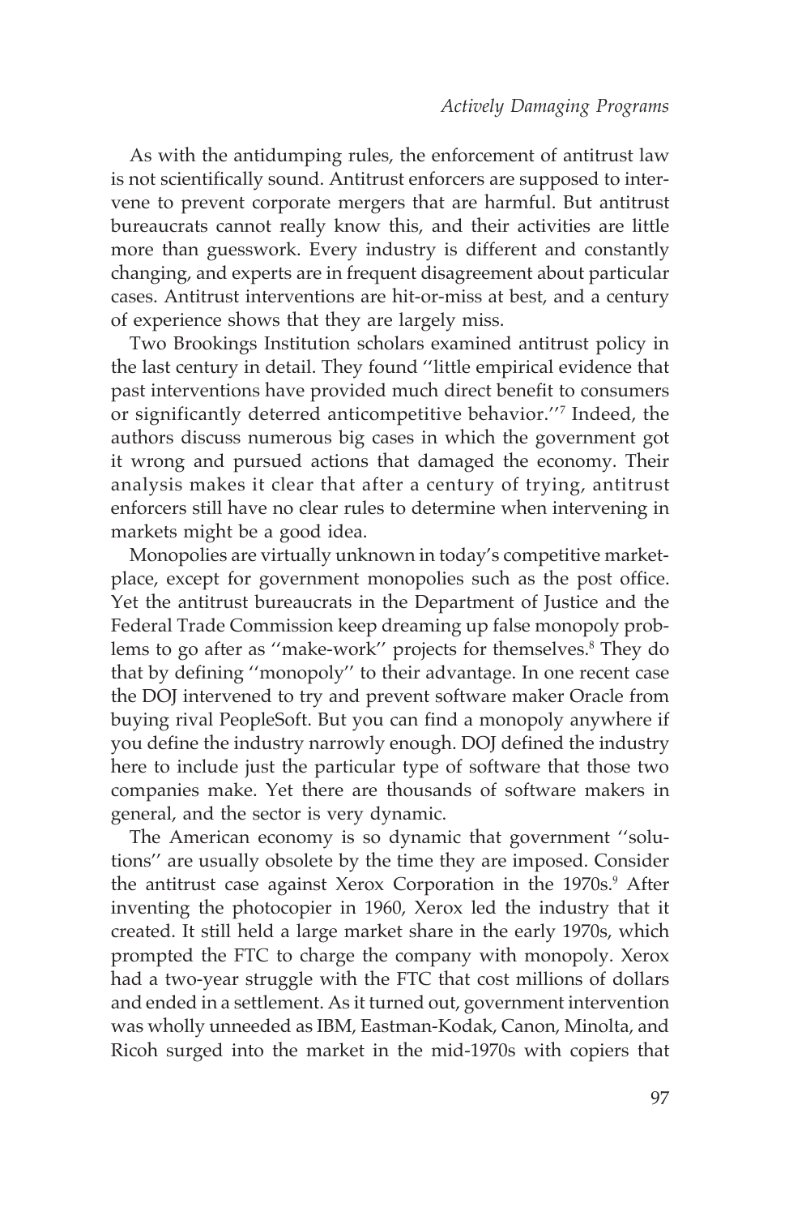As with the antidumping rules, the enforcement of antitrust law is not scientifically sound. Antitrust enforcers are supposed to intervene to prevent corporate mergers that are harmful. But antitrust bureaucrats cannot really know this, and their activities are little more than guesswork. Every industry is different and constantly changing, and experts are in frequent disagreement about particular cases. Antitrust interventions are hit-or-miss at best, and a century of experience shows that they are largely miss.

Two Brookings Institution scholars examined antitrust policy in the last century in detail. They found ''little empirical evidence that past interventions have provided much direct benefit to consumers or significantly deterred anticompetitive behavior.''[7] Indeed, the authors discuss numerous big cases in which the government got it wrong and pursued actions that damaged the economy. Their analysis makes it clear that after a century of trying, antitrust enforcers still have no clear rules to determine when intervening in markets might be a good idea.

Monopolies are virtually unknown in today's competitive marketplace, except for government monopolies such as the post office. Yet the antitrust bureaucrats in the Department of Justice and the Federal Trade Commission keep dreaming up false monopoly problems to go after as ''make-work'' projects for themselves.[8] They do that by defining ''monopoly'' to their advantage. In one recent case the DOJ intervened to try and prevent software maker Oracle from buying rival PeopleSoft. But you can find a monopoly anywhere if you define the industry narrowly enough. DOJ defined the industry here to include just the particular type of software that those two companies make. Yet there are thousands of software makers in general, and the sector is very dynamic.

The American economy is so dynamic that government ''solutions'' are usually obsolete by the time they are imposed. Consider the antitrust case against Xerox Corporation in the 1970s.[9] After inventing the photocopier in 1960, Xerox led the industry that it created. It still held a large market share in the early 1970s, which prompted the FTC to charge the company with monopoly. Xerox had a two-year struggle with the FTC that cost millions of dollars and ended in a settlement. As it turned out, government intervention was wholly unneeded as IBM, Eastman-Kodak, Canon, Minolta, and Ricoh surged into the market in the mid-1970s with copiers that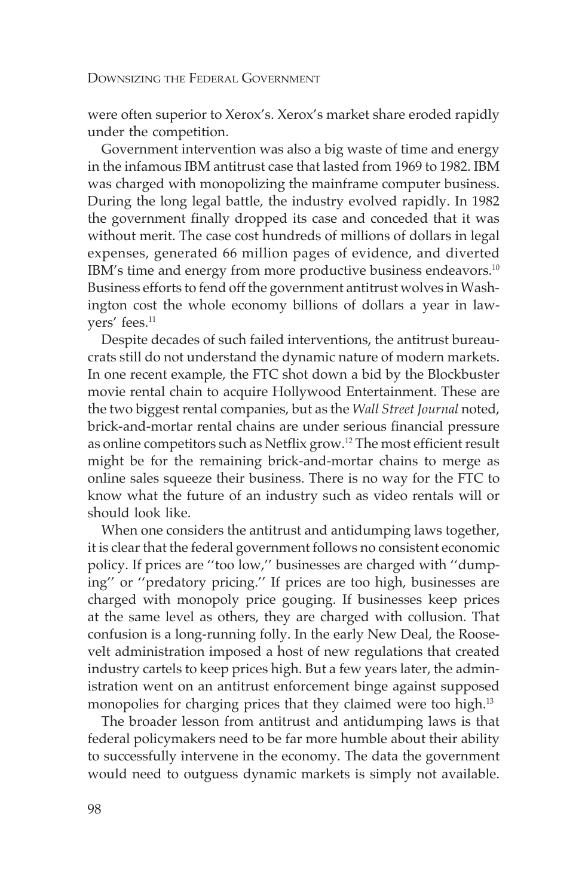were often superior to Xerox's. Xerox's market share eroded rapidly under the competition.

Government intervention was also a big waste of time and energy in the infamous IBM antitrust case that lasted from 1969 to 1982. IBM was charged with monopolizing the mainframe computer business. During the long legal battle, the industry evolved rapidly. In 1982 the government finally dropped its case and conceded that it was without merit. The case cost hundreds of millions of dollars in legal expenses, generated 66 million pages of evidence, and diverted IBM's time and energy from more productive business endeavors.[10] Business efforts to fend off the government antitrust wolves in Washington cost the whole economy billions of dollars a year in lawyers' fees.[11]

Despite decades of such failed interventions, the antitrust bureaucrats still do not understand the dynamic nature of modern markets. In one recent example, the FTC shot down a bid by the Blockbuster movie rental chain to acquire Hollywood Entertainment. These are the two biggest rental companies, but as the *Wall Street Journal* noted, brick-and-mortar rental chains are under serious financial pressure as online competitors such as Netflix grow.[12] The most efficient result might be for the remaining brick-and-mortar chains to merge as online sales squeeze their business. There is no way for the FTC to know what the future of an industry such as video rentals will or should look like.

When one considers the antitrust and antidumping laws together, it is clear that the federal government follows no consistent economic policy. If prices are ''too low,'' businesses are charged with ''dumping'' or ''predatory pricing.'' If prices are too high, businesses are charged with monopoly price gouging. If businesses keep prices at the same level as others, they are charged with collusion. That confusion is a long-running folly. In the early New Deal, the Roosevelt administration imposed a host of new regulations that created industry cartels to keep prices high. But a few years later, the administration went on an antitrust enforcement binge against supposed monopolies for charging prices that they claimed were too high.[13]

The broader lesson from antitrust and antidumping laws is that federal policymakers need to be far more humble about their ability to successfully intervene in the economy. The data the government would need to outguess dynamic markets is simply not available.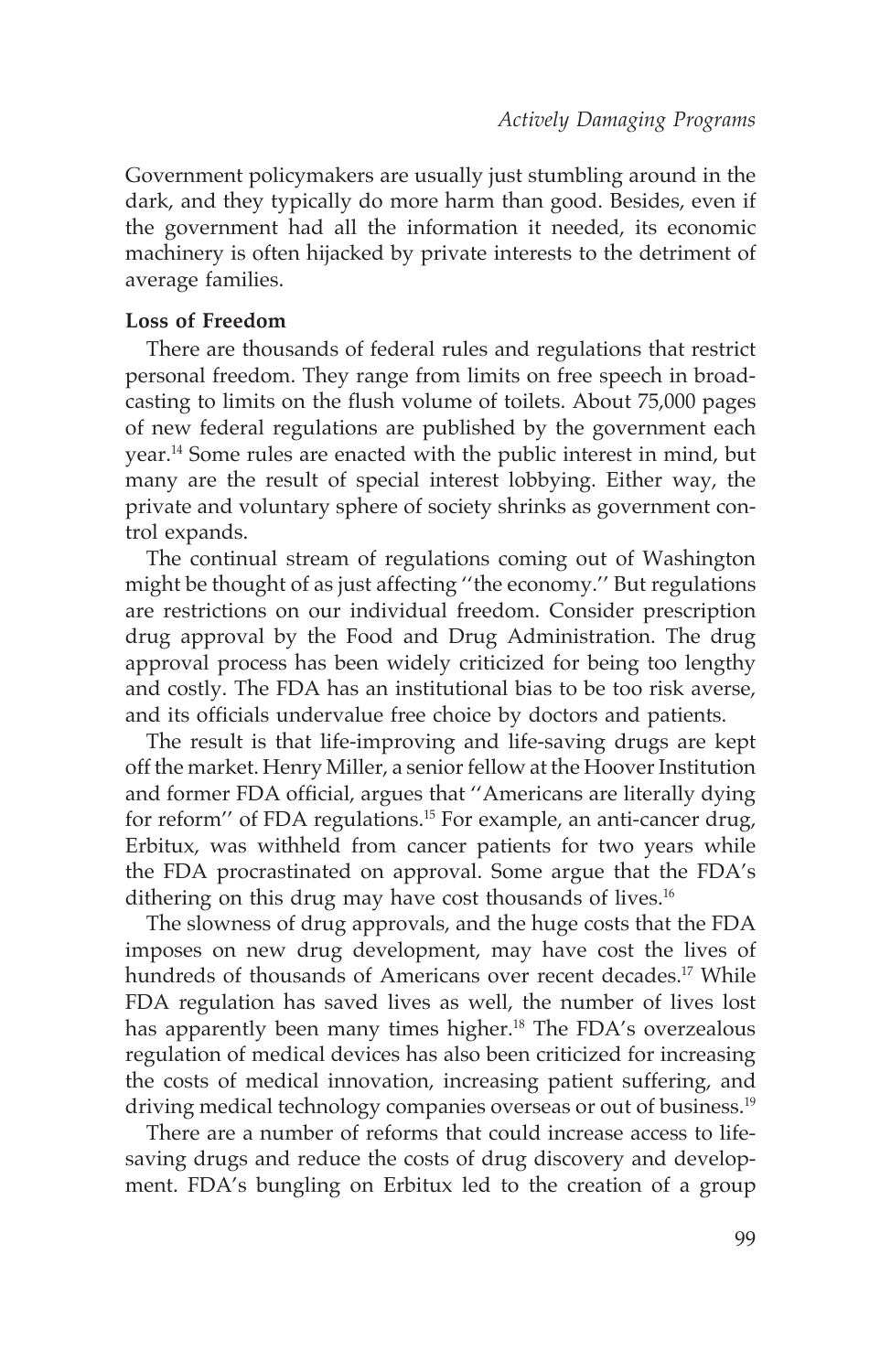Government policymakers are usually just stumbling around in the dark, and they typically do more harm than good. Besides, even if the government had all the information it needed, its economic machinery is often hijacked by private interests to the detriment of average families.

**Loss of Freedom**

There are thousands of federal rules and regulations that restrict personal freedom. They range from limits on free speech in broadcasting to limits on the flush volume of toilets. About 75,000 pages of new federal regulations are published by the government each year.[14] Some rules are enacted with the public interest in mind, but many are the result of special interest lobbying. Either way, the private and voluntary sphere of society shrinks as government control expands.

The continual stream of regulations coming out of Washington might be thought of as just affecting ''the economy.'' But regulations are restrictions on our individual freedom. Consider prescription drug approval by the Food and Drug Administration. The drug approval process has been widely criticized for being too lengthy and costly. The FDA has an institutional bias to be too risk averse, and its officials undervalue free choice by doctors and patients.

The result is that life-improving and life-saving drugs are kept off the market. Henry Miller, a senior fellow at the Hoover Institution and former FDA official, argues that ''Americans are literally dying for reform'' of FDA regulations.[15] For example, an anti-cancer drug, Erbitux, was withheld from cancer patients for two years while the FDA procrastinated on approval. Some argue that the FDA's dithering on this drug may have cost thousands of lives.[16]

The slowness of drug approvals, and the huge costs that the FDA imposes on new drug development, may have cost the lives of hundreds of thousands of Americans over recent decades.[17] While FDA regulation has saved lives as well, the number of lives lost has apparently been many times higher.[18] The FDA's overzealous regulation of medical devices has also been criticized for increasing the costs of medical innovation, increasing patient suffering, and driving medical technology companies overseas or out of business.[19]

There are a number of reforms that could increase access to life-saving drugs and reduce the costs of drug discovery and development. FDA's bungling on Erbitux led to the creation of a group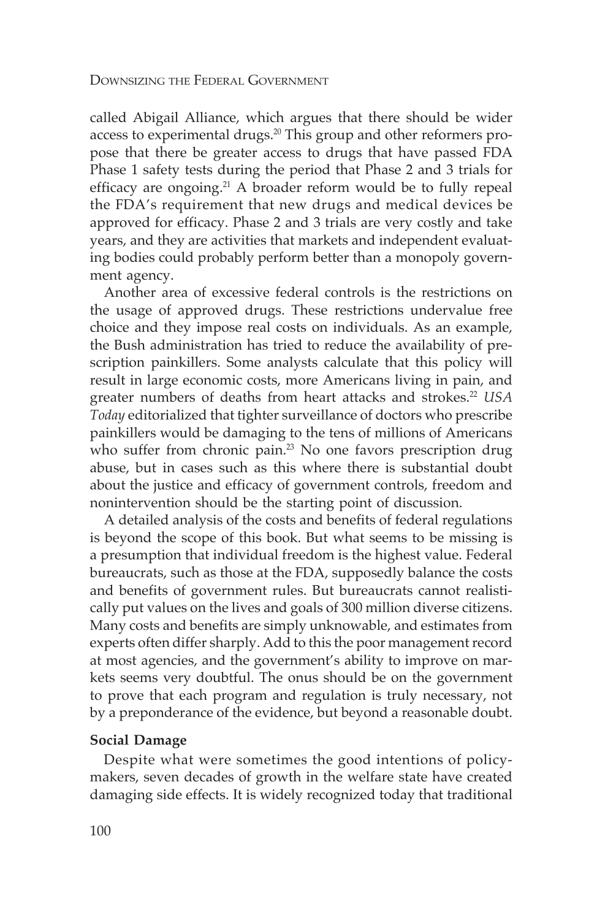called Abigail Alliance, which argues that there should be wider access to experimental drugs.[20] This group and other reformers propose that there be greater access to drugs that have passed FDA Phase 1 safety tests during the period that Phase 2 and 3 trials for efficacy are ongoing.[21] A broader reform would be to fully repeal the FDA's requirement that new drugs and medical devices be approved for efficacy. Phase 2 and 3 trials are very costly and take years, and they are activities that markets and independent evaluating bodies could probably perform better than a monopoly government agency.

Another area of excessive federal controls is the restrictions on the usage of approved drugs. These restrictions undervalue free choice and they impose real costs on individuals. As an example, the Bush administration has tried to reduce the availability of prescription painkillers. Some analysts calculate that this policy will result in large economic costs, more Americans living in pain, and greater numbers of deaths from heart attacks and strokes.[22] *USA Today* editorialized that tighter surveillance of doctors who prescribe painkillers would be damaging to the tens of millions of Americans who suffer from chronic pain.[23] No one favors prescription drug abuse, but in cases such as this where there is substantial doubt about the justice and efficacy of government controls, freedom and nonintervention should be the starting point of discussion.

A detailed analysis of the costs and benefits of federal regulations is beyond the scope of this book. But what seems to be missing is a presumption that individual freedom is the highest value. Federal bureaucrats, such as those at the FDA, supposedly balance the costs and benefits of government rules. But bureaucrats cannot realistically put values on the lives and goals of 300 million diverse citizens. Many costs and benefits are simply unknowable, and estimates from experts often differ sharply. Add to this the poor management record at most agencies, and the government's ability to improve on markets seems very doubtful. The onus should be on the government to prove that each program and regulation is truly necessary, not by a preponderance of the evidence, but beyond a reasonable doubt.

### Social Damage

Despite what were sometimes the good intentions of policymakers, seven decades of growth in the welfare state have created damaging side effects. It is widely recognized today that traditional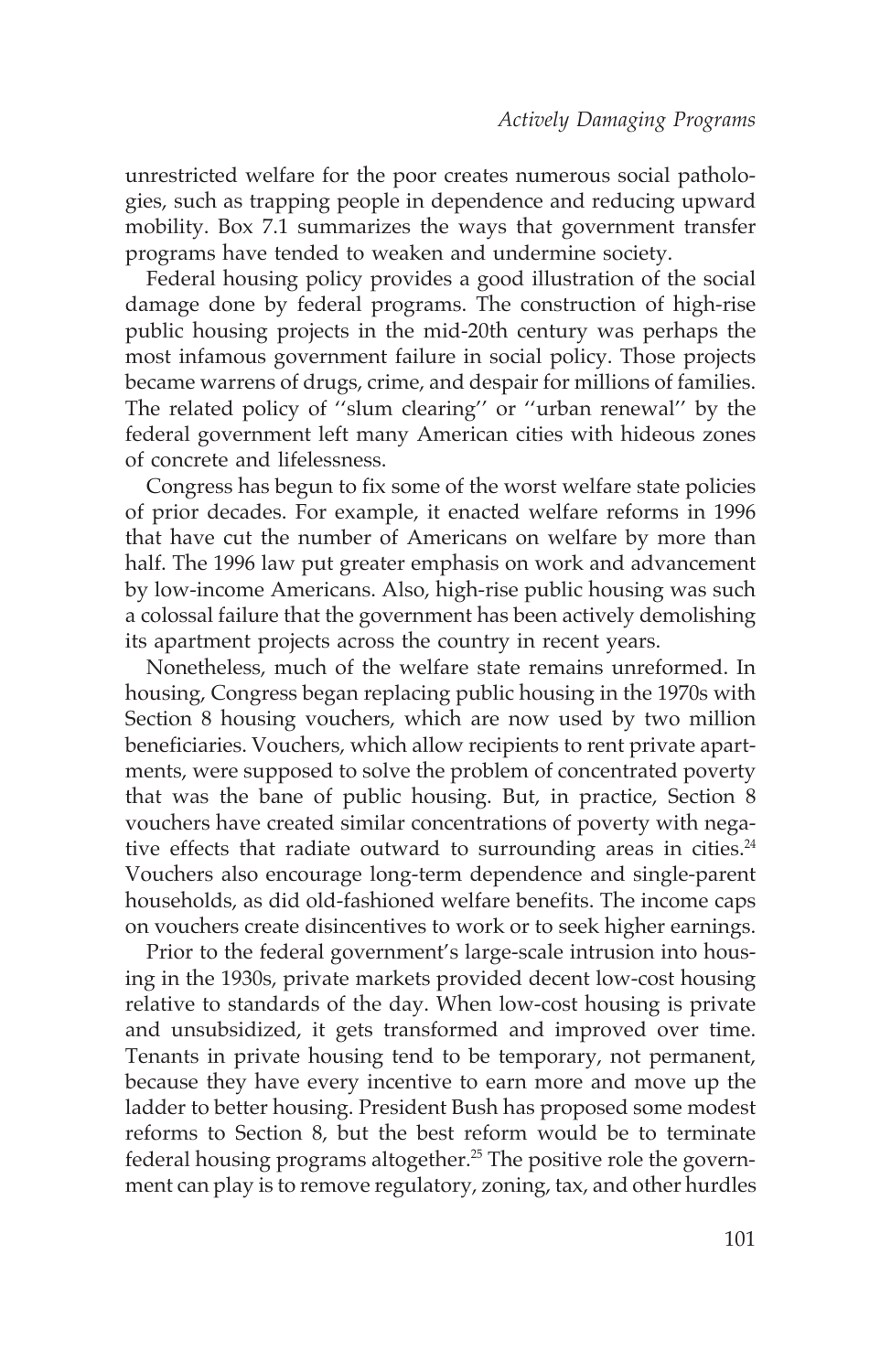unrestricted welfare for the poor creates numerous social pathologies, such as trapping people in dependence and reducing upward mobility. Box 7.1 summarizes the ways that government transfer programs have tended to weaken and undermine society.

Federal housing policy provides a good illustration of the social damage done by federal programs. The construction of high-rise public housing projects in the mid-20th century was perhaps the most infamous government failure in social policy. Those projects became warrens of drugs, crime, and despair for millions of families. The related policy of ''slum clearing'' or ''urban renewal'' by the federal government left many American cities with hideous zones of concrete and lifelessness.

Congress has begun to fix some of the worst welfare state policies of prior decades. For example, it enacted welfare reforms in 1996 that have cut the number of Americans on welfare by more than half. The 1996 law put greater emphasis on work and advancement by low-income Americans. Also, high-rise public housing was such a colossal failure that the government has been actively demolishing its apartment projects across the country in recent years.

Nonetheless, much of the welfare state remains unreformed. In housing, Congress began replacing public housing in the 1970s with Section 8 housing vouchers, which are now used by two million beneficiaries. Vouchers, which allow recipients to rent private apartments, were supposed to solve the problem of concentrated poverty that was the bane of public housing. But, in practice, Section 8 vouchers have created similar concentrations of poverty with negative effects that radiate outward to surrounding areas in cities.[24] Vouchers also encourage long-term dependence and single-parent households, as did old-fashioned welfare benefits. The income caps on vouchers create disincentives to work or to seek higher earnings.

Prior to the federal government's large-scale intrusion into housing in the 1930s, private markets provided decent low-cost housing relative to standards of the day. When low-cost housing is private and unsubsidized, it gets transformed and improved over time. Tenants in private housing tend to be temporary, not permanent, because they have every incentive to earn more and move up the ladder to better housing. President Bush has proposed some modest reforms to Section 8, but the best reform would be to terminate federal housing programs altogether.[25] The positive role the government can play is to remove regulatory, zoning, tax, and other hurdles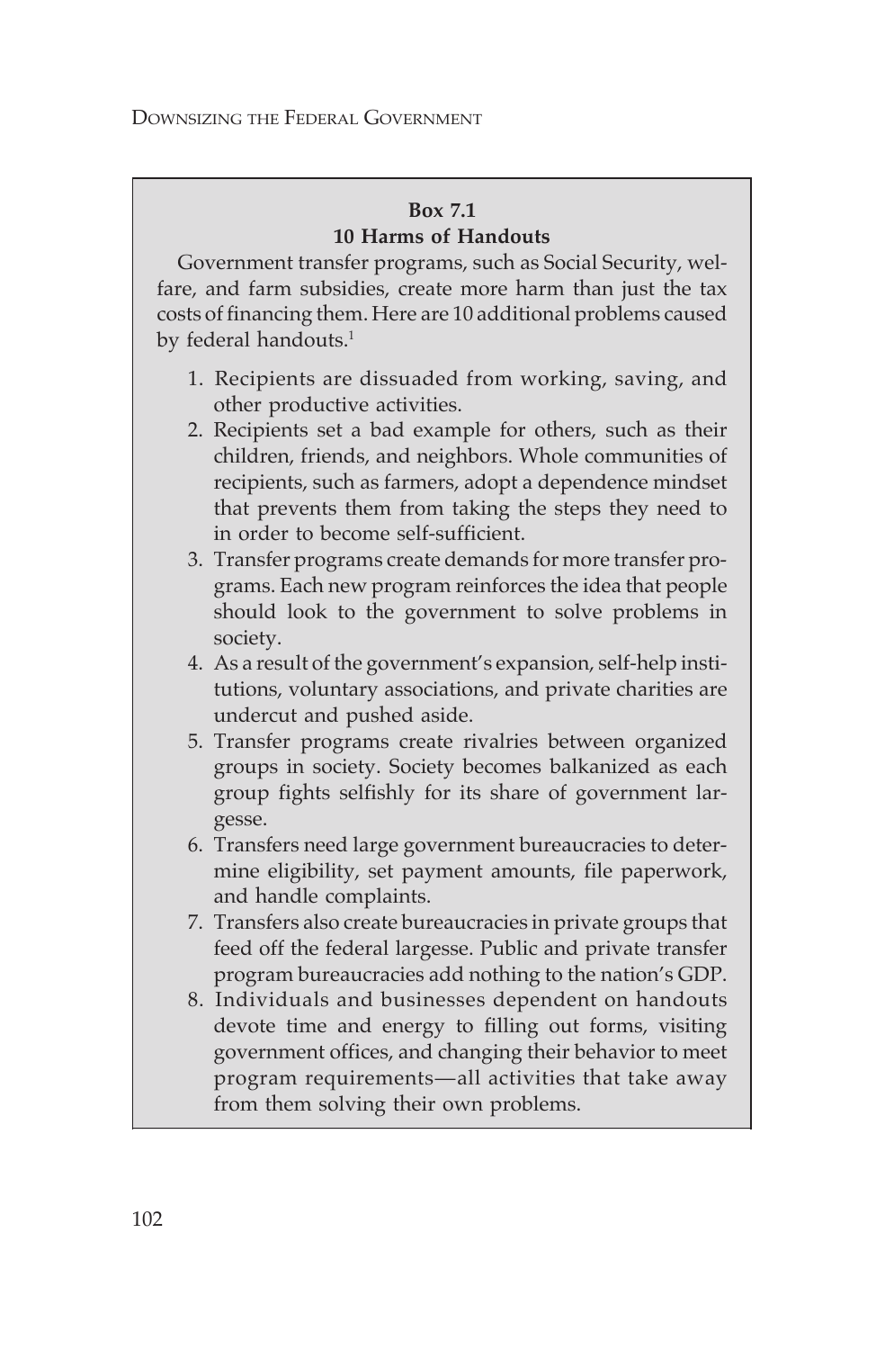**Box 7.1**

**10 Harms of Handouts**

Government transfer programs, such as Social Security, welfare, and farm subsidies, create more harm than just the tax costs of financing them. Here are 10 additional problems caused by federal handouts.[1]

1. Recipients are dissuaded from working, saving, and other productive activities.
2. Recipients set a bad example for others, such as their children, friends, and neighbors. Whole communities of recipients, such as farmers, adopt a dependence mindset that prevents them from taking the steps they need to in order to become self-sufficient.
3. Transfer programs create demands for more transfer programs. Each new program reinforces the idea that people should look to the government to solve problems in society.
4. As a result of the government's expansion, self-help institutions, voluntary associations, and private charities are undercut and pushed aside.
5. Transfer programs create rivalries between organized groups in society. Society becomes balkanized as each group fights selfishly for its share of government largesse.
6. Transfers need large government bureaucracies to determine eligibility, set payment amounts, file paperwork, and handle complaints.
7. Transfers also create bureaucracies in private groups that feed off the federal largesse. Public and private transfer program bureaucracies add nothing to the nation's GDP.
8. Individuals and businesses dependent on handouts devote time and energy to filling out forms, visiting government offices, and changing their behavior to meet program requirements—all activities that take away from them solving their own problems.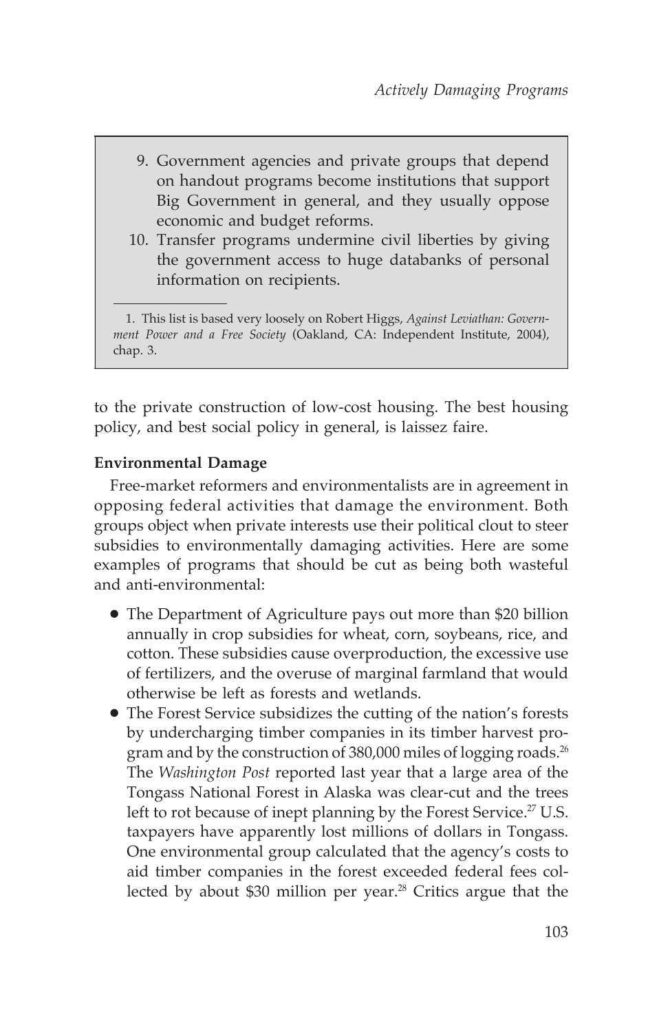9. Government agencies and private groups that depend on handout programs become institutions that support Big Government in general, and they usually oppose economic and budget reforms.
10. Transfer programs undermine civil liberties by giving the government access to huge databanks of personal information on recipients.

---

1. This list is based very loosely on Robert Higgs, *Against Leviathan: Government Power and a Free Society* (Oakland, CA: Independent Institute, 2004), chap. 3.

to the private construction of low-cost housing. The best housing policy, and best social policy in general, is laissez faire.

**Environmental Damage**

Free-market reformers and environmentalists are in agreement in opposing federal activities that damage the environment. Both groups object when private interests use their political clout to steer subsidies to environmentally damaging activities. Here are some examples of programs that should be cut as being both wasteful and anti-environmental:

- The Department of Agriculture pays out more than $20 billion annually in crop subsidies for wheat, corn, soybeans, rice, and cotton. These subsidies cause overproduction, the excessive use of fertilizers, and the overuse of marginal farmland that would otherwise be left as forests and wetlands.
- The Forest Service subsidizes the cutting of the nation's forests by undercharging timber companies in its timber harvest program and by the construction of 380,000 miles of logging roads.[26] The *Washington Post* reported last year that a large area of the Tongass National Forest in Alaska was clear-cut and the trees left to rot because of inept planning by the Forest Service.[27] U.S. taxpayers have apparently lost millions of dollars in Tongass. One environmental group calculated that the agency's costs to aid timber companies in the forest exceeded federal fees collected by about $30 million per year.[28] Critics argue that the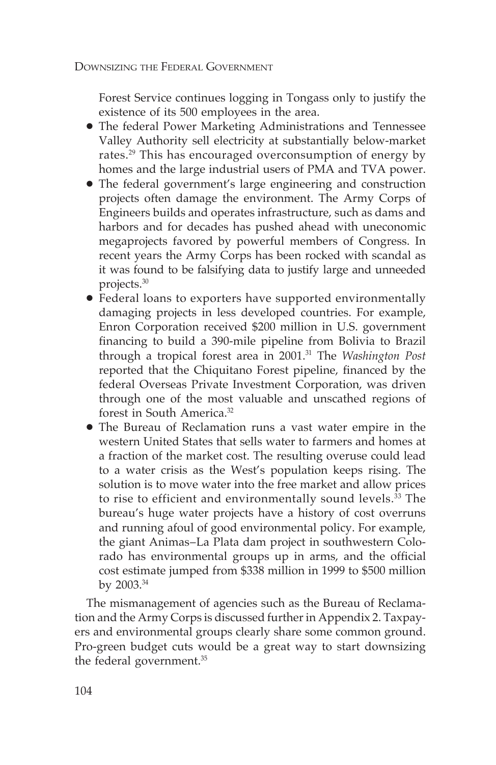Forest Service continues logging in Tongass only to justify the existence of its 500 employees in the area.

- The federal Power Marketing Administrations and Tennessee Valley Authority sell electricity at substantially below-market rates.[29] This has encouraged overconsumption of energy by homes and the large industrial users of PMA and TVA power.
- The federal government's large engineering and construction projects often damage the environment. The Army Corps of Engineers builds and operates infrastructure, such as dams and harbors and for decades has pushed ahead with uneconomic megaprojects favored by powerful members of Congress. In recent years the Army Corps has been rocked with scandal as it was found to be falsifying data to justify large and unneeded projects.[30]
- Federal loans to exporters have supported environmentally damaging projects in less developed countries. For example, Enron Corporation received $200 million in U.S. government financing to build a 390-mile pipeline from Bolivia to Brazil through a tropical forest area in 2001.[31] The *Washington Post* reported that the Chiquitano Forest pipeline, financed by the federal Overseas Private Investment Corporation, was driven through one of the most valuable and unscathed regions of forest in South America.[32]
- The Bureau of Reclamation runs a vast water empire in the western United States that sells water to farmers and homes at a fraction of the market cost. The resulting overuse could lead to a water crisis as the West's population keeps rising. The solution is to move water into the free market and allow prices to rise to efficient and environmentally sound levels.[33] The bureau's huge water projects have a history of cost overruns and running afoul of good environmental policy. For example, the giant Animas–La Plata dam project in southwestern Colorado has environmental groups up in arms, and the official cost estimate jumped from $338 million in 1999 to $500 million by 2003.[34]

The mismanagement of agencies such as the Bureau of Reclamation and the Army Corps is discussed further in Appendix 2. Taxpayers and environmental groups clearly share some common ground. Pro-green budget cuts would be a great way to start downsizing the federal government.[35]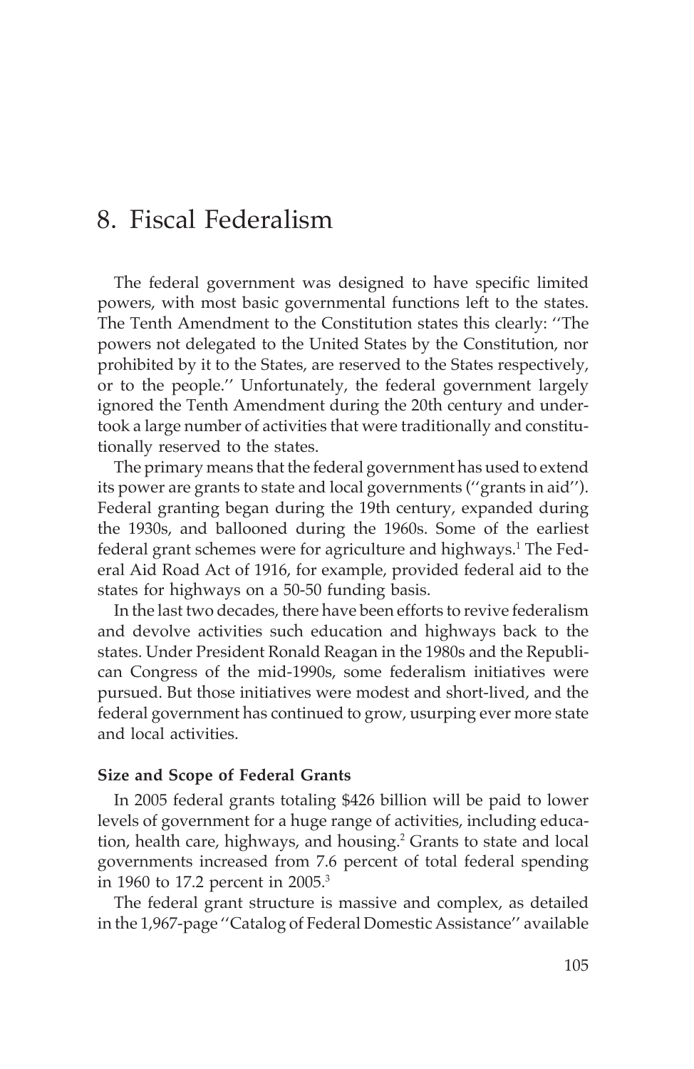# 8. Fiscal Federalism

The federal government was designed to have specific limited powers, with most basic governmental functions left to the states. The Tenth Amendment to the Constitution states this clearly: ''The powers not delegated to the United States by the Constitution, nor prohibited by it to the States, are reserved to the States respectively, or to the people.'' Unfortunately, the federal government largely ignored the Tenth Amendment during the 20th century and undertook a large number of activities that were traditionally and constitutionally reserved to the states.

The primary means that the federal government has used to extend its power are grants to state and local governments (''grants in aid''). Federal granting began during the 19th century, expanded during the 1930s, and ballooned during the 1960s. Some of the earliest federal grant schemes were for agriculture and highways.[1] The Federal Aid Road Act of 1916, for example, provided federal aid to the states for highways on a 50-50 funding basis.

In the last two decades, there have been efforts to revive federalism and devolve activities such education and highways back to the states. Under President Ronald Reagan in the 1980s and the Republican Congress of the mid-1990s, some federalism initiatives were pursued. But those initiatives were modest and short-lived, and the federal government has continued to grow, usurping ever more state and local activities.

### Size and Scope of Federal Grants

In 2005 federal grants totaling $426 billion will be paid to lower levels of government for a huge range of activities, including education, health care, highways, and housing.[2] Grants to state and local governments increased from 7.6 percent of total federal spending in 1960 to 17.2 percent in 2005.[3]

The federal grant structure is massive and complex, as detailed in the 1,967-page ''Catalog of Federal Domestic Assistance'' available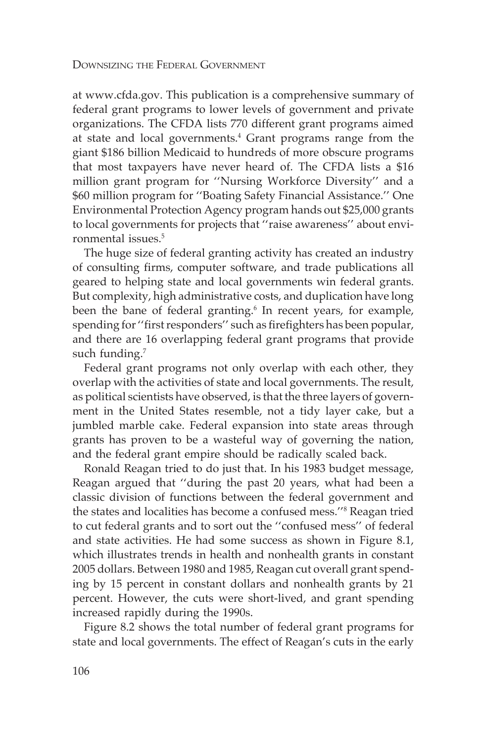at www.cfda.gov. This publication is a comprehensive summary of federal grant programs to lower levels of government and private organizations. The CFDA lists 770 different grant programs aimed at state and local governments.[4] Grant programs range from the giant $186 billion Medicaid to hundreds of more obscure programs that most taxpayers have never heard of. The CFDA lists a $16 million grant program for ''Nursing Workforce Diversity'' and a $60 million program for ''Boating Safety Financial Assistance.'' One Environmental Protection Agency program hands out $25,000 grants to local governments for projects that ''raise awareness'' about environmental issues.[5]

The huge size of federal granting activity has created an industry of consulting firms, computer software, and trade publications all geared to helping state and local governments win federal grants. But complexity, high administrative costs, and duplication have long been the bane of federal granting.[6] In recent years, for example, spending for ''first responders'' such as firefighters has been popular, and there are 16 overlapping federal grant programs that provide such funding.[7]

Federal grant programs not only overlap with each other, they overlap with the activities of state and local governments. The result, as political scientists have observed, is that the three layers of government in the United States resemble, not a tidy layer cake, but a jumbled marble cake. Federal expansion into state areas through grants has proven to be a wasteful way of governing the nation, and the federal grant empire should be radically scaled back.

Ronald Reagan tried to do just that. In his 1983 budget message, Reagan argued that ''during the past 20 years, what had been a classic division of functions between the federal government and the states and localities has become a confused mess.''[8] Reagan tried to cut federal grants and to sort out the ''confused mess'' of federal and state activities. He had some success as shown in Figure 8.1, which illustrates trends in health and nonhealth grants in constant 2005 dollars. Between 1980 and 1985, Reagan cut overall grant spending by 15 percent in constant dollars and nonhealth grants by 21 percent. However, the cuts were short-lived, and grant spending increased rapidly during the 1990s.

Figure 8.2 shows the total number of federal grant programs for state and local governments. The effect of Reagan's cuts in the early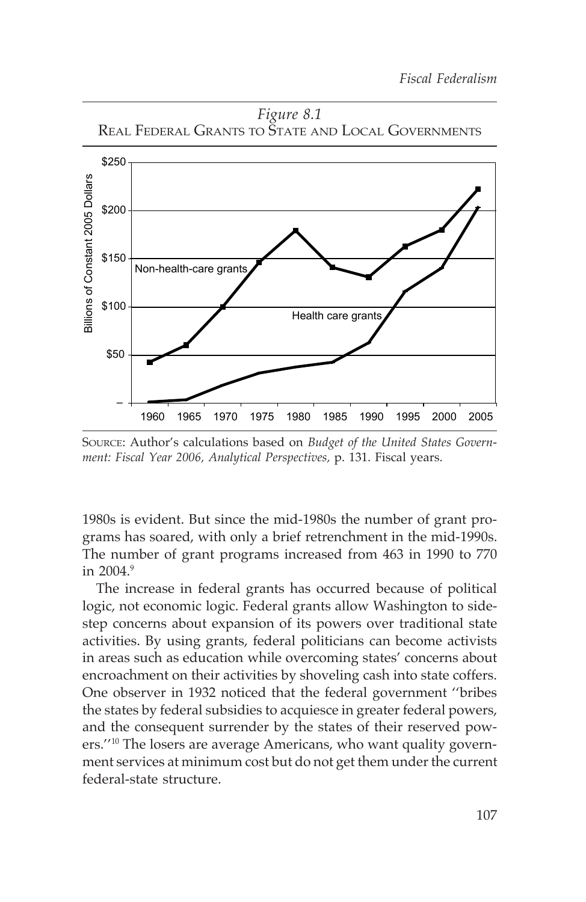*Figure 8.1*
REAL FEDERAL GRANTS TO STATE AND LOCAL GOVERNMENTS

SOURCE: Author's calculations based on *Budget of the United States Government: Fiscal Year 2006, Analytical Perspectives*, p. 131. Fiscal years.

1980s is evident. But since the mid-1980s the number of grant programs has soared, with only a brief retrenchment in the mid-1990s. The number of grant programs increased from 463 in 1990 to 770 in 2004.[9]

The increase in federal grants has occurred because of political logic, not economic logic. Federal grants allow Washington to sidestep concerns about expansion of its powers over traditional state activities. By using grants, federal politicians can become activists in areas such as education while overcoming states' concerns about encroachment on their activities by shoveling cash into state coffers. One observer in 1932 noticed that the federal government ''bribes the states by federal subsidies to acquiesce in greater federal powers, and the consequent surrender by the states of their reserved powers.''[10] The losers are average Americans, who want quality government services at minimum cost but do not get them under the current federal-state structure.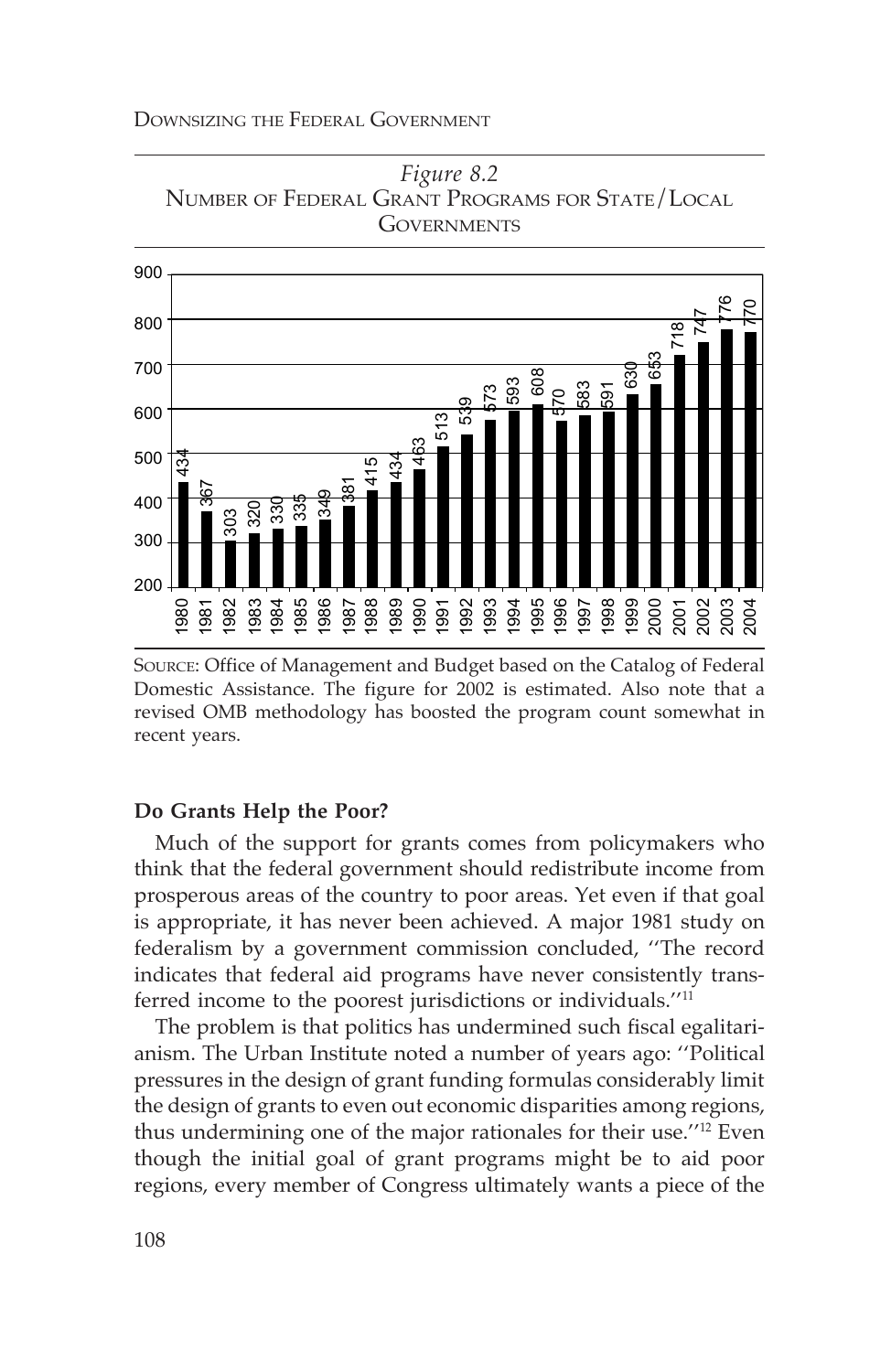*Figure 8.2*
NUMBER OF FEDERAL GRANT PROGRAMS FOR STATE/LOCAL GOVERNMENTS

| Year | Number of Programs |
|---|---|
| 1980 | 434 |
| 1981 | 367 |
| 1982 | 303 |
| 1983 | 320 |
| 1984 | 330 |
| 1985 | 335 |
| 1986 | 349 |
| 1987 | 381 |
| 1988 | 415 |
| 1989 | 434 |
| 1990 | 463 |
| 1991 | 513 |
| 1992 | 539 |
| 1993 | 573 |
| 1994 | 593 |
| 1995 | 608 |
| 1996 | 570 |
| 1997 | 583 |
| 1998 | 591 |
| 1999 | 630 |
| 2000 | 653 |
| 2001 | 718 |
| 2002 | 747 |
| 2003 | 776 |
| 2004 | 770 |

SOURCE: Office of Management and Budget based on the Catalog of Federal Domestic Assistance. The figure for 2002 is estimated. Also note that a revised OMB methodology has boosted the program count somewhat in recent years.

### Do Grants Help the Poor?

Much of the support for grants comes from policymakers who think that the federal government should redistribute income from prosperous areas of the country to poor areas. Yet even if that goal is appropriate, it has never been achieved. A major 1981 study on federalism by a government commission concluded, "The record indicates that federal aid programs have never consistently transferred income to the poorest jurisdictions or individuals."[11]

The problem is that politics has undermined such fiscal egalitarianism. The Urban Institute noted a number of years ago: "Political pressures in the design of grant funding formulas considerably limit the design of grants to even out economic disparities among regions, thus undermining one of the major rationales for their use."[12] Even though the initial goal of grant programs might be to aid poor regions, every member of Congress ultimately wants a piece of the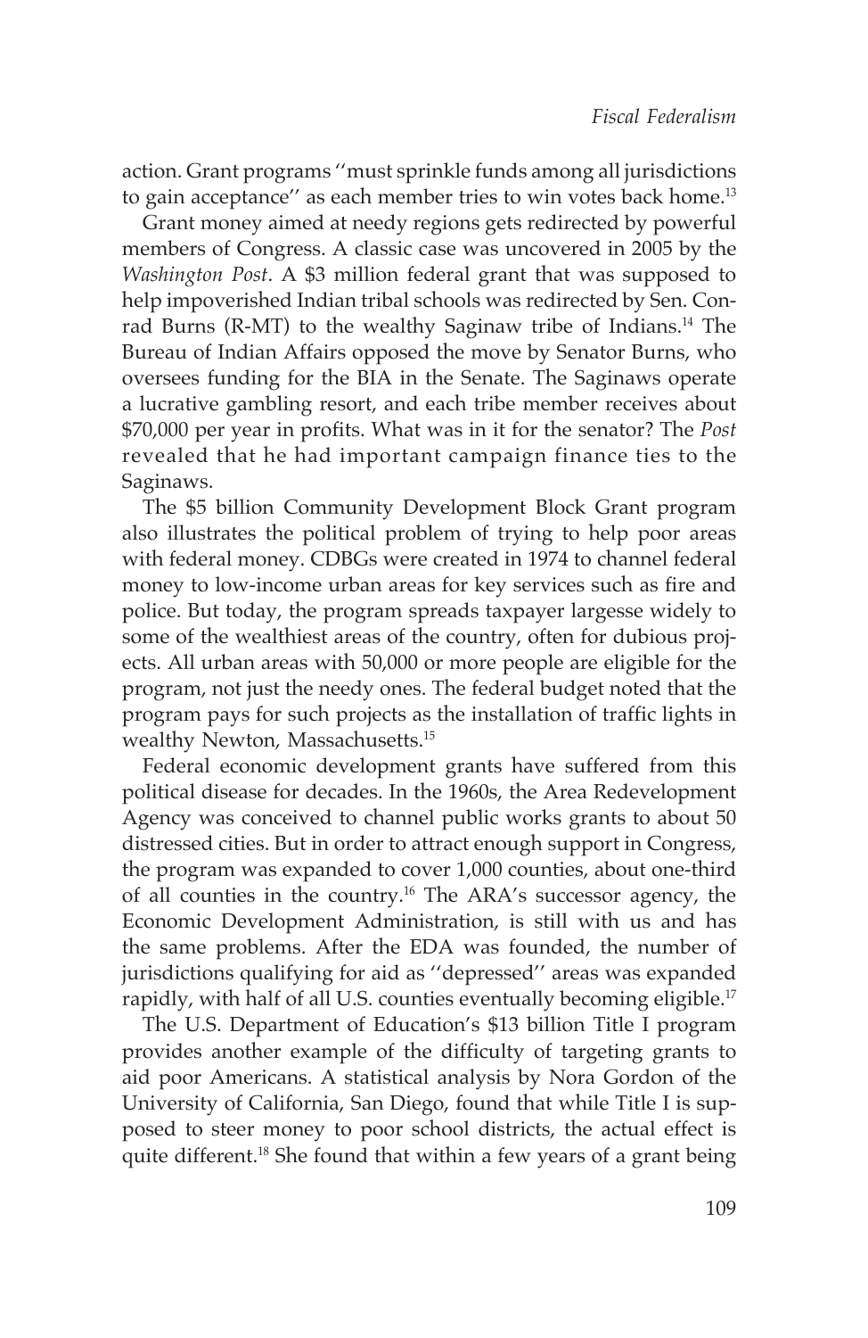action. Grant programs ''must sprinkle funds among all jurisdictions to gain acceptance'' as each member tries to win votes back home.[13]

Grant money aimed at needy regions gets redirected by powerful members of Congress. A classic case was uncovered in 2005 by the *Washington Post*. A $3 million federal grant that was supposed to help impoverished Indian tribal schools was redirected by Sen. Conrad Burns (R-MT) to the wealthy Saginaw tribe of Indians.[14] The Bureau of Indian Affairs opposed the move by Senator Burns, who oversees funding for the BIA in the Senate. The Saginaws operate a lucrative gambling resort, and each tribe member receives about $70,000 per year in profits. What was in it for the senator? The *Post* revealed that he had important campaign finance ties to the Saginaws.

The $5 billion Community Development Block Grant program also illustrates the political problem of trying to help poor areas with federal money. CDBGs were created in 1974 to channel federal money to low-income urban areas for key services such as fire and police. But today, the program spreads taxpayer largesse widely to some of the wealthiest areas of the country, often for dubious projects. All urban areas with 50,000 or more people are eligible for the program, not just the needy ones. The federal budget noted that the program pays for such projects as the installation of traffic lights in wealthy Newton, Massachusetts.[15]

Federal economic development grants have suffered from this political disease for decades. In the 1960s, the Area Redevelopment Agency was conceived to channel public works grants to about 50 distressed cities. But in order to attract enough support in Congress, the program was expanded to cover 1,000 counties, about one-third of all counties in the country.[16] The ARA's successor agency, the Economic Development Administration, is still with us and has the same problems. After the EDA was founded, the number of jurisdictions qualifying for aid as ''depressed'' areas was expanded rapidly, with half of all U.S. counties eventually becoming eligible.[17]

The U.S. Department of Education's $13 billion Title I program provides another example of the difficulty of targeting grants to aid poor Americans. A statistical analysis by Nora Gordon of the University of California, San Diego, found that while Title I is supposed to steer money to poor school districts, the actual effect is quite different.[18] She found that within a few years of a grant being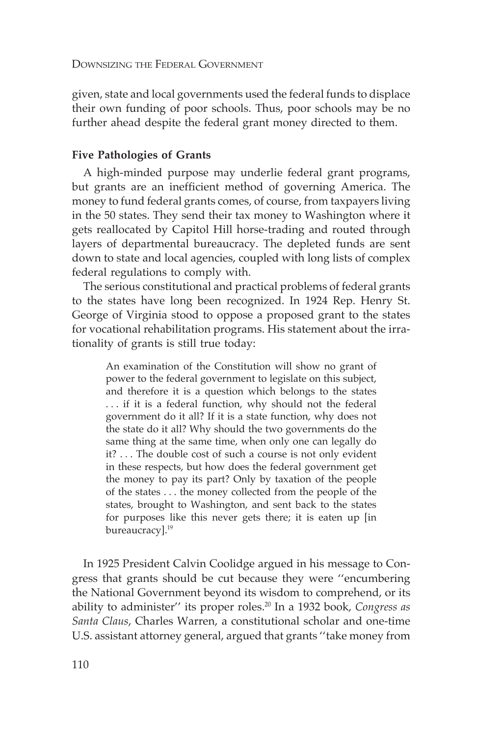given, state and local governments used the federal funds to displace their own funding of poor schools. Thus, poor schools may be no further ahead despite the federal grant money directed to them.

### Five Pathologies of Grants

A high-minded purpose may underlie federal grant programs, but grants are an inefficient method of governing America. The money to fund federal grants comes, of course, from taxpayers living in the 50 states. They send their tax money to Washington where it gets reallocated by Capitol Hill horse-trading and routed through layers of departmental bureaucracy. The depleted funds are sent down to state and local agencies, coupled with long lists of complex federal regulations to comply with.

The serious constitutional and practical problems of federal grants to the states have long been recognized. In 1924 Rep. Henry St. George of Virginia stood to oppose a proposed grant to the states for vocational rehabilitation programs. His statement about the irrationality of grants is still true today:

> An examination of the Constitution will show no grant of power to the federal government to legislate on this subject, and therefore it is a question which belongs to the states . . . if it is a federal function, why should not the federal government do it all? If it is a state function, why does not the state do it all? Why should the two governments do the same thing at the same time, when only one can legally do it? . . . The double cost of such a course is not only evident in these respects, but how does the federal government get the money to pay its part? Only by taxation of the people of the states . . . the money collected from the people of the states, brought to Washington, and sent back to the states for purposes like this never gets there; it is eaten up [in bureaucracy].[19]

In 1925 President Calvin Coolidge argued in his message to Congress that grants should be cut because they were ''encumbering the National Government beyond its wisdom to comprehend, or its ability to administer'' its proper roles.[20] In a 1932 book, *Congress as Santa Claus*, Charles Warren, a constitutional scholar and one-time U.S. assistant attorney general, argued that grants ''take money from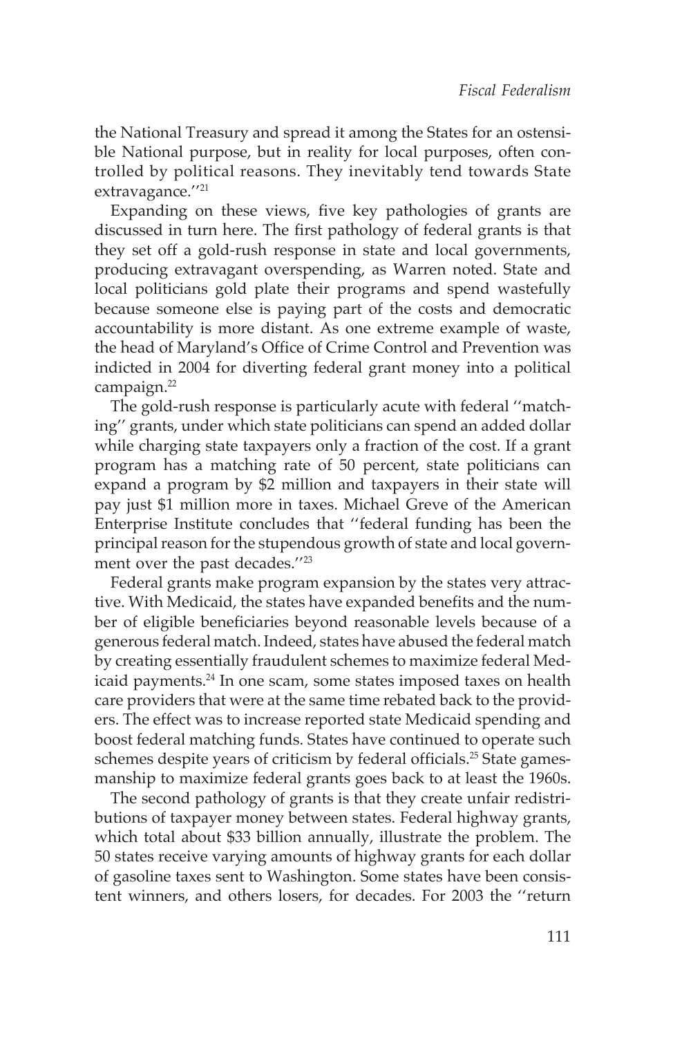the National Treasury and spread it among the States for an ostensible National purpose, but in reality for local purposes, often controlled by political reasons. They inevitably tend towards State extravagance.''[21]

Expanding on these views, five key pathologies of grants are discussed in turn here. The first pathology of federal grants is that they set off a gold-rush response in state and local governments, producing extravagant overspending, as Warren noted. State and local politicians gold plate their programs and spend wastefully because someone else is paying part of the costs and democratic accountability is more distant. As one extreme example of waste, the head of Maryland's Office of Crime Control and Prevention was indicted in 2004 for diverting federal grant money into a political campaign.[22]

The gold-rush response is particularly acute with federal ''matching'' grants, under which state politicians can spend an added dollar while charging state taxpayers only a fraction of the cost. If a grant program has a matching rate of 50 percent, state politicians can expand a program by $2 million and taxpayers in their state will pay just $1 million more in taxes. Michael Greve of the American Enterprise Institute concludes that ''federal funding has been the principal reason for the stupendous growth of state and local government over the past decades.''[23]

Federal grants make program expansion by the states very attractive. With Medicaid, the states have expanded benefits and the number of eligible beneficiaries beyond reasonable levels because of a generous federal match. Indeed, states have abused the federal match by creating essentially fraudulent schemes to maximize federal Medicaid payments.[24] In one scam, some states imposed taxes on health care providers that were at the same time rebated back to the providers. The effect was to increase reported state Medicaid spending and boost federal matching funds. States have continued to operate such schemes despite years of criticism by federal officials.[25] State gamesmanship to maximize federal grants goes back to at least the 1960s.

The second pathology of grants is that they create unfair redistributions of taxpayer money between states. Federal highway grants, which total about $33 billion annually, illustrate the problem. The 50 states receive varying amounts of highway grants for each dollar of gasoline taxes sent to Washington. Some states have been consistent winners, and others losers, for decades. For 2003 the ''return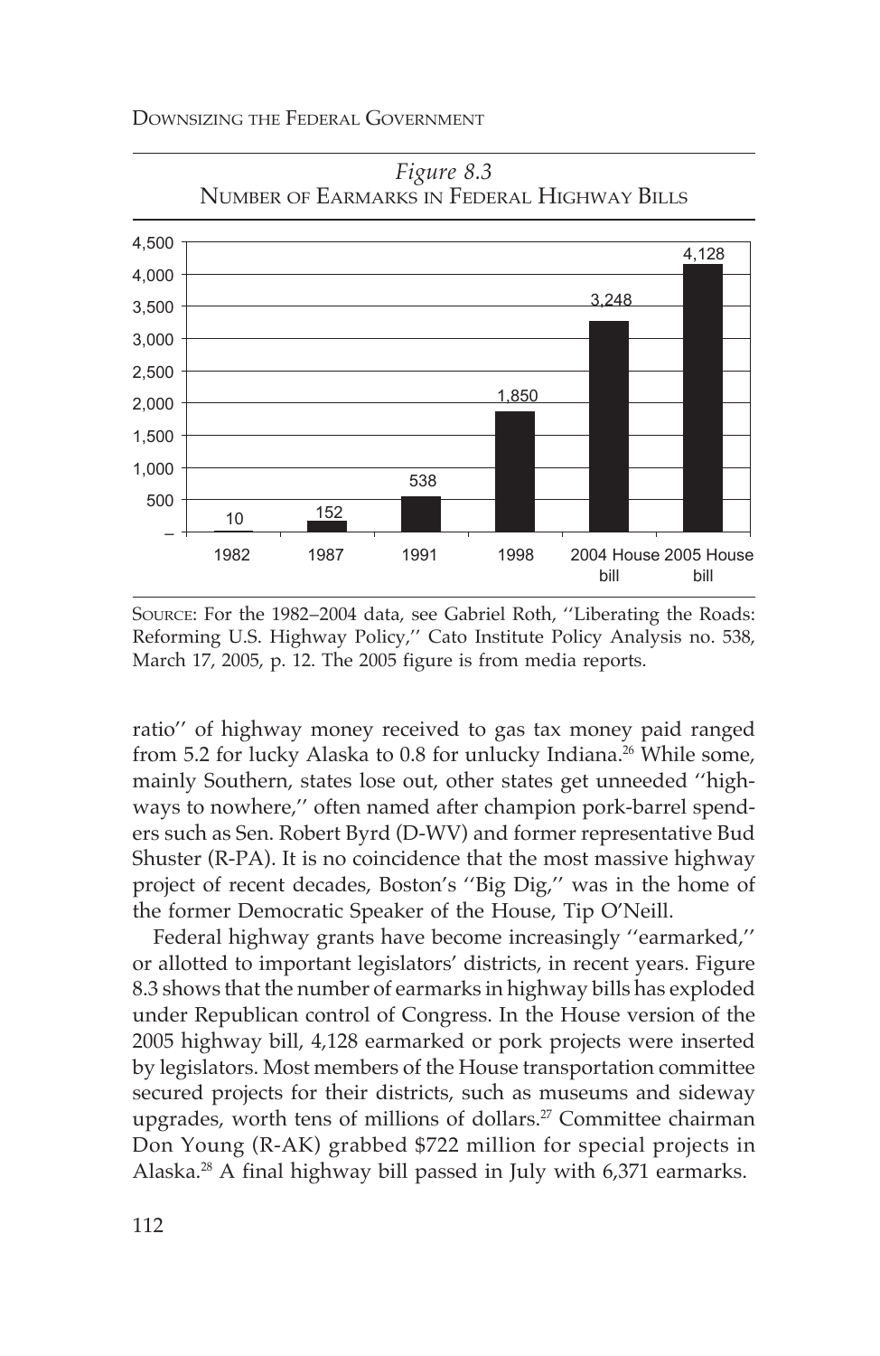*Figure 8.3*
NUMBER OF EARMARKS IN FEDERAL HIGHWAY BILLS

| Year | Number of Earmarks |
|---|---|
| 1982 | 10 |
| 1987 | 152 |
| 1991 | 538 |
| 1998 | 1,850 |
| 2004 House bill | 3,248 |
| 2005 House bill | 4,128 |

SOURCE: For the 1982–2004 data, see Gabriel Roth, ''Liberating the Roads: Reforming U.S. Highway Policy,'' Cato Institute Policy Analysis no. 538, March 17, 2005, p. 12. The 2005 figure is from media reports.

ratio'' of highway money received to gas tax money paid ranged from 5.2 for lucky Alaska to 0.8 for unlucky Indiana.[26] While some, mainly Southern, states lose out, other states get unneeded ''highways to nowhere,'' often named after champion pork-barrel spenders such as Sen. Robert Byrd (D-WV) and former representative Bud Shuster (R-PA). It is no coincidence that the most massive highway project of recent decades, Boston's ''Big Dig,'' was in the home of the former Democratic Speaker of the House, Tip O'Neill.

Federal highway grants have become increasingly ''earmarked,'' or allotted to important legislators' districts, in recent years. Figure 8.3 shows that the number of earmarks in highway bills has exploded under Republican control of Congress. In the House version of the 2005 highway bill, 4,128 earmarked or pork projects were inserted by legislators. Most members of the House transportation committee secured projects for their districts, such as museums and sideway upgrades, worth tens of millions of dollars.[27] Committee chairman Don Young (R-AK) grabbed $722 million for special projects in Alaska.[28] A final highway bill passed in July with 6,371 earmarks.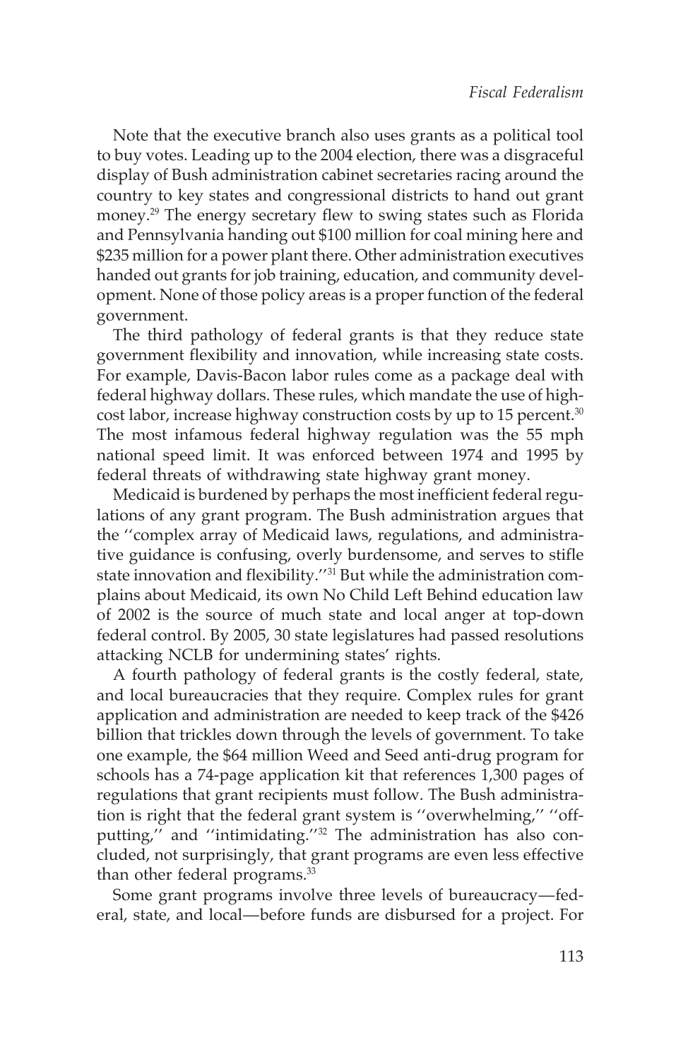Note that the executive branch also uses grants as a political tool to buy votes. Leading up to the 2004 election, there was a disgraceful display of Bush administration cabinet secretaries racing around the country to key states and congressional districts to hand out grant money.[29] The energy secretary flew to swing states such as Florida and Pennsylvania handing out $100 million for coal mining here and $235 million for a power plant there. Other administration executives handed out grants for job training, education, and community development. None of those policy areas is a proper function of the federal government.

The third pathology of federal grants is that they reduce state government flexibility and innovation, while increasing state costs. For example, Davis-Bacon labor rules come as a package deal with federal highway dollars. These rules, which mandate the use of high-cost labor, increase highway construction costs by up to 15 percent.[30] The most infamous federal highway regulation was the 55 mph national speed limit. It was enforced between 1974 and 1995 by federal threats of withdrawing state highway grant money.

Medicaid is burdened by perhaps the most inefficient federal regulations of any grant program. The Bush administration argues that the ''complex array of Medicaid laws, regulations, and administrative guidance is confusing, overly burdensome, and serves to stifle state innovation and flexibility.''[31] But while the administration complains about Medicaid, its own No Child Left Behind education law of 2002 is the source of much state and local anger at top-down federal control. By 2005, 30 state legislatures had passed resolutions attacking NCLB for undermining states' rights.

A fourth pathology of federal grants is the costly federal, state, and local bureaucracies that they require. Complex rules for grant application and administration are needed to keep track of the $426 billion that trickles down through the levels of government. To take one example, the $64 million Weed and Seed anti-drug program for schools has a 74-page application kit that references 1,300 pages of regulations that grant recipients must follow. The Bush administration is right that the federal grant system is ''overwhelming,'' ''off-putting,'' and ''intimidating.''[32] The administration has also concluded, not surprisingly, that grant programs are even less effective than other federal programs.[33]

Some grant programs involve three levels of bureaucracy—federal, state, and local—before funds are disbursed for a project. For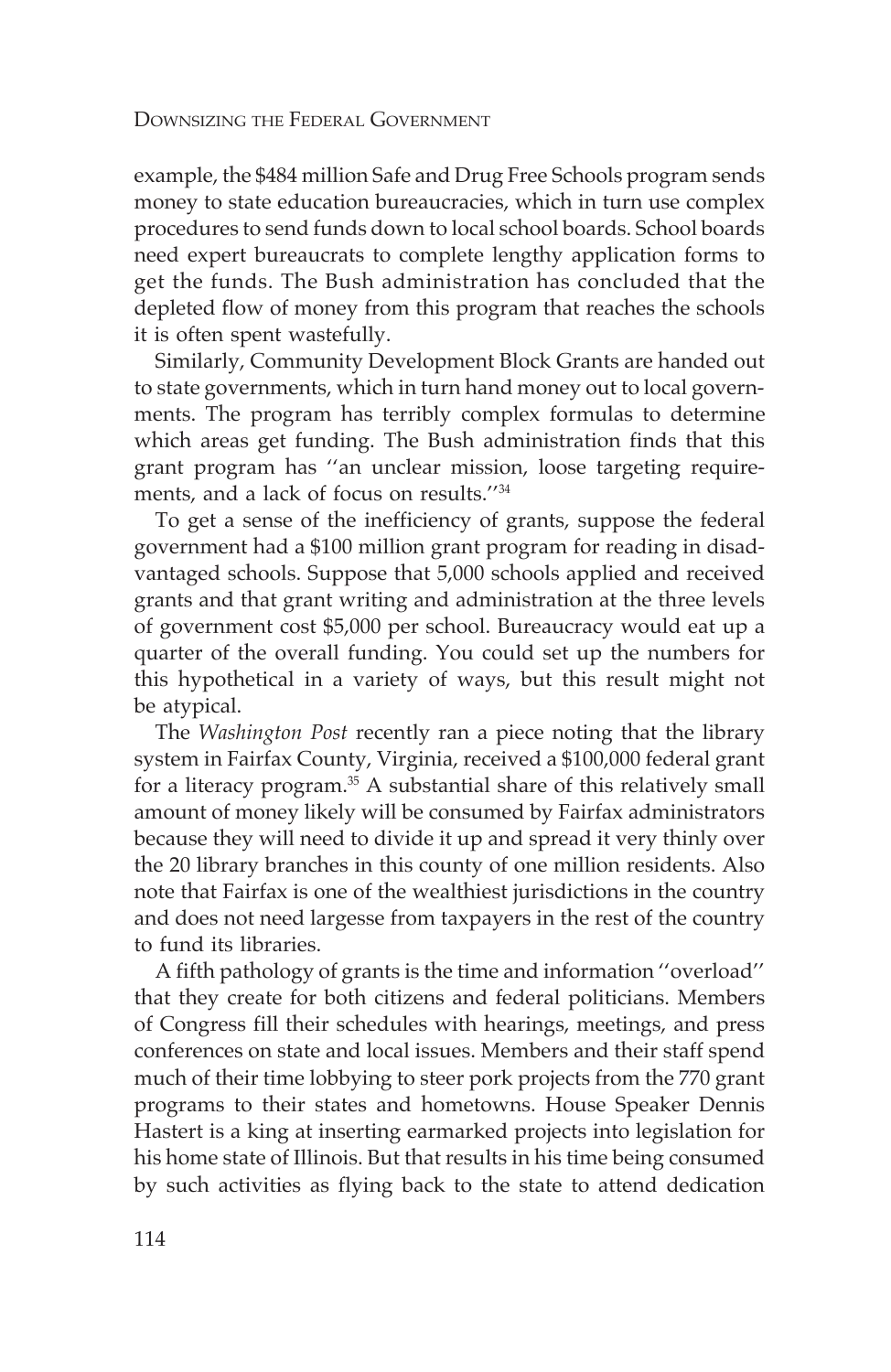example, the $484 million Safe and Drug Free Schools program sends money to state education bureaucracies, which in turn use complex procedures to send funds down to local school boards. School boards need expert bureaucrats to complete lengthy application forms to get the funds. The Bush administration has concluded that the depleted flow of money from this program that reaches the schools it is often spent wastefully.

Similarly, Community Development Block Grants are handed out to state governments, which in turn hand money out to local governments. The program has terribly complex formulas to determine which areas get funding. The Bush administration finds that this grant program has ''an unclear mission, loose targeting requirements, and a lack of focus on results.''[34]

To get a sense of the inefficiency of grants, suppose the federal government had a $100 million grant program for reading in disadvantaged schools. Suppose that 5,000 schools applied and received grants and that grant writing and administration at the three levels of government cost $5,000 per school. Bureaucracy would eat up a quarter of the overall funding. You could set up the numbers for this hypothetical in a variety of ways, but this result might not be atypical.

The *Washington Post* recently ran a piece noting that the library system in Fairfax County, Virginia, received a $100,000 federal grant for a literacy program.[35] A substantial share of this relatively small amount of money likely will be consumed by Fairfax administrators because they will need to divide it up and spread it very thinly over the 20 library branches in this county of one million residents. Also note that Fairfax is one of the wealthiest jurisdictions in the country and does not need largesse from taxpayers in the rest of the country to fund its libraries.

A fifth pathology of grants is the time and information ''overload'' that they create for both citizens and federal politicians. Members of Congress fill their schedules with hearings, meetings, and press conferences on state and local issues. Members and their staff spend much of their time lobbying to steer pork projects from the 770 grant programs to their states and hometowns. House Speaker Dennis Hastert is a king at inserting earmarked projects into legislation for his home state of Illinois. But that results in his time being consumed by such activities as flying back to the state to attend dedication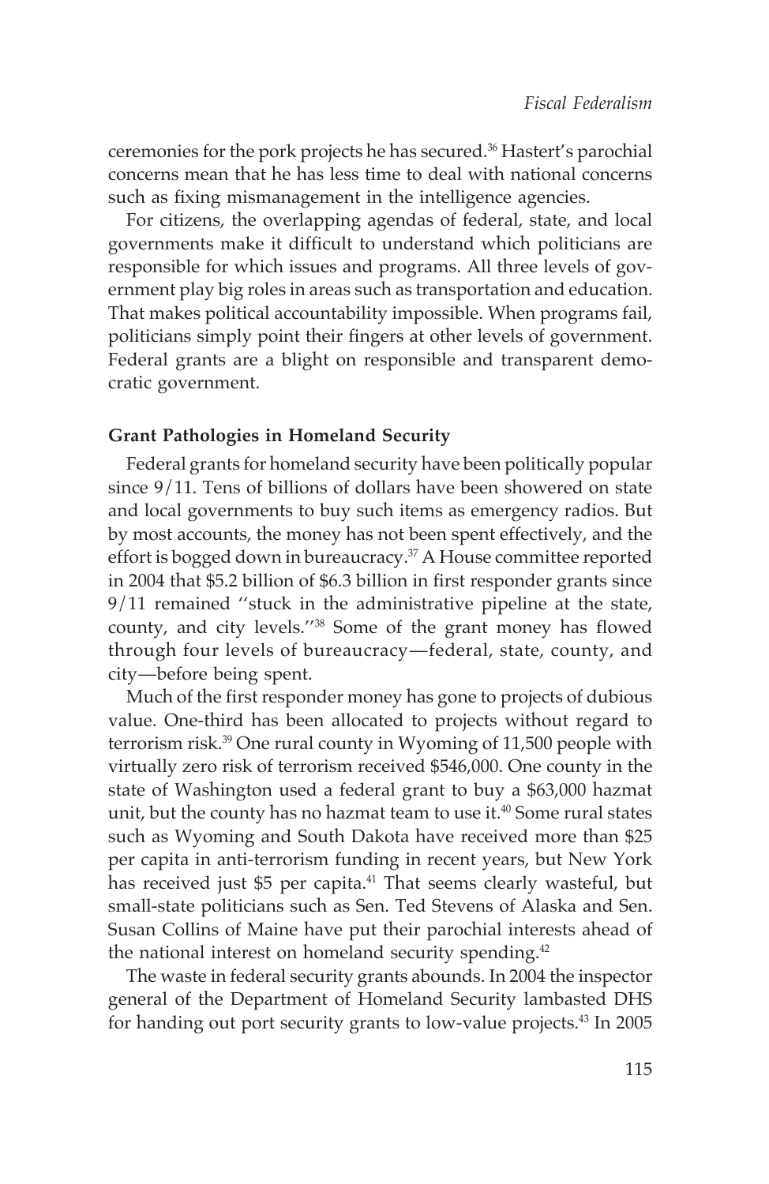ceremonies for the pork projects he has secured.[36] Hastert's parochial concerns mean that he has less time to deal with national concerns such as fixing mismanagement in the intelligence agencies.

For citizens, the overlapping agendas of federal, state, and local governments make it difficult to understand which politicians are responsible for which issues and programs. All three levels of government play big roles in areas such as transportation and education. That makes political accountability impossible. When programs fail, politicians simply point their fingers at other levels of government. Federal grants are a blight on responsible and transparent democratic government.

### Grant Pathologies in Homeland Security

Federal grants for homeland security have been politically popular since 9/11. Tens of billions of dollars have been showered on state and local governments to buy such items as emergency radios. But by most accounts, the money has not been spent effectively, and the effort is bogged down in bureaucracy.[37] A House committee reported in 2004 that $5.2 billion of $6.3 billion in first responder grants since 9/11 remained ''stuck in the administrative pipeline at the state, county, and city levels.''[38] Some of the grant money has flowed through four levels of bureaucracy—federal, state, county, and city—before being spent.

Much of the first responder money has gone to projects of dubious value. One-third has been allocated to projects without regard to terrorism risk.[39] One rural county in Wyoming of 11,500 people with virtually zero risk of terrorism received $546,000. One county in the state of Washington used a federal grant to buy a $63,000 hazmat unit, but the county has no hazmat team to use it.[40] Some rural states such as Wyoming and South Dakota have received more than $25 per capita in anti-terrorism funding in recent years, but New York has received just $5 per capita.[41] That seems clearly wasteful, but small-state politicians such as Sen. Ted Stevens of Alaska and Sen. Susan Collins of Maine have put their parochial interests ahead of the national interest on homeland security spending.[42]

The waste in federal security grants abounds. In 2004 the inspector general of the Department of Homeland Security lambasted DHS for handing out port security grants to low-value projects.[43] In 2005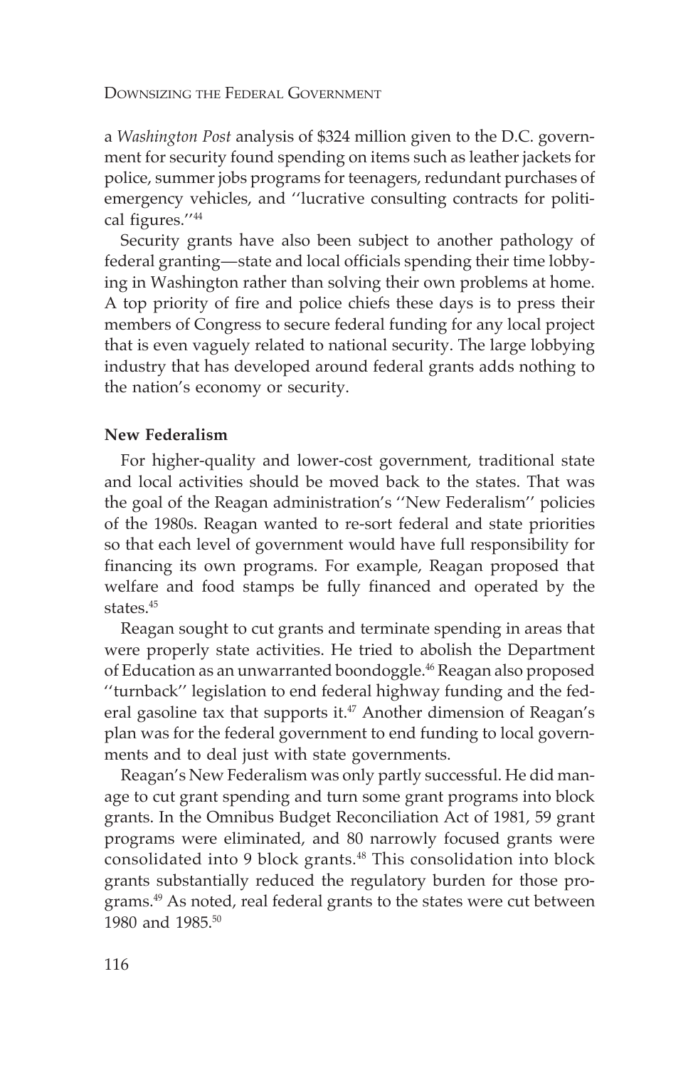a *Washington Post* analysis of $324 million given to the D.C. government for security found spending on items such as leather jackets for police, summer jobs programs for teenagers, redundant purchases of emergency vehicles, and ''lucrative consulting contracts for political figures.''[44]

Security grants have also been subject to another pathology of federal granting—state and local officials spending their time lobbying in Washington rather than solving their own problems at home. A top priority of fire and police chiefs these days is to press their members of Congress to secure federal funding for any local project that is even vaguely related to national security. The large lobbying industry that has developed around federal grants adds nothing to the nation's economy or security.

**New Federalism**

For higher-quality and lower-cost government, traditional state and local activities should be moved back to the states. That was the goal of the Reagan administration's ''New Federalism'' policies of the 1980s. Reagan wanted to re-sort federal and state priorities so that each level of government would have full responsibility for financing its own programs. For example, Reagan proposed that welfare and food stamps be fully financed and operated by the states.[45]

Reagan sought to cut grants and terminate spending in areas that were properly state activities. He tried to abolish the Department of Education as an unwarranted boondoggle.[46] Reagan also proposed ''turnback'' legislation to end federal highway funding and the federal gasoline tax that supports it.[47] Another dimension of Reagan's plan was for the federal government to end funding to local governments and to deal just with state governments.

Reagan's New Federalism was only partly successful. He did manage to cut grant spending and turn some grant programs into block grants. In the Omnibus Budget Reconciliation Act of 1981, 59 grant programs were eliminated, and 80 narrowly focused grants were consolidated into 9 block grants.[48] This consolidation into block grants substantially reduced the regulatory burden for those programs.[49] As noted, real federal grants to the states were cut between 1980 and 1985.[50]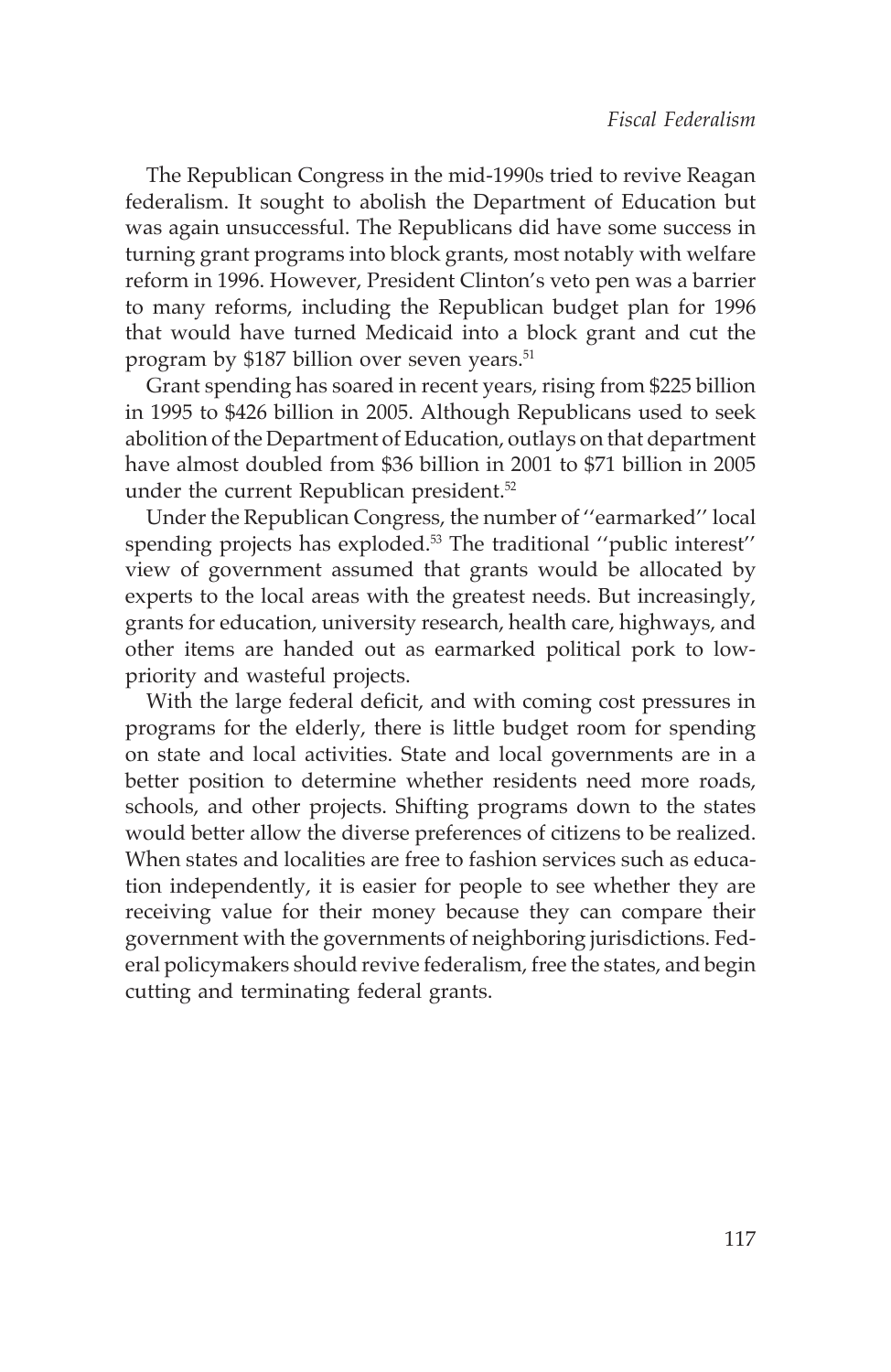The Republican Congress in the mid-1990s tried to revive Reagan federalism. It sought to abolish the Department of Education but was again unsuccessful. The Republicans did have some success in turning grant programs into block grants, most notably with welfare reform in 1996. However, President Clinton's veto pen was a barrier to many reforms, including the Republican budget plan for 1996 that would have turned Medicaid into a block grant and cut the program by $187 billion over seven years.[51]

Grant spending has soared in recent years, rising from $225 billion in 1995 to $426 billion in 2005. Although Republicans used to seek abolition of the Department of Education, outlays on that department have almost doubled from $36 billion in 2001 to $71 billion in 2005 under the current Republican president.[52]

Under the Republican Congress, the number of ''earmarked'' local spending projects has exploded.[53] The traditional ''public interest'' view of government assumed that grants would be allocated by experts to the local areas with the greatest needs. But increasingly, grants for education, university research, health care, highways, and other items are handed out as earmarked political pork to low-priority and wasteful projects.

With the large federal deficit, and with coming cost pressures in programs for the elderly, there is little budget room for spending on state and local activities. State and local governments are in a better position to determine whether residents need more roads, schools, and other projects. Shifting programs down to the states would better allow the diverse preferences of citizens to be realized. When states and localities are free to fashion services such as education independently, it is easier for people to see whether they are receiving value for their money because they can compare their government with the governments of neighboring jurisdictions. Federal policymakers should revive federalism, free the states, and begin cutting and terminating federal grants.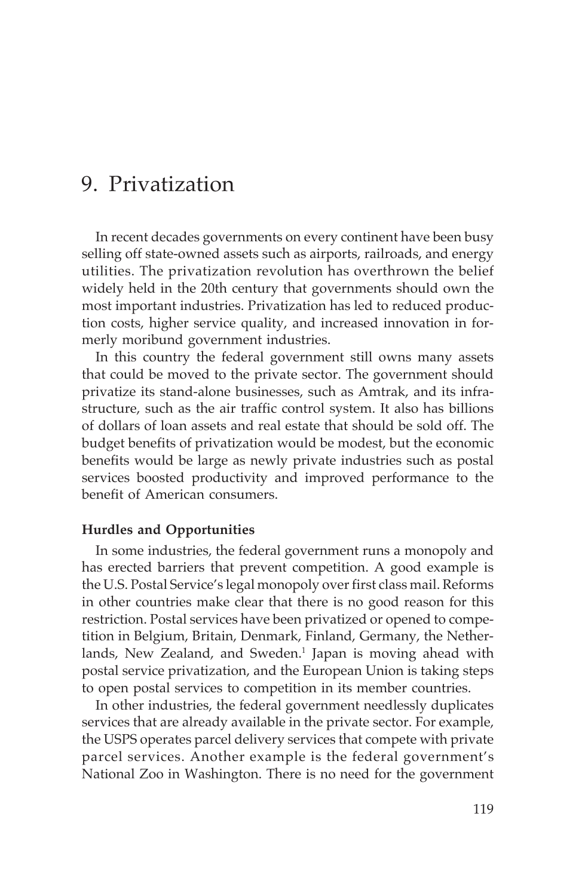# 9. Privatization

In recent decades governments on every continent have been busy selling off state-owned assets such as airports, railroads, and energy utilities. The privatization revolution has overthrown the belief widely held in the 20th century that governments should own the most important industries. Privatization has led to reduced production costs, higher service quality, and increased innovation in formerly moribund government industries.

In this country the federal government still owns many assets that could be moved to the private sector. The government should privatize its stand-alone businesses, such as Amtrak, and its infrastructure, such as the air traffic control system. It also has billions of dollars of loan assets and real estate that should be sold off. The budget benefits of privatization would be modest, but the economic benefits would be large as newly private industries such as postal services boosted productivity and improved performance to the benefit of American consumers.

### Hurdles and Opportunities

In some industries, the federal government runs a monopoly and has erected barriers that prevent competition. A good example is the U.S. Postal Service's legal monopoly over first class mail. Reforms in other countries make clear that there is no good reason for this restriction. Postal services have been privatized or opened to competition in Belgium, Britain, Denmark, Finland, Germany, the Netherlands, New Zealand, and Sweden.[1] Japan is moving ahead with postal service privatization, and the European Union is taking steps to open postal services to competition in its member countries.

In other industries, the federal government needlessly duplicates services that are already available in the private sector. For example, the USPS operates parcel delivery services that compete with private parcel services. Another example is the federal government's National Zoo in Washington. There is no need for the government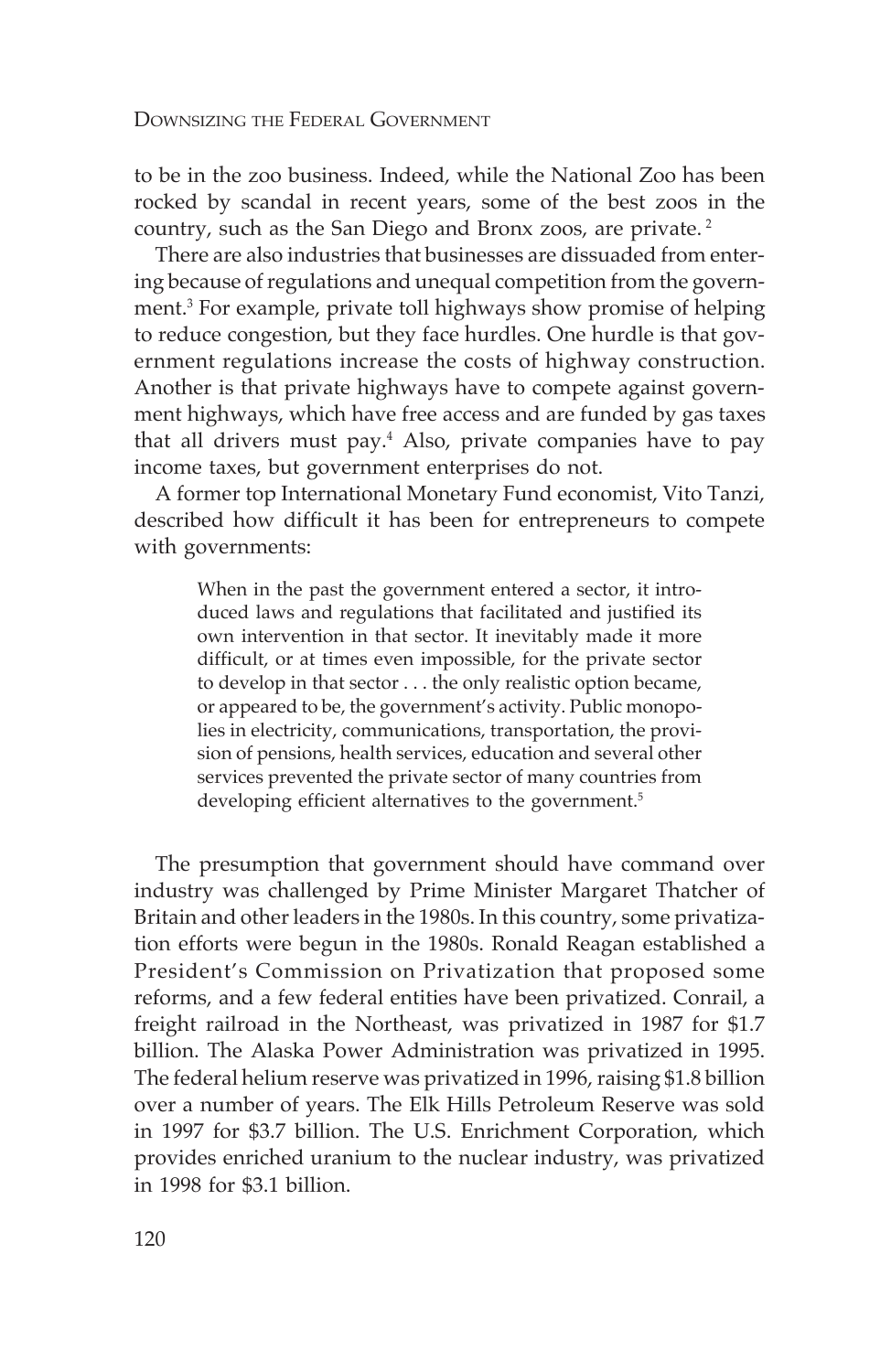to be in the zoo business. Indeed, while the National Zoo has been rocked by scandal in recent years, some of the best zoos in the country, such as the San Diego and Bronx zoos, are private. [2]

There are also industries that businesses are dissuaded from entering because of regulations and unequal competition from the government.[3] For example, private toll highways show promise of helping to reduce congestion, but they face hurdles. One hurdle is that government regulations increase the costs of highway construction. Another is that private highways have to compete against government highways, which have free access and are funded by gas taxes that all drivers must pay.[4] Also, private companies have to pay income taxes, but government enterprises do not.

A former top International Monetary Fund economist, Vito Tanzi, described how difficult it has been for entrepreneurs to compete with governments:

> When in the past the government entered a sector, it introduced laws and regulations that facilitated and justified its own intervention in that sector. It inevitably made it more difficult, or at times even impossible, for the private sector to develop in that sector . . . the only realistic option became, or appeared to be, the government's activity. Public monopolies in electricity, communications, transportation, the provision of pensions, health services, education and several other services prevented the private sector of many countries from developing efficient alternatives to the government.[5]

The presumption that government should have command over industry was challenged by Prime Minister Margaret Thatcher of Britain and other leaders in the 1980s. In this country, some privatization efforts were begun in the 1980s. Ronald Reagan established a President's Commission on Privatization that proposed some reforms, and a few federal entities have been privatized. Conrail, a freight railroad in the Northeast, was privatized in 1987 for $1.7 billion. The Alaska Power Administration was privatized in 1995. The federal helium reserve was privatized in 1996, raising $1.8 billion over a number of years. The Elk Hills Petroleum Reserve was sold in 1997 for $3.7 billion. The U.S. Enrichment Corporation, which provides enriched uranium to the nuclear industry, was privatized in 1998 for $3.1 billion.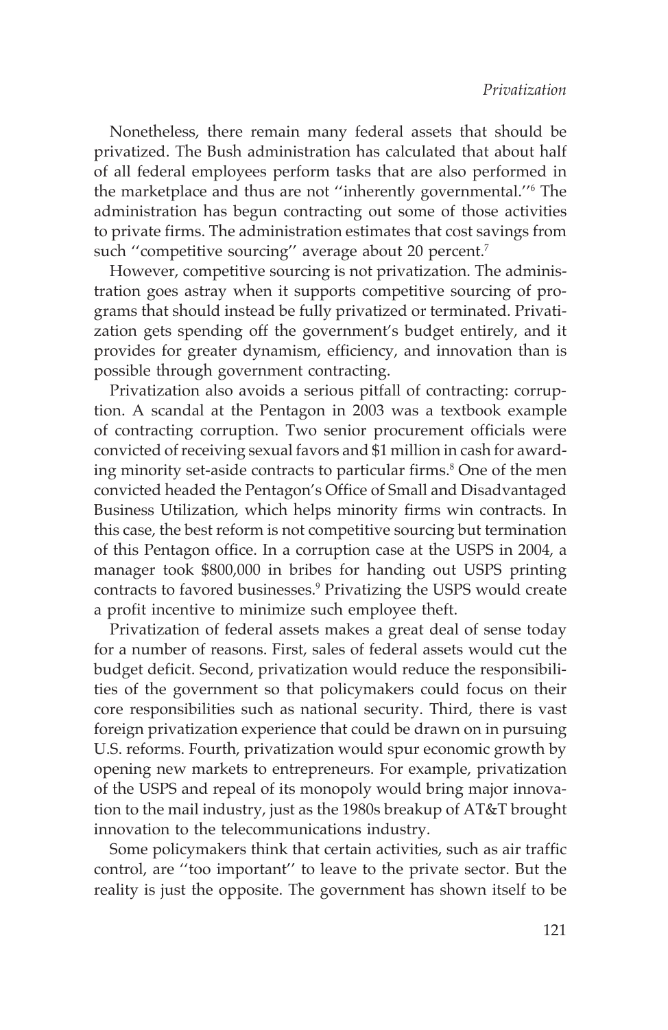Nonetheless, there remain many federal assets that should be privatized. The Bush administration has calculated that about half of all federal employees perform tasks that are also performed in the marketplace and thus are not ''inherently governmental.''[6] The administration has begun contracting out some of those activities to private firms. The administration estimates that cost savings from such ''competitive sourcing'' average about 20 percent.[7]

However, competitive sourcing is not privatization. The administration goes astray when it supports competitive sourcing of programs that should instead be fully privatized or terminated. Privatization gets spending off the government's budget entirely, and it provides for greater dynamism, efficiency, and innovation than is possible through government contracting.

Privatization also avoids a serious pitfall of contracting: corruption. A scandal at the Pentagon in 2003 was a textbook example of contracting corruption. Two senior procurement officials were convicted of receiving sexual favors and $1 million in cash for awarding minority set-aside contracts to particular firms.[8] One of the men convicted headed the Pentagon's Office of Small and Disadvantaged Business Utilization, which helps minority firms win contracts. In this case, the best reform is not competitive sourcing but termination of this Pentagon office. In a corruption case at the USPS in 2004, a manager took $800,000 in bribes for handing out USPS printing contracts to favored businesses.[9] Privatizing the USPS would create a profit incentive to minimize such employee theft.

Privatization of federal assets makes a great deal of sense today for a number of reasons. First, sales of federal assets would cut the budget deficit. Second, privatization would reduce the responsibilities of the government so that policymakers could focus on their core responsibilities such as national security. Third, there is vast foreign privatization experience that could be drawn on in pursuing U.S. reforms. Fourth, privatization would spur economic growth by opening new markets to entrepreneurs. For example, privatization of the USPS and repeal of its monopoly would bring major innovation to the mail industry, just as the 1980s breakup of AT&T brought innovation to the telecommunications industry.

Some policymakers think that certain activities, such as air traffic control, are ''too important'' to leave to the private sector. But the reality is just the opposite. The government has shown itself to be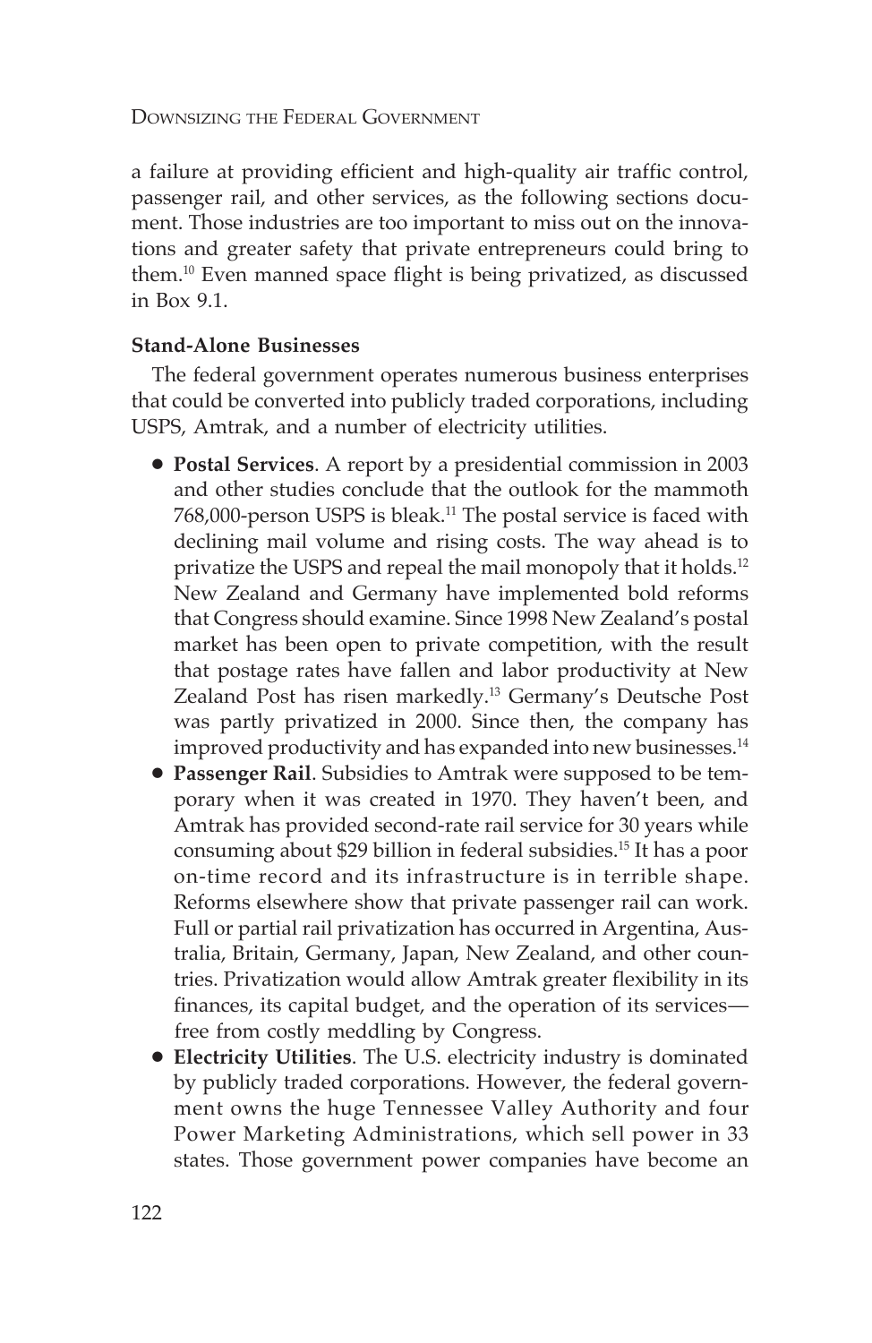a failure at providing efficient and high-quality air traffic control, passenger rail, and other services, as the following sections document. Those industries are too important to miss out on the innovations and greater safety that private entrepreneurs could bring to them.[10] Even manned space flight is being privatized, as discussed in Box 9.1.

**Stand-Alone Businesses**

The federal government operates numerous business enterprises that could be converted into publicly traded corporations, including USPS, Amtrak, and a number of electricity utilities.

- **Postal Services**. A report by a presidential commission in 2003 and other studies conclude that the outlook for the mammoth 768,000-person USPS is bleak.[11] The postal service is faced with declining mail volume and rising costs. The way ahead is to privatize the USPS and repeal the mail monopoly that it holds.[12] New Zealand and Germany have implemented bold reforms that Congress should examine. Since 1998 New Zealand's postal market has been open to private competition, with the result that postage rates have fallen and labor productivity at New Zealand Post has risen markedly.[13] Germany's Deutsche Post was partly privatized in 2000. Since then, the company has improved productivity and has expanded into new businesses.[14]
- **Passenger Rail**. Subsidies to Amtrak were supposed to be temporary when it was created in 1970. They haven't been, and Amtrak has provided second-rate rail service for 30 years while consuming about $29 billion in federal subsidies.[15] It has a poor on-time record and its infrastructure is in terrible shape. Reforms elsewhere show that private passenger rail can work. Full or partial rail privatization has occurred in Argentina, Australia, Britain, Germany, Japan, New Zealand, and other countries. Privatization would allow Amtrak greater flexibility in its finances, its capital budget, and the operation of its services—free from costly meddling by Congress.
- **Electricity Utilities**. The U.S. electricity industry is dominated by publicly traded corporations. However, the federal government owns the huge Tennessee Valley Authority and four Power Marketing Administrations, which sell power in 33 states. Those government power companies have become an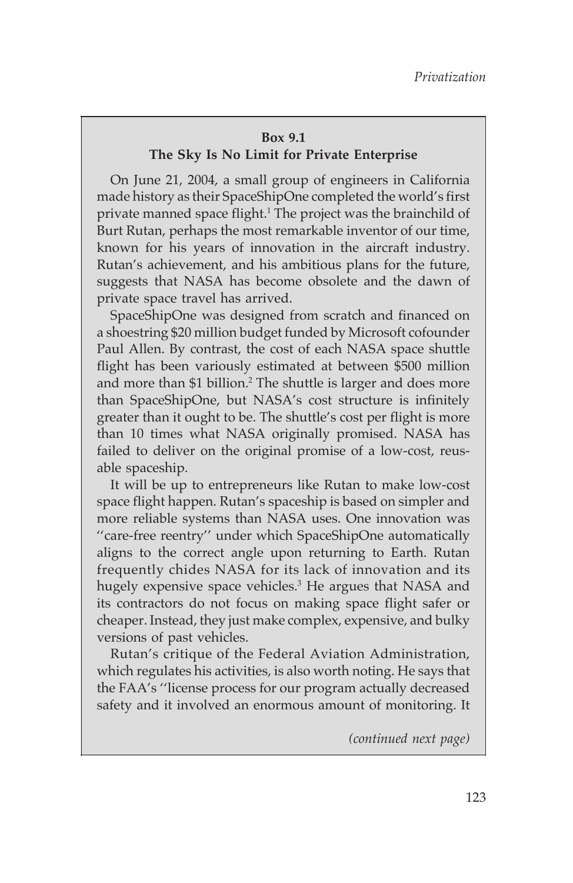**Box 9.1**
**The Sky Is No Limit for Private Enterprise**

On June 21, 2004, a small group of engineers in California made history as their SpaceShipOne completed the world's first private manned space flight.[1] The project was the brainchild of Burt Rutan, perhaps the most remarkable inventor of our time, known for his years of innovation in the aircraft industry. Rutan's achievement, and his ambitious plans for the future, suggests that NASA has become obsolete and the dawn of private space travel has arrived.

SpaceShipOne was designed from scratch and financed on a shoestring $20 million budget funded by Microsoft cofounder Paul Allen. By contrast, the cost of each NASA space shuttle flight has been variously estimated at between $500 million and more than $1 billion.[2] The shuttle is larger and does more than SpaceShipOne, but NASA's cost structure is infinitely greater than it ought to be. The shuttle's cost per flight is more than 10 times what NASA originally promised. NASA has failed to deliver on the original promise of a low-cost, reusable spaceship.

It will be up to entrepreneurs like Rutan to make low-cost space flight happen. Rutan's spaceship is based on simpler and more reliable systems than NASA uses. One innovation was ''care-free reentry'' under which SpaceShipOne automatically aligns to the correct angle upon returning to Earth. Rutan frequently chides NASA for its lack of innovation and its hugely expensive space vehicles.[3] He argues that NASA and its contractors do not focus on making space flight safer or cheaper. Instead, they just make complex, expensive, and bulky versions of past vehicles.

Rutan's critique of the Federal Aviation Administration, which regulates his activities, is also worth noting. He says that the FAA's ''license process for our program actually decreased safety and it involved an enormous amount of monitoring. It

*(continued next page)*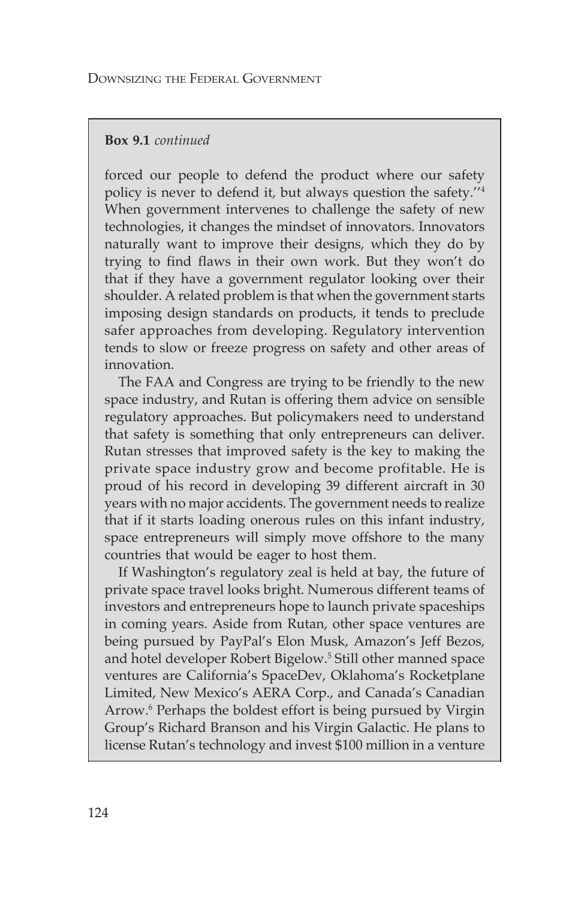**Box 9.1** *continued*

forced our people to defend the product where our safety policy is never to defend it, but always question the safety.''[4] When government intervenes to challenge the safety of new technologies, it changes the mindset of innovators. Innovators naturally want to improve their designs, which they do by trying to find flaws in their own work. But they won't do that if they have a government regulator looking over their shoulder. A related problem is that when the government starts imposing design standards on products, it tends to preclude safer approaches from developing. Regulatory intervention tends to slow or freeze progress on safety and other areas of innovation.

The FAA and Congress are trying to be friendly to the new space industry, and Rutan is offering them advice on sensible regulatory approaches. But policymakers need to understand that safety is something that only entrepreneurs can deliver. Rutan stresses that improved safety is the key to making the private space industry grow and become profitable. He is proud of his record in developing 39 different aircraft in 30 years with no major accidents. The government needs to realize that if it starts loading onerous rules on this infant industry, space entrepreneurs will simply move offshore to the many countries that would be eager to host them.

If Washington's regulatory zeal is held at bay, the future of private space travel looks bright. Numerous different teams of investors and entrepreneurs hope to launch private spaceships in coming years. Aside from Rutan, other space ventures are being pursued by PayPal's Elon Musk, Amazon's Jeff Bezos, and hotel developer Robert Bigelow.[5] Still other manned space ventures are California's SpaceDev, Oklahoma's Rocketplane Limited, New Mexico's AERA Corp., and Canada's Canadian Arrow.[6] Perhaps the boldest effort is being pursued by Virgin Group's Richard Branson and his Virgin Galactic. He plans to license Rutan's technology and invest $100 million in a venture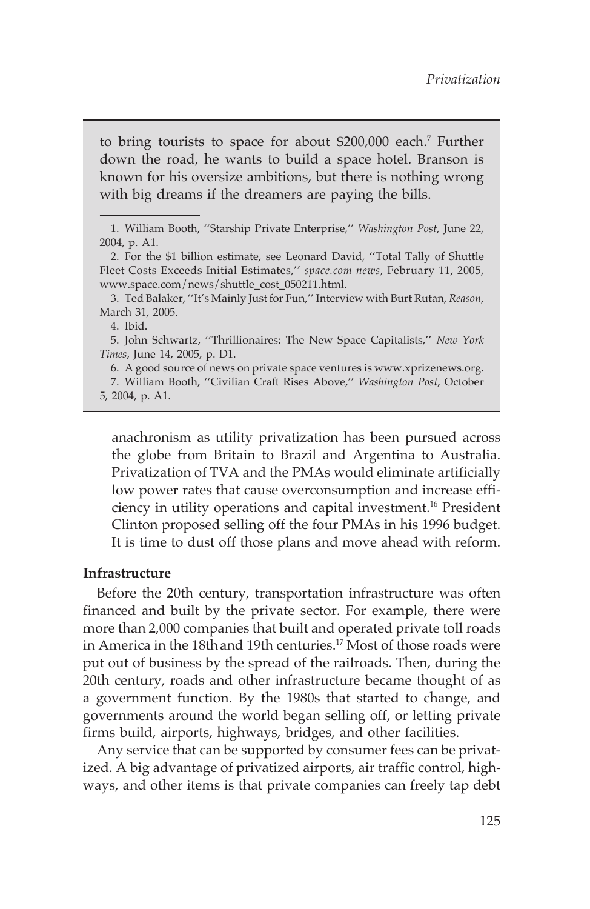to bring tourists to space for about $200,000 each.[7] Further down the road, he wants to build a space hotel. Branson is known for his oversize ambitions, but there is nothing wrong with big dreams if the dreamers are paying the bills.

1. William Booth, ''Starship Private Enterprise,'' *Washington Post*, June 22, 2004, p. A1.

2. For the $1 billion estimate, see Leonard David, ''Total Tally of Shuttle Fleet Costs Exceeds Initial Estimates,'' *space.com news*, February 11, 2005, www.space.com/news/shuttle_cost_050211.html.

3. Ted Balaker, ''It's Mainly Just for Fun,'' Interview with Burt Rutan, *Reason*, March 31, 2005.

4. Ibid.

5. John Schwartz, ''Thrillionaires: The New Space Capitalists,'' *New York Times*, June 14, 2005, p. D1.

6. A good source of news on private space ventures is www.xprizenews.org.

7. William Booth, ''Civilian Craft Rises Above,'' *Washington Post*, October 5, 2004, p. A1.

anachronism as utility privatization has been pursued across the globe from Britain to Brazil and Argentina to Australia. Privatization of TVA and the PMAs would eliminate artificially low power rates that cause overconsumption and increase efficiency in utility operations and capital investment.[16] President Clinton proposed selling off the four PMAs in his 1996 budget. It is time to dust off those plans and move ahead with reform.

**Infrastructure**

Before the 20th century, transportation infrastructure was often financed and built by the private sector. For example, there were more than 2,000 companies that built and operated private toll roads in America in the 18th and 19th centuries.[17] Most of those roads were put out of business by the spread of the railroads. Then, during the 20th century, roads and other infrastructure became thought of as a government function. By the 1980s that started to change, and governments around the world began selling off, or letting private firms build, airports, highways, bridges, and other facilities.

Any service that can be supported by consumer fees can be privatized. A big advantage of privatized airports, air traffic control, highways, and other items is that private companies can freely tap debt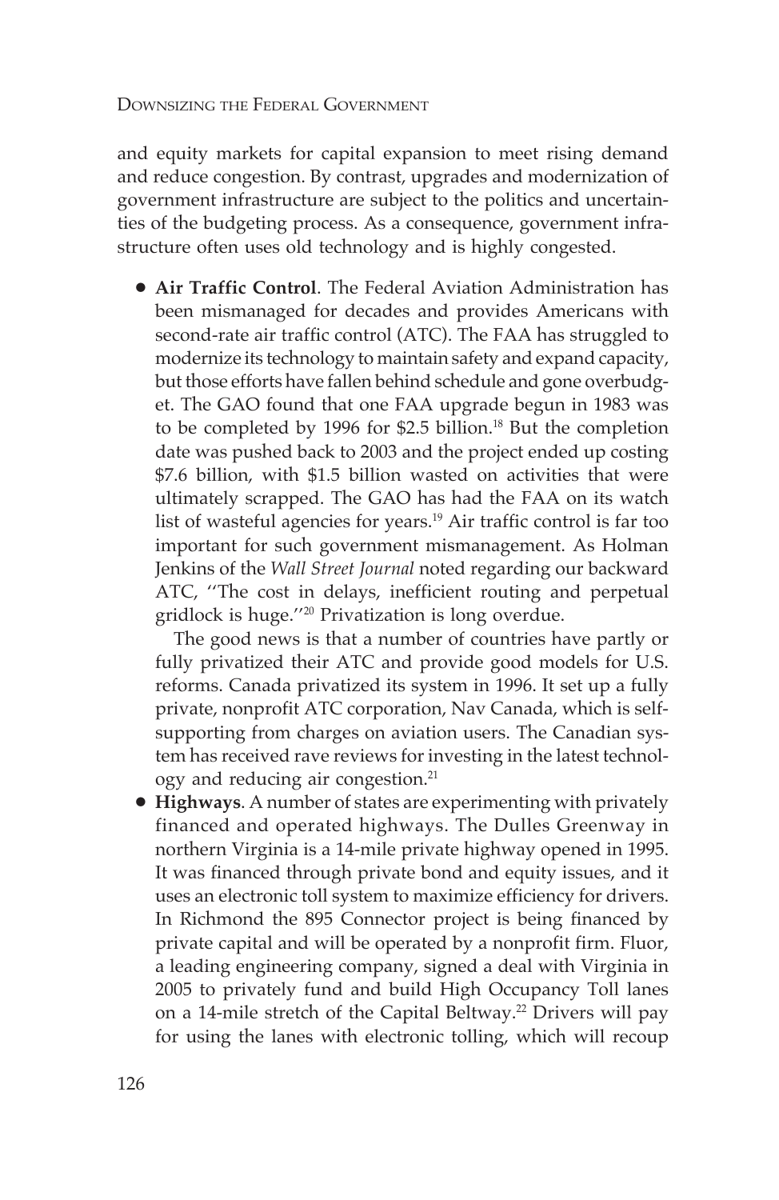and equity markets for capital expansion to meet rising demand and reduce congestion. By contrast, upgrades and modernization of government infrastructure are subject to the politics and uncertainties of the budgeting process. As a consequence, government infrastructure often uses old technology and is highly congested.

- **Air Traffic Control**. The Federal Aviation Administration has been mismanaged for decades and provides Americans with second-rate air traffic control (ATC). The FAA has struggled to modernize its technology to maintain safety and expand capacity, but those efforts have fallen behind schedule and gone overbudget. The GAO found that one FAA upgrade begun in 1983 was to be completed by 1996 for $2.5 billion.[18] But the completion date was pushed back to 2003 and the project ended up costing $7.6 billion, with $1.5 billion wasted on activities that were ultimately scrapped. The GAO has had the FAA on its watch list of wasteful agencies for years.[19] Air traffic control is far too important for such government mismanagement. As Holman Jenkins of the *Wall Street Journal* noted regarding our backward ATC, ''The cost in delays, inefficient routing and perpetual gridlock is huge.''[20] Privatization is long overdue.

  The good news is that a number of countries have partly or fully privatized their ATC and provide good models for U.S. reforms. Canada privatized its system in 1996. It set up a fully private, nonprofit ATC corporation, Nav Canada, which is self-supporting from charges on aviation users. The Canadian system has received rave reviews for investing in the latest technology and reducing air congestion.[21]

- **Highways**. A number of states are experimenting with privately financed and operated highways. The Dulles Greenway in northern Virginia is a 14-mile private highway opened in 1995. It was financed through private bond and equity issues, and it uses an electronic toll system to maximize efficiency for drivers. In Richmond the 895 Connector project is being financed by private capital and will be operated by a nonprofit firm. Fluor, a leading engineering company, signed a deal with Virginia in 2005 to privately fund and build High Occupancy Toll lanes on a 14-mile stretch of the Capital Beltway.[22] Drivers will pay for using the lanes with electronic tolling, which will recoup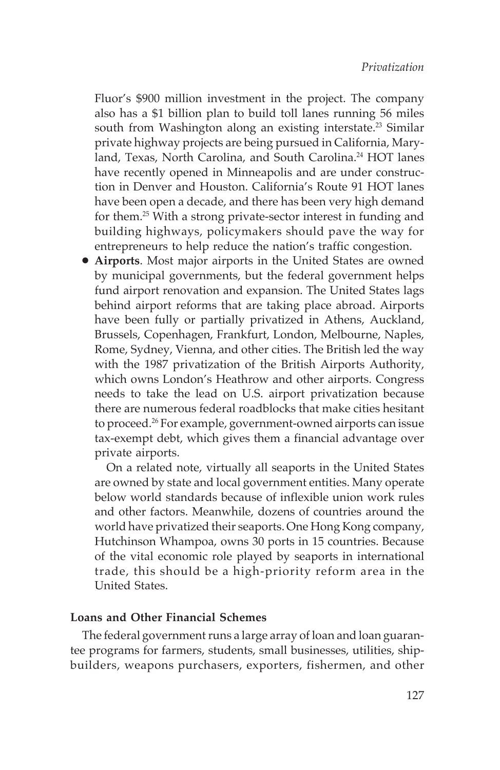Fluor's $900 million investment in the project. The company also has a $1 billion plan to build toll lanes running 56 miles south from Washington along an existing interstate.[23] Similar private highway projects are being pursued in California, Maryland, Texas, North Carolina, and South Carolina.[24] HOT lanes have recently opened in Minneapolis and are under construction in Denver and Houston. California's Route 91 HOT lanes have been open a decade, and there has been very high demand for them.[25] With a strong private-sector interest in funding and building highways, policymakers should pave the way for entrepreneurs to help reduce the nation's traffic congestion.

- **Airports**. Most major airports in the United States are owned by municipal governments, but the federal government helps fund airport renovation and expansion. The United States lags behind airport reforms that are taking place abroad. Airports have been fully or partially privatized in Athens, Auckland, Brussels, Copenhagen, Frankfurt, London, Melbourne, Naples, Rome, Sydney, Vienna, and other cities. The British led the way with the 1987 privatization of the British Airports Authority, which owns London's Heathrow and other airports. Congress needs to take the lead on U.S. airport privatization because there are numerous federal roadblocks that make cities hesitant to proceed.[26] For example, government-owned airports can issue tax-exempt debt, which gives them a financial advantage over private airports.

  On a related note, virtually all seaports in the United States are owned by state and local government entities. Many operate below world standards because of inflexible union work rules and other factors. Meanwhile, dozens of countries around the world have privatized their seaports. One Hong Kong company, Hutchinson Whampoa, owns 30 ports in 15 countries. Because of the vital economic role played by seaports in international trade, this should be a high-priority reform area in the United States.

### Loans and Other Financial Schemes

The federal government runs a large array of loan and loan guarantee programs for farmers, students, small businesses, utilities, shipbuilders, weapons purchasers, exporters, fishermen, and other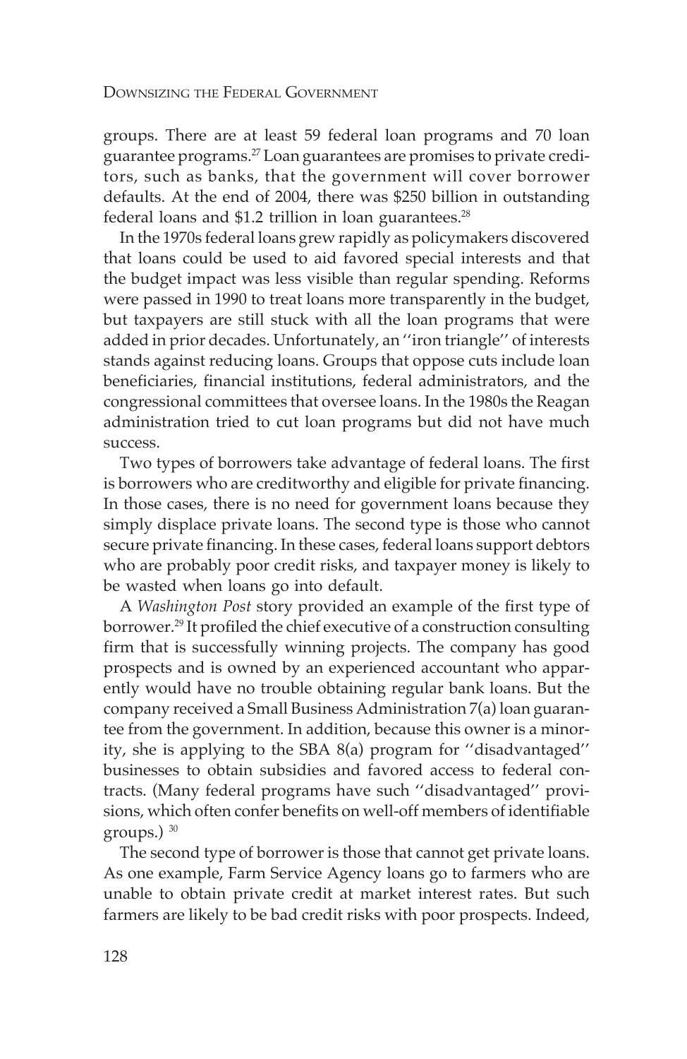groups. There are at least 59 federal loan programs and 70 loan guarantee programs.[27] Loan guarantees are promises to private creditors, such as banks, that the government will cover borrower defaults. At the end of 2004, there was $250 billion in outstanding federal loans and $1.2 trillion in loan guarantees.[28]

In the 1970s federal loans grew rapidly as policymakers discovered that loans could be used to aid favored special interests and that the budget impact was less visible than regular spending. Reforms were passed in 1990 to treat loans more transparently in the budget, but taxpayers are still stuck with all the loan programs that were added in prior decades. Unfortunately, an ''iron triangle'' of interests stands against reducing loans. Groups that oppose cuts include loan beneficiaries, financial institutions, federal administrators, and the congressional committees that oversee loans. In the 1980s the Reagan administration tried to cut loan programs but did not have much success.

Two types of borrowers take advantage of federal loans. The first is borrowers who are creditworthy and eligible for private financing. In those cases, there is no need for government loans because they simply displace private loans. The second type is those who cannot secure private financing. In these cases, federal loans support debtors who are probably poor credit risks, and taxpayer money is likely to be wasted when loans go into default.

A *Washington Post* story provided an example of the first type of borrower.[29] It profiled the chief executive of a construction consulting firm that is successfully winning projects. The company has good prospects and is owned by an experienced accountant who apparently would have no trouble obtaining regular bank loans. But the company received a Small Business Administration 7(a) loan guarantee from the government. In addition, because this owner is a minority, she is applying to the SBA 8(a) program for ''disadvantaged'' businesses to obtain subsidies and favored access to federal contracts. (Many federal programs have such ''disadvantaged'' provisions, which often confer benefits on well-off members of identifiable groups.) [30]

The second type of borrower is those that cannot get private loans. As one example, Farm Service Agency loans go to farmers who are unable to obtain private credit at market interest rates. But such farmers are likely to be bad credit risks with poor prospects. Indeed,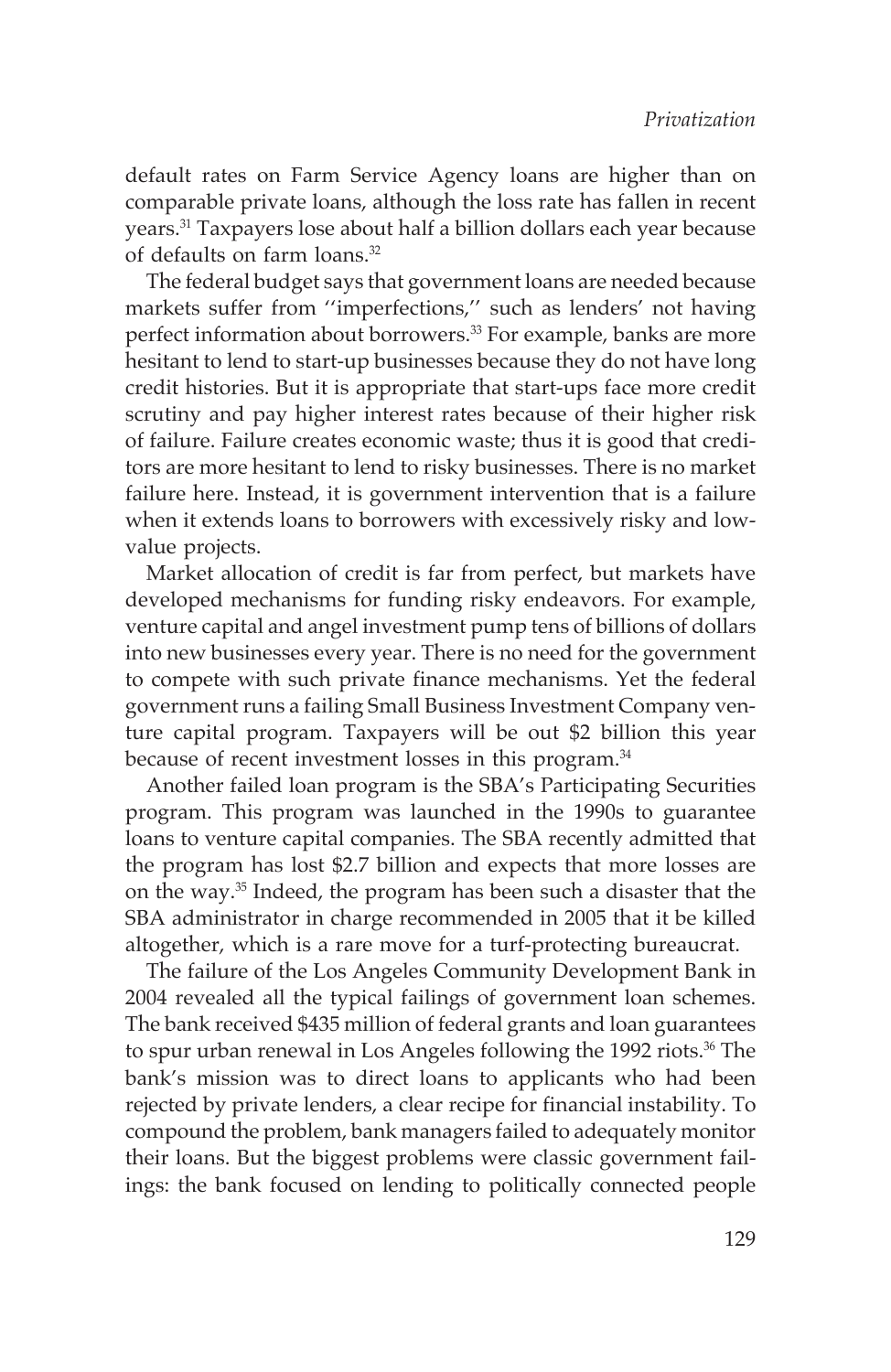default rates on Farm Service Agency loans are higher than on comparable private loans, although the loss rate has fallen in recent years.[31] Taxpayers lose about half a billion dollars each year because of defaults on farm loans.[32]

The federal budget says that government loans are needed because markets suffer from ''imperfections,'' such as lenders' not having perfect information about borrowers.[33] For example, banks are more hesitant to lend to start-up businesses because they do not have long credit histories. But it is appropriate that start-ups face more credit scrutiny and pay higher interest rates because of their higher risk of failure. Failure creates economic waste; thus it is good that creditors are more hesitant to lend to risky businesses. There is no market failure here. Instead, it is government intervention that is a failure when it extends loans to borrowers with excessively risky and low-value projects.

Market allocation of credit is far from perfect, but markets have developed mechanisms for funding risky endeavors. For example, venture capital and angel investment pump tens of billions of dollars into new businesses every year. There is no need for the government to compete with such private finance mechanisms. Yet the federal government runs a failing Small Business Investment Company venture capital program. Taxpayers will be out $2 billion this year because of recent investment losses in this program.[34]

Another failed loan program is the SBA's Participating Securities program. This program was launched in the 1990s to guarantee loans to venture capital companies. The SBA recently admitted that the program has lost $2.7 billion and expects that more losses are on the way.[35] Indeed, the program has been such a disaster that the SBA administrator in charge recommended in 2005 that it be killed altogether, which is a rare move for a turf-protecting bureaucrat.

The failure of the Los Angeles Community Development Bank in 2004 revealed all the typical failings of government loan schemes. The bank received $435 million of federal grants and loan guarantees to spur urban renewal in Los Angeles following the 1992 riots.[36] The bank's mission was to direct loans to applicants who had been rejected by private lenders, a clear recipe for financial instability. To compound the problem, bank managers failed to adequately monitor their loans. But the biggest problems were classic government failings: the bank focused on lending to politically connected people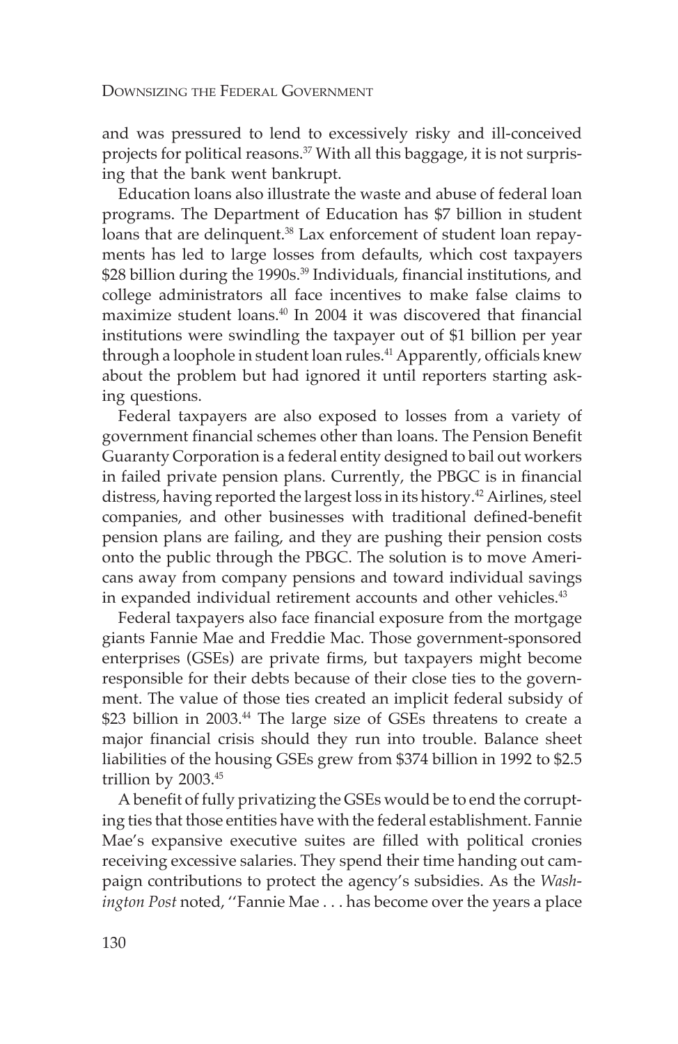and was pressured to lend to excessively risky and ill-conceived projects for political reasons.[37] With all this baggage, it is not surprising that the bank went bankrupt.

Education loans also illustrate the waste and abuse of federal loan programs. The Department of Education has $7 billion in student loans that are delinquent.[38] Lax enforcement of student loan repayments has led to large losses from defaults, which cost taxpayers $28 billion during the 1990s.[39] Individuals, financial institutions, and college administrators all face incentives to make false claims to maximize student loans.[40] In 2004 it was discovered that financial institutions were swindling the taxpayer out of $1 billion per year through a loophole in student loan rules.[41] Apparently, officials knew about the problem but had ignored it until reporters starting asking questions.

Federal taxpayers are also exposed to losses from a variety of government financial schemes other than loans. The Pension Benefit Guaranty Corporation is a federal entity designed to bail out workers in failed private pension plans. Currently, the PBGC is in financial distress, having reported the largest loss in its history.[42] Airlines, steel companies, and other businesses with traditional defined-benefit pension plans are failing, and they are pushing their pension costs onto the public through the PBGC. The solution is to move Americans away from company pensions and toward individual savings in expanded individual retirement accounts and other vehicles.[43]

Federal taxpayers also face financial exposure from the mortgage giants Fannie Mae and Freddie Mac. Those government-sponsored enterprises (GSEs) are private firms, but taxpayers might become responsible for their debts because of their close ties to the government. The value of those ties created an implicit federal subsidy of $23 billion in 2003.[44] The large size of GSEs threatens to create a major financial crisis should they run into trouble. Balance sheet liabilities of the housing GSEs grew from $374 billion in 1992 to $2.5 trillion by 2003.[45]

A benefit of fully privatizing the GSEs would be to end the corrupting ties that those entities have with the federal establishment. Fannie Mae's expansive executive suites are filled with political cronies receiving excessive salaries. They spend their time handing out campaign contributions to protect the agency's subsidies. As the *Washington Post* noted, ''Fannie Mae . . . has become over the years a place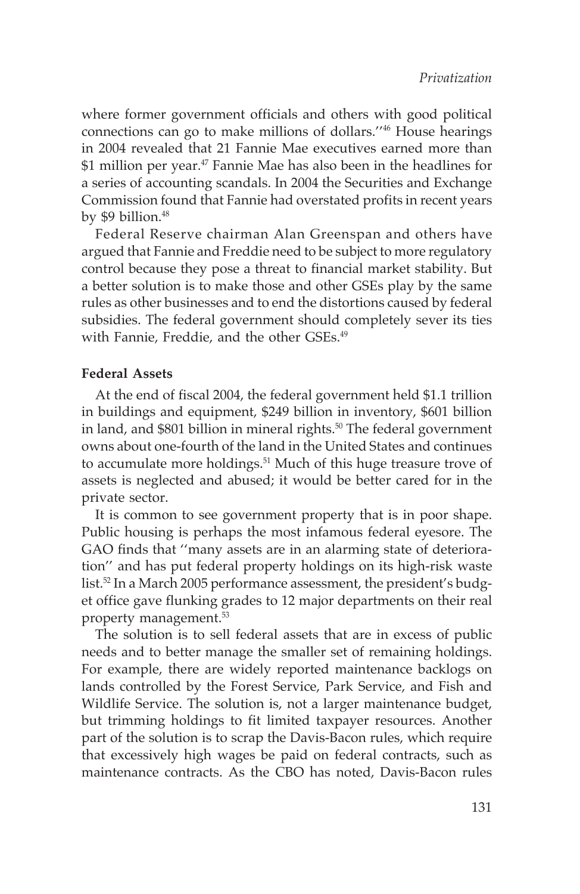where former government officials and others with good political connections can go to make millions of dollars.''[46] House hearings in 2004 revealed that 21 Fannie Mae executives earned more than $1 million per year.[47] Fannie Mae has also been in the headlines for a series of accounting scandals. In 2004 the Securities and Exchange Commission found that Fannie had overstated profits in recent years by $9 billion.[48]

Federal Reserve chairman Alan Greenspan and others have argued that Fannie and Freddie need to be subject to more regulatory control because they pose a threat to financial market stability. But a better solution is to make those and other GSEs play by the same rules as other businesses and to end the distortions caused by federal subsidies. The federal government should completely sever its ties with Fannie, Freddie, and the other GSEs.[49]

**Federal Assets**

At the end of fiscal 2004, the federal government held $1.1 trillion in buildings and equipment, $249 billion in inventory, $601 billion in land, and $801 billion in mineral rights.[50] The federal government owns about one-fourth of the land in the United States and continues to accumulate more holdings.[51] Much of this huge treasure trove of assets is neglected and abused; it would be better cared for in the private sector.

It is common to see government property that is in poor shape. Public housing is perhaps the most infamous federal eyesore. The GAO finds that ''many assets are in an alarming state of deterioration'' and has put federal property holdings on its high-risk waste list.[52] In a March 2005 performance assessment, the president's budget office gave flunking grades to 12 major departments on their real property management.[53]

The solution is to sell federal assets that are in excess of public needs and to better manage the smaller set of remaining holdings. For example, there are widely reported maintenance backlogs on lands controlled by the Forest Service, Park Service, and Fish and Wildlife Service. The solution is, not a larger maintenance budget, but trimming holdings to fit limited taxpayer resources. Another part of the solution is to scrap the Davis-Bacon rules, which require that excessively high wages be paid on federal contracts, such as maintenance contracts. As the CBO has noted, Davis-Bacon rules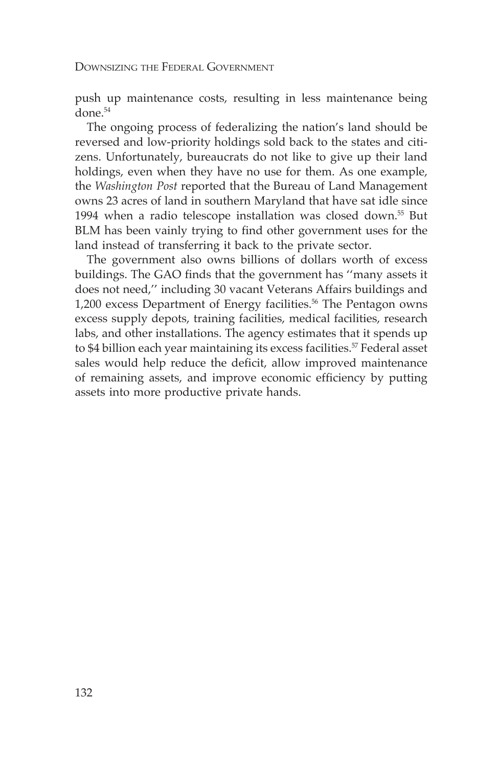push up maintenance costs, resulting in less maintenance being done.[54]

The ongoing process of federalizing the nation's land should be reversed and low-priority holdings sold back to the states and citizens. Unfortunately, bureaucrats do not like to give up their land holdings, even when they have no use for them. As one example, the *Washington Post* reported that the Bureau of Land Management owns 23 acres of land in southern Maryland that have sat idle since 1994 when a radio telescope installation was closed down.[55] But BLM has been vainly trying to find other government uses for the land instead of transferring it back to the private sector.

The government also owns billions of dollars worth of excess buildings. The GAO finds that the government has ''many assets it does not need,'' including 30 vacant Veterans Affairs buildings and 1,200 excess Department of Energy facilities.[56] The Pentagon owns excess supply depots, training facilities, medical facilities, research labs, and other installations. The agency estimates that it spends up to $4 billion each year maintaining its excess facilities.[57] Federal asset sales would help reduce the deficit, allow improved maintenance of remaining assets, and improve economic efficiency by putting assets into more productive private hands.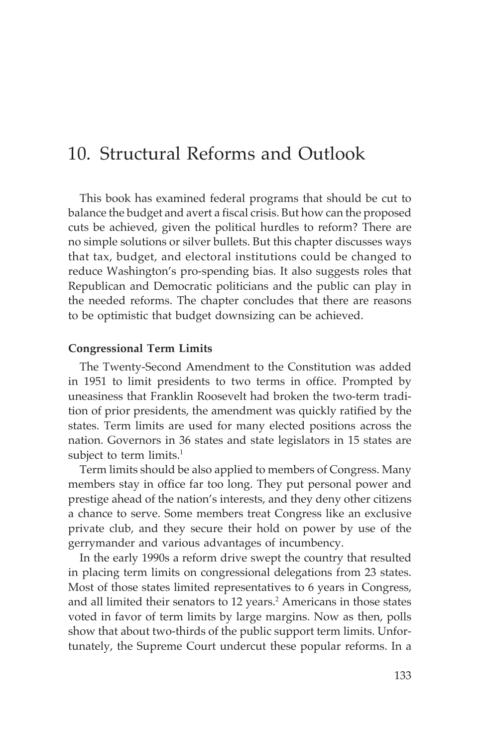# 10. Structural Reforms and Outlook

This book has examined federal programs that should be cut to balance the budget and avert a fiscal crisis. But how can the proposed cuts be achieved, given the political hurdles to reform? There are no simple solutions or silver bullets. But this chapter discusses ways that tax, budget, and electoral institutions could be changed to reduce Washington's pro-spending bias. It also suggests roles that Republican and Democratic politicians and the public can play in the needed reforms. The chapter concludes that there are reasons to be optimistic that budget downsizing can be achieved.

**Congressional Term Limits**

The Twenty-Second Amendment to the Constitution was added in 1951 to limit presidents to two terms in office. Prompted by uneasiness that Franklin Roosevelt had broken the two-term tradition of prior presidents, the amendment was quickly ratified by the states. Term limits are used for many elected positions across the nation. Governors in 36 states and state legislators in 15 states are subject to term limits.[1]

Term limits should be also applied to members of Congress. Many members stay in office far too long. They put personal power and prestige ahead of the nation's interests, and they deny other citizens a chance to serve. Some members treat Congress like an exclusive private club, and they secure their hold on power by use of the gerrymander and various advantages of incumbency.

In the early 1990s a reform drive swept the country that resulted in placing term limits on congressional delegations from 23 states. Most of those states limited representatives to 6 years in Congress, and all limited their senators to 12 years.[2] Americans in those states voted in favor of term limits by large margins. Now as then, polls show that about two-thirds of the public support term limits. Unfortunately, the Supreme Court undercut these popular reforms. In a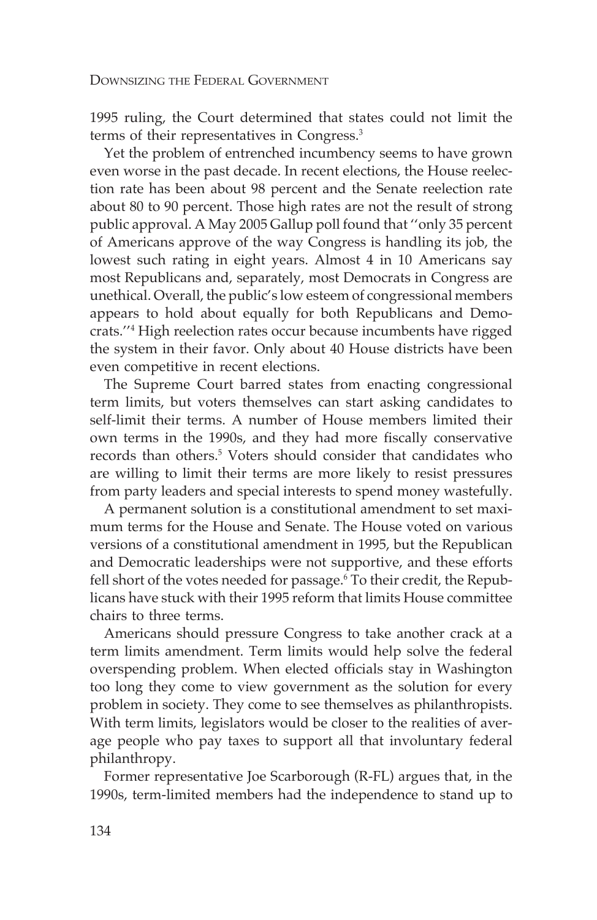1995 ruling, the Court determined that states could not limit the terms of their representatives in Congress.[3]

Yet the problem of entrenched incumbency seems to have grown even worse in the past decade. In recent elections, the House reelection rate has been about 98 percent and the Senate reelection rate about 80 to 90 percent. Those high rates are not the result of strong public approval. A May 2005 Gallup poll found that ''only 35 percent of Americans approve of the way Congress is handling its job, the lowest such rating in eight years. Almost 4 in 10 Americans say most Republicans and, separately, most Democrats in Congress are unethical. Overall, the public's low esteem of congressional members appears to hold about equally for both Republicans and Democrats.''[4] High reelection rates occur because incumbents have rigged the system in their favor. Only about 40 House districts have been even competitive in recent elections.

The Supreme Court barred states from enacting congressional term limits, but voters themselves can start asking candidates to self-limit their terms. A number of House members limited their own terms in the 1990s, and they had more fiscally conservative records than others.[5] Voters should consider that candidates who are willing to limit their terms are more likely to resist pressures from party leaders and special interests to spend money wastefully.

A permanent solution is a constitutional amendment to set maximum terms for the House and Senate. The House voted on various versions of a constitutional amendment in 1995, but the Republican and Democratic leaderships were not supportive, and these efforts fell short of the votes needed for passage.[6] To their credit, the Republicans have stuck with their 1995 reform that limits House committee chairs to three terms.

Americans should pressure Congress to take another crack at a term limits amendment. Term limits would help solve the federal overspending problem. When elected officials stay in Washington too long they come to view government as the solution for every problem in society. They come to see themselves as philanthropists. With term limits, legislators would be closer to the realities of average people who pay taxes to support all that involuntary federal philanthropy.

Former representative Joe Scarborough (R-FL) argues that, in the 1990s, term-limited members had the independence to stand up to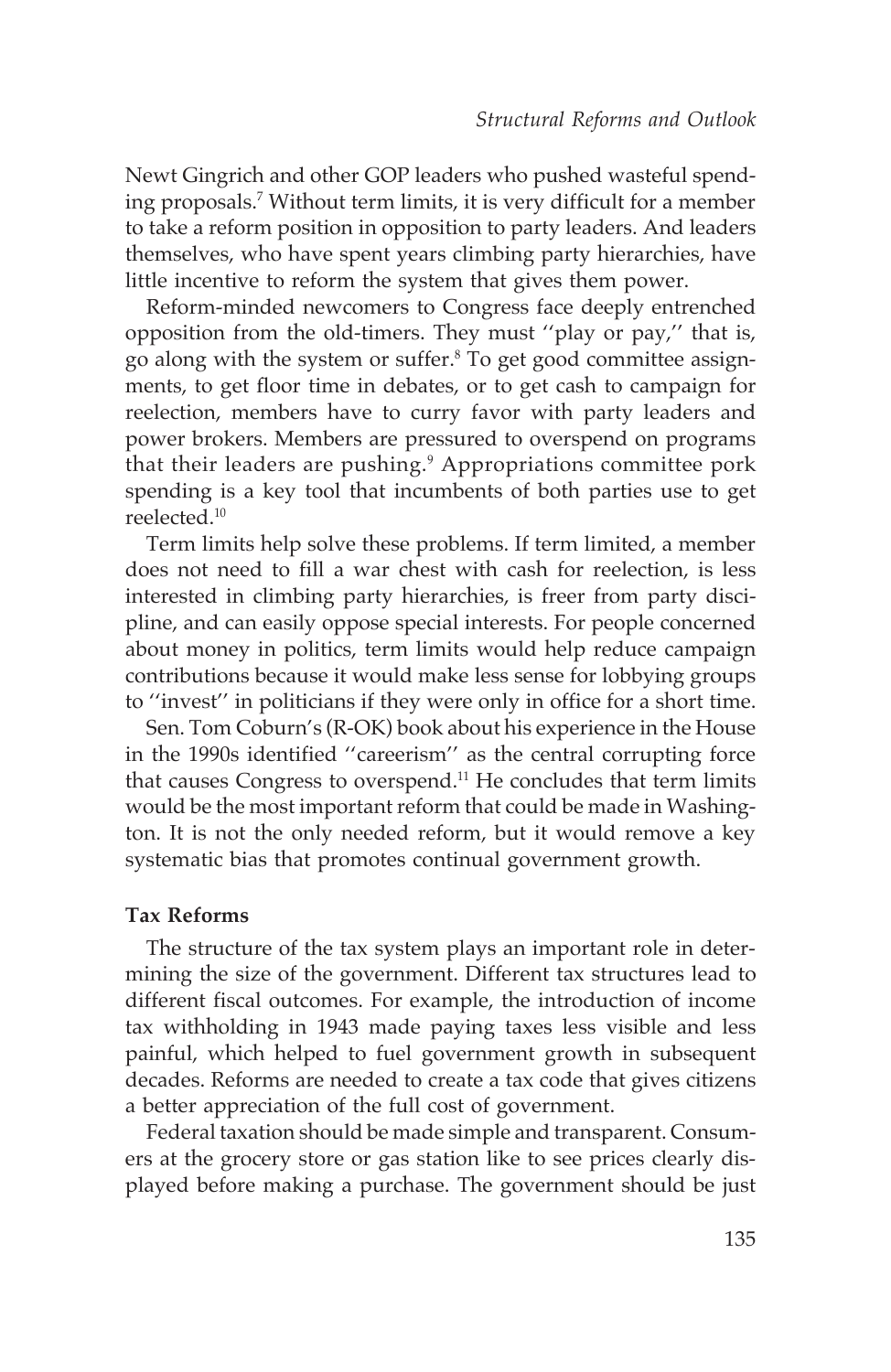Newt Gingrich and other GOP leaders who pushed wasteful spending proposals.[7] Without term limits, it is very difficult for a member to take a reform position in opposition to party leaders. And leaders themselves, who have spent years climbing party hierarchies, have little incentive to reform the system that gives them power.

Reform-minded newcomers to Congress face deeply entrenched opposition from the old-timers. They must ''play or pay,'' that is, go along with the system or suffer.[8] To get good committee assignments, to get floor time in debates, or to get cash to campaign for reelection, members have to curry favor with party leaders and power brokers. Members are pressured to overspend on programs that their leaders are pushing.[9] Appropriations committee pork spending is a key tool that incumbents of both parties use to get reelected.[10]

Term limits help solve these problems. If term limited, a member does not need to fill a war chest with cash for reelection, is less interested in climbing party hierarchies, is freer from party discipline, and can easily oppose special interests. For people concerned about money in politics, term limits would help reduce campaign contributions because it would make less sense for lobbying groups to ''invest'' in politicians if they were only in office for a short time.

Sen. Tom Coburn's (R-OK) book about his experience in the House in the 1990s identified ''careerism'' as the central corrupting force that causes Congress to overspend.[11] He concludes that term limits would be the most important reform that could be made in Washington. It is not the only needed reform, but it would remove a key systematic bias that promotes continual government growth.

**Tax Reforms**

The structure of the tax system plays an important role in determining the size of the government. Different tax structures lead to different fiscal outcomes. For example, the introduction of income tax withholding in 1943 made paying taxes less visible and less painful, which helped to fuel government growth in subsequent decades. Reforms are needed to create a tax code that gives citizens a better appreciation of the full cost of government.

Federal taxation should be made simple and transparent. Consumers at the grocery store or gas station like to see prices clearly displayed before making a purchase. The government should be just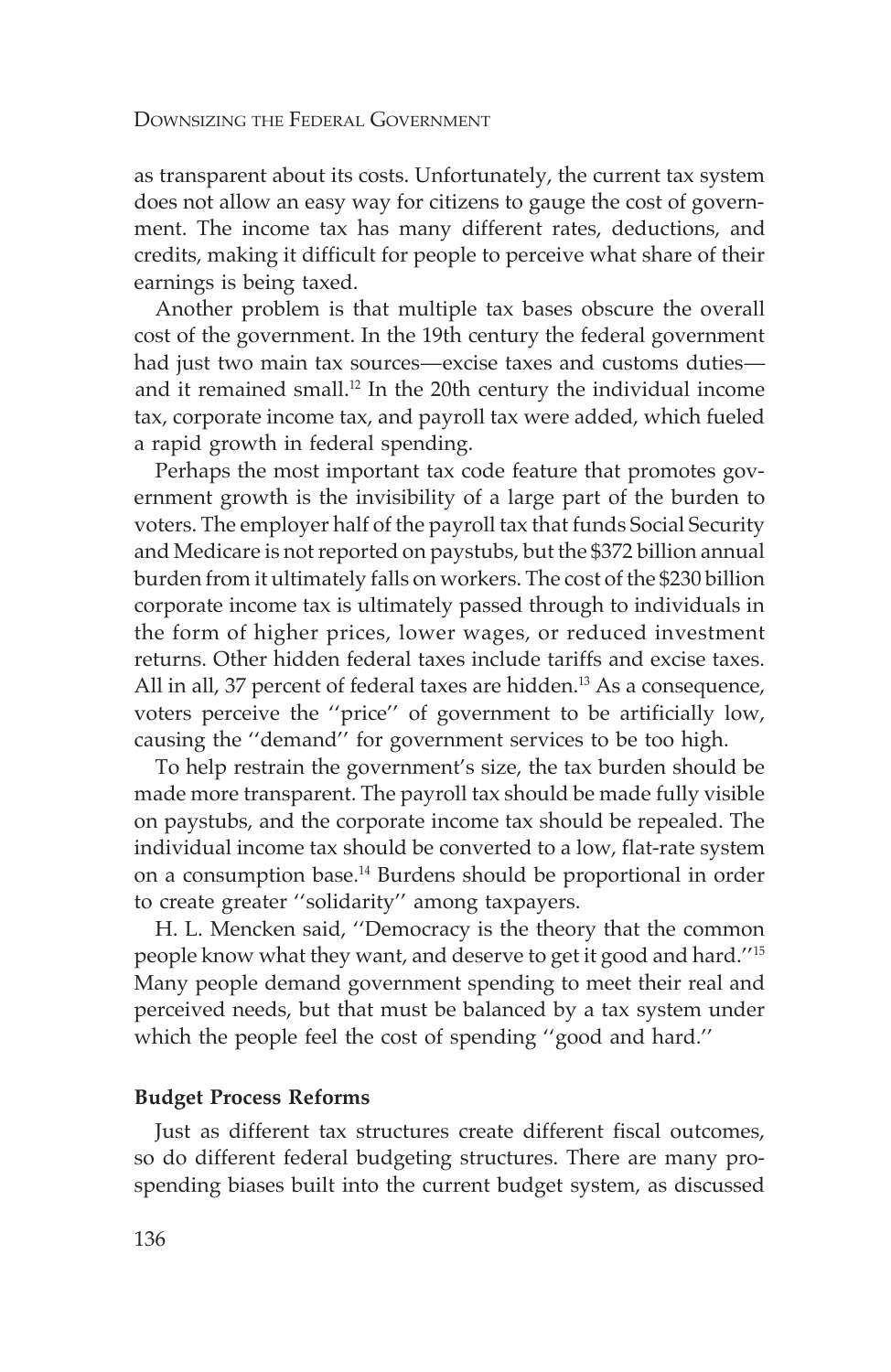as transparent about its costs. Unfortunately, the current tax system does not allow an easy way for citizens to gauge the cost of government. The income tax has many different rates, deductions, and credits, making it difficult for people to perceive what share of their earnings is being taxed.

Another problem is that multiple tax bases obscure the overall cost of the government. In the 19th century the federal government had just two main tax sources—excise taxes and customs duties—and it remained small.[12] In the 20th century the individual income tax, corporate income tax, and payroll tax were added, which fueled a rapid growth in federal spending.

Perhaps the most important tax code feature that promotes government growth is the invisibility of a large part of the burden to voters. The employer half of the payroll tax that funds Social Security and Medicare is not reported on paystubs, but the $372 billion annual burden from it ultimately falls on workers. The cost of the $230 billion corporate income tax is ultimately passed through to individuals in the form of higher prices, lower wages, or reduced investment returns. Other hidden federal taxes include tariffs and excise taxes. All in all, 37 percent of federal taxes are hidden.[13] As a consequence, voters perceive the ''price'' of government to be artificially low, causing the ''demand'' for government services to be too high.

To help restrain the government's size, the tax burden should be made more transparent. The payroll tax should be made fully visible on paystubs, and the corporate income tax should be repealed. The individual income tax should be converted to a low, flat-rate system on a consumption base.[14] Burdens should be proportional in order to create greater ''solidarity'' among taxpayers.

H. L. Mencken said, ''Democracy is the theory that the common people know what they want, and deserve to get it good and hard.''[15] Many people demand government spending to meet their real and perceived needs, but that must be balanced by a tax system under which the people feel the cost of spending ''good and hard.''

### Budget Process Reforms

Just as different tax structures create different fiscal outcomes, so do different federal budgeting structures. There are many pro-spending biases built into the current budget system, as discussed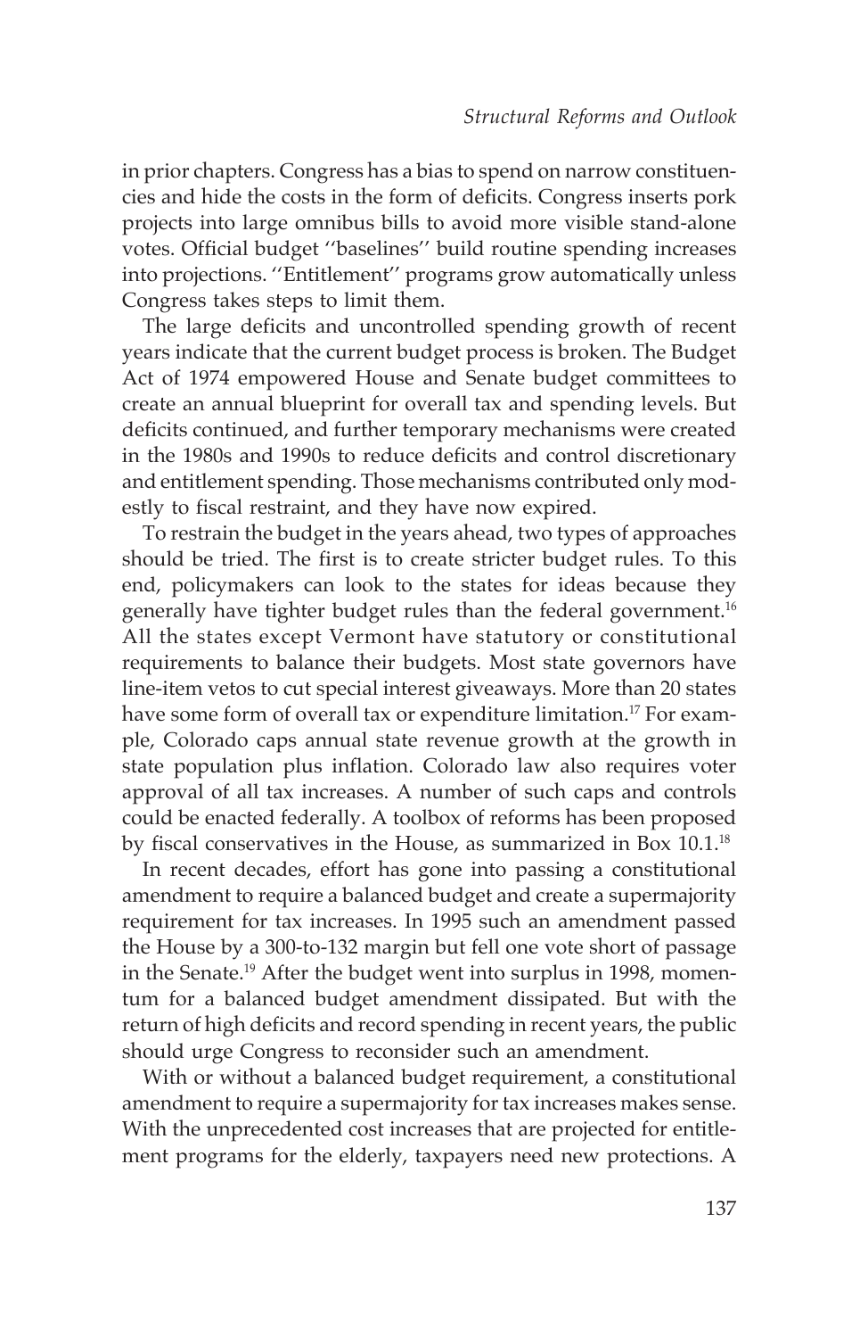in prior chapters. Congress has a bias to spend on narrow constituencies and hide the costs in the form of deficits. Congress inserts pork projects into large omnibus bills to avoid more visible stand-alone votes. Official budget ''baselines'' build routine spending increases into projections. ''Entitlement'' programs grow automatically unless Congress takes steps to limit them.

The large deficits and uncontrolled spending growth of recent years indicate that the current budget process is broken. The Budget Act of 1974 empowered House and Senate budget committees to create an annual blueprint for overall tax and spending levels. But deficits continued, and further temporary mechanisms were created in the 1980s and 1990s to reduce deficits and control discretionary and entitlement spending. Those mechanisms contributed only modestly to fiscal restraint, and they have now expired.

To restrain the budget in the years ahead, two types of approaches should be tried. The first is to create stricter budget rules. To this end, policymakers can look to the states for ideas because they generally have tighter budget rules than the federal government.[16] All the states except Vermont have statutory or constitutional requirements to balance their budgets. Most state governors have line-item vetos to cut special interest giveaways. More than 20 states have some form of overall tax or expenditure limitation.[17] For example, Colorado caps annual state revenue growth at the growth in state population plus inflation. Colorado law also requires voter approval of all tax increases. A number of such caps and controls could be enacted federally. A toolbox of reforms has been proposed by fiscal conservatives in the House, as summarized in Box 10.1.[18]

In recent decades, effort has gone into passing a constitutional amendment to require a balanced budget and create a supermajority requirement for tax increases. In 1995 such an amendment passed the House by a 300-to-132 margin but fell one vote short of passage in the Senate.[19] After the budget went into surplus in 1998, momentum for a balanced budget amendment dissipated. But with the return of high deficits and record spending in recent years, the public should urge Congress to reconsider such an amendment.

With or without a balanced budget requirement, a constitutional amendment to require a supermajority for tax increases makes sense. With the unprecedented cost increases that are projected for entitlement programs for the elderly, taxpayers need new protections. A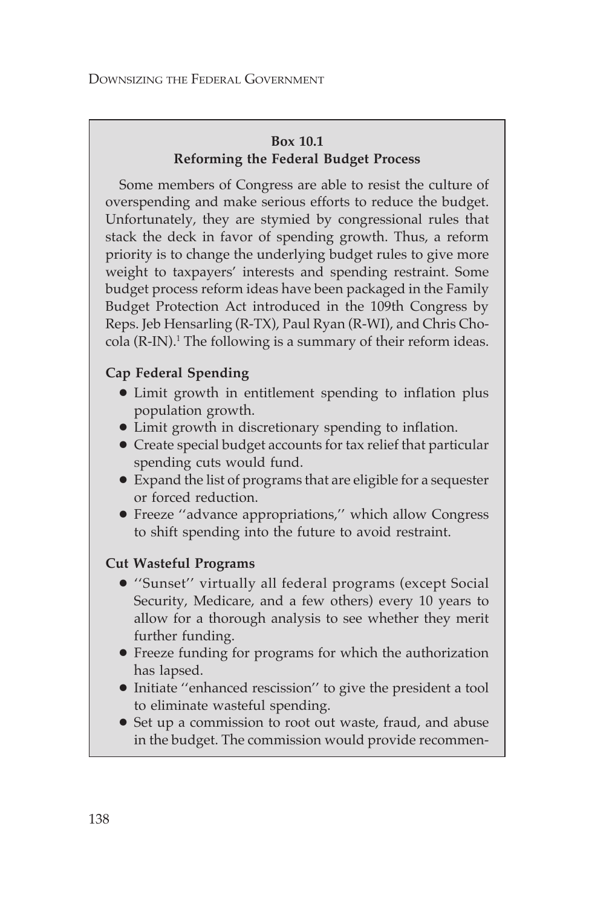**Box 10.1**
**Reforming the Federal Budget Process**

Some members of Congress are able to resist the culture of overspending and make serious efforts to reduce the budget. Unfortunately, they are stymied by congressional rules that stack the deck in favor of spending growth. Thus, a reform priority is to change the underlying budget rules to give more weight to taxpayers' interests and spending restraint. Some budget process reform ideas have been packaged in the Family Budget Protection Act introduced in the 109th Congress by Reps. Jeb Hensarling (R-TX), Paul Ryan (R-WI), and Chris Chocola (R-IN).[1] The following is a summary of their reform ideas.

**Cap Federal Spending**

- Limit growth in entitlement spending to inflation plus population growth.
- Limit growth in discretionary spending to inflation.
- Create special budget accounts for tax relief that particular spending cuts would fund.
- Expand the list of programs that are eligible for a sequester or forced reduction.
- Freeze ''advance appropriations,'' which allow Congress to shift spending into the future to avoid restraint.

**Cut Wasteful Programs**

- ''Sunset'' virtually all federal programs (except Social Security, Medicare, and a few others) every 10 years to allow for a thorough analysis to see whether they merit further funding.
- Freeze funding for programs for which the authorization has lapsed.
- Initiate ''enhanced rescission'' to give the president a tool to eliminate wasteful spending.
- Set up a commission to root out waste, fraud, and abuse in the budget. The commission would provide recommen-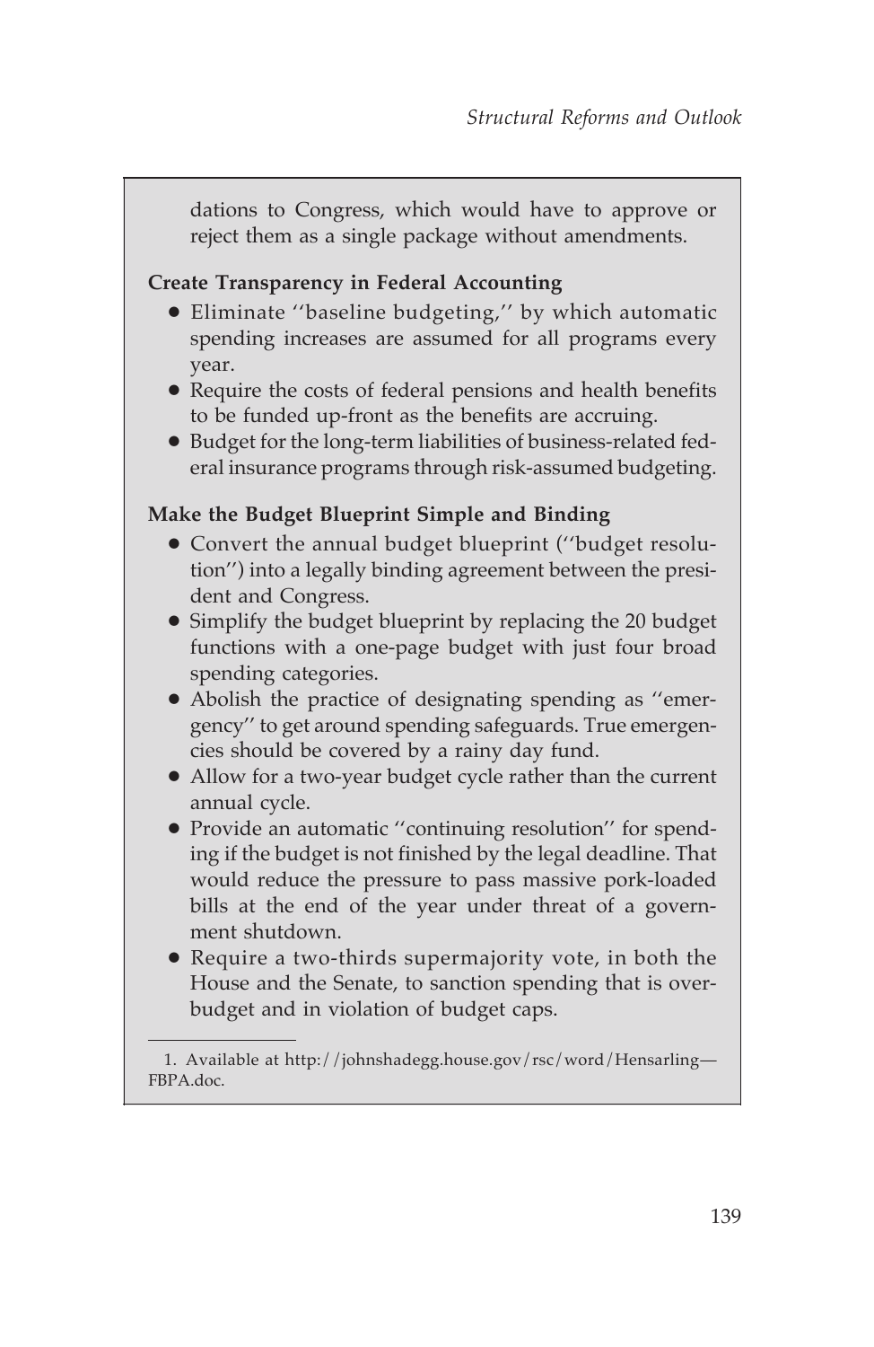dations to Congress, which would have to approve or reject them as a single package without amendments.

**Create Transparency in Federal Accounting**

- Eliminate ''baseline budgeting,'' by which automatic spending increases are assumed for all programs every year.
- Require the costs of federal pensions and health benefits to be funded up-front as the benefits are accruing.
- Budget for the long-term liabilities of business-related federal insurance programs through risk-assumed budgeting.

**Make the Budget Blueprint Simple and Binding**

- Convert the annual budget blueprint (''budget resolution'') into a legally binding agreement between the president and Congress.
- Simplify the budget blueprint by replacing the 20 budget functions with a one-page budget with just four broad spending categories.
- Abolish the practice of designating spending as ''emergency'' to get around spending safeguards. True emergencies should be covered by a rainy day fund.
- Allow for a two-year budget cycle rather than the current annual cycle.
- Provide an automatic ''continuing resolution'' for spending if the budget is not finished by the legal deadline. That would reduce the pressure to pass massive pork-loaded bills at the end of the year under threat of a government shutdown.
- Require a two-thirds supermajority vote, in both the House and the Senate, to sanction spending that is over-budget and in violation of budget caps.

---

1. Available at http://johnshadegg.house.gov/rsc/word/Hensarling—FBPA.doc.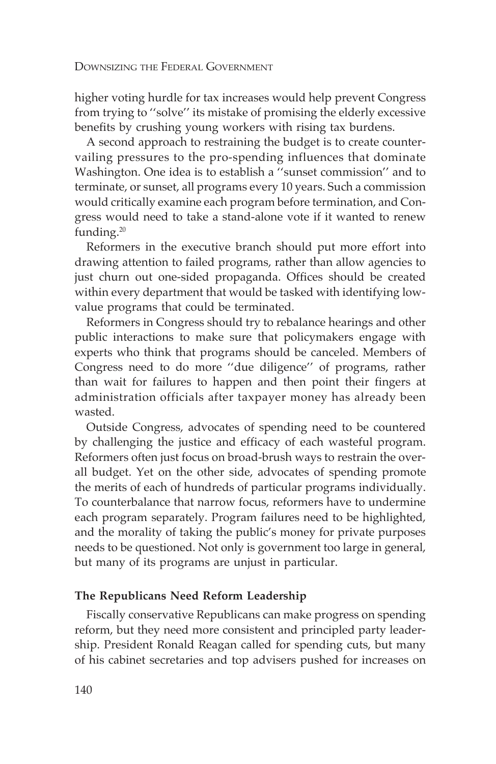higher voting hurdle for tax increases would help prevent Congress from trying to ''solve'' its mistake of promising the elderly excessive benefits by crushing young workers with rising tax burdens.

A second approach to restraining the budget is to create countervailing pressures to the pro-spending influences that dominate Washington. One idea is to establish a ''sunset commission'' and to terminate, or sunset, all programs every 10 years. Such a commission would critically examine each program before termination, and Congress would need to take a stand-alone vote if it wanted to renew funding.[20]

Reformers in the executive branch should put more effort into drawing attention to failed programs, rather than allow agencies to just churn out one-sided propaganda. Offices should be created within every department that would be tasked with identifying low-value programs that could be terminated.

Reformers in Congress should try to rebalance hearings and other public interactions to make sure that policymakers engage with experts who think that programs should be canceled. Members of Congress need to do more ''due diligence'' of programs, rather than wait for failures to happen and then point their fingers at administration officials after taxpayer money has already been wasted.

Outside Congress, advocates of spending need to be countered by challenging the justice and efficacy of each wasteful program. Reformers often just focus on broad-brush ways to restrain the overall budget. Yet on the other side, advocates of spending promote the merits of each of hundreds of particular programs individually. To counterbalance that narrow focus, reformers have to undermine each program separately. Program failures need to be highlighted, and the morality of taking the public's money for private purposes needs to be questioned. Not only is government too large in general, but many of its programs are unjust in particular.

### The Republicans Need Reform Leadership

Fiscally conservative Republicans can make progress on spending reform, but they need more consistent and principled party leadership. President Ronald Reagan called for spending cuts, but many of his cabinet secretaries and top advisers pushed for increases on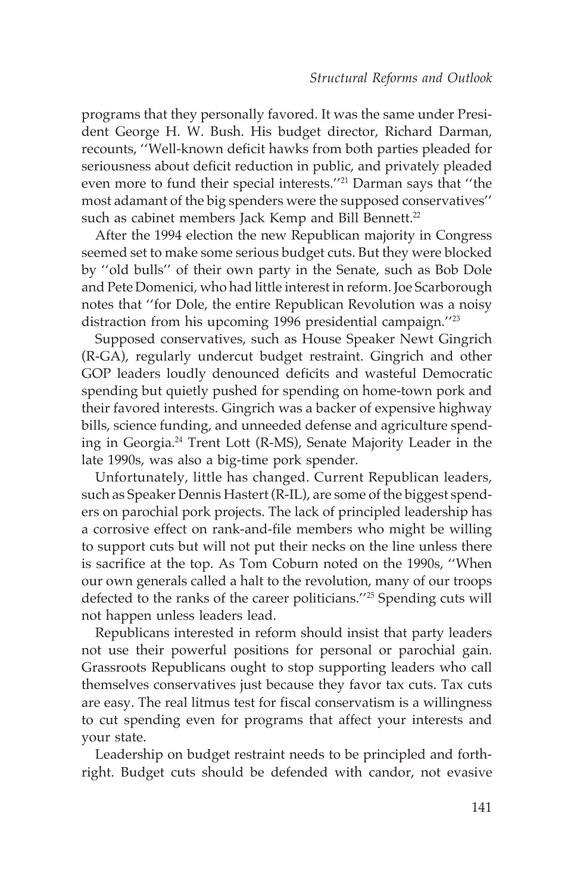programs that they personally favored. It was the same under President George H. W. Bush. His budget director, Richard Darman, recounts, ''Well-known deficit hawks from both parties pleaded for seriousness about deficit reduction in public, and privately pleaded even more to fund their special interests.''[21] Darman says that ''the most adamant of the big spenders were the supposed conservatives'' such as cabinet members Jack Kemp and Bill Bennett.[22]

After the 1994 election the new Republican majority in Congress seemed set to make some serious budget cuts. But they were blocked by ''old bulls'' of their own party in the Senate, such as Bob Dole and Pete Domenici, who had little interest in reform. Joe Scarborough notes that ''for Dole, the entire Republican Revolution was a noisy distraction from his upcoming 1996 presidential campaign.''[23]

Supposed conservatives, such as House Speaker Newt Gingrich (R-GA), regularly undercut budget restraint. Gingrich and other GOP leaders loudly denounced deficits and wasteful Democratic spending but quietly pushed for spending on home-town pork and their favored interests. Gingrich was a backer of expensive highway bills, science funding, and unneeded defense and agriculture spending in Georgia.[24] Trent Lott (R-MS), Senate Majority Leader in the late 1990s, was also a big-time pork spender.

Unfortunately, little has changed. Current Republican leaders, such as Speaker Dennis Hastert (R-IL), are some of the biggest spenders on parochial pork projects. The lack of principled leadership has a corrosive effect on rank-and-file members who might be willing to support cuts but will not put their necks on the line unless there is sacrifice at the top. As Tom Coburn noted on the 1990s, ''When our own generals called a halt to the revolution, many of our troops defected to the ranks of the career politicians.''[25] Spending cuts will not happen unless leaders lead.

Republicans interested in reform should insist that party leaders not use their powerful positions for personal or parochial gain. Grassroots Republicans ought to stop supporting leaders who call themselves conservatives just because they favor tax cuts. Tax cuts are easy. The real litmus test for fiscal conservatism is a willingness to cut spending even for programs that affect your interests and your state.

Leadership on budget restraint needs to be principled and forthright. Budget cuts should be defended with candor, not evasive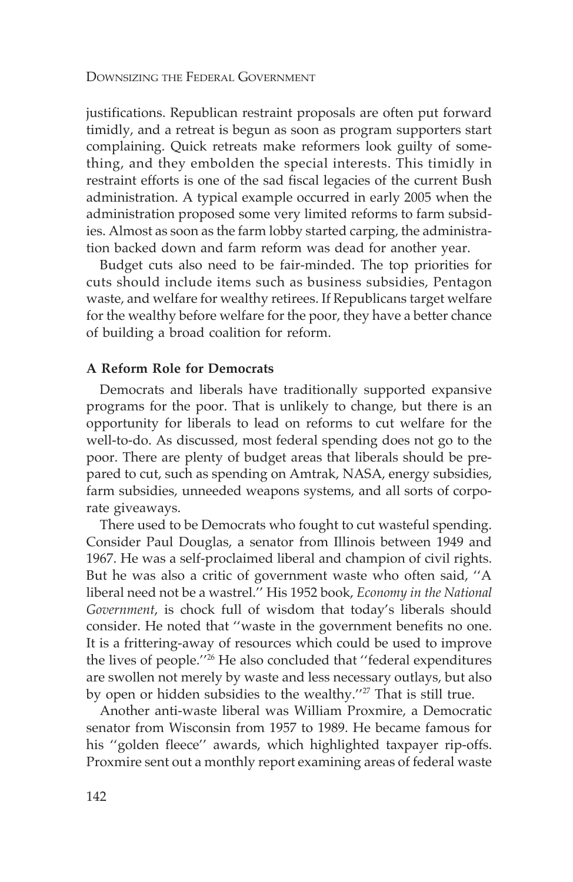justifications. Republican restraint proposals are often put forward timidly, and a retreat is begun as soon as program supporters start complaining. Quick retreats make reformers look guilty of something, and they embolden the special interests. This timidly in restraint efforts is one of the sad fiscal legacies of the current Bush administration. A typical example occurred in early 2005 when the administration proposed some very limited reforms to farm subsidies. Almost as soon as the farm lobby started carping, the administration backed down and farm reform was dead for another year.

Budget cuts also need to be fair-minded. The top priorities for cuts should include items such as business subsidies, Pentagon waste, and welfare for wealthy retirees. If Republicans target welfare for the wealthy before welfare for the poor, they have a better chance of building a broad coalition for reform.

### A Reform Role for Democrats

Democrats and liberals have traditionally supported expansive programs for the poor. That is unlikely to change, but there is an opportunity for liberals to lead on reforms to cut welfare for the well-to-do. As discussed, most federal spending does not go to the poor. There are plenty of budget areas that liberals should be prepared to cut, such as spending on Amtrak, NASA, energy subsidies, farm subsidies, unneeded weapons systems, and all sorts of corporate giveaways.

There used to be Democrats who fought to cut wasteful spending. Consider Paul Douglas, a senator from Illinois between 1949 and 1967. He was a self-proclaimed liberal and champion of civil rights. But he was also a critic of government waste who often said, ''A liberal need not be a wastrel.'' His 1952 book, *Economy in the National Government*, is chock full of wisdom that today's liberals should consider. He noted that ''waste in the government benefits no one. It is a frittering-away of resources which could be used to improve the lives of people.''[26] He also concluded that ''federal expenditures are swollen not merely by waste and less necessary outlays, but also by open or hidden subsidies to the wealthy.''[27] That is still true.

Another anti-waste liberal was William Proxmire, a Democratic senator from Wisconsin from 1957 to 1989. He became famous for his ''golden fleece'' awards, which highlighted taxpayer rip-offs. Proxmire sent out a monthly report examining areas of federal waste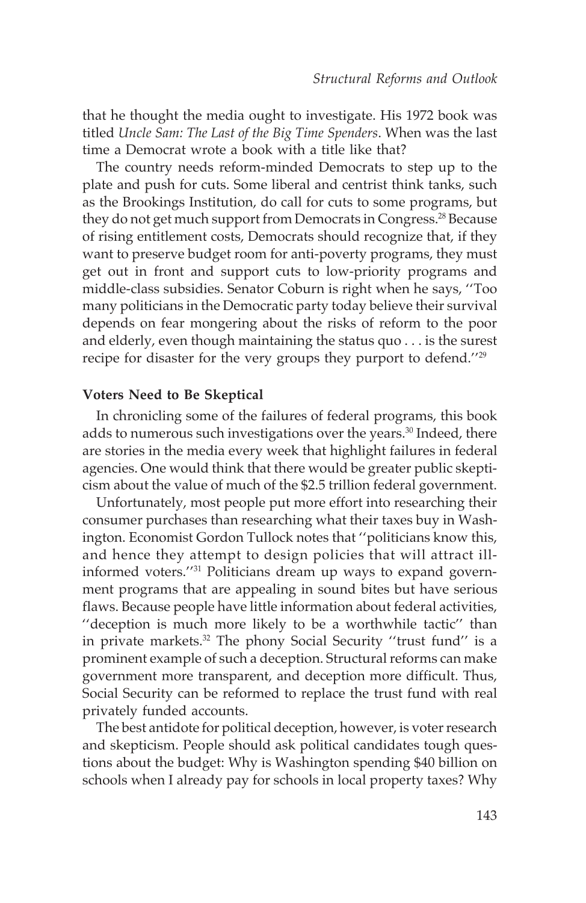that he thought the media ought to investigate. His 1972 book was titled *Uncle Sam: The Last of the Big Time Spenders*. When was the last time a Democrat wrote a book with a title like that?

The country needs reform-minded Democrats to step up to the plate and push for cuts. Some liberal and centrist think tanks, such as the Brookings Institution, do call for cuts to some programs, but they do not get much support from Democrats in Congress.[28] Because of rising entitlement costs, Democrats should recognize that, if they want to preserve budget room for anti-poverty programs, they must get out in front and support cuts to low-priority programs and middle-class subsidies. Senator Coburn is right when he says, ''Too many politicians in the Democratic party today believe their survival depends on fear mongering about the risks of reform to the poor and elderly, even though maintaining the status quo . . . is the surest recipe for disaster for the very groups they purport to defend.''[29]

**Voters Need to Be Skeptical**

In chronicling some of the failures of federal programs, this book adds to numerous such investigations over the years.[30] Indeed, there are stories in the media every week that highlight failures in federal agencies. One would think that there would be greater public skepticism about the value of much of the $2.5 trillion federal government.

Unfortunately, most people put more effort into researching their consumer purchases than researching what their taxes buy in Washington. Economist Gordon Tullock notes that ''politicians know this, and hence they attempt to design policies that will attract ill-informed voters.''[31] Politicians dream up ways to expand government programs that are appealing in sound bites but have serious flaws. Because people have little information about federal activities, ''deception is much more likely to be a worthwhile tactic'' than in private markets.[32] The phony Social Security ''trust fund'' is a prominent example of such a deception. Structural reforms can make government more transparent, and deception more difficult. Thus, Social Security can be reformed to replace the trust fund with real privately funded accounts.

The best antidote for political deception, however, is voter research and skepticism. People should ask political candidates tough questions about the budget: Why is Washington spending $40 billion on schools when I already pay for schools in local property taxes? Why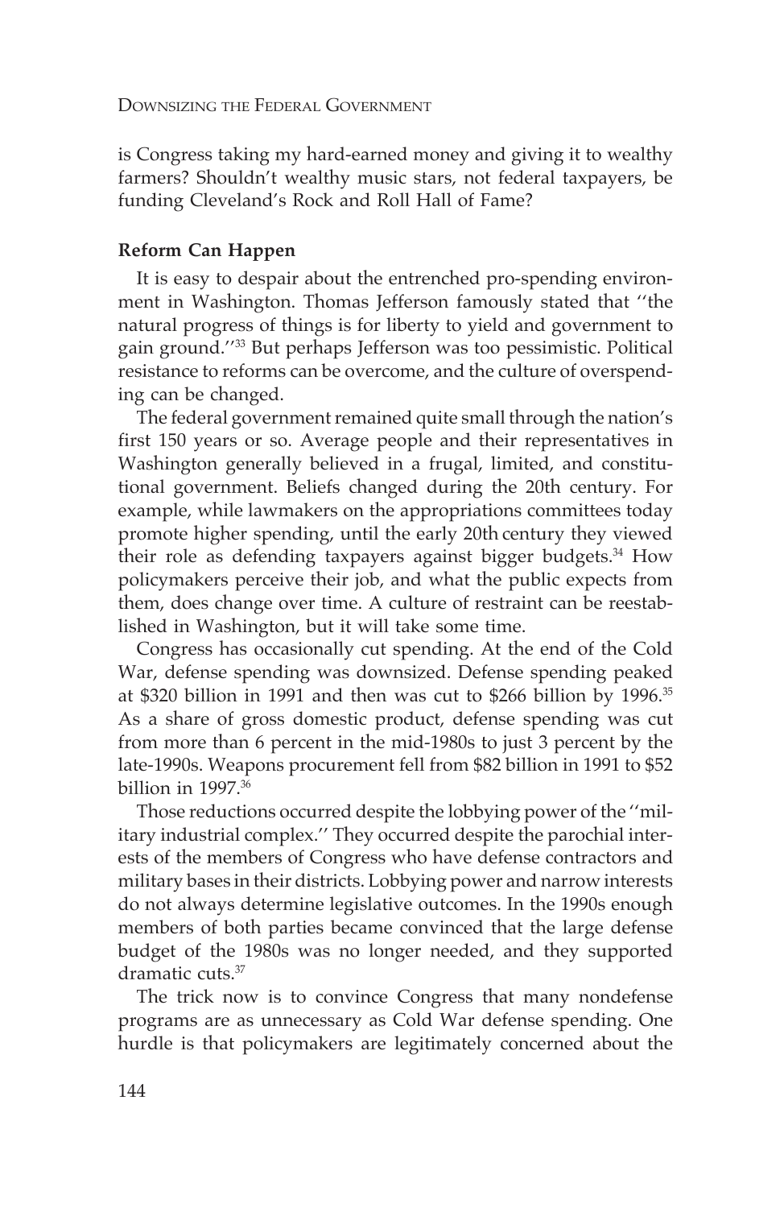is Congress taking my hard-earned money and giving it to wealthy farmers? Shouldn't wealthy music stars, not federal taxpayers, be funding Cleveland's Rock and Roll Hall of Fame?

### Reform Can Happen

It is easy to despair about the entrenched pro-spending environment in Washington. Thomas Jefferson famously stated that ''the natural progress of things is for liberty to yield and government to gain ground.''[33] But perhaps Jefferson was too pessimistic. Political resistance to reforms can be overcome, and the culture of overspending can be changed.

The federal government remained quite small through the nation's first 150 years or so. Average people and their representatives in Washington generally believed in a frugal, limited, and constitutional government. Beliefs changed during the 20th century. For example, while lawmakers on the appropriations committees today promote higher spending, until the early 20th century they viewed their role as defending taxpayers against bigger budgets.[34] How policymakers perceive their job, and what the public expects from them, does change over time. A culture of restraint can be reestablished in Washington, but it will take some time.

Congress has occasionally cut spending. At the end of the Cold War, defense spending was downsized. Defense spending peaked at $320 billion in 1991 and then was cut to $266 billion by 1996.[35] As a share of gross domestic product, defense spending was cut from more than 6 percent in the mid-1980s to just 3 percent by the late-1990s. Weapons procurement fell from $82 billion in 1991 to $52 billion in 1997.[36]

Those reductions occurred despite the lobbying power of the ''military industrial complex.'' They occurred despite the parochial interests of the members of Congress who have defense contractors and military bases in their districts. Lobbying power and narrow interests do not always determine legislative outcomes. In the 1990s enough members of both parties became convinced that the large defense budget of the 1980s was no longer needed, and they supported dramatic cuts.[37]

The trick now is to convince Congress that many nondefense programs are as unnecessary as Cold War defense spending. One hurdle is that policymakers are legitimately concerned about the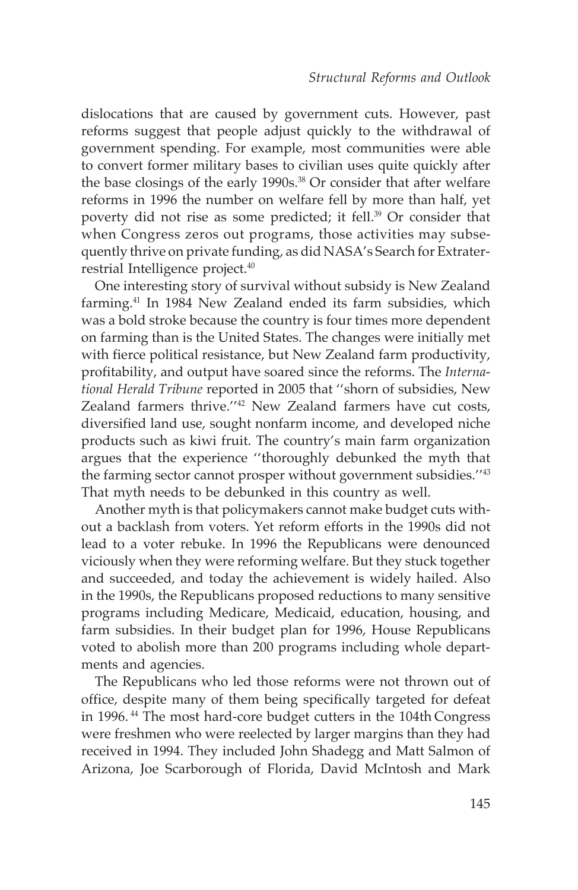dislocations that are caused by government cuts. However, past reforms suggest that people adjust quickly to the withdrawal of government spending. For example, most communities were able to convert former military bases to civilian uses quite quickly after the base closings of the early 1990s.[38] Or consider that after welfare reforms in 1996 the number on welfare fell by more than half, yet poverty did not rise as some predicted; it fell.[39] Or consider that when Congress zeros out programs, those activities may subsequently thrive on private funding, as did NASA's Search for Extraterrestrial Intelligence project.[40]

One interesting story of survival without subsidy is New Zealand farming.[41] In 1984 New Zealand ended its farm subsidies, which was a bold stroke because the country is four times more dependent on farming than is the United States. The changes were initially met with fierce political resistance, but New Zealand farm productivity, profitability, and output have soared since the reforms. The *International Herald Tribune* reported in 2005 that ''shorn of subsidies, New Zealand farmers thrive.''[42] New Zealand farmers have cut costs, diversified land use, sought nonfarm income, and developed niche products such as kiwi fruit. The country's main farm organization argues that the experience ''thoroughly debunked the myth that the farming sector cannot prosper without government subsidies.''[43] That myth needs to be debunked in this country as well.

Another myth is that policymakers cannot make budget cuts without a backlash from voters. Yet reform efforts in the 1990s did not lead to a voter rebuke. In 1996 the Republicans were denounced viciously when they were reforming welfare. But they stuck together and succeeded, and today the achievement is widely hailed. Also in the 1990s, the Republicans proposed reductions to many sensitive programs including Medicare, Medicaid, education, housing, and farm subsidies. In their budget plan for 1996, House Republicans voted to abolish more than 200 programs including whole departments and agencies.

The Republicans who led those reforms were not thrown out of office, despite many of them being specifically targeted for defeat in 1996.[44] The most hard-core budget cutters in the 104th Congress were freshmen who were reelected by larger margins than they had received in 1994. They included John Shadegg and Matt Salmon of Arizona, Joe Scarborough of Florida, David McIntosh and Mark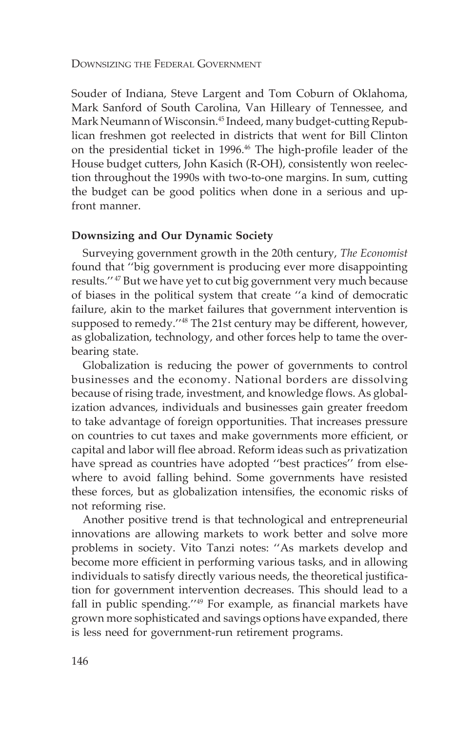Souder of Indiana, Steve Largent and Tom Coburn of Oklahoma, Mark Sanford of South Carolina, Van Hilleary of Tennessee, and Mark Neumann of Wisconsin.[45] Indeed, many budget-cutting Republican freshmen got reelected in districts that went for Bill Clinton on the presidential ticket in 1996.[46] The high-profile leader of the House budget cutters, John Kasich (R-OH), consistently won reelection throughout the 1990s with two-to-one margins. In sum, cutting the budget can be good politics when done in a serious and upfront manner.

**Downsizing and Our Dynamic Society**

Surveying government growth in the 20th century, *The Economist* found that ''big government is producing ever more disappointing results.''[47] But we have yet to cut big government very much because of biases in the political system that create ''a kind of democratic failure, akin to the market failures that government intervention is supposed to remedy.''[48] The 21st century may be different, however, as globalization, technology, and other forces help to tame the overbearing state.

Globalization is reducing the power of governments to control businesses and the economy. National borders are dissolving because of rising trade, investment, and knowledge flows. As globalization advances, individuals and businesses gain greater freedom to take advantage of foreign opportunities. That increases pressure on countries to cut taxes and make governments more efficient, or capital and labor will flee abroad. Reform ideas such as privatization have spread as countries have adopted ''best practices'' from elsewhere to avoid falling behind. Some governments have resisted these forces, but as globalization intensifies, the economic risks of not reforming rise.

Another positive trend is that technological and entrepreneurial innovations are allowing markets to work better and solve more problems in society. Vito Tanzi notes: ''As markets develop and become more efficient in performing various tasks, and in allowing individuals to satisfy directly various needs, the theoretical justification for government intervention decreases. This should lead to a fall in public spending.''[49] For example, as financial markets have grown more sophisticated and savings options have expanded, there is less need for government-run retirement programs.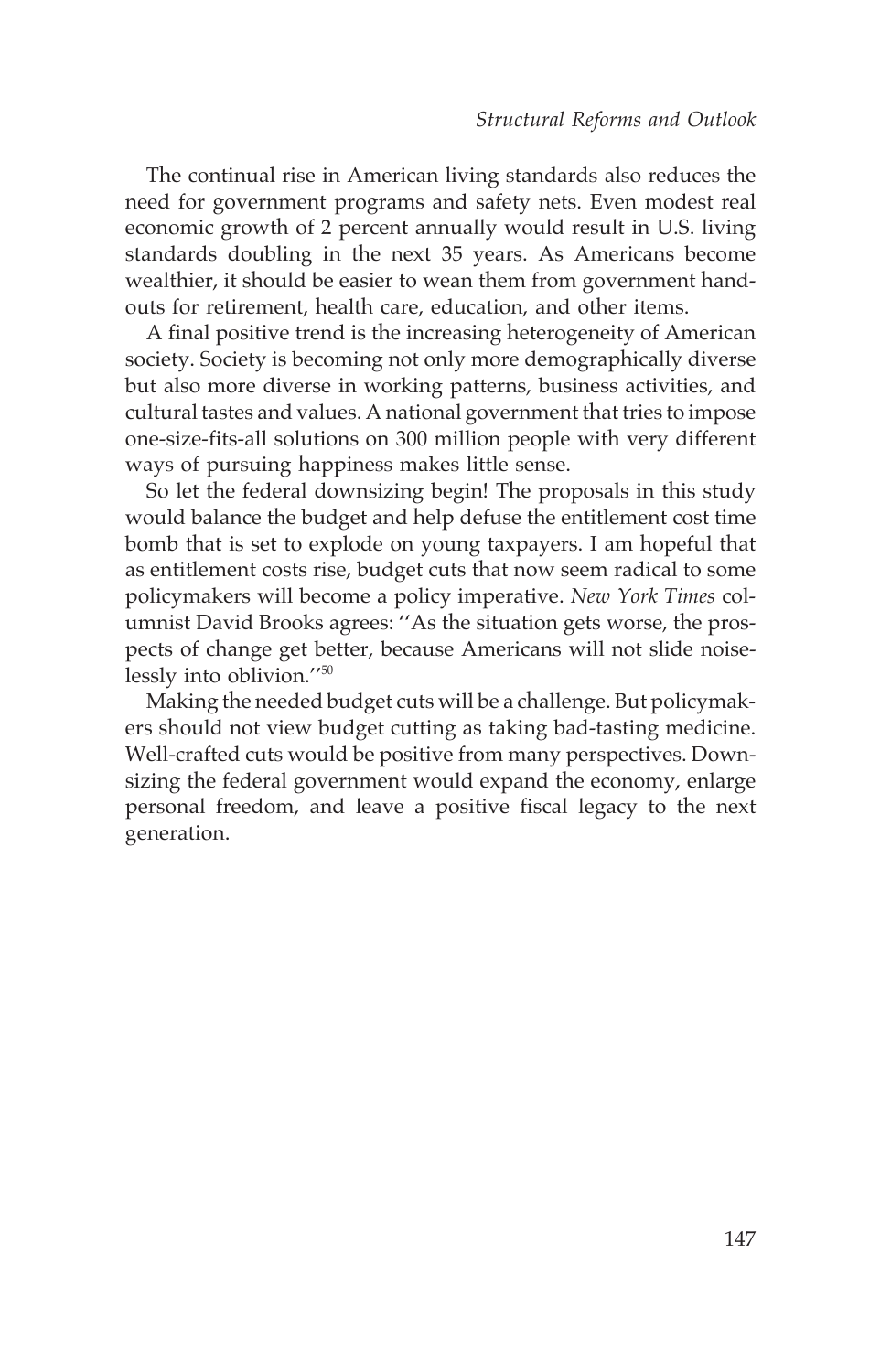The continual rise in American living standards also reduces the need for government programs and safety nets. Even modest real economic growth of 2 percent annually would result in U.S. living standards doubling in the next 35 years. As Americans become wealthier, it should be easier to wean them from government handouts for retirement, health care, education, and other items.

A final positive trend is the increasing heterogeneity of American society. Society is becoming not only more demographically diverse but also more diverse in working patterns, business activities, and cultural tastes and values. A national government that tries to impose one-size-fits-all solutions on 300 million people with very different ways of pursuing happiness makes little sense.

So let the federal downsizing begin! The proposals in this study would balance the budget and help defuse the entitlement cost time bomb that is set to explode on young taxpayers. I am hopeful that as entitlement costs rise, budget cuts that now seem radical to some policymakers will become a policy imperative. *New York Times* columnist David Brooks agrees: ''As the situation gets worse, the prospects of change get better, because Americans will not slide noiselessly into oblivion.''[50]

Making the needed budget cuts will be a challenge. But policymakers should not view budget cutting as taking bad-tasting medicine. Well-crafted cuts would be positive from many perspectives. Downsizing the federal government would expand the economy, enlarge personal freedom, and leave a positive fiscal legacy to the next generation.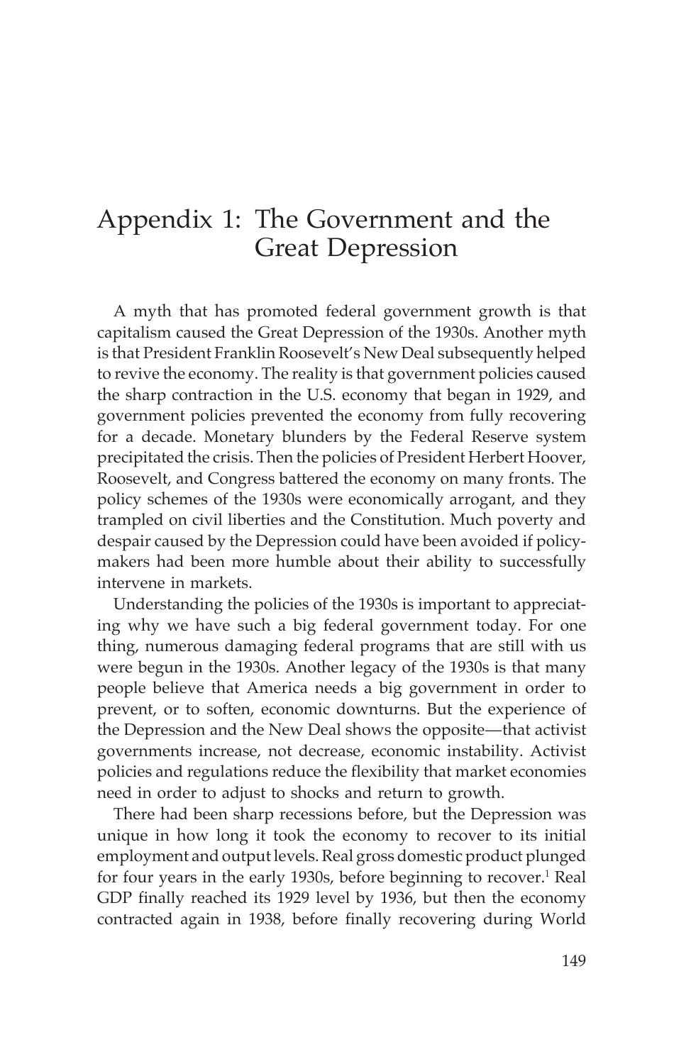# Appendix 1: The Government and the Great Depression

A myth that has promoted federal government growth is that capitalism caused the Great Depression of the 1930s. Another myth is that President Franklin Roosevelt's New Deal subsequently helped to revive the economy. The reality is that government policies caused the sharp contraction in the U.S. economy that began in 1929, and government policies prevented the economy from fully recovering for a decade. Monetary blunders by the Federal Reserve system precipitated the crisis. Then the policies of President Herbert Hoover, Roosevelt, and Congress battered the economy on many fronts. The policy schemes of the 1930s were economically arrogant, and they trampled on civil liberties and the Constitution. Much poverty and despair caused by the Depression could have been avoided if policymakers had been more humble about their ability to successfully intervene in markets.

Understanding the policies of the 1930s is important to appreciating why we have such a big federal government today. For one thing, numerous damaging federal programs that are still with us were begun in the 1930s. Another legacy of the 1930s is that many people believe that America needs a big government in order to prevent, or to soften, economic downturns. But the experience of the Depression and the New Deal shows the opposite—that activist governments increase, not decrease, economic instability. Activist policies and regulations reduce the flexibility that market economies need in order to adjust to shocks and return to growth.

There had been sharp recessions before, but the Depression was unique in how long it took the economy to recover to its initial employment and output levels. Real gross domestic product plunged for four years in the early 1930s, before beginning to recover.[1] Real GDP finally reached its 1929 level by 1936, but then the economy contracted again in 1938, before finally recovering during World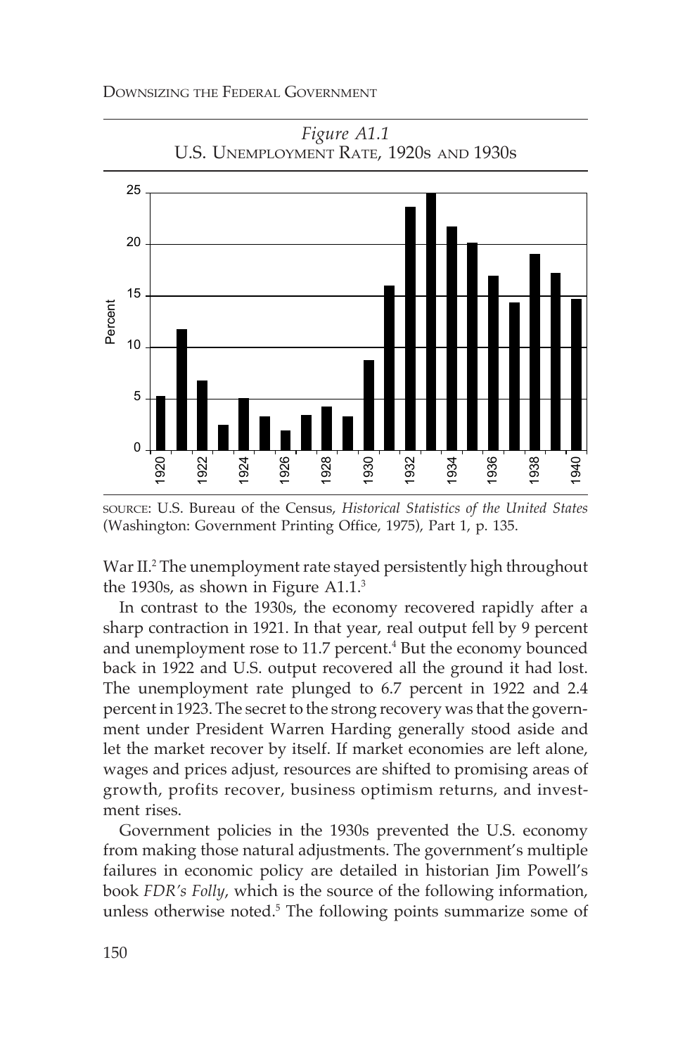*Figure A1.1*
U.S. UNEMPLOYMENT RATE, 1920S AND 1930S

SOURCE: U.S. Bureau of the Census, *Historical Statistics of the United States* (Washington: Government Printing Office, 1975), Part 1, p. 135.

War II.[2] The unemployment rate stayed persistently high throughout the 1930s, as shown in Figure A1.1.[3]

In contrast to the 1930s, the economy recovered rapidly after a sharp contraction in 1921. In that year, real output fell by 9 percent and unemployment rose to 11.7 percent.[4] But the economy bounced back in 1922 and U.S. output recovered all the ground it had lost. The unemployment rate plunged to 6.7 percent in 1922 and 2.4 percent in 1923. The secret to the strong recovery was that the government under President Warren Harding generally stood aside and let the market recover by itself. If market economies are left alone, wages and prices adjust, resources are shifted to promising areas of growth, profits recover, business optimism returns, and investment rises.

Government policies in the 1930s prevented the U.S. economy from making those natural adjustments. The government's multiple failures in economic policy are detailed in historian Jim Powell's book *FDR's Folly*, which is the source of the following information, unless otherwise noted.[5] The following points summarize some of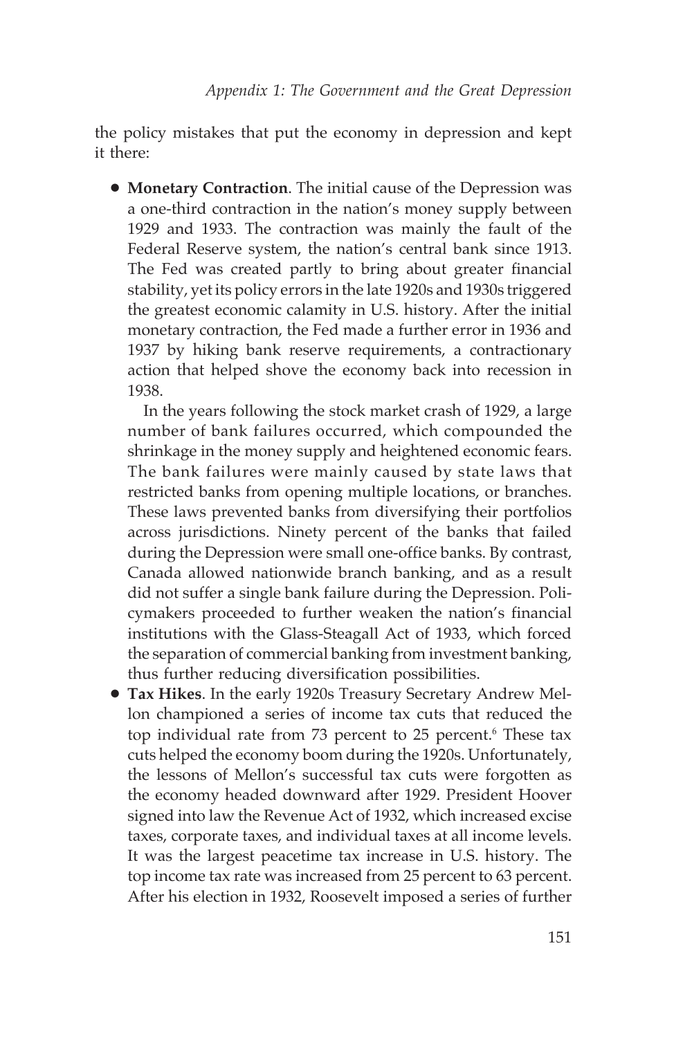the policy mistakes that put the economy in depression and kept it there:

- **Monetary Contraction**. The initial cause of the Depression was a one-third contraction in the nation's money supply between 1929 and 1933. The contraction was mainly the fault of the Federal Reserve system, the nation's central bank since 1913. The Fed was created partly to bring about greater financial stability, yet its policy errors in the late 1920s and 1930s triggered the greatest economic calamity in U.S. history. After the initial monetary contraction, the Fed made a further error in 1936 and 1937 by hiking bank reserve requirements, a contractionary action that helped shove the economy back into recession in 1938.

  In the years following the stock market crash of 1929, a large number of bank failures occurred, which compounded the shrinkage in the money supply and heightened economic fears. The bank failures were mainly caused by state laws that restricted banks from opening multiple locations, or branches. These laws prevented banks from diversifying their portfolios across jurisdictions. Ninety percent of the banks that failed during the Depression were small one-office banks. By contrast, Canada allowed nationwide branch banking, and as a result did not suffer a single bank failure during the Depression. Policymakers proceeded to further weaken the nation's financial institutions with the Glass-Steagall Act of 1933, which forced the separation of commercial banking from investment banking, thus further reducing diversification possibilities.

- **Tax Hikes**. In the early 1920s Treasury Secretary Andrew Mellon championed a series of income tax cuts that reduced the top individual rate from 73 percent to 25 percent.[6] These tax cuts helped the economy boom during the 1920s. Unfortunately, the lessons of Mellon's successful tax cuts were forgotten as the economy headed downward after 1929. President Hoover signed into law the Revenue Act of 1932, which increased excise taxes, corporate taxes, and individual taxes at all income levels. It was the largest peacetime tax increase in U.S. history. The top income tax rate was increased from 25 percent to 63 percent. After his election in 1932, Roosevelt imposed a series of further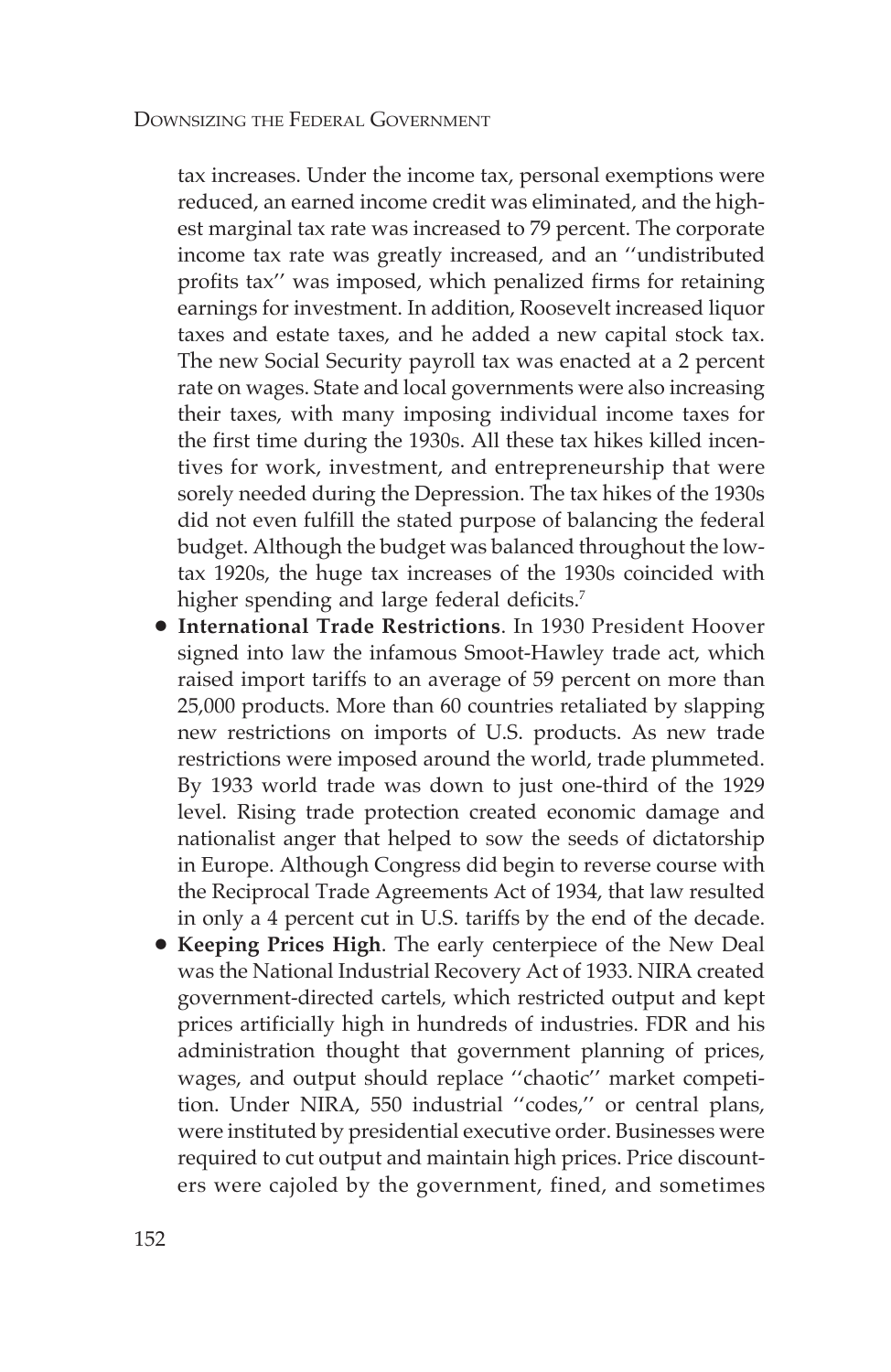tax increases. Under the income tax, personal exemptions were reduced, an earned income credit was eliminated, and the highest marginal tax rate was increased to 79 percent. The corporate income tax rate was greatly increased, and an ''undistributed profits tax'' was imposed, which penalized firms for retaining earnings for investment. In addition, Roosevelt increased liquor taxes and estate taxes, and he added a new capital stock tax. The new Social Security payroll tax was enacted at a 2 percent rate on wages. State and local governments were also increasing their taxes, with many imposing individual income taxes for the first time during the 1930s. All these tax hikes killed incentives for work, investment, and entrepreneurship that were sorely needed during the Depression. The tax hikes of the 1930s did not even fulfill the stated purpose of balancing the federal budget. Although the budget was balanced throughout the low-tax 1920s, the huge tax increases of the 1930s coincided with higher spending and large federal deficits.[7]

- **International Trade Restrictions**. In 1930 President Hoover signed into law the infamous Smoot-Hawley trade act, which raised import tariffs to an average of 59 percent on more than 25,000 products. More than 60 countries retaliated by slapping new restrictions on imports of U.S. products. As new trade restrictions were imposed around the world, trade plummeted. By 1933 world trade was down to just one-third of the 1929 level. Rising trade protection created economic damage and nationalist anger that helped to sow the seeds of dictatorship in Europe. Although Congress did begin to reverse course with the Reciprocal Trade Agreements Act of 1934, that law resulted in only a 4 percent cut in U.S. tariffs by the end of the decade.
- **Keeping Prices High**. The early centerpiece of the New Deal was the National Industrial Recovery Act of 1933. NIRA created government-directed cartels, which restricted output and kept prices artificially high in hundreds of industries. FDR and his administration thought that government planning of prices, wages, and output should replace ''chaotic'' market competition. Under NIRA, 550 industrial ''codes,'' or central plans, were instituted by presidential executive order. Businesses were required to cut output and maintain high prices. Price discounters were cajoled by the government, fined, and sometimes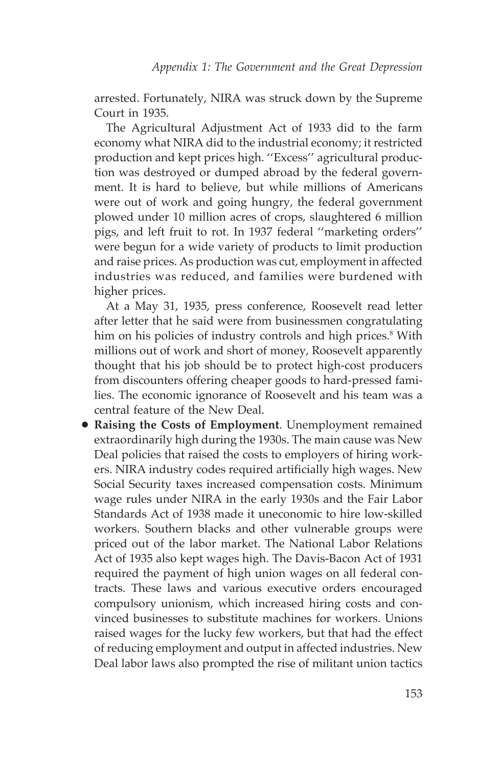arrested. Fortunately, NIRA was struck down by the Supreme Court in 1935.

The Agricultural Adjustment Act of 1933 did to the farm economy what NIRA did to the industrial economy; it restricted production and kept prices high. ''Excess'' agricultural production was destroyed or dumped abroad by the federal government. It is hard to believe, but while millions of Americans were out of work and going hungry, the federal government plowed under 10 million acres of crops, slaughtered 6 million pigs, and left fruit to rot. In 1937 federal ''marketing orders'' were begun for a wide variety of products to limit production and raise prices. As production was cut, employment in affected industries was reduced, and families were burdened with higher prices.

At a May 31, 1935, press conference, Roosevelt read letter after letter that he said were from businessmen congratulating him on his policies of industry controls and high prices.[8] With millions out of work and short of money, Roosevelt apparently thought that his job should be to protect high-cost producers from discounters offering cheaper goods to hard-pressed families. The economic ignorance of Roosevelt and his team was a central feature of the New Deal.

- **Raising the Costs of Employment**. Unemployment remained extraordinarily high during the 1930s. The main cause was New Deal policies that raised the costs to employers of hiring workers. NIRA industry codes required artificially high wages. New Social Security taxes increased compensation costs. Minimum wage rules under NIRA in the early 1930s and the Fair Labor Standards Act of 1938 made it uneconomic to hire low-skilled workers. Southern blacks and other vulnerable groups were priced out of the labor market. The National Labor Relations Act of 1935 also kept wages high. The Davis-Bacon Act of 1931 required the payment of high union wages on all federal contracts. These laws and various executive orders encouraged compulsory unionism, which increased hiring costs and convinced businesses to substitute machines for workers. Unions raised wages for the lucky few workers, but that had the effect of reducing employment and output in affected industries. New Deal labor laws also prompted the rise of militant union tactics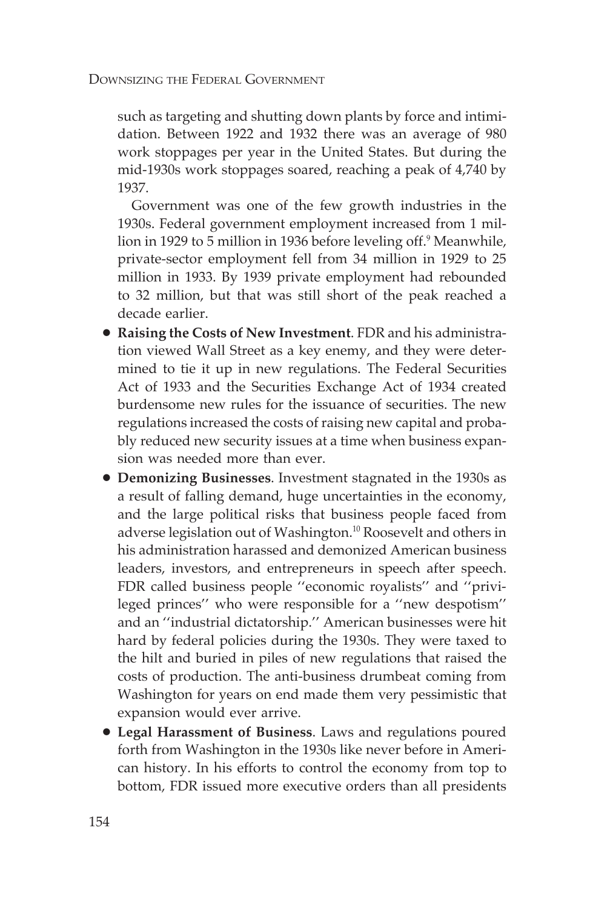such as targeting and shutting down plants by force and intimidation. Between 1922 and 1932 there was an average of 980 work stoppages per year in the United States. But during the mid-1930s work stoppages soared, reaching a peak of 4,740 by 1937.

Government was one of the few growth industries in the 1930s. Federal government employment increased from 1 million in 1929 to 5 million in 1936 before leveling off.[9] Meanwhile, private-sector employment fell from 34 million in 1929 to 25 million in 1933. By 1939 private employment had rebounded to 32 million, but that was still short of the peak reached a decade earlier.

- **Raising the Costs of New Investment**. FDR and his administration viewed Wall Street as a key enemy, and they were determined to tie it up in new regulations. The Federal Securities Act of 1933 and the Securities Exchange Act of 1934 created burdensome new rules for the issuance of securities. The new regulations increased the costs of raising new capital and probably reduced new security issues at a time when business expansion was needed more than ever.
- **Demonizing Businesses**. Investment stagnated in the 1930s as a result of falling demand, huge uncertainties in the economy, and the large political risks that business people faced from adverse legislation out of Washington.[10] Roosevelt and others in his administration harassed and demonized American business leaders, investors, and entrepreneurs in speech after speech. FDR called business people ''economic royalists'' and ''privileged princes'' who were responsible for a ''new despotism'' and an ''industrial dictatorship.'' American businesses were hit hard by federal policies during the 1930s. They were taxed to the hilt and buried in piles of new regulations that raised the costs of production. The anti-business drumbeat coming from Washington for years on end made them very pessimistic that expansion would ever arrive.
- **Legal Harassment of Business**. Laws and regulations poured forth from Washington in the 1930s like never before in American history. In his efforts to control the economy from top to bottom, FDR issued more executive orders than all presidents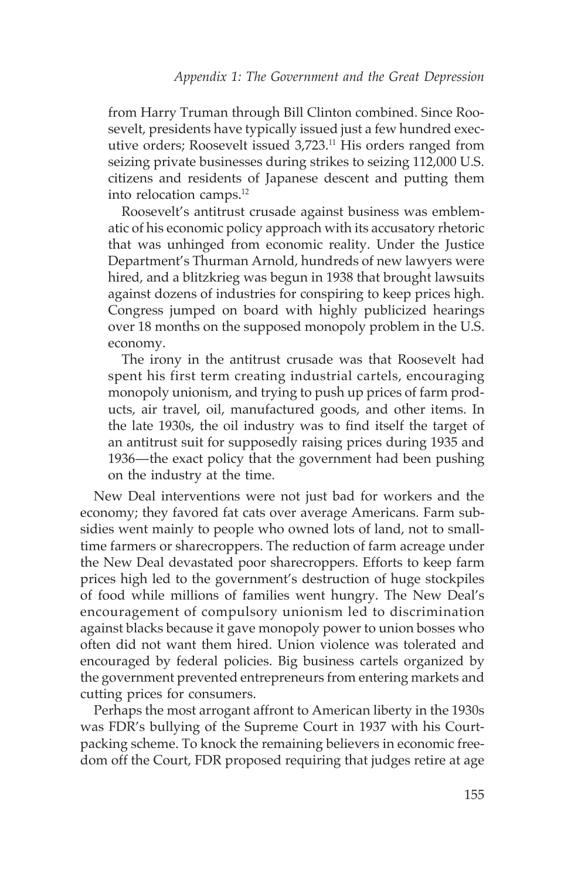> from Harry Truman through Bill Clinton combined. Since Roosevelt, presidents have typically issued just a few hundred executive orders; Roosevelt issued 3,723.[11] His orders ranged from seizing private businesses during strikes to seizing 112,000 U.S. citizens and residents of Japanese descent and putting them into relocation camps.[12]
>
> Roosevelt's antitrust crusade against business was emblematic of his economic policy approach with its accusatory rhetoric that was unhinged from economic reality. Under the Justice Department's Thurman Arnold, hundreds of new lawyers were hired, and a blitzkrieg was begun in 1938 that brought lawsuits against dozens of industries for conspiring to keep prices high. Congress jumped on board with highly publicized hearings over 18 months on the supposed monopoly problem in the U.S. economy.
>
> The irony in the antitrust crusade was that Roosevelt had spent his first term creating industrial cartels, encouraging monopoly unionism, and trying to push up prices of farm products, air travel, oil, manufactured goods, and other items. In the late 1930s, the oil industry was to find itself the target of an antitrust suit for supposedly raising prices during 1935 and 1936—the exact policy that the government had been pushing on the industry at the time.

New Deal interventions were not just bad for workers and the economy; they favored fat cats over average Americans. Farm subsidies went mainly to people who owned lots of land, not to small-time farmers or sharecroppers. The reduction of farm acreage under the New Deal devastated poor sharecroppers. Efforts to keep farm prices high led to the government's destruction of huge stockpiles of food while millions of families went hungry. The New Deal's encouragement of compulsory unionism led to discrimination against blacks because it gave monopoly power to union bosses who often did not want them hired. Union violence was tolerated and encouraged by federal policies. Big business cartels organized by the government prevented entrepreneurs from entering markets and cutting prices for consumers.

Perhaps the most arrogant affront to American liberty in the 1930s was FDR's bullying of the Supreme Court in 1937 with his Court-packing scheme. To knock the remaining believers in economic freedom off the Court, FDR proposed requiring that judges retire at age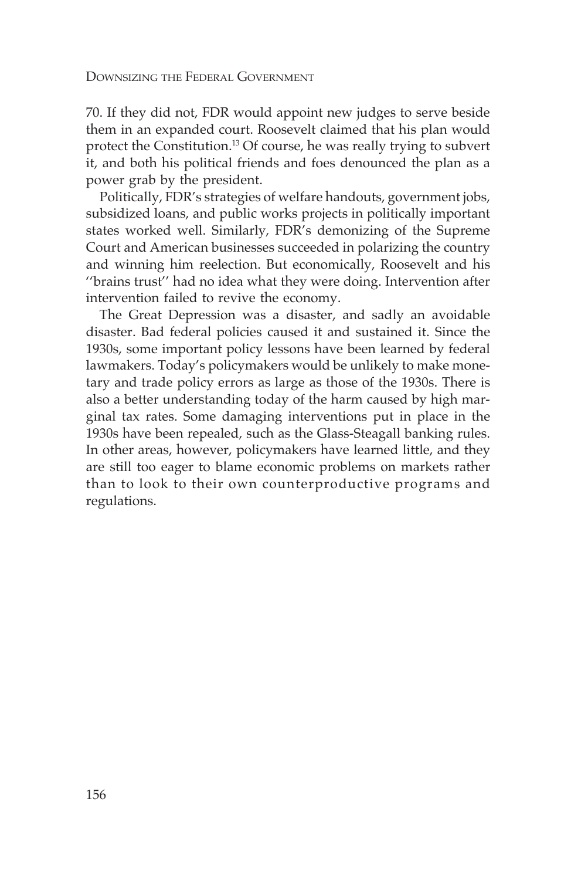70. If they did not, FDR would appoint new judges to serve beside them in an expanded court. Roosevelt claimed that his plan would protect the Constitution.[13] Of course, he was really trying to subvert it, and both his political friends and foes denounced the plan as a power grab by the president.

Politically, FDR's strategies of welfare handouts, government jobs, subsidized loans, and public works projects in politically important states worked well. Similarly, FDR's demonizing of the Supreme Court and American businesses succeeded in polarizing the country and winning him reelection. But economically, Roosevelt and his ''brains trust'' had no idea what they were doing. Intervention after intervention failed to revive the economy.

The Great Depression was a disaster, and sadly an avoidable disaster. Bad federal policies caused it and sustained it. Since the 1930s, some important policy lessons have been learned by federal lawmakers. Today's policymakers would be unlikely to make monetary and trade policy errors as large as those of the 1930s. There is also a better understanding today of the harm caused by high marginal tax rates. Some damaging interventions put in place in the 1930s have been repealed, such as the Glass-Steagall banking rules. In other areas, however, policymakers have learned little, and they are still too eager to blame economic problems on markets rather than to look to their own counterproductive programs and regulations.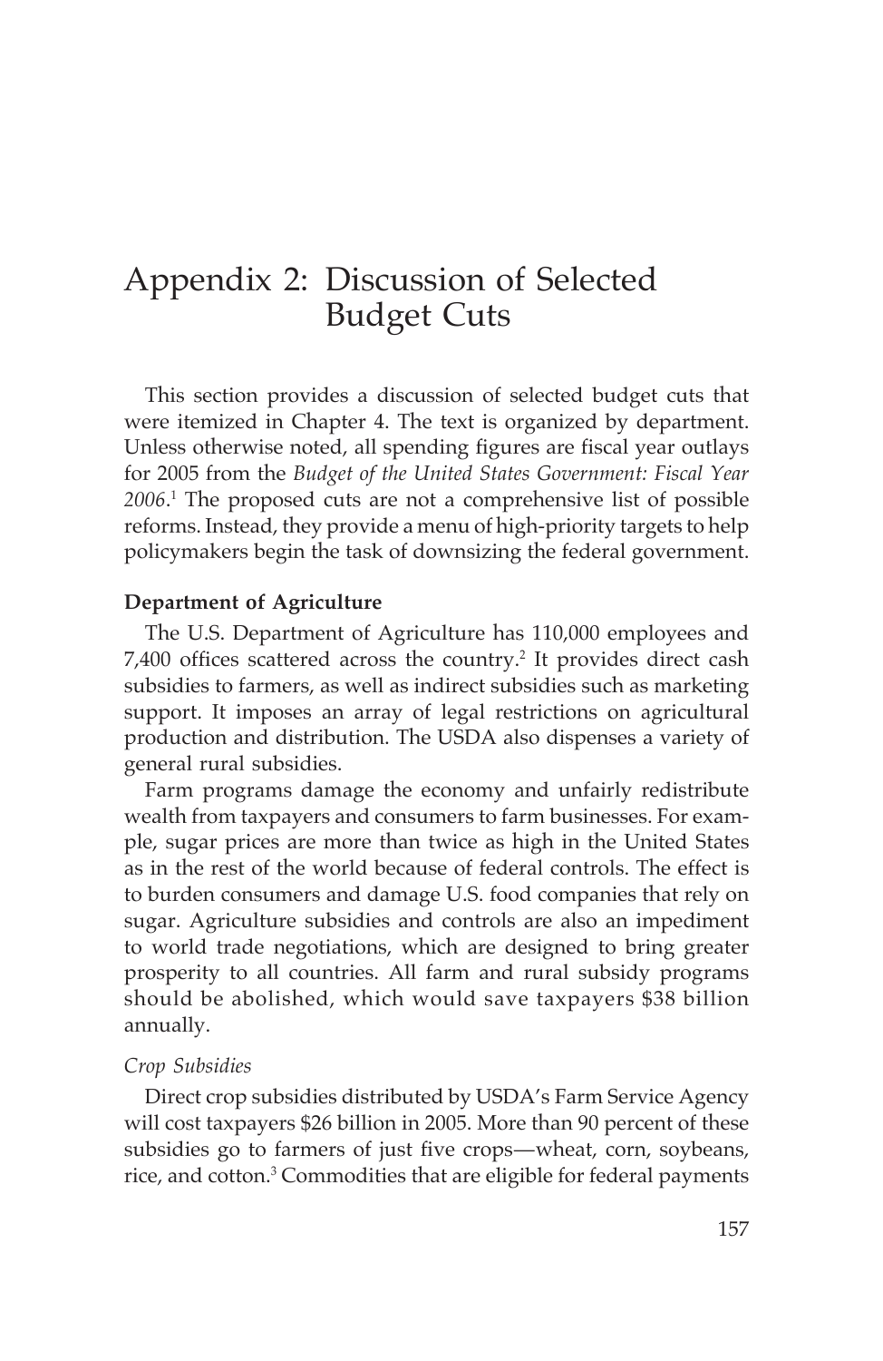# Appendix 2: Discussion of Selected Budget Cuts

This section provides a discussion of selected budget cuts that were itemized in Chapter 4. The text is organized by department. Unless otherwise noted, all spending figures are fiscal year outlays for 2005 from the *Budget of the United States Government: Fiscal Year 2006*.[1] The proposed cuts are not a comprehensive list of possible reforms. Instead, they provide a menu of high-priority targets to help policymakers begin the task of downsizing the federal government.

**Department of Agriculture**

The U.S. Department of Agriculture has 110,000 employees and 7,400 offices scattered across the country.[2] It provides direct cash subsidies to farmers, as well as indirect subsidies such as marketing support. It imposes an array of legal restrictions on agricultural production and distribution. The USDA also dispenses a variety of general rural subsidies.

Farm programs damage the economy and unfairly redistribute wealth from taxpayers and consumers to farm businesses. For example, sugar prices are more than twice as high in the United States as in the rest of the world because of federal controls. The effect is to burden consumers and damage U.S. food companies that rely on sugar. Agriculture subsidies and controls are also an impediment to world trade negotiations, which are designed to bring greater prosperity to all countries. All farm and rural subsidy programs should be abolished, which would save taxpayers $38 billion annually.

*Crop Subsidies*

Direct crop subsidies distributed by USDA's Farm Service Agency will cost taxpayers $26 billion in 2005. More than 90 percent of these subsidies go to farmers of just five crops—wheat, corn, soybeans, rice, and cotton.[3] Commodities that are eligible for federal payments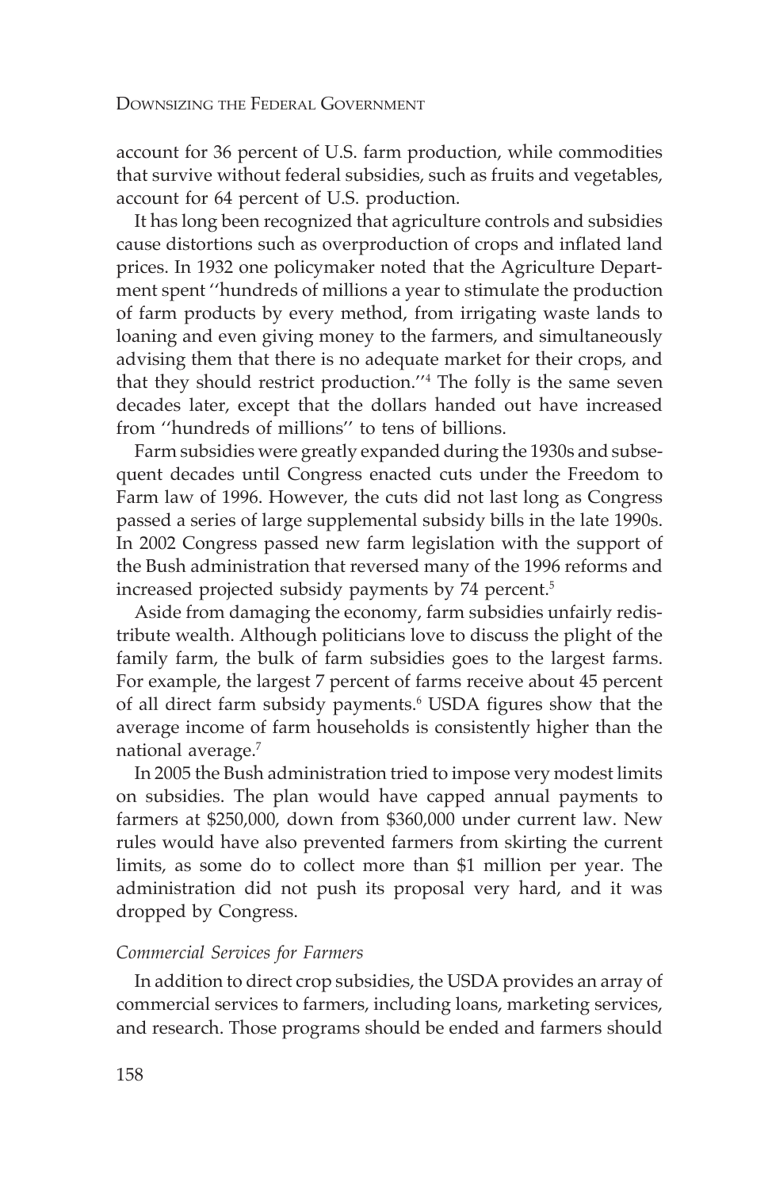account for 36 percent of U.S. farm production, while commodities that survive without federal subsidies, such as fruits and vegetables, account for 64 percent of U.S. production.

It has long been recognized that agriculture controls and subsidies cause distortions such as overproduction of crops and inflated land prices. In 1932 one policymaker noted that the Agriculture Department spent ''hundreds of millions a year to stimulate the production of farm products by every method, from irrigating waste lands to loaning and even giving money to the farmers, and simultaneously advising them that there is no adequate market for their crops, and that they should restrict production.''[4] The folly is the same seven decades later, except that the dollars handed out have increased from ''hundreds of millions'' to tens of billions.

Farm subsidies were greatly expanded during the 1930s and subsequent decades until Congress enacted cuts under the Freedom to Farm law of 1996. However, the cuts did not last long as Congress passed a series of large supplemental subsidy bills in the late 1990s. In 2002 Congress passed new farm legislation with the support of the Bush administration that reversed many of the 1996 reforms and increased projected subsidy payments by 74 percent.[5]

Aside from damaging the economy, farm subsidies unfairly redistribute wealth. Although politicians love to discuss the plight of the family farm, the bulk of farm subsidies goes to the largest farms. For example, the largest 7 percent of farms receive about 45 percent of all direct farm subsidy payments.[6] USDA figures show that the average income of farm households is consistently higher than the national average.[7]

In 2005 the Bush administration tried to impose very modest limits on subsidies. The plan would have capped annual payments to farmers at $250,000, down from $360,000 under current law. New rules would have also prevented farmers from skirting the current limits, as some do to collect more than $1 million per year. The administration did not push its proposal very hard, and it was dropped by Congress.

*Commercial Services for Farmers*

In addition to direct crop subsidies, the USDA provides an array of commercial services to farmers, including loans, marketing services, and research. Those programs should be ended and farmers should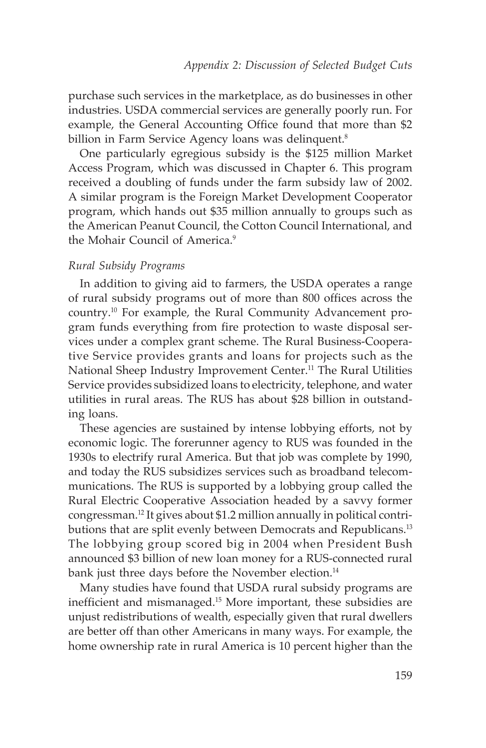purchase such services in the marketplace, as do businesses in other industries. USDA commercial services are generally poorly run. For example, the General Accounting Office found that more than $2 billion in Farm Service Agency loans was delinquent.[8]

One particularly egregious subsidy is the $125 million Market Access Program, which was discussed in Chapter 6. This program received a doubling of funds under the farm subsidy law of 2002. A similar program is the Foreign Market Development Cooperator program, which hands out $35 million annually to groups such as the American Peanut Council, the Cotton Council International, and the Mohair Council of America.[9]

*Rural Subsidy Programs*

In addition to giving aid to farmers, the USDA operates a range of rural subsidy programs out of more than 800 offices across the country.[10] For example, the Rural Community Advancement program funds everything from fire protection to waste disposal services under a complex grant scheme. The Rural Business-Cooperative Service provides grants and loans for projects such as the National Sheep Industry Improvement Center.[11] The Rural Utilities Service provides subsidized loans to electricity, telephone, and water utilities in rural areas. The RUS has about $28 billion in outstanding loans.

These agencies are sustained by intense lobbying efforts, not by economic logic. The forerunner agency to RUS was founded in the 1930s to electrify rural America. But that job was complete by 1990, and today the RUS subsidizes services such as broadband telecommunications. The RUS is supported by a lobbying group called the Rural Electric Cooperative Association headed by a savvy former congressman.[12] It gives about $1.2 million annually in political contributions that are split evenly between Democrats and Republicans.[13] The lobbying group scored big in 2004 when President Bush announced $3 billion of new loan money for a RUS-connected rural bank just three days before the November election.[14]

Many studies have found that USDA rural subsidy programs are inefficient and mismanaged.[15] More important, these subsidies are unjust redistributions of wealth, especially given that rural dwellers are better off than other Americans in many ways. For example, the home ownership rate in rural America is 10 percent higher than the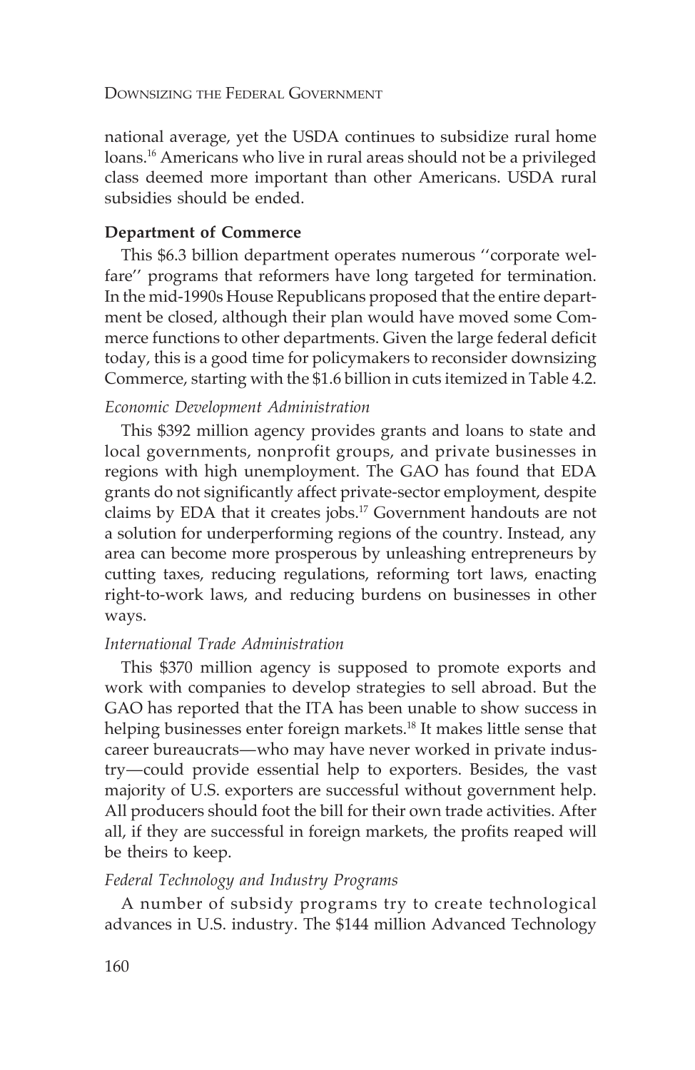national average, yet the USDA continues to subsidize rural home loans.[16] Americans who live in rural areas should not be a privileged class deemed more important than other Americans. USDA rural subsidies should be ended.

**Department of Commerce**

This $6.3 billion department operates numerous ''corporate welfare'' programs that reformers have long targeted for termination. In the mid-1990s House Republicans proposed that the entire department be closed, although their plan would have moved some Commerce functions to other departments. Given the large federal deficit today, this is a good time for policymakers to reconsider downsizing Commerce, starting with the $1.6 billion in cuts itemized in Table 4.2.

*Economic Development Administration*

This $392 million agency provides grants and loans to state and local governments, nonprofit groups, and private businesses in regions with high unemployment. The GAO has found that EDA grants do not significantly affect private-sector employment, despite claims by EDA that it creates jobs.[17] Government handouts are not a solution for underperforming regions of the country. Instead, any area can become more prosperous by unleashing entrepreneurs by cutting taxes, reducing regulations, reforming tort laws, enacting right-to-work laws, and reducing burdens on businesses in other ways.

*International Trade Administration*

This $370 million agency is supposed to promote exports and work with companies to develop strategies to sell abroad. But the GAO has reported that the ITA has been unable to show success in helping businesses enter foreign markets.[18] It makes little sense that career bureaucrats—who may have never worked in private industry—could provide essential help to exporters. Besides, the vast majority of U.S. exporters are successful without government help. All producers should foot the bill for their own trade activities. After all, if they are successful in foreign markets, the profits reaped will be theirs to keep.

*Federal Technology and Industry Programs*

A number of subsidy programs try to create technological advances in U.S. industry. The $144 million Advanced Technology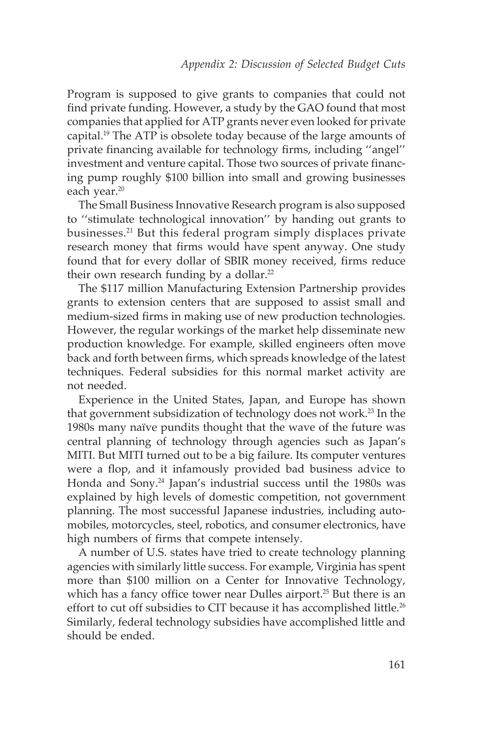Program is supposed to give grants to companies that could not find private funding. However, a study by the GAO found that most companies that applied for ATP grants never even looked for private capital.[19] The ATP is obsolete today because of the large amounts of private financing available for technology firms, including ''angel'' investment and venture capital. Those two sources of private financing pump roughly $100 billion into small and growing businesses each year.[20]

The Small Business Innovative Research program is also supposed to ''stimulate technological innovation'' by handing out grants to businesses.[21] But this federal program simply displaces private research money that firms would have spent anyway. One study found that for every dollar of SBIR money received, firms reduce their own research funding by a dollar.[22]

The $117 million Manufacturing Extension Partnership provides grants to extension centers that are supposed to assist small and medium-sized firms in making use of new production technologies. However, the regular workings of the market help disseminate new production knowledge. For example, skilled engineers often move back and forth between firms, which spreads knowledge of the latest techniques. Federal subsidies for this normal market activity are not needed.

Experience in the United States, Japan, and Europe has shown that government subsidization of technology does not work.[23] In the 1980s many naïve pundits thought that the wave of the future was central planning of technology through agencies such as Japan's MITI. But MITI turned out to be a big failure. Its computer ventures were a flop, and it infamously provided bad business advice to Honda and Sony.[24] Japan's industrial success until the 1980s was explained by high levels of domestic competition, not government planning. The most successful Japanese industries, including automobiles, motorcycles, steel, robotics, and consumer electronics, have high numbers of firms that compete intensely.

A number of U.S. states have tried to create technology planning agencies with similarly little success. For example, Virginia has spent more than $100 million on a Center for Innovative Technology, which has a fancy office tower near Dulles airport.[25] But there is an effort to cut off subsidies to CIT because it has accomplished little.[26] Similarly, federal technology subsidies have accomplished little and should be ended.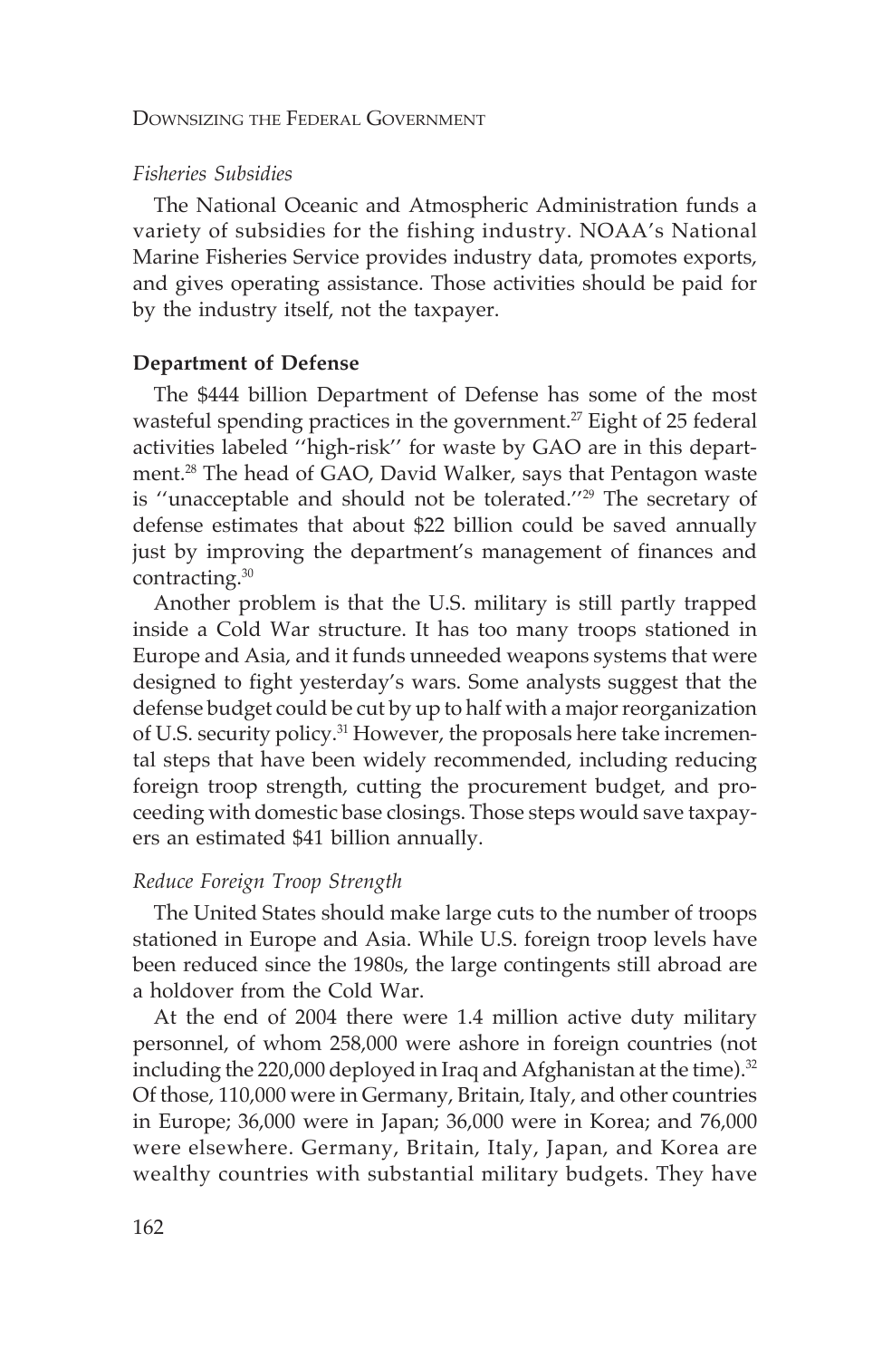*Fisheries Subsidies*

The National Oceanic and Atmospheric Administration funds a variety of subsidies for the fishing industry. NOAA's National Marine Fisheries Service provides industry data, promotes exports, and gives operating assistance. Those activities should be paid for by the industry itself, not the taxpayer.

**Department of Defense**

The $444 billion Department of Defense has some of the most wasteful spending practices in the government.[27] Eight of 25 federal activities labeled ''high-risk'' for waste by GAO are in this department.[28] The head of GAO, David Walker, says that Pentagon waste is ''unacceptable and should not be tolerated.''[29] The secretary of defense estimates that about $22 billion could be saved annually just by improving the department's management of finances and contracting.[30]

Another problem is that the U.S. military is still partly trapped inside a Cold War structure. It has too many troops stationed in Europe and Asia, and it funds unneeded weapons systems that were designed to fight yesterday's wars. Some analysts suggest that the defense budget could be cut by up to half with a major reorganization of U.S. security policy.[31] However, the proposals here take incremental steps that have been widely recommended, including reducing foreign troop strength, cutting the procurement budget, and proceeding with domestic base closings. Those steps would save taxpayers an estimated $41 billion annually.

*Reduce Foreign Troop Strength*

The United States should make large cuts to the number of troops stationed in Europe and Asia. While U.S. foreign troop levels have been reduced since the 1980s, the large contingents still abroad are a holdover from the Cold War.

At the end of 2004 there were 1.4 million active duty military personnel, of whom 258,000 were ashore in foreign countries (not including the 220,000 deployed in Iraq and Afghanistan at the time).[32] Of those, 110,000 were in Germany, Britain, Italy, and other countries in Europe; 36,000 were in Japan; 36,000 were in Korea; and 76,000 were elsewhere. Germany, Britain, Italy, Japan, and Korea are wealthy countries with substantial military budgets. They have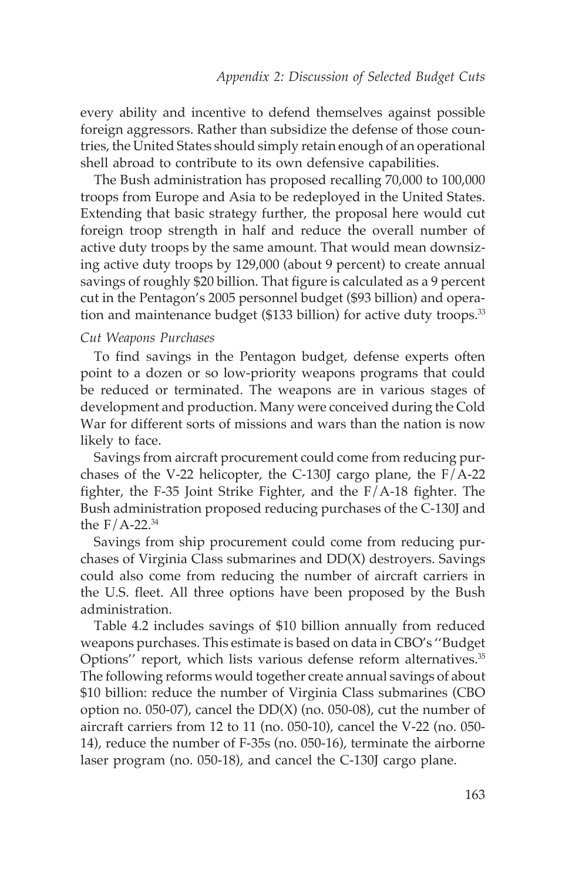every ability and incentive to defend themselves against possible foreign aggressors. Rather than subsidize the defense of those countries, the United States should simply retain enough of an operational shell abroad to contribute to its own defensive capabilities.

The Bush administration has proposed recalling 70,000 to 100,000 troops from Europe and Asia to be redeployed in the United States. Extending that basic strategy further, the proposal here would cut foreign troop strength in half and reduce the overall number of active duty troops by the same amount. That would mean downsizing active duty troops by 129,000 (about 9 percent) to create annual savings of roughly $20 billion. That figure is calculated as a 9 percent cut in the Pentagon's 2005 personnel budget ($93 billion) and operation and maintenance budget ($133 billion) for active duty troops.[33]

*Cut Weapons Purchases*

To find savings in the Pentagon budget, defense experts often point to a dozen or so low-priority weapons programs that could be reduced or terminated. The weapons are in various stages of development and production. Many were conceived during the Cold War for different sorts of missions and wars than the nation is now likely to face.

Savings from aircraft procurement could come from reducing purchases of the V-22 helicopter, the C-130J cargo plane, the F/A-22 fighter, the F-35 Joint Strike Fighter, and the F/A-18 fighter. The Bush administration proposed reducing purchases of the C-130J and the F/A-22.[34]

Savings from ship procurement could come from reducing purchases of Virginia Class submarines and DD(X) destroyers. Savings could also come from reducing the number of aircraft carriers in the U.S. fleet. All three options have been proposed by the Bush administration.

Table 4.2 includes savings of $10 billion annually from reduced weapons purchases. This estimate is based on data in CBO's "Budget Options" report, which lists various defense reform alternatives.[35] The following reforms would together create annual savings of about $10 billion: reduce the number of Virginia Class submarines (CBO option no. 050-07), cancel the DD(X) (no. 050-08), cut the number of aircraft carriers from 12 to 11 (no. 050-10), cancel the V-22 (no. 050-14), reduce the number of F-35s (no. 050-16), terminate the airborne laser program (no. 050-18), and cancel the C-130J cargo plane.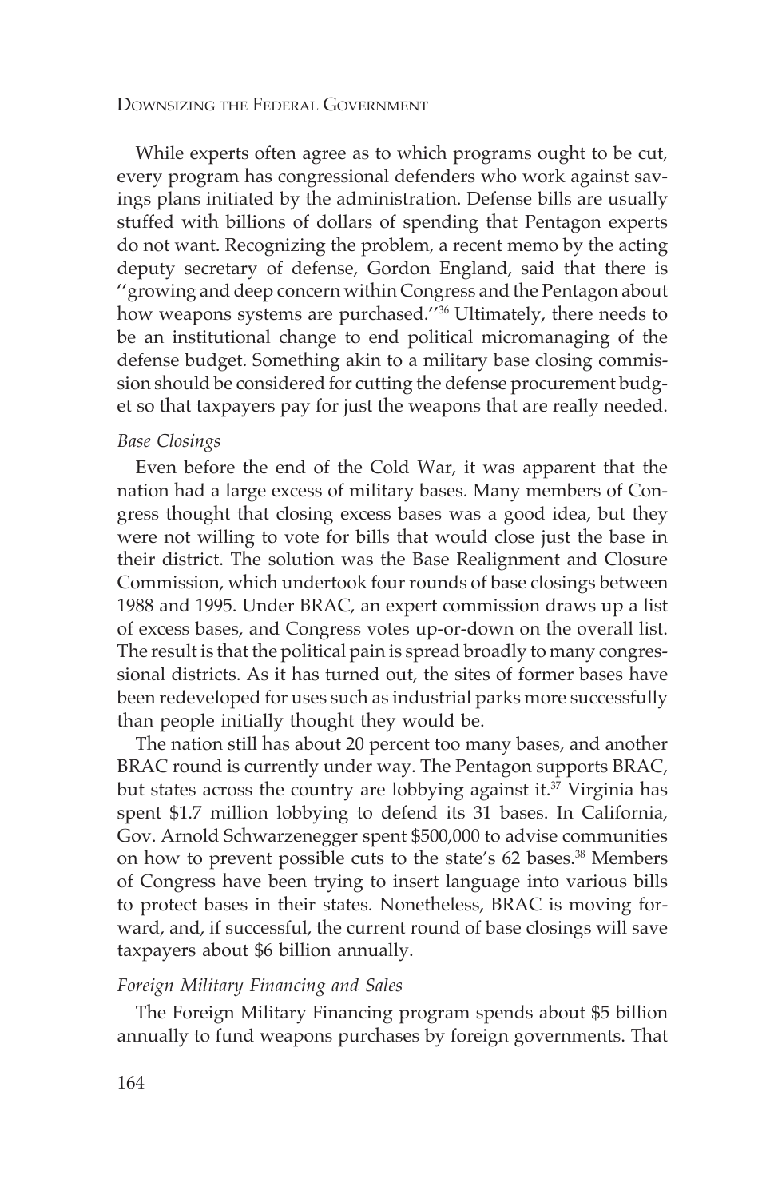While experts often agree as to which programs ought to be cut, every program has congressional defenders who work against savings plans initiated by the administration. Defense bills are usually stuffed with billions of dollars of spending that Pentagon experts do not want. Recognizing the problem, a recent memo by the acting deputy secretary of defense, Gordon England, said that there is ''growing and deep concern within Congress and the Pentagon about how weapons systems are purchased.''[36] Ultimately, there needs to be an institutional change to end political micromanaging of the defense budget. Something akin to a military base closing commission should be considered for cutting the defense procurement budget so that taxpayers pay for just the weapons that are really needed.

*Base Closings*

Even before the end of the Cold War, it was apparent that the nation had a large excess of military bases. Many members of Congress thought that closing excess bases was a good idea, but they were not willing to vote for bills that would close just the base in their district. The solution was the Base Realignment and Closure Commission, which undertook four rounds of base closings between 1988 and 1995. Under BRAC, an expert commission draws up a list of excess bases, and Congress votes up-or-down on the overall list. The result is that the political pain is spread broadly to many congressional districts. As it has turned out, the sites of former bases have been redeveloped for uses such as industrial parks more successfully than people initially thought they would be.

The nation still has about 20 percent too many bases, and another BRAC round is currently under way. The Pentagon supports BRAC, but states across the country are lobbying against it.[37] Virginia has spent $1.7 million lobbying to defend its 31 bases. In California, Gov. Arnold Schwarzenegger spent $500,000 to advise communities on how to prevent possible cuts to the state's 62 bases.[38] Members of Congress have been trying to insert language into various bills to protect bases in their states. Nonetheless, BRAC is moving forward, and, if successful, the current round of base closings will save taxpayers about $6 billion annually.

*Foreign Military Financing and Sales*

The Foreign Military Financing program spends about $5 billion annually to fund weapons purchases by foreign governments. That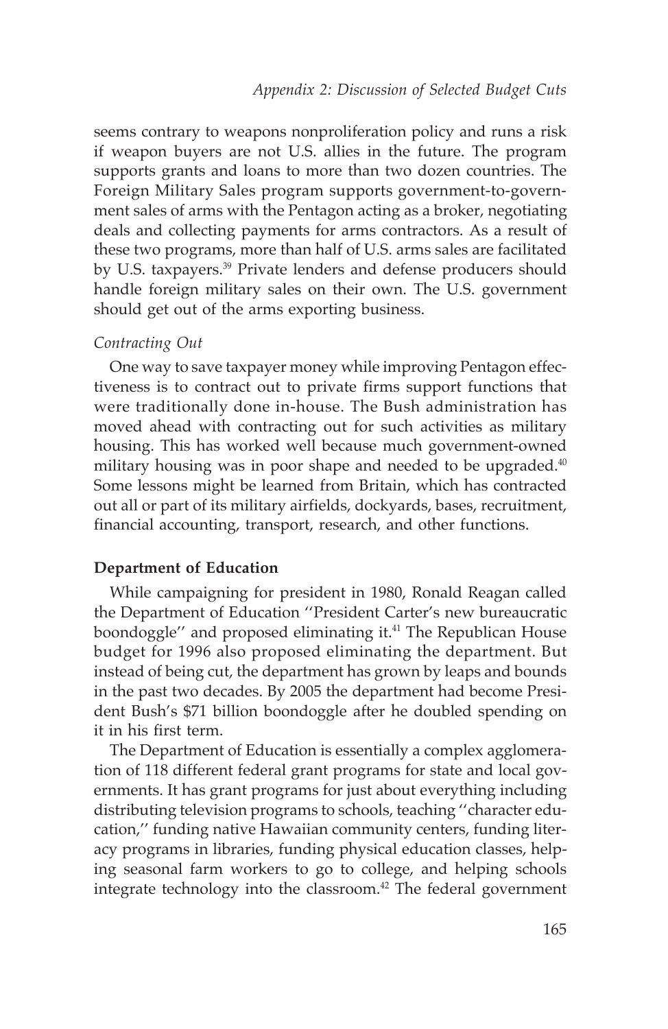seems contrary to weapons nonproliferation policy and runs a risk if weapon buyers are not U.S. allies in the future. The program supports grants and loans to more than two dozen countries. The Foreign Military Sales program supports government-to-government sales of arms with the Pentagon acting as a broker, negotiating deals and collecting payments for arms contractors. As a result of these two programs, more than half of U.S. arms sales are facilitated by U.S. taxpayers.[39] Private lenders and defense producers should handle foreign military sales on their own. The U.S. government should get out of the arms exporting business.

*Contracting Out*

One way to save taxpayer money while improving Pentagon effectiveness is to contract out to private firms support functions that were traditionally done in-house. The Bush administration has moved ahead with contracting out for such activities as military housing. This has worked well because much government-owned military housing was in poor shape and needed to be upgraded.[40] Some lessons might be learned from Britain, which has contracted out all or part of its military airfields, dockyards, bases, recruitment, financial accounting, transport, research, and other functions.

**Department of Education**

While campaigning for president in 1980, Ronald Reagan called the Department of Education ''President Carter's new bureaucratic boondoggle'' and proposed eliminating it.[41] The Republican House budget for 1996 also proposed eliminating the department. But instead of being cut, the department has grown by leaps and bounds in the past two decades. By 2005 the department had become President Bush's $71 billion boondoggle after he doubled spending on it in his first term.

The Department of Education is essentially a complex agglomeration of 118 different federal grant programs for state and local governments. It has grant programs for just about everything including distributing television programs to schools, teaching ''character education,'' funding native Hawaiian community centers, funding literacy programs in libraries, funding physical education classes, helping seasonal farm workers to go to college, and helping schools integrate technology into the classroom.[42] The federal government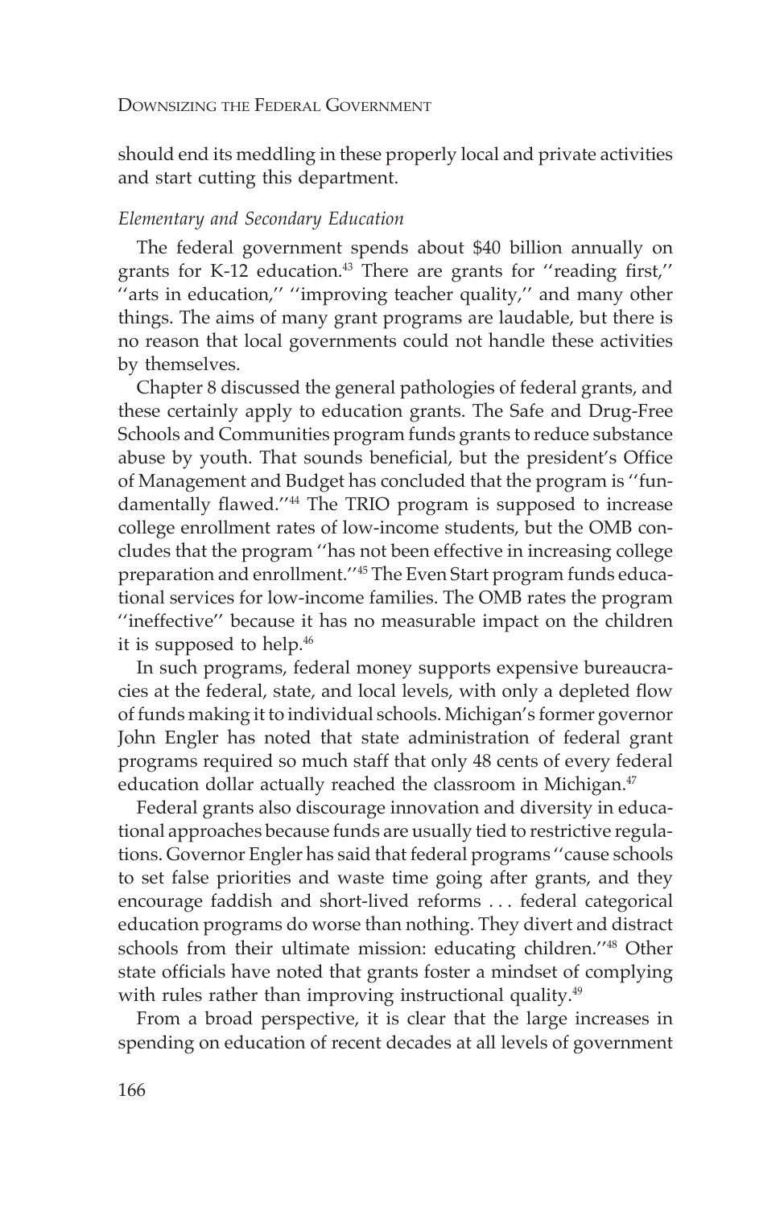should end its meddling in these properly local and private activities and start cutting this department.

*Elementary and Secondary Education*

The federal government spends about $40 billion annually on grants for K-12 education.[43] There are grants for ''reading first,'' ''arts in education,'' ''improving teacher quality,'' and many other things. The aims of many grant programs are laudable, but there is no reason that local governments could not handle these activities by themselves.

Chapter 8 discussed the general pathologies of federal grants, and these certainly apply to education grants. The Safe and Drug-Free Schools and Communities program funds grants to reduce substance abuse by youth. That sounds beneficial, but the president's Office of Management and Budget has concluded that the program is ''fundamentally flawed.''[44] The TRIO program is supposed to increase college enrollment rates of low-income students, but the OMB concludes that the program ''has not been effective in increasing college preparation and enrollment.''[45] The Even Start program funds educational services for low-income families. The OMB rates the program ''ineffective'' because it has no measurable impact on the children it is supposed to help.[46]

In such programs, federal money supports expensive bureaucracies at the federal, state, and local levels, with only a depleted flow of funds making it to individual schools. Michigan's former governor John Engler has noted that state administration of federal grant programs required so much staff that only 48 cents of every federal education dollar actually reached the classroom in Michigan.[47]

Federal grants also discourage innovation and diversity in educational approaches because funds are usually tied to restrictive regulations. Governor Engler has said that federal programs ''cause schools to set false priorities and waste time going after grants, and they encourage faddish and short-lived reforms . . . federal categorical education programs do worse than nothing. They divert and distract schools from their ultimate mission: educating children.''[48] Other state officials have noted that grants foster a mindset of complying with rules rather than improving instructional quality.[49]

From a broad perspective, it is clear that the large increases in spending on education of recent decades at all levels of government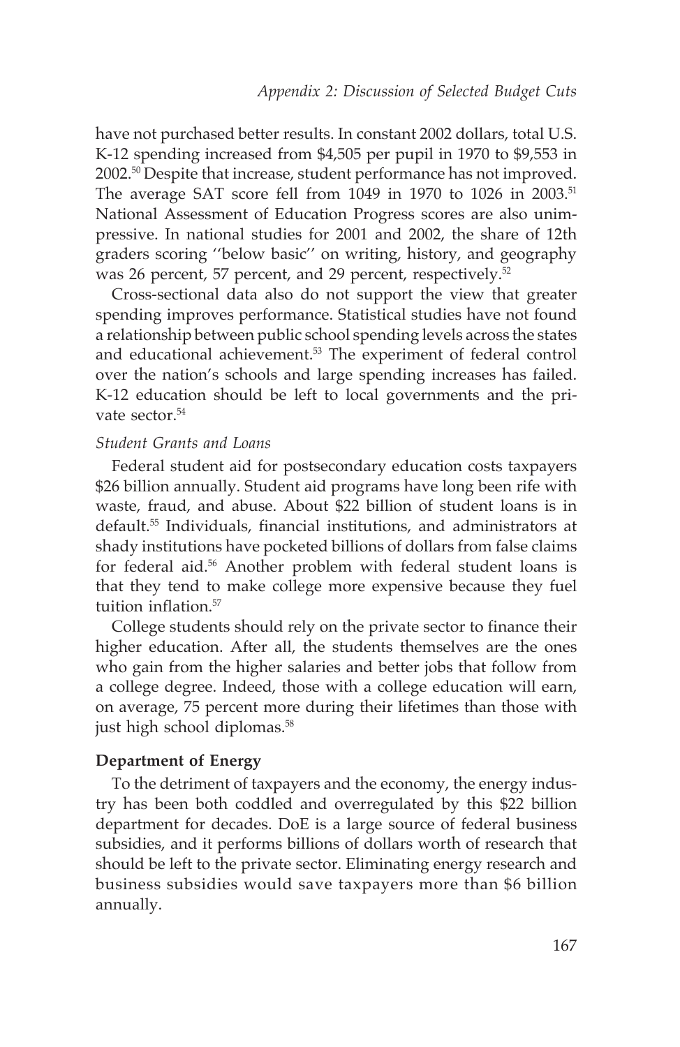have not purchased better results. In constant 2002 dollars, total U.S. K-12 spending increased from $4,505 per pupil in 1970 to $9,553 in 2002.[50] Despite that increase, student performance has not improved. The average SAT score fell from 1049 in 1970 to 1026 in 2003.[51] National Assessment of Education Progress scores are also unimpressive. In national studies for 2001 and 2002, the share of 12th graders scoring ''below basic'' on writing, history, and geography was 26 percent, 57 percent, and 29 percent, respectively.[52]

Cross-sectional data also do not support the view that greater spending improves performance. Statistical studies have not found a relationship between public school spending levels across the states and educational achievement.[53] The experiment of federal control over the nation's schools and large spending increases has failed. K-12 education should be left to local governments and the private sector.[54]

*Student Grants and Loans*

Federal student aid for postsecondary education costs taxpayers $26 billion annually. Student aid programs have long been rife with waste, fraud, and abuse. About $22 billion of student loans is in default.[55] Individuals, financial institutions, and administrators at shady institutions have pocketed billions of dollars from false claims for federal aid.[56] Another problem with federal student loans is that they tend to make college more expensive because they fuel tuition inflation.[57]

College students should rely on the private sector to finance their higher education. After all, the students themselves are the ones who gain from the higher salaries and better jobs that follow from a college degree. Indeed, those with a college education will earn, on average, 75 percent more during their lifetimes than those with just high school diplomas.[58]

**Department of Energy**

To the detriment of taxpayers and the economy, the energy industry has been both coddled and overregulated by this $22 billion department for decades. DoE is a large source of federal business subsidies, and it performs billions of dollars worth of research that should be left to the private sector. Eliminating energy research and business subsidies would save taxpayers more than $6 billion annually.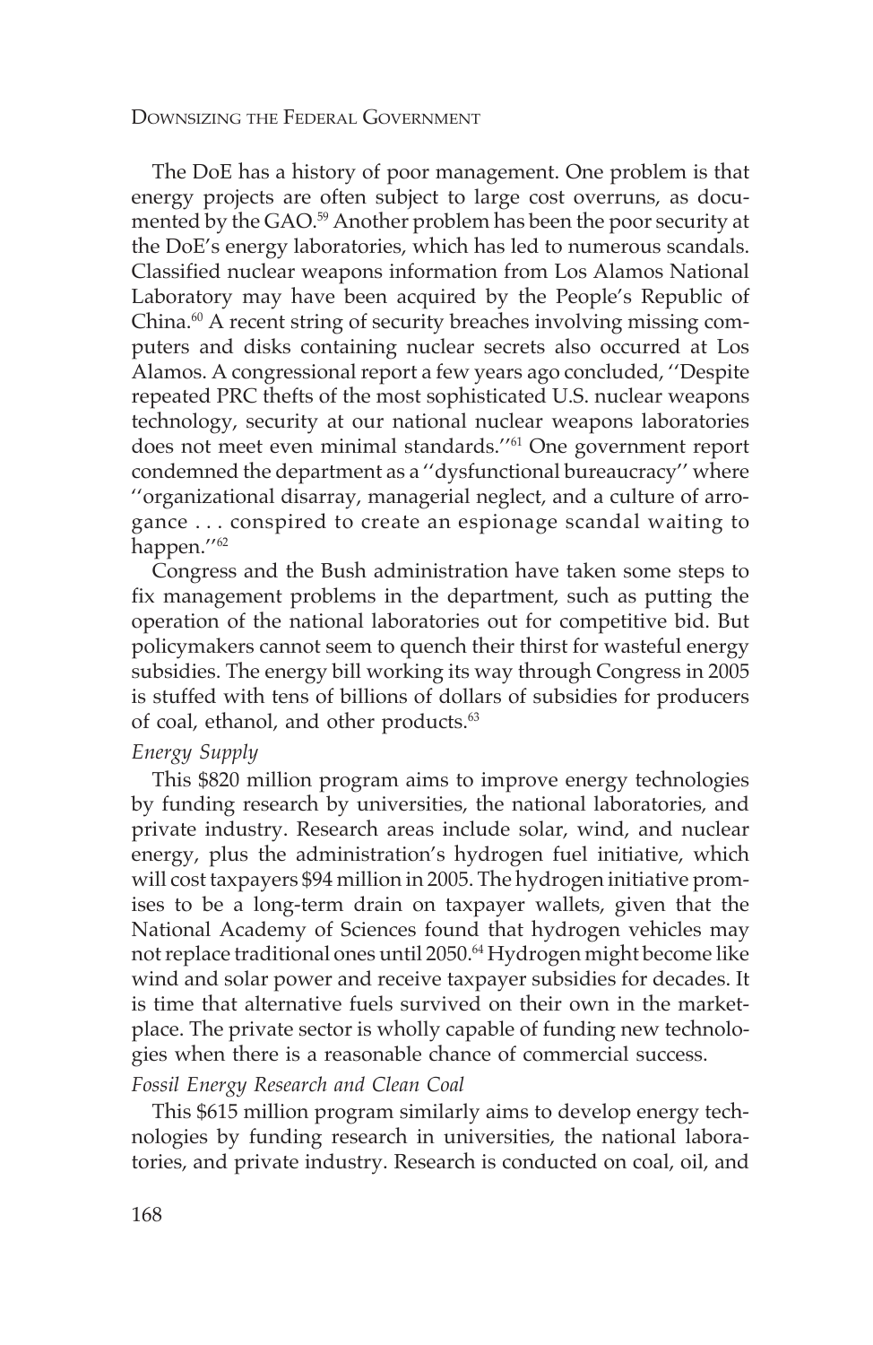The DoE has a history of poor management. One problem is that energy projects are often subject to large cost overruns, as documented by the GAO.[59] Another problem has been the poor security at the DoE's energy laboratories, which has led to numerous scandals. Classified nuclear weapons information from Los Alamos National Laboratory may have been acquired by the People's Republic of China.[60] A recent string of security breaches involving missing computers and disks containing nuclear secrets also occurred at Los Alamos. A congressional report a few years ago concluded, ''Despite repeated PRC thefts of the most sophisticated U.S. nuclear weapons technology, security at our national nuclear weapons laboratories does not meet even minimal standards.''[61] One government report condemned the department as a ''dysfunctional bureaucracy'' where ''organizational disarray, managerial neglect, and a culture of arrogance . . . conspired to create an espionage scandal waiting to happen.''[62]

Congress and the Bush administration have taken some steps to fix management problems in the department, such as putting the operation of the national laboratories out for competitive bid. But policymakers cannot seem to quench their thirst for wasteful energy subsidies. The energy bill working its way through Congress in 2005 is stuffed with tens of billions of dollars of subsidies for producers of coal, ethanol, and other products.[63]

*Energy Supply*

This $820 million program aims to improve energy technologies by funding research by universities, the national laboratories, and private industry. Research areas include solar, wind, and nuclear energy, plus the administration's hydrogen fuel initiative, which will cost taxpayers $94 million in 2005. The hydrogen initiative promises to be a long-term drain on taxpayer wallets, given that the National Academy of Sciences found that hydrogen vehicles may not replace traditional ones until 2050.[64] Hydrogen might become like wind and solar power and receive taxpayer subsidies for decades. It is time that alternative fuels survived on their own in the marketplace. The private sector is wholly capable of funding new technologies when there is a reasonable chance of commercial success.

*Fossil Energy Research and Clean Coal*

This $615 million program similarly aims to develop energy technologies by funding research in universities, the national laboratories, and private industry. Research is conducted on coal, oil, and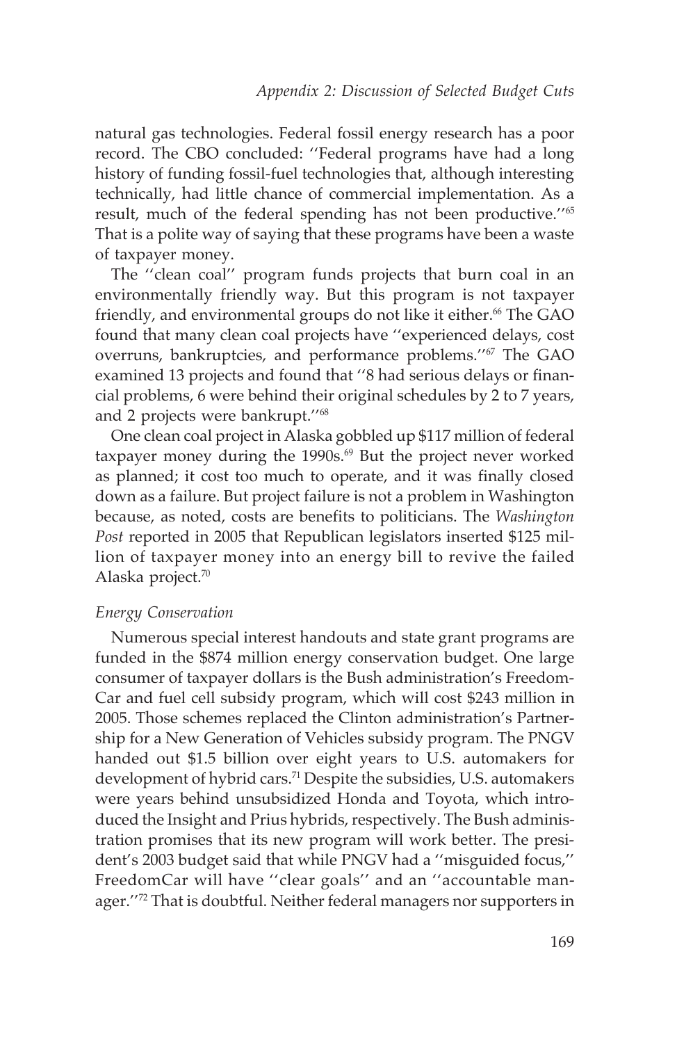natural gas technologies. Federal fossil energy research has a poor record. The CBO concluded: ''Federal programs have had a long history of funding fossil-fuel technologies that, although interesting technically, had little chance of commercial implementation. As a result, much of the federal spending has not been productive.''[65] That is a polite way of saying that these programs have been a waste of taxpayer money.

The ''clean coal'' program funds projects that burn coal in an environmentally friendly way. But this program is not taxpayer friendly, and environmental groups do not like it either.[66] The GAO found that many clean coal projects have ''experienced delays, cost overruns, bankruptcies, and performance problems.''[67] The GAO examined 13 projects and found that ''8 had serious delays or financial problems, 6 were behind their original schedules by 2 to 7 years, and 2 projects were bankrupt.''[68]

One clean coal project in Alaska gobbled up $117 million of federal taxpayer money during the 1990s.[69] But the project never worked as planned; it cost too much to operate, and it was finally closed down as a failure. But project failure is not a problem in Washington because, as noted, costs are benefits to politicians. The *Washington Post* reported in 2005 that Republican legislators inserted $125 million of taxpayer money into an energy bill to revive the failed Alaska project.[70]

### *Energy Conservation*

Numerous special interest handouts and state grant programs are funded in the $874 million energy conservation budget. One large consumer of taxpayer dollars is the Bush administration's FreedomCar and fuel cell subsidy program, which will cost $243 million in 2005. Those schemes replaced the Clinton administration's Partnership for a New Generation of Vehicles subsidy program. The PNGV handed out $1.5 billion over eight years to U.S. automakers for development of hybrid cars.[71] Despite the subsidies, U.S. automakers were years behind unsubsidized Honda and Toyota, which introduced the Insight and Prius hybrids, respectively. The Bush administration promises that its new program will work better. The president's 2003 budget said that while PNGV had a ''misguided focus,'' FreedomCar will have ''clear goals'' and an ''accountable manager.''[72] That is doubtful. Neither federal managers nor supporters in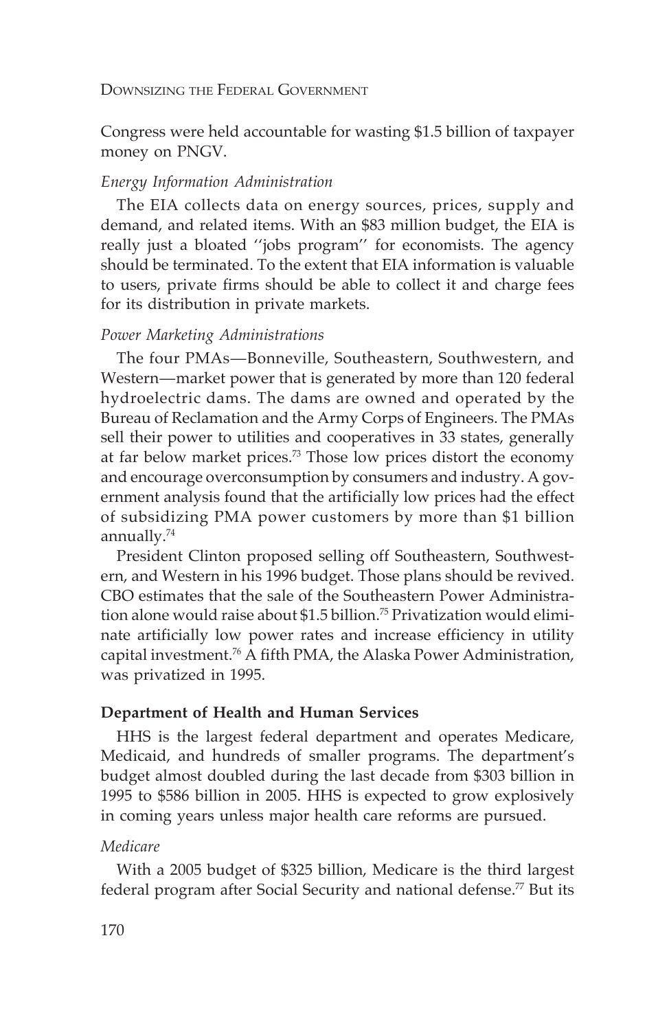Congress were held accountable for wasting $1.5 billion of taxpayer money on PNGV.

*Energy Information Administration*

The EIA collects data on energy sources, prices, supply and demand, and related items. With an $83 million budget, the EIA is really just a bloated ''jobs program'' for economists. The agency should be terminated. To the extent that EIA information is valuable to users, private firms should be able to collect it and charge fees for its distribution in private markets.

*Power Marketing Administrations*

The four PMAs—Bonneville, Southeastern, Southwestern, and Western—market power that is generated by more than 120 federal hydroelectric dams. The dams are owned and operated by the Bureau of Reclamation and the Army Corps of Engineers. The PMAs sell their power to utilities and cooperatives in 33 states, generally at far below market prices.[73] Those low prices distort the economy and encourage overconsumption by consumers and industry. A government analysis found that the artificially low prices had the effect of subsidizing PMA power customers by more than $1 billion annually.[74]

President Clinton proposed selling off Southeastern, Southwestern, and Western in his 1996 budget. Those plans should be revived. CBO estimates that the sale of the Southeastern Power Administration alone would raise about $1.5 billion.[75] Privatization would eliminate artificially low power rates and increase efficiency in utility capital investment.[76] A fifth PMA, the Alaska Power Administration, was privatized in 1995.

**Department of Health and Human Services**

HHS is the largest federal department and operates Medicare, Medicaid, and hundreds of smaller programs. The department's budget almost doubled during the last decade from $303 billion in 1995 to $586 billion in 2005. HHS is expected to grow explosively in coming years unless major health care reforms are pursued.

*Medicare*

With a 2005 budget of $325 billion, Medicare is the third largest federal program after Social Security and national defense.[77] But its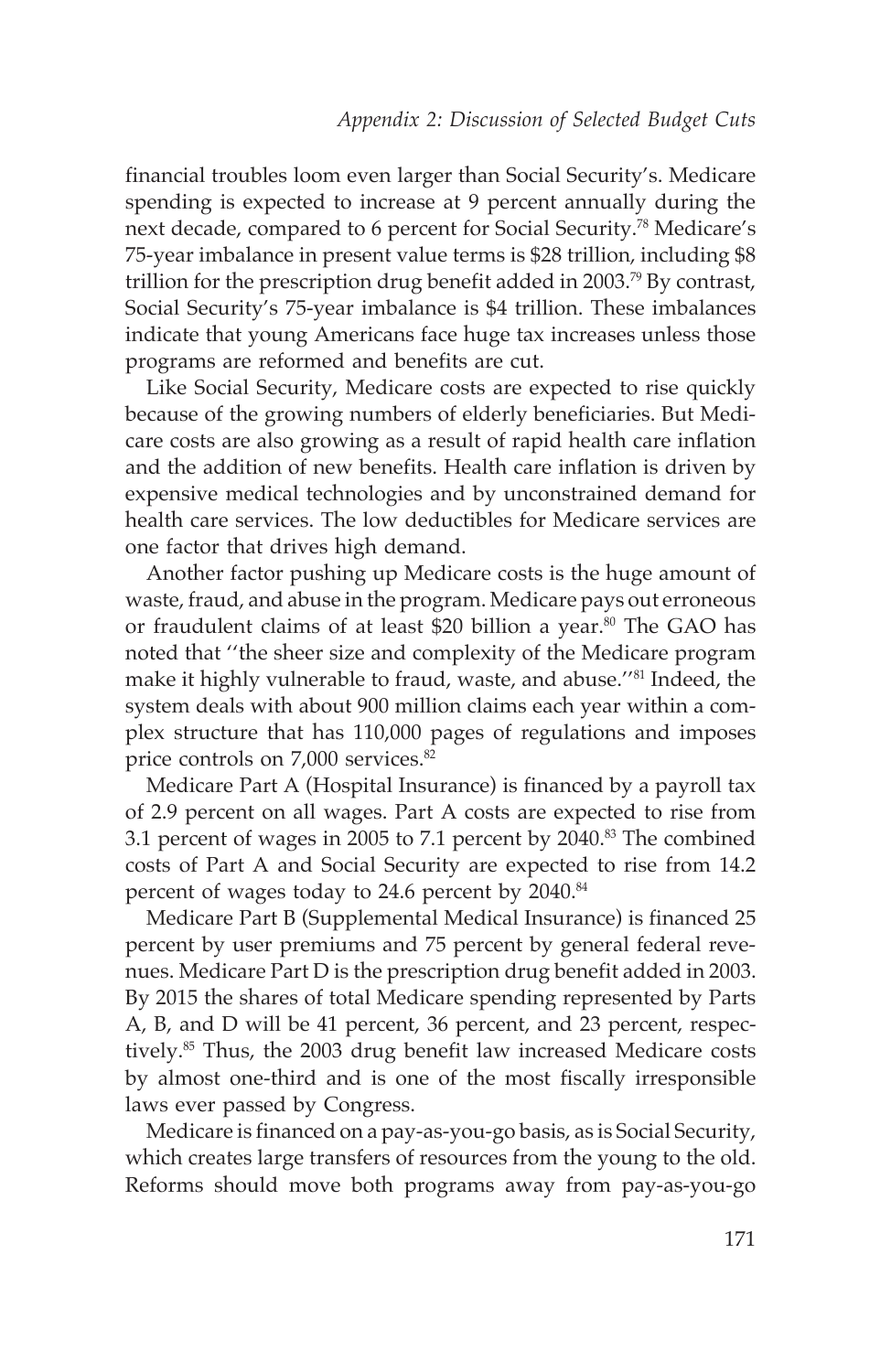financial troubles loom even larger than Social Security's. Medicare spending is expected to increase at 9 percent annually during the next decade, compared to 6 percent for Social Security.[78] Medicare's 75-year imbalance in present value terms is $28 trillion, including $8 trillion for the prescription drug benefit added in 2003.[79] By contrast, Social Security's 75-year imbalance is $4 trillion. These imbalances indicate that young Americans face huge tax increases unless those programs are reformed and benefits are cut.

Like Social Security, Medicare costs are expected to rise quickly because of the growing numbers of elderly beneficiaries. But Medicare costs are also growing as a result of rapid health care inflation and the addition of new benefits. Health care inflation is driven by expensive medical technologies and by unconstrained demand for health care services. The low deductibles for Medicare services are one factor that drives high demand.

Another factor pushing up Medicare costs is the huge amount of waste, fraud, and abuse in the program. Medicare pays out erroneous or fraudulent claims of at least $20 billion a year.[80] The GAO has noted that ''the sheer size and complexity of the Medicare program make it highly vulnerable to fraud, waste, and abuse.''[81] Indeed, the system deals with about 900 million claims each year within a complex structure that has 110,000 pages of regulations and imposes price controls on 7,000 services.[82]

Medicare Part A (Hospital Insurance) is financed by a payroll tax of 2.9 percent on all wages. Part A costs are expected to rise from 3.1 percent of wages in 2005 to 7.1 percent by 2040.[83] The combined costs of Part A and Social Security are expected to rise from 14.2 percent of wages today to 24.6 percent by 2040.[84]

Medicare Part B (Supplemental Medical Insurance) is financed 25 percent by user premiums and 75 percent by general federal revenues. Medicare Part D is the prescription drug benefit added in 2003. By 2015 the shares of total Medicare spending represented by Parts A, B, and D will be 41 percent, 36 percent, and 23 percent, respectively.[85] Thus, the 2003 drug benefit law increased Medicare costs by almost one-third and is one of the most fiscally irresponsible laws ever passed by Congress.

Medicare is financed on a pay-as-you-go basis, as is Social Security, which creates large transfers of resources from the young to the old. Reforms should move both programs away from pay-as-you-go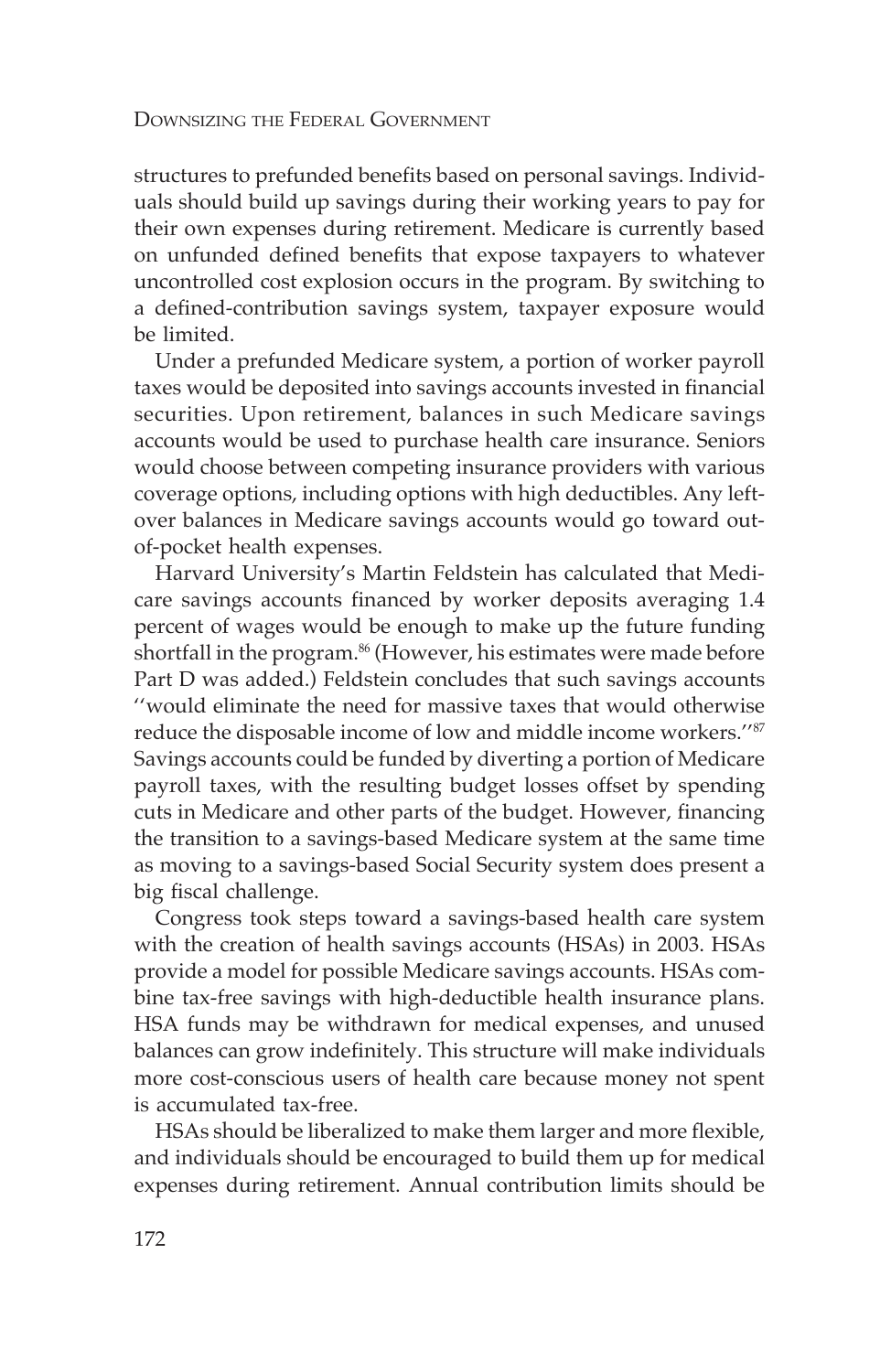structures to prefunded benefits based on personal savings. Individuals should build up savings during their working years to pay for their own expenses during retirement. Medicare is currently based on unfunded defined benefits that expose taxpayers to whatever uncontrolled cost explosion occurs in the program. By switching to a defined-contribution savings system, taxpayer exposure would be limited.

Under a prefunded Medicare system, a portion of worker payroll taxes would be deposited into savings accounts invested in financial securities. Upon retirement, balances in such Medicare savings accounts would be used to purchase health care insurance. Seniors would choose between competing insurance providers with various coverage options, including options with high deductibles. Any leftover balances in Medicare savings accounts would go toward out-of-pocket health expenses.

Harvard University's Martin Feldstein has calculated that Medicare savings accounts financed by worker deposits averaging 1.4 percent of wages would be enough to make up the future funding shortfall in the program.[86] (However, his estimates were made before Part D was added.) Feldstein concludes that such savings accounts ''would eliminate the need for massive taxes that would otherwise reduce the disposable income of low and middle income workers.''[87] Savings accounts could be funded by diverting a portion of Medicare payroll taxes, with the resulting budget losses offset by spending cuts in Medicare and other parts of the budget. However, financing the transition to a savings-based Medicare system at the same time as moving to a savings-based Social Security system does present a big fiscal challenge.

Congress took steps toward a savings-based health care system with the creation of health savings accounts (HSAs) in 2003. HSAs provide a model for possible Medicare savings accounts. HSAs combine tax-free savings with high-deductible health insurance plans. HSA funds may be withdrawn for medical expenses, and unused balances can grow indefinitely. This structure will make individuals more cost-conscious users of health care because money not spent is accumulated tax-free.

HSAs should be liberalized to make them larger and more flexible, and individuals should be encouraged to build them up for medical expenses during retirement. Annual contribution limits should be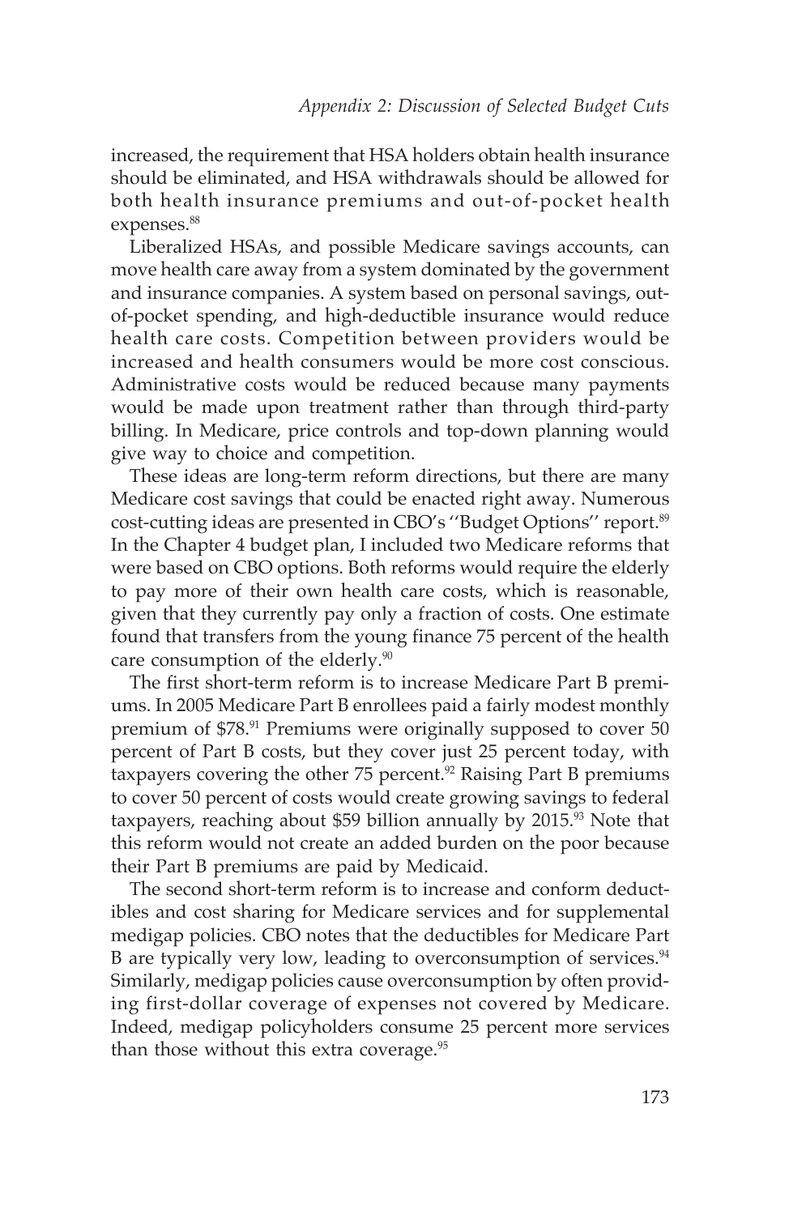increased, the requirement that HSA holders obtain health insurance should be eliminated, and HSA withdrawals should be allowed for both health insurance premiums and out-of-pocket health expenses.[88]

Liberalized HSAs, and possible Medicare savings accounts, can move health care away from a system dominated by the government and insurance companies. A system based on personal savings, out-of-pocket spending, and high-deductible insurance would reduce health care costs. Competition between providers would be increased and health consumers would be more cost conscious. Administrative costs would be reduced because many payments would be made upon treatment rather than through third-party billing. In Medicare, price controls and top-down planning would give way to choice and competition.

These ideas are long-term reform directions, but there are many Medicare cost savings that could be enacted right away. Numerous cost-cutting ideas are presented in CBO's ''Budget Options'' report.[89] In the Chapter 4 budget plan, I included two Medicare reforms that were based on CBO options. Both reforms would require the elderly to pay more of their own health care costs, which is reasonable, given that they currently pay only a fraction of costs. One estimate found that transfers from the young finance 75 percent of the health care consumption of the elderly.[90]

The first short-term reform is to increase Medicare Part B premiums. In 2005 Medicare Part B enrollees paid a fairly modest monthly premium of $78.[91] Premiums were originally supposed to cover 50 percent of Part B costs, but they cover just 25 percent today, with taxpayers covering the other 75 percent.[92] Raising Part B premiums to cover 50 percent of costs would create growing savings to federal taxpayers, reaching about $59 billion annually by 2015.[93] Note that this reform would not create an added burden on the poor because their Part B premiums are paid by Medicaid.

The second short-term reform is to increase and conform deductibles and cost sharing for Medicare services and for supplemental medigap policies. CBO notes that the deductibles for Medicare Part B are typically very low, leading to overconsumption of services.[94] Similarly, medigap policies cause overconsumption by often providing first-dollar coverage of expenses not covered by Medicare. Indeed, medigap policyholders consume 25 percent more services than those without this extra coverage.[95]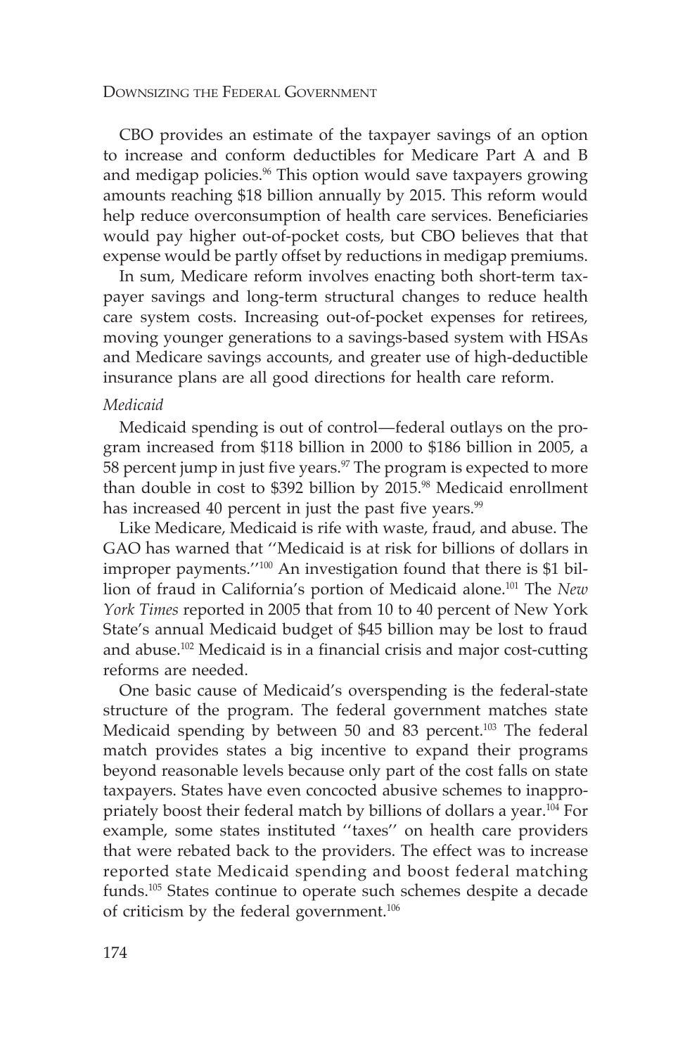CBO provides an estimate of the taxpayer savings of an option to increase and conform deductibles for Medicare Part A and B and medigap policies.[96] This option would save taxpayers growing amounts reaching $18 billion annually by 2015. This reform would help reduce overconsumption of health care services. Beneficiaries would pay higher out-of-pocket costs, but CBO believes that that expense would be partly offset by reductions in medigap premiums.

In sum, Medicare reform involves enacting both short-term taxpayer savings and long-term structural changes to reduce health care system costs. Increasing out-of-pocket expenses for retirees, moving younger generations to a savings-based system with HSAs and Medicare savings accounts, and greater use of high-deductible insurance plans are all good directions for health care reform.

### *Medicaid*

Medicaid spending is out of control—federal outlays on the program increased from $118 billion in 2000 to $186 billion in 2005, a 58 percent jump in just five years.[97] The program is expected to more than double in cost to $392 billion by 2015.[98] Medicaid enrollment has increased 40 percent in just the past five years.[99]

Like Medicare, Medicaid is rife with waste, fraud, and abuse. The GAO has warned that ''Medicaid is at risk for billions of dollars in improper payments.''[100] An investigation found that there is $1 billion of fraud in California's portion of Medicaid alone.[101] The *New York Times* reported in 2005 that from 10 to 40 percent of New York State's annual Medicaid budget of $45 billion may be lost to fraud and abuse.[102] Medicaid is in a financial crisis and major cost-cutting reforms are needed.

One basic cause of Medicaid's overspending is the federal-state structure of the program. The federal government matches state Medicaid spending by between 50 and 83 percent.[103] The federal match provides states a big incentive to expand their programs beyond reasonable levels because only part of the cost falls on state taxpayers. States have even concocted abusive schemes to inappropriately boost their federal match by billions of dollars a year.[104] For example, some states instituted ''taxes'' on health care providers that were rebated back to the providers. The effect was to increase reported state Medicaid spending and boost federal matching funds.[105] States continue to operate such schemes despite a decade of criticism by the federal government.[106]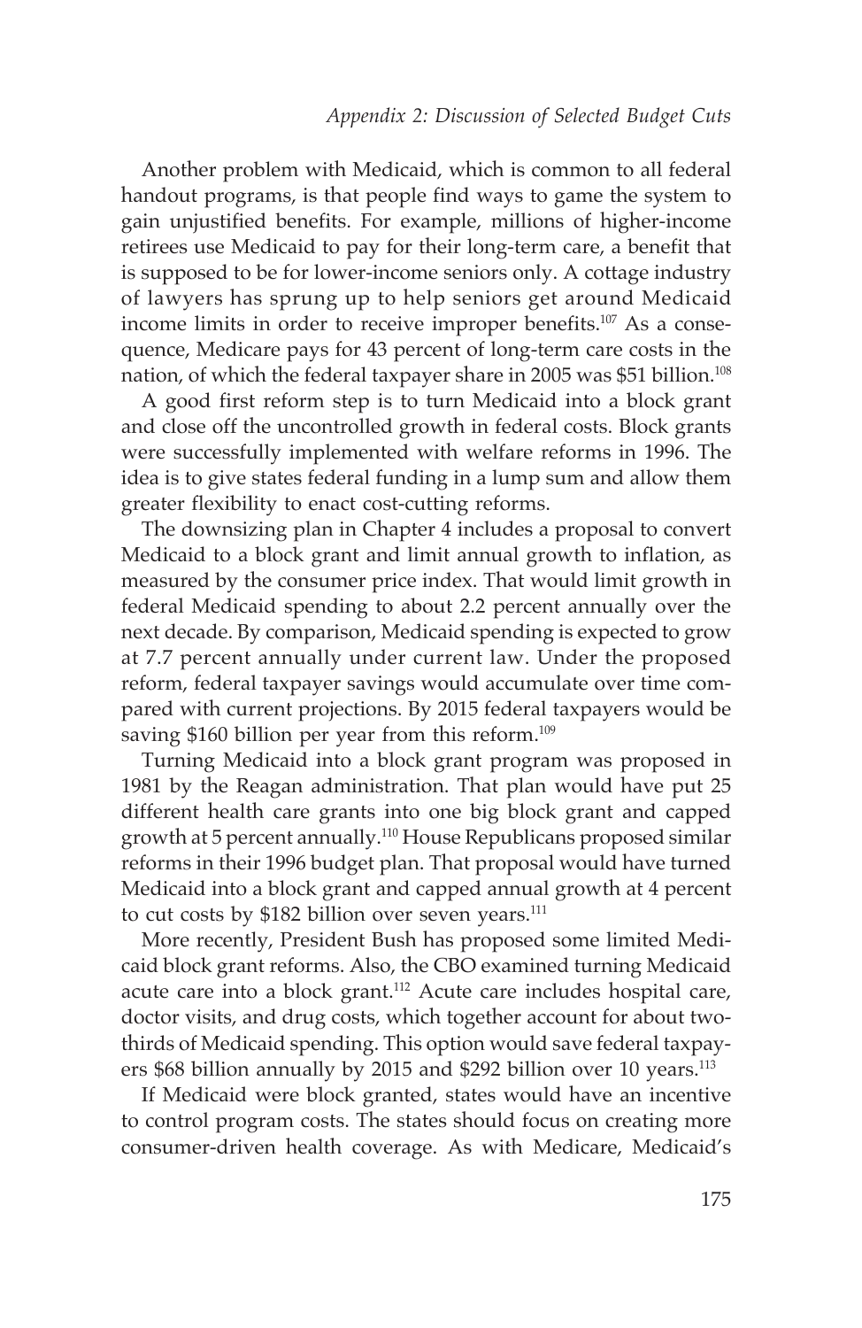Another problem with Medicaid, which is common to all federal handout programs, is that people find ways to game the system to gain unjustified benefits. For example, millions of higher-income retirees use Medicaid to pay for their long-term care, a benefit that is supposed to be for lower-income seniors only. A cottage industry of lawyers has sprung up to help seniors get around Medicaid income limits in order to receive improper benefits.[107] As a consequence, Medicare pays for 43 percent of long-term care costs in the nation, of which the federal taxpayer share in 2005 was $51 billion.[108]

A good first reform step is to turn Medicaid into a block grant and close off the uncontrolled growth in federal costs. Block grants were successfully implemented with welfare reforms in 1996. The idea is to give states federal funding in a lump sum and allow them greater flexibility to enact cost-cutting reforms.

The downsizing plan in Chapter 4 includes a proposal to convert Medicaid to a block grant and limit annual growth to inflation, as measured by the consumer price index. That would limit growth in federal Medicaid spending to about 2.2 percent annually over the next decade. By comparison, Medicaid spending is expected to grow at 7.7 percent annually under current law. Under the proposed reform, federal taxpayer savings would accumulate over time compared with current projections. By 2015 federal taxpayers would be saving $160 billion per year from this reform.[109]

Turning Medicaid into a block grant program was proposed in 1981 by the Reagan administration. That plan would have put 25 different health care grants into one big block grant and capped growth at 5 percent annually.[110] House Republicans proposed similar reforms in their 1996 budget plan. That proposal would have turned Medicaid into a block grant and capped annual growth at 4 percent to cut costs by $182 billion over seven years.[111]

More recently, President Bush has proposed some limited Medicaid block grant reforms. Also, the CBO examined turning Medicaid acute care into a block grant.[112] Acute care includes hospital care, doctor visits, and drug costs, which together account for about two-thirds of Medicaid spending. This option would save federal taxpayers $68 billion annually by 2015 and $292 billion over 10 years.[113]

If Medicaid were block granted, states would have an incentive to control program costs. The states should focus on creating more consumer-driven health coverage. As with Medicare, Medicaid's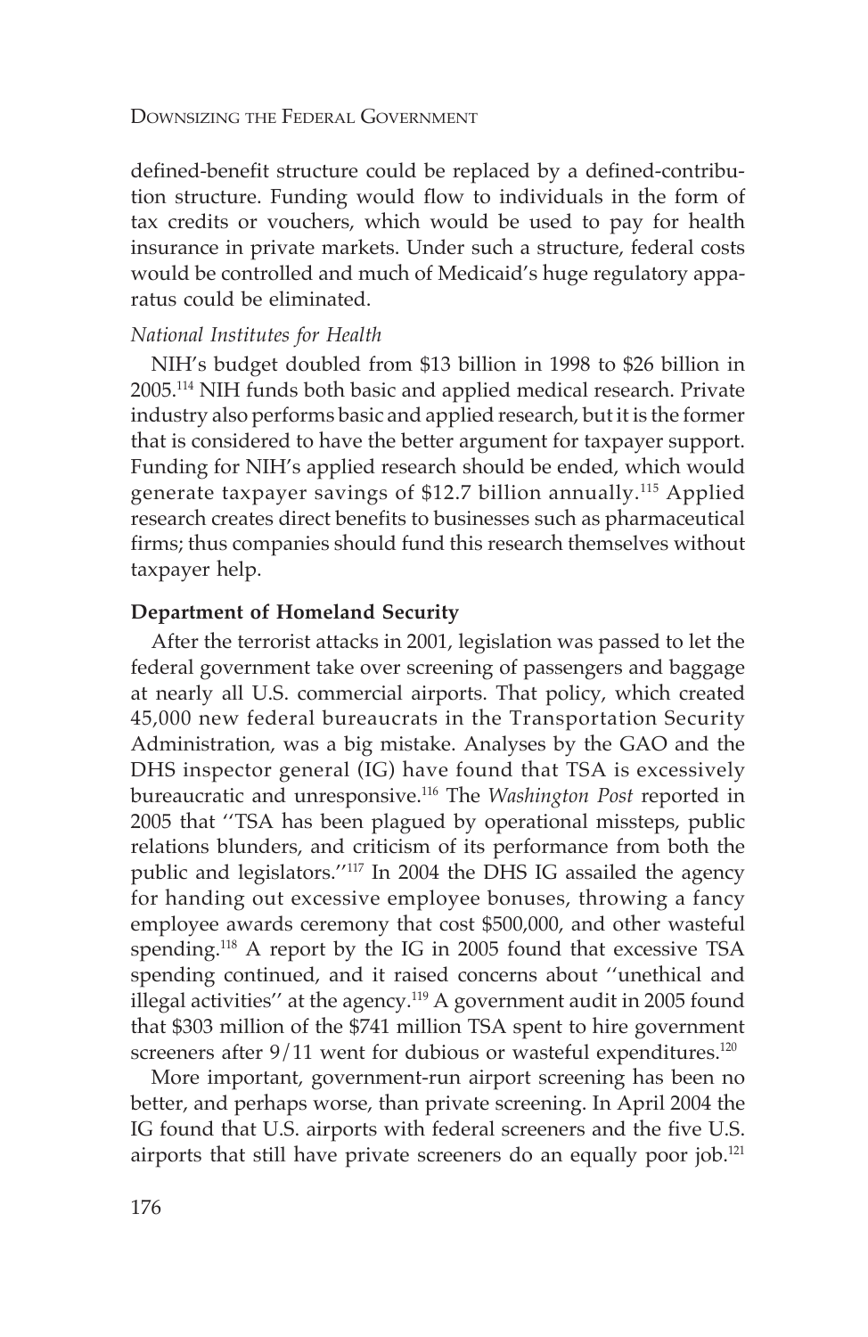defined-benefit structure could be replaced by a defined-contribution structure. Funding would flow to individuals in the form of tax credits or vouchers, which would be used to pay for health insurance in private markets. Under such a structure, federal costs would be controlled and much of Medicaid's huge regulatory apparatus could be eliminated.

*National Institutes for Health*

NIH's budget doubled from $13 billion in 1998 to $26 billion in 2005.[114] NIH funds both basic and applied medical research. Private industry also performs basic and applied research, but it is the former that is considered to have the better argument for taxpayer support. Funding for NIH's applied research should be ended, which would generate taxpayer savings of $12.7 billion annually.[115] Applied research creates direct benefits to businesses such as pharmaceutical firms; thus companies should fund this research themselves without taxpayer help.

**Department of Homeland Security**

After the terrorist attacks in 2001, legislation was passed to let the federal government take over screening of passengers and baggage at nearly all U.S. commercial airports. That policy, which created 45,000 new federal bureaucrats in the Transportation Security Administration, was a big mistake. Analyses by the GAO and the DHS inspector general (IG) have found that TSA is excessively bureaucratic and unresponsive.[116] The *Washington Post* reported in 2005 that ''TSA has been plagued by operational missteps, public relations blunders, and criticism of its performance from both the public and legislators.''[117] In 2004 the DHS IG assailed the agency for handing out excessive employee bonuses, throwing a fancy employee awards ceremony that cost $500,000, and other wasteful spending.[118] A report by the IG in 2005 found that excessive TSA spending continued, and it raised concerns about ''unethical and illegal activities'' at the agency.[119] A government audit in 2005 found that $303 million of the $741 million TSA spent to hire government screeners after 9/11 went for dubious or wasteful expenditures.[120]

More important, government-run airport screening has been no better, and perhaps worse, than private screening. In April 2004 the IG found that U.S. airports with federal screeners and the five U.S. airports that still have private screeners do an equally poor job.[121]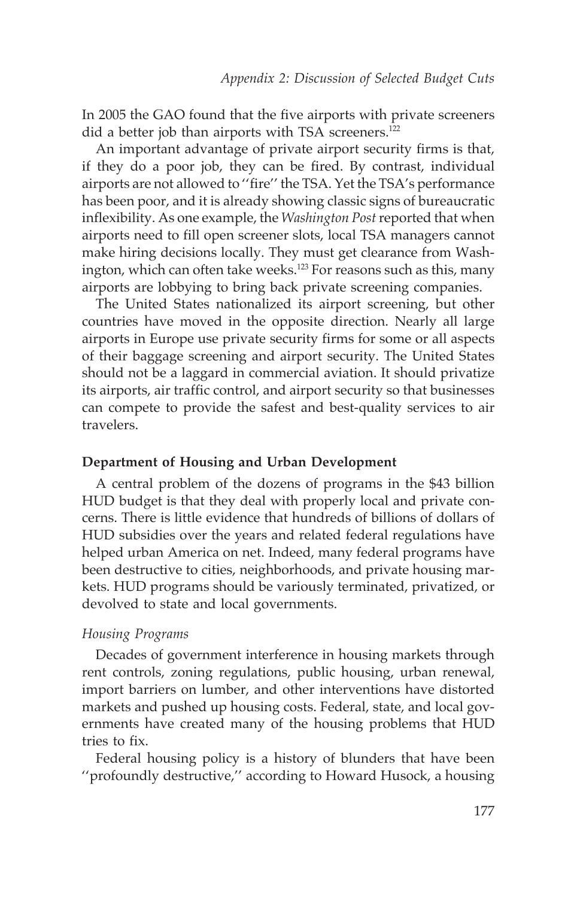In 2005 the GAO found that the five airports with private screeners did a better job than airports with TSA screeners.[122]

An important advantage of private airport security firms is that, if they do a poor job, they can be fired. By contrast, individual airports are not allowed to ''fire'' the TSA. Yet the TSA's performance has been poor, and it is already showing classic signs of bureaucratic inflexibility. As one example, the *Washington Post* reported that when airports need to fill open screener slots, local TSA managers cannot make hiring decisions locally. They must get clearance from Washington, which can often take weeks.[123] For reasons such as this, many airports are lobbying to bring back private screening companies.

The United States nationalized its airport screening, but other countries have moved in the opposite direction. Nearly all large airports in Europe use private security firms for some or all aspects of their baggage screening and airport security. The United States should not be a laggard in commercial aviation. It should privatize its airports, air traffic control, and airport security so that businesses can compete to provide the safest and best-quality services to air travelers.

### Department of Housing and Urban Development

A central problem of the dozens of programs in the $43 billion HUD budget is that they deal with properly local and private concerns. There is little evidence that hundreds of billions of dollars of HUD subsidies over the years and related federal regulations have helped urban America on net. Indeed, many federal programs have been destructive to cities, neighborhoods, and private housing markets. HUD programs should be variously terminated, privatized, or devolved to state and local governments.

#### *Housing Programs*

Decades of government interference in housing markets through rent controls, zoning regulations, public housing, urban renewal, import barriers on lumber, and other interventions have distorted markets and pushed up housing costs. Federal, state, and local governments have created many of the housing problems that HUD tries to fix.

Federal housing policy is a history of blunders that have been ''profoundly destructive,'' according to Howard Husock, a housing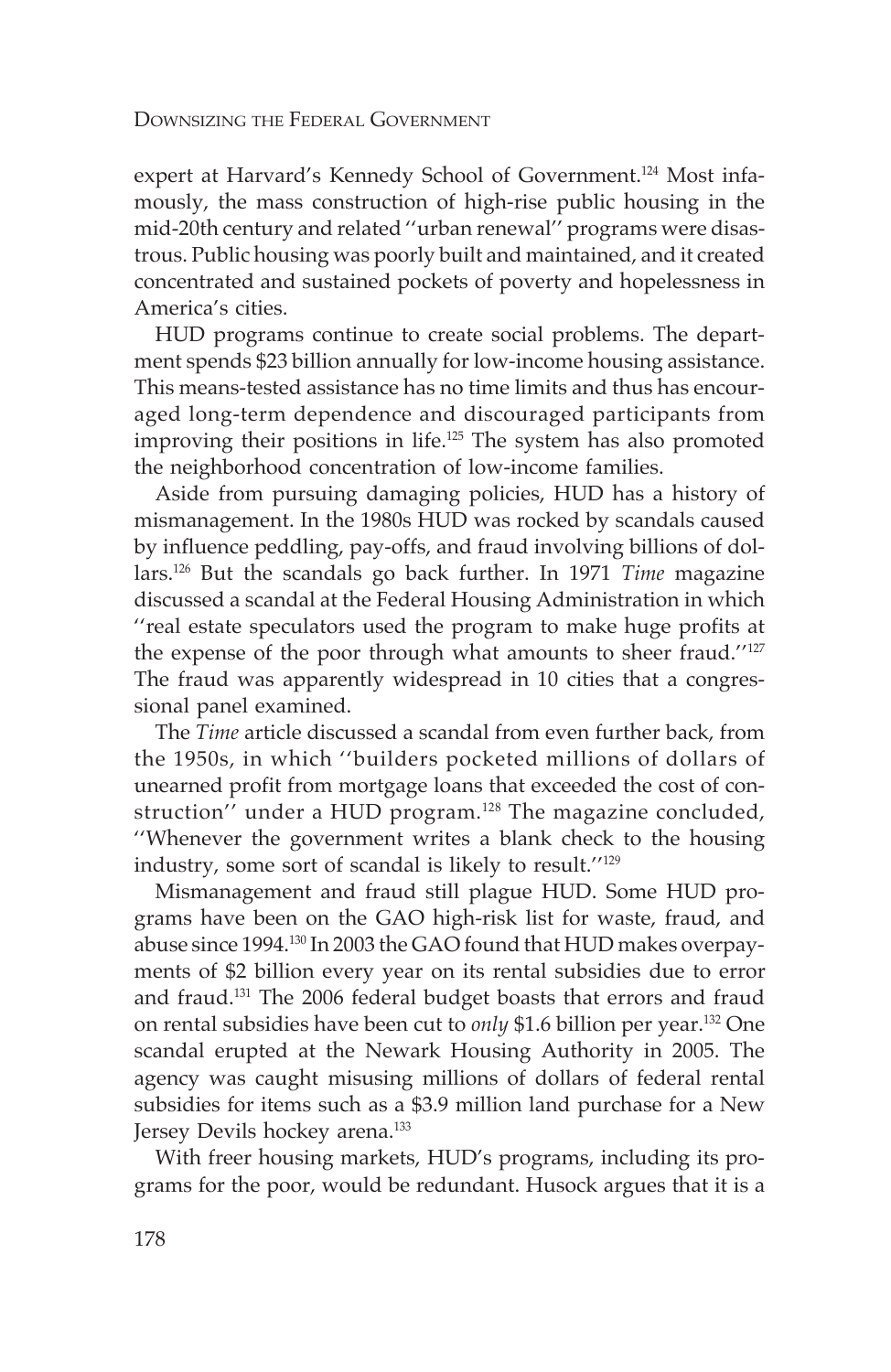expert at Harvard's Kennedy School of Government.[124] Most infamously, the mass construction of high-rise public housing in the mid-20th century and related ''urban renewal'' programs were disastrous. Public housing was poorly built and maintained, and it created concentrated and sustained pockets of poverty and hopelessness in America's cities.

HUD programs continue to create social problems. The department spends $23 billion annually for low-income housing assistance. This means-tested assistance has no time limits and thus has encouraged long-term dependence and discouraged participants from improving their positions in life.[125] The system has also promoted the neighborhood concentration of low-income families.

Aside from pursuing damaging policies, HUD has a history of mismanagement. In the 1980s HUD was rocked by scandals caused by influence peddling, pay-offs, and fraud involving billions of dollars.[126] But the scandals go back further. In 1971 *Time* magazine discussed a scandal at the Federal Housing Administration in which ''real estate speculators used the program to make huge profits at the expense of the poor through what amounts to sheer fraud.''[127] The fraud was apparently widespread in 10 cities that a congressional panel examined.

The *Time* article discussed a scandal from even further back, from the 1950s, in which ''builders pocketed millions of dollars of unearned profit from mortgage loans that exceeded the cost of construction'' under a HUD program.[128] The magazine concluded, ''Whenever the government writes a blank check to the housing industry, some sort of scandal is likely to result.''[129]

Mismanagement and fraud still plague HUD. Some HUD programs have been on the GAO high-risk list for waste, fraud, and abuse since 1994.[130] In 2003 the GAO found that HUD makes overpayments of $2 billion every year on its rental subsidies due to error and fraud.[131] The 2006 federal budget boasts that errors and fraud on rental subsidies have been cut to *only* $1.6 billion per year.[132] One scandal erupted at the Newark Housing Authority in 2005. The agency was caught misusing millions of dollars of federal rental subsidies for items such as a $3.9 million land purchase for a New Jersey Devils hockey arena.[133]

With freer housing markets, HUD's programs, including its programs for the poor, would be redundant. Husock argues that it is a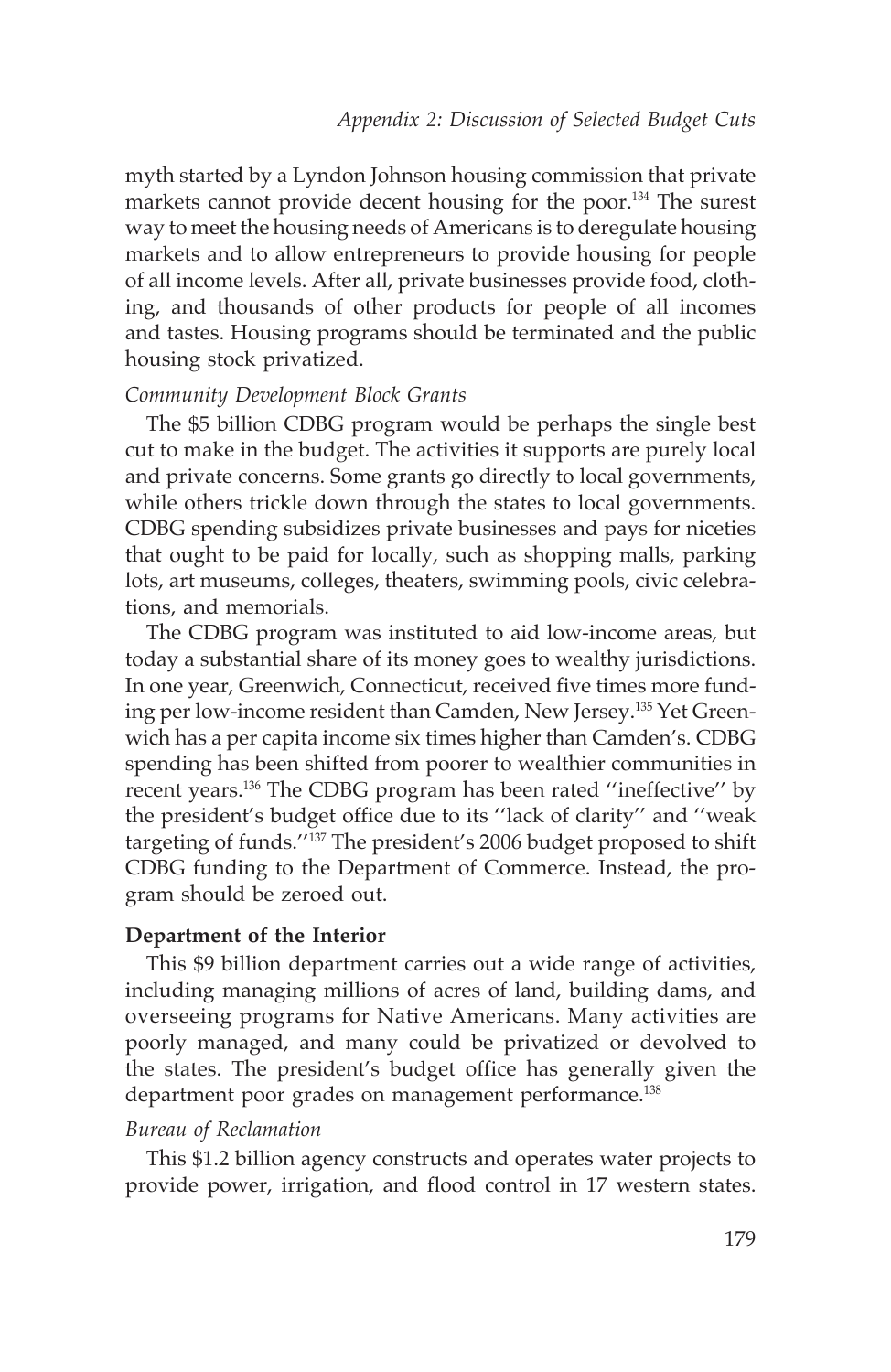myth started by a Lyndon Johnson housing commission that private markets cannot provide decent housing for the poor.[134] The surest way to meet the housing needs of Americans is to deregulate housing markets and to allow entrepreneurs to provide housing for people of all income levels. After all, private businesses provide food, clothing, and thousands of other products for people of all incomes and tastes. Housing programs should be terminated and the public housing stock privatized.

*Community Development Block Grants*

The $5 billion CDBG program would be perhaps the single best cut to make in the budget. The activities it supports are purely local and private concerns. Some grants go directly to local governments, while others trickle down through the states to local governments. CDBG spending subsidizes private businesses and pays for niceties that ought to be paid for locally, such as shopping malls, parking lots, art museums, colleges, theaters, swimming pools, civic celebrations, and memorials.

The CDBG program was instituted to aid low-income areas, but today a substantial share of its money goes to wealthy jurisdictions. In one year, Greenwich, Connecticut, received five times more funding per low-income resident than Camden, New Jersey.[135] Yet Greenwich has a per capita income six times higher than Camden's. CDBG spending has been shifted from poorer to wealthier communities in recent years.[136] The CDBG program has been rated ''ineffective'' by the president's budget office due to its ''lack of clarity'' and ''weak targeting of funds.''[137] The president's 2006 budget proposed to shift CDBG funding to the Department of Commerce. Instead, the program should be zeroed out.

**Department of the Interior**

This $9 billion department carries out a wide range of activities, including managing millions of acres of land, building dams, and overseeing programs for Native Americans. Many activities are poorly managed, and many could be privatized or devolved to the states. The president's budget office has generally given the department poor grades on management performance.[138]

*Bureau of Reclamation*

This $1.2 billion agency constructs and operates water projects to provide power, irrigation, and flood control in 17 western states.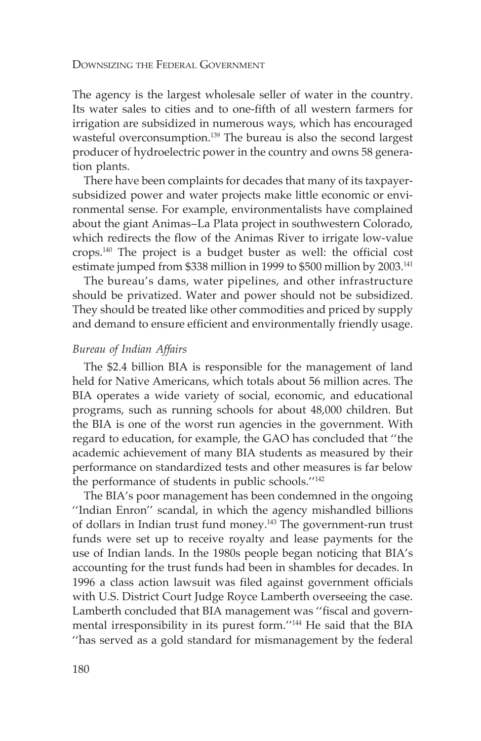The agency is the largest wholesale seller of water in the country. Its water sales to cities and to one-fifth of all western farmers for irrigation are subsidized in numerous ways, which has encouraged wasteful overconsumption.[139] The bureau is also the second largest producer of hydroelectric power in the country and owns 58 generation plants.

There have been complaints for decades that many of its taxpayer-subsidized power and water projects make little economic or environmental sense. For example, environmentalists have complained about the giant Animas–La Plata project in southwestern Colorado, which redirects the flow of the Animas River to irrigate low-value crops.[140] The project is a budget buster as well: the official cost estimate jumped from $338 million in 1999 to $500 million by 2003.[141]

The bureau's dams, water pipelines, and other infrastructure should be privatized. Water and power should not be subsidized. They should be treated like other commodities and priced by supply and demand to ensure efficient and environmentally friendly usage.

*Bureau of Indian Affairs*

The $2.4 billion BIA is responsible for the management of land held for Native Americans, which totals about 56 million acres. The BIA operates a wide variety of social, economic, and educational programs, such as running schools for about 48,000 children. But the BIA is one of the worst run agencies in the government. With regard to education, for example, the GAO has concluded that ''the academic achievement of many BIA students as measured by their performance on standardized tests and other measures is far below the performance of students in public schools.''[142]

The BIA's poor management has been condemned in the ongoing ''Indian Enron'' scandal, in which the agency mishandled billions of dollars in Indian trust fund money.[143] The government-run trust funds were set up to receive royalty and lease payments for the use of Indian lands. In the 1980s people began noticing that BIA's accounting for the trust funds had been in shambles for decades. In 1996 a class action lawsuit was filed against government officials with U.S. District Court Judge Royce Lamberth overseeing the case. Lamberth concluded that BIA management was ''fiscal and governmental irresponsibility in its purest form.''[144] He said that the BIA ''has served as a gold standard for mismanagement by the federal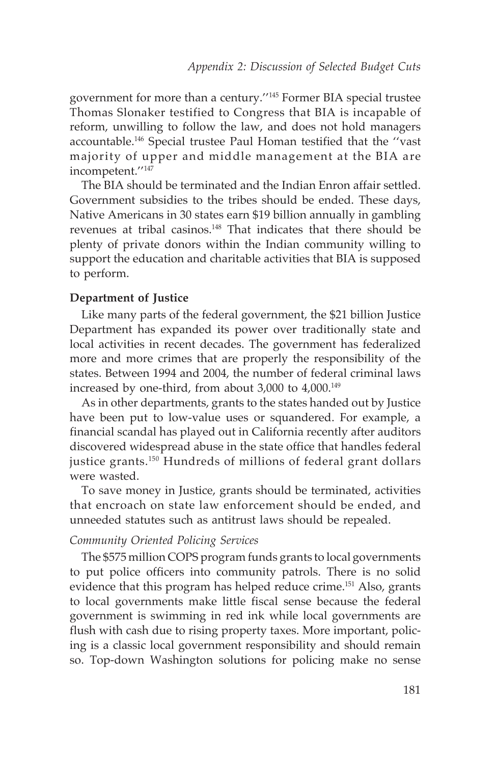government for more than a century.''[145] Former BIA special trustee Thomas Slonaker testified to Congress that BIA is incapable of reform, unwilling to follow the law, and does not hold managers accountable.[146] Special trustee Paul Homan testified that the ''vast majority of upper and middle management at the BIA are incompetent.''[147]

The BIA should be terminated and the Indian Enron affair settled. Government subsidies to the tribes should be ended. These days, Native Americans in 30 states earn $19 billion annually in gambling revenues at tribal casinos.[148] That indicates that there should be plenty of private donors within the Indian community willing to support the education and charitable activities that BIA is supposed to perform.

**Department of Justice**

Like many parts of the federal government, the $21 billion Justice Department has expanded its power over traditionally state and local activities in recent decades. The government has federalized more and more crimes that are properly the responsibility of the states. Between 1994 and 2004, the number of federal criminal laws increased by one-third, from about 3,000 to 4,000.[149]

As in other departments, grants to the states handed out by Justice have been put to low-value uses or squandered. For example, a financial scandal has played out in California recently after auditors discovered widespread abuse in the state office that handles federal justice grants.[150] Hundreds of millions of federal grant dollars were wasted.

To save money in Justice, grants should be terminated, activities that encroach on state law enforcement should be ended, and unneeded statutes such as antitrust laws should be repealed.

*Community Oriented Policing Services*

The $575 million COPS program funds grants to local governments to put police officers into community patrols. There is no solid evidence that this program has helped reduce crime.[151] Also, grants to local governments make little fiscal sense because the federal government is swimming in red ink while local governments are flush with cash due to rising property taxes. More important, policing is a classic local government responsibility and should remain so. Top-down Washington solutions for policing make no sense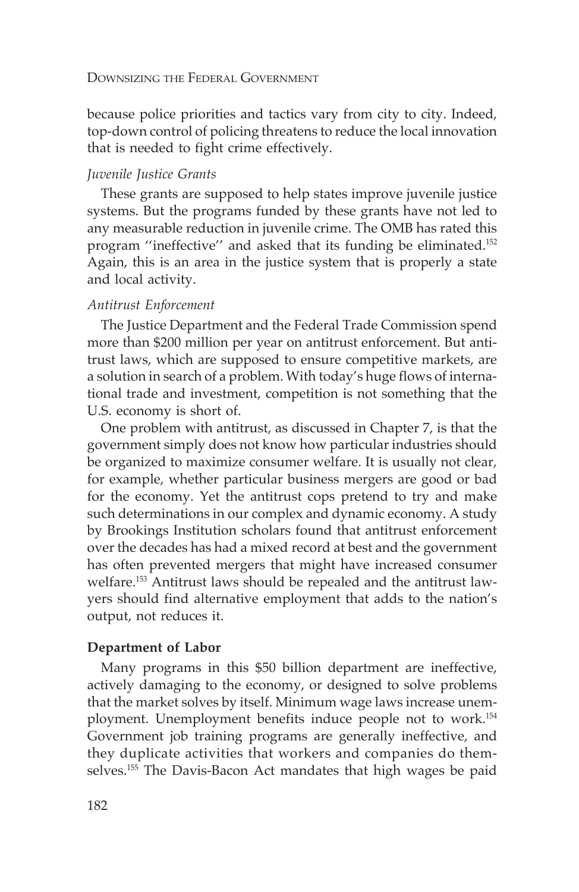because police priorities and tactics vary from city to city. Indeed, top-down control of policing threatens to reduce the local innovation that is needed to fight crime effectively.

*Juvenile Justice Grants*

These grants are supposed to help states improve juvenile justice systems. But the programs funded by these grants have not led to any measurable reduction in juvenile crime. The OMB has rated this program ''ineffective'' and asked that its funding be eliminated.[152] Again, this is an area in the justice system that is properly a state and local activity.

*Antitrust Enforcement*

The Justice Department and the Federal Trade Commission spend more than $200 million per year on antitrust enforcement. But antitrust laws, which are supposed to ensure competitive markets, are a solution in search of a problem. With today's huge flows of international trade and investment, competition is not something that the U.S. economy is short of.

One problem with antitrust, as discussed in Chapter 7, is that the government simply does not know how particular industries should be organized to maximize consumer welfare. It is usually not clear, for example, whether particular business mergers are good or bad for the economy. Yet the antitrust cops pretend to try and make such determinations in our complex and dynamic economy. A study by Brookings Institution scholars found that antitrust enforcement over the decades has had a mixed record at best and the government has often prevented mergers that might have increased consumer welfare.[153] Antitrust laws should be repealed and the antitrust lawyers should find alternative employment that adds to the nation's output, not reduces it.

**Department of Labor**

Many programs in this $50 billion department are ineffective, actively damaging to the economy, or designed to solve problems that the market solves by itself. Minimum wage laws increase unemployment. Unemployment benefits induce people not to work.[154] Government job training programs are generally ineffective, and they duplicate activities that workers and companies do themselves.[155] The Davis-Bacon Act mandates that high wages be paid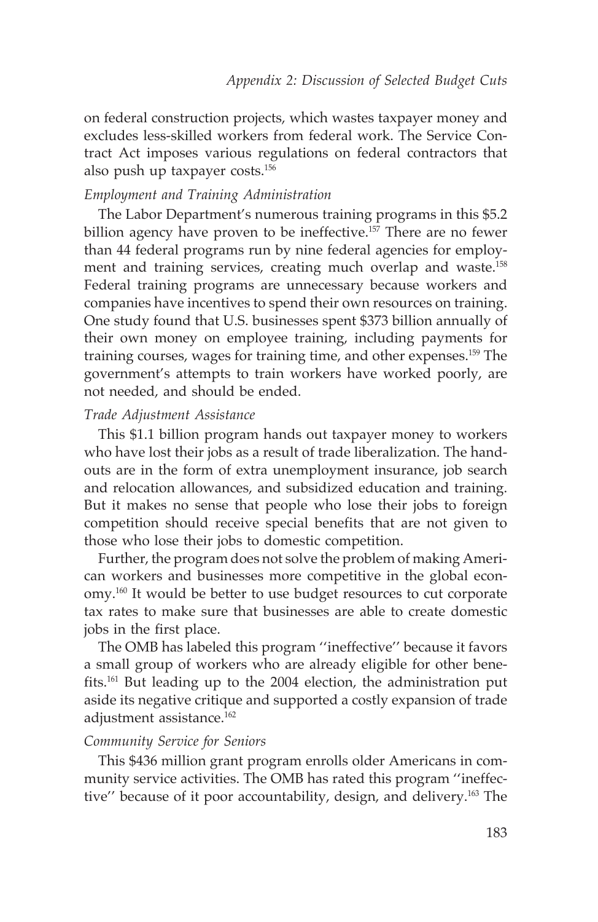on federal construction projects, which wastes taxpayer money and excludes less-skilled workers from federal work. The Service Contract Act imposes various regulations on federal contractors that also push up taxpayer costs.[156]

*Employment and Training Administration*

The Labor Department's numerous training programs in this $5.2 billion agency have proven to be ineffective.[157] There are no fewer than 44 federal programs run by nine federal agencies for employment and training services, creating much overlap and waste.[158] Federal training programs are unnecessary because workers and companies have incentives to spend their own resources on training. One study found that U.S. businesses spent $373 billion annually of their own money on employee training, including payments for training courses, wages for training time, and other expenses.[159] The government's attempts to train workers have worked poorly, are not needed, and should be ended.

*Trade Adjustment Assistance*

This $1.1 billion program hands out taxpayer money to workers who have lost their jobs as a result of trade liberalization. The handouts are in the form of extra unemployment insurance, job search and relocation allowances, and subsidized education and training. But it makes no sense that people who lose their jobs to foreign competition should receive special benefits that are not given to those who lose their jobs to domestic competition.

Further, the program does not solve the problem of making American workers and businesses more competitive in the global economy.[160] It would be better to use budget resources to cut corporate tax rates to make sure that businesses are able to create domestic jobs in the first place.

The OMB has labeled this program ''ineffective'' because it favors a small group of workers who are already eligible for other benefits.[161] But leading up to the 2004 election, the administration put aside its negative critique and supported a costly expansion of trade adjustment assistance.[162]

*Community Service for Seniors*

This $436 million grant program enrolls older Americans in community service activities. The OMB has rated this program ''ineffective'' because of it poor accountability, design, and delivery.[163] The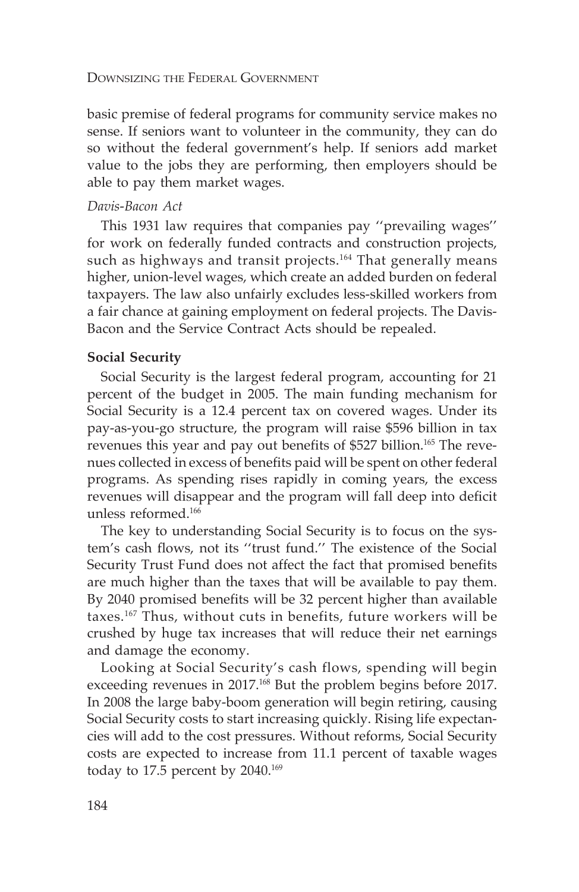basic premise of federal programs for community service makes no sense. If seniors want to volunteer in the community, they can do so without the federal government's help. If seniors add market value to the jobs they are performing, then employers should be able to pay them market wages.

*Davis-Bacon Act*

This 1931 law requires that companies pay ''prevailing wages'' for work on federally funded contracts and construction projects, such as highways and transit projects.[164] That generally means higher, union-level wages, which create an added burden on federal taxpayers. The law also unfairly excludes less-skilled workers from a fair chance at gaining employment on federal projects. The Davis-Bacon and the Service Contract Acts should be repealed.

### Social Security

Social Security is the largest federal program, accounting for 21 percent of the budget in 2005. The main funding mechanism for Social Security is a 12.4 percent tax on covered wages. Under its pay-as-you-go structure, the program will raise $596 billion in tax revenues this year and pay out benefits of $527 billion.[165] The revenues collected in excess of benefits paid will be spent on other federal programs. As spending rises rapidly in coming years, the excess revenues will disappear and the program will fall deep into deficit unless reformed.[166]

The key to understanding Social Security is to focus on the system's cash flows, not its ''trust fund.'' The existence of the Social Security Trust Fund does not affect the fact that promised benefits are much higher than the taxes that will be available to pay them. By 2040 promised benefits will be 32 percent higher than available taxes.[167] Thus, without cuts in benefits, future workers will be crushed by huge tax increases that will reduce their net earnings and damage the economy.

Looking at Social Security's cash flows, spending will begin exceeding revenues in 2017.[168] But the problem begins before 2017. In 2008 the large baby-boom generation will begin retiring, causing Social Security costs to start increasing quickly. Rising life expectancies will add to the cost pressures. Without reforms, Social Security costs are expected to increase from 11.1 percent of taxable wages today to 17.5 percent by 2040.[169]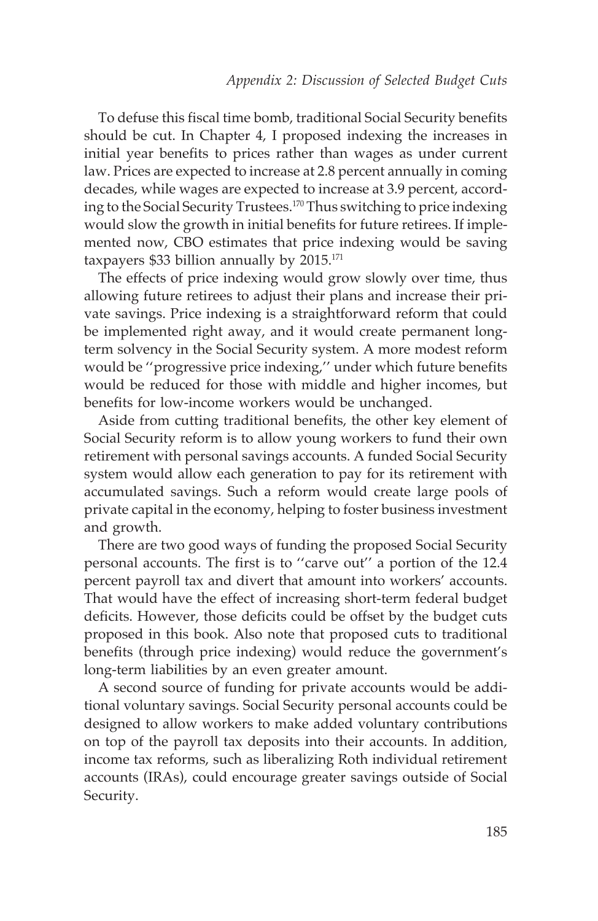To defuse this fiscal time bomb, traditional Social Security benefits should be cut. In Chapter 4, I proposed indexing the increases in initial year benefits to prices rather than wages as under current law. Prices are expected to increase at 2.8 percent annually in coming decades, while wages are expected to increase at 3.9 percent, according to the Social Security Trustees.[170] Thus switching to price indexing would slow the growth in initial benefits for future retirees. If implemented now, CBO estimates that price indexing would be saving taxpayers $33 billion annually by 2015.[171]

The effects of price indexing would grow slowly over time, thus allowing future retirees to adjust their plans and increase their private savings. Price indexing is a straightforward reform that could be implemented right away, and it would create permanent long-term solvency in the Social Security system. A more modest reform would be ''progressive price indexing,'' under which future benefits would be reduced for those with middle and higher incomes, but benefits for low-income workers would be unchanged.

Aside from cutting traditional benefits, the other key element of Social Security reform is to allow young workers to fund their own retirement with personal savings accounts. A funded Social Security system would allow each generation to pay for its retirement with accumulated savings. Such a reform would create large pools of private capital in the economy, helping to foster business investment and growth.

There are two good ways of funding the proposed Social Security personal accounts. The first is to ''carve out'' a portion of the 12.4 percent payroll tax and divert that amount into workers' accounts. That would have the effect of increasing short-term federal budget deficits. However, those deficits could be offset by the budget cuts proposed in this book. Also note that proposed cuts to traditional benefits (through price indexing) would reduce the government's long-term liabilities by an even greater amount.

A second source of funding for private accounts would be additional voluntary savings. Social Security personal accounts could be designed to allow workers to make added voluntary contributions on top of the payroll tax deposits into their accounts. In addition, income tax reforms, such as liberalizing Roth individual retirement accounts (IRAs), could encourage greater savings outside of Social Security.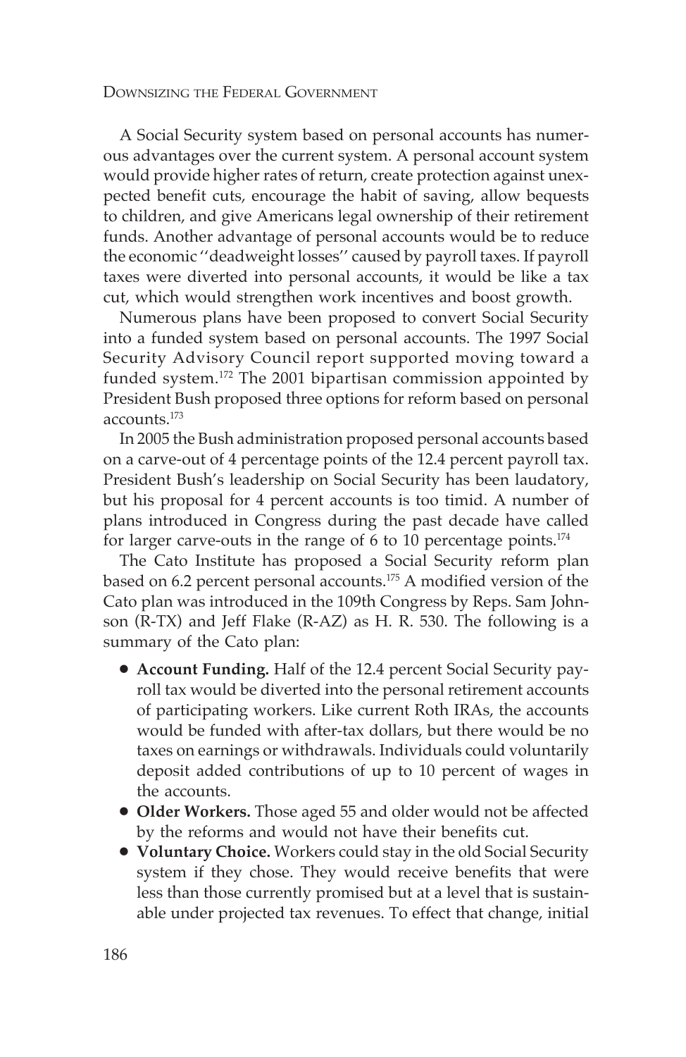A Social Security system based on personal accounts has numerous advantages over the current system. A personal account system would provide higher rates of return, create protection against unexpected benefit cuts, encourage the habit of saving, allow bequests to children, and give Americans legal ownership of their retirement funds. Another advantage of personal accounts would be to reduce the economic ''deadweight losses'' caused by payroll taxes. If payroll taxes were diverted into personal accounts, it would be like a tax cut, which would strengthen work incentives and boost growth.

Numerous plans have been proposed to convert Social Security into a funded system based on personal accounts. The 1997 Social Security Advisory Council report supported moving toward a funded system.[172] The 2001 bipartisan commission appointed by President Bush proposed three options for reform based on personal accounts.[173]

In 2005 the Bush administration proposed personal accounts based on a carve-out of 4 percentage points of the 12.4 percent payroll tax. President Bush's leadership on Social Security has been laudatory, but his proposal for 4 percent accounts is too timid. A number of plans introduced in Congress during the past decade have called for larger carve-outs in the range of 6 to 10 percentage points.[174]

The Cato Institute has proposed a Social Security reform plan based on 6.2 percent personal accounts.[175] A modified version of the Cato plan was introduced in the 109th Congress by Reps. Sam Johnson (R-TX) and Jeff Flake (R-AZ) as H. R. 530. The following is a summary of the Cato plan:

- **Account Funding.** Half of the 12.4 percent Social Security payroll tax would be diverted into the personal retirement accounts of participating workers. Like current Roth IRAs, the accounts would be funded with after-tax dollars, but there would be no taxes on earnings or withdrawals. Individuals could voluntarily deposit added contributions of up to 10 percent of wages in the accounts.
- **Older Workers.** Those aged 55 and older would not be affected by the reforms and would not have their benefits cut.
- **Voluntary Choice.** Workers could stay in the old Social Security system if they chose. They would receive benefits that were less than those currently promised but at a level that is sustainable under projected tax revenues. To effect that change, initial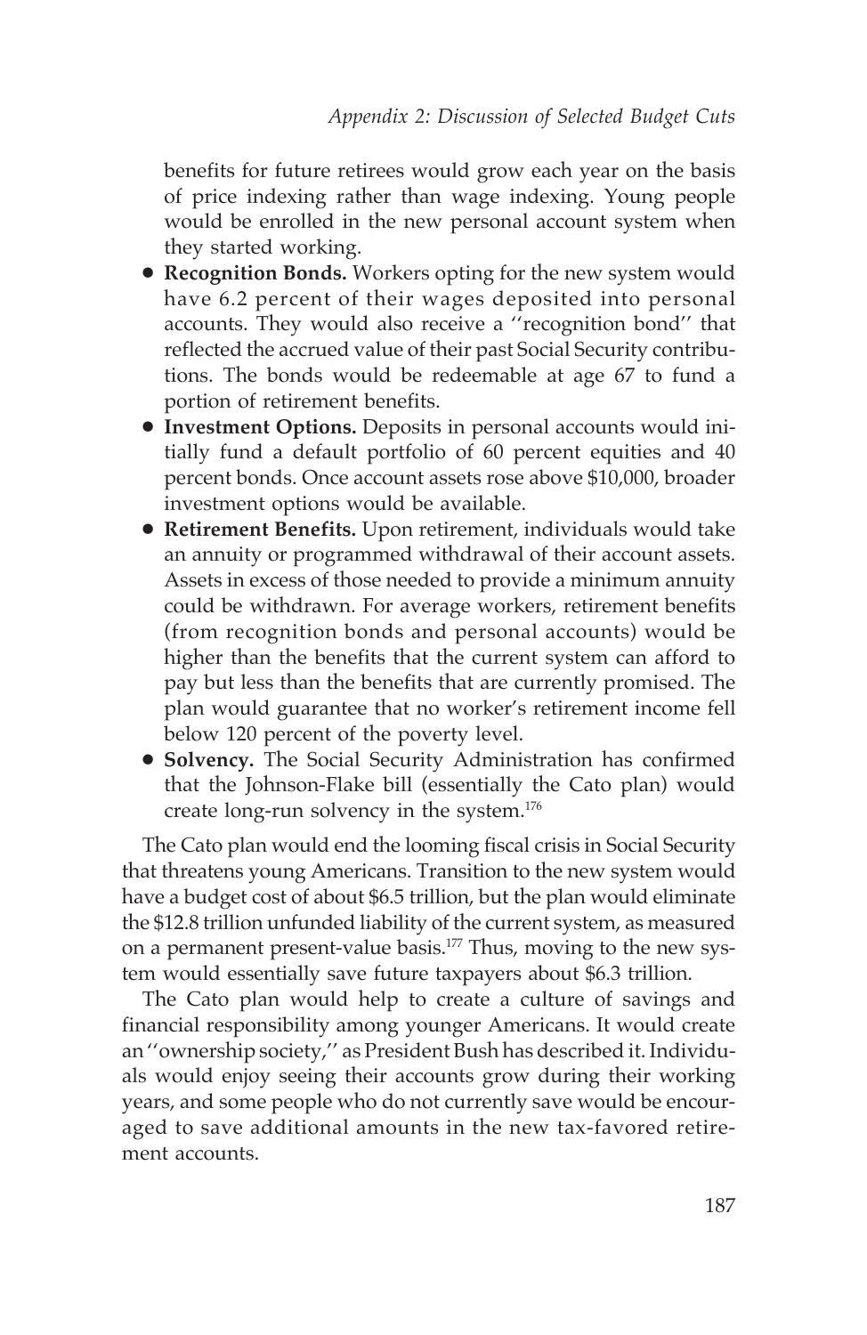benefits for future retirees would grow each year on the basis of price indexing rather than wage indexing. Young people would be enrolled in the new personal account system when they started working.

- **Recognition Bonds.** Workers opting for the new system would have 6.2 percent of their wages deposited into personal accounts. They would also receive a ''recognition bond'' that reflected the accrued value of their past Social Security contributions. The bonds would be redeemable at age 67 to fund a portion of retirement benefits.
- **Investment Options.** Deposits in personal accounts would initially fund a default portfolio of 60 percent equities and 40 percent bonds. Once account assets rose above $10,000, broader investment options would be available.
- **Retirement Benefits.** Upon retirement, individuals would take an annuity or programmed withdrawal of their account assets. Assets in excess of those needed to provide a minimum annuity could be withdrawn. For average workers, retirement benefits (from recognition bonds and personal accounts) would be higher than the benefits that the current system can afford to pay but less than the benefits that are currently promised. The plan would guarantee that no worker's retirement income fell below 120 percent of the poverty level.
- **Solvency.** The Social Security Administration has confirmed that the Johnson-Flake bill (essentially the Cato plan) would create long-run solvency in the system.[176]

The Cato plan would end the looming fiscal crisis in Social Security that threatens young Americans. Transition to the new system would have a budget cost of about $6.5 trillion, but the plan would eliminate the $12.8 trillion unfunded liability of the current system, as measured on a permanent present-value basis.[177] Thus, moving to the new system would essentially save future taxpayers about $6.3 trillion.

The Cato plan would help to create a culture of savings and financial responsibility among younger Americans. It would create an ''ownership society,'' as President Bush has described it. Individuals would enjoy seeing their accounts grow during their working years, and some people who do not currently save would be encouraged to save additional amounts in the new tax-favored retirement accounts.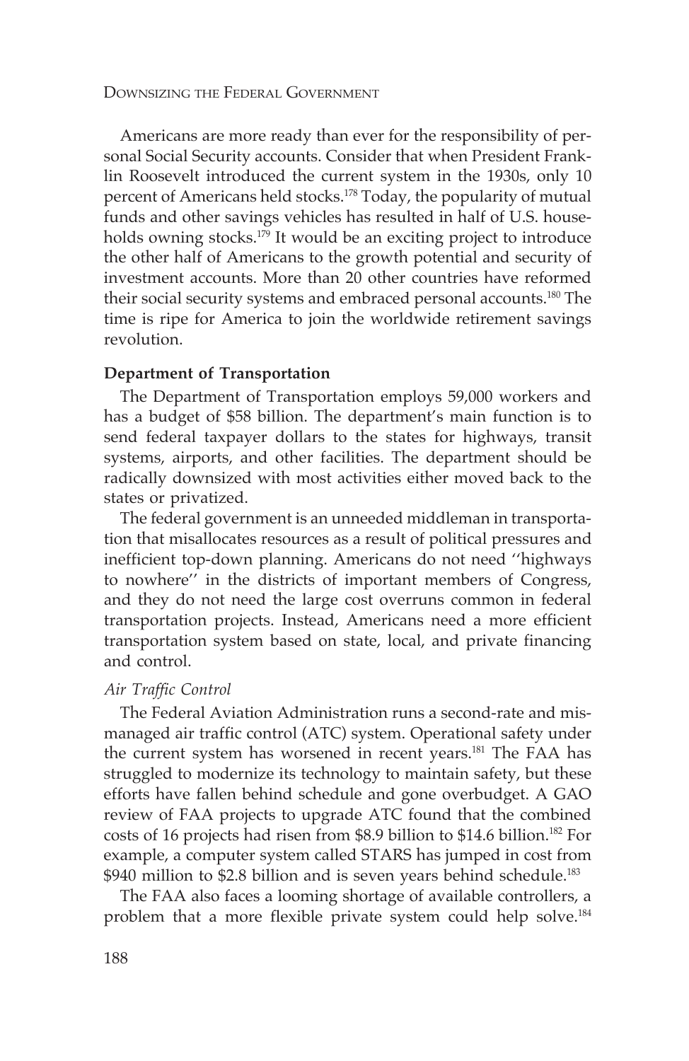Americans are more ready than ever for the responsibility of personal Social Security accounts. Consider that when President Franklin Roosevelt introduced the current system in the 1930s, only 10 percent of Americans held stocks.[178] Today, the popularity of mutual funds and other savings vehicles has resulted in half of U.S. households owning stocks.[179] It would be an exciting project to introduce the other half of Americans to the growth potential and security of investment accounts. More than 20 other countries have reformed their social security systems and embraced personal accounts.[180] The time is ripe for America to join the worldwide retirement savings revolution.

**Department of Transportation**

The Department of Transportation employs 59,000 workers and has a budget of $58 billion. The department's main function is to send federal taxpayer dollars to the states for highways, transit systems, airports, and other facilities. The department should be radically downsized with most activities either moved back to the states or privatized.

The federal government is an unneeded middleman in transportation that misallocates resources as a result of political pressures and inefficient top-down planning. Americans do not need ''highways to nowhere'' in the districts of important members of Congress, and they do not need the large cost overruns common in federal transportation projects. Instead, Americans need a more efficient transportation system based on state, local, and private financing and control.

*Air Traffic Control*

The Federal Aviation Administration runs a second-rate and mismanaged air traffic control (ATC) system. Operational safety under the current system has worsened in recent years.[181] The FAA has struggled to modernize its technology to maintain safety, but these efforts have fallen behind schedule and gone overbudget. A GAO review of FAA projects to upgrade ATC found that the combined costs of 16 projects had risen from $8.9 billion to $14.6 billion.[182] For example, a computer system called STARS has jumped in cost from $940 million to $2.8 billion and is seven years behind schedule.[183]

The FAA also faces a looming shortage of available controllers, a problem that a more flexible private system could help solve.[184]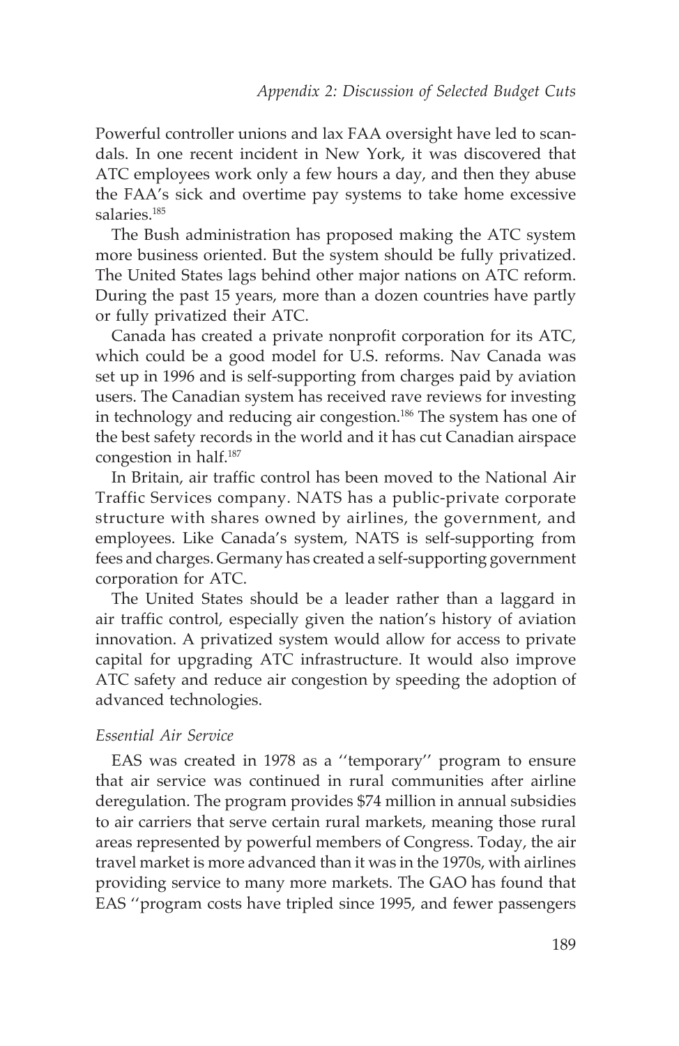Powerful controller unions and lax FAA oversight have led to scandals. In one recent incident in New York, it was discovered that ATC employees work only a few hours a day, and then they abuse the FAA's sick and overtime pay systems to take home excessive salaries.[185]

The Bush administration has proposed making the ATC system more business oriented. But the system should be fully privatized. The United States lags behind other major nations on ATC reform. During the past 15 years, more than a dozen countries have partly or fully privatized their ATC.

Canada has created a private nonprofit corporation for its ATC, which could be a good model for U.S. reforms. Nav Canada was set up in 1996 and is self-supporting from charges paid by aviation users. The Canadian system has received rave reviews for investing in technology and reducing air congestion.[186] The system has one of the best safety records in the world and it has cut Canadian airspace congestion in half.[187]

In Britain, air traffic control has been moved to the National Air Traffic Services company. NATS has a public-private corporate structure with shares owned by airlines, the government, and employees. Like Canada's system, NATS is self-supporting from fees and charges. Germany has created a self-supporting government corporation for ATC.

The United States should be a leader rather than a laggard in air traffic control, especially given the nation's history of aviation innovation. A privatized system would allow for access to private capital for upgrading ATC infrastructure. It would also improve ATC safety and reduce air congestion by speeding the adoption of advanced technologies.

*Essential Air Service*

EAS was created in 1978 as a ''temporary'' program to ensure that air service was continued in rural communities after airline deregulation. The program provides $74 million in annual subsidies to air carriers that serve certain rural markets, meaning those rural areas represented by powerful members of Congress. Today, the air travel market is more advanced than it was in the 1970s, with airlines providing service to many more markets. The GAO has found that EAS ''program costs have tripled since 1995, and fewer passengers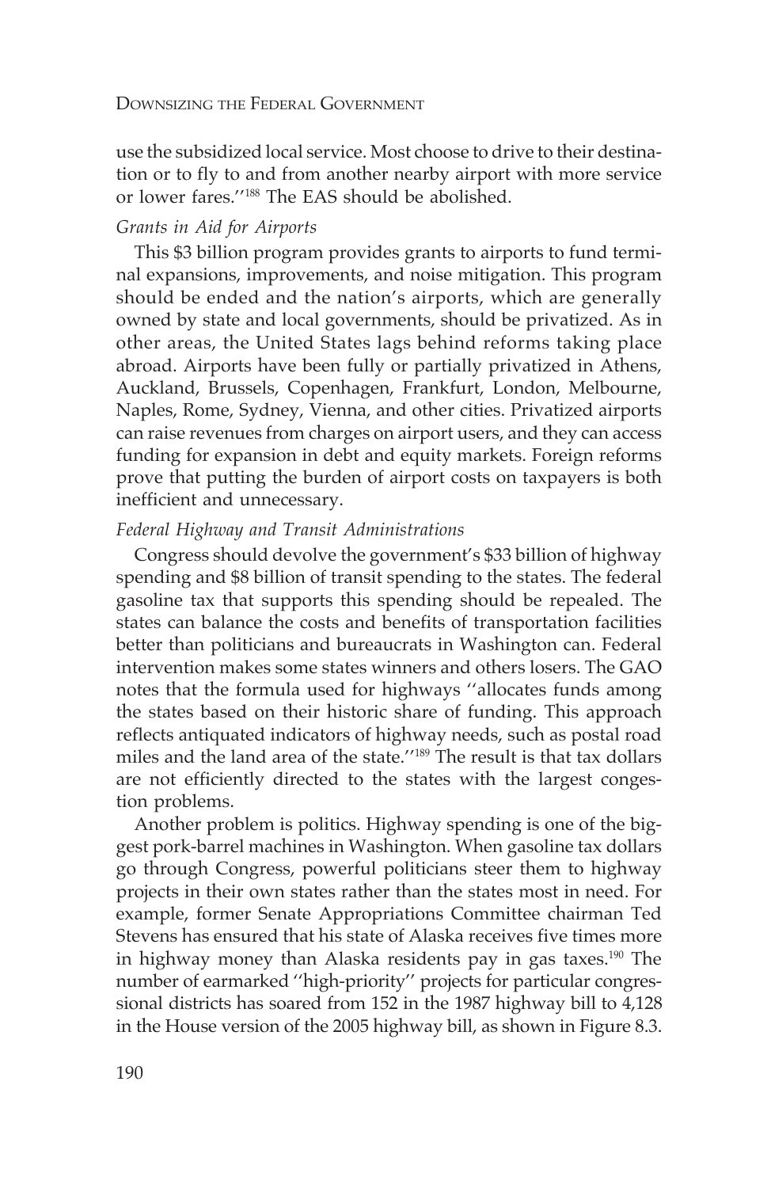use the subsidized local service. Most choose to drive to their destination or to fly to and from another nearby airport with more service or lower fares.''[188] The EAS should be abolished.

*Grants in Aid for Airports*

This $3 billion program provides grants to airports to fund terminal expansions, improvements, and noise mitigation. This program should be ended and the nation's airports, which are generally owned by state and local governments, should be privatized. As in other areas, the United States lags behind reforms taking place abroad. Airports have been fully or partially privatized in Athens, Auckland, Brussels, Copenhagen, Frankfurt, London, Melbourne, Naples, Rome, Sydney, Vienna, and other cities. Privatized airports can raise revenues from charges on airport users, and they can access funding for expansion in debt and equity markets. Foreign reforms prove that putting the burden of airport costs on taxpayers is both inefficient and unnecessary.

*Federal Highway and Transit Administrations*

Congress should devolve the government's $33 billion of highway spending and $8 billion of transit spending to the states. The federal gasoline tax that supports this spending should be repealed. The states can balance the costs and benefits of transportation facilities better than politicians and bureaucrats in Washington can. Federal intervention makes some states winners and others losers. The GAO notes that the formula used for highways ''allocates funds among the states based on their historic share of funding. This approach reflects antiquated indicators of highway needs, such as postal road miles and the land area of the state.''[189] The result is that tax dollars are not efficiently directed to the states with the largest congestion problems.

Another problem is politics. Highway spending is one of the biggest pork-barrel machines in Washington. When gasoline tax dollars go through Congress, powerful politicians steer them to highway projects in their own states rather than the states most in need. For example, former Senate Appropriations Committee chairman Ted Stevens has ensured that his state of Alaska receives five times more in highway money than Alaska residents pay in gas taxes.[190] The number of earmarked ''high-priority'' projects for particular congressional districts has soared from 152 in the 1987 highway bill to 4,128 in the House version of the 2005 highway bill, as shown in Figure 8.3.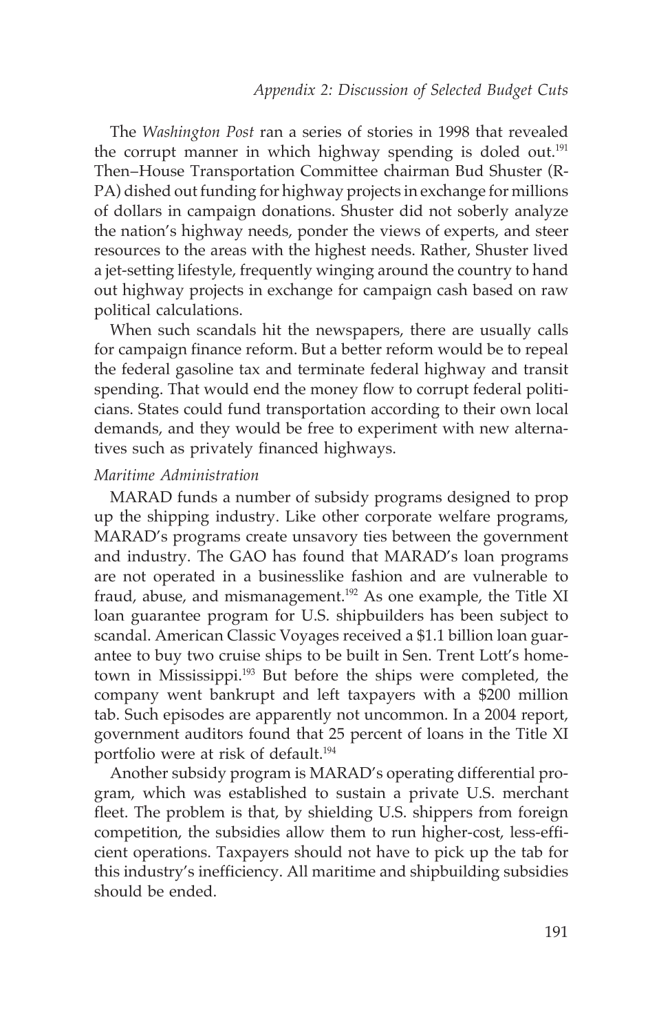The *Washington Post* ran a series of stories in 1998 that revealed the corrupt manner in which highway spending is doled out.[191] Then–House Transportation Committee chairman Bud Shuster (R-PA) dished out funding for highway projects in exchange for millions of dollars in campaign donations. Shuster did not soberly analyze the nation's highway needs, ponder the views of experts, and steer resources to the areas with the highest needs. Rather, Shuster lived a jet-setting lifestyle, frequently winging around the country to hand out highway projects in exchange for campaign cash based on raw political calculations.

When such scandals hit the newspapers, there are usually calls for campaign finance reform. But a better reform would be to repeal the federal gasoline tax and terminate federal highway and transit spending. That would end the money flow to corrupt federal politicians. States could fund transportation according to their own local demands, and they would be free to experiment with new alternatives such as privately financed highways.

*Maritime Administration*

MARAD funds a number of subsidy programs designed to prop up the shipping industry. Like other corporate welfare programs, MARAD's programs create unsavory ties between the government and industry. The GAO has found that MARAD's loan programs are not operated in a businesslike fashion and are vulnerable to fraud, abuse, and mismanagement.[192] As one example, the Title XI loan guarantee program for U.S. shipbuilders has been subject to scandal. American Classic Voyages received a $1.1 billion loan guarantee to buy two cruise ships to be built in Sen. Trent Lott's hometown in Mississippi.[193] But before the ships were completed, the company went bankrupt and left taxpayers with a $200 million tab. Such episodes are apparently not uncommon. In a 2004 report, government auditors found that 25 percent of loans in the Title XI portfolio were at risk of default.[194]

Another subsidy program is MARAD's operating differential program, which was established to sustain a private U.S. merchant fleet. The problem is that, by shielding U.S. shippers from foreign competition, the subsidies allow them to run higher-cost, less-efficient operations. Taxpayers should not have to pick up the tab for this industry's inefficiency. All maritime and shipbuilding subsidies should be ended.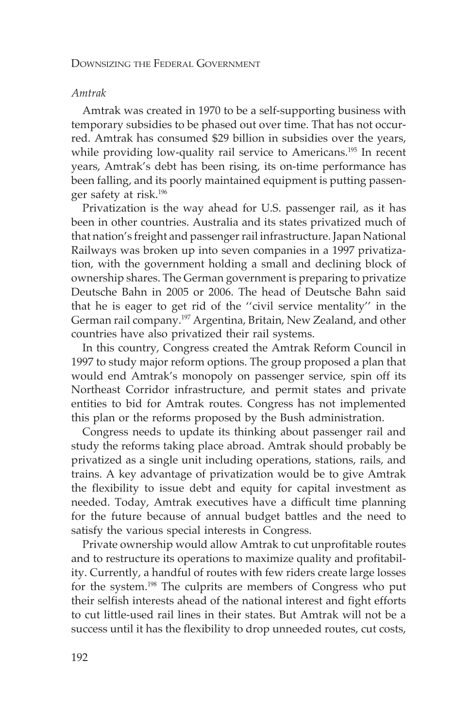*Amtrak*

Amtrak was created in 1970 to be a self-supporting business with temporary subsidies to be phased out over time. That has not occurred. Amtrak has consumed $29 billion in subsidies over the years, while providing low-quality rail service to Americans.[195] In recent years, Amtrak's debt has been rising, its on-time performance has been falling, and its poorly maintained equipment is putting passenger safety at risk.[196]

Privatization is the way ahead for U.S. passenger rail, as it has been in other countries. Australia and its states privatized much of that nation's freight and passenger rail infrastructure. Japan National Railways was broken up into seven companies in a 1997 privatization, with the government holding a small and declining block of ownership shares. The German government is preparing to privatize Deutsche Bahn in 2005 or 2006. The head of Deutsche Bahn said that he is eager to get rid of the ''civil service mentality'' in the German rail company.[197] Argentina, Britain, New Zealand, and other countries have also privatized their rail systems.

In this country, Congress created the Amtrak Reform Council in 1997 to study major reform options. The group proposed a plan that would end Amtrak's monopoly on passenger service, spin off its Northeast Corridor infrastructure, and permit states and private entities to bid for Amtrak routes. Congress has not implemented this plan or the reforms proposed by the Bush administration.

Congress needs to update its thinking about passenger rail and study the reforms taking place abroad. Amtrak should probably be privatized as a single unit including operations, stations, rails, and trains. A key advantage of privatization would be to give Amtrak the flexibility to issue debt and equity for capital investment as needed. Today, Amtrak executives have a difficult time planning for the future because of annual budget battles and the need to satisfy the various special interests in Congress.

Private ownership would allow Amtrak to cut unprofitable routes and to restructure its operations to maximize quality and profitability. Currently, a handful of routes with few riders create large losses for the system.[198] The culprits are members of Congress who put their selfish interests ahead of the national interest and fight efforts to cut little-used rail lines in their states. But Amtrak will not be a success until it has the flexibility to drop unneeded routes, cut costs,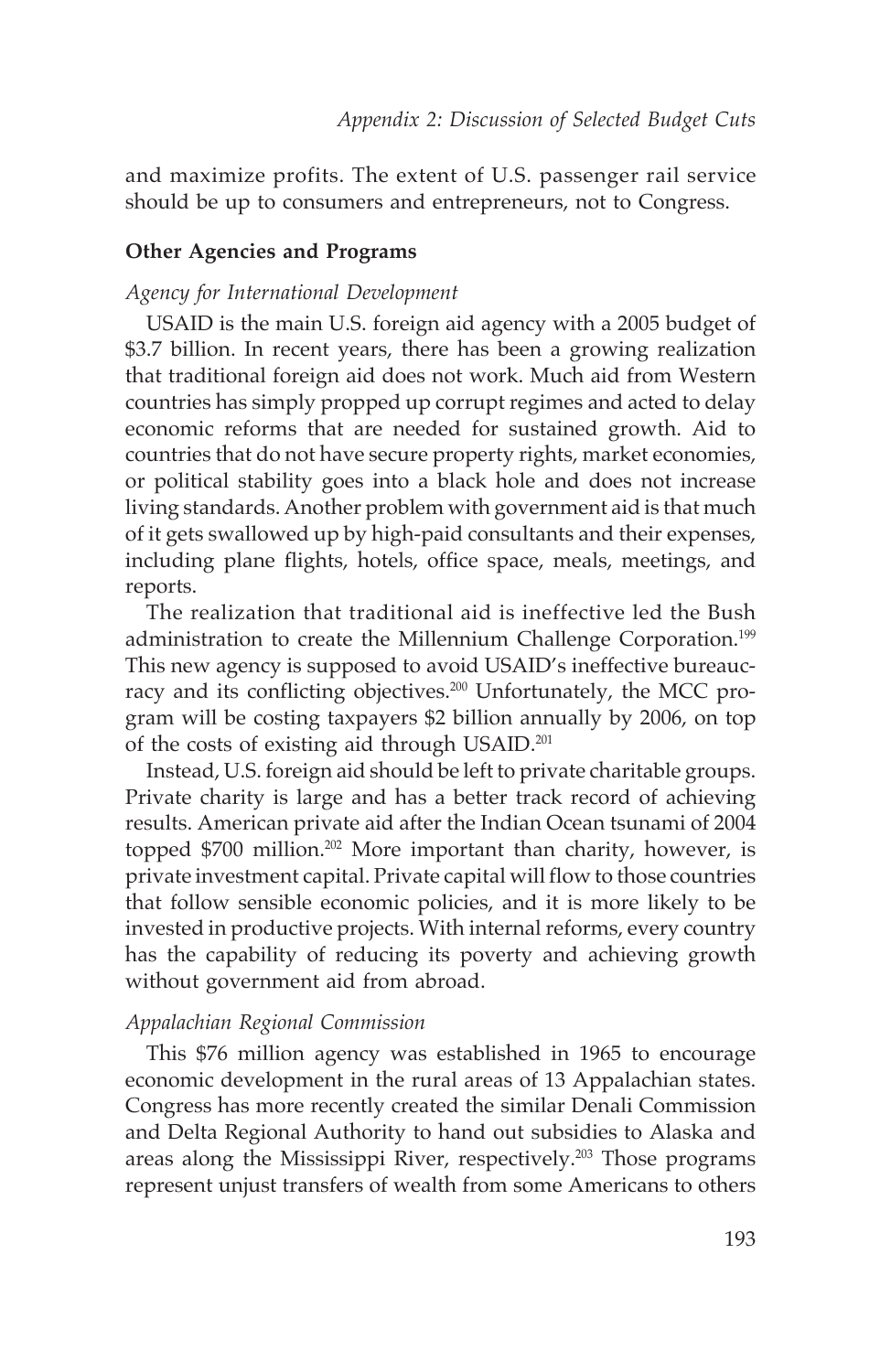and maximize profits. The extent of U.S. passenger rail service should be up to consumers and entrepreneurs, not to Congress.

### Other Agencies and Programs

*Agency for International Development*

USAID is the main U.S. foreign aid agency with a 2005 budget of $3.7 billion. In recent years, there has been a growing realization that traditional foreign aid does not work. Much aid from Western countries has simply propped up corrupt regimes and acted to delay economic reforms that are needed for sustained growth. Aid to countries that do not have secure property rights, market economies, or political stability goes into a black hole and does not increase living standards. Another problem with government aid is that much of it gets swallowed up by high-paid consultants and their expenses, including plane flights, hotels, office space, meals, meetings, and reports.

The realization that traditional aid is ineffective led the Bush administration to create the Millennium Challenge Corporation.[199] This new agency is supposed to avoid USAID's ineffective bureaucracy and its conflicting objectives.[200] Unfortunately, the MCC program will be costing taxpayers $2 billion annually by 2006, on top of the costs of existing aid through USAID.[201]

Instead, U.S. foreign aid should be left to private charitable groups. Private charity is large and has a better track record of achieving results. American private aid after the Indian Ocean tsunami of 2004 topped $700 million.[202] More important than charity, however, is private investment capital. Private capital will flow to those countries that follow sensible economic policies, and it is more likely to be invested in productive projects. With internal reforms, every country has the capability of reducing its poverty and achieving growth without government aid from abroad.

*Appalachian Regional Commission*

This $76 million agency was established in 1965 to encourage economic development in the rural areas of 13 Appalachian states. Congress has more recently created the similar Denali Commission and Delta Regional Authority to hand out subsidies to Alaska and areas along the Mississippi River, respectively.[203] Those programs represent unjust transfers of wealth from some Americans to others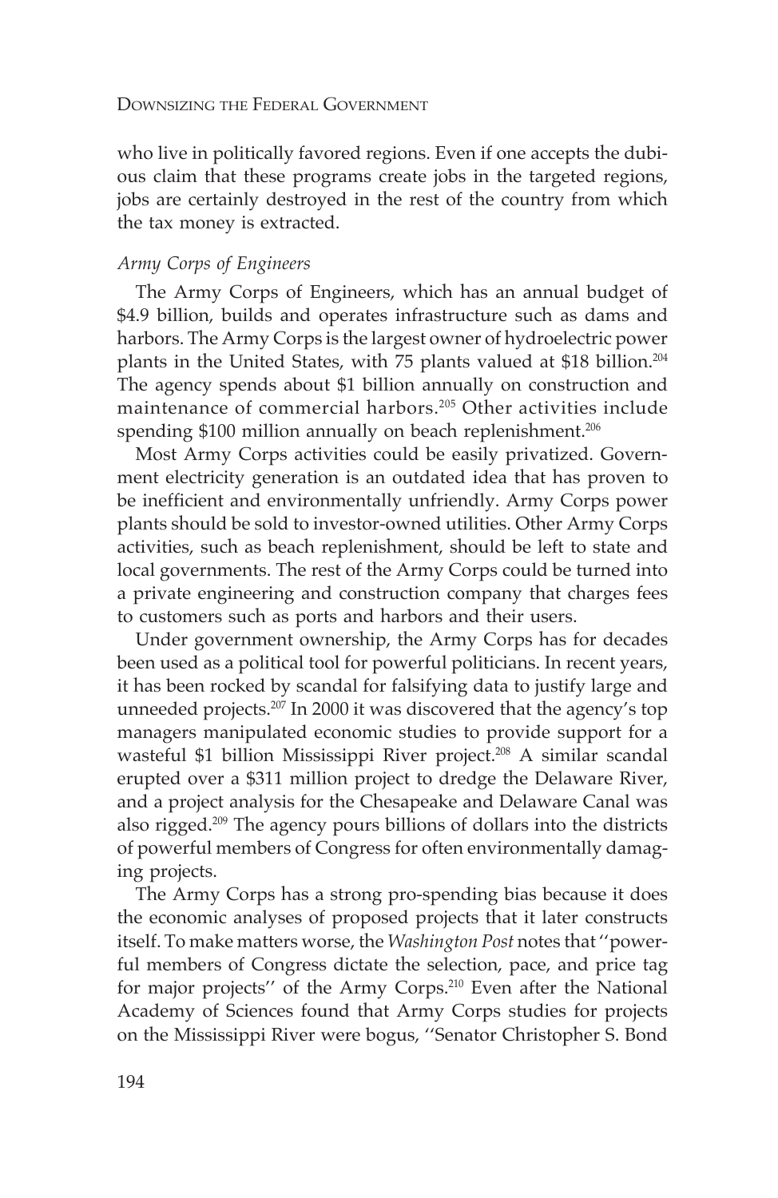who live in politically favored regions. Even if one accepts the dubious claim that these programs create jobs in the targeted regions, jobs are certainly destroyed in the rest of the country from which the tax money is extracted.

### *Army Corps of Engineers*

The Army Corps of Engineers, which has an annual budget of $4.9 billion, builds and operates infrastructure such as dams and harbors. The Army Corps is the largest owner of hydroelectric power plants in the United States, with 75 plants valued at $18 billion.[204] The agency spends about $1 billion annually on construction and maintenance of commercial harbors.[205] Other activities include spending $100 million annually on beach replenishment.[206]

Most Army Corps activities could be easily privatized. Government electricity generation is an outdated idea that has proven to be inefficient and environmentally unfriendly. Army Corps power plants should be sold to investor-owned utilities. Other Army Corps activities, such as beach replenishment, should be left to state and local governments. The rest of the Army Corps could be turned into a private engineering and construction company that charges fees to customers such as ports and harbors and their users.

Under government ownership, the Army Corps has for decades been used as a political tool for powerful politicians. In recent years, it has been rocked by scandal for falsifying data to justify large and unneeded projects.[207] In 2000 it was discovered that the agency's top managers manipulated economic studies to provide support for a wasteful $1 billion Mississippi River project.[208] A similar scandal erupted over a $311 million project to dredge the Delaware River, and a project analysis for the Chesapeake and Delaware Canal was also rigged.[209] The agency pours billions of dollars into the districts of powerful members of Congress for often environmentally damaging projects.

The Army Corps has a strong pro-spending bias because it does the economic analyses of proposed projects that it later constructs itself. To make matters worse, the *Washington Post* notes that ''powerful members of Congress dictate the selection, pace, and price tag for major projects'' of the Army Corps.[210] Even after the National Academy of Sciences found that Army Corps studies for projects on the Mississippi River were bogus, ''Senator Christopher S. Bond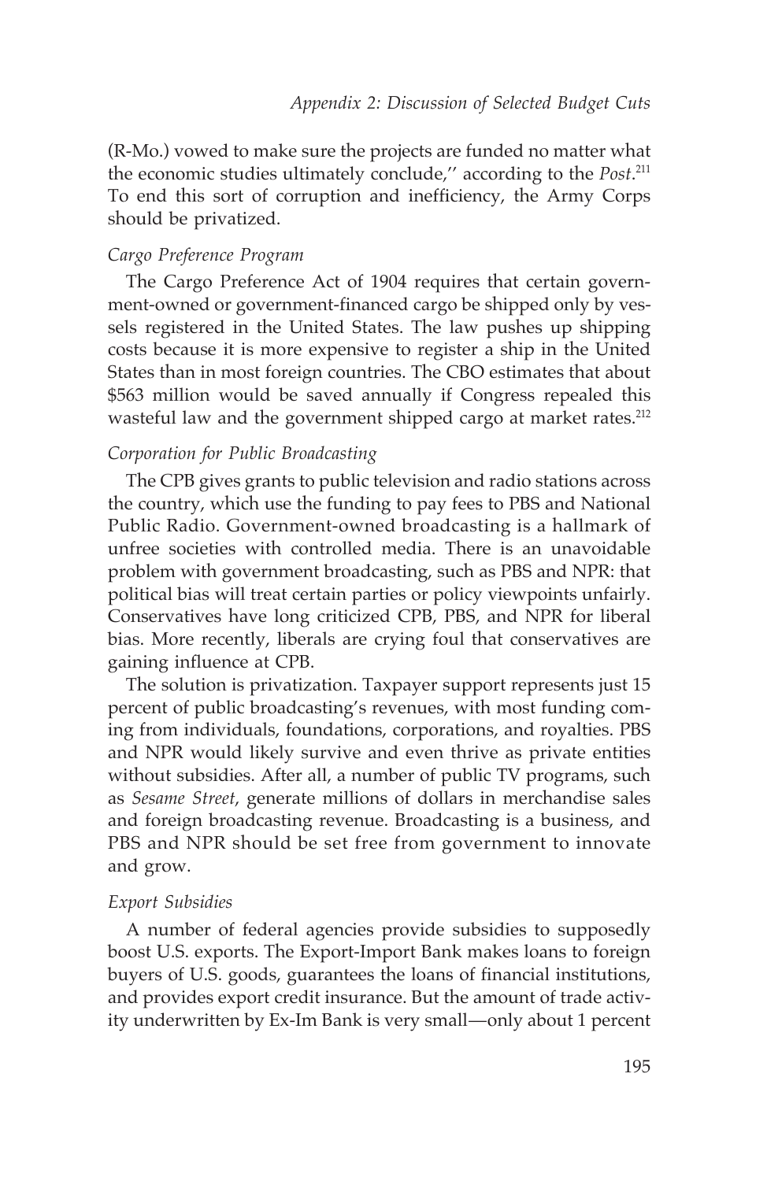(R-Mo.) vowed to make sure the projects are funded no matter what the economic studies ultimately conclude,'' according to the *Post*.[211] To end this sort of corruption and inefficiency, the Army Corps should be privatized.

*Cargo Preference Program*

The Cargo Preference Act of 1904 requires that certain government-owned or government-financed cargo be shipped only by vessels registered in the United States. The law pushes up shipping costs because it is more expensive to register a ship in the United States than in most foreign countries. The CBO estimates that about $563 million would be saved annually if Congress repealed this wasteful law and the government shipped cargo at market rates.[212]

*Corporation for Public Broadcasting*

The CPB gives grants to public television and radio stations across the country, which use the funding to pay fees to PBS and National Public Radio. Government-owned broadcasting is a hallmark of unfree societies with controlled media. There is an unavoidable problem with government broadcasting, such as PBS and NPR: that political bias will treat certain parties or policy viewpoints unfairly. Conservatives have long criticized CPB, PBS, and NPR for liberal bias. More recently, liberals are crying foul that conservatives are gaining influence at CPB.

The solution is privatization. Taxpayer support represents just 15 percent of public broadcasting's revenues, with most funding coming from individuals, foundations, corporations, and royalties. PBS and NPR would likely survive and even thrive as private entities without subsidies. After all, a number of public TV programs, such as *Sesame Street*, generate millions of dollars in merchandise sales and foreign broadcasting revenue. Broadcasting is a business, and PBS and NPR should be set free from government to innovate and grow.

*Export Subsidies*

A number of federal agencies provide subsidies to supposedly boost U.S. exports. The Export-Import Bank makes loans to foreign buyers of U.S. goods, guarantees the loans of financial institutions, and provides export credit insurance. But the amount of trade activity underwritten by Ex-Im Bank is very small—only about 1 percent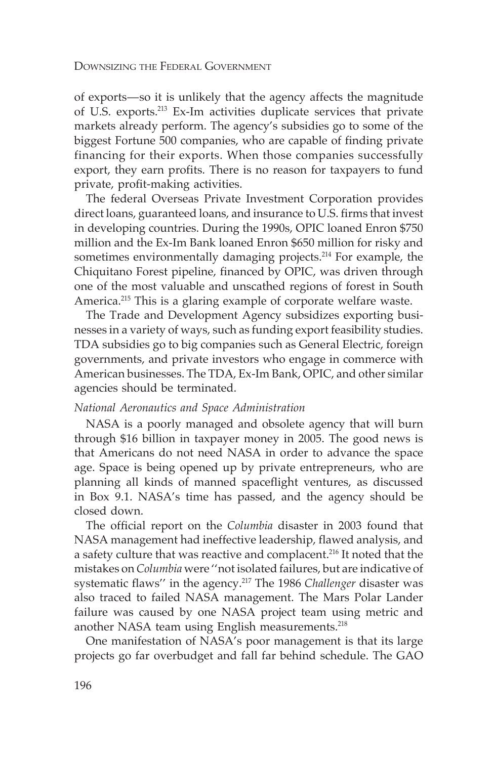of exports—so it is unlikely that the agency affects the magnitude of U.S. exports.[213] Ex-Im activities duplicate services that private markets already perform. The agency's subsidies go to some of the biggest Fortune 500 companies, who are capable of finding private financing for their exports. When those companies successfully export, they earn profits. There is no reason for taxpayers to fund private, profit-making activities.

The federal Overseas Private Investment Corporation provides direct loans, guaranteed loans, and insurance to U.S. firms that invest in developing countries. During the 1990s, OPIC loaned Enron $750 million and the Ex-Im Bank loaned Enron $650 million for risky and sometimes environmentally damaging projects.[214] For example, the Chiquitano Forest pipeline, financed by OPIC, was driven through one of the most valuable and unscathed regions of forest in South America.[215] This is a glaring example of corporate welfare waste.

The Trade and Development Agency subsidizes exporting businesses in a variety of ways, such as funding export feasibility studies. TDA subsidies go to big companies such as General Electric, foreign governments, and private investors who engage in commerce with American businesses. The TDA, Ex-Im Bank, OPIC, and other similar agencies should be terminated.

*National Aeronautics and Space Administration*

NASA is a poorly managed and obsolete agency that will burn through $16 billion in taxpayer money in 2005. The good news is that Americans do not need NASA in order to advance the space age. Space is being opened up by private entrepreneurs, who are planning all kinds of manned spaceflight ventures, as discussed in Box 9.1. NASA's time has passed, and the agency should be closed down.

The official report on the *Columbia* disaster in 2003 found that NASA management had ineffective leadership, flawed analysis, and a safety culture that was reactive and complacent.[216] It noted that the mistakes on *Columbia* were ''not isolated failures, but are indicative of systematic flaws'' in the agency.[217] The 1986 *Challenger* disaster was also traced to failed NASA management. The Mars Polar Lander failure was caused by one NASA project team using metric and another NASA team using English measurements.[218]

One manifestation of NASA's poor management is that its large projects go far overbudget and fall far behind schedule. The GAO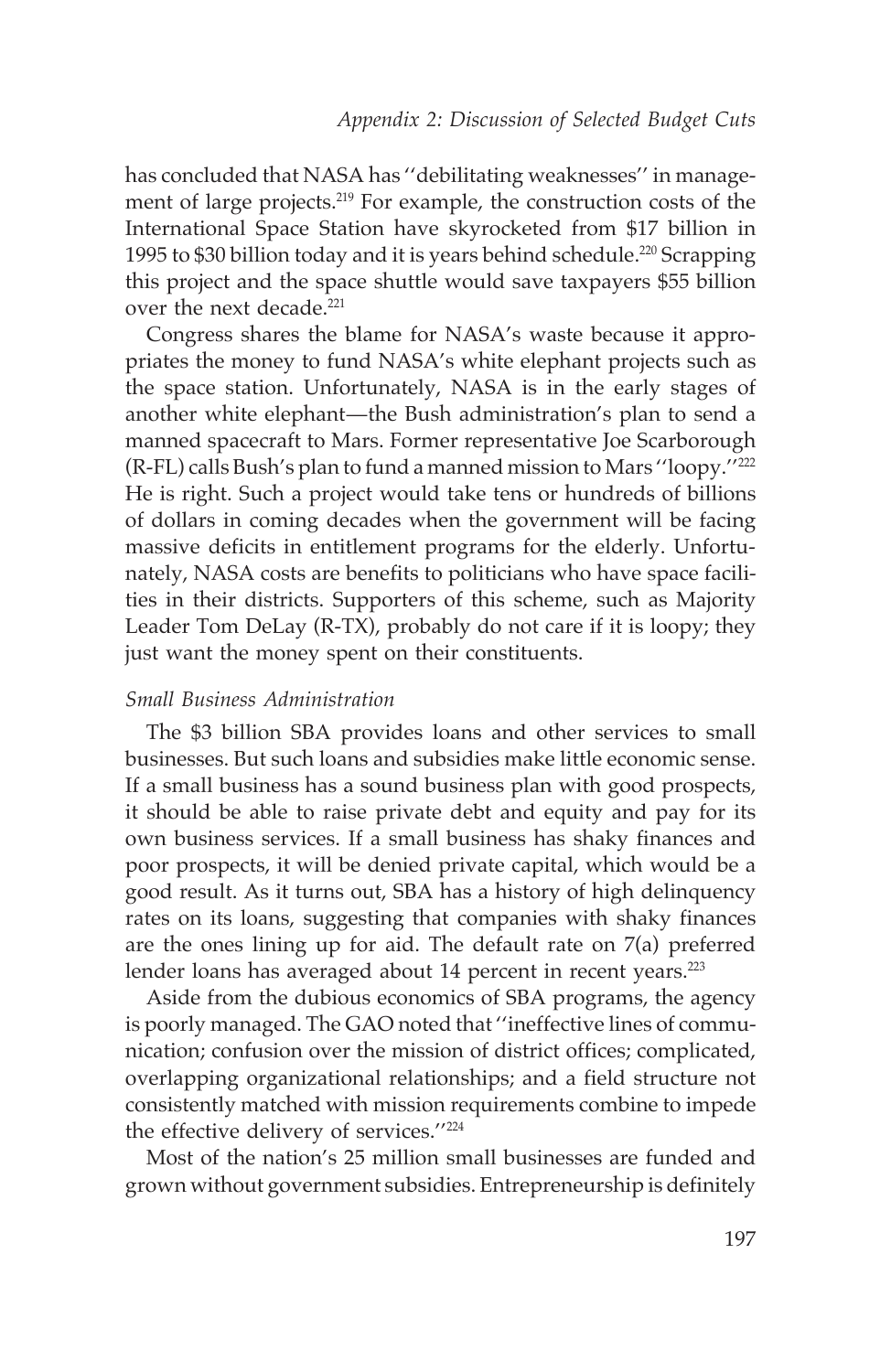has concluded that NASA has ''debilitating weaknesses'' in management of large projects.[219] For example, the construction costs of the International Space Station have skyrocketed from $17 billion in 1995 to $30 billion today and it is years behind schedule.[220] Scrapping this project and the space shuttle would save taxpayers $55 billion over the next decade.[221]

Congress shares the blame for NASA's waste because it appropriates the money to fund NASA's white elephant projects such as the space station. Unfortunately, NASA is in the early stages of another white elephant—the Bush administration's plan to send a manned spacecraft to Mars. Former representative Joe Scarborough (R-FL) calls Bush's plan to fund a manned mission to Mars ''loopy.''[222] He is right. Such a project would take tens or hundreds of billions of dollars in coming decades when the government will be facing massive deficits in entitlement programs for the elderly. Unfortunately, NASA costs are benefits to politicians who have space facilities in their districts. Supporters of this scheme, such as Majority Leader Tom DeLay (R-TX), probably do not care if it is loopy; they just want the money spent on their constituents.

*Small Business Administration*

The $3 billion SBA provides loans and other services to small businesses. But such loans and subsidies make little economic sense. If a small business has a sound business plan with good prospects, it should be able to raise private debt and equity and pay for its own business services. If a small business has shaky finances and poor prospects, it will be denied private capital, which would be a good result. As it turns out, SBA has a history of high delinquency rates on its loans, suggesting that companies with shaky finances are the ones lining up for aid. The default rate on 7(a) preferred lender loans has averaged about 14 percent in recent years.[223]

Aside from the dubious economics of SBA programs, the agency is poorly managed. The GAO noted that ''ineffective lines of communication; confusion over the mission of district offices; complicated, overlapping organizational relationships; and a field structure not consistently matched with mission requirements combine to impede the effective delivery of services.''[224]

Most of the nation's 25 million small businesses are funded and grown without government subsidies. Entrepreneurship is definitely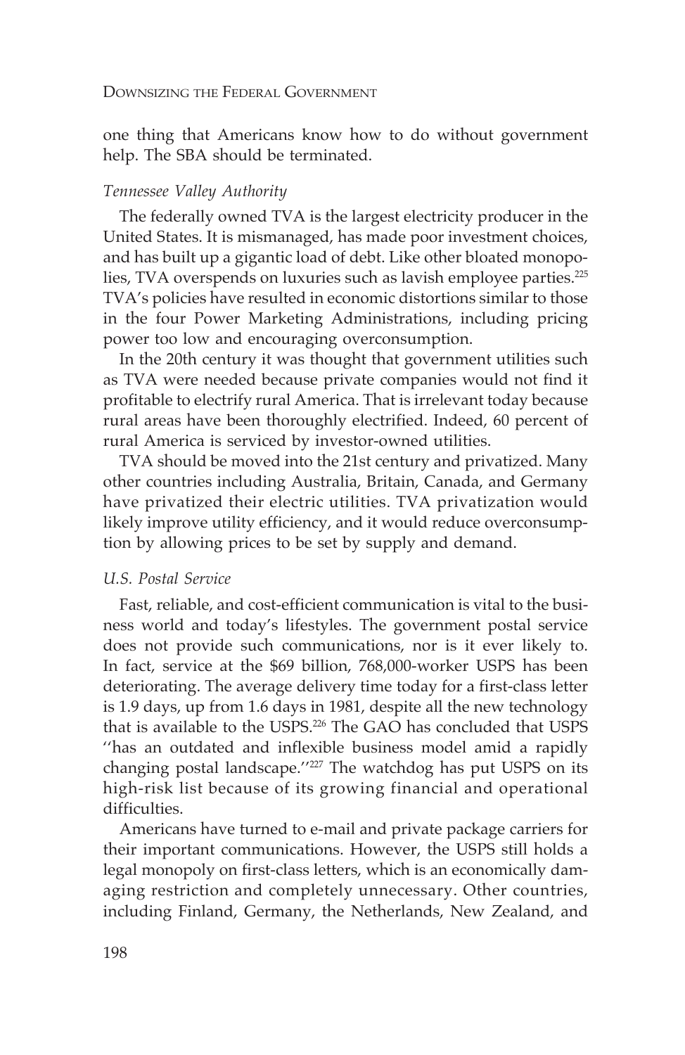one thing that Americans know how to do without government help. The SBA should be terminated.

### *Tennessee Valley Authority*

The federally owned TVA is the largest electricity producer in the United States. It is mismanaged, has made poor investment choices, and has built up a gigantic load of debt. Like other bloated monopolies, TVA overspends on luxuries such as lavish employee parties.[225] TVA's policies have resulted in economic distortions similar to those in the four Power Marketing Administrations, including pricing power too low and encouraging overconsumption.

In the 20th century it was thought that government utilities such as TVA were needed because private companies would not find it profitable to electrify rural America. That is irrelevant today because rural areas have been thoroughly electrified. Indeed, 60 percent of rural America is serviced by investor-owned utilities.

TVA should be moved into the 21st century and privatized. Many other countries including Australia, Britain, Canada, and Germany have privatized their electric utilities. TVA privatization would likely improve utility efficiency, and it would reduce overconsumption by allowing prices to be set by supply and demand.

### *U.S. Postal Service*

Fast, reliable, and cost-efficient communication is vital to the business world and today's lifestyles. The government postal service does not provide such communications, nor is it ever likely to. In fact, service at the $69 billion, 768,000-worker USPS has been deteriorating. The average delivery time today for a first-class letter is 1.9 days, up from 1.6 days in 1981, despite all the new technology that is available to the USPS.[226] The GAO has concluded that USPS ''has an outdated and inflexible business model amid a rapidly changing postal landscape.''[227] The watchdog has put USPS on its high-risk list because of its growing financial and operational difficulties.

Americans have turned to e-mail and private package carriers for their important communications. However, the USPS still holds a legal monopoly on first-class letters, which is an economically damaging restriction and completely unnecessary. Other countries, including Finland, Germany, the Netherlands, New Zealand, and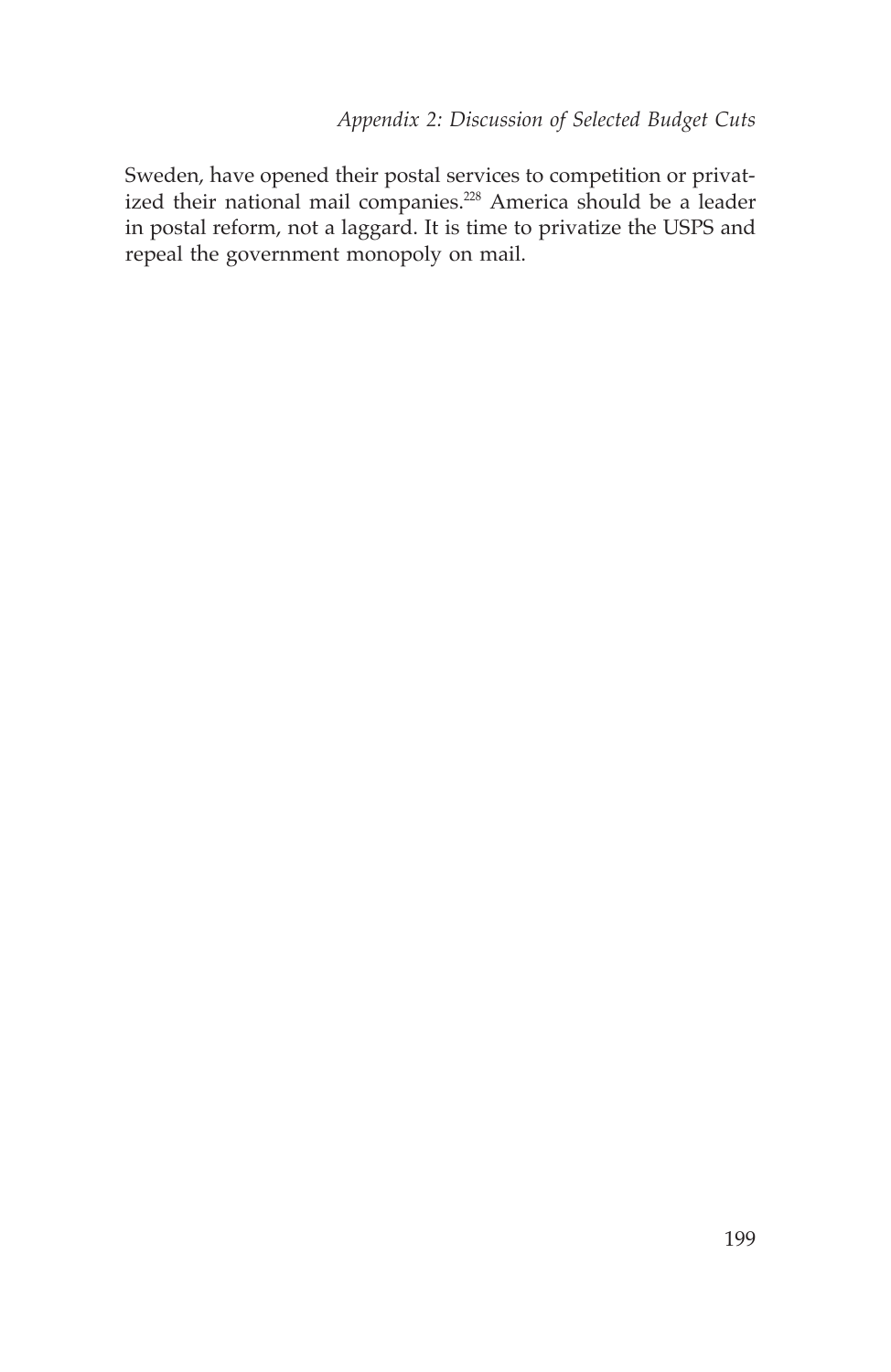Sweden, have opened their postal services to competition or privatized their national mail companies.[228] America should be a leader in postal reform, not a laggard. It is time to privatize the USPS and repeal the government monopoly on mail.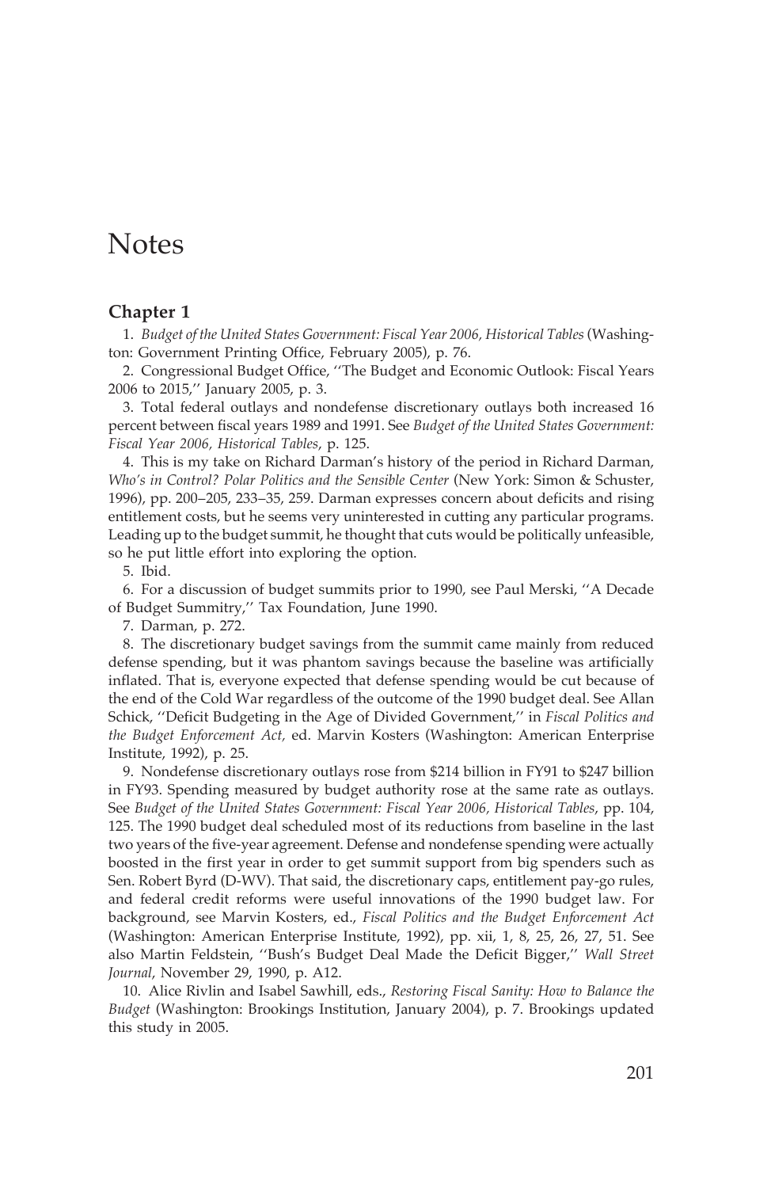# Notes

## Chapter 1

1. *Budget of the United States Government: Fiscal Year 2006, Historical Tables* (Washington: Government Printing Office, February 2005), p. 76.

2. Congressional Budget Office, ''The Budget and Economic Outlook: Fiscal Years 2006 to 2015,'' January 2005, p. 3.

3. Total federal outlays and nondefense discretionary outlays both increased 16 percent between fiscal years 1989 and 1991. See *Budget of the United States Government: Fiscal Year 2006, Historical Tables*, p. 125.

4. This is my take on Richard Darman's history of the period in Richard Darman, *Who's in Control? Polar Politics and the Sensible Center* (New York: Simon & Schuster, 1996), pp. 200–205, 233–35, 259. Darman expresses concern about deficits and rising entitlement costs, but he seems very uninterested in cutting any particular programs. Leading up to the budget summit, he thought that cuts would be politically unfeasible, so he put little effort into exploring the option.

5. Ibid.

6. For a discussion of budget summits prior to 1990, see Paul Merski, ''A Decade of Budget Summitry,'' Tax Foundation, June 1990.

7. Darman, p. 272.

8. The discretionary budget savings from the summit came mainly from reduced defense spending, but it was phantom savings because the baseline was artificially inflated. That is, everyone expected that defense spending would be cut because of the end of the Cold War regardless of the outcome of the 1990 budget deal. See Allan Schick, ''Deficit Budgeting in the Age of Divided Government,'' in *Fiscal Politics and the Budget Enforcement Act,* ed. Marvin Kosters (Washington: American Enterprise Institute, 1992), p. 25.

9. Nondefense discretionary outlays rose from $214 billion in FY91 to $247 billion in FY93. Spending measured by budget authority rose at the same rate as outlays. See *Budget of the United States Government: Fiscal Year 2006, Historical Tables*, pp. 104, 125. The 1990 budget deal scheduled most of its reductions from baseline in the last two years of the five-year agreement. Defense and nondefense spending were actually boosted in the first year in order to get summit support from big spenders such as Sen. Robert Byrd (D-WV). That said, the discretionary caps, entitlement pay-go rules, and federal credit reforms were useful innovations of the 1990 budget law. For background, see Marvin Kosters, ed., *Fiscal Politics and the Budget Enforcement Act* (Washington: American Enterprise Institute, 1992), pp. xii, 1, 8, 25, 26, 27, 51. See also Martin Feldstein, ''Bush's Budget Deal Made the Deficit Bigger,'' *Wall Street Journal*, November 29, 1990, p. A12.

10. Alice Rivlin and Isabel Sawhill, eds., *Restoring Fiscal Sanity: How to Balance the Budget* (Washington: Brookings Institution, January 2004), p. 7. Brookings updated this study in 2005.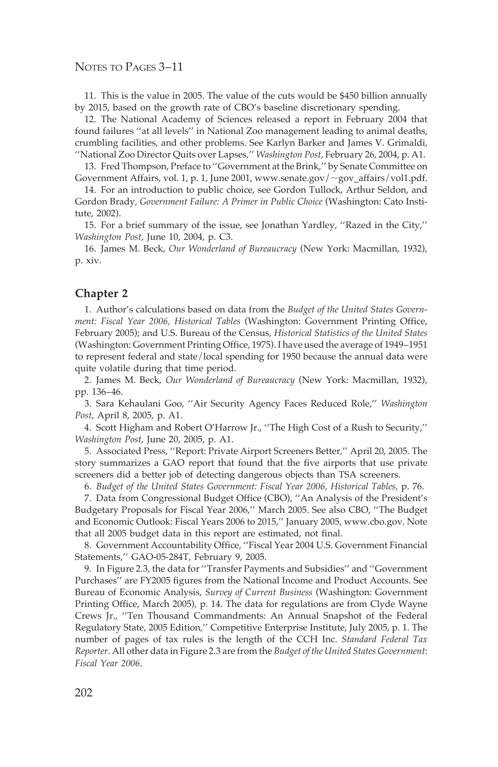11. This is the value in 2005. The value of the cuts would be $450 billion annually by 2015, based on the growth rate of CBO's baseline discretionary spending.

12. The National Academy of Sciences released a report in February 2004 that found failures ''at all levels'' in National Zoo management leading to animal deaths, crumbling facilities, and other problems. See Karlyn Barker and James V. Grimaldi, ''National Zoo Director Quits over Lapses,'' *Washington Post*, February 26, 2004, p. A1.

13. Fred Thompson, Preface to ''Government at the Brink,'' by Senate Committee on Government Affairs, vol. 1, p. 1, June 2001, www.senate.gov/~gov_affairs/vol1.pdf.

14. For an introduction to public choice, see Gordon Tullock, Arthur Seldon, and Gordon Brady, *Government Failure: A Primer in Public Choice* (Washington: Cato Institute, 2002).

15. For a brief summary of the issue, see Jonathan Yardley, ''Razed in the City,'' *Washington Post*, June 10, 2004, p. C3.

16. James M. Beck, *Our Wonderland of Bureaucracy* (New York: Macmillan, 1932), p. xiv.

## Chapter 2

1. Author's calculations based on data from the *Budget of the United States Government: Fiscal Year 2006, Historical Tables* (Washington: Government Printing Office, February 2005); and U.S. Bureau of the Census, *Historical Statistics of the United States* (Washington: Government Printing Office, 1975). I have used the average of 1949–1951 to represent federal and state/local spending for 1950 because the annual data were quite volatile during that time period.

2. James M. Beck, *Our Wonderland of Bureaucracy* (New York: Macmillan, 1932), pp. 136–46.

3. Sara Kehaulani Goo, ''Air Security Agency Faces Reduced Role,'' *Washington Post*, April 8, 2005, p. A1.

4. Scott Higham and Robert O'Harrow Jr., ''The High Cost of a Rush to Security,'' *Washington Post*, June 20, 2005, p. A1.

5. Associated Press, ''Report: Private Airport Screeners Better,'' April 20, 2005. The story summarizes a GAO report that found that the five airports that use private screeners did a better job of detecting dangerous objects than TSA screeners.

6. *Budget of the United States Government: Fiscal Year 2006, Historical Tables,* p. 76.

7. Data from Congressional Budget Office (CBO), ''An Analysis of the President's Budgetary Proposals for Fiscal Year 2006,'' March 2005. See also CBO, ''The Budget and Economic Outlook: Fiscal Years 2006 to 2015,'' January 2005, www.cbo.gov. Note that all 2005 budget data in this report are estimated, not final.

8. Government Accountability Office, ''Fiscal Year 2004 U.S. Government Financial Statements,'' GAO-05-284T, February 9, 2005.

9. In Figure 2.3, the data for ''Transfer Payments and Subsidies'' and ''Government Purchases'' are FY2005 figures from the National Income and Product Accounts. See Bureau of Economic Analysis, *Survey of Current Business* (Washington: Government Printing Office, March 2005), p. 14. The data for regulations are from Clyde Wayne Crews Jr., ''Ten Thousand Commandments: An Annual Snapshot of the Federal Regulatory State, 2005 Edition,'' Competitive Enterprise Institute, July 2005, p. 1. The number of pages of tax rules is the length of the CCH Inc. *Standard Federal Tax Reporter*. All other data in Figure 2.3 are from the *Budget of the United States Government: Fiscal Year 2006*.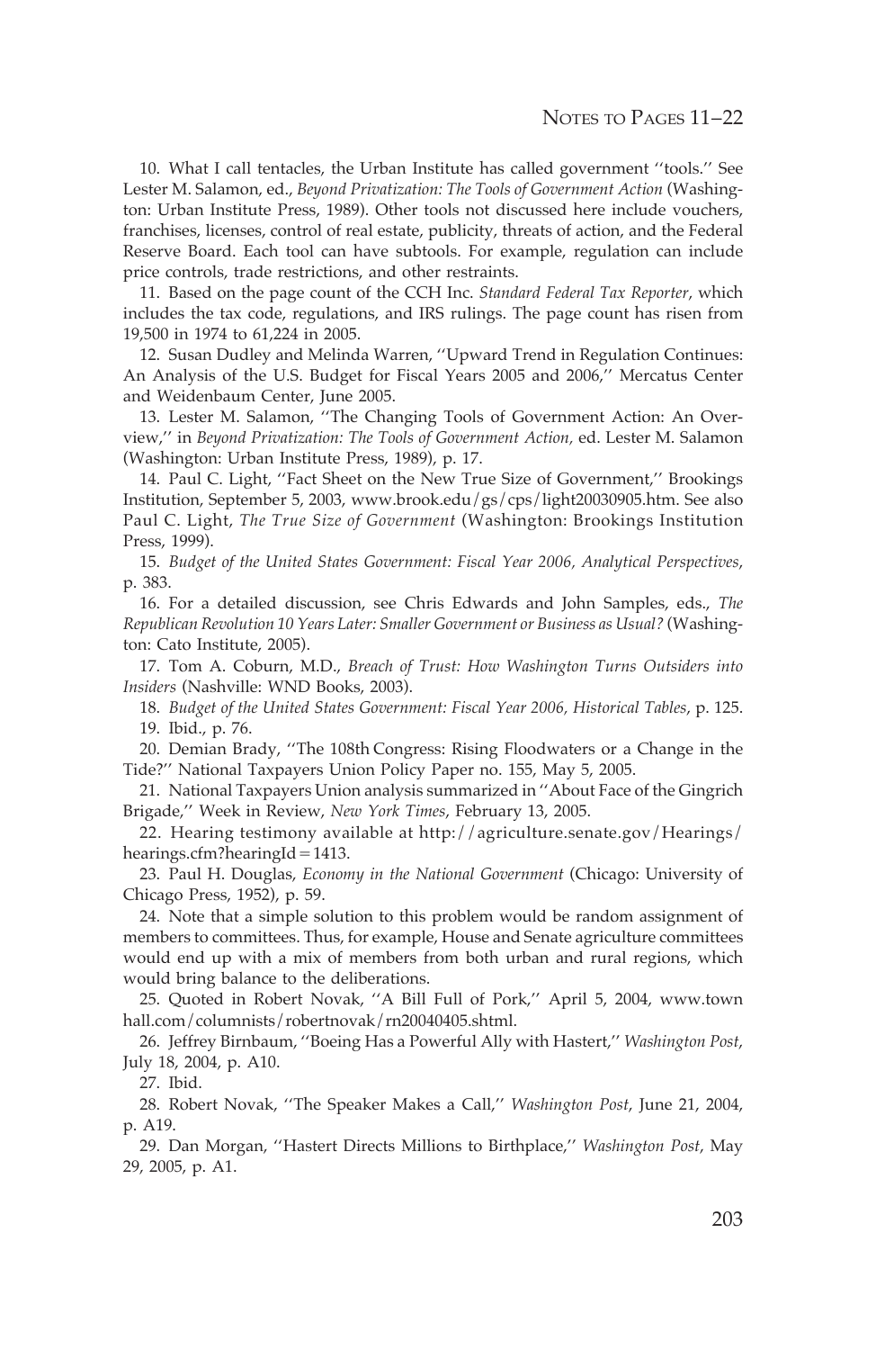10. What I call tentacles, the Urban Institute has called government ''tools.'' See Lester M. Salamon, ed., *Beyond Privatization: The Tools of Government Action* (Washington: Urban Institute Press, 1989). Other tools not discussed here include vouchers, franchises, licenses, control of real estate, publicity, threats of action, and the Federal Reserve Board. Each tool can have subtools. For example, regulation can include price controls, trade restrictions, and other restraints.

11. Based on the page count of the CCH Inc. *Standard Federal Tax Reporter*, which includes the tax code, regulations, and IRS rulings. The page count has risen from 19,500 in 1974 to 61,224 in 2005.

12. Susan Dudley and Melinda Warren, ''Upward Trend in Regulation Continues: An Analysis of the U.S. Budget for Fiscal Years 2005 and 2006,'' Mercatus Center and Weidenbaum Center, June 2005.

13. Lester M. Salamon, ''The Changing Tools of Government Action: An Overview,'' in *Beyond Privatization: The Tools of Government Action*, ed. Lester M. Salamon (Washington: Urban Institute Press, 1989), p. 17.

14. Paul C. Light, ''Fact Sheet on the New True Size of Government,'' Brookings Institution, September 5, 2003, www.brook.edu/gs/cps/light20030905.htm. See also Paul C. Light, *The True Size of Government* (Washington: Brookings Institution Press, 1999).

15. *Budget of the United States Government: Fiscal Year 2006, Analytical Perspectives*, p. 383.

16. For a detailed discussion, see Chris Edwards and John Samples, eds., *The Republican Revolution 10 Years Later: Smaller Government or Business as Usual?* (Washington: Cato Institute, 2005).

17. Tom A. Coburn, M.D., *Breach of Trust: How Washington Turns Outsiders into Insiders* (Nashville: WND Books, 2003).

18. *Budget of the United States Government: Fiscal Year 2006, Historical Tables*, p. 125.

19. Ibid., p. 76.

20. Demian Brady, ''The 108th Congress: Rising Floodwaters or a Change in the Tide?'' National Taxpayers Union Policy Paper no. 155, May 5, 2005.

21. National Taxpayers Union analysis summarized in ''About Face of the Gingrich Brigade,'' Week in Review, *New York Times*, February 13, 2005.

22. Hearing testimony available at http://agriculture.senate.gov/Hearings/hearings.cfm?hearingId=1413.

23. Paul H. Douglas, *Economy in the National Government* (Chicago: University of Chicago Press, 1952), p. 59.

24. Note that a simple solution to this problem would be random assignment of members to committees. Thus, for example, House and Senate agriculture committees would end up with a mix of members from both urban and rural regions, which would bring balance to the deliberations.

25. Quoted in Robert Novak, ''A Bill Full of Pork,'' April 5, 2004, www.townhall.com/columnists/robertnovak/rn20040405.shtml.

26. Jeffrey Birnbaum, ''Boeing Has a Powerful Ally with Hastert,'' *Washington Post*, July 18, 2004, p. A10.

27. Ibid.

28. Robert Novak, ''The Speaker Makes a Call,'' *Washington Post*, June 21, 2004, p. A19.

29. Dan Morgan, ''Hastert Directs Millions to Birthplace,'' *Washington Post*, May 29, 2005, p. A1.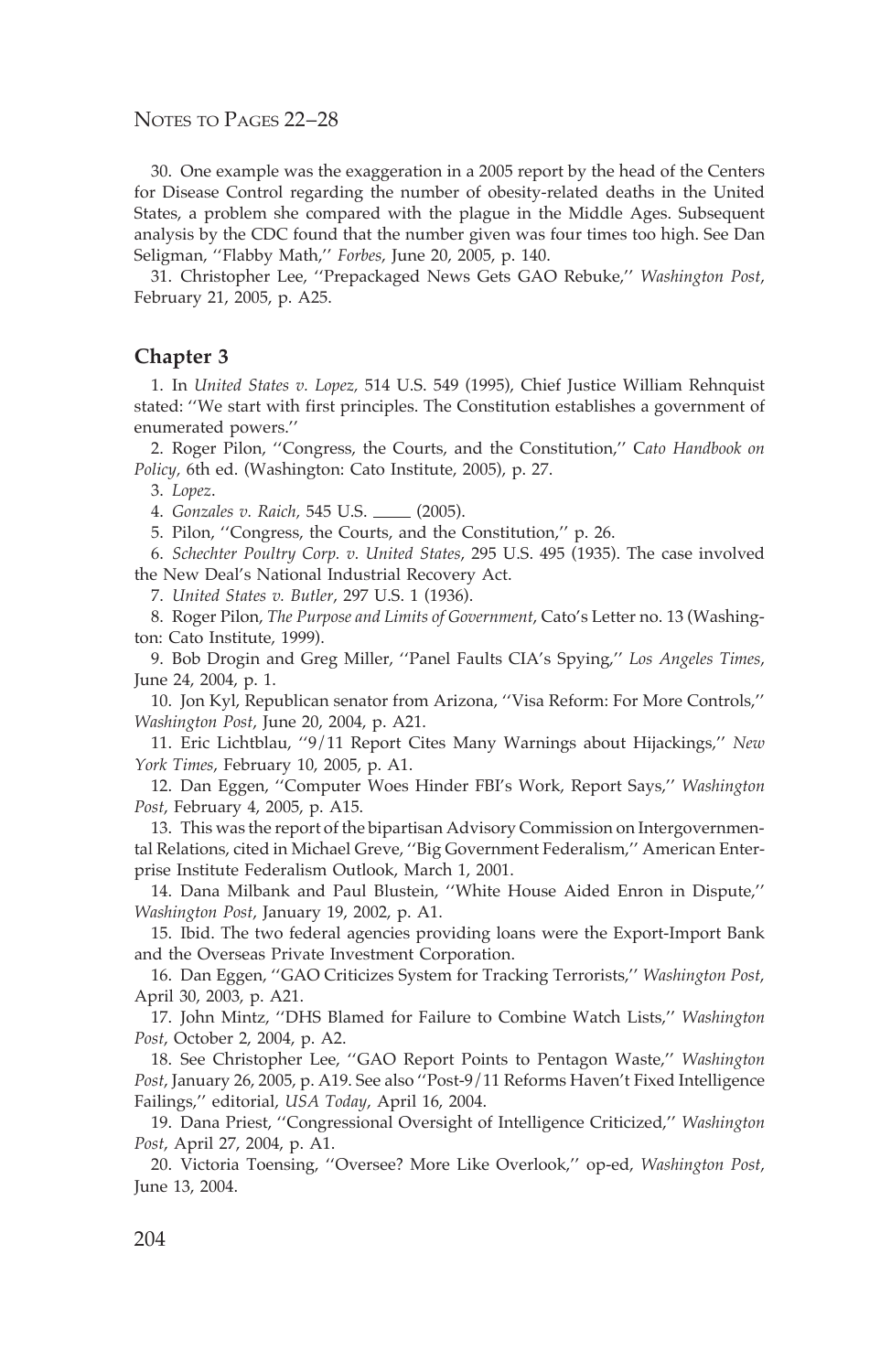30. One example was the exaggeration in a 2005 report by the head of the Centers for Disease Control regarding the number of obesity-related deaths in the United States, a problem she compared with the plague in the Middle Ages. Subsequent analysis by the CDC found that the number given was four times too high. See Dan Seligman, ''Flabby Math,'' *Forbes*, June 20, 2005, p. 140.

31. Christopher Lee, ''Prepackaged News Gets GAO Rebuke,'' *Washington Post*, February 21, 2005, p. A25.

## Chapter 3

1. In *United States v. Lopez*, 514 U.S. 549 (1995), Chief Justice William Rehnquist stated: ''We start with first principles. The Constitution establishes a government of enumerated powers.''

2. Roger Pilon, ''Congress, the Courts, and the Constitution,'' *Cato Handbook on Policy*, 6th ed. (Washington: Cato Institute, 2005), p. 27.

3. *Lopez*.

4. *Gonzales v. Raich*, 545 U.S. ____ (2005).

5. Pilon, ''Congress, the Courts, and the Constitution,'' p. 26.

6. *Schechter Poultry Corp. v. United States*, 295 U.S. 495 (1935). The case involved the New Deal's National Industrial Recovery Act.

7. *United States v. Butler*, 297 U.S. 1 (1936).

8. Roger Pilon, *The Purpose and Limits of Government*, Cato's Letter no. 13 (Washington: Cato Institute, 1999).

9. Bob Drogin and Greg Miller, ''Panel Faults CIA's Spying,'' *Los Angeles Times*, June 24, 2004, p. 1.

10. Jon Kyl, Republican senator from Arizona, ''Visa Reform: For More Controls,'' *Washington Post*, June 20, 2004, p. A21.

11. Eric Lichtblau, ''9/11 Report Cites Many Warnings about Hijackings,'' *New York Times*, February 10, 2005, p. A1.

12. Dan Eggen, ''Computer Woes Hinder FBI's Work, Report Says,'' *Washington Post*, February 4, 2005, p. A15.

13. This was the report of the bipartisan Advisory Commission on Intergovernmental Relations, cited in Michael Greve, ''Big Government Federalism,'' American Enterprise Institute Federalism Outlook, March 1, 2001.

14. Dana Milbank and Paul Blustein, ''White House Aided Enron in Dispute,'' *Washington Post*, January 19, 2002, p. A1.

15. Ibid. The two federal agencies providing loans were the Export-Import Bank and the Overseas Private Investment Corporation.

16. Dan Eggen, ''GAO Criticizes System for Tracking Terrorists,'' *Washington Post*, April 30, 2003, p. A21.

17. John Mintz, ''DHS Blamed for Failure to Combine Watch Lists,'' *Washington Post*, October 2, 2004, p. A2.

18. See Christopher Lee, ''GAO Report Points to Pentagon Waste,'' *Washington Post*, January 26, 2005, p. A19. See also ''Post-9/11 Reforms Haven't Fixed Intelligence Failings,'' editorial, *USA Today*, April 16, 2004.

19. Dana Priest, ''Congressional Oversight of Intelligence Criticized,'' *Washington Post*, April 27, 2004, p. A1.

20. Victoria Toensing, ''Oversee? More Like Overlook,'' op-ed, *Washington Post*, June 13, 2004.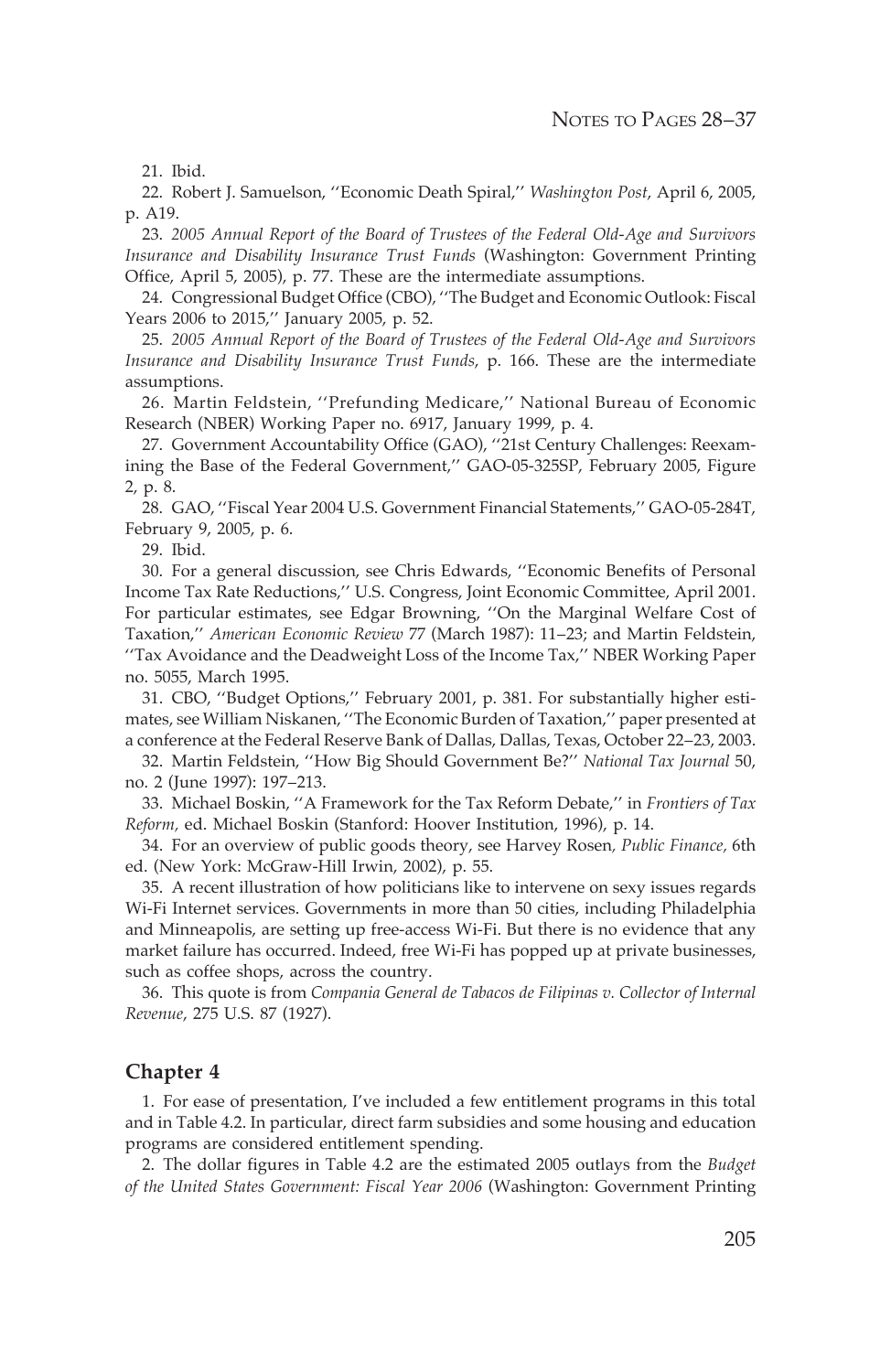21. Ibid.

22. Robert J. Samuelson, ''Economic Death Spiral,'' *Washington Post*, April 6, 2005, p. A19.

23. *2005 Annual Report of the Board of Trustees of the Federal Old-Age and Survivors Insurance and Disability Insurance Trust Funds* (Washington: Government Printing Office, April 5, 2005), p. 77. These are the intermediate assumptions.

24. Congressional Budget Office (CBO), ''The Budget and Economic Outlook: Fiscal Years 2006 to 2015,'' January 2005, p. 52.

25. *2005 Annual Report of the Board of Trustees of the Federal Old-Age and Survivors Insurance and Disability Insurance Trust Funds*, p. 166. These are the intermediate assumptions.

26. Martin Feldstein, ''Prefunding Medicare,'' National Bureau of Economic Research (NBER) Working Paper no. 6917, January 1999, p. 4.

27. Government Accountability Office (GAO), ''21st Century Challenges: Reexamining the Base of the Federal Government,'' GAO-05-325SP, February 2005, Figure 2, p. 8.

28. GAO, ''Fiscal Year 2004 U.S. Government Financial Statements,'' GAO-05-284T, February 9, 2005, p. 6.

29. Ibid.

30. For a general discussion, see Chris Edwards, ''Economic Benefits of Personal Income Tax Rate Reductions,'' U.S. Congress, Joint Economic Committee, April 2001. For particular estimates, see Edgar Browning, ''On the Marginal Welfare Cost of Taxation,'' *American Economic Review* 77 (March 1987): 11–23; and Martin Feldstein, ''Tax Avoidance and the Deadweight Loss of the Income Tax,'' NBER Working Paper no. 5055, March 1995.

31. CBO, ''Budget Options,'' February 2001, p. 381. For substantially higher estimates, see William Niskanen, ''The Economic Burden of Taxation,'' paper presented at a conference at the Federal Reserve Bank of Dallas, Dallas, Texas, October 22–23, 2003.

32. Martin Feldstein, ''How Big Should Government Be?'' *National Tax Journal* 50, no. 2 (June 1997): 197–213.

33. Michael Boskin, ''A Framework for the Tax Reform Debate,'' in *Frontiers of Tax Reform,* ed. Michael Boskin (Stanford: Hoover Institution, 1996), p. 14.

34. For an overview of public goods theory, see Harvey Rosen, *Public Finance,* 6th ed. (New York: McGraw-Hill Irwin, 2002), p. 55.

35. A recent illustration of how politicians like to intervene on sexy issues regards Wi-Fi Internet services. Governments in more than 50 cities, including Philadelphia and Minneapolis, are setting up free-access Wi-Fi. But there is no evidence that any market failure has occurred. Indeed, free Wi-Fi has popped up at private businesses, such as coffee shops, across the country.

36. This quote is from *Compania General de Tabacos de Filipinas v. Collector of Internal Revenue*, 275 U.S. 87 (1927).

## Chapter 4

1. For ease of presentation, I've included a few entitlement programs in this total and in Table 4.2. In particular, direct farm subsidies and some housing and education programs are considered entitlement spending.

2. The dollar figures in Table 4.2 are the estimated 2005 outlays from the *Budget of the United States Government: Fiscal Year 2006* (Washington: Government Printing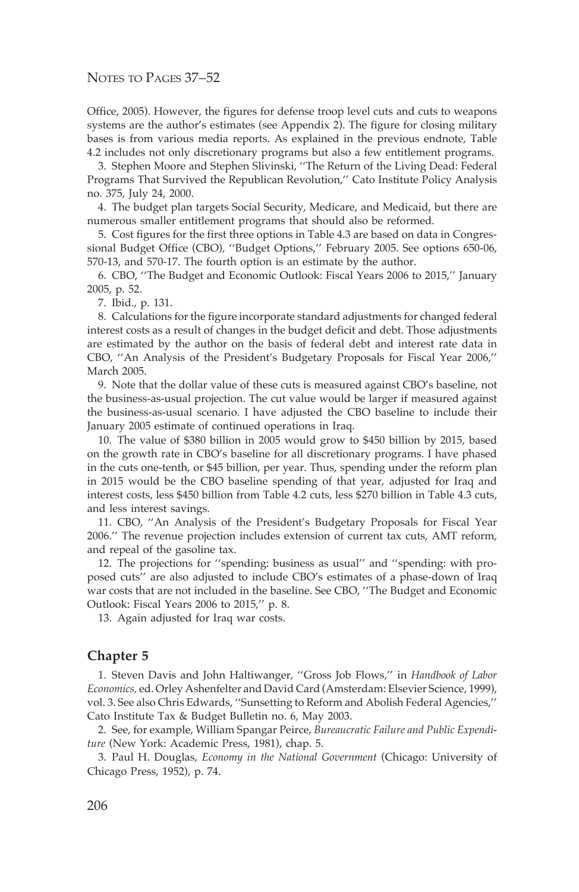Office, 2005). However, the figures for defense troop level cuts and cuts to weapons systems are the author's estimates (see Appendix 2). The figure for closing military bases is from various media reports. As explained in the previous endnote, Table 4.2 includes not only discretionary programs but also a few entitlement programs.

3. Stephen Moore and Stephen Slivinski, ''The Return of the Living Dead: Federal Programs That Survived the Republican Revolution,'' Cato Institute Policy Analysis no. 375, July 24, 2000.

4. The budget plan targets Social Security, Medicare, and Medicaid, but there are numerous smaller entitlement programs that should also be reformed.

5. Cost figures for the first three options in Table 4.3 are based on data in Congressional Budget Office (CBO), ''Budget Options,'' February 2005. See options 650-06, 570-13, and 570-17. The fourth option is an estimate by the author.

6. CBO, ''The Budget and Economic Outlook: Fiscal Years 2006 to 2015,'' January 2005, p. 52.

7. Ibid., p. 131.

8. Calculations for the figure incorporate standard adjustments for changed federal interest costs as a result of changes in the budget deficit and debt. Those adjustments are estimated by the author on the basis of federal debt and interest rate data in CBO, ''An Analysis of the President's Budgetary Proposals for Fiscal Year 2006,'' March 2005.

9. Note that the dollar value of these cuts is measured against CBO's baseline, not the business-as-usual projection. The cut value would be larger if measured against the business-as-usual scenario. I have adjusted the CBO baseline to include their January 2005 estimate of continued operations in Iraq.

10. The value of $380 billion in 2005 would grow to $450 billion by 2015, based on the growth rate in CBO's baseline for all discretionary programs. I have phased in the cuts one-tenth, or $45 billion, per year. Thus, spending under the reform plan in 2015 would be the CBO baseline spending of that year, adjusted for Iraq and interest costs, less $450 billion from Table 4.2 cuts, less $270 billion in Table 4.3 cuts, and less interest savings.

11. CBO, ''An Analysis of the President's Budgetary Proposals for Fiscal Year 2006.'' The revenue projection includes extension of current tax cuts, AMT reform, and repeal of the gasoline tax.

12. The projections for ''spending: business as usual'' and ''spending: with proposed cuts'' are also adjusted to include CBO's estimates of a phase-down of Iraq war costs that are not included in the baseline. See CBO, ''The Budget and Economic Outlook: Fiscal Years 2006 to 2015,'' p. 8.

13. Again adjusted for Iraq war costs.

## Chapter 5

1. Steven Davis and John Haltiwanger, ''Gross Job Flows,'' in *Handbook of Labor Economics*, ed. Orley Ashenfelter and David Card (Amsterdam: Elsevier Science, 1999), vol. 3. See also Chris Edwards, ''Sunsetting to Reform and Abolish Federal Agencies,'' Cato Institute Tax & Budget Bulletin no. 6, May 2003.

2. See, for example, William Spangar Peirce, *Bureaucratic Failure and Public Expenditure* (New York: Academic Press, 1981), chap. 5.

3. Paul H. Douglas, *Economy in the National Government* (Chicago: University of Chicago Press, 1952), p. 74.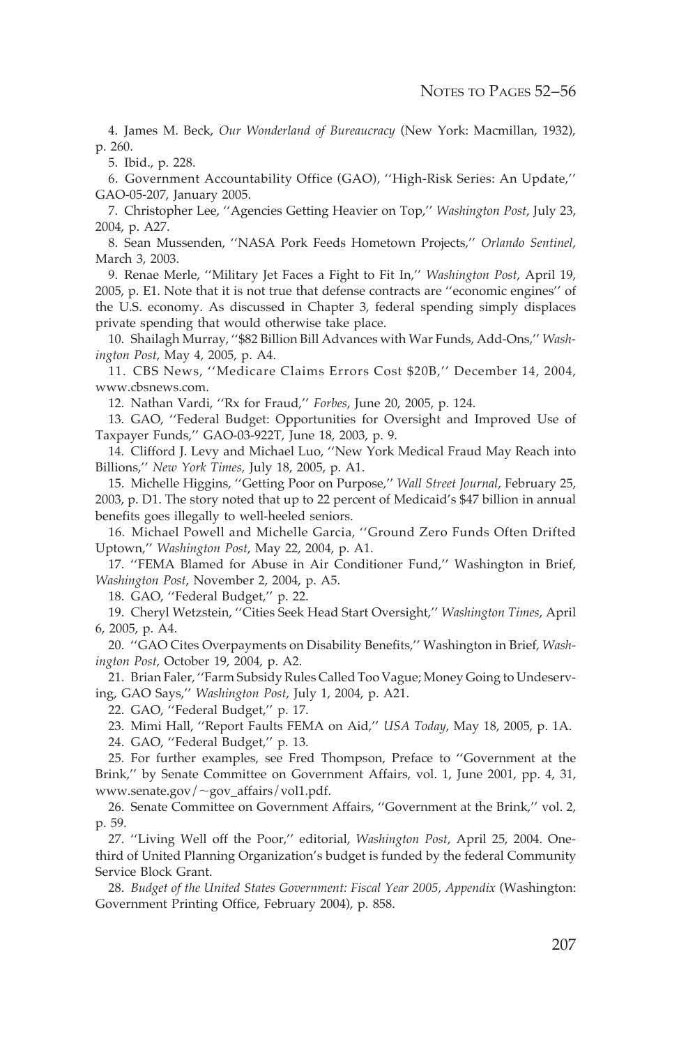4. James M. Beck, *Our Wonderland of Bureaucracy* (New York: Macmillan, 1932), p. 260.

5. Ibid., p. 228.

6. Government Accountability Office (GAO), ''High-Risk Series: An Update,'' GAO-05-207, January 2005.

7. Christopher Lee, ''Agencies Getting Heavier on Top,'' *Washington Post*, July 23, 2004, p. A27.

8. Sean Mussenden, ''NASA Pork Feeds Hometown Projects,'' *Orlando Sentinel*, March 3, 2003.

9. Renae Merle, ''Military Jet Faces a Fight to Fit In,'' *Washington Post*, April 19, 2005, p. E1. Note that it is not true that defense contracts are ''economic engines'' of the U.S. economy. As discussed in Chapter 3, federal spending simply displaces private spending that would otherwise take place.

10. Shailagh Murray, ''$82 Billion Bill Advances with War Funds, Add-Ons,'' *Washington Post*, May 4, 2005, p. A4.

11. CBS News, ''Medicare Claims Errors Cost $20B,'' December 14, 2004, www.cbsnews.com.

12. Nathan Vardi, ''Rx for Fraud,'' *Forbes*, June 20, 2005, p. 124.

13. GAO, ''Federal Budget: Opportunities for Oversight and Improved Use of Taxpayer Funds,'' GAO-03-922T, June 18, 2003, p. 9.

14. Clifford J. Levy and Michael Luo, ''New York Medical Fraud May Reach into Billions,'' *New York Times*, July 18, 2005, p. A1.

15. Michelle Higgins, ''Getting Poor on Purpose,'' *Wall Street Journal*, February 25, 2003, p. D1. The story noted that up to 22 percent of Medicaid's $47 billion in annual benefits goes illegally to well-heeled seniors.

16. Michael Powell and Michelle Garcia, ''Ground Zero Funds Often Drifted Uptown,'' *Washington Post*, May 22, 2004, p. A1.

17. ''FEMA Blamed for Abuse in Air Conditioner Fund,'' Washington in Brief, *Washington Post*, November 2, 2004, p. A5.

18. GAO, ''Federal Budget,'' p. 22.

19. Cheryl Wetzstein, ''Cities Seek Head Start Oversight,'' *Washington Times*, April 6, 2005, p. A4.

20. ''GAO Cites Overpayments on Disability Benefits,'' Washington in Brief, *Washington Post*, October 19, 2004, p. A2.

21. Brian Faler, ''Farm Subsidy Rules Called Too Vague; Money Going to Undeserving, GAO Says,'' *Washington Post*, July 1, 2004, p. A21.

22. GAO, ''Federal Budget,'' p. 17.

23. Mimi Hall, ''Report Faults FEMA on Aid,'' *USA Today*, May 18, 2005, p. 1A.

24. GAO, ''Federal Budget,'' p. 13.

25. For further examples, see Fred Thompson, Preface to ''Government at the Brink,'' by Senate Committee on Government Affairs, vol. 1, June 2001, pp. 4, 31, www.senate.gov/~gov_affairs/vol1.pdf.

26. Senate Committee on Government Affairs, ''Government at the Brink,'' vol. 2, p. 59.

27. ''Living Well off the Poor,'' editorial, *Washington Post*, April 25, 2004. One-third of United Planning Organization's budget is funded by the federal Community Service Block Grant.

28. *Budget of the United States Government: Fiscal Year 2005, Appendix* (Washington: Government Printing Office, February 2004), p. 858.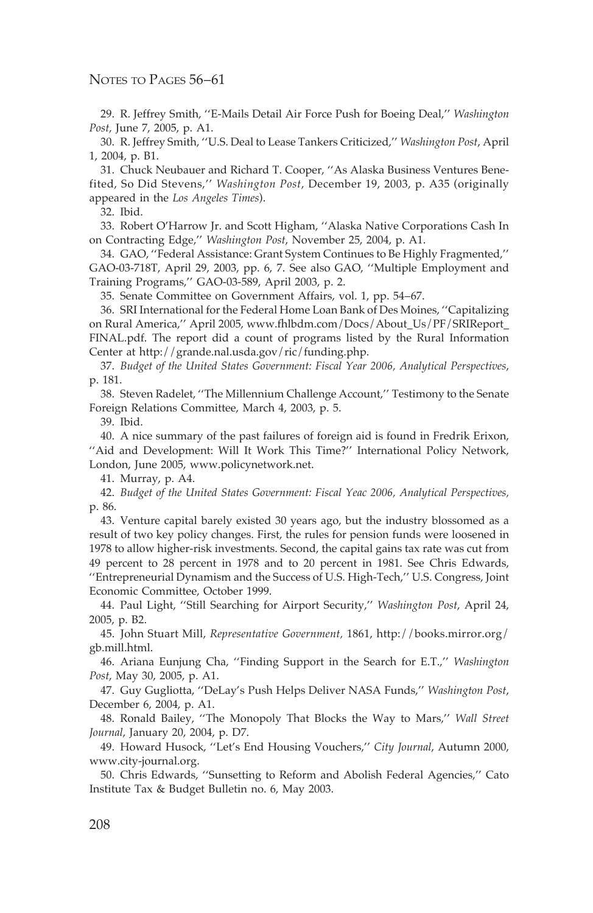29. R. Jeffrey Smith, ''E-Mails Detail Air Force Push for Boeing Deal,'' *Washington Post*, June 7, 2005, p. A1.

30. R. Jeffrey Smith, ''U.S. Deal to Lease Tankers Criticized,'' *Washington Post*, April 1, 2004, p. B1.

31. Chuck Neubauer and Richard T. Cooper, ''As Alaska Business Ventures Benefited, So Did Stevens,'' *Washington Post*, December 19, 2003, p. A35 (originally appeared in the *Los Angeles Times*).

32. Ibid.

33. Robert O'Harrow Jr. and Scott Higham, ''Alaska Native Corporations Cash In on Contracting Edge,'' *Washington Post*, November 25, 2004, p. A1.

34. GAO, ''Federal Assistance: Grant System Continues to Be Highly Fragmented,'' GAO-03-718T, April 29, 2003, pp. 6, 7. See also GAO, ''Multiple Employment and Training Programs,'' GAO-03-589, April 2003, p. 2.

35. Senate Committee on Government Affairs, vol. 1, pp. 54–67.

36. SRI International for the Federal Home Loan Bank of Des Moines, ''Capitalizing on Rural America,'' April 2005, www.fhlbdm.com/Docs/About_Us/PF/SRIReport_FINAL.pdf. The report did a count of programs listed by the Rural Information Center at http://grande.nal.usda.gov/ric/funding.php.

37. *Budget of the United States Government: Fiscal Year 2006, Analytical Perspectives*, p. 181.

38. Steven Radelet, ''The Millennium Challenge Account,'' Testimony to the Senate Foreign Relations Committee, March 4, 2003, p. 5.

39. Ibid.

40. A nice summary of the past failures of foreign aid is found in Fredrik Erixon, ''Aid and Development: Will It Work This Time?'' International Policy Network, London, June 2005, www.policynetwork.net.

41. Murray, p. A4.

42. *Budget of the United States Government: Fiscal Yeac 2006, Analytical Perspectives*, p. 86.

43. Venture capital barely existed 30 years ago, but the industry blossomed as a result of two key policy changes. First, the rules for pension funds were loosened in 1978 to allow higher-risk investments. Second, the capital gains tax rate was cut from 49 percent to 28 percent in 1978 and to 20 percent in 1981. See Chris Edwards, ''Entrepreneurial Dynamism and the Success of U.S. High-Tech,'' U.S. Congress, Joint Economic Committee, October 1999.

44. Paul Light, ''Still Searching for Airport Security,'' *Washington Post*, April 24, 2005, p. B2.

45. John Stuart Mill, *Representative Government*, 1861, http://books.mirror.org/gb.mill.html.

46. Ariana Eunjung Cha, ''Finding Support in the Search for E.T.,'' *Washington Post*, May 30, 2005, p. A1.

47. Guy Gugliotta, ''DeLay's Push Helps Deliver NASA Funds,'' *Washington Post*, December 6, 2004, p. A1.

48. Ronald Bailey, ''The Monopoly That Blocks the Way to Mars,'' *Wall Street Journal*, January 20, 2004, p. D7.

49. Howard Husock, ''Let's End Housing Vouchers,'' *City Journal*, Autumn 2000, www.city-journal.org.

50. Chris Edwards, ''Sunsetting to Reform and Abolish Federal Agencies,'' Cato Institute Tax & Budget Bulletin no. 6, May 2003.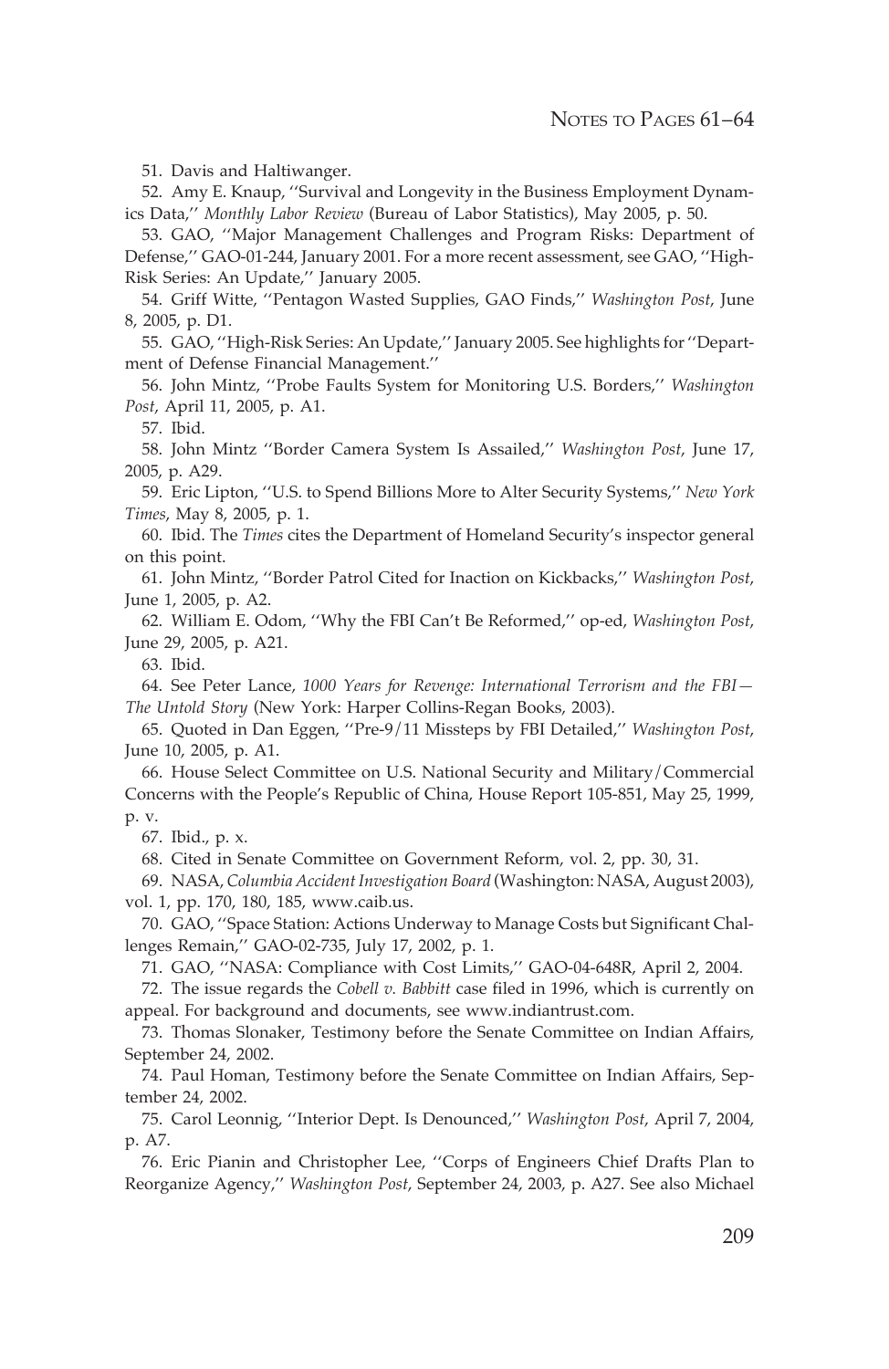51. Davis and Haltiwanger.

52. Amy E. Knaup, ''Survival and Longevity in the Business Employment Dynamics Data,'' *Monthly Labor Review* (Bureau of Labor Statistics), May 2005, p. 50.

53. GAO, ''Major Management Challenges and Program Risks: Department of Defense,'' GAO-01-244, January 2001. For a more recent assessment, see GAO, ''High-Risk Series: An Update,'' January 2005.

54. Griff Witte, ''Pentagon Wasted Supplies, GAO Finds,'' *Washington Post*, June 8, 2005, p. D1.

55. GAO, ''High-Risk Series: An Update,'' January 2005. See highlights for ''Department of Defense Financial Management.''

56. John Mintz, ''Probe Faults System for Monitoring U.S. Borders,'' *Washington Post*, April 11, 2005, p. A1.

57. Ibid.

58. John Mintz ''Border Camera System Is Assailed,'' *Washington Post*, June 17, 2005, p. A29.

59. Eric Lipton, ''U.S. to Spend Billions More to Alter Security Systems,'' *New York Times*, May 8, 2005, p. 1.

60. Ibid. The *Times* cites the Department of Homeland Security's inspector general on this point.

61. John Mintz, ''Border Patrol Cited for Inaction on Kickbacks,'' *Washington Post*, June 1, 2005, p. A2.

62. William E. Odom, ''Why the FBI Can't Be Reformed,'' op-ed, *Washington Post*, June 29, 2005, p. A21.

63. Ibid.

64. See Peter Lance, *1000 Years for Revenge: International Terrorism and the FBI—The Untold Story* (New York: Harper Collins-Regan Books, 2003).

65. Quoted in Dan Eggen, ''Pre-9/11 Missteps by FBI Detailed,'' *Washington Post*, June 10, 2005, p. A1.

66. House Select Committee on U.S. National Security and Military/Commercial Concerns with the People's Republic of China, House Report 105-851, May 25, 1999, p. v.

67. Ibid., p. x.

68. Cited in Senate Committee on Government Reform, vol. 2, pp. 30, 31.

69. NASA, *Columbia Accident Investigation Board* (Washington: NASA, August 2003), vol. 1, pp. 170, 180, 185, www.caib.us.

70. GAO, ''Space Station: Actions Underway to Manage Costs but Significant Challenges Remain,'' GAO-02-735, July 17, 2002, p. 1.

71. GAO, ''NASA: Compliance with Cost Limits,'' GAO-04-648R, April 2, 2004.

72. The issue regards the *Cobell v. Babbitt* case filed in 1996, which is currently on appeal. For background and documents, see www.indiantrust.com.

73. Thomas Slonaker, Testimony before the Senate Committee on Indian Affairs, September 24, 2002.

74. Paul Homan, Testimony before the Senate Committee on Indian Affairs, September 24, 2002.

75. Carol Leonnig, ''Interior Dept. Is Denounced,'' *Washington Post*, April 7, 2004, p. A7.

76. Eric Pianin and Christopher Lee, ''Corps of Engineers Chief Drafts Plan to Reorganize Agency,'' *Washington Post*, September 24, 2003, p. A27. See also Michael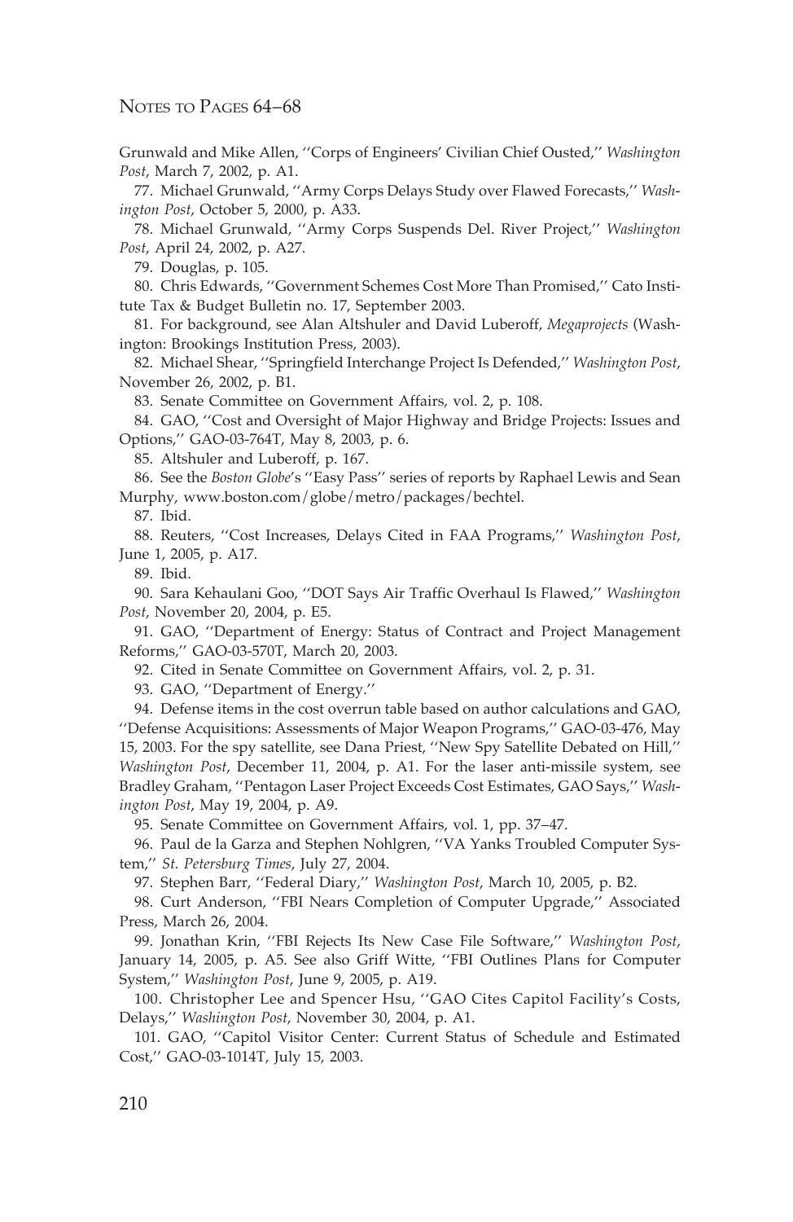Grunwald and Mike Allen, ''Corps of Engineers' Civilian Chief Ousted,'' *Washington Post*, March 7, 2002, p. A1.

77. Michael Grunwald, ''Army Corps Delays Study over Flawed Forecasts,'' *Washington Post*, October 5, 2000, p. A33.

78. Michael Grunwald, ''Army Corps Suspends Del. River Project,'' *Washington Post*, April 24, 2002, p. A27.

79. Douglas, p. 105.

80. Chris Edwards, ''Government Schemes Cost More Than Promised,'' Cato Institute Tax & Budget Bulletin no. 17, September 2003.

81. For background, see Alan Altshuler and David Luberoff, *Megaprojects* (Washington: Brookings Institution Press, 2003).

82. Michael Shear, ''Springfield Interchange Project Is Defended,'' *Washington Post*, November 26, 2002, p. B1.

83. Senate Committee on Government Affairs, vol. 2, p. 108.

84. GAO, ''Cost and Oversight of Major Highway and Bridge Projects: Issues and Options,'' GAO-03-764T, May 8, 2003, p. 6.

85. Altshuler and Luberoff, p. 167.

86. See the *Boston Globe*'s ''Easy Pass'' series of reports by Raphael Lewis and Sean Murphy, www.boston.com/globe/metro/packages/bechtel.

87. Ibid.

88. Reuters, ''Cost Increases, Delays Cited in FAA Programs,'' *Washington Post*, June 1, 2005, p. A17.

89. Ibid.

90. Sara Kehaulani Goo, ''DOT Says Air Traffic Overhaul Is Flawed,'' *Washington Post*, November 20, 2004, p. E5.

91. GAO, ''Department of Energy: Status of Contract and Project Management Reforms,'' GAO-03-570T, March 20, 2003.

92. Cited in Senate Committee on Government Affairs, vol. 2, p. 31.

93. GAO, ''Department of Energy.''

94. Defense items in the cost overrun table based on author calculations and GAO, ''Defense Acquisitions: Assessments of Major Weapon Programs,'' GAO-03-476, May 15, 2003. For the spy satellite, see Dana Priest, ''New Spy Satellite Debated on Hill,'' *Washington Post*, December 11, 2004, p. A1. For the laser anti-missile system, see Bradley Graham, ''Pentagon Laser Project Exceeds Cost Estimates, GAO Says,'' *Washington Post*, May 19, 2004, p. A9.

95. Senate Committee on Government Affairs, vol. 1, pp. 37–47.

96. Paul de la Garza and Stephen Nohlgren, ''VA Yanks Troubled Computer System,'' *St. Petersburg Times*, July 27, 2004.

97. Stephen Barr, ''Federal Diary,'' *Washington Post*, March 10, 2005, p. B2.

98. Curt Anderson, ''FBI Nears Completion of Computer Upgrade,'' Associated Press, March 26, 2004.

99. Jonathan Krin, ''FBI Rejects Its New Case File Software,'' *Washington Post*, January 14, 2005, p. A5. See also Griff Witte, ''FBI Outlines Plans for Computer System,'' *Washington Post*, June 9, 2005, p. A19.

100. Christopher Lee and Spencer Hsu, ''GAO Cites Capitol Facility's Costs, Delays,'' *Washington Post*, November 30, 2004, p. A1.

101. GAO, ''Capitol Visitor Center: Current Status of Schedule and Estimated Cost,'' GAO-03-1014T, July 15, 2003.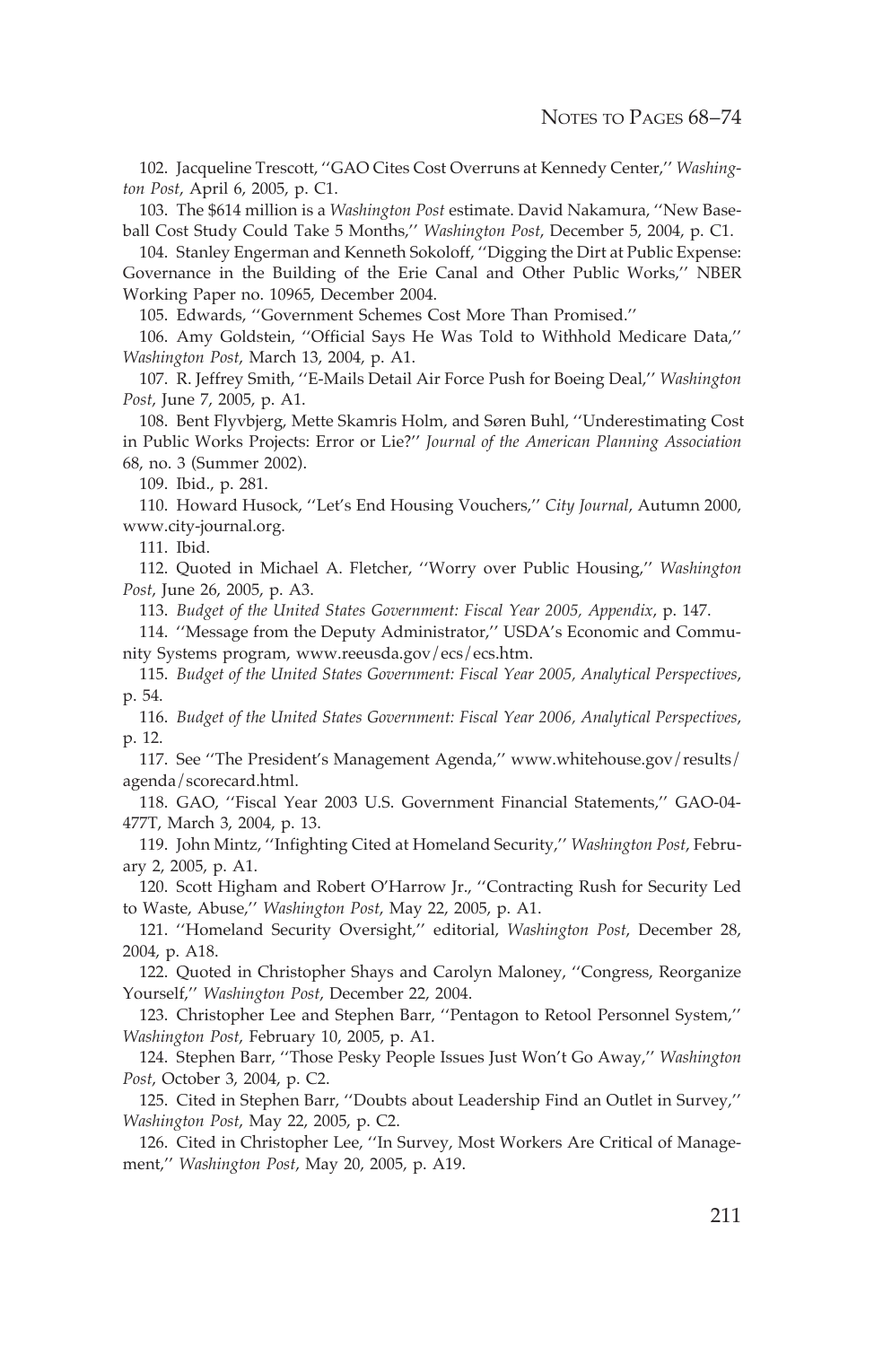102. Jacqueline Trescott, ''GAO Cites Cost Overruns at Kennedy Center,'' *Washington Post*, April 6, 2005, p. C1.

103. The $614 million is a *Washington Post* estimate. David Nakamura, ''New Baseball Cost Study Could Take 5 Months,'' *Washington Post*, December 5, 2004, p. C1.

104. Stanley Engerman and Kenneth Sokoloff, ''Digging the Dirt at Public Expense: Governance in the Building of the Erie Canal and Other Public Works,'' NBER Working Paper no. 10965, December 2004.

105. Edwards, ''Government Schemes Cost More Than Promised.''

106. Amy Goldstein, ''Official Says He Was Told to Withhold Medicare Data,'' *Washington Post*, March 13, 2004, p. A1.

107. R. Jeffrey Smith, ''E-Mails Detail Air Force Push for Boeing Deal,'' *Washington Post*, June 7, 2005, p. A1.

108. Bent Flyvbjerg, Mette Skamris Holm, and Søren Buhl, ''Underestimating Cost in Public Works Projects: Error or Lie?'' *Journal of the American Planning Association* 68, no. 3 (Summer 2002).

109. Ibid., p. 281.

110. Howard Husock, ''Let's End Housing Vouchers,'' *City Journal*, Autumn 2000, www.city-journal.org.

111. Ibid.

112. Quoted in Michael A. Fletcher, ''Worry over Public Housing,'' *Washington Post*, June 26, 2005, p. A3.

113. *Budget of the United States Government: Fiscal Year 2005, Appendix*, p. 147.

114. ''Message from the Deputy Administrator,'' USDA's Economic and Community Systems program, www.reeusda.gov/ecs/ecs.htm.

115. *Budget of the United States Government: Fiscal Year 2005, Analytical Perspectives*, p. 54.

116. *Budget of the United States Government: Fiscal Year 2006, Analytical Perspectives*, p. 12.

117. See ''The President's Management Agenda,'' www.whitehouse.gov/results/agenda/scorecard.html.

118. GAO, ''Fiscal Year 2003 U.S. Government Financial Statements,'' GAO-04-477T, March 3, 2004, p. 13.

119. John Mintz, ''Infighting Cited at Homeland Security,'' *Washington Post*, February 2, 2005, p. A1.

120. Scott Higham and Robert O'Harrow Jr., ''Contracting Rush for Security Led to Waste, Abuse,'' *Washington Post*, May 22, 2005, p. A1.

121. ''Homeland Security Oversight,'' editorial, *Washington Post*, December 28, 2004, p. A18.

122. Quoted in Christopher Shays and Carolyn Maloney, ''Congress, Reorganize Yourself,'' *Washington Post*, December 22, 2004.

123. Christopher Lee and Stephen Barr, ''Pentagon to Retool Personnel System,'' *Washington Post*, February 10, 2005, p. A1.

124. Stephen Barr, ''Those Pesky People Issues Just Won't Go Away,'' *Washington Post*, October 3, 2004, p. C2.

125. Cited in Stephen Barr, ''Doubts about Leadership Find an Outlet in Survey,'' *Washington Post*, May 22, 2005, p. C2.

126. Cited in Christopher Lee, ''In Survey, Most Workers Are Critical of Management,'' *Washington Post*, May 20, 2005, p. A19.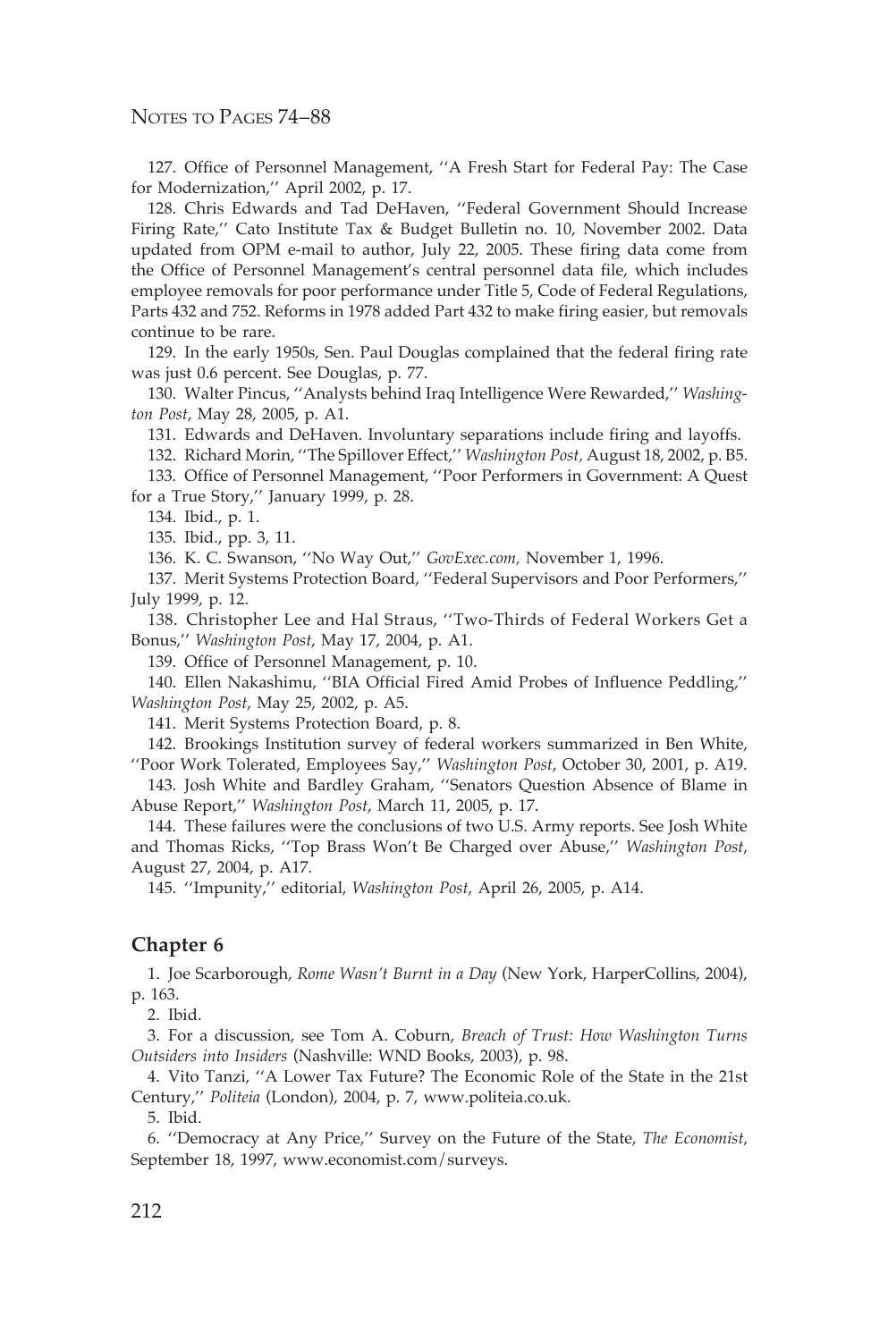127. Office of Personnel Management, ''A Fresh Start for Federal Pay: The Case for Modernization,'' April 2002, p. 17.

128. Chris Edwards and Tad DeHaven, ''Federal Government Should Increase Firing Rate,'' Cato Institute Tax & Budget Bulletin no. 10, November 2002. Data updated from OPM e-mail to author, July 22, 2005. These firing data come from the Office of Personnel Management's central personnel data file, which includes employee removals for poor performance under Title 5, Code of Federal Regulations, Parts 432 and 752. Reforms in 1978 added Part 432 to make firing easier, but removals continue to be rare.

129. In the early 1950s, Sen. Paul Douglas complained that the federal firing rate was just 0.6 percent. See Douglas, p. 77.

130. Walter Pincus, ''Analysts behind Iraq Intelligence Were Rewarded,'' *Washington Post*, May 28, 2005, p. A1.

131. Edwards and DeHaven. Involuntary separations include firing and layoffs.

132. Richard Morin, ''The Spillover Effect,'' *Washington Post,* August 18, 2002, p. B5.

133. Office of Personnel Management, ''Poor Performers in Government: A Quest for a True Story,'' January 1999, p. 28.

134. Ibid., p. 1.

135. Ibid., pp. 3, 11.

136. K. C. Swanson, ''No Way Out,'' *GovExec.com,* November 1, 1996.

137. Merit Systems Protection Board, ''Federal Supervisors and Poor Performers,'' July 1999, p. 12.

138. Christopher Lee and Hal Straus, ''Two-Thirds of Federal Workers Get a Bonus,'' *Washington Post*, May 17, 2004, p. A1.

139. Office of Personnel Management, p. 10.

140. Ellen Nakashimu, ''BIA Official Fired Amid Probes of Influence Peddling,'' *Washington Post*, May 25, 2002, p. A5.

141. Merit Systems Protection Board, p. 8.

142. Brookings Institution survey of federal workers summarized in Ben White, ''Poor Work Tolerated, Employees Say,'' *Washington Post*, October 30, 2001, p. A19.

143. Josh White and Bardley Graham, ''Senators Question Absence of Blame in Abuse Report,'' *Washington Post*, March 11, 2005, p. 17.

144. These failures were the conclusions of two U.S. Army reports. See Josh White and Thomas Ricks, ''Top Brass Won't Be Charged over Abuse,'' *Washington Post*, August 27, 2004, p. A17.

145. ''Impunity,'' editorial, *Washington Post*, April 26, 2005, p. A14.

## Chapter 6

1. Joe Scarborough, *Rome Wasn't Burnt in a Day* (New York, HarperCollins, 2004), p. 163.

2. Ibid.

3. For a discussion, see Tom A. Coburn, *Breach of Trust: How Washington Turns Outsiders into Insiders* (Nashville: WND Books, 2003), p. 98.

4. Vito Tanzi, ''A Lower Tax Future? The Economic Role of the State in the 21st Century,'' *Politeia* (London), 2004, p. 7, www.politeia.co.uk.

5. Ibid.

6. ''Democracy at Any Price,'' Survey on the Future of the State, *The Economist,* September 18, 1997, www.economist.com/surveys.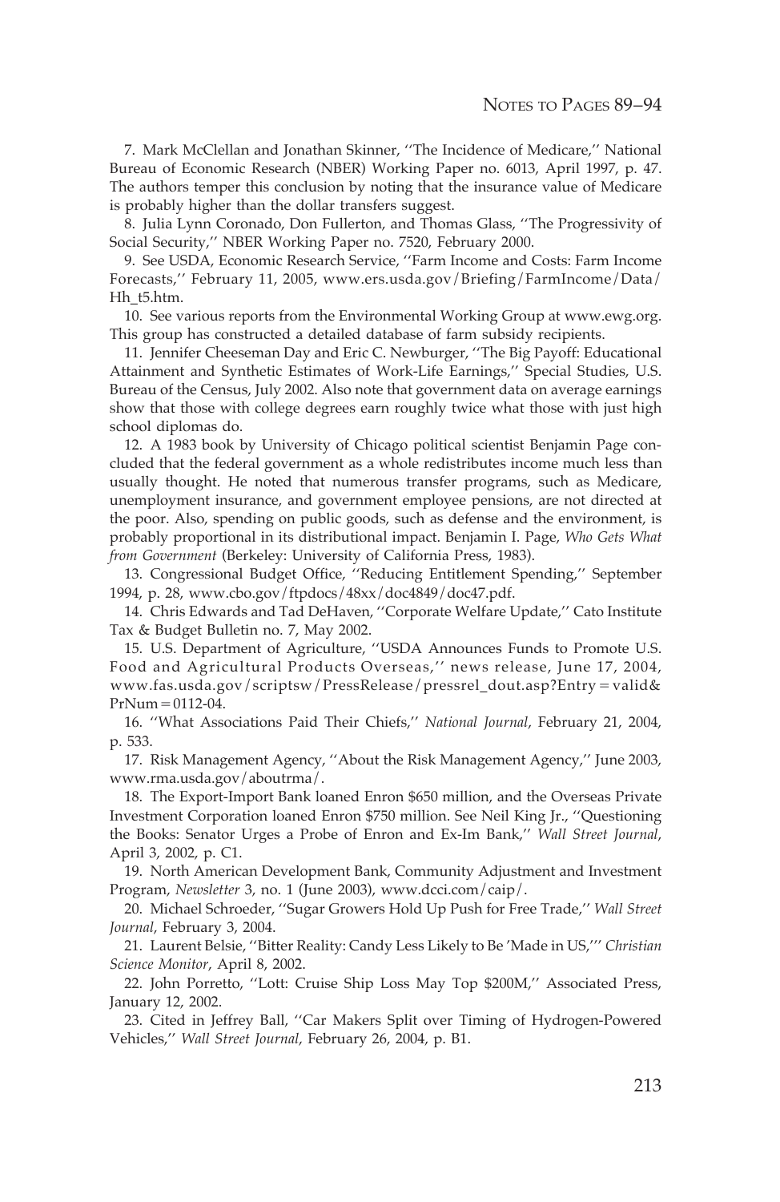7. Mark McClellan and Jonathan Skinner, ''The Incidence of Medicare,'' National Bureau of Economic Research (NBER) Working Paper no. 6013, April 1997, p. 47. The authors temper this conclusion by noting that the insurance value of Medicare is probably higher than the dollar transfers suggest.

8. Julia Lynn Coronado, Don Fullerton, and Thomas Glass, ''The Progressivity of Social Security,'' NBER Working Paper no. 7520, February 2000.

9. See USDA, Economic Research Service, ''Farm Income and Costs: Farm Income Forecasts,'' February 11, 2005, www.ers.usda.gov/Briefing/FarmIncome/Data/Hh_t5.htm.

10. See various reports from the Environmental Working Group at www.ewg.org. This group has constructed a detailed database of farm subsidy recipients.

11. Jennifer Cheeseman Day and Eric C. Newburger, ''The Big Payoff: Educational Attainment and Synthetic Estimates of Work-Life Earnings,'' Special Studies, U.S. Bureau of the Census, July 2002. Also note that government data on average earnings show that those with college degrees earn roughly twice what those with just high school diplomas do.

12. A 1983 book by University of Chicago political scientist Benjamin Page concluded that the federal government as a whole redistributes income much less than usually thought. He noted that numerous transfer programs, such as Medicare, unemployment insurance, and government employee pensions, are not directed at the poor. Also, spending on public goods, such as defense and the environment, is probably proportional in its distributional impact. Benjamin I. Page, *Who Gets What from Government* (Berkeley: University of California Press, 1983).

13. Congressional Budget Office, ''Reducing Entitlement Spending,'' September 1994, p. 28, www.cbo.gov/ftpdocs/48xx/doc4849/doc47.pdf.

14. Chris Edwards and Tad DeHaven, ''Corporate Welfare Update,'' Cato Institute Tax & Budget Bulletin no. 7, May 2002.

15. U.S. Department of Agriculture, ''USDA Announces Funds to Promote U.S. Food and Agricultural Products Overseas,'' news release, June 17, 2004, www.fas.usda.gov/scriptsw/PressRelease/pressrel_dout.asp?Entry=valid&PrNum=0112-04.

16. ''What Associations Paid Their Chiefs,'' *National Journal*, February 21, 2004, p. 533.

17. Risk Management Agency, ''About the Risk Management Agency,'' June 2003, www.rma.usda.gov/aboutrma/.

18. The Export-Import Bank loaned Enron $650 million, and the Overseas Private Investment Corporation loaned Enron $750 million. See Neil King Jr., ''Questioning the Books: Senator Urges a Probe of Enron and Ex-Im Bank,'' *Wall Street Journal*, April 3, 2002, p. C1.

19. North American Development Bank, Community Adjustment and Investment Program, *Newsletter* 3, no. 1 (June 2003), www.dcci.com/caip/.

20. Michael Schroeder, ''Sugar Growers Hold Up Push for Free Trade,'' *Wall Street Journal*, February 3, 2004.

21. Laurent Belsie, ''Bitter Reality: Candy Less Likely to Be 'Made in US,''' *Christian Science Monitor*, April 8, 2002.

22. John Porretto, ''Lott: Cruise Ship Loss May Top $200M,'' Associated Press, January 12, 2002.

23. Cited in Jeffrey Ball, ''Car Makers Split over Timing of Hydrogen-Powered Vehicles,'' *Wall Street Journal*, February 26, 2004, p. B1.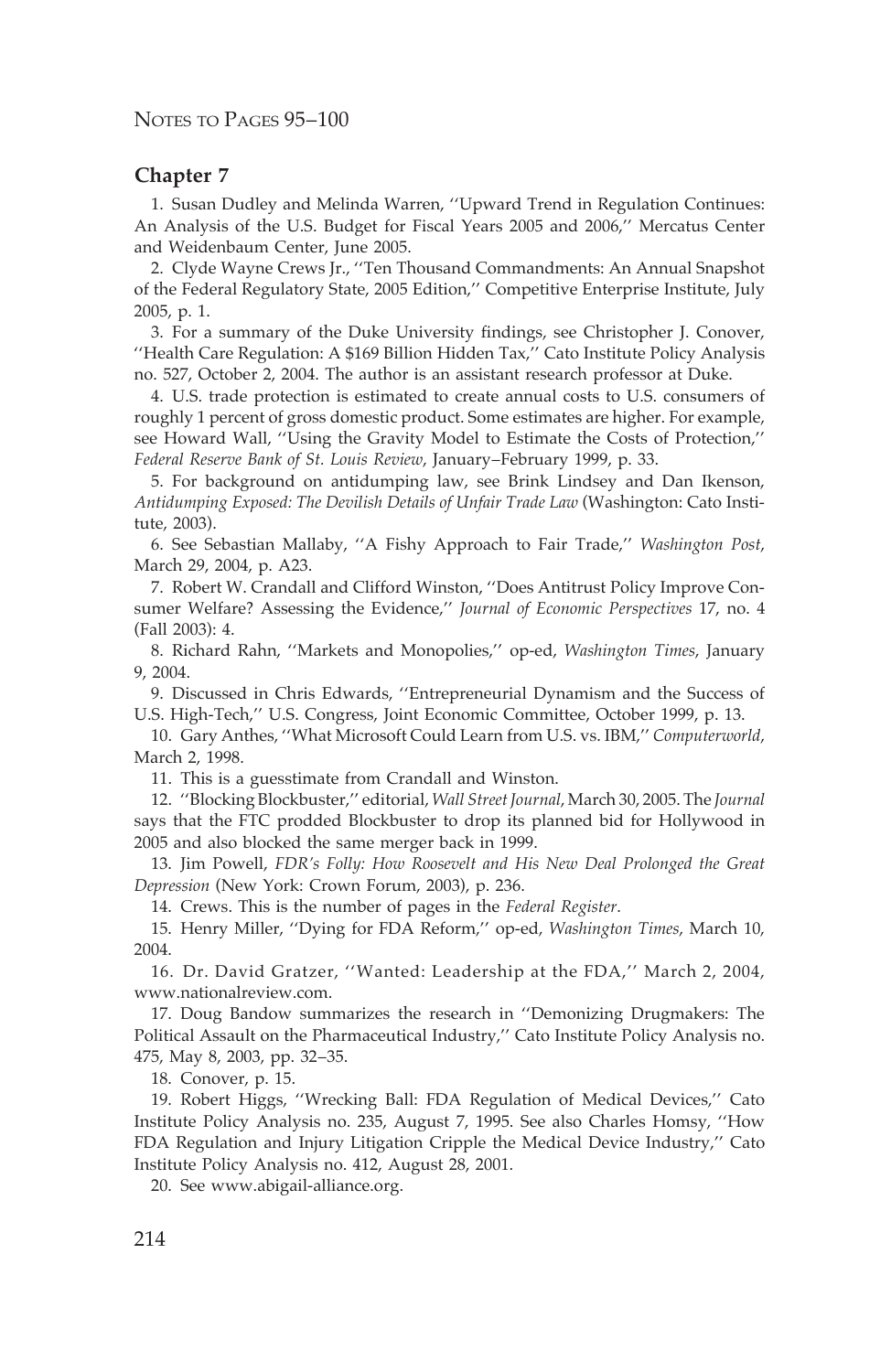## Chapter 7

1. Susan Dudley and Melinda Warren, ''Upward Trend in Regulation Continues: An Analysis of the U.S. Budget for Fiscal Years 2005 and 2006,'' Mercatus Center and Weidenbaum Center, June 2005.

2. Clyde Wayne Crews Jr., ''Ten Thousand Commandments: An Annual Snapshot of the Federal Regulatory State, 2005 Edition,'' Competitive Enterprise Institute, July 2005, p. 1.

3. For a summary of the Duke University findings, see Christopher J. Conover, ''Health Care Regulation: A $169 Billion Hidden Tax,'' Cato Institute Policy Analysis no. 527, October 2, 2004. The author is an assistant research professor at Duke.

4. U.S. trade protection is estimated to create annual costs to U.S. consumers of roughly 1 percent of gross domestic product. Some estimates are higher. For example, see Howard Wall, ''Using the Gravity Model to Estimate the Costs of Protection,'' *Federal Reserve Bank of St. Louis Review*, January–February 1999, p. 33.

5. For background on antidumping law, see Brink Lindsey and Dan Ikenson, *Antidumping Exposed: The Devilish Details of Unfair Trade Law* (Washington: Cato Institute, 2003).

6. See Sebastian Mallaby, ''A Fishy Approach to Fair Trade,'' *Washington Post*, March 29, 2004, p. A23.

7. Robert W. Crandall and Clifford Winston, ''Does Antitrust Policy Improve Consumer Welfare? Assessing the Evidence,'' *Journal of Economic Perspectives* 17, no. 4 (Fall 2003): 4.

8. Richard Rahn, ''Markets and Monopolies,'' op-ed, *Washington Times*, January 9, 2004.

9. Discussed in Chris Edwards, ''Entrepreneurial Dynamism and the Success of U.S. High-Tech,'' U.S. Congress, Joint Economic Committee, October 1999, p. 13.

10. Gary Anthes, ''What Microsoft Could Learn from U.S. vs. IBM,'' *Computerworld*, March 2, 1998.

11. This is a guesstimate from Crandall and Winston.

12. ''Blocking Blockbuster,'' editorial, *Wall Street Journal*, March 30, 2005. The *Journal* says that the FTC prodded Blockbuster to drop its planned bid for Hollywood in 2005 and also blocked the same merger back in 1999.

13. Jim Powell, *FDR's Folly: How Roosevelt and His New Deal Prolonged the Great Depression* (New York: Crown Forum, 2003), p. 236.

14. Crews. This is the number of pages in the *Federal Register*.

15. Henry Miller, ''Dying for FDA Reform,'' op-ed, *Washington Times*, March 10, 2004.

16. Dr. David Gratzer, ''Wanted: Leadership at the FDA,'' March 2, 2004, www.nationalreview.com.

17. Doug Bandow summarizes the research in ''Demonizing Drugmakers: The Political Assault on the Pharmaceutical Industry,'' Cato Institute Policy Analysis no. 475, May 8, 2003, pp. 32–35.

18. Conover, p. 15.

19. Robert Higgs, ''Wrecking Ball: FDA Regulation of Medical Devices,'' Cato Institute Policy Analysis no. 235, August 7, 1995. See also Charles Homsy, ''How FDA Regulation and Injury Litigation Cripple the Medical Device Industry,'' Cato Institute Policy Analysis no. 412, August 28, 2001.

20. See www.abigail-alliance.org.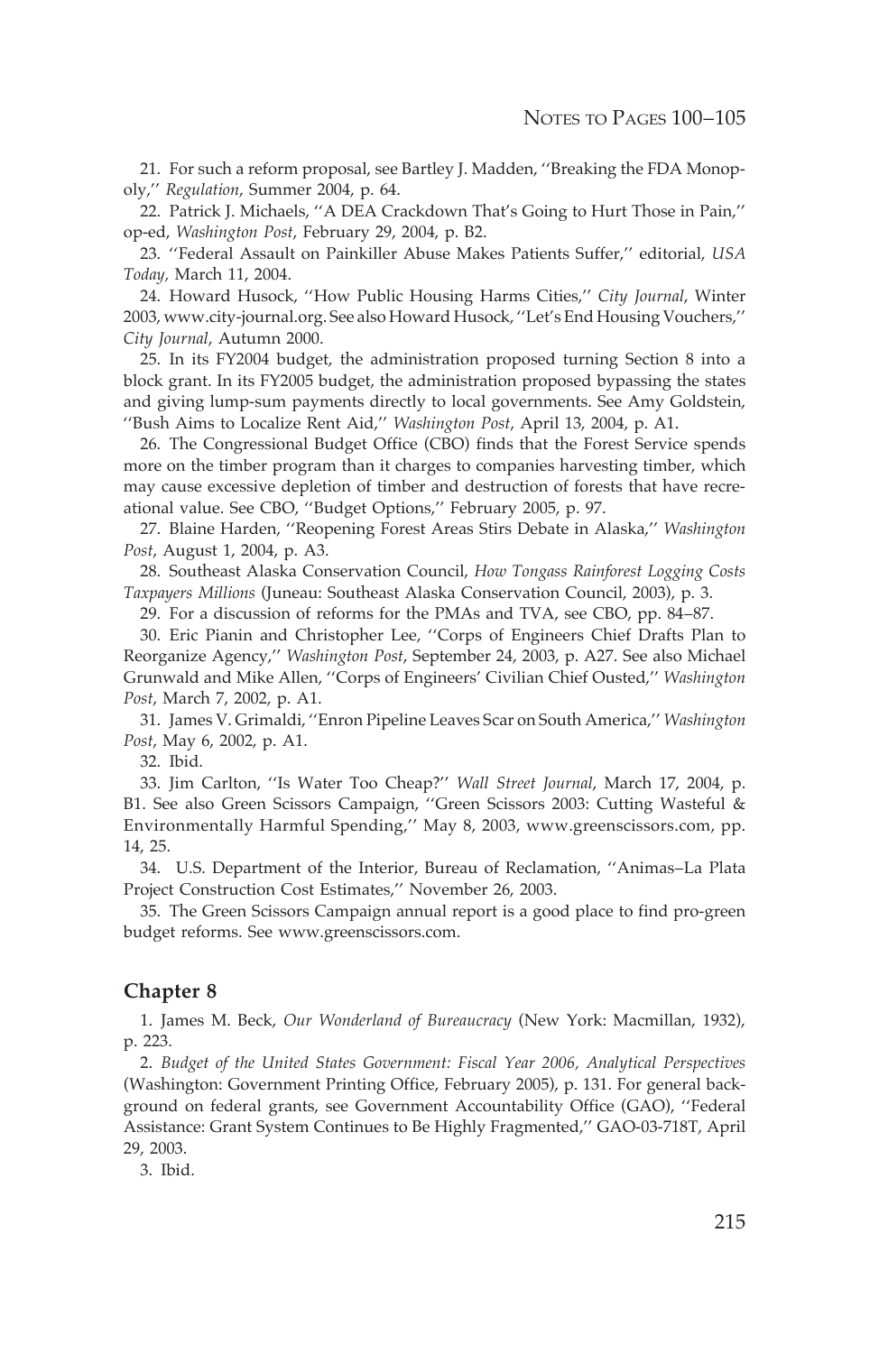21. For such a reform proposal, see Bartley J. Madden, ''Breaking the FDA Monopoly,'' *Regulation*, Summer 2004, p. 64.

22. Patrick J. Michaels, ''A DEA Crackdown That's Going to Hurt Those in Pain,'' op-ed, *Washington Post*, February 29, 2004, p. B2.

23. ''Federal Assault on Painkiller Abuse Makes Patients Suffer,'' editorial, *USA Today,* March 11, 2004.

24. Howard Husock, ''How Public Housing Harms Cities,'' *City Journal*, Winter 2003, www.city-journal.org. See also Howard Husock, ''Let's End Housing Vouchers,'' *City Journal*, Autumn 2000.

25. In its FY2004 budget, the administration proposed turning Section 8 into a block grant. In its FY2005 budget, the administration proposed bypassing the states and giving lump-sum payments directly to local governments. See Amy Goldstein, ''Bush Aims to Localize Rent Aid,'' *Washington Post*, April 13, 2004, p. A1.

26. The Congressional Budget Office (CBO) finds that the Forest Service spends more on the timber program than it charges to companies harvesting timber, which may cause excessive depletion of timber and destruction of forests that have recreational value. See CBO, ''Budget Options,'' February 2005, p. 97.

27. Blaine Harden, ''Reopening Forest Areas Stirs Debate in Alaska,'' *Washington Post*, August 1, 2004, p. A3.

28. Southeast Alaska Conservation Council, *How Tongass Rainforest Logging Costs Taxpayers Millions* (Juneau: Southeast Alaska Conservation Council, 2003), p. 3.

29. For a discussion of reforms for the PMAs and TVA, see CBO, pp. 84–87.

30. Eric Pianin and Christopher Lee, ''Corps of Engineers Chief Drafts Plan to Reorganize Agency,'' *Washington Post*, September 24, 2003, p. A27. See also Michael Grunwald and Mike Allen, ''Corps of Engineers' Civilian Chief Ousted,'' *Washington Post*, March 7, 2002, p. A1.

31. James V. Grimaldi, ''Enron Pipeline Leaves Scar on South America,'' *Washington Post*, May 6, 2002, p. A1.

32. Ibid.

33. Jim Carlton, ''Is Water Too Cheap?'' *Wall Street Journal*, March 17, 2004, p. B1. See also Green Scissors Campaign, ''Green Scissors 2003: Cutting Wasteful & Environmentally Harmful Spending,'' May 8, 2003, www.greenscissors.com, pp. 14, 25.

34. U.S. Department of the Interior, Bureau of Reclamation, ''Animas–La Plata Project Construction Cost Estimates,'' November 26, 2003.

35. The Green Scissors Campaign annual report is a good place to find pro-green budget reforms. See www.greenscissors.com.

## Chapter 8

1. James M. Beck, *Our Wonderland of Bureaucracy* (New York: Macmillan, 1932), p. 223.

2. *Budget of the United States Government: Fiscal Year 2006, Analytical Perspectives* (Washington: Government Printing Office, February 2005), p. 131. For general background on federal grants, see Government Accountability Office (GAO), ''Federal Assistance: Grant System Continues to Be Highly Fragmented,'' GAO-03-718T, April 29, 2003.

3. Ibid.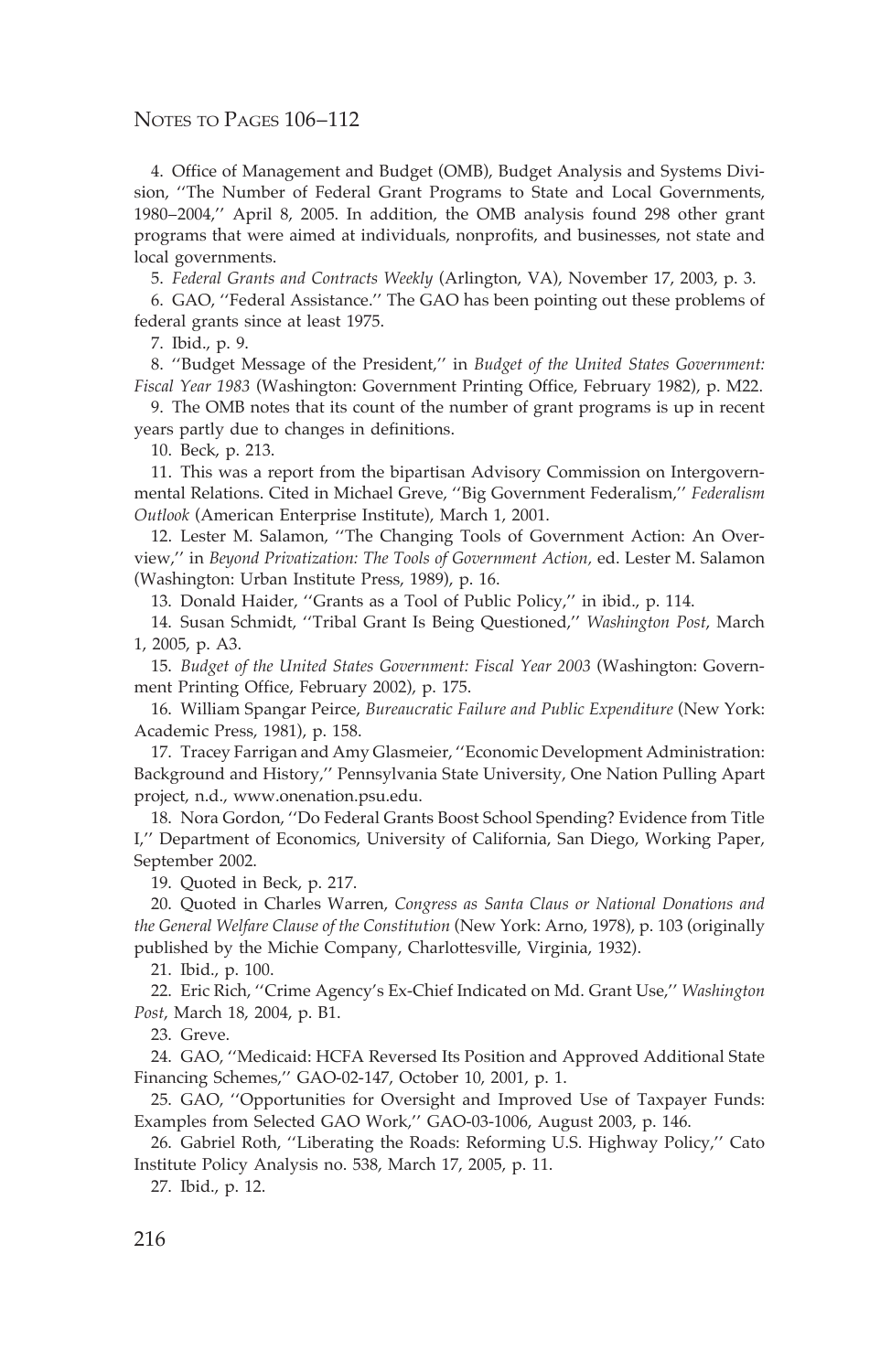4. Office of Management and Budget (OMB), Budget Analysis and Systems Division, ''The Number of Federal Grant Programs to State and Local Governments, 1980–2004,'' April 8, 2005. In addition, the OMB analysis found 298 other grant programs that were aimed at individuals, nonprofits, and businesses, not state and local governments.

5. *Federal Grants and Contracts Weekly* (Arlington, VA), November 17, 2003, p. 3.

6. GAO, ''Federal Assistance.'' The GAO has been pointing out these problems of federal grants since at least 1975.

7. Ibid., p. 9.

8. ''Budget Message of the President,'' in *Budget of the United States Government: Fiscal Year 1983* (Washington: Government Printing Office, February 1982), p. M22.

9. The OMB notes that its count of the number of grant programs is up in recent years partly due to changes in definitions.

10. Beck, p. 213.

11. This was a report from the bipartisan Advisory Commission on Intergovernmental Relations. Cited in Michael Greve, ''Big Government Federalism,'' *Federalism Outlook* (American Enterprise Institute), March 1, 2001.

12. Lester M. Salamon, ''The Changing Tools of Government Action: An Overview,'' in *Beyond Privatization: The Tools of Government Action,* ed. Lester M. Salamon (Washington: Urban Institute Press, 1989), p. 16.

13. Donald Haider, ''Grants as a Tool of Public Policy,'' in ibid., p. 114.

14. Susan Schmidt, ''Tribal Grant Is Being Questioned,'' *Washington Post*, March 1, 2005, p. A3.

15. *Budget of the United States Government: Fiscal Year 2003* (Washington: Government Printing Office, February 2002), p. 175.

16. William Spangar Peirce, *Bureaucratic Failure and Public Expenditure* (New York: Academic Press, 1981), p. 158.

17. Tracey Farrigan and Amy Glasmeier, ''Economic Development Administration: Background and History,'' Pennsylvania State University, One Nation Pulling Apart project, n.d., www.onenation.psu.edu.

18. Nora Gordon, ''Do Federal Grants Boost School Spending? Evidence from Title I,'' Department of Economics, University of California, San Diego, Working Paper, September 2002.

19. Quoted in Beck, p. 217.

20. Quoted in Charles Warren, *Congress as Santa Claus or National Donations and the General Welfare Clause of the Constitution* (New York: Arno, 1978), p. 103 (originally published by the Michie Company, Charlottesville, Virginia, 1932).

21. Ibid., p. 100.

22. Eric Rich, ''Crime Agency's Ex-Chief Indicated on Md. Grant Use,'' *Washington Post*, March 18, 2004, p. B1.

23. Greve.

24. GAO, ''Medicaid: HCFA Reversed Its Position and Approved Additional State Financing Schemes,'' GAO-02-147, October 10, 2001, p. 1.

25. GAO, ''Opportunities for Oversight and Improved Use of Taxpayer Funds: Examples from Selected GAO Work,'' GAO-03-1006, August 2003, p. 146.

26. Gabriel Roth, ''Liberating the Roads: Reforming U.S. Highway Policy,'' Cato Institute Policy Analysis no. 538, March 17, 2005, p. 11.

27. Ibid., p. 12.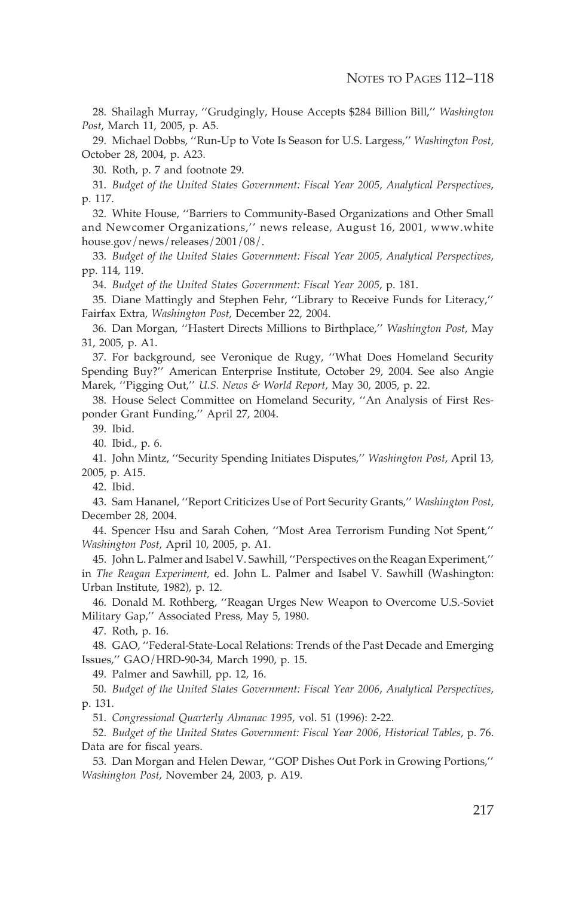28. Shailagh Murray, ''Grudgingly, House Accepts $284 Billion Bill,'' *Washington Post*, March 11, 2005, p. A5.

29. Michael Dobbs, ''Run-Up to Vote Is Season for U.S. Largess,'' *Washington Post*, October 28, 2004, p. A23.

30. Roth, p. 7 and footnote 29.

31. *Budget of the United States Government: Fiscal Year 2005, Analytical Perspectives*, p. 117.

32. White House, ''Barriers to Community-Based Organizations and Other Small and Newcomer Organizations,'' news release, August 16, 2001, www.whitehouse.gov/news/releases/2001/08/.

33. *Budget of the United States Government: Fiscal Year 2005, Analytical Perspectives*, pp. 114, 119.

34. *Budget of the United States Government: Fiscal Year 2005*, p. 181.

35. Diane Mattingly and Stephen Fehr, ''Library to Receive Funds for Literacy,'' Fairfax Extra, *Washington Post*, December 22, 2004.

36. Dan Morgan, ''Hastert Directs Millions to Birthplace,'' *Washington Post*, May 31, 2005, p. A1.

37. For background, see Veronique de Rugy, ''What Does Homeland Security Spending Buy?'' American Enterprise Institute, October 29, 2004. See also Angie Marek, ''Pigging Out,'' *U.S. News & World Report*, May 30, 2005, p. 22.

38. House Select Committee on Homeland Security, ''An Analysis of First Responder Grant Funding,'' April 27, 2004.

39. Ibid.

40. Ibid., p. 6.

41. John Mintz, ''Security Spending Initiates Disputes,'' *Washington Post*, April 13, 2005, p. A15.

42. Ibid.

43. Sam Hananel, ''Report Criticizes Use of Port Security Grants,'' *Washington Post*, December 28, 2004.

44. Spencer Hsu and Sarah Cohen, ''Most Area Terrorism Funding Not Spent,'' *Washington Post*, April 10, 2005, p. A1.

45. John L. Palmer and Isabel V. Sawhill, ''Perspectives on the Reagan Experiment,'' in *The Reagan Experiment,* ed. John L. Palmer and Isabel V. Sawhill (Washington: Urban Institute, 1982), p. 12.

46. Donald M. Rothberg, ''Reagan Urges New Weapon to Overcome U.S.-Soviet Military Gap,'' Associated Press, May 5, 1980.

47. Roth, p. 16.

48. GAO, ''Federal-State-Local Relations: Trends of the Past Decade and Emerging Issues,'' GAO/HRD-90-34, March 1990, p. 15.

49. Palmer and Sawhill, pp. 12, 16.

50. *Budget of the United States Government: Fiscal Year 2006*, *Analytical Perspectives*, p. 131.

51. *Congressional Quarterly Almanac 1995*, vol. 51 (1996): 2-22.

52. *Budget of the United States Government: Fiscal Year 2006, Historical Tables*, p. 76. Data are for fiscal years.

53. Dan Morgan and Helen Dewar, ''GOP Dishes Out Pork in Growing Portions,'' *Washington Post*, November 24, 2003, p. A19.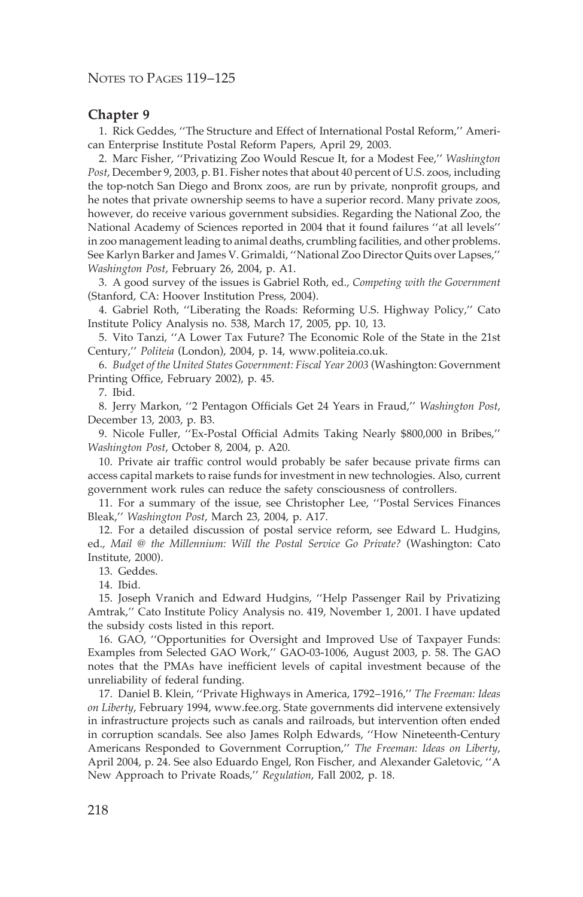## Chapter 9

1. Rick Geddes, ''The Structure and Effect of International Postal Reform,'' American Enterprise Institute Postal Reform Papers, April 29, 2003.

2. Marc Fisher, ''Privatizing Zoo Would Rescue It, for a Modest Fee,'' *Washington Post*, December 9, 2003, p. B1. Fisher notes that about 40 percent of U.S. zoos, including the top-notch San Diego and Bronx zoos, are run by private, nonprofit groups, and he notes that private ownership seems to have a superior record. Many private zoos, however, do receive various government subsidies. Regarding the National Zoo, the National Academy of Sciences reported in 2004 that it found failures ''at all levels'' in zoo management leading to animal deaths, crumbling facilities, and other problems. See Karlyn Barker and James V. Grimaldi, ''National Zoo Director Quits over Lapses,'' *Washington Post*, February 26, 2004, p. A1.

3. A good survey of the issues is Gabriel Roth, ed., *Competing with the Government* (Stanford, CA: Hoover Institution Press, 2004).

4. Gabriel Roth, ''Liberating the Roads: Reforming U.S. Highway Policy,'' Cato Institute Policy Analysis no. 538, March 17, 2005, pp. 10, 13.

5. Vito Tanzi, ''A Lower Tax Future? The Economic Role of the State in the 21st Century,'' *Politeia* (London), 2004, p. 14, www.politeia.co.uk.

6. *Budget of the United States Government: Fiscal Year 2003* (Washington: Government Printing Office, February 2002), p. 45.

7. Ibid.

8. Jerry Markon, ''2 Pentagon Officials Get 24 Years in Fraud,'' *Washington Post*, December 13, 2003, p. B3.

9. Nicole Fuller, ''Ex-Postal Official Admits Taking Nearly $800,000 in Bribes,'' *Washington Post*, October 8, 2004, p. A20.

10. Private air traffic control would probably be safer because private firms can access capital markets to raise funds for investment in new technologies. Also, current government work rules can reduce the safety consciousness of controllers.

11. For a summary of the issue, see Christopher Lee, ''Postal Services Finances Bleak,'' *Washington Post*, March 23, 2004, p. A17.

12. For a detailed discussion of postal service reform, see Edward L. Hudgins, ed., *Mail @ the Millennium: Will the Postal Service Go Private?* (Washington: Cato Institute, 2000).

13. Geddes.

14. Ibid.

15. Joseph Vranich and Edward Hudgins, ''Help Passenger Rail by Privatizing Amtrak,'' Cato Institute Policy Analysis no. 419, November 1, 2001. I have updated the subsidy costs listed in this report.

16. GAO, ''Opportunities for Oversight and Improved Use of Taxpayer Funds: Examples from Selected GAO Work,'' GAO-03-1006, August 2003, p. 58. The GAO notes that the PMAs have inefficient levels of capital investment because of the unreliability of federal funding.

17. Daniel B. Klein, ''Private Highways in America, 1792–1916,'' *The Freeman: Ideas on Liberty*, February 1994, www.fee.org. State governments did intervene extensively in infrastructure projects such as canals and railroads, but intervention often ended in corruption scandals. See also James Rolph Edwards, ''How Nineteenth-Century Americans Responded to Government Corruption,'' *The Freeman: Ideas on Liberty*, April 2004, p. 24. See also Eduardo Engel, Ron Fischer, and Alexander Galetovic, ''A New Approach to Private Roads,'' *Regulation*, Fall 2002, p. 18.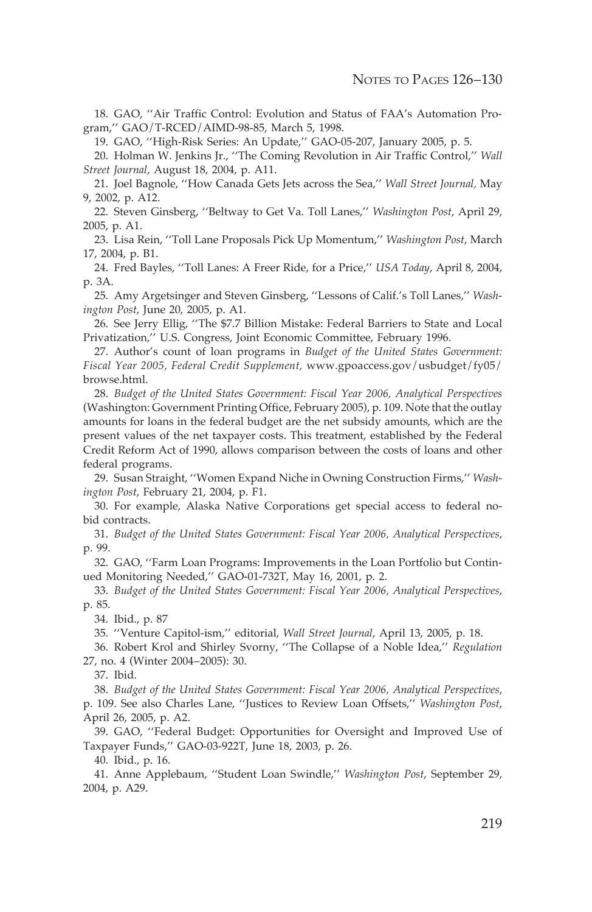18. GAO, ''Air Traffic Control: Evolution and Status of FAA's Automation Program,'' GAO/T-RCED/AIMD-98-85, March 5, 1998.

19. GAO, ''High-Risk Series: An Update,'' GAO-05-207, January 2005, p. 5.

20. Holman W. Jenkins Jr., ''The Coming Revolution in Air Traffic Control,'' *Wall Street Journal*, August 18, 2004, p. A11.

21. Joel Bagnole, ''How Canada Gets Jets across the Sea,'' *Wall Street Journal,* May 9, 2002, p. A12.

22. Steven Ginsberg, ''Beltway to Get Va. Toll Lanes,'' *Washington Post*, April 29, 2005, p. A1.

23. Lisa Rein, ''Toll Lane Proposals Pick Up Momentum,'' *Washington Post*, March 17, 2004, p. B1.

24. Fred Bayles, ''Toll Lanes: A Freer Ride, for a Price,'' *USA Today*, April 8, 2004, p. 3A.

25. Amy Argetsinger and Steven Ginsberg, ''Lessons of Calif.'s Toll Lanes,'' *Washington Post*, June 20, 2005, p. A1.

26. See Jerry Ellig, ''The $7.7 Billion Mistake: Federal Barriers to State and Local Privatization,'' U.S. Congress, Joint Economic Committee, February 1996.

27. Author's count of loan programs in *Budget of the United States Government: Fiscal Year 2005, Federal Credit Supplement,* www.gpoaccess.gov/usbudget/fy05/browse.html.

28. *Budget of the United States Government: Fiscal Year 2006, Analytical Perspectives* (Washington: Government Printing Office, February 2005), p. 109. Note that the outlay amounts for loans in the federal budget are the net subsidy amounts, which are the present values of the net taxpayer costs. This treatment, established by the Federal Credit Reform Act of 1990, allows comparison between the costs of loans and other federal programs.

29. Susan Straight, ''Women Expand Niche in Owning Construction Firms,'' *Washington Post*, February 21, 2004, p. F1.

30. For example, Alaska Native Corporations get special access to federal no-bid contracts.

31. *Budget of the United States Government: Fiscal Year 2006, Analytical Perspectives*, p. 99.

32. GAO, ''Farm Loan Programs: Improvements in the Loan Portfolio but Continued Monitoring Needed,'' GAO-01-732T, May 16, 2001, p. 2.

33. *Budget of the United States Government: Fiscal Year 2006, Analytical Perspectives*, p. 85.

34. Ibid., p. 87

35. ''Venture Capitol-ism,'' editorial, *Wall Street Journal*, April 13, 2005, p. 18.

36. Robert Krol and Shirley Svorny, ''The Collapse of a Noble Idea,'' *Regulation* 27, no. 4 (Winter 2004–2005): 30.

37. Ibid.

38. *Budget of the United States Government: Fiscal Year 2006, Analytical Perspectives*, p. 109. See also Charles Lane, ''Justices to Review Loan Offsets,'' *Washington Post*, April 26, 2005, p. A2.

39. GAO, ''Federal Budget: Opportunities for Oversight and Improved Use of Taxpayer Funds,'' GAO-03-922T, June 18, 2003, p. 26.

40. Ibid., p. 16.

41. Anne Applebaum, ''Student Loan Swindle,'' *Washington Post*, September 29, 2004, p. A29.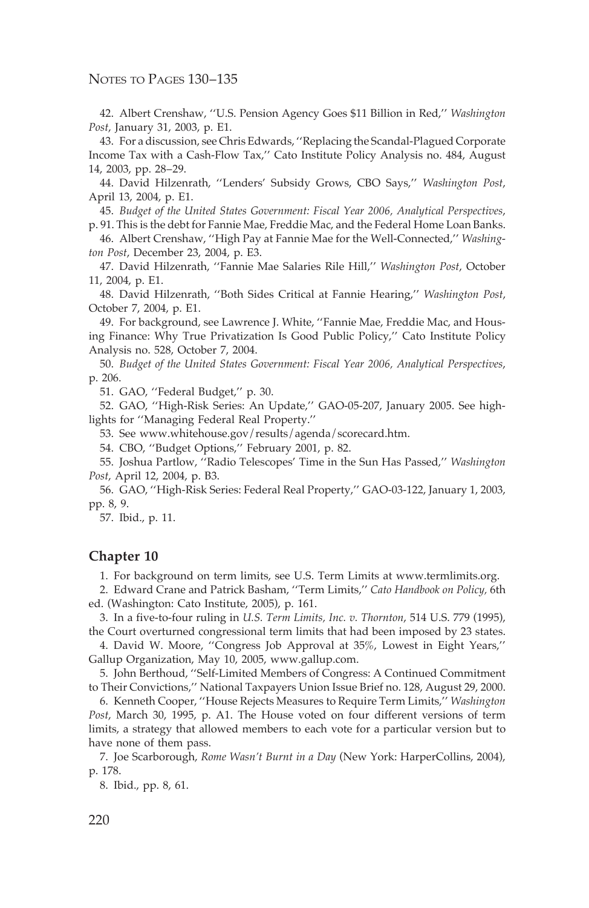42. Albert Crenshaw, ''U.S. Pension Agency Goes $11 Billion in Red,'' *Washington Post*, January 31, 2003, p. E1.

43. For a discussion, see Chris Edwards, ''Replacing the Scandal-Plagued Corporate Income Tax with a Cash-Flow Tax,'' Cato Institute Policy Analysis no. 484, August 14, 2003, pp. 28–29.

44. David Hilzenrath, ''Lenders' Subsidy Grows, CBO Says,'' *Washington Post*, April 13, 2004, p. E1.

45. *Budget of the United States Government: Fiscal Year 2006, Analytical Perspectives*, p. 91. This is the debt for Fannie Mae, Freddie Mac, and the Federal Home Loan Banks.

46. Albert Crenshaw, ''High Pay at Fannie Mae for the Well-Connected,'' *Washington Post*, December 23, 2004, p. E3.

47. David Hilzenrath, ''Fannie Mae Salaries Rile Hill,'' *Washington Post*, October 11, 2004, p. E1.

48. David Hilzenrath, ''Both Sides Critical at Fannie Hearing,'' *Washington Post*, October 7, 2004, p. E1.

49. For background, see Lawrence J. White, ''Fannie Mae, Freddie Mac, and Housing Finance: Why True Privatization Is Good Public Policy,'' Cato Institute Policy Analysis no. 528, October 7, 2004.

50. *Budget of the United States Government: Fiscal Year 2006, Analytical Perspectives*, p. 206.

51. GAO, ''Federal Budget,'' p. 30.

52. GAO, ''High-Risk Series: An Update,'' GAO-05-207, January 2005. See highlights for ''Managing Federal Real Property.''

53. See www.whitehouse.gov/results/agenda/scorecard.htm.

54. CBO, ''Budget Options,'' February 2001, p. 82.

55. Joshua Partlow, ''Radio Telescopes' Time in the Sun Has Passed,'' *Washington Post*, April 12, 2004, p. B3.

56. GAO, ''High-Risk Series: Federal Real Property,'' GAO-03-122, January 1, 2003, pp. 8, 9.

57. Ibid., p. 11.

## Chapter 10

1. For background on term limits, see U.S. Term Limits at www.termlimits.org.

2. Edward Crane and Patrick Basham, ''Term Limits,'' *Cato Handbook on Policy*, 6th ed. (Washington: Cato Institute, 2005), p. 161.

3. In a five-to-four ruling in *U.S. Term Limits, Inc. v. Thornton*, 514 U.S. 779 (1995), the Court overturned congressional term limits that had been imposed by 23 states.

4. David W. Moore, ''Congress Job Approval at 35%, Lowest in Eight Years,'' Gallup Organization, May 10, 2005, www.gallup.com.

5. John Berthoud, ''Self-Limited Members of Congress: A Continued Commitment to Their Convictions,'' National Taxpayers Union Issue Brief no. 128, August 29, 2000.

6. Kenneth Cooper, ''House Rejects Measures to Require Term Limits,'' *Washington Post*, March 30, 1995, p. A1. The House voted on four different versions of term limits, a strategy that allowed members to each vote for a particular version but to have none of them pass.

7. Joe Scarborough, *Rome Wasn't Burnt in a Day* (New York: HarperCollins, 2004), p. 178.

8. Ibid., pp. 8, 61.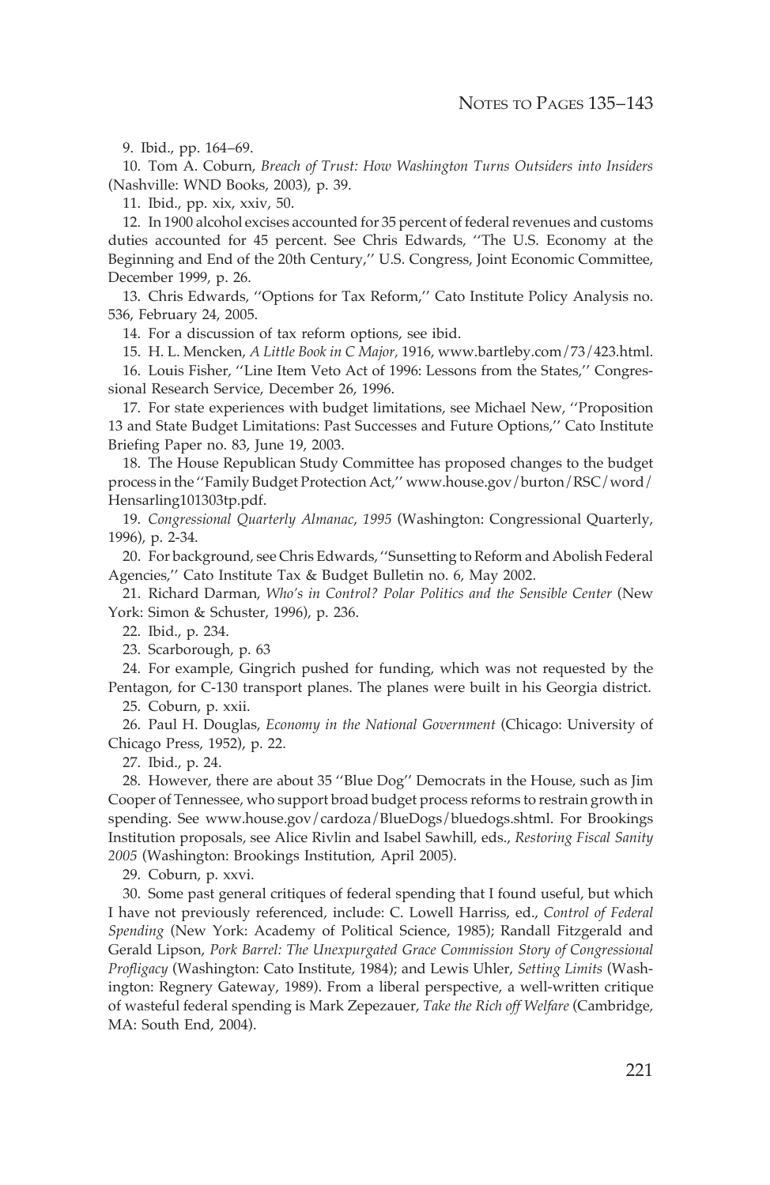9. Ibid., pp. 164–69.

10. Tom A. Coburn, *Breach of Trust: How Washington Turns Outsiders into Insiders* (Nashville: WND Books, 2003), p. 39.

11. Ibid., pp. xix, xxiv, 50.

12. In 1900 alcohol excises accounted for 35 percent of federal revenues and customs duties accounted for 45 percent. See Chris Edwards, ''The U.S. Economy at the Beginning and End of the 20th Century,'' U.S. Congress, Joint Economic Committee, December 1999, p. 26.

13. Chris Edwards, ''Options for Tax Reform,'' Cato Institute Policy Analysis no. 536, February 24, 2005.

14. For a discussion of tax reform options, see ibid.

15. H. L. Mencken, *A Little Book in C Major,* 1916, www.bartleby.com/73/423.html.

16. Louis Fisher, ''Line Item Veto Act of 1996: Lessons from the States,'' Congressional Research Service, December 26, 1996.

17. For state experiences with budget limitations, see Michael New, ''Proposition 13 and State Budget Limitations: Past Successes and Future Options,'' Cato Institute Briefing Paper no. 83, June 19, 2003.

18. The House Republican Study Committee has proposed changes to the budget process in the ''Family Budget Protection Act,'' www.house.gov/burton/RSC/word/Hensarling101303tp.pdf.

19. *Congressional Quarterly Almanac*, *1995* (Washington: Congressional Quarterly, 1996), p. 2-34.

20. For background, see Chris Edwards, ''Sunsetting to Reform and Abolish Federal Agencies,'' Cato Institute Tax & Budget Bulletin no. 6, May 2002.

21. Richard Darman, *Who's in Control? Polar Politics and the Sensible Center* (New York: Simon & Schuster, 1996), p. 236.

22. Ibid., p. 234.

23. Scarborough, p. 63

24. For example, Gingrich pushed for funding, which was not requested by the Pentagon, for C-130 transport planes. The planes were built in his Georgia district.

25. Coburn, p. xxii.

26. Paul H. Douglas, *Economy in the National Government* (Chicago: University of Chicago Press, 1952), p. 22.

27. Ibid., p. 24.

28. However, there are about 35 ''Blue Dog'' Democrats in the House, such as Jim Cooper of Tennessee, who support broad budget process reforms to restrain growth in spending. See www.house.gov/cardoza/BlueDogs/bluedogs.shtml. For Brookings Institution proposals, see Alice Rivlin and Isabel Sawhill, eds., *Restoring Fiscal Sanity 2005* (Washington: Brookings Institution, April 2005).

29. Coburn, p. xxvi.

30. Some past general critiques of federal spending that I found useful, but which I have not previously referenced, include: C. Lowell Harriss, ed., *Control of Federal Spending* (New York: Academy of Political Science, 1985); Randall Fitzgerald and Gerald Lipson, *Pork Barrel: The Unexpurgated Grace Commission Story of Congressional Profligacy* (Washington: Cato Institute, 1984); and Lewis Uhler, *Setting Limits* (Washington: Regnery Gateway, 1989). From a liberal perspective, a well-written critique of wasteful federal spending is Mark Zepezauer, *Take the Rich off Welfare* (Cambridge, MA: South End, 2004).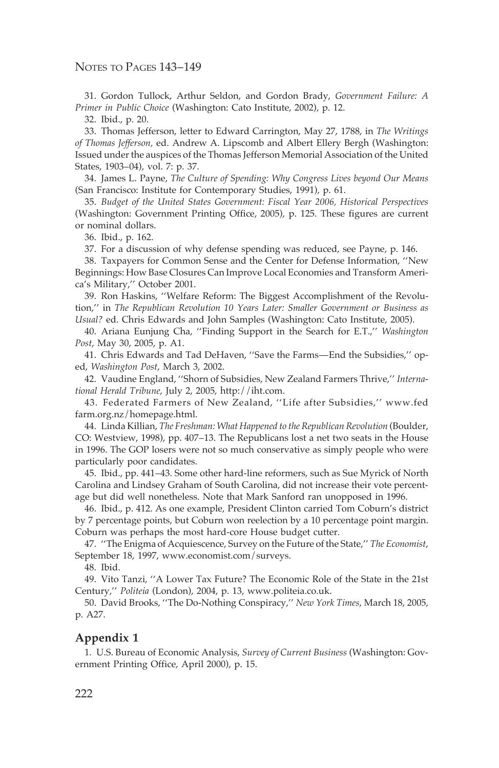31. Gordon Tullock, Arthur Seldon, and Gordon Brady, *Government Failure: A Primer in Public Choice* (Washington: Cato Institute, 2002), p. 12.

32. Ibid., p. 20.

33. Thomas Jefferson, letter to Edward Carrington, May 27, 1788, in *The Writings of Thomas Jefferson*, ed. Andrew A. Lipscomb and Albert Ellery Bergh (Washington: Issued under the auspices of the Thomas Jefferson Memorial Association of the United States, 1903–04), vol. 7: p. 37.

34. James L. Payne, *The Culture of Spending: Why Congress Lives beyond Our Means* (San Francisco: Institute for Contemporary Studies, 1991), p. 61.

35. *Budget of the United States Government: Fiscal Year 2006, Historical Perspectives* (Washington: Government Printing Office, 2005), p. 125. These figures are current or nominal dollars.

36. Ibid., p. 162.

37. For a discussion of why defense spending was reduced, see Payne, p. 146.

38. Taxpayers for Common Sense and the Center for Defense Information, ''New Beginnings: How Base Closures Can Improve Local Economies and Transform America's Military,'' October 2001.

39. Ron Haskins, ''Welfare Reform: The Biggest Accomplishment of the Revolution,'' in *The Republican Revolution 10 Years Later: Smaller Government or Business as Usual?* ed. Chris Edwards and John Samples (Washington: Cato Institute, 2005).

40. Ariana Eunjung Cha, ''Finding Support in the Search for E.T.,'' *Washington Post*, May 30, 2005, p. A1.

41. Chris Edwards and Tad DeHaven, ''Save the Farms—End the Subsidies,'' op-ed, *Washington Post*, March 3, 2002.

42. Vaudine England, ''Shorn of Subsidies, New Zealand Farmers Thrive,'' *International Herald Tribune*, July 2, 2005, http://iht.com.

43. Federated Farmers of New Zealand, ''Life after Subsidies,'' www.fedfarm.org.nz/homepage.html.

44. Linda Killian, *The Freshman: What Happened to the Republican Revolution* (Boulder, CO: Westview, 1998), pp. 407–13. The Republicans lost a net two seats in the House in 1996. The GOP losers were not so much conservative as simply people who were particularly poor candidates.

45. Ibid., pp. 441–43. Some other hard-line reformers, such as Sue Myrick of North Carolina and Lindsey Graham of South Carolina, did not increase their vote percentage but did well nonetheless. Note that Mark Sanford ran unopposed in 1996.

46. Ibid., p. 412. As one example, President Clinton carried Tom Coburn's district by 7 percentage points, but Coburn won reelection by a 10 percentage point margin. Coburn was perhaps the most hard-core House budget cutter.

47. ''The Enigma of Acquiescence, Survey on the Future of the State,'' *The Economist*, September 18, 1997, www.economist.com/surveys.

48. Ibid.

49. Vito Tanzi, ''A Lower Tax Future? The Economic Role of the State in the 21st Century,'' *Politeia* (London), 2004, p. 13, www.politeia.co.uk.

50. David Brooks, ''The Do-Nothing Conspiracy,'' *New York Times*, March 18, 2005, p. A27.

## Appendix 1

1. U.S. Bureau of Economic Analysis, *Survey of Current Business* (Washington: Government Printing Office, April 2000), p. 15.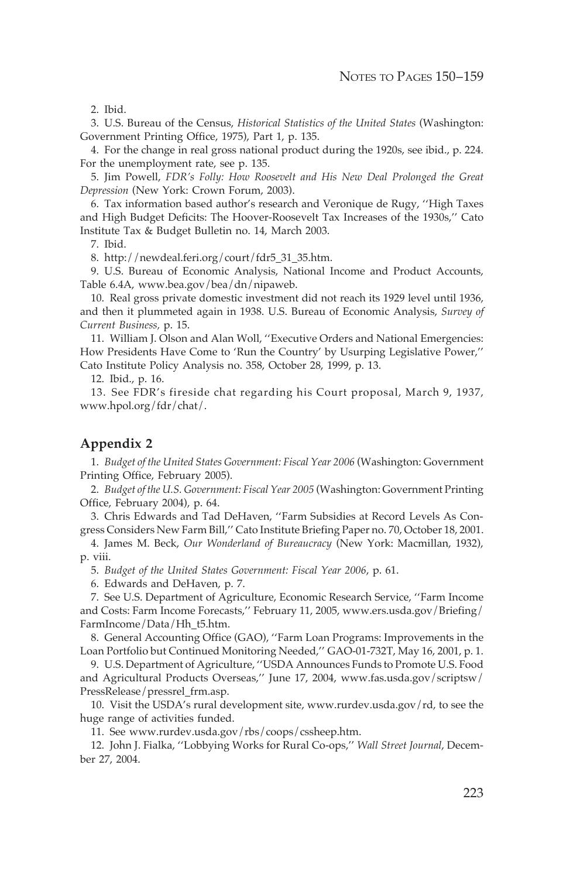2. Ibid.

3. U.S. Bureau of the Census, *Historical Statistics of the United States* (Washington: Government Printing Office, 1975), Part 1, p. 135.

4. For the change in real gross national product during the 1920s, see ibid., p. 224. For the unemployment rate, see p. 135.

5. Jim Powell, *FDR's Folly: How Roosevelt and His New Deal Prolonged the Great Depression* (New York: Crown Forum, 2003).

6. Tax information based author's research and Veronique de Rugy, ''High Taxes and High Budget Deficits: The Hoover-Roosevelt Tax Increases of the 1930s,'' Cato Institute Tax & Budget Bulletin no. 14, March 2003.

7. Ibid.

8. http://newdeal.feri.org/court/fdr5_31_35.htm.

9. U.S. Bureau of Economic Analysis, National Income and Product Accounts, Table 6.4A, www.bea.gov/bea/dn/nipaweb.

10. Real gross private domestic investment did not reach its 1929 level until 1936, and then it plummeted again in 1938. U.S. Bureau of Economic Analysis, *Survey of Current Business,* p. 15.

11. William J. Olson and Alan Woll, ''Executive Orders and National Emergencies: How Presidents Have Come to 'Run the Country' by Usurping Legislative Power,'' Cato Institute Policy Analysis no. 358, October 28, 1999, p. 13.

12. Ibid., p. 16.

13. See FDR's fireside chat regarding his Court proposal, March 9, 1937, www.hpol.org/fdr/chat/.

## Appendix 2

1. *Budget of the United States Government: Fiscal Year 2006* (Washington: Government Printing Office, February 2005).

2. *Budget of the U.S. Government: Fiscal Year 2005* (Washington: Government Printing Office, February 2004), p. 64.

3. Chris Edwards and Tad DeHaven, ''Farm Subsidies at Record Levels As Congress Considers New Farm Bill,'' Cato Institute Briefing Paper no. 70, October 18, 2001.

4. James M. Beck, *Our Wonderland of Bureaucracy* (New York: Macmillan, 1932), p. viii.

5. *Budget of the United States Government: Fiscal Year 2006*, p. 61.

6. Edwards and DeHaven, p. 7.

7. See U.S. Department of Agriculture, Economic Research Service, ''Farm Income and Costs: Farm Income Forecasts,'' February 11, 2005, www.ers.usda.gov/Briefing/FarmIncome/Data/Hh_t5.htm.

8. General Accounting Office (GAO), ''Farm Loan Programs: Improvements in the Loan Portfolio but Continued Monitoring Needed,'' GAO-01-732T, May 16, 2001, p. 1.

9. U.S. Department of Agriculture, ''USDA Announces Funds to Promote U.S. Food and Agricultural Products Overseas,'' June 17, 2004, www.fas.usda.gov/scriptsw/PressRelease/pressrel_frm.asp.

10. Visit the USDA's rural development site, www.rurdev.usda.gov/rd, to see the huge range of activities funded.

11. See www.rurdev.usda.gov/rbs/coops/cssheep.htm.

12. John J. Fialka, ''Lobbying Works for Rural Co-ops,'' *Wall Street Journal*, December 27, 2004.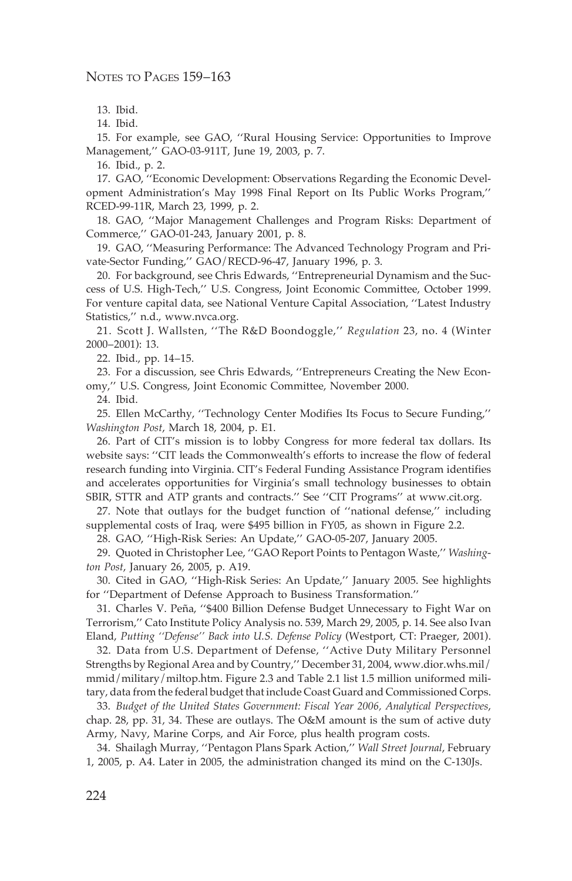13. Ibid.

14. Ibid.

15. For example, see GAO, ''Rural Housing Service: Opportunities to Improve Management,'' GAO-03-911T, June 19, 2003, p. 7.

16. Ibid., p. 2.

17. GAO, ''Economic Development: Observations Regarding the Economic Development Administration's May 1998 Final Report on Its Public Works Program,'' RCED-99-11R, March 23, 1999, p. 2.

18. GAO, ''Major Management Challenges and Program Risks: Department of Commerce,'' GAO-01-243, January 2001, p. 8.

19. GAO, ''Measuring Performance: The Advanced Technology Program and Private-Sector Funding,'' GAO/RECD-96-47, January 1996, p. 3.

20. For background, see Chris Edwards, ''Entrepreneurial Dynamism and the Success of U.S. High-Tech,'' U.S. Congress, Joint Economic Committee, October 1999. For venture capital data, see National Venture Capital Association, ''Latest Industry Statistics,'' n.d., www.nvca.org.

21. Scott J. Wallsten, ''The R&D Boondoggle,'' *Regulation* 23, no. 4 (Winter 2000–2001): 13.

22. Ibid., pp. 14–15.

23. For a discussion, see Chris Edwards, ''Entrepreneurs Creating the New Economy,'' U.S. Congress, Joint Economic Committee, November 2000.

24. Ibid.

25. Ellen McCarthy, ''Technology Center Modifies Its Focus to Secure Funding,'' *Washington Post*, March 18, 2004, p. E1.

26. Part of CIT's mission is to lobby Congress for more federal tax dollars. Its website says: ''CIT leads the Commonwealth's efforts to increase the flow of federal research funding into Virginia. CIT's Federal Funding Assistance Program identifies and accelerates opportunities for Virginia's small technology businesses to obtain SBIR, STTR and ATP grants and contracts.'' See ''CIT Programs'' at www.cit.org.

27. Note that outlays for the budget function of ''national defense,'' including supplemental costs of Iraq, were $495 billion in FY05, as shown in Figure 2.2.

28. GAO, ''High-Risk Series: An Update,'' GAO-05-207, January 2005.

29. Quoted in Christopher Lee, ''GAO Report Points to Pentagon Waste,'' *Washington Post*, January 26, 2005, p. A19.

30. Cited in GAO, ''High-Risk Series: An Update,'' January 2005. See highlights for ''Department of Defense Approach to Business Transformation.''

31. Charles V. Peña, ''$400 Billion Defense Budget Unnecessary to Fight War on Terrorism,'' Cato Institute Policy Analysis no. 539, March 29, 2005, p. 14. See also Ivan Eland, *Putting ''Defense'' Back into U.S. Defense Policy* (Westport, CT: Praeger, 2001).

32. Data from U.S. Department of Defense, ''Active Duty Military Personnel Strengths by Regional Area and by Country,'' December 31, 2004, www.dior.whs.mil/mmid/military/miltop.htm. Figure 2.3 and Table 2.1 list 1.5 million uniformed military, data from the federal budget that include Coast Guard and Commissioned Corps.

33. *Budget of the United States Government: Fiscal Year 2006, Analytical Perspectives*, chap. 28, pp. 31, 34. These are outlays. The O&M amount is the sum of active duty Army, Navy, Marine Corps, and Air Force, plus health program costs.

34. Shailagh Murray, ''Pentagon Plans Spark Action,'' *Wall Street Journal*, February 1, 2005, p. A4. Later in 2005, the administration changed its mind on the C-130Js.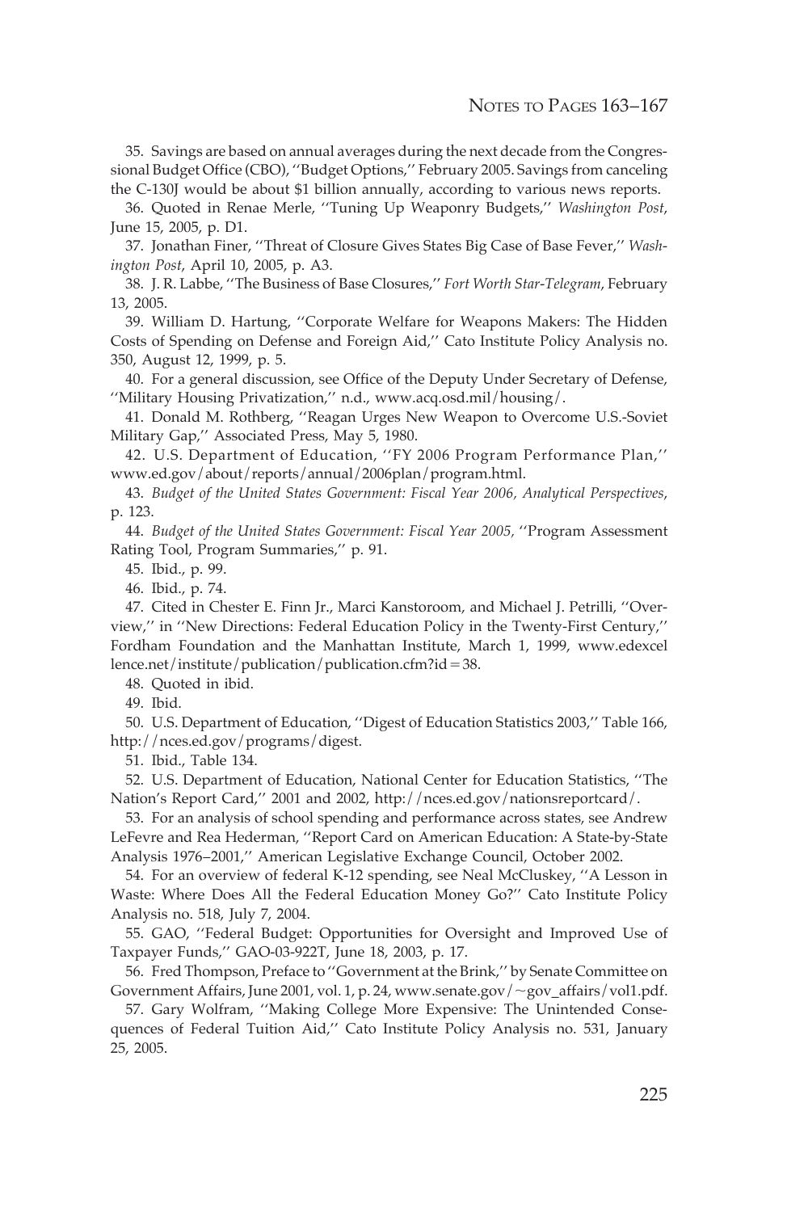35. Savings are based on annual averages during the next decade from the Congressional Budget Office (CBO), ''Budget Options,'' February 2005. Savings from canceling the C-130J would be about $1 billion annually, according to various news reports.

36. Quoted in Renae Merle, ''Tuning Up Weaponry Budgets,'' *Washington Post*, June 15, 2005, p. D1.

37. Jonathan Finer, ''Threat of Closure Gives States Big Case of Base Fever,'' *Washington Post*, April 10, 2005, p. A3.

38. J. R. Labbe, ''The Business of Base Closures,'' *Fort Worth Star-Telegram*, February 13, 2005.

39. William D. Hartung, ''Corporate Welfare for Weapons Makers: The Hidden Costs of Spending on Defense and Foreign Aid,'' Cato Institute Policy Analysis no. 350, August 12, 1999, p. 5.

40. For a general discussion, see Office of the Deputy Under Secretary of Defense, ''Military Housing Privatization,'' n.d., www.acq.osd.mil/housing/.

41. Donald M. Rothberg, ''Reagan Urges New Weapon to Overcome U.S.-Soviet Military Gap,'' Associated Press, May 5, 1980.

42. U.S. Department of Education, ''FY 2006 Program Performance Plan,'' www.ed.gov/about/reports/annual/2006plan/program.html.

43. *Budget of the United States Government: Fiscal Year 2006, Analytical Perspectives*, p. 123.

44. *Budget of the United States Government: Fiscal Year 2005*, ''Program Assessment Rating Tool, Program Summaries,'' p. 91.

45. Ibid., p. 99.

46. Ibid., p. 74.

47. Cited in Chester E. Finn Jr., Marci Kanstoroom, and Michael J. Petrilli, ''Overview,'' in ''New Directions: Federal Education Policy in the Twenty-First Century,'' Fordham Foundation and the Manhattan Institute, March 1, 1999, www.edexcellence.net/institute/publication/publication.cfm?id=38.

48. Quoted in ibid.

49. Ibid.

50. U.S. Department of Education, ''Digest of Education Statistics 2003,'' Table 166, http://nces.ed.gov/programs/digest.

51. Ibid., Table 134.

52. U.S. Department of Education, National Center for Education Statistics, ''The Nation's Report Card,'' 2001 and 2002, http://nces.ed.gov/nationsreportcard/.

53. For an analysis of school spending and performance across states, see Andrew LeFevre and Rea Hederman, ''Report Card on American Education: A State-by-State Analysis 1976–2001,'' American Legislative Exchange Council, October 2002.

54. For an overview of federal K-12 spending, see Neal McCluskey, ''A Lesson in Waste: Where Does All the Federal Education Money Go?'' Cato Institute Policy Analysis no. 518, July 7, 2004.

55. GAO, ''Federal Budget: Opportunities for Oversight and Improved Use of Taxpayer Funds,'' GAO-03-922T, June 18, 2003, p. 17.

56. Fred Thompson, Preface to ''Government at the Brink,'' by Senate Committee on Government Affairs, June 2001, vol. 1, p. 24, www.senate.gov/~gov_affairs/vol1.pdf.

57. Gary Wolfram, ''Making College More Expensive: The Unintended Consequences of Federal Tuition Aid,'' Cato Institute Policy Analysis no. 531, January 25, 2005.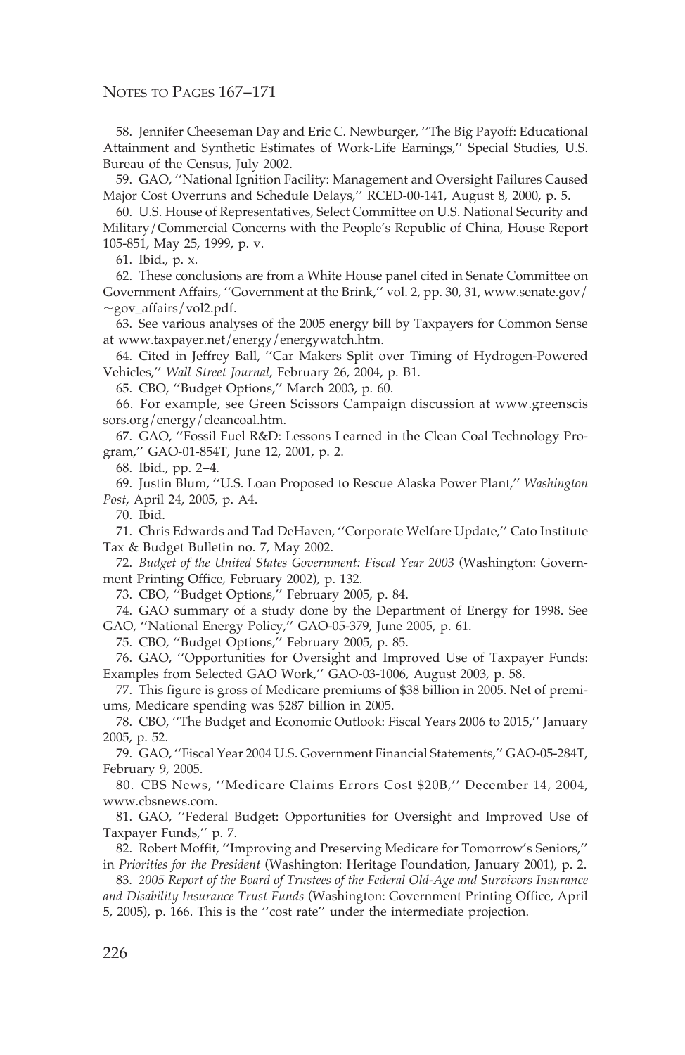58. Jennifer Cheeseman Day and Eric C. Newburger, ''The Big Payoff: Educational Attainment and Synthetic Estimates of Work-Life Earnings,'' Special Studies, U.S. Bureau of the Census, July 2002.

59. GAO, ''National Ignition Facility: Management and Oversight Failures Caused Major Cost Overruns and Schedule Delays,'' RCED-00-141, August 8, 2000, p. 5.

60. U.S. House of Representatives, Select Committee on U.S. National Security and Military/Commercial Concerns with the People's Republic of China, House Report 105-851, May 25, 1999, p. v.

61. Ibid., p. x.

62. These conclusions are from a White House panel cited in Senate Committee on Government Affairs, ''Government at the Brink,'' vol. 2, pp. 30, 31, www.senate.gov/~gov_affairs/vol2.pdf.

63. See various analyses of the 2005 energy bill by Taxpayers for Common Sense at www.taxpayer.net/energy/energywatch.htm.

64. Cited in Jeffrey Ball, ''Car Makers Split over Timing of Hydrogen-Powered Vehicles,'' *Wall Street Journal*, February 26, 2004, p. B1.

65. CBO, ''Budget Options,'' March 2003, p. 60.

66. For example, see Green Scissors Campaign discussion at www.greenscissors.org/energy/cleancoal.htm.

67. GAO, ''Fossil Fuel R&D: Lessons Learned in the Clean Coal Technology Program,'' GAO-01-854T, June 12, 2001, p. 2.

68. Ibid., pp. 2–4.

69. Justin Blum, ''U.S. Loan Proposed to Rescue Alaska Power Plant,'' *Washington Post*, April 24, 2005, p. A4.

70. Ibid.

71. Chris Edwards and Tad DeHaven, ''Corporate Welfare Update,'' Cato Institute Tax & Budget Bulletin no. 7, May 2002.

72. *Budget of the United States Government: Fiscal Year 2003* (Washington: Government Printing Office, February 2002), p. 132.

73. CBO, ''Budget Options,'' February 2005, p. 84.

74. GAO summary of a study done by the Department of Energy for 1998. See GAO, ''National Energy Policy,'' GAO-05-379, June 2005, p. 61.

75. CBO, ''Budget Options,'' February 2005, p. 85.

76. GAO, ''Opportunities for Oversight and Improved Use of Taxpayer Funds: Examples from Selected GAO Work,'' GAO-03-1006, August 2003, p. 58.

77. This figure is gross of Medicare premiums of $38 billion in 2005. Net of premiums, Medicare spending was $287 billion in 2005.

78. CBO, ''The Budget and Economic Outlook: Fiscal Years 2006 to 2015,'' January 2005, p. 52.

79. GAO, ''Fiscal Year 2004 U.S. Government Financial Statements,'' GAO-05-284T, February 9, 2005.

80. CBS News, ''Medicare Claims Errors Cost $20B,'' December 14, 2004, www.cbsnews.com.

81. GAO, ''Federal Budget: Opportunities for Oversight and Improved Use of Taxpayer Funds,'' p. 7.

82. Robert Moffit, ''Improving and Preserving Medicare for Tomorrow's Seniors,'' in *Priorities for the President* (Washington: Heritage Foundation, January 2001), p. 2.

83. *2005 Report of the Board of Trustees of the Federal Old-Age and Survivors Insurance and Disability Insurance Trust Funds* (Washington: Government Printing Office, April 5, 2005), p. 166. This is the ''cost rate'' under the intermediate projection.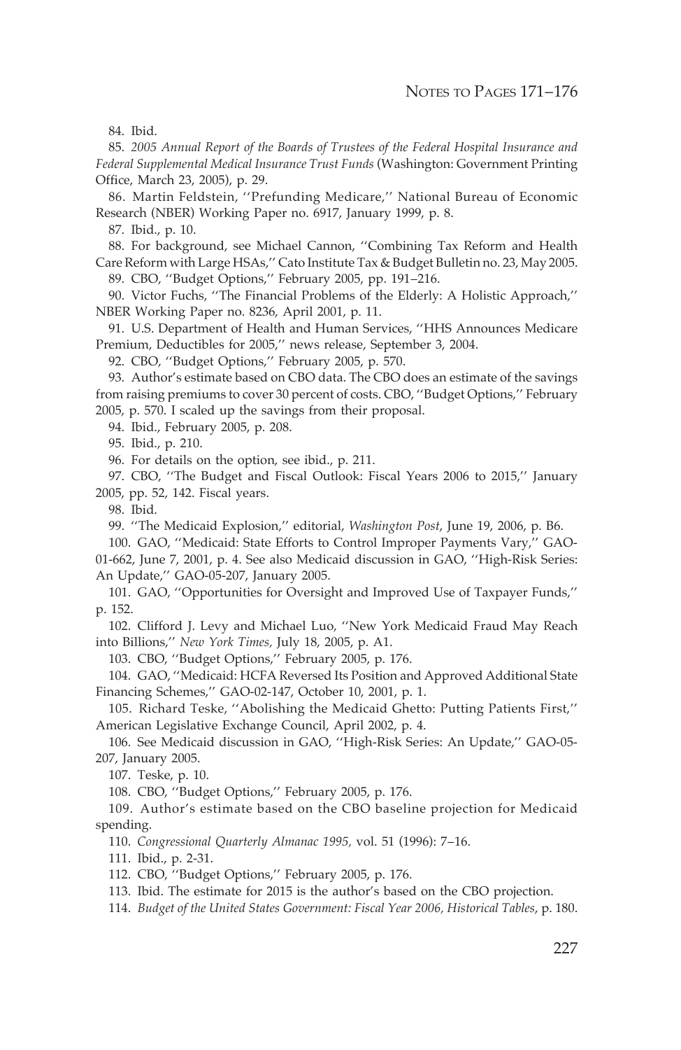84. Ibid.

85. *2005 Annual Report of the Boards of Trustees of the Federal Hospital Insurance and Federal Supplemental Medical Insurance Trust Funds* (Washington: Government Printing Office, March 23, 2005), p. 29.

86. Martin Feldstein, ''Prefunding Medicare,'' National Bureau of Economic Research (NBER) Working Paper no. 6917, January 1999, p. 8.

87. Ibid., p. 10.

88. For background, see Michael Cannon, ''Combining Tax Reform and Health Care Reform with Large HSAs,'' Cato Institute Tax & Budget Bulletin no. 23, May 2005.

89. CBO, ''Budget Options,'' February 2005, pp. 191–216.

90. Victor Fuchs, ''The Financial Problems of the Elderly: A Holistic Approach,'' NBER Working Paper no. 8236, April 2001, p. 11.

91. U.S. Department of Health and Human Services, ''HHS Announces Medicare Premium, Deductibles for 2005,'' news release, September 3, 2004.

92. CBO, ''Budget Options,'' February 2005, p. 570.

93. Author's estimate based on CBO data. The CBO does an estimate of the savings from raising premiums to cover 30 percent of costs. CBO, ''Budget Options,'' February 2005, p. 570. I scaled up the savings from their proposal.

94. Ibid., February 2005, p. 208.

95. Ibid., p. 210.

96. For details on the option, see ibid., p. 211.

97. CBO, ''The Budget and Fiscal Outlook: Fiscal Years 2006 to 2015,'' January 2005, pp. 52, 142. Fiscal years.

98. Ibid.

99. ''The Medicaid Explosion,'' editorial, *Washington Post*, June 19, 2006, p. B6.

100. GAO, ''Medicaid: State Efforts to Control Improper Payments Vary,'' GAO-01-662, June 7, 2001, p. 4. See also Medicaid discussion in GAO, ''High-Risk Series: An Update,'' GAO-05-207, January 2005.

101. GAO, ''Opportunities for Oversight and Improved Use of Taxpayer Funds,'' p. 152.

102. Clifford J. Levy and Michael Luo, ''New York Medicaid Fraud May Reach into Billions,'' *New York Times,* July 18, 2005, p. A1.

103. CBO, ''Budget Options,'' February 2005, p. 176.

104. GAO, ''Medicaid: HCFA Reversed Its Position and Approved Additional State Financing Schemes,'' GAO-02-147, October 10, 2001, p. 1.

105. Richard Teske, ''Abolishing the Medicaid Ghetto: Putting Patients First,'' American Legislative Exchange Council, April 2002, p. 4.

106. See Medicaid discussion in GAO, ''High-Risk Series: An Update,'' GAO-05-207, January 2005.

107. Teske, p. 10.

108. CBO, ''Budget Options,'' February 2005, p. 176.

109. Author's estimate based on the CBO baseline projection for Medicaid spending.

110. *Congressional Quarterly Almanac 1995,* vol. 51 (1996): 7–16.

111. Ibid., p. 2-31.

112. CBO, ''Budget Options,'' February 2005, p. 176.

113. Ibid. The estimate for 2015 is the author's based on the CBO projection.

114. *Budget of the United States Government: Fiscal Year 2006, Historical Tables*, p. 180.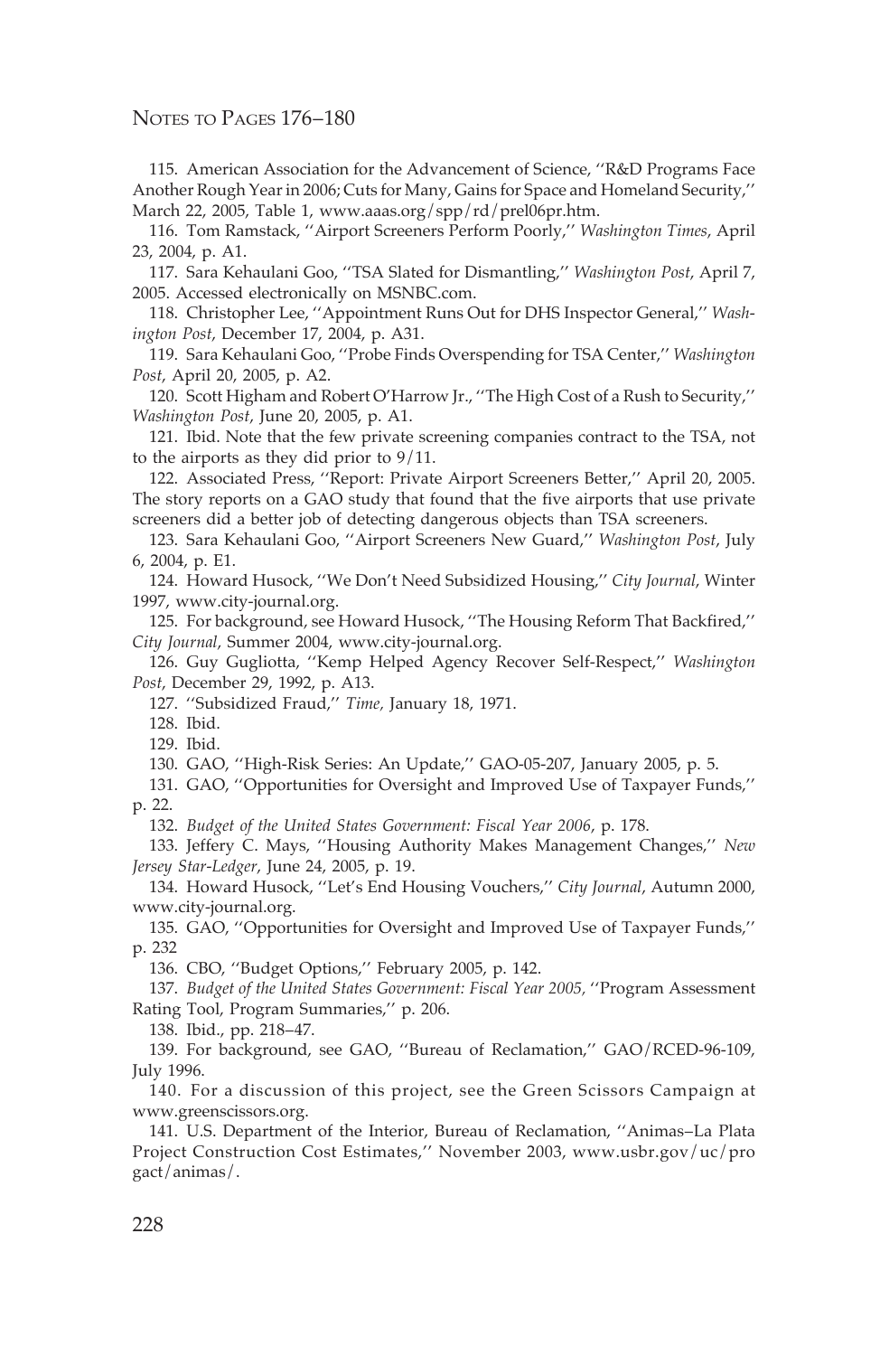115. American Association for the Advancement of Science, ''R&D Programs Face Another Rough Year in 2006; Cuts for Many, Gains for Space and Homeland Security,'' March 22, 2005, Table 1, www.aaas.org/spp/rd/prel06pr.htm.

116. Tom Ramstack, ''Airport Screeners Perform Poorly,'' *Washington Times*, April 23, 2004, p. A1.

117. Sara Kehaulani Goo, ''TSA Slated for Dismantling,'' *Washington Post*, April 7, 2005. Accessed electronically on MSNBC.com.

118. Christopher Lee, ''Appointment Runs Out for DHS Inspector General,'' *Washington Post*, December 17, 2004, p. A31.

119. Sara Kehaulani Goo, ''Probe Finds Overspending for TSA Center,'' *Washington Post*, April 20, 2005, p. A2.

120. Scott Higham and Robert O'Harrow Jr., ''The High Cost of a Rush to Security,'' *Washington Post*, June 20, 2005, p. A1.

121. Ibid. Note that the few private screening companies contract to the TSA, not to the airports as they did prior to 9/11.

122. Associated Press, ''Report: Private Airport Screeners Better,'' April 20, 2005. The story reports on a GAO study that found that the five airports that use private screeners did a better job of detecting dangerous objects than TSA screeners.

123. Sara Kehaulani Goo, ''Airport Screeners New Guard,'' *Washington Post*, July 6, 2004, p. E1.

124. Howard Husock, ''We Don't Need Subsidized Housing,'' *City Journal*, Winter 1997, www.city-journal.org.

125. For background, see Howard Husock, ''The Housing Reform That Backfired,'' *City Journal*, Summer 2004, www.city-journal.org.

126. Guy Gugliotta, ''Kemp Helped Agency Recover Self-Respect,'' *Washington Post*, December 29, 1992, p. A13.

127. ''Subsidized Fraud,'' *Time*, January 18, 1971.

128. Ibid.

129. Ibid.

130. GAO, ''High-Risk Series: An Update,'' GAO-05-207, January 2005, p. 5.

131. GAO, ''Opportunities for Oversight and Improved Use of Taxpayer Funds,'' p. 22.

132. *Budget of the United States Government: Fiscal Year 2006*, p. 178.

133. Jeffery C. Mays, ''Housing Authority Makes Management Changes,'' *New Jersey Star-Ledger*, June 24, 2005, p. 19.

134. Howard Husock, ''Let's End Housing Vouchers,'' *City Journal*, Autumn 2000, www.city-journal.org.

135. GAO, ''Opportunities for Oversight and Improved Use of Taxpayer Funds,'' p. 232

136. CBO, ''Budget Options,'' February 2005, p. 142.

137. *Budget of the United States Government: Fiscal Year 2005*, ''Program Assessment Rating Tool, Program Summaries,'' p. 206.

138. Ibid., pp. 218–47.

139. For background, see GAO, ''Bureau of Reclamation,'' GAO/RCED-96-109, July 1996.

140. For a discussion of this project, see the Green Scissors Campaign at www.greenscissors.org.

141. U.S. Department of the Interior, Bureau of Reclamation, ''Animas–La Plata Project Construction Cost Estimates,'' November 2003, www.usbr.gov/uc/progact/animas/.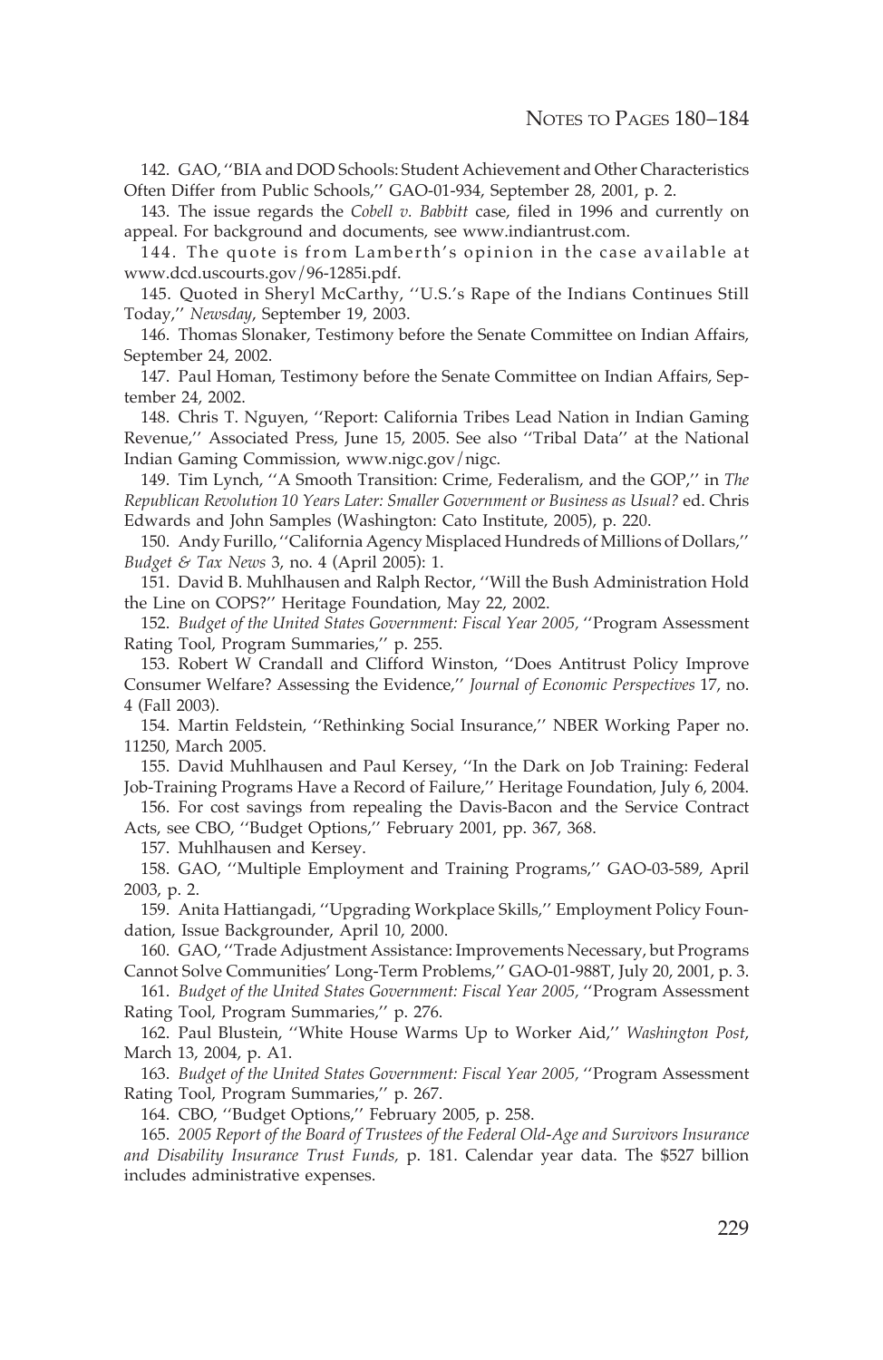142. GAO, ''BIA and DOD Schools: Student Achievement and Other Characteristics Often Differ from Public Schools,'' GAO-01-934, September 28, 2001, p. 2.

143. The issue regards the *Cobell v. Babbitt* case, filed in 1996 and currently on appeal. For background and documents, see www.indiantrust.com.

144. The quote is from Lamberth's opinion in the case available at www.dcd.uscourts.gov/96-1285i.pdf.

145. Quoted in Sheryl McCarthy, ''U.S.'s Rape of the Indians Continues Still Today,'' *Newsday*, September 19, 2003.

146. Thomas Slonaker, Testimony before the Senate Committee on Indian Affairs, September 24, 2002.

147. Paul Homan, Testimony before the Senate Committee on Indian Affairs, September 24, 2002.

148. Chris T. Nguyen, ''Report: California Tribes Lead Nation in Indian Gaming Revenue,'' Associated Press, June 15, 2005. See also ''Tribal Data'' at the National Indian Gaming Commission, www.nigc.gov/nigc.

149. Tim Lynch, ''A Smooth Transition: Crime, Federalism, and the GOP,'' in *The Republican Revolution 10 Years Later: Smaller Government or Business as Usual?* ed. Chris Edwards and John Samples (Washington: Cato Institute, 2005), p. 220.

150. Andy Furillo, ''California Agency Misplaced Hundreds of Millions of Dollars,'' *Budget & Tax News* 3, no. 4 (April 2005): 1.

151. David B. Muhlhausen and Ralph Rector, ''Will the Bush Administration Hold the Line on COPS?'' Heritage Foundation, May 22, 2002.

152. *Budget of the United States Government: Fiscal Year 2005,* ''Program Assessment Rating Tool, Program Summaries,'' p. 255.

153. Robert W Crandall and Clifford Winston, ''Does Antitrust Policy Improve Consumer Welfare? Assessing the Evidence,'' *Journal of Economic Perspectives* 17, no. 4 (Fall 2003).

154. Martin Feldstein, ''Rethinking Social Insurance,'' NBER Working Paper no. 11250, March 2005.

155. David Muhlhausen and Paul Kersey, ''In the Dark on Job Training: Federal Job-Training Programs Have a Record of Failure,'' Heritage Foundation, July 6, 2004.

156. For cost savings from repealing the Davis-Bacon and the Service Contract Acts, see CBO, ''Budget Options,'' February 2001, pp. 367, 368.

157. Muhlhausen and Kersey.

158. GAO, ''Multiple Employment and Training Programs,'' GAO-03-589, April 2003, p. 2.

159. Anita Hattiangadi, ''Upgrading Workplace Skills,'' Employment Policy Foundation, Issue Backgrounder, April 10, 2000.

160. GAO, ''Trade Adjustment Assistance: Improvements Necessary, but Programs Cannot Solve Communities' Long-Term Problems,'' GAO-01-988T, July 20, 2001, p. 3.

161. *Budget of the United States Government: Fiscal Year 2005,* ''Program Assessment Rating Tool, Program Summaries,'' p. 276.

162. Paul Blustein, ''White House Warms Up to Worker Aid,'' *Washington Post*, March 13, 2004, p. A1.

163. *Budget of the United States Government: Fiscal Year 2005,* ''Program Assessment Rating Tool, Program Summaries,'' p. 267.

164. CBO, ''Budget Options,'' February 2005, p. 258.

165. *2005 Report of the Board of Trustees of the Federal Old-Age and Survivors Insurance and Disability Insurance Trust Funds,* p. 181. Calendar year data. The $527 billion includes administrative expenses.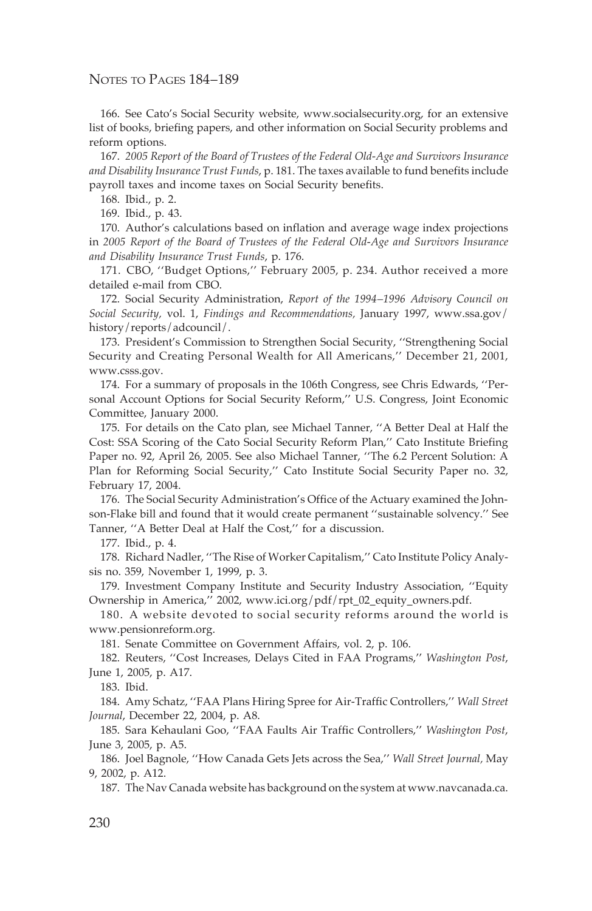166. See Cato's Social Security website, www.socialsecurity.org, for an extensive list of books, briefing papers, and other information on Social Security problems and reform options.

167. *2005 Report of the Board of Trustees of the Federal Old-Age and Survivors Insurance and Disability Insurance Trust Funds*, p. 181. The taxes available to fund benefits include payroll taxes and income taxes on Social Security benefits.

168. Ibid., p. 2.

169. Ibid., p. 43.

170. Author's calculations based on inflation and average wage index projections in *2005 Report of the Board of Trustees of the Federal Old-Age and Survivors Insurance and Disability Insurance Trust Funds*, p. 176.

171. CBO, ''Budget Options,'' February 2005, p. 234. Author received a more detailed e-mail from CBO.

172. Social Security Administration, *Report of the 1994–1996 Advisory Council on Social Security,* vol. 1, *Findings and Recommendations,* January 1997, www.ssa.gov/history/reports/adcouncil/.

173. President's Commission to Strengthen Social Security, ''Strengthening Social Security and Creating Personal Wealth for All Americans,'' December 21, 2001, www.csss.gov.

174. For a summary of proposals in the 106th Congress, see Chris Edwards, ''Personal Account Options for Social Security Reform,'' U.S. Congress, Joint Economic Committee, January 2000.

175. For details on the Cato plan, see Michael Tanner, ''A Better Deal at Half the Cost: SSA Scoring of the Cato Social Security Reform Plan,'' Cato Institute Briefing Paper no. 92, April 26, 2005. See also Michael Tanner, ''The 6.2 Percent Solution: A Plan for Reforming Social Security,'' Cato Institute Social Security Paper no. 32, February 17, 2004.

176. The Social Security Administration's Office of the Actuary examined the Johnson-Flake bill and found that it would create permanent ''sustainable solvency.'' See Tanner, ''A Better Deal at Half the Cost,'' for a discussion.

177. Ibid., p. 4.

178. Richard Nadler, ''The Rise of Worker Capitalism,'' Cato Institute Policy Analysis no. 359, November 1, 1999, p. 3.

179. Investment Company Institute and Security Industry Association, ''Equity Ownership in America,'' 2002, www.ici.org/pdf/rpt_02_equity_owners.pdf.

180. A website devoted to social security reforms around the world is www.pensionreform.org.

181. Senate Committee on Government Affairs, vol. 2, p. 106.

182. Reuters, ''Cost Increases, Delays Cited in FAA Programs,'' *Washington Post*, June 1, 2005, p. A17.

183. Ibid.

184. Amy Schatz, ''FAA Plans Hiring Spree for Air-Traffic Controllers,'' *Wall Street Journal*, December 22, 2004, p. A8.

185. Sara Kehaulani Goo, ''FAA Faults Air Traffic Controllers,'' *Washington Post*, June 3, 2005, p. A5.

186. Joel Bagnole, ''How Canada Gets Jets across the Sea,'' *Wall Street Journal,* May 9, 2002, p. A12.

187. The Nav Canada website has background on the system at www.navcanada.ca.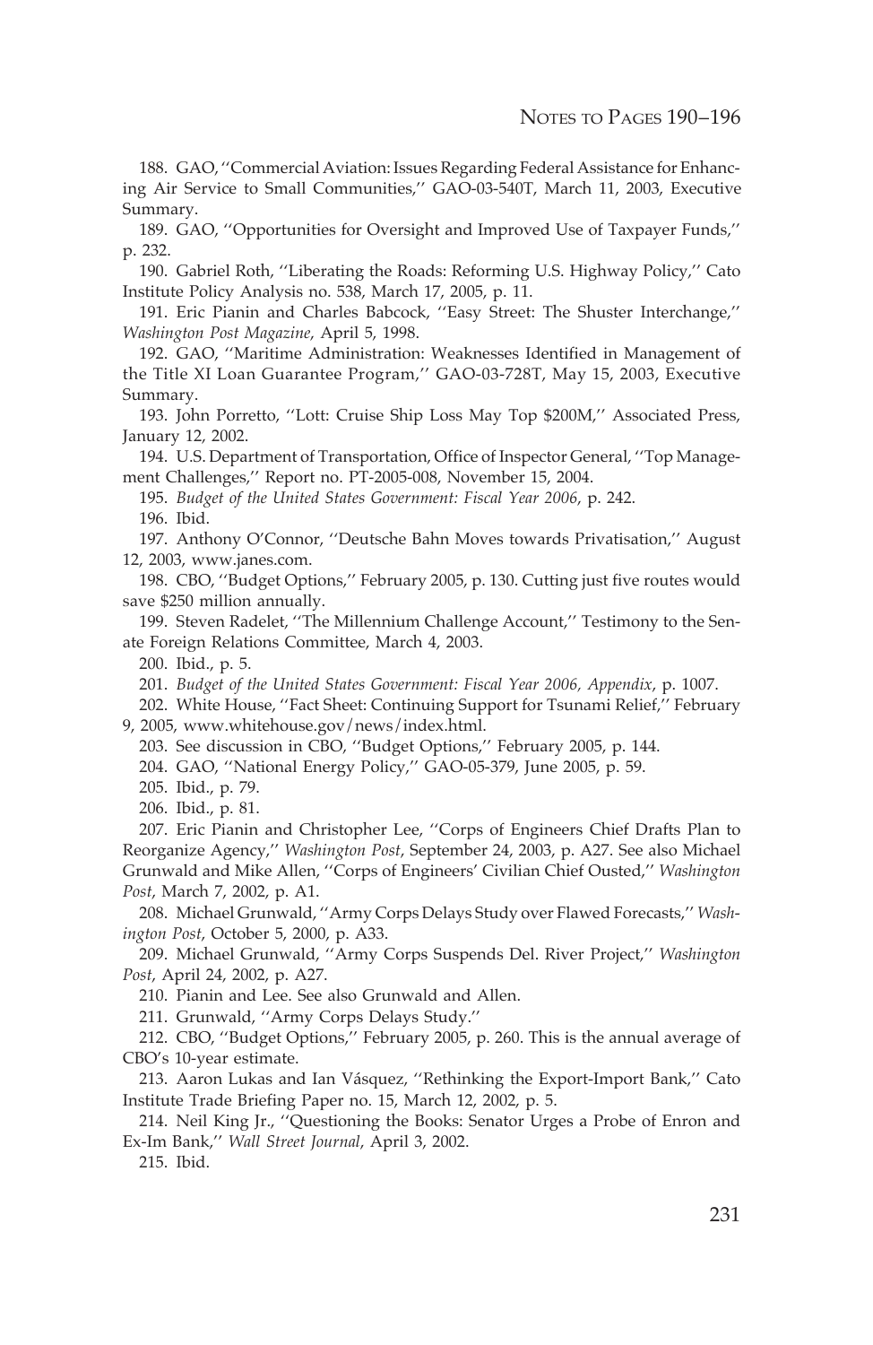188. GAO, ''Commercial Aviation: Issues Regarding Federal Assistance for Enhancing Air Service to Small Communities,'' GAO-03-540T, March 11, 2003, Executive Summary.

189. GAO, ''Opportunities for Oversight and Improved Use of Taxpayer Funds,'' p. 232.

190. Gabriel Roth, ''Liberating the Roads: Reforming U.S. Highway Policy,'' Cato Institute Policy Analysis no. 538, March 17, 2005, p. 11.

191. Eric Pianin and Charles Babcock, ''Easy Street: The Shuster Interchange,'' *Washington Post Magazine*, April 5, 1998.

192. GAO, ''Maritime Administration: Weaknesses Identified in Management of the Title XI Loan Guarantee Program,'' GAO-03-728T, May 15, 2003, Executive Summary.

193. John Porretto, ''Lott: Cruise Ship Loss May Top $200M,'' Associated Press, January 12, 2002.

194. U.S. Department of Transportation, Office of Inspector General, ''Top Management Challenges,'' Report no. PT-2005-008, November 15, 2004.

195. *Budget of the United States Government: Fiscal Year 2006*, p. 242.

196. Ibid.

197. Anthony O'Connor, ''Deutsche Bahn Moves towards Privatisation,'' August 12, 2003, www.janes.com.

198. CBO, ''Budget Options,'' February 2005, p. 130. Cutting just five routes would save $250 million annually.

199. Steven Radelet, ''The Millennium Challenge Account,'' Testimony to the Senate Foreign Relations Committee, March 4, 2003.

200. Ibid., p. 5.

201. *Budget of the United States Government: Fiscal Year 2006, Appendix*, p. 1007.

202. White House, ''Fact Sheet: Continuing Support for Tsunami Relief,'' February 9, 2005, www.whitehouse.gov/news/index.html.

203. See discussion in CBO, ''Budget Options,'' February 2005, p. 144.

204. GAO, ''National Energy Policy,'' GAO-05-379, June 2005, p. 59.

205. Ibid., p. 79.

206. Ibid., p. 81.

207. Eric Pianin and Christopher Lee, ''Corps of Engineers Chief Drafts Plan to Reorganize Agency,'' *Washington Post*, September 24, 2003, p. A27. See also Michael Grunwald and Mike Allen, ''Corps of Engineers' Civilian Chief Ousted,'' *Washington Post*, March 7, 2002, p. A1.

208. Michael Grunwald, ''Army Corps Delays Study over Flawed Forecasts,'' *Washington Post*, October 5, 2000, p. A33.

209. Michael Grunwald, ''Army Corps Suspends Del. River Project,'' *Washington Post*, April 24, 2002, p. A27.

210. Pianin and Lee. See also Grunwald and Allen.

211. Grunwald, ''Army Corps Delays Study.''

212. CBO, ''Budget Options,'' February 2005, p. 260. This is the annual average of CBO's 10-year estimate.

213. Aaron Lukas and Ian Vásquez, ''Rethinking the Export-Import Bank,'' Cato Institute Trade Briefing Paper no. 15, March 12, 2002, p. 5.

214. Neil King Jr., ''Questioning the Books: Senator Urges a Probe of Enron and Ex-Im Bank,'' *Wall Street Journal*, April 3, 2002.

215. Ibid.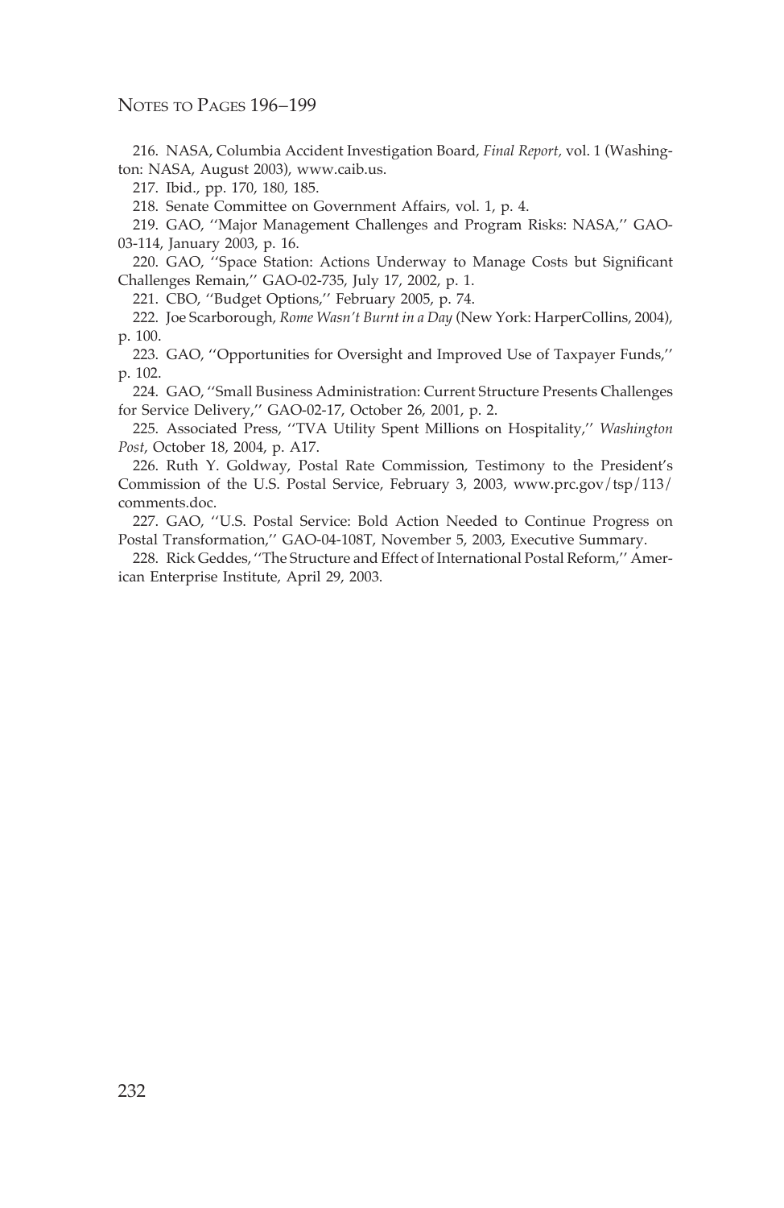216. NASA, Columbia Accident Investigation Board, *Final Report,* vol. 1 (Washington: NASA, August 2003), www.caib.us.

217. Ibid., pp. 170, 180, 185.

218. Senate Committee on Government Affairs, vol. 1, p. 4.

219. GAO, ''Major Management Challenges and Program Risks: NASA,'' GAO-03-114, January 2003, p. 16.

220. GAO, ''Space Station: Actions Underway to Manage Costs but Significant Challenges Remain,'' GAO-02-735, July 17, 2002, p. 1.

221. CBO, ''Budget Options,'' February 2005, p. 74.

222. Joe Scarborough, *Rome Wasn't Burnt in a Day* (New York: HarperCollins, 2004), p. 100.

223. GAO, ''Opportunities for Oversight and Improved Use of Taxpayer Funds,'' p. 102.

224. GAO, ''Small Business Administration: Current Structure Presents Challenges for Service Delivery,'' GAO-02-17, October 26, 2001, p. 2.

225. Associated Press, ''TVA Utility Spent Millions on Hospitality,'' *Washington Post*, October 18, 2004, p. A17.

226. Ruth Y. Goldway, Postal Rate Commission, Testimony to the President's Commission of the U.S. Postal Service, February 3, 2003, www.prc.gov/tsp/113/comments.doc.

227. GAO, ''U.S. Postal Service: Bold Action Needed to Continue Progress on Postal Transformation,'' GAO-04-108T, November 5, 2003, Executive Summary.

228. Rick Geddes, ''The Structure and Effect of International Postal Reform,'' American Enterprise Institute, April 29, 2003.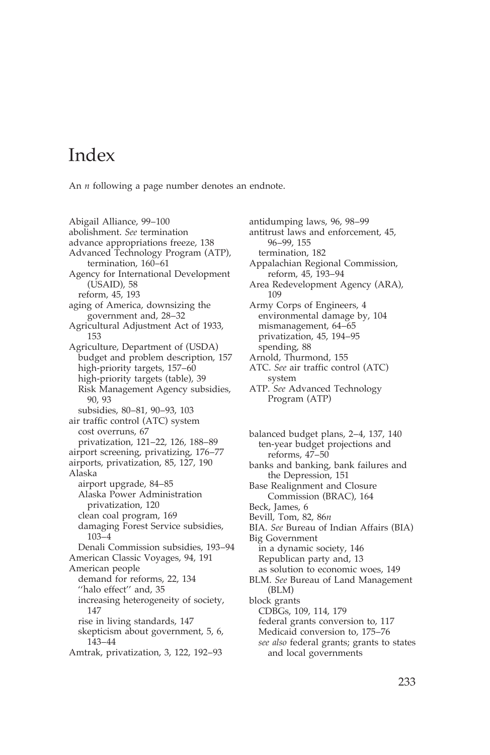# Index

An *n* following a page number denotes an endnote.

Abigail Alliance, 99–100
abolishment. *See* termination
advance appropriations freeze, 138
Advanced Technology Program (ATP), termination, 160–61
Agency for International Development (USAID), 58
  reform, 45, 193
aging of America, downsizing the government and, 28–32
Agricultural Adjustment Act of 1933, 153
Agriculture, Department of (USDA)
  budget and problem description, 157
  high-priority targets, 157–60
  high-priority targets (table), 39
  Risk Management Agency subsidies, 90, 93
  subsidies, 80–81, 90–93, 103
air traffic control (ATC) system
  cost overruns, 67
  privatization, 121–22, 126, 188–89
airport screening, privatizing, 176–77
airports, privatization, 85, 127, 190
Alaska
  airport upgrade, 84–85
  Alaska Power Administration privatization, 120
  clean coal program, 169
  damaging Forest Service subsidies, 103–4
  Denali Commission subsidies, 193–94
American Classic Voyages, 94, 191
American people
  demand for reforms, 22, 134
  ''halo effect'' and, 35
  increasing heterogeneity of society, 147
  rise in living standards, 147
  skepticism about government, 5, 6, 143–44
Amtrak, privatization, 3, 122, 192–93
antidumping laws, 96, 98–99
antitrust laws and enforcement, 45, 96–99, 155
  termination, 182
Appalachian Regional Commission, reform, 45, 193–94
Area Redevelopment Agency (ARA), 109
Army Corps of Engineers, 4
  environmental damage by, 104
  mismanagement, 64–65
  privatization, 45, 194–95
  spending, 88
Arnold, Thurmond, 155
ATC. *See* air traffic control (ATC) system
ATP. *See* Advanced Technology Program (ATP)

balanced budget plans, 2–4, 137, 140
  ten-year budget projections and reforms, 47–50
banks and banking, bank failures and the Depression, 151
Base Realignment and Closure Commission (BRAC), 164
Beck, James, 6
Bevill, Tom, 82, 86*n*
BIA. *See* Bureau of Indian Affairs (BIA)
Big Government
  in a dynamic society, 146
  Republican party and, 13
  as solution to economic woes, 149
BLM. *See* Bureau of Land Management (BLM)
block grants
  CDBGs, 109, 114, 179
  federal grants conversion to, 117
  Medicaid conversion to, 175–76
  *see also* federal grants; grants to states and local governments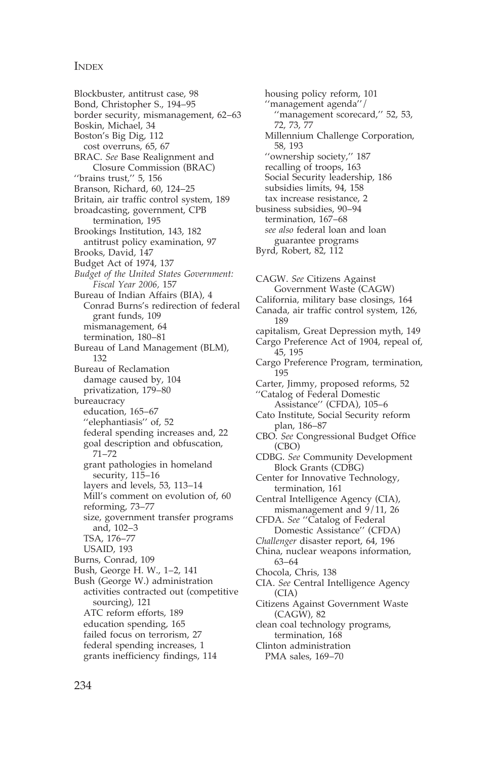Blockbuster, antitrust case, 98
Bond, Christopher S., 194–95
border security, mismanagement, 62–63
Boskin, Michael, 34
Boston's Big Dig, 112
  cost overruns, 65, 67
BRAC. *See* Base Realignment and Closure Commission (BRAC)
''brains trust,'' 5, 156
Branson, Richard, 60, 124–25
Britain, air traffic control system, 189
broadcasting, government, CPB termination, 195
Brookings Institution, 143, 182
  antitrust policy examination, 97
Brooks, David, 147
Budget Act of 1974, 137
*Budget of the United States Government: Fiscal Year 2006,* 157
Bureau of Indian Affairs (BIA), 4
  Conrad Burns's redirection of federal grant funds, 109
  mismanagement, 64
  termination, 180–81
Bureau of Land Management (BLM), 132
Bureau of Reclamation
  damage caused by, 104
  privatization, 179–80
bureaucracy
  education, 165–67
  ''elephantiasis'' of, 52
  federal spending increases and, 22
  goal description and obfuscation, 71–72
  grant pathologies in homeland security, 115–16
  layers and levels, 53, 113–14
  Mill's comment on evolution of, 60
  reforming, 73–77
  size, government transfer programs and, 102–3
  TSA, 176–77
  USAID, 193
Burns, Conrad, 109
Bush, George H. W., 1–2, 141
Bush (George W.) administration
  activities contracted out (competitive sourcing), 121
  ATC reform efforts, 189
  education spending, 165
  failed focus on terrorism, 27
  federal spending increases, 1
  grants inefficiency findings, 114
  housing policy reform, 101
  ''management agenda''/ ''management scorecard,'' 52, 53, 72, 73, 77
  Millennium Challenge Corporation, 58, 193
  ''ownership society,'' 187
  recalling of troops, 163
  Social Security leadership, 186
  subsidies limits, 94, 158
  tax increase resistance, 2
business subsidies, 90–94
  termination, 167–68
  *see also* federal loan and loan guarantee programs
Byrd, Robert, 82, 112

CAGW. *See* Citizens Against Government Waste (CAGW)
California, military base closings, 164
Canada, air traffic control system, 126, 189
capitalism, Great Depression myth, 149
Cargo Preference Act of 1904, repeal of, 45, 195
Cargo Preference Program, termination, 195
Carter, Jimmy, proposed reforms, 52
''Catalog of Federal Domestic Assistance'' (CFDA), 105–6
Cato Institute, Social Security reform plan, 186–87
CBO. *See* Congressional Budget Office (CBO)
CDBG. *See* Community Development Block Grants (CDBG)
Center for Innovative Technology, termination, 161
Central Intelligence Agency (CIA), mismanagement and 9/11, 26
CFDA. *See* ''Catalog of Federal Domestic Assistance'' (CFDA)
*Challenger* disaster report, 64, 196
China, nuclear weapons information, 63–64
Chocola, Chris, 138
CIA. *See* Central Intelligence Agency (CIA)
Citizens Against Government Waste (CAGW), 82
clean coal technology programs, termination, 168
Clinton administration
  PMA sales, 169–70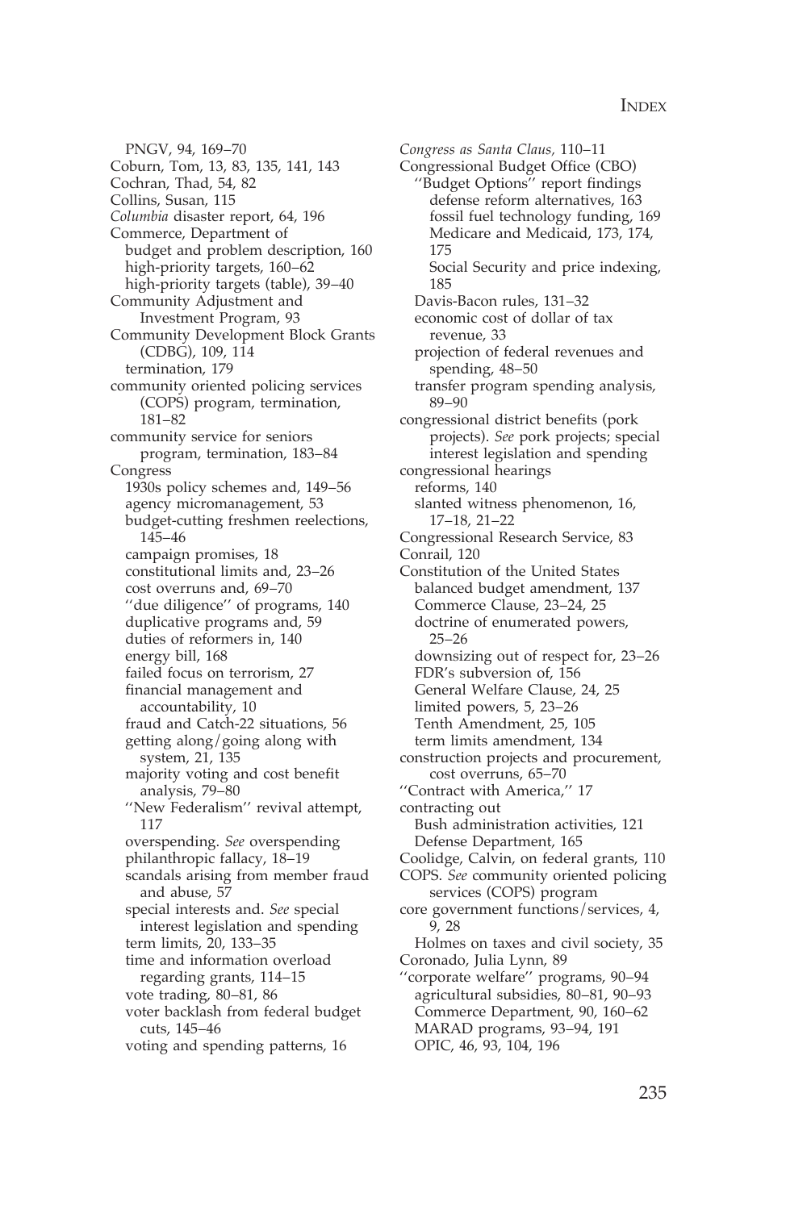PNGV, 94, 169–70
Coburn, Tom, 13, 83, 135, 141, 143
Cochran, Thad, 54, 82
Collins, Susan, 115
*Columbia* disaster report, 64, 196
Commerce, Department of
  budget and problem description, 160
  high-priority targets, 160–62
  high-priority targets (table), 39–40
Community Adjustment and Investment Program, 93
Community Development Block Grants (CDBG), 109, 114
  termination, 179
community oriented policing services (COPS) program, termination, 181–82
community service for seniors program, termination, 183–84
Congress
  1930s policy schemes and, 149–56
  agency micromanagement, 53
  budget-cutting freshmen reelections, 145–46
  campaign promises, 18
  constitutional limits and, 23–26
  cost overruns and, 69–70
  ''due diligence'' of programs, 140
  duplicative programs and, 59
  duties of reformers in, 140
  energy bill, 168
  failed focus on terrorism, 27
  financial management and accountability, 10
  fraud and Catch-22 situations, 56
  getting along/going along with system, 21, 135
  majority voting and cost benefit analysis, 79–80
  ''New Federalism'' revival attempt, 117
  overspending. *See* overspending
  philanthropic fallacy, 18–19
  scandals arising from member fraud and abuse, 57
  special interests and. *See* special interest legislation and spending
  term limits, 20, 133–35
  time and information overload regarding grants, 114–15
  vote trading, 80–81, 86
  voter backlash from federal budget cuts, 145–46
  voting and spending patterns, 16
*Congress as Santa Claus*, 110–11
Congressional Budget Office (CBO)
  ''Budget Options'' report findings
    defense reform alternatives, 163
    fossil fuel technology funding, 169
    Medicare and Medicaid, 173, 174, 175
    Social Security and price indexing, 185
  Davis-Bacon rules, 131–32
  economic cost of dollar of tax revenue, 33
  projection of federal revenues and spending, 48–50
  transfer program spending analysis, 89–90
congressional district benefits (pork projects). *See* pork projects; special interest legislation and spending
congressional hearings
  reforms, 140
  slanted witness phenomenon, 16, 17–18, 21–22
Congressional Research Service, 83
Conrail, 120
Constitution of the United States
  balanced budget amendment, 137
  Commerce Clause, 23–24, 25
  doctrine of enumerated powers, 25–26
  downsizing out of respect for, 23–26
  FDR's subversion of, 156
  General Welfare Clause, 24, 25
  limited powers, 5, 23–26
  Tenth Amendment, 25, 105
  term limits amendment, 134
construction projects and procurement, cost overruns, 65–70
''Contract with America,'' 17
contracting out
  Bush administration activities, 121
  Defense Department, 165
Coolidge, Calvin, on federal grants, 110
COPS. *See* community oriented policing services (COPS) program
core government functions/services, 4, 9, 28
  Holmes on taxes and civil society, 35
Coronado, Julia Lynn, 89
''corporate welfare'' programs, 90–94
  agricultural subsidies, 80–81, 90–93
  Commerce Department, 90, 160–62
  MARAD programs, 93–94, 191
  OPIC, 46, 93, 104, 196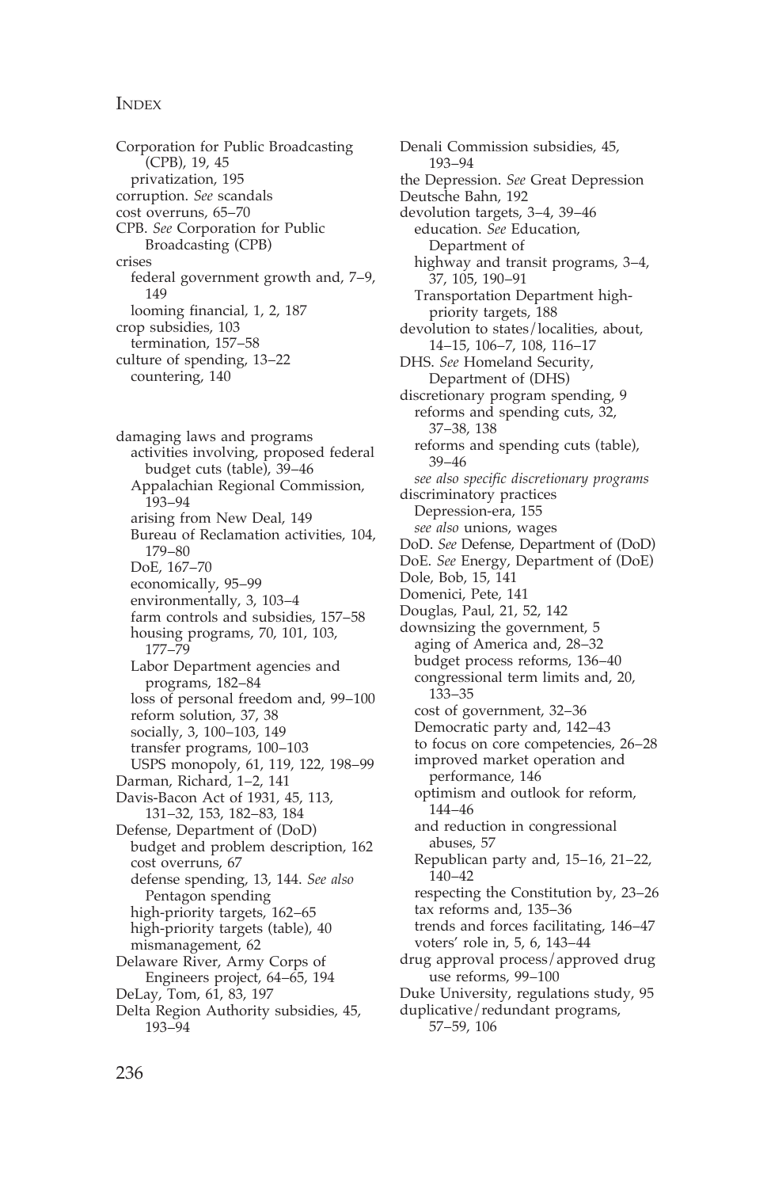Corporation for Public Broadcasting (CPB), 19, 45
  privatization, 195
corruption. *See* scandals
cost overruns, 65–70
CPB. *See* Corporation for Public Broadcasting (CPB)
crises
  federal government growth and, 7–9, 149
  looming financial, 1, 2, 187
crop subsidies, 103
  termination, 157–58
culture of spending, 13–22
  countering, 140

damaging laws and programs
  activities involving, proposed federal budget cuts (table), 39–46
  Appalachian Regional Commission, 193–94
  arising from New Deal, 149
  Bureau of Reclamation activities, 104, 179–80
  DoE, 167–70
  economically, 95–99
  environmentally, 3, 103–4
  farm controls and subsidies, 157–58
  housing programs, 70, 101, 103, 177–79
  Labor Department agencies and programs, 182–84
  loss of personal freedom and, 99–100
  reform solution, 37, 38
  socially, 3, 100–103, 149
  transfer programs, 100–103
  USPS monopoly, 61, 119, 122, 198–99
Darman, Richard, 1–2, 141
Davis-Bacon Act of 1931, 45, 113, 131–32, 153, 182–83, 184
Defense, Department of (DoD)
  budget and problem description, 162
  cost overruns, 67
  defense spending, 13, 144. *See also* Pentagon spending
  high-priority targets, 162–65
  high-priority targets (table), 40
  mismanagement, 62
Delaware River, Army Corps of Engineers project, 64–65, 194
DeLay, Tom, 61, 83, 197
Delta Region Authority subsidies, 45, 193–94
Denali Commission subsidies, 45, 193–94
the Depression. *See* Great Depression
Deutsche Bahn, 192
devolution targets, 3–4, 39–46
  education. *See* Education, Department of
  highway and transit programs, 3–4, 37, 105, 190–91
  Transportation Department high-priority targets, 188
devolution to states/localities, about, 14–15, 106–7, 108, 116–17
DHS. *See* Homeland Security, Department of (DHS)
discretionary program spending, 9
  reforms and spending cuts, 32, 37–38, 138
  reforms and spending cuts (table), 39–46
  *see also specific discretionary programs*
discriminatory practices
  Depression-era, 155
  *see also* unions, wages
DoD. *See* Defense, Department of (DoD)
DoE. *See* Energy, Department of (DoE)
Dole, Bob, 15, 141
Domenici, Pete, 141
Douglas, Paul, 21, 52, 142
downsizing the government, 5
  aging of America and, 28–32
  budget process reforms, 136–40
  congressional term limits and, 20, 133–35
  cost of government, 32–36
  Democratic party and, 142–43
  to focus on core competencies, 26–28
  improved market operation and performance, 146
  optimism and outlook for reform, 144–46
  and reduction in congressional abuses, 57
  Republican party and, 15–16, 21–22, 140–42
  respecting the Constitution by, 23–26
  tax reforms and, 135–36
  trends and forces facilitating, 146–47
  voters' role in, 5, 6, 143–44
drug approval process/approved drug use reforms, 99–100
Duke University, regulations study, 95
duplicative/redundant programs, 57–59, 106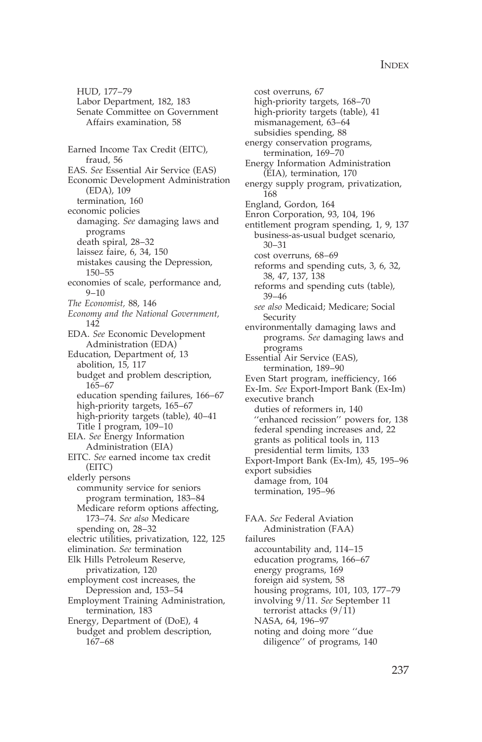HUD, 177–79
  Labor Department, 182, 183
  Senate Committee on Government Affairs examination, 58

Earned Income Tax Credit (EITC), fraud, 56
EAS. *See* Essential Air Service (EAS)
Economic Development Administration (EDA), 109
  termination, 160
economic policies
  damaging. *See* damaging laws and programs
  death spiral, 28–32
  laissez faire, 6, 34, 150
  mistakes causing the Depression, 150–55
economies of scale, performance and, 9–10
*The Economist*, 88, 146
*Economy and the National Government*, 142
EDA. *See* Economic Development Administration (EDA)
Education, Department of, 13
  abolition, 15, 117
  budget and problem description, 165–67
  education spending failures, 166–67
  high-priority targets, 165–67
  high-priority targets (table), 40–41
  Title I program, 109–10
EIA. *See* Energy Information Administration (EIA)
EITC. *See* earned income tax credit (EITC)
elderly persons
  community service for seniors program termination, 183–84
  Medicare reform options affecting, 173–74. *See also* Medicare
  spending on, 28–32
electric utilities, privatization, 122, 125
elimination. *See* termination
Elk Hills Petroleum Reserve, privatization, 120
employment cost increases, the Depression and, 153–54
Employment Training Administration, termination, 183
Energy, Department of (DoE), 4
  budget and problem description, 167–68
  cost overruns, 67
  high-priority targets, 168–70
  high-priority targets (table), 41
  mismanagement, 63–64
  subsidies spending, 88
energy conservation programs, termination, 169–70
Energy Information Administration (EIA), termination, 170
energy supply program, privatization, 168
England, Gordon, 164
Enron Corporation, 93, 104, 196
entitlement program spending, 1, 9, 137
  business-as-usual budget scenario, 30–31
  cost overruns, 68–69
  reforms and spending cuts, 3, 6, 32, 38, 47, 137, 138
  reforms and spending cuts (table), 39–46
  *see also* Medicaid; Medicare; Social Security
environmentally damaging laws and programs. *See* damaging laws and programs
Essential Air Service (EAS), termination, 189–90
Even Start program, inefficiency, 166
Ex-Im. *See* Export-Import Bank (Ex-Im)
executive branch
  duties of reformers in, 140
  ''enhanced recission'' powers for, 138
  federal spending increases and, 22
  grants as political tools in, 113
  presidential term limits, 133
Export-Import Bank (Ex-Im), 45, 195–96
export subsidies
  damage from, 104
  termination, 195–96

FAA. *See* Federal Aviation Administration (FAA)
failures
  accountability and, 114–15
  education programs, 166–67
  energy programs, 169
  foreign aid system, 58
  housing programs, 101, 103, 177–79
  involving 9/11. *See* September 11 terrorist attacks (9/11)
  NASA, 64, 196–97
  noting and doing more ''due diligence'' of programs, 140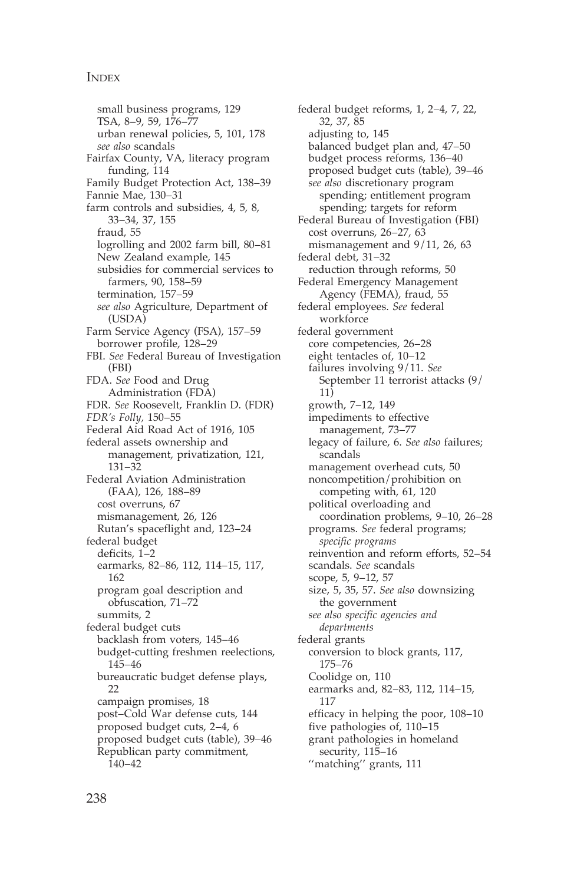small business programs, 129
TSA, 8–9, 59, 176–77
urban renewal policies, 5, 101, 178
*see also* scandals

Fairfax County, VA, literacy program funding, 114

Family Budget Protection Act, 138–39

Fannie Mae, 130–31

farm controls and subsidies, 4, 5, 8, 33–34, 37, 155
fraud, 55
logrolling and 2002 farm bill, 80–81
New Zealand example, 145
subsidies for commercial services to farmers, 90, 158–59
termination, 157–59
*see also* Agriculture, Department of (USDA)

Farm Service Agency (FSA), 157–59
borrower profile, 128–29

FBI. *See* Federal Bureau of Investigation (FBI)

FDA. *See* Food and Drug Administration (FDA)

FDR. *See* Roosevelt, Franklin D. (FDR)

*FDR's Folly*, 150–55

Federal Aid Road Act of 1916, 105

federal assets ownership and management, privatization, 121, 131–32

Federal Aviation Administration (FAA), 126, 188–89
cost overruns, 67
mismanagement, 26, 126
Rutan's spaceflight and, 123–24

federal budget
deficits, 1–2
earmarks, 82–86, 112, 114–15, 117, 162
program goal description and obfuscation, 71–72
summits, 2

federal budget cuts
backlash from voters, 145–46
budget-cutting freshmen reelections, 145–46
bureaucratic budget defense plays, 22
campaign promises, 18
post–Cold War defense cuts, 144
proposed budget cuts, 2–4, 6
proposed budget cuts (table), 39–46
Republican party commitment, 140–42

federal budget reforms, 1, 2–4, 7, 22, 32, 37, 85
adjusting to, 145
balanced budget plan and, 47–50
budget process reforms, 136–40
proposed budget cuts (table), 39–46
*see also* discretionary program spending; entitlement program spending; targets for reform

Federal Bureau of Investigation (FBI)
cost overruns, 26–27, 63
mismanagement and 9/11, 26, 63

federal debt, 31–32
reduction through reforms, 50

Federal Emergency Management Agency (FEMA), fraud, 55

federal employees. *See* federal workforce

federal government
core competencies, 26–28
eight tentacles of, 10–12
failures involving 9/11. *See* September 11 terrorist attacks (9/11)
growth, 7–12, 149
impediments to effective management, 73–77
legacy of failure, 6. *See also* failures; scandals
management overhead cuts, 50
noncompetition/prohibition on competing with, 61, 120
political overloading and coordination problems, 9–10, 26–28
programs. *See* federal programs; *specific programs*
reinvention and reform efforts, 52–54
scandals. *See* scandals
scope, 5, 9–12, 57
size, 5, 35, 57. *See also* downsizing the government
*see also specific agencies and departments*

federal grants
conversion to block grants, 117, 175–76
Coolidge on, 110
earmarks and, 82–83, 112, 114–15, 117
efficacy in helping the poor, 108–10
five pathologies of, 110–15
grant pathologies in homeland security, 115–16
''matching'' grants, 111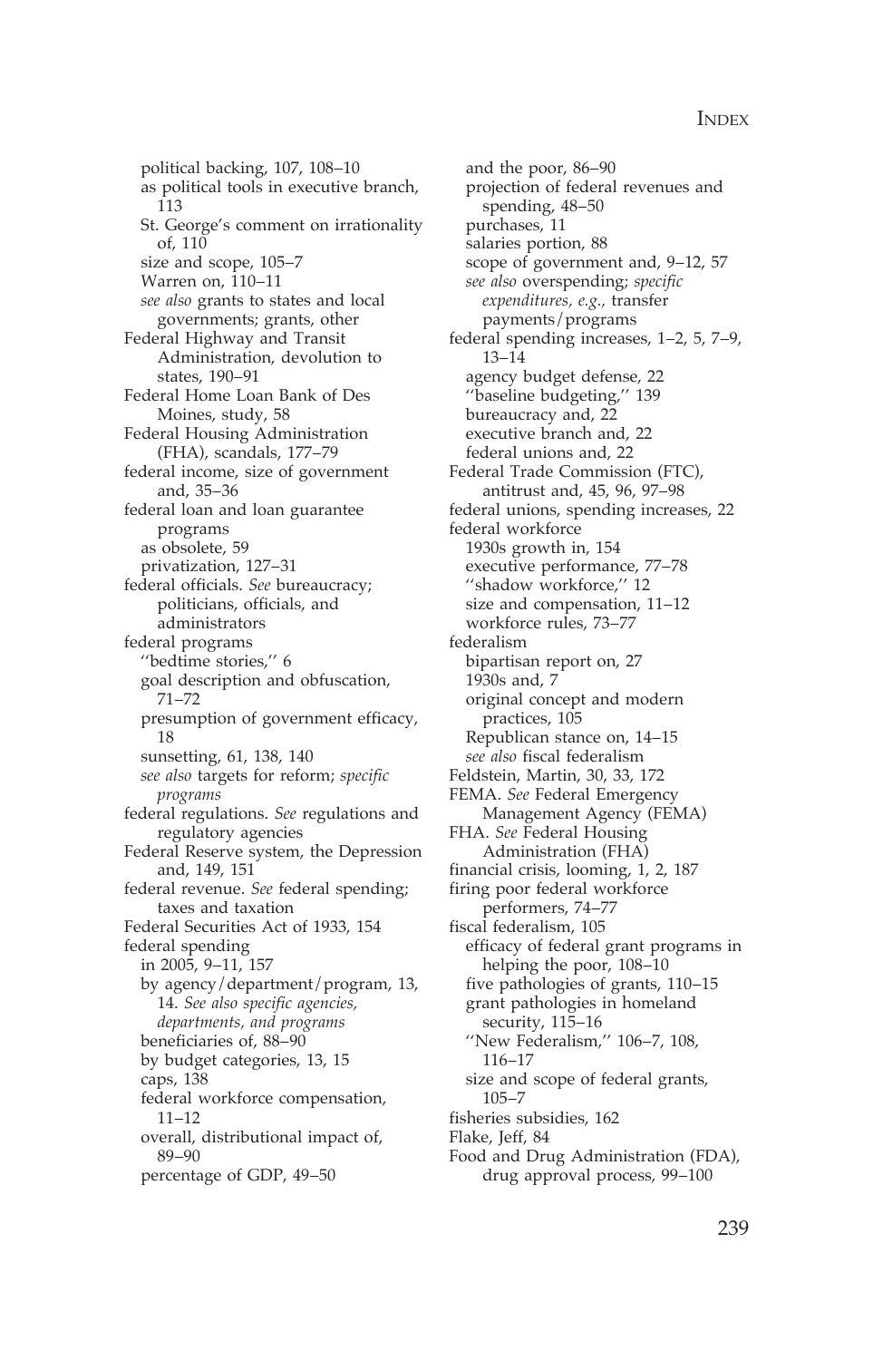political backing, 107, 108–10
as political tools in executive branch, 113
St. George's comment on irrationality of, 110
size and scope, 105–7
Warren on, 110–11
*see also* grants to states and local governments; grants, other

Federal Highway and Transit Administration, devolution to states, 190–91

Federal Home Loan Bank of Des Moines, study, 58

Federal Housing Administration (FHA), scandals, 177–79

federal income, size of government and, 35–36

federal loan and loan guarantee programs
as obsolete, 59
privatization, 127–31

federal officials. *See* bureaucracy; politicians, officials, and administrators

federal programs
''bedtime stories,'' 6
goal description and obfuscation, 71–72
presumption of government efficacy, 18
sunsetting, 61, 138, 140
*see also* targets for reform; *specific programs*

federal regulations. *See* regulations and regulatory agencies

Federal Reserve system, the Depression and, 149, 151

federal revenue. *See* federal spending; taxes and taxation

Federal Securities Act of 1933, 154

federal spending
in 2005, 9–11, 157
by agency/department/program, 13, 14. *See also specific agencies, departments, and programs*
beneficiaries of, 88–90
by budget categories, 13, 15
caps, 138
federal workforce compensation, 11–12
overall, distributional impact of, 89–90
percentage of GDP, 49–50
and the poor, 86–90
projection of federal revenues and spending, 48–50
purchases, 11
salaries portion, 88
scope of government and, 9–12, 57
*see also* overspending; *specific expenditures, e.g.,* transfer payments/programs

federal spending increases, 1–2, 5, 7–9, 13–14
agency budget defense, 22
''baseline budgeting,'' 139
bureaucracy and, 22
executive branch and, 22
federal unions and, 22

Federal Trade Commission (FTC), antitrust and, 45, 96, 97–98

federal unions, spending increases, 22

federal workforce
1930s growth in, 154
executive performance, 77–78
''shadow workforce,'' 12
size and compensation, 11–12
workforce rules, 73–77

federalism
bipartisan report on, 27
1930s and, 7
original concept and modern practices, 105
Republican stance on, 14–15
*see also* fiscal federalism

Feldstein, Martin, 30, 33, 172

FEMA. *See* Federal Emergency Management Agency (FEMA)

FHA. *See* Federal Housing Administration (FHA)

financial crisis, looming, 1, 2, 187

firing poor federal workforce performers, 74–77

fiscal federalism, 105
efficacy of federal grant programs in helping the poor, 108–10
five pathologies of grants, 110–15
grant pathologies in homeland security, 115–16
''New Federalism,'' 106–7, 108, 116–17
size and scope of federal grants, 105–7

fisheries subsidies, 162

Flake, Jeff, 84

Food and Drug Administration (FDA), drug approval process, 99–100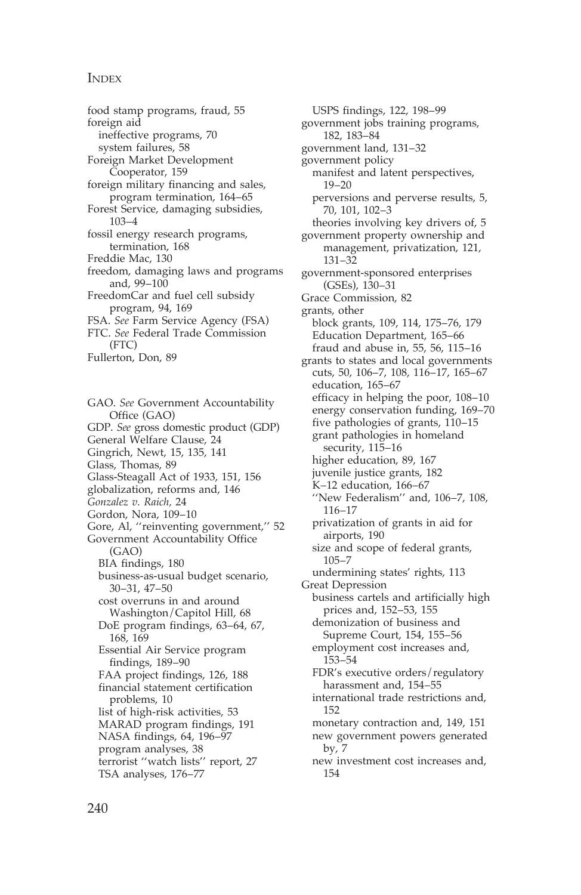food stamp programs, fraud, 55
foreign aid
  ineffective programs, 70
  system failures, 58
Foreign Market Development Cooperator, 159
foreign military financing and sales, program termination, 164–65
Forest Service, damaging subsidies, 103–4
fossil energy research programs, termination, 168
Freddie Mac, 130
freedom, damaging laws and programs and, 99–100
FreedomCar and fuel cell subsidy program, 94, 169
FSA. *See* Farm Service Agency (FSA)
FTC. *See* Federal Trade Commission (FTC)
Fullerton, Don, 89

GAO. *See* Government Accountability Office (GAO)
GDP. *See* gross domestic product (GDP)
General Welfare Clause, 24
Gingrich, Newt, 15, 135, 141
Glass, Thomas, 89
Glass-Steagall Act of 1933, 151, 156
globalization, reforms and, 146
*Gonzalez v. Raich,* 24
Gordon, Nora, 109–10
Gore, Al, ''reinventing government,'' 52
Government Accountability Office (GAO)
  BIA findings, 180
  business-as-usual budget scenario, 30–31, 47–50
  cost overruns in and around Washington/Capitol Hill, 68
  DoE program findings, 63–64, 67, 168, 169
  Essential Air Service program findings, 189–90
  FAA project findings, 126, 188
  financial statement certification problems, 10
  list of high-risk activities, 53
  MARAD program findings, 191
  NASA findings, 64, 196–97
  program analyses, 38
  terrorist ''watch lists'' report, 27
  TSA analyses, 176–77
  USPS findings, 122, 198–99
government jobs training programs, 182, 183–84
government land, 131–32
government policy
  manifest and latent perspectives, 19–20
  perversions and perverse results, 5, 70, 101, 102–3
  theories involving key drivers of, 5
government property ownership and management, privatization, 121, 131–32
government-sponsored enterprises (GSEs), 130–31
Grace Commission, 82
grants, other
  block grants, 109, 114, 175–76, 179
  Education Department, 165–66
  fraud and abuse in, 55, 56, 115–16
grants to states and local governments
  cuts, 50, 106–7, 108, 116–17, 165–67
  education, 165–67
  efficacy in helping the poor, 108–10
  energy conservation funding, 169–70
  five pathologies of grants, 110–15
  grant pathologies in homeland security, 115–16
  higher education, 89, 167
  juvenile justice grants, 182
  K–12 education, 166–67
  ''New Federalism'' and, 106–7, 108, 116–17
  privatization of grants in aid for airports, 190
  size and scope of federal grants, 105–7
  undermining states' rights, 113
Great Depression
  business cartels and artificially high prices and, 152–53, 155
  demonization of business and Supreme Court, 154, 155–56
  employment cost increases and, 153–54
  FDR's executive orders/regulatory harassment and, 154–55
  international trade restrictions and, 152
  monetary contraction and, 149, 151
  new government powers generated by, 7
  new investment cost increases and, 154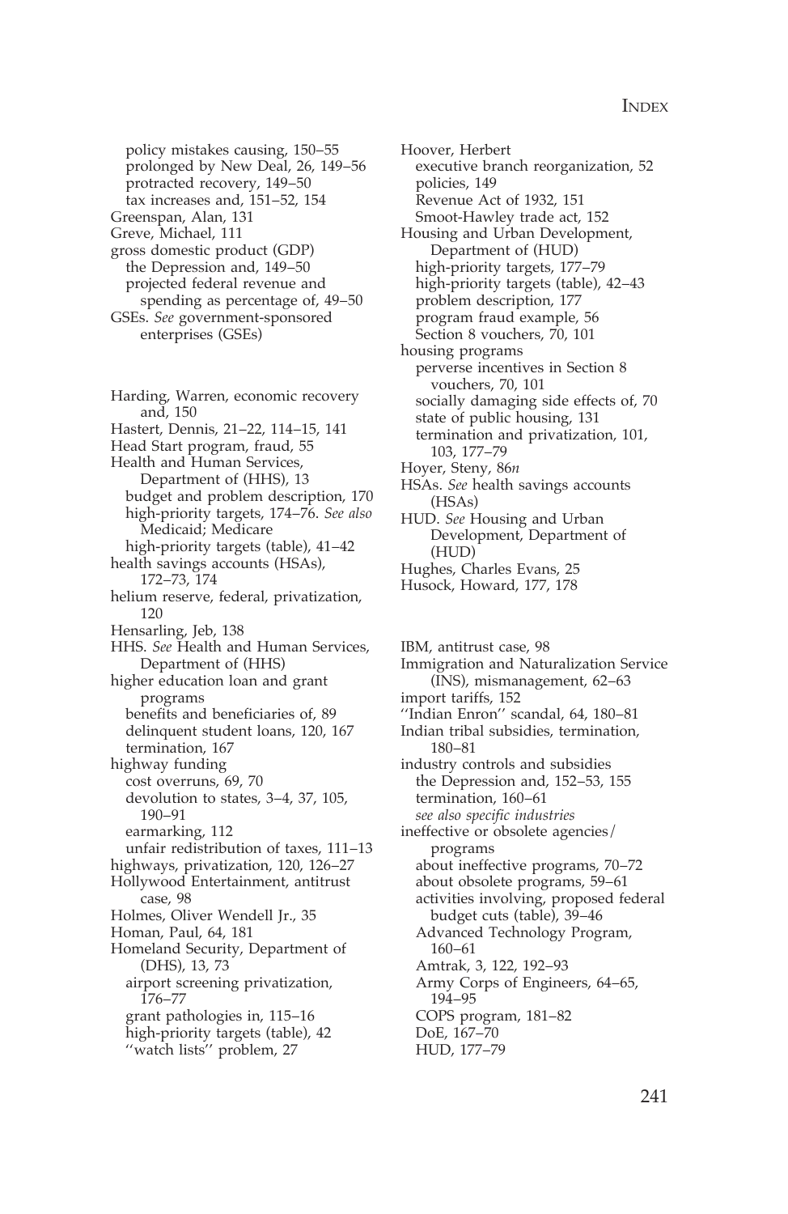policy mistakes causing, 150–55
prolonged by New Deal, 26, 149–56
protracted recovery, 149–50
tax increases and, 151–52, 154
Greenspan, Alan, 131
Greve, Michael, 111
gross domestic product (GDP)
the Depression and, 149–50
projected federal revenue and spending as percentage of, 49–50
GSEs. *See* government-sponsored enterprises (GSEs)

Harding, Warren, economic recovery and, 150
Hastert, Dennis, 21–22, 114–15, 141
Head Start program, fraud, 55
Health and Human Services, Department of (HHS), 13
budget and problem description, 170
high-priority targets, 174–76. *See also* Medicaid; Medicare
high-priority targets (table), 41–42
health savings accounts (HSAs), 172–73, 174
helium reserve, federal, privatization, 120
Hensarling, Jeb, 138
HHS. *See* Health and Human Services, Department of (HHS)
higher education loan and grant programs
benefits and beneficiaries of, 89
delinquent student loans, 120, 167
termination, 167
highway funding
cost overruns, 69, 70
devolution to states, 3–4, 37, 105, 190–91
earmarking, 112
unfair redistribution of taxes, 111–13
highways, privatization, 120, 126–27
Hollywood Entertainment, antitrust case, 98
Holmes, Oliver Wendell Jr., 35
Homan, Paul, 64, 181
Homeland Security, Department of (DHS), 13, 73
airport screening privatization, 176–77
grant pathologies in, 115–16
high-priority targets (table), 42
''watch lists'' problem, 27

Hoover, Herbert
executive branch reorganization, 52
policies, 149
Revenue Act of 1932, 151
Smoot-Hawley trade act, 152
Housing and Urban Development, Department of (HUD)
high-priority targets, 177–79
high-priority targets (table), 42–43
problem description, 177
program fraud example, 56
Section 8 vouchers, 70, 101
housing programs
perverse incentives in Section 8 vouchers, 70, 101
socially damaging side effects of, 70
state of public housing, 131
termination and privatization, 101, 103, 177–79
Hoyer, Steny, 86*n*
HSAs. *See* health savings accounts (HSAs)
HUD. *See* Housing and Urban Development, Department of (HUD)
Hughes, Charles Evans, 25
Husock, Howard, 177, 178

IBM, antitrust case, 98
Immigration and Naturalization Service (INS), mismanagement, 62–63
import tariffs, 152
''Indian Enron'' scandal, 64, 180–81
Indian tribal subsidies, termination, 180–81
industry controls and subsidies
the Depression and, 152–53, 155
termination, 160–61
*see also specific industries*
ineffective or obsolete agencies/programs
about ineffective programs, 70–72
about obsolete programs, 59–61
activities involving, proposed federal budget cuts (table), 39–46
Advanced Technology Program, 160–61
Amtrak, 3, 122, 192–93
Army Corps of Engineers, 64–65, 194–95
COPS program, 181–82
DoE, 167–70
HUD, 177–79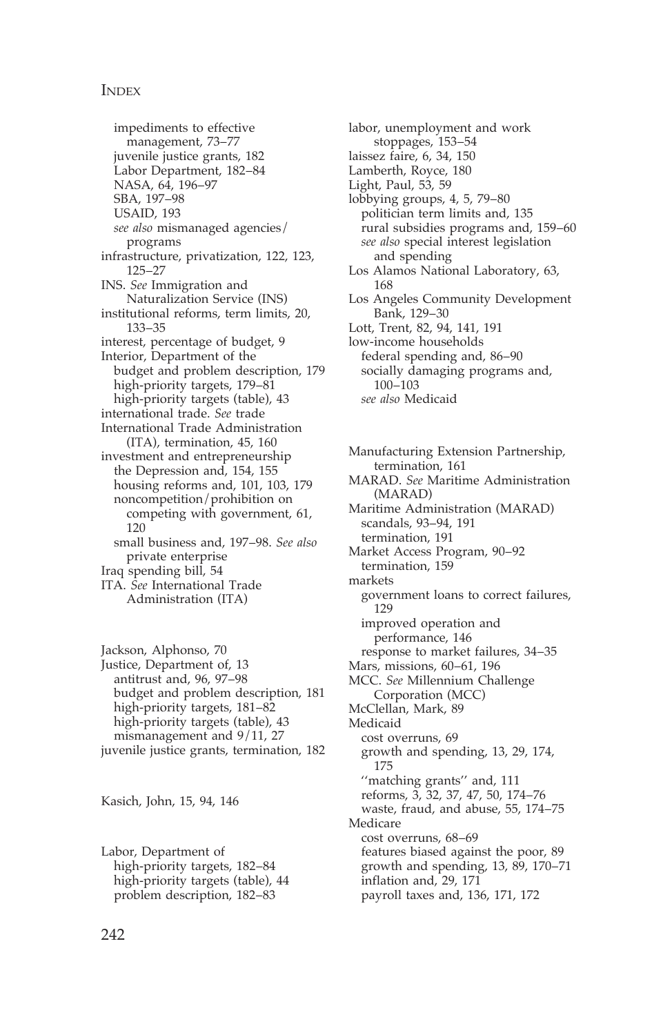impediments to effective management, 73–77
juvenile justice grants, 182
Labor Department, 182–84
NASA, 64, 196–97
SBA, 197–98
USAID, 193
*see also* mismanaged agencies/programs

infrastructure, privatization, 122, 123, 125–27

INS. *See* Immigration and Naturalization Service (INS)

institutional reforms, term limits, 20, 133–35

interest, percentage of budget, 9

Interior, Department of the
budget and problem description, 179
high-priority targets, 179–81
high-priority targets (table), 43

international trade. *See* trade

International Trade Administration (ITA), termination, 45, 160

investment and entrepreneurship
the Depression and, 154, 155
housing reforms and, 101, 103, 179
noncompetition/prohibition on competing with government, 61, 120
small business and, 197–98. *See also* private enterprise

Iraq spending bill, 54

ITA. *See* International Trade Administration (ITA)

Jackson, Alphonso, 70

Justice, Department of, 13
antitrust and, 96, 97–98
budget and problem description, 181
high-priority targets, 181–82
high-priority targets (table), 43
mismanagement and 9/11, 27

juvenile justice grants, termination, 182

Kasich, John, 15, 94, 146

Labor, Department of
high-priority targets, 182–84
high-priority targets (table), 44
problem description, 182–83

labor, unemployment and work stoppages, 153–54

laissez faire, 6, 34, 150

Lamberth, Royce, 180

Light, Paul, 53, 59

lobbying groups, 4, 5, 79–80
politician term limits and, 135
rural subsidies programs and, 159–60
*see also* special interest legislation and spending

Los Alamos National Laboratory, 63, 168

Los Angeles Community Development Bank, 129–30

Lott, Trent, 82, 94, 141, 191

low-income households
federal spending and, 86–90
socially damaging programs and, 100–103
*see also* Medicaid

Manufacturing Extension Partnership, termination, 161

MARAD. *See* Maritime Administration (MARAD)

Maritime Administration (MARAD)
scandals, 93–94, 191
termination, 191

Market Access Program, 90–92
termination, 159

markets
government loans to correct failures, 129
improved operation and performance, 146
response to market failures, 34–35

Mars, missions, 60–61, 196

MCC. *See* Millennium Challenge Corporation (MCC)

McClellan, Mark, 89

Medicaid
cost overruns, 69
growth and spending, 13, 29, 174, 175
''matching grants'' and, 111
reforms, 3, 32, 37, 47, 50, 174–76
waste, fraud, and abuse, 55, 174–75

Medicare
cost overruns, 68–69
features biased against the poor, 89
growth and spending, 13, 89, 170–71
inflation and, 29, 171
payroll taxes and, 136, 171, 172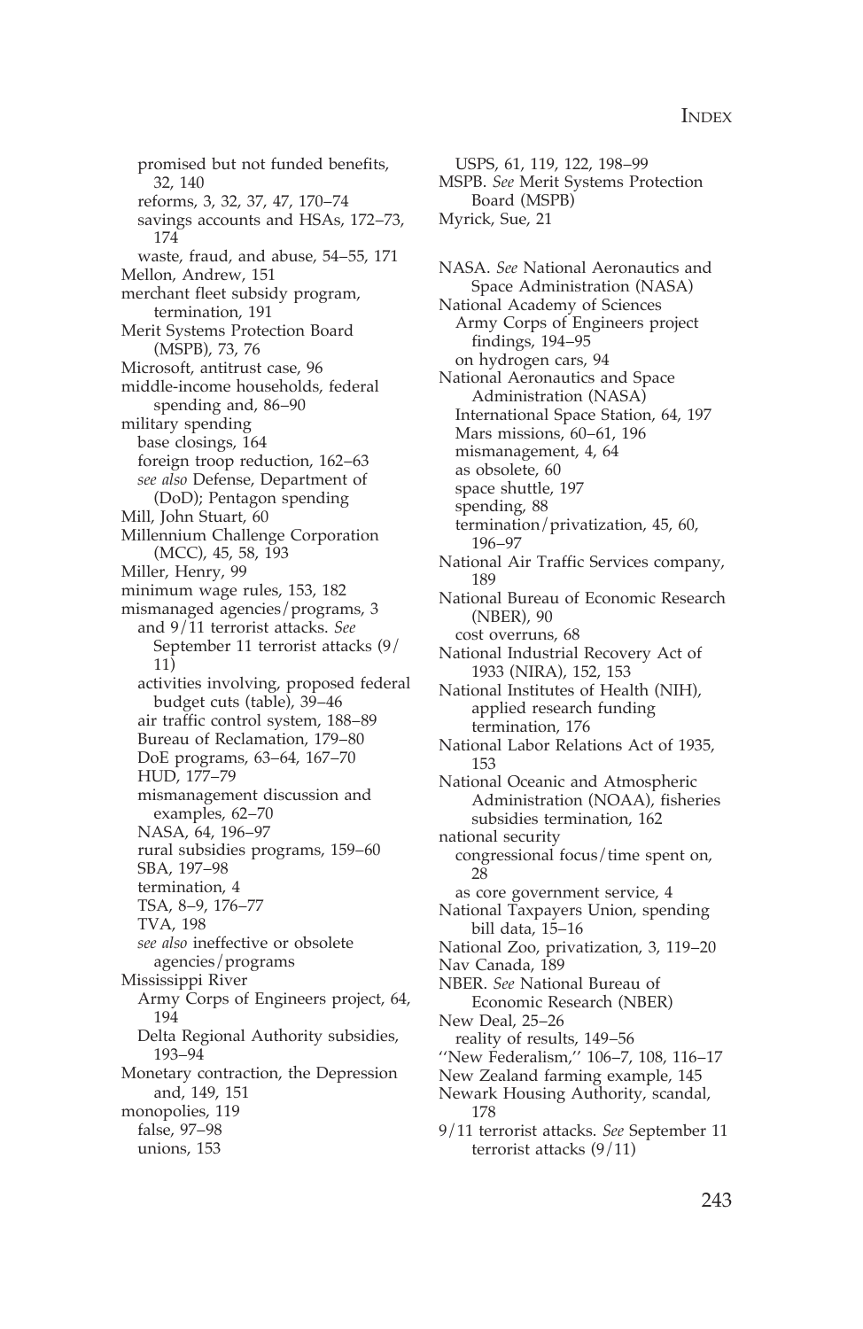promised but not funded benefits, 32, 140
  reforms, 3, 32, 37, 47, 170–74
  savings accounts and HSAs, 172–73, 174
  waste, fraud, and abuse, 54–55, 171
Mellon, Andrew, 151
merchant fleet subsidy program, termination, 191
Merit Systems Protection Board (MSPB), 73, 76
Microsoft, antitrust case, 96
middle-income households, federal spending and, 86–90
military spending
  base closings, 164
  foreign troop reduction, 162–63
  *see also* Defense, Department of (DoD); Pentagon spending
Mill, John Stuart, 60
Millennium Challenge Corporation (MCC), 45, 58, 193
Miller, Henry, 99
minimum wage rules, 153, 182
mismanaged agencies/programs, 3
  and 9/11 terrorist attacks. *See* September 11 terrorist attacks (9/11)
  activities involving, proposed federal budget cuts (table), 39–46
  air traffic control system, 188–89
  Bureau of Reclamation, 179–80
  DoE programs, 63–64, 167–70
  HUD, 177–79
  mismanagement discussion and examples, 62–70
  NASA, 64, 196–97
  rural subsidies programs, 159–60
  SBA, 197–98
  termination, 4
  TSA, 8–9, 176–77
  TVA, 198
  *see also* ineffective or obsolete agencies/programs
Mississippi River
  Army Corps of Engineers project, 64, 194
  Delta Regional Authority subsidies, 193–94
Monetary contraction, the Depression and, 149, 151
monopolies, 119
  false, 97–98
  unions, 153
  USPS, 61, 119, 122, 198–99
MSPB. *See* Merit Systems Protection Board (MSPB)
Myrick, Sue, 21

NASA. *See* National Aeronautics and Space Administration (NASA)
National Academy of Sciences
  Army Corps of Engineers project findings, 194–95
  on hydrogen cars, 94
National Aeronautics and Space Administration (NASA)
  International Space Station, 64, 197
  Mars missions, 60–61, 196
  mismanagement, 4, 64
  as obsolete, 60
  space shuttle, 197
  spending, 88
  termination/privatization, 45, 60, 196–97
National Air Traffic Services company, 189
National Bureau of Economic Research (NBER), 90
  cost overruns, 68
National Industrial Recovery Act of 1933 (NIRA), 152, 153
National Institutes of Health (NIH), applied research funding termination, 176
National Labor Relations Act of 1935, 153
National Oceanic and Atmospheric Administration (NOAA), fisheries subsidies termination, 162
national security
  congressional focus/time spent on, 28
  as core government service, 4
National Taxpayers Union, spending bill data, 15–16
National Zoo, privatization, 3, 119–20
Nav Canada, 189
NBER. *See* National Bureau of Economic Research (NBER)
New Deal, 25–26
  reality of results, 149–56
''New Federalism,'' 106–7, 108, 116–17
New Zealand farming example, 145
Newark Housing Authority, scandal, 178
9/11 terrorist attacks. *See* September 11 terrorist attacks (9/11)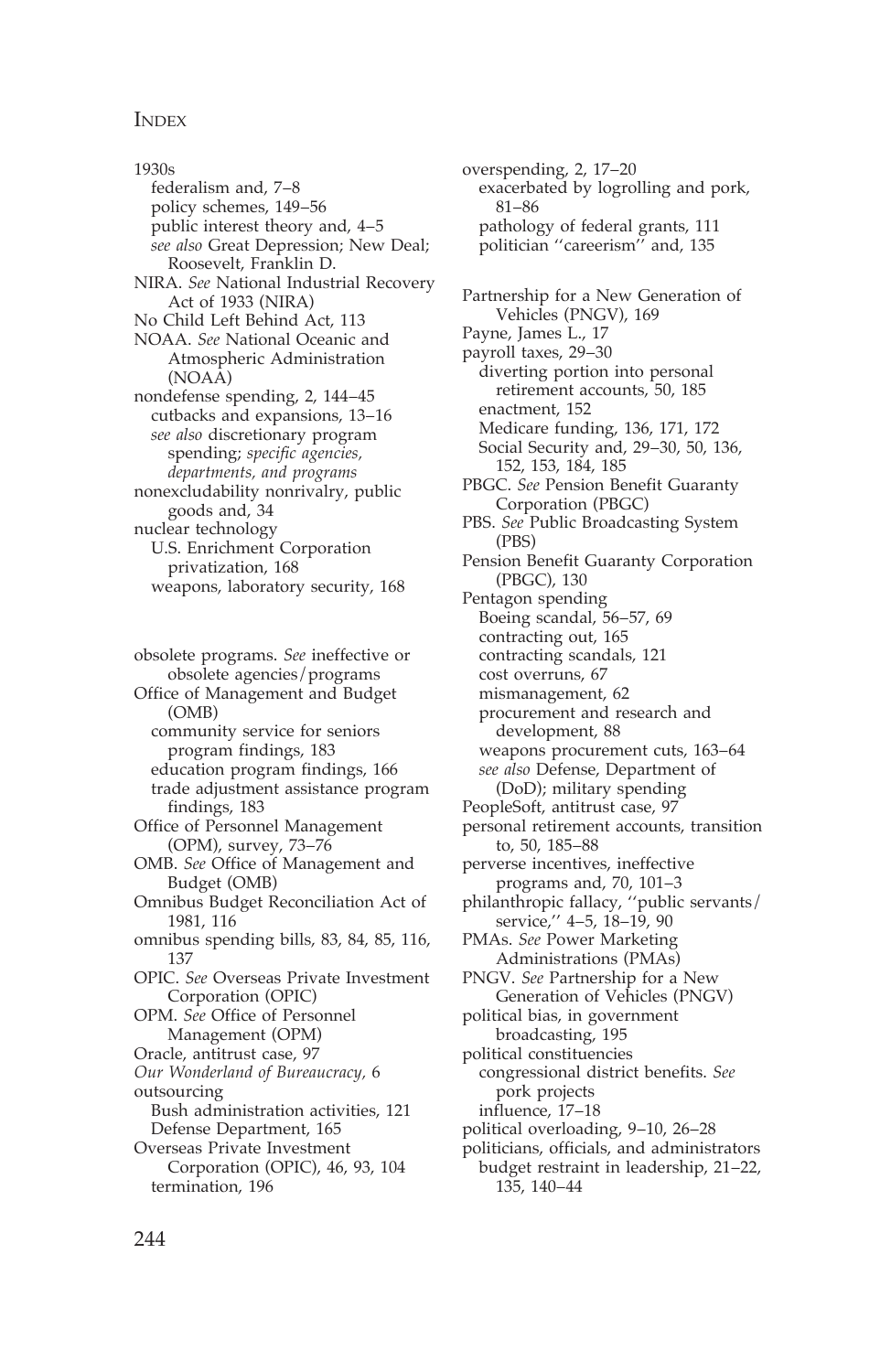INDEX

1930s
  federalism and, 7–8
  policy schemes, 149–56
  public interest theory and, 4–5
  *see also* Great Depression; New Deal; Roosevelt, Franklin D.
NIRA. *See* National Industrial Recovery Act of 1933 (NIRA)
No Child Left Behind Act, 113
NOAA. *See* National Oceanic and Atmospheric Administration (NOAA)
nondefense spending, 2, 144–45
  cutbacks and expansions, 13–16
  *see also* discretionary program spending; *specific agencies, departments, and programs*
nonexcludability nonrivalry, public goods and, 34
nuclear technology
  U.S. Enrichment Corporation privatization, 168
  weapons, laboratory security, 168

obsolete programs. *See* ineffective or obsolete agencies/programs
Office of Management and Budget (OMB)
  community service for seniors program findings, 183
  education program findings, 166
  trade adjustment assistance program findings, 183
Office of Personnel Management (OPM), survey, 73–76
OMB. *See* Office of Management and Budget (OMB)
Omnibus Budget Reconciliation Act of 1981, 116
omnibus spending bills, 83, 84, 85, 116, 137
OPIC. *See* Overseas Private Investment Corporation (OPIC)
OPM. *See* Office of Personnel Management (OPM)
Oracle, antitrust case, 97
*Our Wonderland of Bureaucracy,* 6
outsourcing
  Bush administration activities, 121
  Defense Department, 165
Overseas Private Investment Corporation (OPIC), 46, 93, 104
  termination, 196
overspending, 2, 17–20
  exacerbated by logrolling and pork, 81–86
  pathology of federal grants, 111
  politician "careerism" and, 135

Partnership for a New Generation of Vehicles (PNGV), 169
Payne, James L., 17
payroll taxes, 29–30
  diverting portion into personal retirement accounts, 50, 185
  enactment, 152
  Medicare funding, 136, 171, 172
  Social Security and, 29–30, 50, 136, 152, 153, 184, 185
PBGC. *See* Pension Benefit Guaranty Corporation (PBGC)
PBS. *See* Public Broadcasting System (PBS)
Pension Benefit Guaranty Corporation (PBGC), 130
Pentagon spending
  Boeing scandal, 56–57, 69
  contracting out, 165
  contracting scandals, 121
  cost overruns, 67
  mismanagement, 62
  procurement and research and development, 88
  weapons procurement cuts, 163–64
  *see also* Defense, Department of (DoD); military spending
PeopleSoft, antitrust case, 97
personal retirement accounts, transition to, 50, 185–88
perverse incentives, ineffective programs and, 70, 101–3
philanthropic fallacy, "public servants/service," 4–5, 18–19, 90
PMAs. *See* Power Marketing Administrations (PMAs)
PNGV. *See* Partnership for a New Generation of Vehicles (PNGV)
political bias, in government broadcasting, 195
political constituencies
  congressional district benefits. *See* pork projects
  influence, 17–18
political overloading, 9–10, 26–28
politicians, officials, and administrators
  budget restraint in leadership, 21–22, 135, 140–44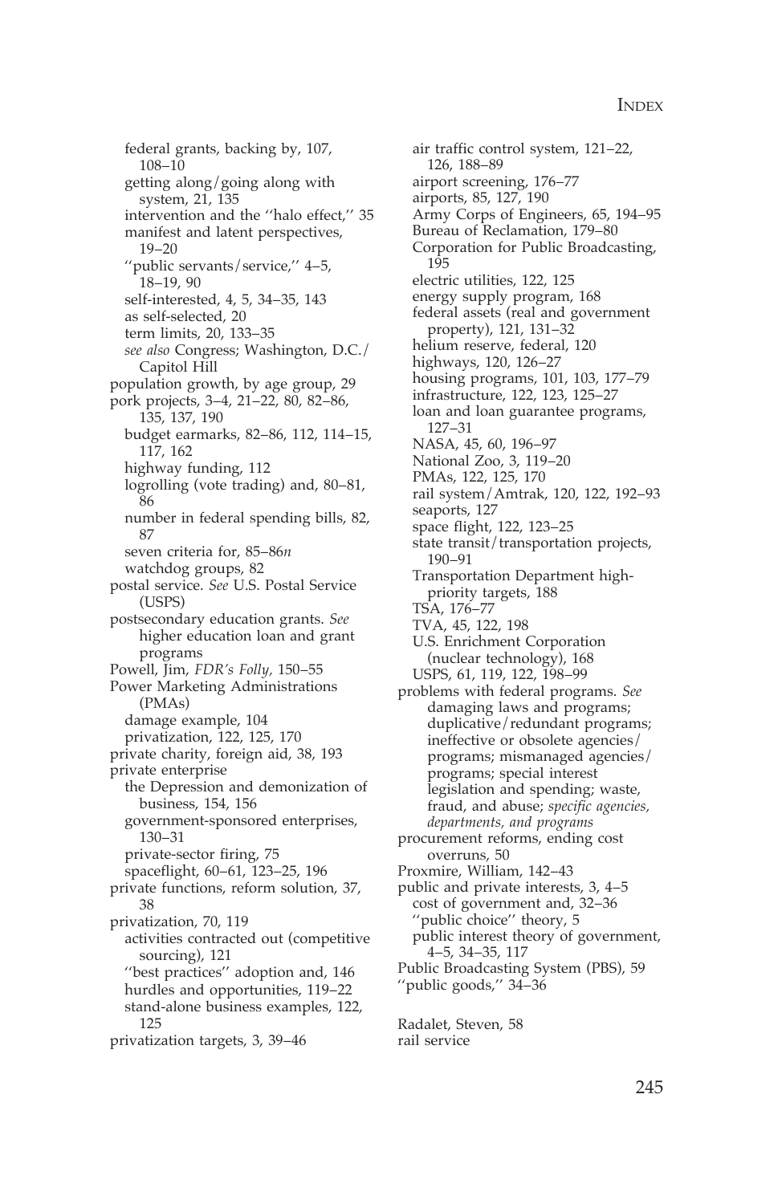federal grants, backing by, 107, 108–10
getting along/going along with system, 21, 135
intervention and the ''halo effect,'' 35
manifest and latent perspectives, 19–20
''public servants/service,'' 4–5, 18–19, 90
self-interested, 4, 5, 34–35, 143
as self-selected, 20
term limits, 20, 133–35
*see also* Congress; Washington, D.C./ Capitol Hill

population growth, by age group, 29

pork projects, 3–4, 21–22, 80, 82–86, 135, 137, 190
budget earmarks, 82–86, 112, 114–15, 117, 162
highway funding, 112
logrolling (vote trading) and, 80–81, 86
number in federal spending bills, 82, 87
seven criteria for, 85–86*n*
watchdog groups, 82

postal service. *See* U.S. Postal Service (USPS)

postsecondary education grants. *See* higher education loan and grant programs

Powell, Jim, *FDR's Folly,* 150–55

Power Marketing Administrations (PMAs)
damage example, 104
privatization, 122, 125, 170

private charity, foreign aid, 38, 193

private enterprise
the Depression and demonization of business, 154, 156
government-sponsored enterprises, 130–31
private-sector firing, 75
spaceflight, 60–61, 123–25, 196

private functions, reform solution, 37, 38

privatization, 70, 119
activities contracted out (competitive sourcing), 121
''best practices'' adoption and, 146
hurdles and opportunities, 119–22
stand-alone business examples, 122, 125

privatization targets, 3, 39–46
air traffic control system, 121–22, 126, 188–89
airport screening, 176–77
airports, 85, 127, 190
Army Corps of Engineers, 65, 194–95
Bureau of Reclamation, 179–80
Corporation for Public Broadcasting, 195
electric utilities, 122, 125
energy supply program, 168
federal assets (real and government property), 121, 131–32
helium reserve, federal, 120
highways, 120, 126–27
housing programs, 101, 103, 177–79
infrastructure, 122, 123, 125–27
loan and loan guarantee programs, 127–31
NASA, 45, 60, 196–97
National Zoo, 3, 119–20
PMAs, 122, 125, 170
rail system/Amtrak, 120, 122, 192–93
seaports, 127
space flight, 122, 123–25
state transit/transportation projects, 190–91
Transportation Department high-priority targets, 188
TSA, 176–77
TVA, 45, 122, 198
U.S. Enrichment Corporation (nuclear technology), 168
USPS, 61, 119, 122, 198–99

problems with federal programs. *See* damaging laws and programs; duplicative/redundant programs; ineffective or obsolete agencies/ programs; mismanaged agencies/ programs; special interest legislation and spending; waste, fraud, and abuse; *specific agencies, departments, and programs*

procurement reforms, ending cost overruns, 50

Proxmire, William, 142–43

public and private interests, 3, 4–5
cost of government and, 32–36
''public choice'' theory, 5
public interest theory of government, 4–5, 34–35, 117

Public Broadcasting System (PBS), 59

''public goods,'' 34–36

Radalet, Steven, 58

rail service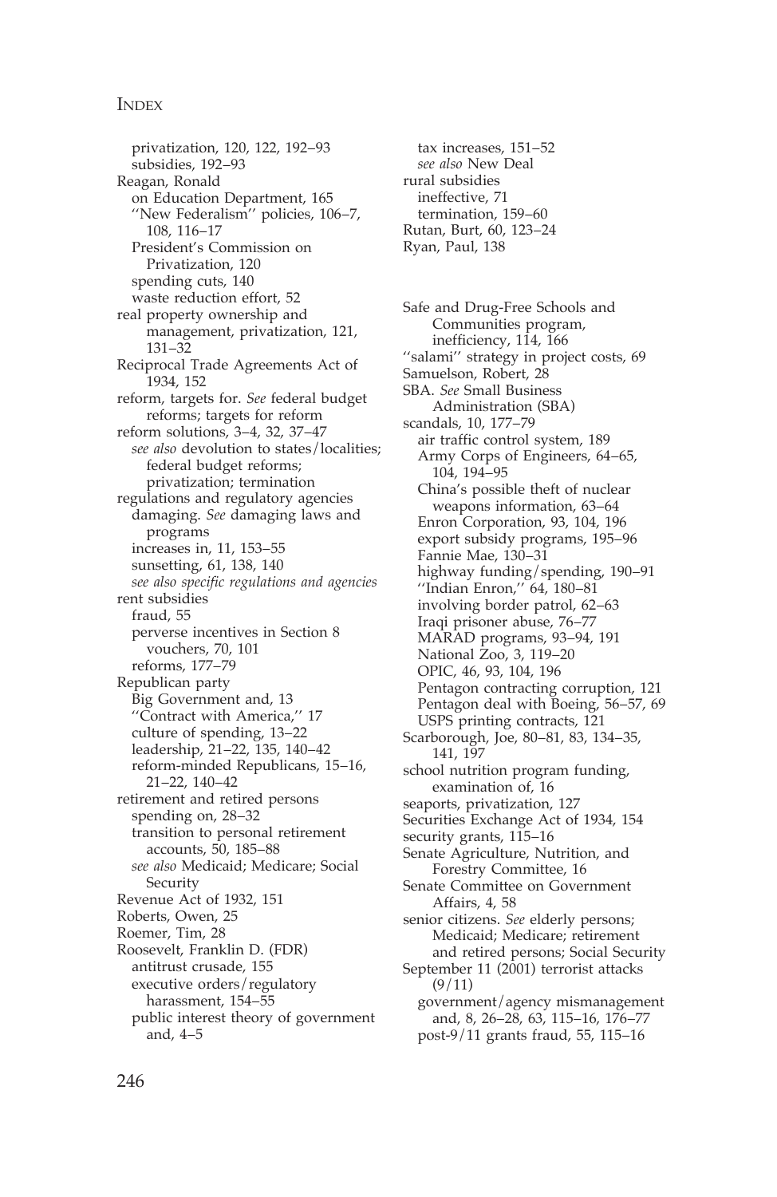privatization, 120, 122, 192–93
subsidies, 192–93
Reagan, Ronald
on Education Department, 165
''New Federalism'' policies, 106–7, 108, 116–17
President's Commission on Privatization, 120
spending cuts, 140
waste reduction effort, 52
real property ownership and management, privatization, 121, 131–32
Reciprocal Trade Agreements Act of 1934, 152
reform, targets for. *See* federal budget reforms; targets for reform
reform solutions, 3–4, 32, 37–47
*see also* devolution to states/localities; federal budget reforms; privatization; termination
regulations and regulatory agencies
damaging. *See* damaging laws and programs
increases in, 11, 153–55
sunsetting, 61, 138, 140
*see also specific regulations and agencies*
rent subsidies
fraud, 55
perverse incentives in Section 8 vouchers, 70, 101
reforms, 177–79
Republican party
Big Government and, 13
''Contract with America,'' 17
culture of spending, 13–22
leadership, 21–22, 135, 140–42
reform-minded Republicans, 15–16, 21–22, 140–42
retirement and retired persons
spending on, 28–32
transition to personal retirement accounts, 50, 185–88
*see also* Medicaid; Medicare; Social Security
Revenue Act of 1932, 151
Roberts, Owen, 25
Roemer, Tim, 28
Roosevelt, Franklin D. (FDR)
antitrust crusade, 155
executive orders/regulatory harassment, 154–55
public interest theory of government and, 4–5
tax increases, 151–52
*see also* New Deal
rural subsidies
ineffective, 71
termination, 159–60
Rutan, Burt, 60, 123–24
Ryan, Paul, 138

Safe and Drug-Free Schools and Communities program, inefficiency, 114, 166
''salami'' strategy in project costs, 69
Samuelson, Robert, 28
SBA. *See* Small Business Administration (SBA)
scandals, 10, 177–79
air traffic control system, 189
Army Corps of Engineers, 64–65, 104, 194–95
China's possible theft of nuclear weapons information, 63–64
Enron Corporation, 93, 104, 196
export subsidy programs, 195–96
Fannie Mae, 130–31
highway funding/spending, 190–91
''Indian Enron,'' 64, 180–81
involving border patrol, 62–63
Iraqi prisoner abuse, 76–77
MARAD programs, 93–94, 191
National Zoo, 3, 119–20
OPIC, 46, 93, 104, 196
Pentagon contracting corruption, 121
Pentagon deal with Boeing, 56–57, 69
USPS printing contracts, 121
Scarborough, Joe, 80–81, 83, 134–35, 141, 197
school nutrition program funding, examination of, 16
seaports, privatization, 127
Securities Exchange Act of 1934, 154
security grants, 115–16
Senate Agriculture, Nutrition, and Forestry Committee, 16
Senate Committee on Government Affairs, 4, 58
senior citizens. *See* elderly persons; Medicaid; Medicare; retirement and retired persons; Social Security
September 11 (2001) terrorist attacks (9/11)
government/agency mismanagement and, 8, 26–28, 63, 115–16, 176–77
post-9/11 grants fraud, 55, 115–16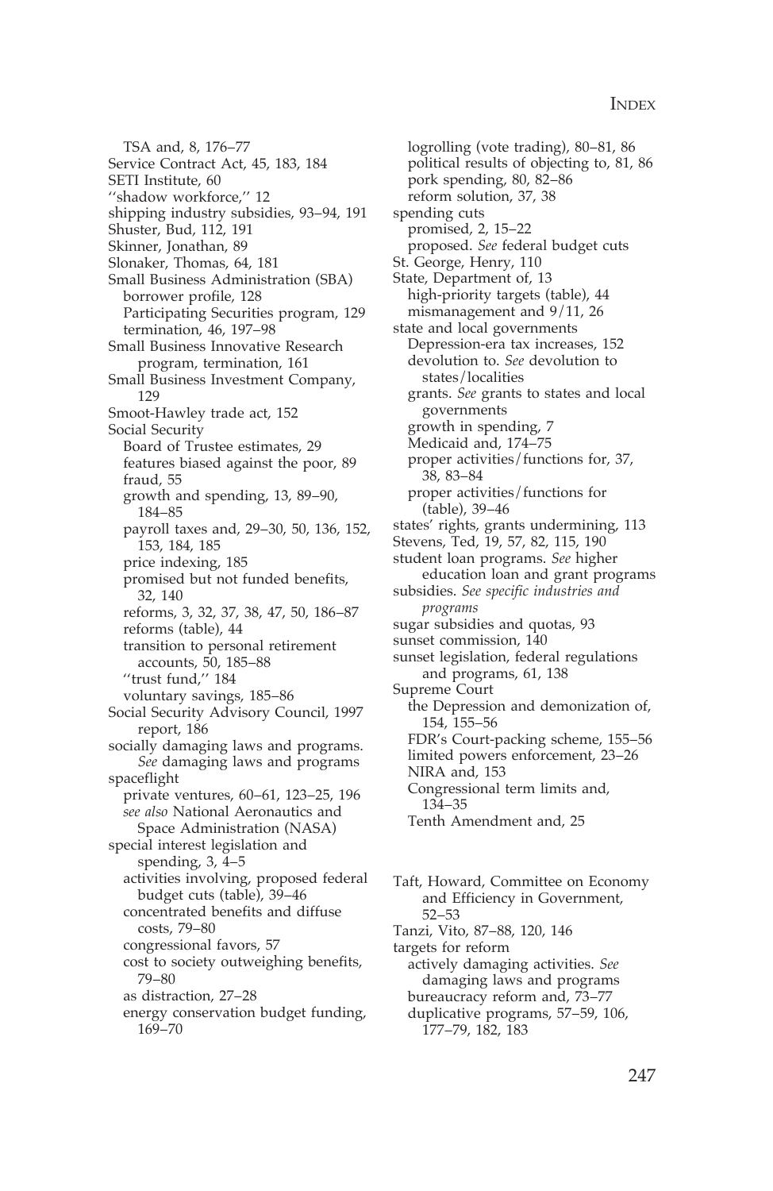TSA and, 8, 176–77
Service Contract Act, 45, 183, 184
SETI Institute, 60
''shadow workforce,'' 12
shipping industry subsidies, 93–94, 191
Shuster, Bud, 112, 191
Skinner, Jonathan, 89
Slonaker, Thomas, 64, 181
Small Business Administration (SBA)
  borrower profile, 128
  Participating Securities program, 129
  termination, 46, 197–98
Small Business Innovative Research program, termination, 161
Small Business Investment Company, 129
Smoot-Hawley trade act, 152
Social Security
  Board of Trustee estimates, 29
  features biased against the poor, 89
  fraud, 55
  growth and spending, 13, 89–90, 184–85
  payroll taxes and, 29–30, 50, 136, 152, 153, 184, 185
  price indexing, 185
  promised but not funded benefits, 32, 140
  reforms, 3, 32, 37, 38, 47, 50, 186–87
  reforms (table), 44
  transition to personal retirement accounts, 50, 185–88
  ''trust fund,'' 184
  voluntary savings, 185–86
Social Security Advisory Council, 1997 report, 186
socially damaging laws and programs. *See* damaging laws and programs
spaceflight
  private ventures, 60–61, 123–25, 196
  *see also* National Aeronautics and Space Administration (NASA)
special interest legislation and spending, 3, 4–5
  activities involving, proposed federal budget cuts (table), 39–46
  concentrated benefits and diffuse costs, 79–80
  congressional favors, 57
  cost to society outweighing benefits, 79–80
  as distraction, 27–28
  energy conservation budget funding, 169–70
  logrolling (vote trading), 80–81, 86
  political results of objecting to, 81, 86
  pork spending, 80, 82–86
  reform solution, 37, 38
spending cuts
  promised, 2, 15–22
  proposed. *See* federal budget cuts
St. George, Henry, 110
State, Department of, 13
  high-priority targets (table), 44
  mismanagement and 9/11, 26
state and local governments
  Depression-era tax increases, 152
  devolution to. *See* devolution to states/localities
  grants. *See* grants to states and local governments
  growth in spending, 7
  Medicaid and, 174–75
  proper activities/functions for, 37, 38, 83–84
  proper activities/functions for (table), 39–46
states' rights, grants undermining, 113
Stevens, Ted, 19, 57, 82, 115, 190
student loan programs. *See* higher education loan and grant programs
subsidies. *See specific industries and programs*
sugar subsidies and quotas, 93
sunset commission, 140
sunset legislation, federal regulations and programs, 61, 138
Supreme Court
  the Depression and demonization of, 154, 155–56
  FDR's Court-packing scheme, 155–56
  limited powers enforcement, 23–26
  NIRA and, 153
  Congressional term limits and, 134–35
  Tenth Amendment and, 25

Taft, Howard, Committee on Economy and Efficiency in Government, 52–53
Tanzi, Vito, 87–88, 120, 146
targets for reform
  actively damaging activities. *See* damaging laws and programs
  bureaucracy reform and, 73–77
  duplicative programs, 57–59, 106, 177–79, 182, 183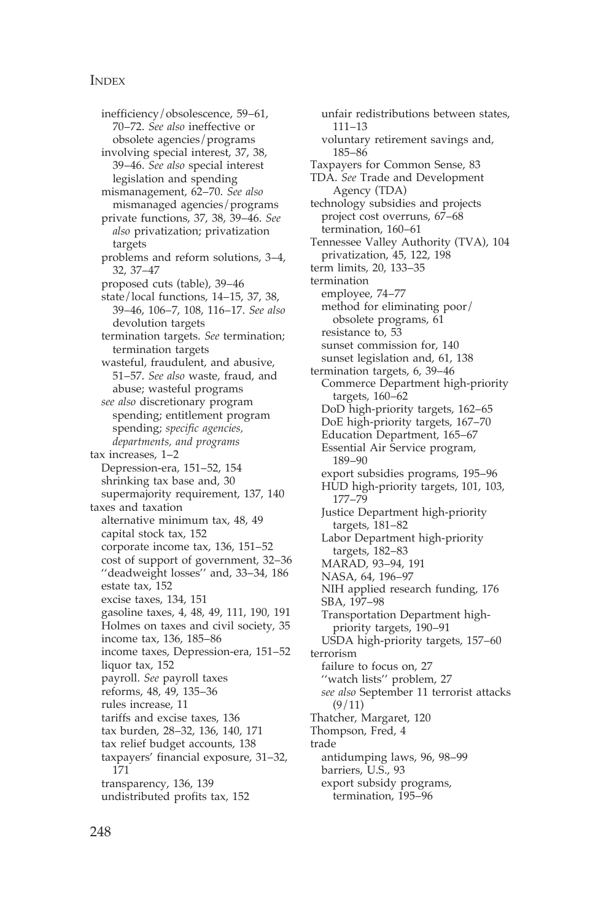inefficiency/obsolescence, 59–61, 70–72. *See also* ineffective or obsolete agencies/programs
involving special interest, 37, 38, 39–46. *See also* special interest legislation and spending
mismanagement, 62–70. *See also* mismanaged agencies/programs
private functions, 37, 38, 39–46. *See also* privatization; privatization targets
problems and reform solutions, 3–4, 32, 37–47
proposed cuts (table), 39–46
state/local functions, 14–15, 37, 38, 39–46, 106–7, 108, 116–17. *See also* devolution targets
termination targets. *See* termination; termination targets
wasteful, fraudulent, and abusive, 51–57. *See also* waste, fraud, and abuse; wasteful programs
*see also* discretionary program spending; entitlement program spending; *specific agencies, departments, and programs*

tax increases, 1–2
Depression-era, 151–52, 154
shrinking tax base and, 30
supermajority requirement, 137, 140

taxes and taxation
alternative minimum tax, 48, 49
capital stock tax, 152
corporate income tax, 136, 151–52
cost of support of government, 32–36
''deadweight losses'' and, 33–34, 186
estate tax, 152
excise taxes, 134, 151
gasoline taxes, 4, 48, 49, 111, 190, 191
Holmes on taxes and civil society, 35
income tax, 136, 185–86
income taxes, Depression-era, 151–52
liquor tax, 152
payroll. *See* payroll taxes
reforms, 48, 49, 135–36
rules increase, 11
tariffs and excise taxes, 136
tax burden, 28–32, 136, 140, 171
tax relief budget accounts, 138
taxpayers' financial exposure, 31–32, 171
transparency, 136, 139
undistributed profits tax, 152
unfair redistributions between states, 111–13
voluntary retirement savings and, 185–86

Taxpayers for Common Sense, 83

TDA. *See* Trade and Development Agency (TDA)

technology subsidies and projects
project cost overruns, 67–68
termination, 160–61

Tennessee Valley Authority (TVA), 104
privatization, 45, 122, 198

term limits, 20, 133–35

termination
employee, 74–77
method for eliminating poor/obsolete programs, 61
resistance to, 53
sunset commission for, 140
sunset legislation and, 61, 138

termination targets, 6, 39–46
Commerce Department high-priority targets, 160–62
DoD high-priority targets, 162–65
DoE high-priority targets, 167–70
Education Department, 165–67
Essential Air Service program, 189–90
export subsidies programs, 195–96
HUD high-priority targets, 101, 103, 177–79
Justice Department high-priority targets, 181–82
Labor Department high-priority targets, 182–83
MARAD, 93–94, 191
NASA, 64, 196–97
NIH applied research funding, 176
SBA, 197–98
Transportation Department high-priority targets, 190–91
USDA high-priority targets, 157–60

terrorism
failure to focus on, 27
''watch lists'' problem, 27
*see also* September 11 terrorist attacks (9/11)

Thatcher, Margaret, 120

Thompson, Fred, 4

trade
antidumping laws, 96, 98–99
barriers, U.S., 93
export subsidy programs, termination, 195–96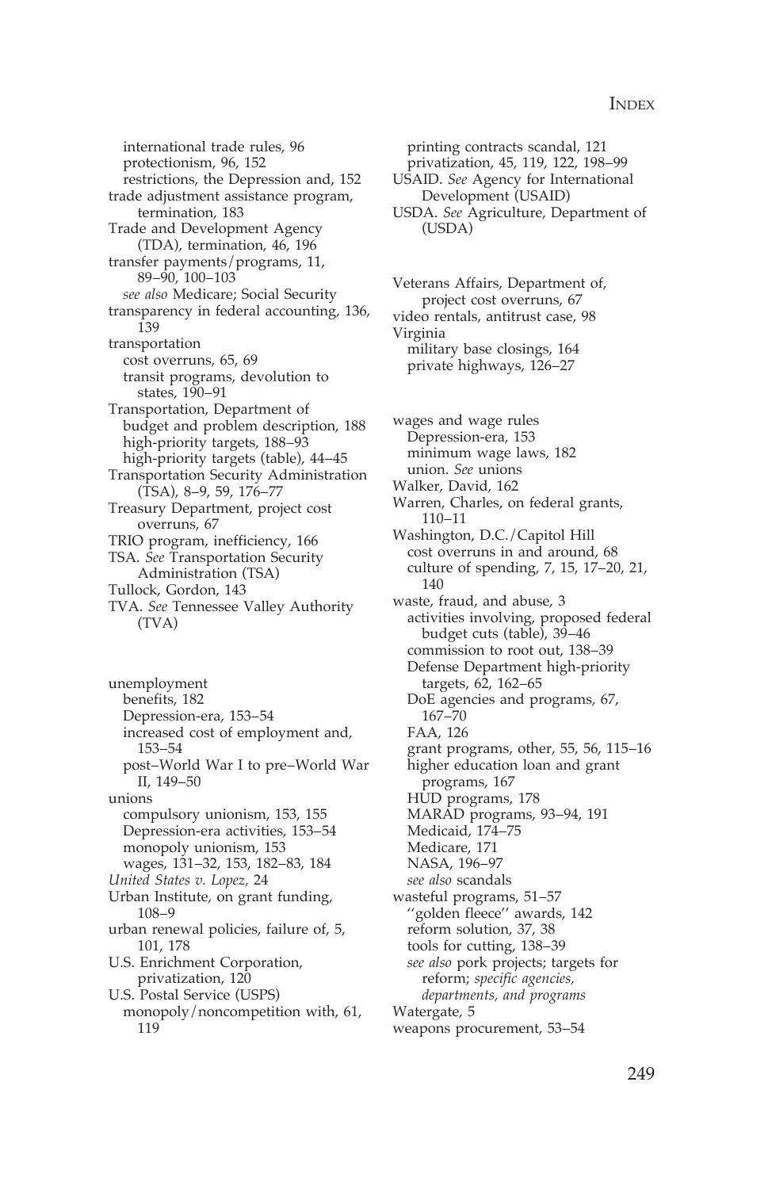- international trade rules, 96
- protectionism, 96, 152
- restrictions, the Depression and, 152
- trade adjustment assistance program, termination, 183
- Trade and Development Agency (TDA), termination, 46, 196
- transfer payments/programs, 11, 89–90, 100–103
  - *see also* Medicare; Social Security
- transparency in federal accounting, 136, 139
- transportation
  - cost overruns, 65, 69
  - transit programs, devolution to states, 190–91
- Transportation, Department of
  - budget and problem description, 188
  - high-priority targets, 188–93
  - high-priority targets (table), 44–45
- Transportation Security Administration (TSA), 8–9, 59, 176–77
- Treasury Department, project cost overruns, 67
- TRIO program, inefficiency, 166
- TSA. *See* Transportation Security Administration (TSA)
- Tullock, Gordon, 143
- TVA. *See* Tennessee Valley Authority (TVA)

- unemployment
  - benefits, 182
  - Depression-era, 153–54
  - increased cost of employment and, 153–54
  - post–World War I to pre–World War II, 149–50
- unions
  - compulsory unionism, 153, 155
  - Depression-era activities, 153–54
  - monopoly unionism, 153
  - wages, 131–32, 153, 182–83, 184
- *United States v. Lopez*, 24
- Urban Institute, on grant funding, 108–9
- urban renewal policies, failure of, 5, 101, 178
- U.S. Enrichment Corporation, privatization, 120
- U.S. Postal Service (USPS)
  - monopoly/noncompetition with, 61, 119
  - printing contracts scandal, 121
  - privatization, 45, 119, 122, 198–99
- USAID. *See* Agency for International Development (USAID)
- USDA. *See* Agriculture, Department of (USDA)

- Veterans Affairs, Department of, project cost overruns, 67
- video rentals, antitrust case, 98
- Virginia
  - military base closings, 164
  - private highways, 126–27

- wages and wage rules
  - Depression-era, 153
  - minimum wage laws, 182
  - union. *See* unions
- Walker, David, 162
- Warren, Charles, on federal grants, 110–11
- Washington, D.C./Capitol Hill
  - cost overruns in and around, 68
  - culture of spending, 7, 15, 17–20, 21, 140
- waste, fraud, and abuse, 3
  - activities involving, proposed federal budget cuts (table), 39–46
  - commission to root out, 138–39
  - Defense Department high-priority targets, 62, 162–65
  - DoE agencies and programs, 67, 167–70
  - FAA, 126
  - grant programs, other, 55, 56, 115–16
  - higher education loan and grant programs, 167
  - HUD programs, 178
  - MARAD programs, 93–94, 191
  - Medicaid, 174–75
  - Medicare, 171
  - NASA, 196–97
  - *see also* scandals
- wasteful programs, 51–57
  - "golden fleece" awards, 142
  - reform solution, 37, 38
  - tools for cutting, 138–39
  - *see also* pork projects; targets for reform; *specific agencies, departments, and programs*
- Watergate, 5
- weapons procurement, 53–54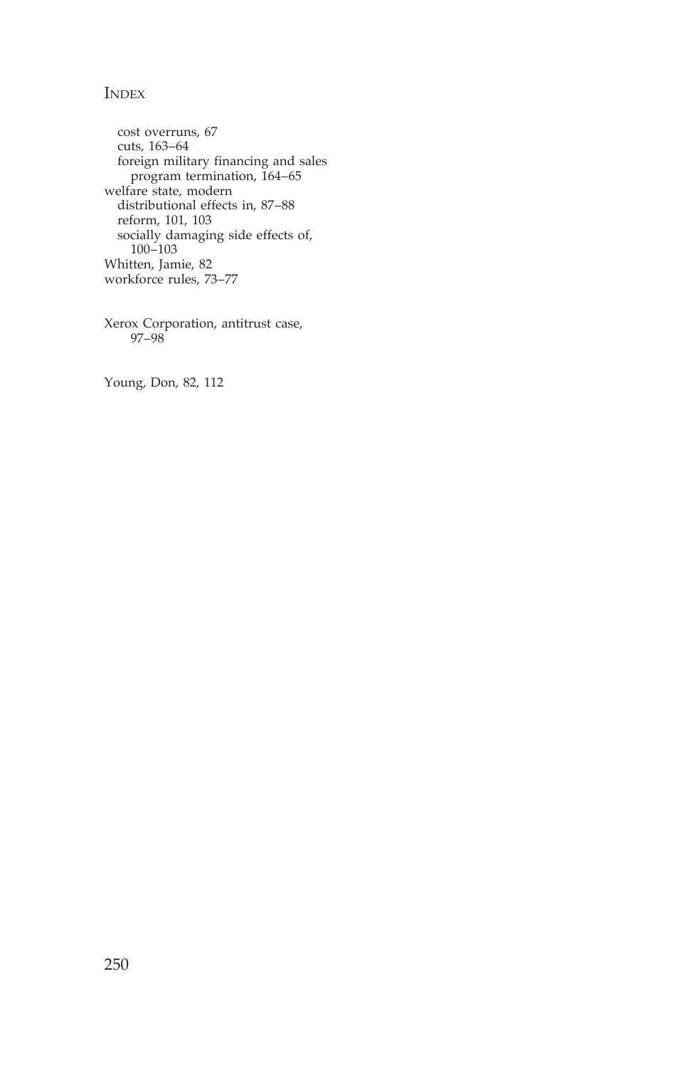cost overruns, 67
  cuts, 163–64
  foreign military financing and sales program termination, 164–65

welfare state, modern
  distributional effects in, 87–88
  reform, 101, 103
  socially damaging side effects of, 100–103

Whitten, Jamie, 82

workforce rules, 73–77

Xerox Corporation, antitrust case, 97–98

Young, Don, 82, 112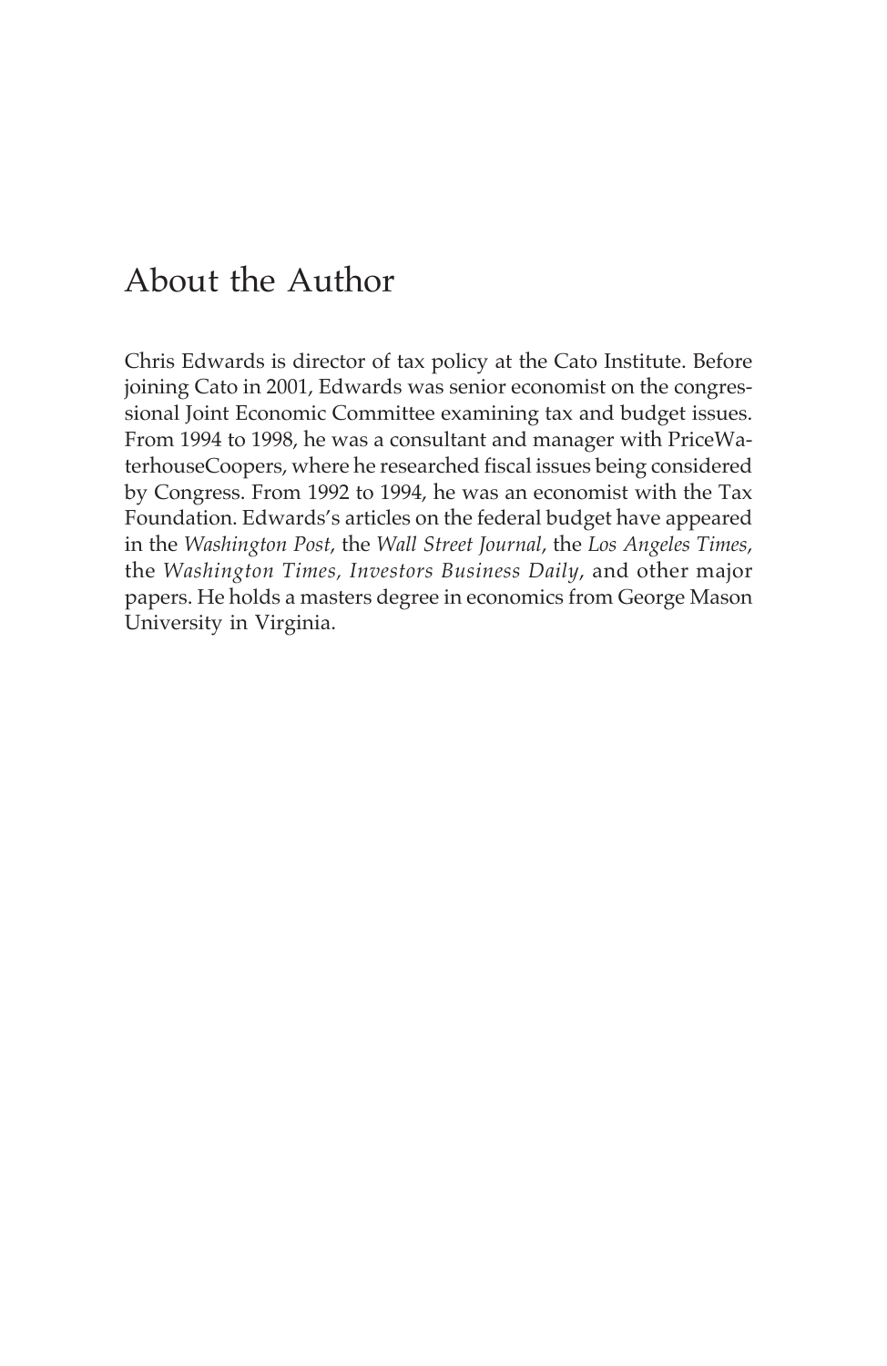# About the Author

Chris Edwards is director of tax policy at the Cato Institute. Before joining Cato in 2001, Edwards was senior economist on the congressional Joint Economic Committee examining tax and budget issues. From 1994 to 1998, he was a consultant and manager with PriceWaterhouseCoopers, where he researched fiscal issues being considered by Congress. From 1992 to 1994, he was an economist with the Tax Foundation. Edwards's articles on the federal budget have appeared in the *Washington Post*, the *Wall Street Journal*, the *Los Angeles Times*, the *Washington Times, Investors Business Daily*, and other major papers. He holds a masters degree in economics from George Mason University in Virginia.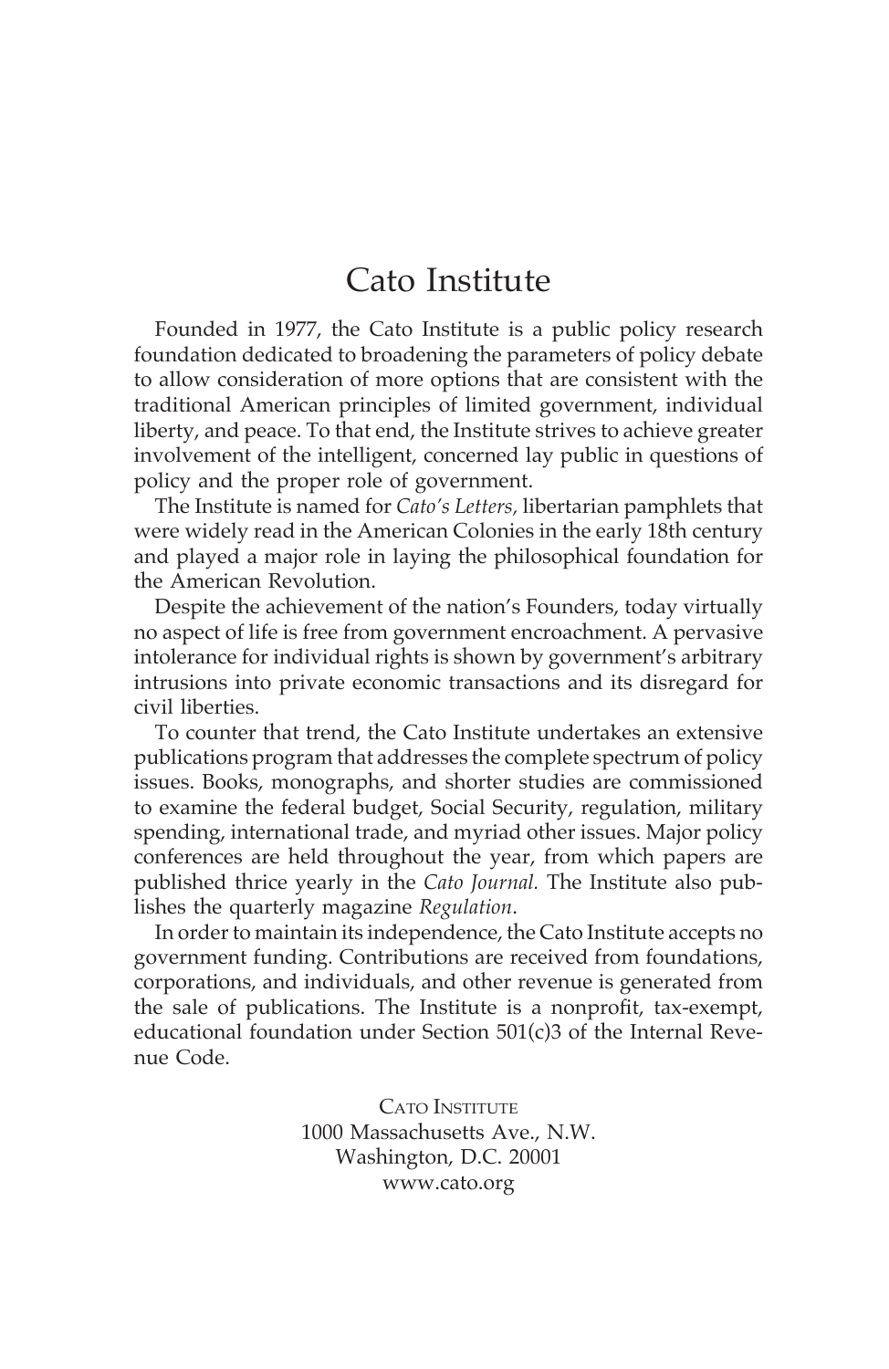# Cato Institute

Founded in 1977, the Cato Institute is a public policy research foundation dedicated to broadening the parameters of policy debate to allow consideration of more options that are consistent with the traditional American principles of limited government, individual liberty, and peace. To that end, the Institute strives to achieve greater involvement of the intelligent, concerned lay public in questions of policy and the proper role of government.

The Institute is named for *Cato's Letters,* libertarian pamphlets that were widely read in the American Colonies in the early 18th century and played a major role in laying the philosophical foundation for the American Revolution.

Despite the achievement of the nation's Founders, today virtually no aspect of life is free from government encroachment. A pervasive intolerance for individual rights is shown by government's arbitrary intrusions into private economic transactions and its disregard for civil liberties.

To counter that trend, the Cato Institute undertakes an extensive publications program that addresses the complete spectrum of policy issues. Books, monographs, and shorter studies are commissioned to examine the federal budget, Social Security, regulation, military spending, international trade, and myriad other issues. Major policy conferences are held throughout the year, from which papers are published thrice yearly in the *Cato Journal.* The Institute also publishes the quarterly magazine *Regulation*.

In order to maintain its independence, the Cato Institute accepts no government funding. Contributions are received from foundations, corporations, and individuals, and other revenue is generated from the sale of publications. The Institute is a nonprofit, tax-exempt, educational foundation under Section 501(c)3 of the Internal Revenue Code.

CATO INSTITUTE
1000 Massachusetts Ave., N.W.
Washington, D.C. 20001
www.cato.org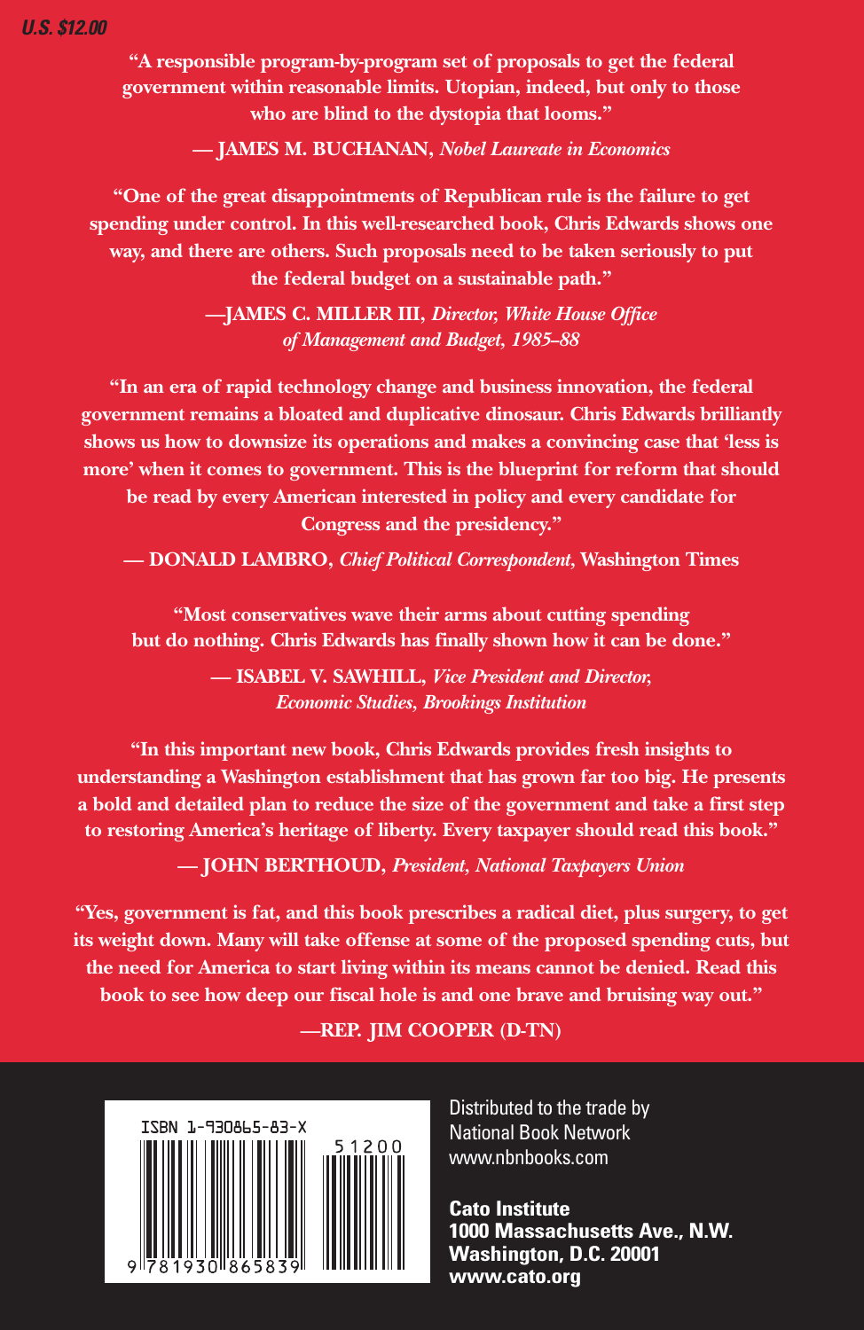U.S. $12.00

**"A responsible program-by-program set of proposals to get the federal government within reasonable limits. Utopian, indeed, but only to those who are blind to the dystopia that looms."**

**— JAMES M. BUCHANAN,** ***Nobel Laureate in Economics***

**"One of the great disappointments of Republican rule is the failure to get spending under control. In this well-researched book, Chris Edwards shows one way, and there are others. Such proposals need to be taken seriously to put the federal budget on a sustainable path."**

**—JAMES C. MILLER III,** ***Director, White House Office of Management and Budget, 1985–88***

**"In an era of rapid technology change and business innovation, the federal government remains a bloated and duplicative dinosaur. Chris Edwards brilliantly shows us how to downsize its operations and makes a convincing case that 'less is more' when it comes to government. This is the blueprint for reform that should be read by every American interested in policy and every candidate for Congress and the presidency."**

**— DONALD LAMBRO,** ***Chief Political Correspondent,*** **Washington Times**

**"Most conservatives wave their arms about cutting spending but do nothing. Chris Edwards has finally shown how it can be done."**

**— ISABEL V. SAWHILL,** ***Vice President and Director, Economic Studies, Brookings Institution***

**"In this important new book, Chris Edwards provides fresh insights to understanding a Washington establishment that has grown far too big. He presents a bold and detailed plan to reduce the size of the government and take a first step to restoring America's heritage of liberty. Every taxpayer should read this book."**

**— JOHN BERTHOUD,** ***President, National Taxpayers Union***

**"Yes, government is fat, and this book prescribes a radical diet, plus surgery, to get its weight down. Many will take offense at some of the proposed spending cuts, but the need for America to start living within its means cannot be denied. Read this book to see how deep our fiscal hole is and one brave and bruising way out."**

**—REP. JIM COOPER (D-TN)**

ISBN 1-930865-83-X

51200

9 781930 865839

Distributed to the trade by
National Book Network
www.nbnbooks.com

**Cato Institute**
**1000 Massachusetts Ave., N.W.**
**Washington, D.C. 20001**
**www.cato.org**